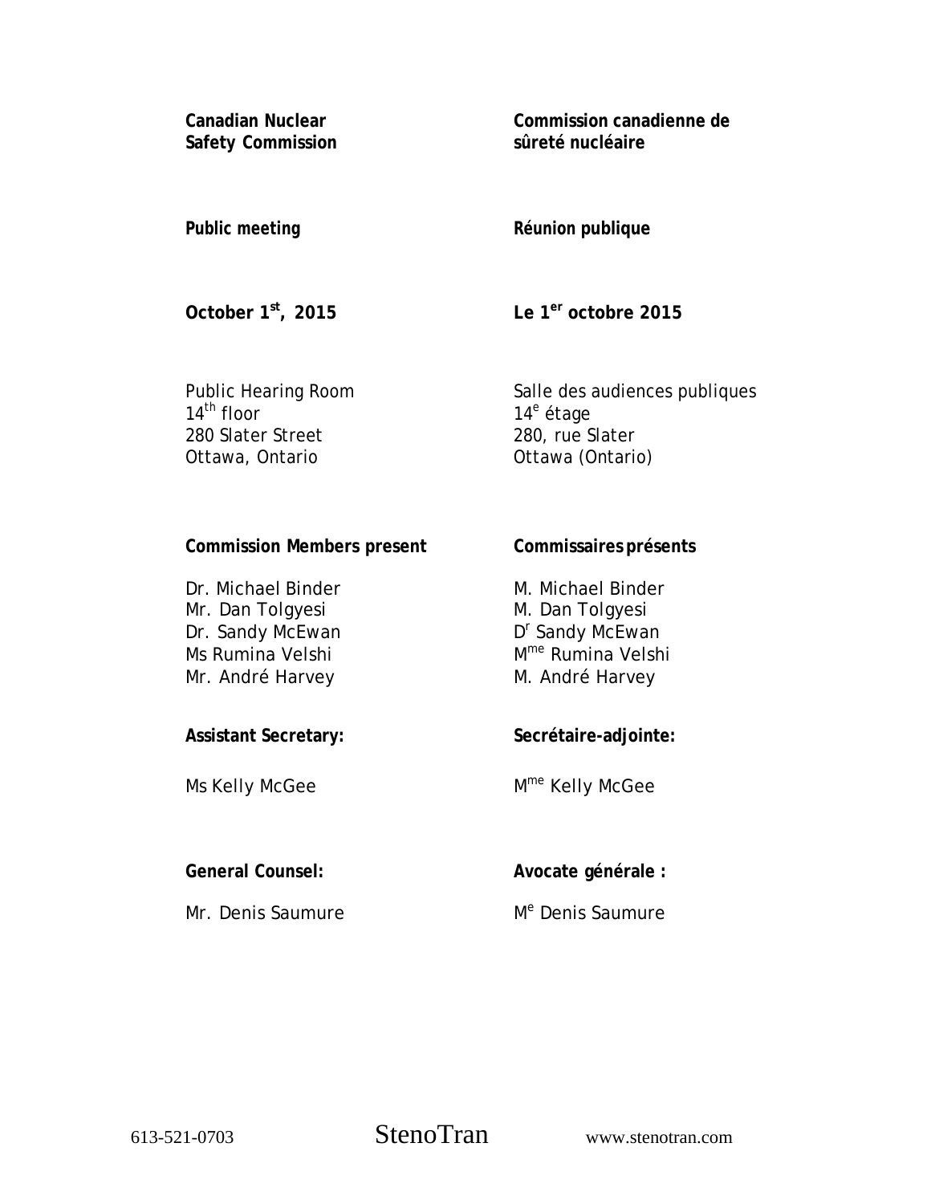| | |
|---|---|
| **Canadian Nuclear Safety Commission** | **Commission canadienne de sûreté nucléaire** |
| ***Public meeting*** | ***Réunion publique*** |
| **October 1st, 2015** | **Le 1er octobre 2015** |
| Public Hearing Room<br>14th floor<br>280 Slater Street<br>Ottawa, Ontario | Salle des audiences publiques<br>14e étage<br>280, rue Slater<br>Ottawa (Ontario) |
| **Commission Members present** | **Commissaires présents** |
| Dr. Michael Binder<br>Mr. Dan Tolgyesi<br>Dr. Sandy McEwan<br>Ms Rumina Velshi<br>Mr. André Harvey | M. Michael Binder<br>M. Dan Tolgyesi<br>Dr Sandy McEwan<br>Mme Rumina Velshi<br>M. André Harvey |
| **Assistant Secretary:** | **Secrétaire-adjointe:** |
| Ms Kelly McGee | Mme Kelly McGee |
| **General Counsel:** | **Avocate générale :** |
| Mr. Denis Saumure | Me Denis Saumure |

613-521-0703 StenoTran www.stenotran.com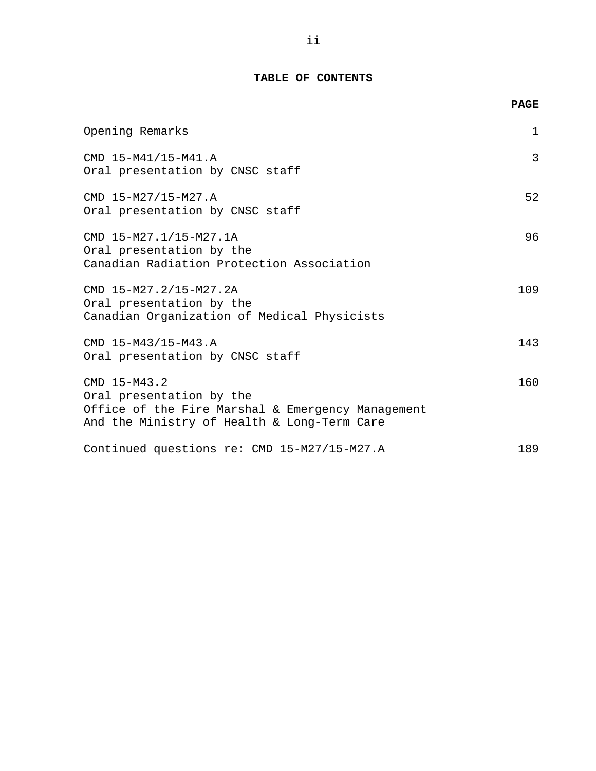## TABLE OF CONTENTS

| | PAGE |
|---|---|
| Opening Remarks | 1 |
| CMD 15-M41/15-M41.A<br>Oral presentation by CNSC staff | 3 |
| CMD 15-M27/15-M27.A<br>Oral presentation by CNSC staff | 52 |
| CMD 15-M27.1/15-M27.1A<br>Oral presentation by the<br>Canadian Radiation Protection Association | 96 |
| CMD 15-M27.2/15-M27.2A<br>Oral presentation by the<br>Canadian Organization of Medical Physicists | 109 |
| CMD 15-M43/15-M43.A<br>Oral presentation by CNSC staff | 143 |
| CMD 15-M43.2<br>Oral presentation by the<br>Office of the Fire Marshal & Emergency Management<br>And the Ministry of Health & Long-Term Care | 160 |
| Continued questions re: CMD 15-M27/15-M27.A | 189 |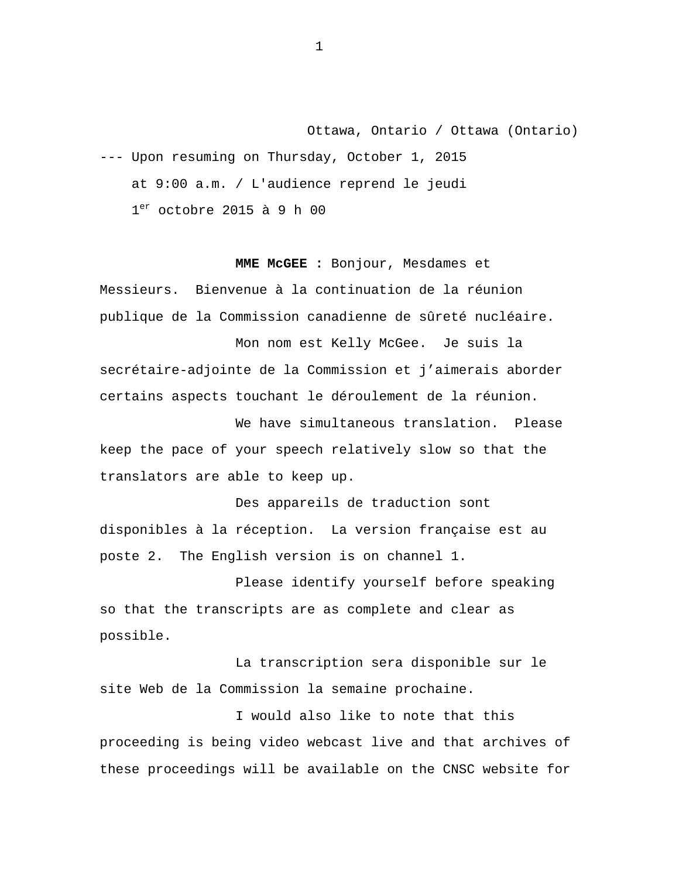Ottawa, Ontario / Ottawa (Ontario)

--- Upon resuming on Thursday, October 1, 2015 at 9:00 a.m. / L'audience reprend le jeudi 1er octobre 2015 à 9 h 00

**MME McGEE :** Bonjour, Mesdames et Messieurs. Bienvenue à la continuation de la réunion publique de la Commission canadienne de sûreté nucléaire.

Mon nom est Kelly McGee. Je suis la secrétaire-adjointe de la Commission et j'aimerais aborder certains aspects touchant le déroulement de la réunion.

We have simultaneous translation. Please keep the pace of your speech relatively slow so that the translators are able to keep up.

Des appareils de traduction sont disponibles à la réception. La version française est au poste 2. The English version is on channel 1.

Please identify yourself before speaking so that the transcripts are as complete and clear as possible.

La transcription sera disponible sur le site Web de la Commission la semaine prochaine.

I would also like to note that this proceeding is being video webcast live and that archives of these proceedings will be available on the CNSC website for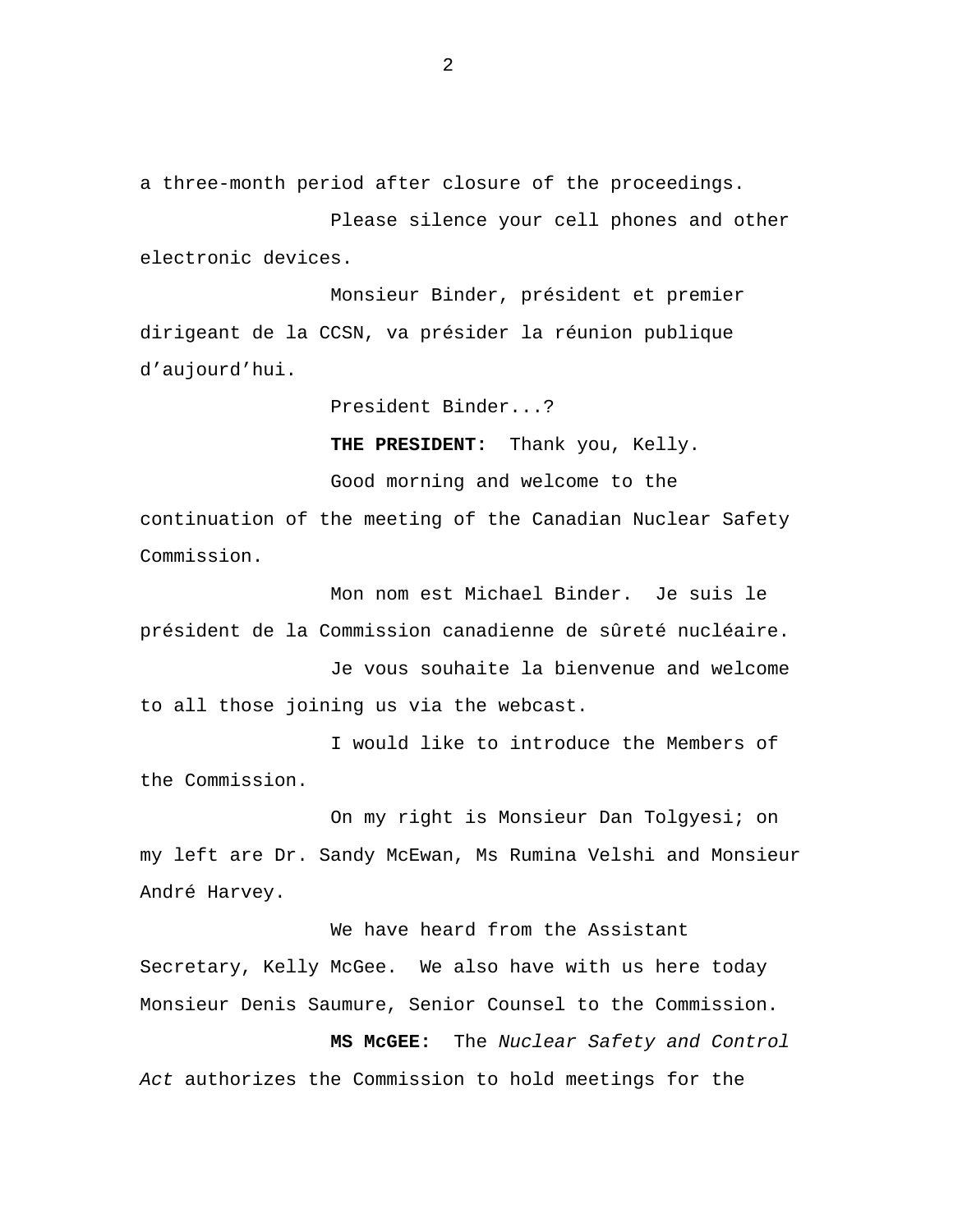a three-month period after closure of the proceedings.

Please silence your cell phones and other electronic devices.

Monsieur Binder, président et premier dirigeant de la CCSN, va présider la réunion publique d'aujourd'hui.

President Binder...?

**THE PRESIDENT:** Thank you, Kelly.

Good morning and welcome to the continuation of the meeting of the Canadian Nuclear Safety Commission.

Mon nom est Michael Binder. Je suis le président de la Commission canadienne de sûreté nucléaire.

Je vous souhaite la bienvenue and welcome to all those joining us via the webcast.

I would like to introduce the Members of the Commission.

On my right is Monsieur Dan Tolgyesi; on my left are Dr. Sandy McEwan, Ms Rumina Velshi and Monsieur André Harvey.

We have heard from the Assistant Secretary, Kelly McGee. We also have with us here today Monsieur Denis Saumure, Senior Counsel to the Commission.

**MS McGEE:** The *Nuclear Safety and Control Act* authorizes the Commission to hold meetings for the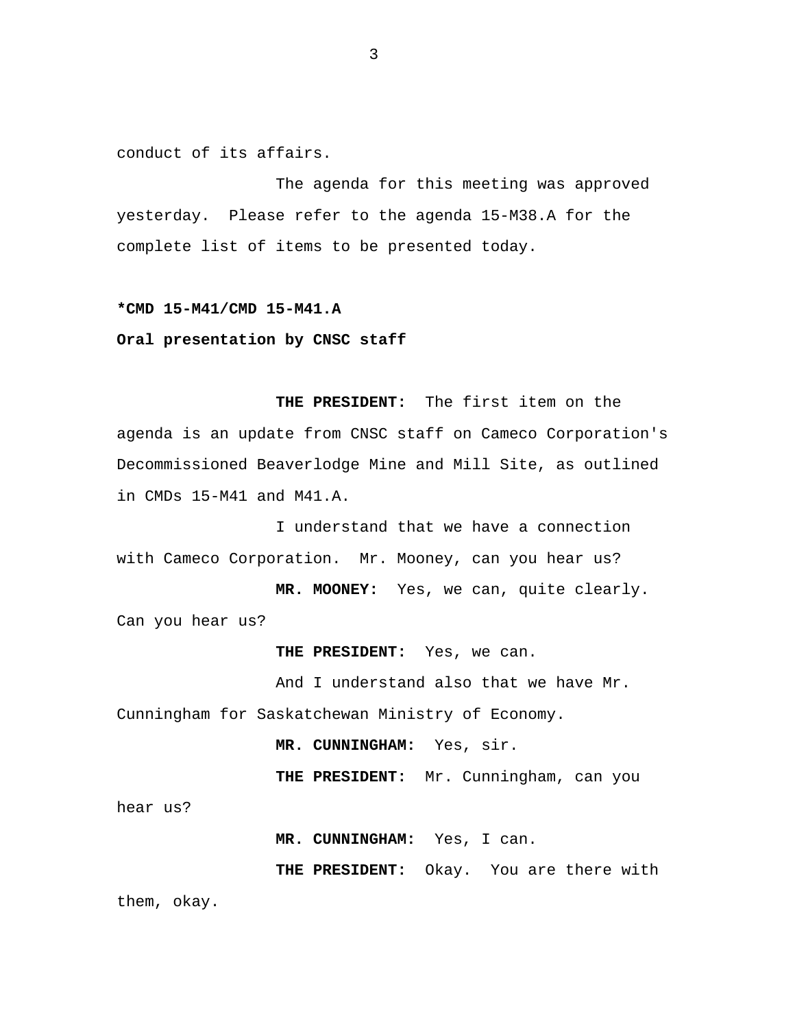conduct of its affairs.

The agenda for this meeting was approved yesterday.  Please refer to the agenda 15-M38.A for the complete list of items to be presented today.

**\*CMD 15-M41/CMD 15-M41.A**

**Oral presentation by CNSC staff**

**THE PRESIDENT:**  The first item on the agenda is an update from CNSC staff on Cameco Corporation's Decommissioned Beaverlodge Mine and Mill Site, as outlined in CMDs 15-M41 and M41.A.

I understand that we have a connection with Cameco Corporation.  Mr. Mooney, can you hear us?

**MR. MOONEY:**  Yes, we can, quite clearly. Can you hear us?

**THE PRESIDENT:**  Yes, we can.

And I understand also that we have Mr. Cunningham for Saskatchewan Ministry of Economy.

**MR. CUNNINGHAM:**  Yes, sir.

**THE PRESIDENT:**  Mr. Cunningham, can you hear us?

**MR. CUNNINGHAM:**  Yes, I can.

**THE PRESIDENT:**  Okay.  You are there with them, okay.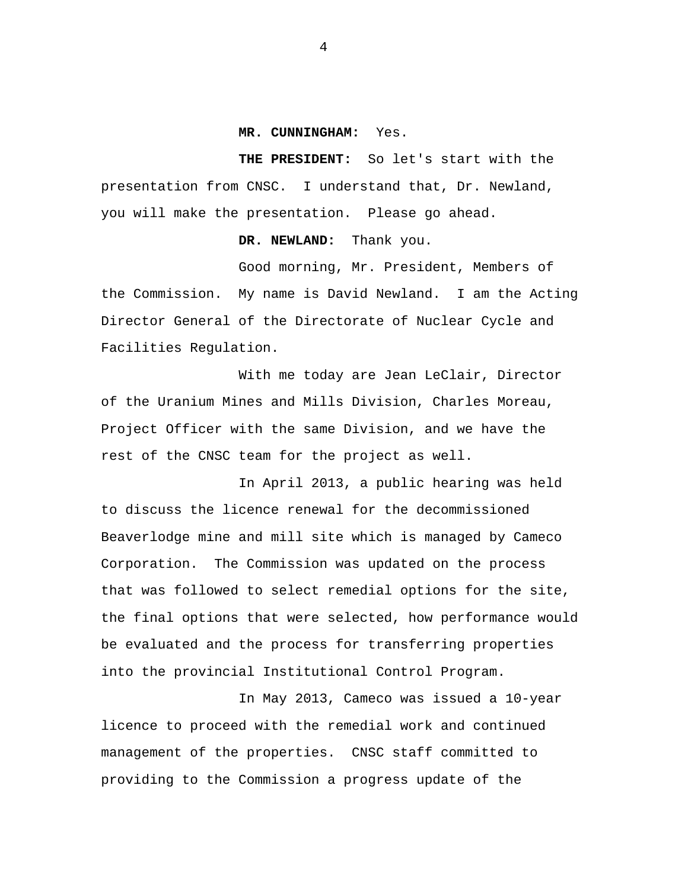**MR. CUNNINGHAM:** Yes.

**THE PRESIDENT:** So let's start with the presentation from CNSC. I understand that, Dr. Newland, you will make the presentation. Please go ahead.

**DR. NEWLAND:** Thank you.

Good morning, Mr. President, Members of the Commission. My name is David Newland. I am the Acting Director General of the Directorate of Nuclear Cycle and Facilities Regulation.

With me today are Jean LeClair, Director of the Uranium Mines and Mills Division, Charles Moreau, Project Officer with the same Division, and we have the rest of the CNSC team for the project as well.

In April 2013, a public hearing was held to discuss the licence renewal for the decommissioned Beaverlodge mine and mill site which is managed by Cameco Corporation. The Commission was updated on the process that was followed to select remedial options for the site, the final options that were selected, how performance would be evaluated and the process for transferring properties into the provincial Institutional Control Program.

In May 2013, Cameco was issued a 10-year licence to proceed with the remedial work and continued management of the properties. CNSC staff committed to providing to the Commission a progress update of the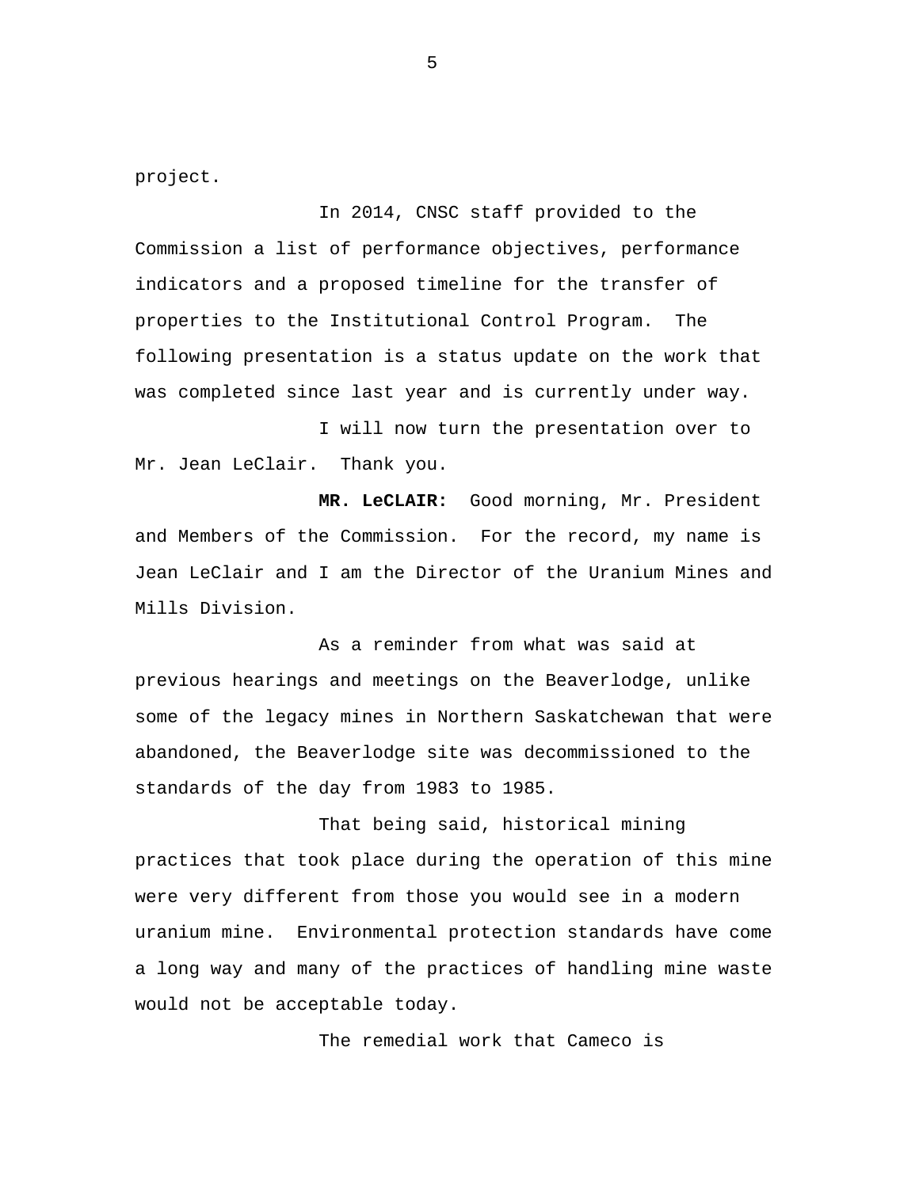project.

In 2014, CNSC staff provided to the Commission a list of performance objectives, performance indicators and a proposed timeline for the transfer of properties to the Institutional Control Program. The following presentation is a status update on the work that was completed since last year and is currently under way.

I will now turn the presentation over to Mr. Jean LeClair. Thank you.

**MR. LeCLAIR:** Good morning, Mr. President and Members of the Commission. For the record, my name is Jean LeClair and I am the Director of the Uranium Mines and Mills Division.

As a reminder from what was said at previous hearings and meetings on the Beaverlodge, unlike some of the legacy mines in Northern Saskatchewan that were abandoned, the Beaverlodge site was decommissioned to the standards of the day from 1983 to 1985.

That being said, historical mining practices that took place during the operation of this mine were very different from those you would see in a modern uranium mine. Environmental protection standards have come a long way and many of the practices of handling mine waste would not be acceptable today.

The remedial work that Cameco is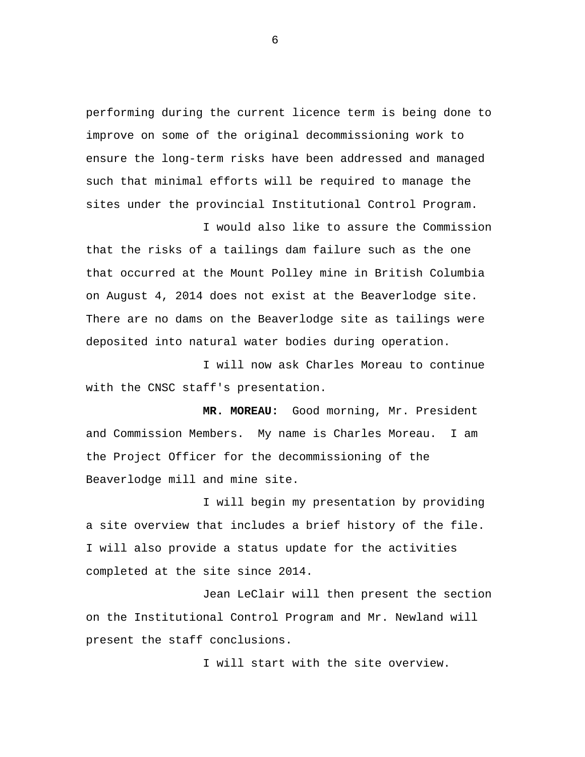performing during the current licence term is being done to improve on some of the original decommissioning work to ensure the long-term risks have been addressed and managed such that minimal efforts will be required to manage the sites under the provincial Institutional Control Program.

I would also like to assure the Commission that the risks of a tailings dam failure such as the one that occurred at the Mount Polley mine in British Columbia on August 4, 2014 does not exist at the Beaverlodge site. There are no dams on the Beaverlodge site as tailings were deposited into natural water bodies during operation.

I will now ask Charles Moreau to continue with the CNSC staff's presentation.

**MR. MOREAU:** Good morning, Mr. President and Commission Members. My name is Charles Moreau. I am the Project Officer for the decommissioning of the Beaverlodge mill and mine site.

I will begin my presentation by providing a site overview that includes a brief history of the file. I will also provide a status update for the activities completed at the site since 2014.

Jean LeClair will then present the section on the Institutional Control Program and Mr. Newland will present the staff conclusions.

I will start with the site overview.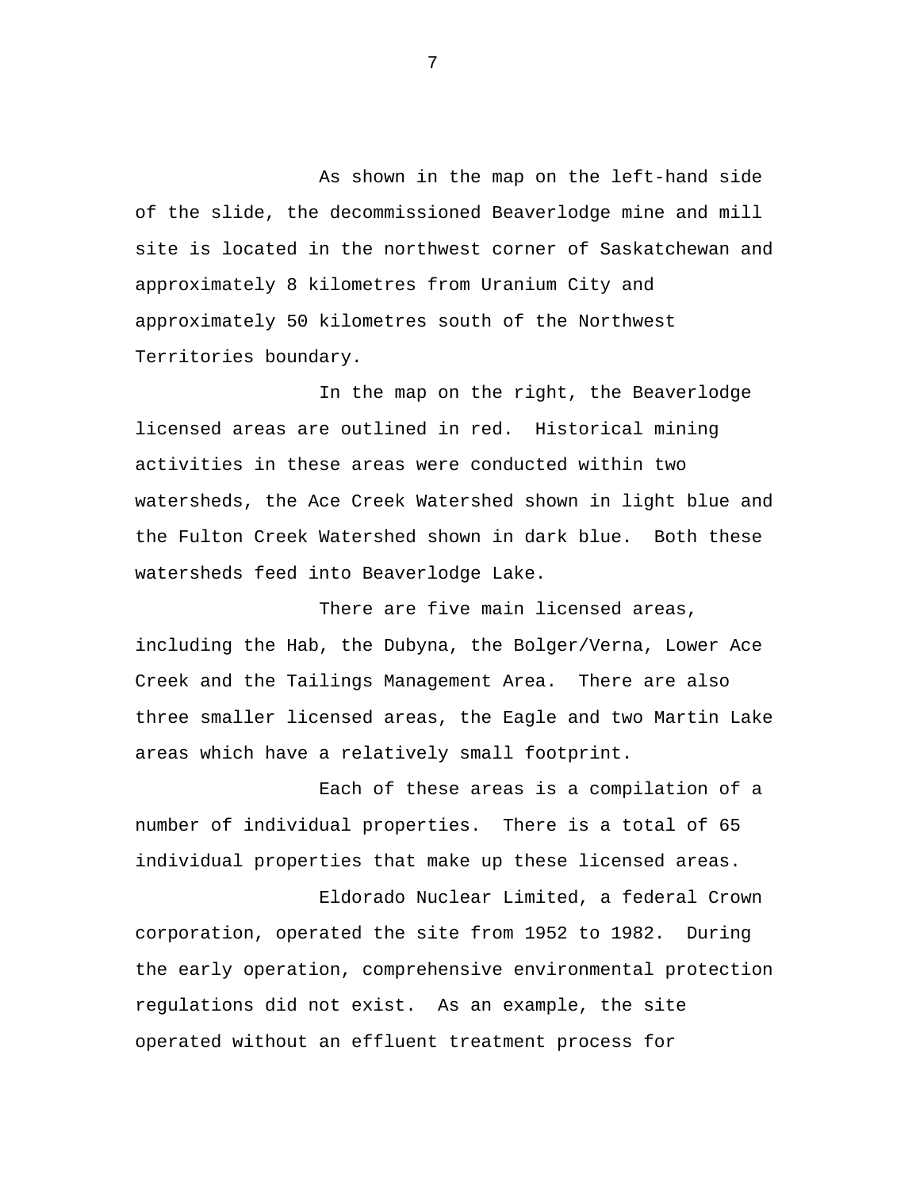As shown in the map on the left-hand side of the slide, the decommissioned Beaverlodge mine and mill site is located in the northwest corner of Saskatchewan and approximately 8 kilometres from Uranium City and approximately 50 kilometres south of the Northwest Territories boundary.

In the map on the right, the Beaverlodge licensed areas are outlined in red. Historical mining activities in these areas were conducted within two watersheds, the Ace Creek Watershed shown in light blue and the Fulton Creek Watershed shown in dark blue. Both these watersheds feed into Beaverlodge Lake.

There are five main licensed areas, including the Hab, the Dubyna, the Bolger/Verna, Lower Ace Creek and the Tailings Management Area. There are also three smaller licensed areas, the Eagle and two Martin Lake areas which have a relatively small footprint.

Each of these areas is a compilation of a number of individual properties. There is a total of 65 individual properties that make up these licensed areas.

Eldorado Nuclear Limited, a federal Crown corporation, operated the site from 1952 to 1982. During the early operation, comprehensive environmental protection regulations did not exist. As an example, the site operated without an effluent treatment process for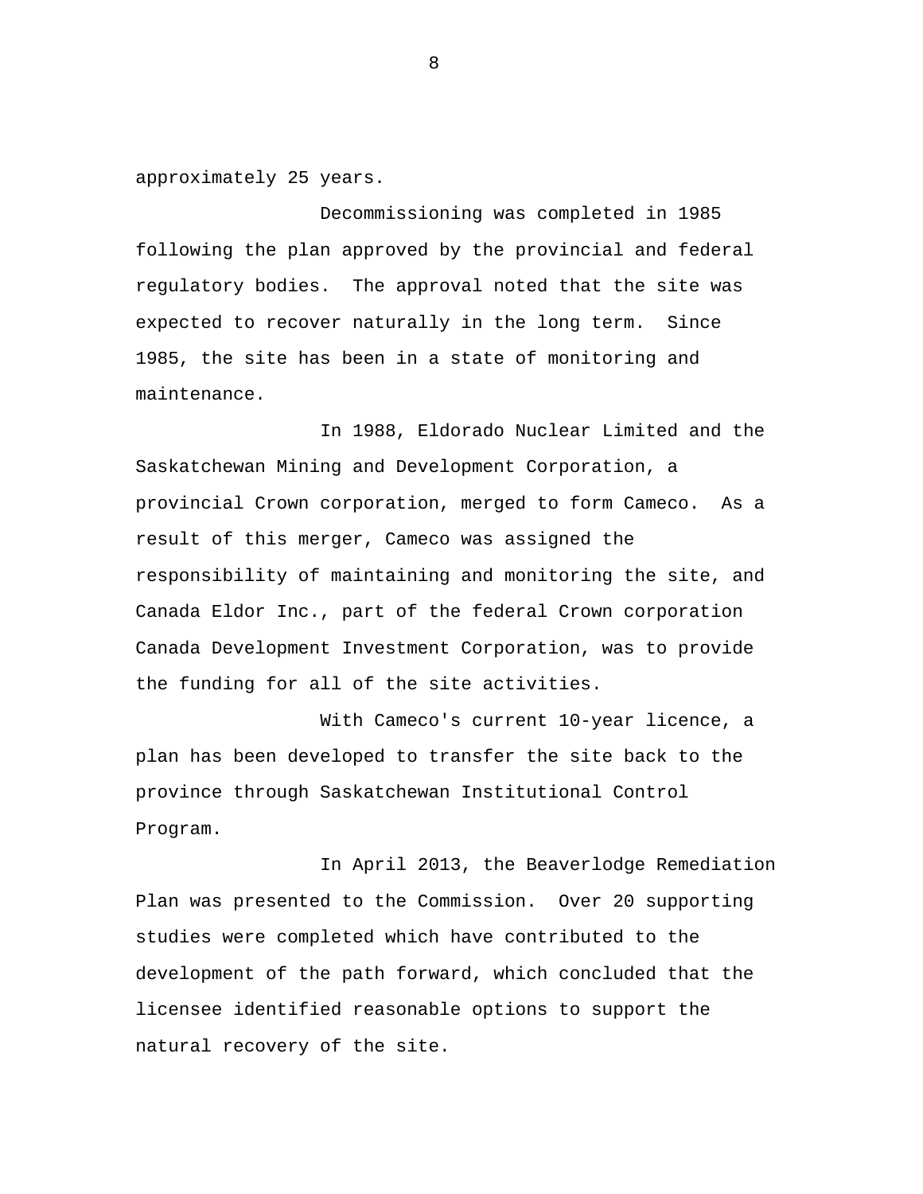approximately 25 years.

Decommissioning was completed in 1985 following the plan approved by the provincial and federal regulatory bodies. The approval noted that the site was expected to recover naturally in the long term. Since 1985, the site has been in a state of monitoring and maintenance.

In 1988, Eldorado Nuclear Limited and the Saskatchewan Mining and Development Corporation, a provincial Crown corporation, merged to form Cameco. As a result of this merger, Cameco was assigned the responsibility of maintaining and monitoring the site, and Canada Eldor Inc., part of the federal Crown corporation Canada Development Investment Corporation, was to provide the funding for all of the site activities.

With Cameco's current 10-year licence, a plan has been developed to transfer the site back to the province through Saskatchewan Institutional Control Program.

In April 2013, the Beaverlodge Remediation Plan was presented to the Commission. Over 20 supporting studies were completed which have contributed to the development of the path forward, which concluded that the licensee identified reasonable options to support the natural recovery of the site.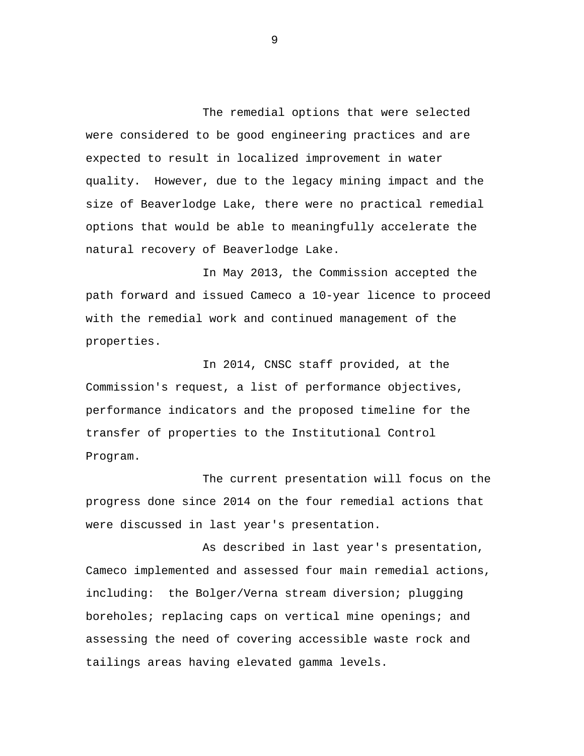The remedial options that were selected were considered to be good engineering practices and are expected to result in localized improvement in water quality.  However, due to the legacy mining impact and the size of Beaverlodge Lake, there were no practical remedial options that would be able to meaningfully accelerate the natural recovery of Beaverlodge Lake.

In May 2013, the Commission accepted the path forward and issued Cameco a 10-year licence to proceed with the remedial work and continued management of the properties.

In 2014, CNSC staff provided, at the Commission's request, a list of performance objectives, performance indicators and the proposed timeline for the transfer of properties to the Institutional Control Program.

The current presentation will focus on the progress done since 2014 on the four remedial actions that were discussed in last year's presentation.

As described in last year's presentation, Cameco implemented and assessed four main remedial actions, including:  the Bolger/Verna stream diversion; plugging boreholes; replacing caps on vertical mine openings; and assessing the need of covering accessible waste rock and tailings areas having elevated gamma levels.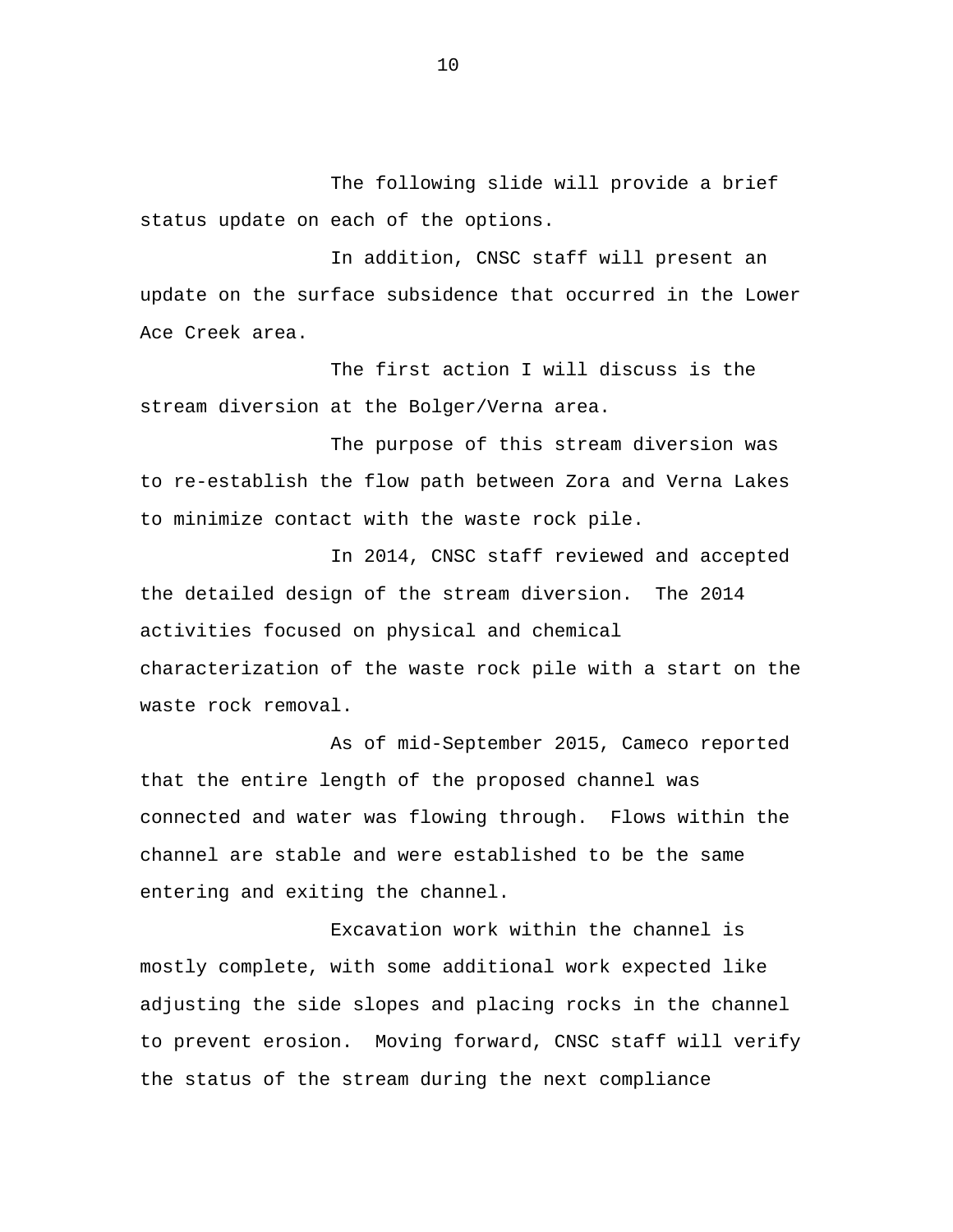The following slide will provide a brief status update on each of the options.

In addition, CNSC staff will present an update on the surface subsidence that occurred in the Lower Ace Creek area.

The first action I will discuss is the stream diversion at the Bolger/Verna area.

The purpose of this stream diversion was to re-establish the flow path between Zora and Verna Lakes to minimize contact with the waste rock pile.

In 2014, CNSC staff reviewed and accepted the detailed design of the stream diversion. The 2014 activities focused on physical and chemical characterization of the waste rock pile with a start on the waste rock removal.

As of mid-September 2015, Cameco reported that the entire length of the proposed channel was connected and water was flowing through. Flows within the channel are stable and were established to be the same entering and exiting the channel.

Excavation work within the channel is mostly complete, with some additional work expected like adjusting the side slopes and placing rocks in the channel to prevent erosion. Moving forward, CNSC staff will verify the status of the stream during the next compliance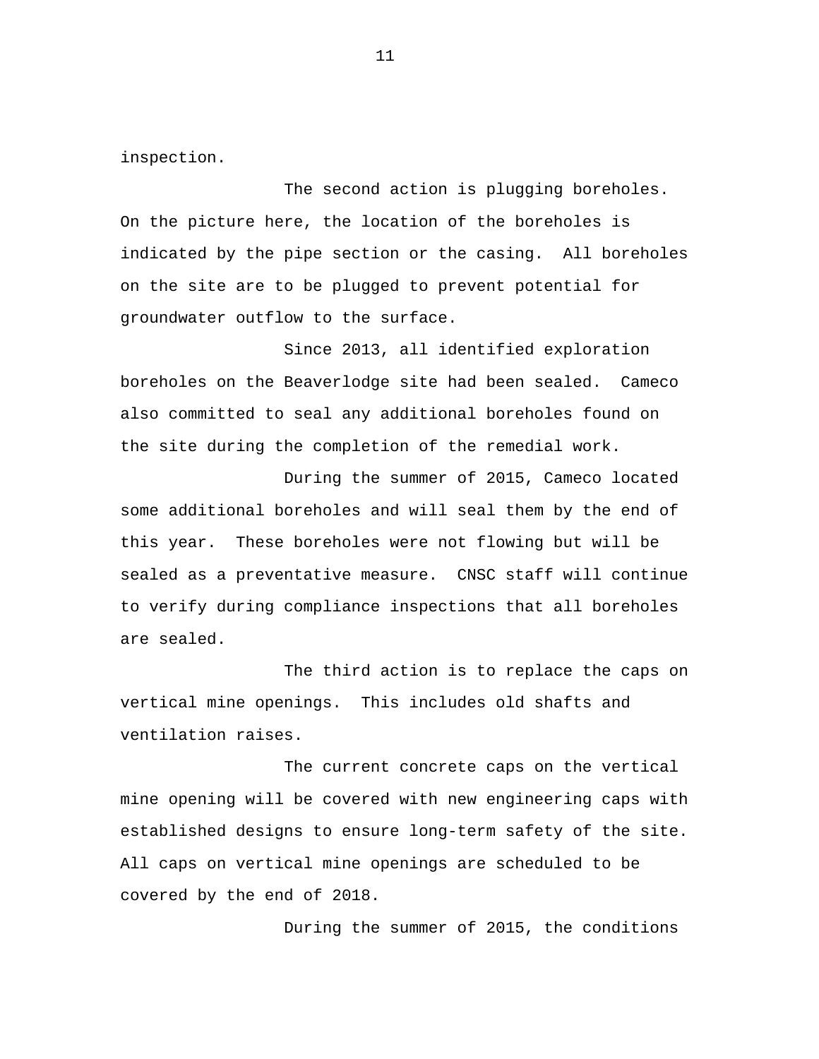inspection.

The second action is plugging boreholes. On the picture here, the location of the boreholes is indicated by the pipe section or the casing. All boreholes on the site are to be plugged to prevent potential for groundwater outflow to the surface.

Since 2013, all identified exploration boreholes on the Beaverlodge site had been sealed. Cameco also committed to seal any additional boreholes found on the site during the completion of the remedial work.

During the summer of 2015, Cameco located some additional boreholes and will seal them by the end of this year. These boreholes were not flowing but will be sealed as a preventative measure. CNSC staff will continue to verify during compliance inspections that all boreholes are sealed.

The third action is to replace the caps on vertical mine openings. This includes old shafts and ventilation raises.

The current concrete caps on the vertical mine opening will be covered with new engineering caps with established designs to ensure long-term safety of the site. All caps on vertical mine openings are scheduled to be covered by the end of 2018.

During the summer of 2015, the conditions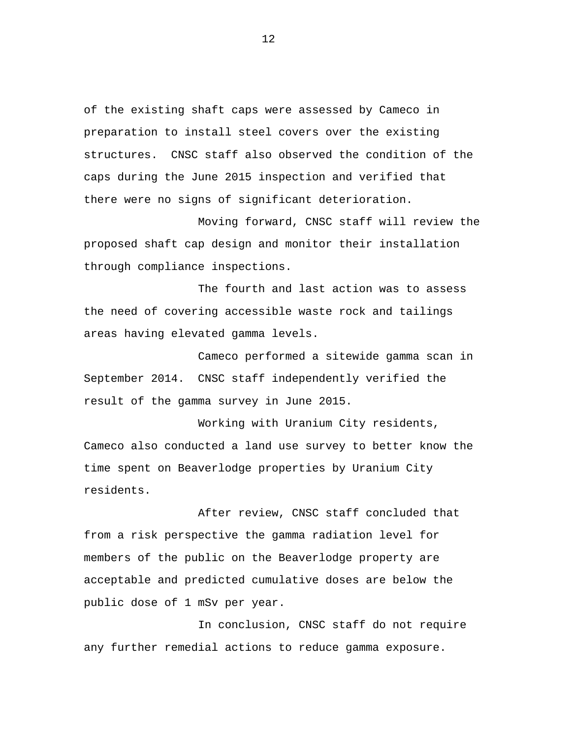of the existing shaft caps were assessed by Cameco in preparation to install steel covers over the existing structures. CNSC staff also observed the condition of the caps during the June 2015 inspection and verified that there were no signs of significant deterioration.

Moving forward, CNSC staff will review the proposed shaft cap design and monitor their installation through compliance inspections.

The fourth and last action was to assess the need of covering accessible waste rock and tailings areas having elevated gamma levels.

Cameco performed a sitewide gamma scan in September 2014. CNSC staff independently verified the result of the gamma survey in June 2015.

Working with Uranium City residents, Cameco also conducted a land use survey to better know the time spent on Beaverlodge properties by Uranium City residents.

After review, CNSC staff concluded that from a risk perspective the gamma radiation level for members of the public on the Beaverlodge property are acceptable and predicted cumulative doses are below the public dose of 1 mSv per year.

In conclusion, CNSC staff do not require any further remedial actions to reduce gamma exposure.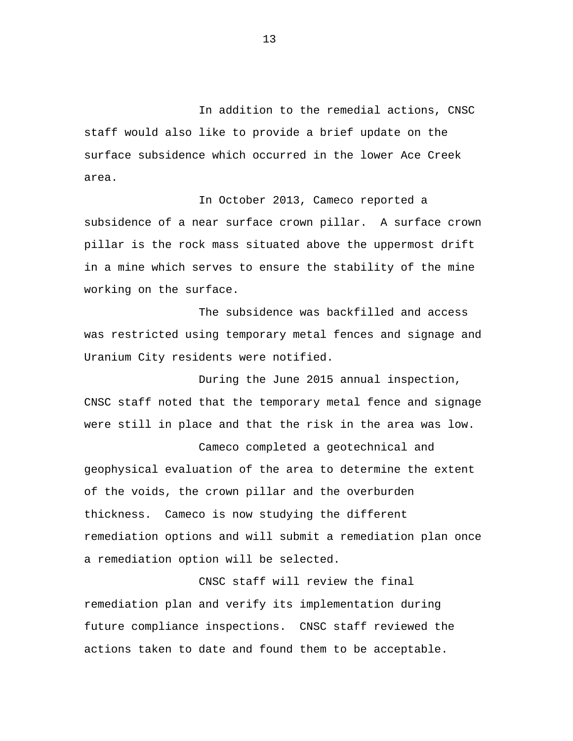In addition to the remedial actions, CNSC staff would also like to provide a brief update on the surface subsidence which occurred in the lower Ace Creek area.

In October 2013, Cameco reported a subsidence of a near surface crown pillar. A surface crown pillar is the rock mass situated above the uppermost drift in a mine which serves to ensure the stability of the mine working on the surface.

The subsidence was backfilled and access was restricted using temporary metal fences and signage and Uranium City residents were notified.

During the June 2015 annual inspection, CNSC staff noted that the temporary metal fence and signage were still in place and that the risk in the area was low.

Cameco completed a geotechnical and geophysical evaluation of the area to determine the extent of the voids, the crown pillar and the overburden thickness. Cameco is now studying the different remediation options and will submit a remediation plan once a remediation option will be selected.

CNSC staff will review the final remediation plan and verify its implementation during future compliance inspections. CNSC staff reviewed the actions taken to date and found them to be acceptable.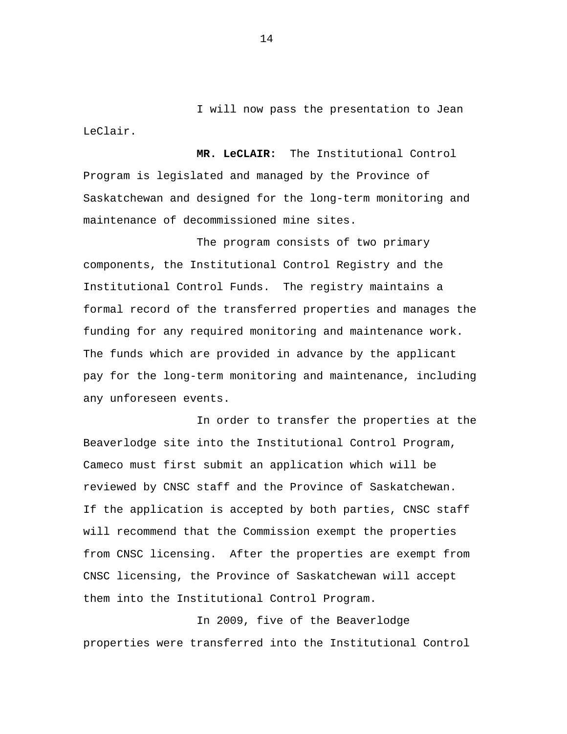I will now pass the presentation to Jean LeClair.

**MR. LeCLAIR:** The Institutional Control Program is legislated and managed by the Province of Saskatchewan and designed for the long-term monitoring and maintenance of decommissioned mine sites.

The program consists of two primary components, the Institutional Control Registry and the Institutional Control Funds. The registry maintains a formal record of the transferred properties and manages the funding for any required monitoring and maintenance work. The funds which are provided in advance by the applicant pay for the long-term monitoring and maintenance, including any unforeseen events.

In order to transfer the properties at the Beaverlodge site into the Institutional Control Program, Cameco must first submit an application which will be reviewed by CNSC staff and the Province of Saskatchewan. If the application is accepted by both parties, CNSC staff will recommend that the Commission exempt the properties from CNSC licensing. After the properties are exempt from CNSC licensing, the Province of Saskatchewan will accept them into the Institutional Control Program.

In 2009, five of the Beaverlodge properties were transferred into the Institutional Control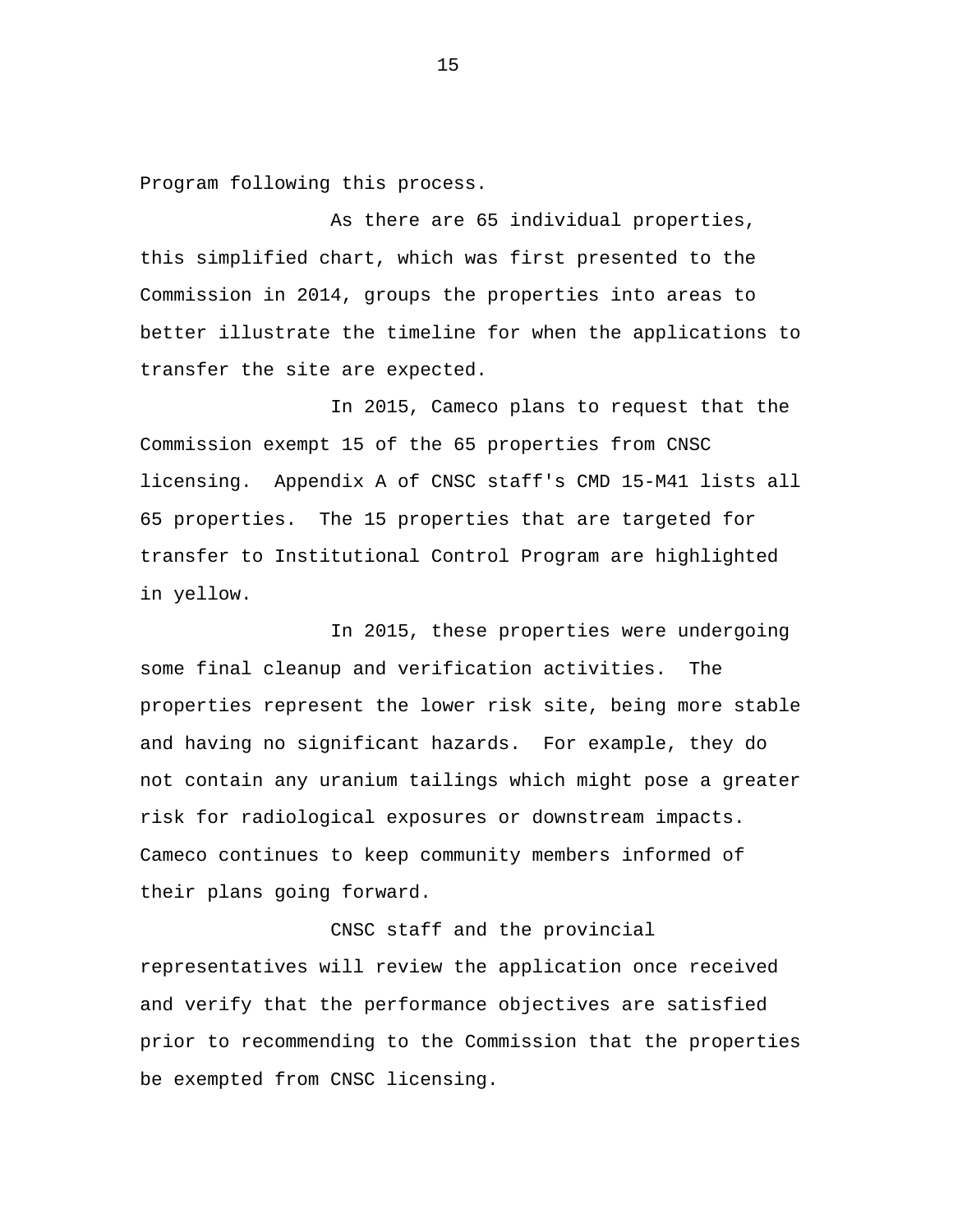Program following this process.

As there are 65 individual properties, this simplified chart, which was first presented to the Commission in 2014, groups the properties into areas to better illustrate the timeline for when the applications to transfer the site are expected.

In 2015, Cameco plans to request that the Commission exempt 15 of the 65 properties from CNSC licensing. Appendix A of CNSC staff's CMD 15-M41 lists all 65 properties. The 15 properties that are targeted for transfer to Institutional Control Program are highlighted in yellow.

In 2015, these properties were undergoing some final cleanup and verification activities. The properties represent the lower risk site, being more stable and having no significant hazards. For example, they do not contain any uranium tailings which might pose a greater risk for radiological exposures or downstream impacts. Cameco continues to keep community members informed of their plans going forward.

CNSC staff and the provincial representatives will review the application once received and verify that the performance objectives are satisfied prior to recommending to the Commission that the properties be exempted from CNSC licensing.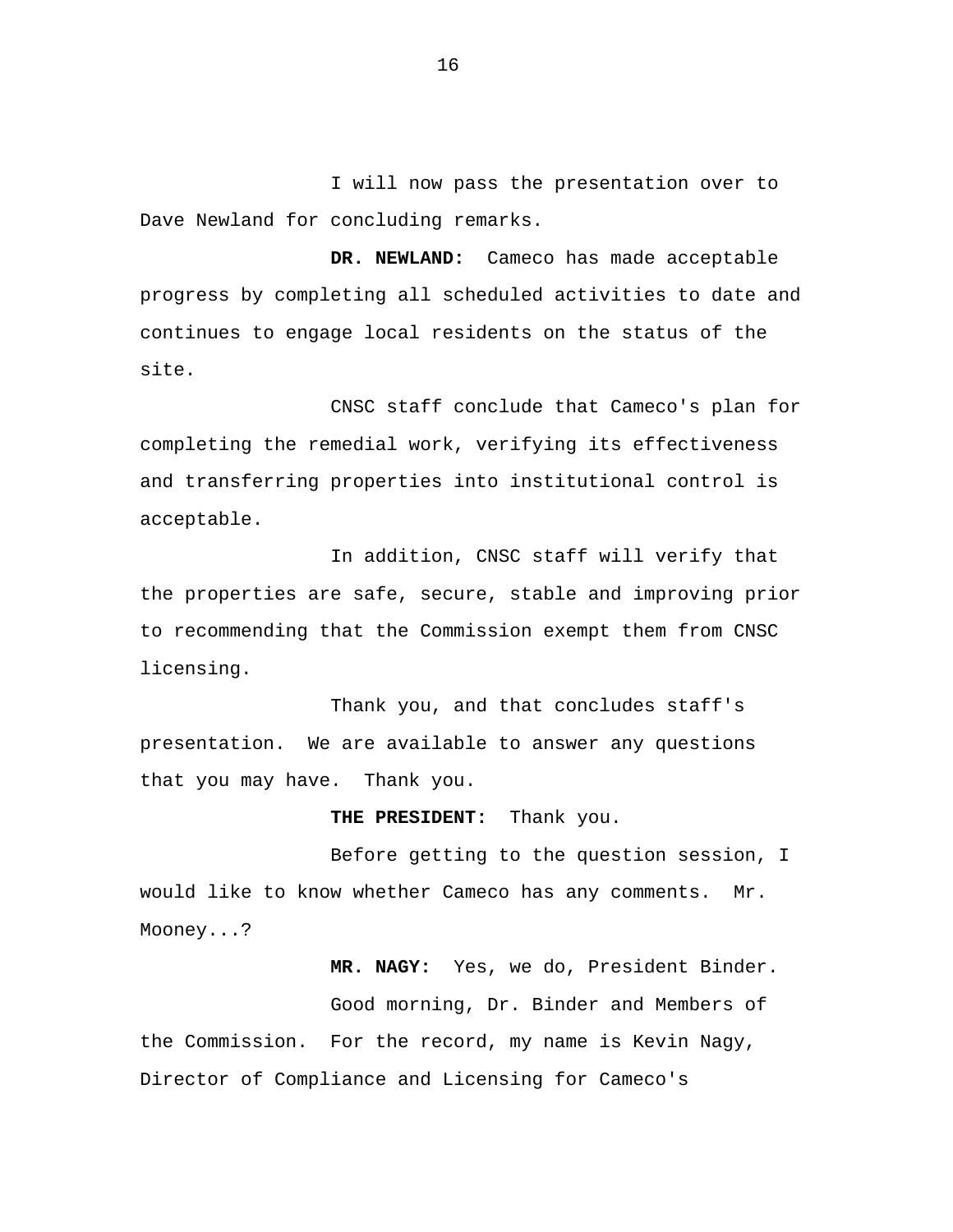I will now pass the presentation over to Dave Newland for concluding remarks.

**DR. NEWLAND:** Cameco has made acceptable progress by completing all scheduled activities to date and continues to engage local residents on the status of the site.

CNSC staff conclude that Cameco's plan for completing the remedial work, verifying its effectiveness and transferring properties into institutional control is acceptable.

In addition, CNSC staff will verify that the properties are safe, secure, stable and improving prior to recommending that the Commission exempt them from CNSC licensing.

Thank you, and that concludes staff's presentation. We are available to answer any questions that you may have. Thank you.

**THE PRESIDENT:** Thank you.

Before getting to the question session, I would like to know whether Cameco has any comments. Mr. Mooney...?

**MR. NAGY:** Yes, we do, President Binder.

Good morning, Dr. Binder and Members of the Commission. For the record, my name is Kevin Nagy, Director of Compliance and Licensing for Cameco's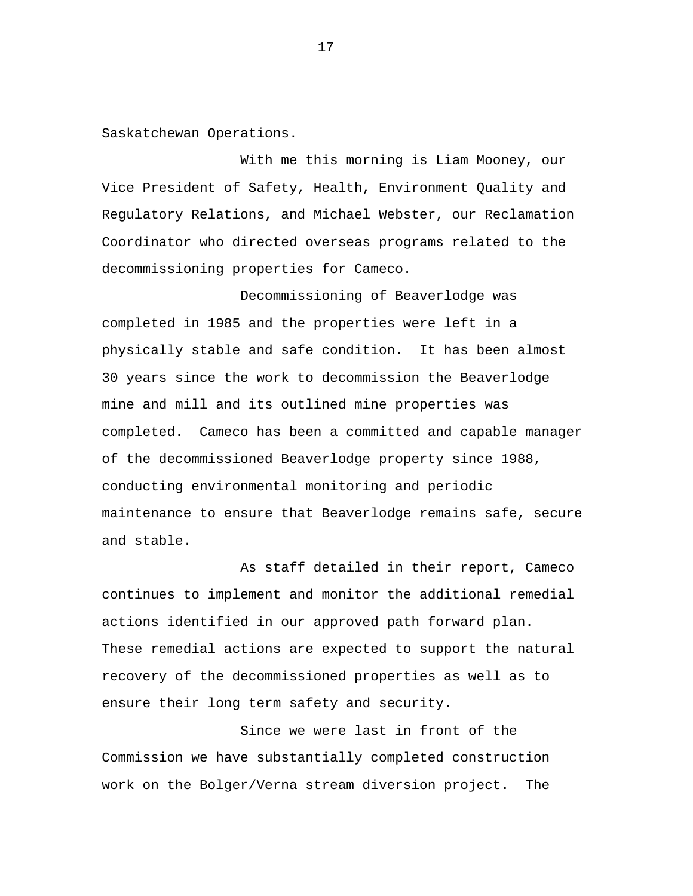Saskatchewan Operations.

With me this morning is Liam Mooney, our Vice President of Safety, Health, Environment Quality and Regulatory Relations, and Michael Webster, our Reclamation Coordinator who directed overseas programs related to the decommissioning properties for Cameco.

Decommissioning of Beaverlodge was completed in 1985 and the properties were left in a physically stable and safe condition. It has been almost 30 years since the work to decommission the Beaverlodge mine and mill and its outlined mine properties was completed. Cameco has been a committed and capable manager of the decommissioned Beaverlodge property since 1988, conducting environmental monitoring and periodic maintenance to ensure that Beaverlodge remains safe, secure and stable.

As staff detailed in their report, Cameco continues to implement and monitor the additional remedial actions identified in our approved path forward plan. These remedial actions are expected to support the natural recovery of the decommissioned properties as well as to ensure their long term safety and security.

Since we were last in front of the Commission we have substantially completed construction work on the Bolger/Verna stream diversion project. The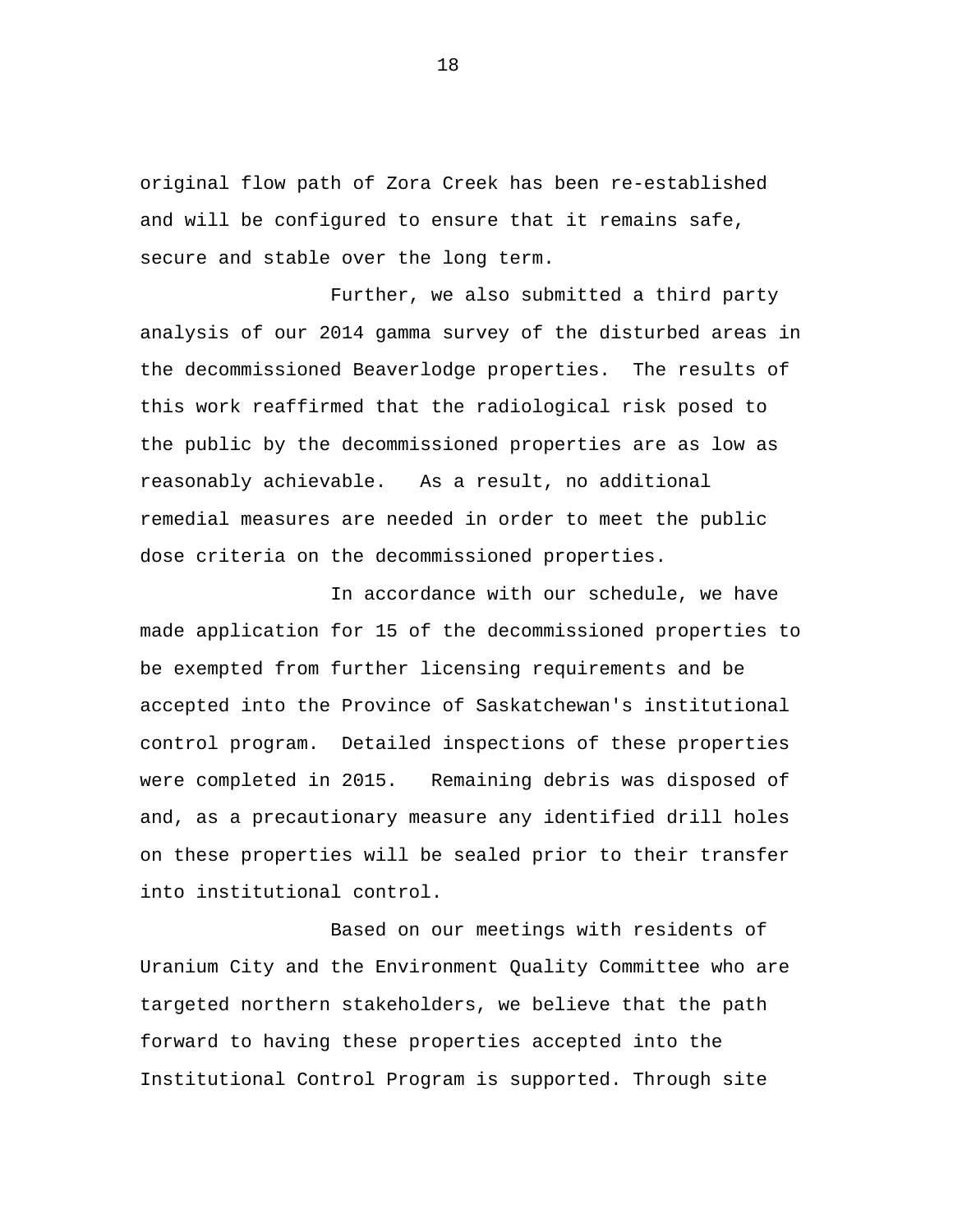original flow path of Zora Creek has been re-established and will be configured to ensure that it remains safe, secure and stable over the long term.

Further, we also submitted a third party analysis of our 2014 gamma survey of the disturbed areas in the decommissioned Beaverlodge properties. The results of this work reaffirmed that the radiological risk posed to the public by the decommissioned properties are as low as reasonably achievable. As a result, no additional remedial measures are needed in order to meet the public dose criteria on the decommissioned properties.

In accordance with our schedule, we have made application for 15 of the decommissioned properties to be exempted from further licensing requirements and be accepted into the Province of Saskatchewan's institutional control program. Detailed inspections of these properties were completed in 2015. Remaining debris was disposed of and, as a precautionary measure any identified drill holes on these properties will be sealed prior to their transfer into institutional control.

Based on our meetings with residents of Uranium City and the Environment Quality Committee who are targeted northern stakeholders, we believe that the path forward to having these properties accepted into the Institutional Control Program is supported. Through site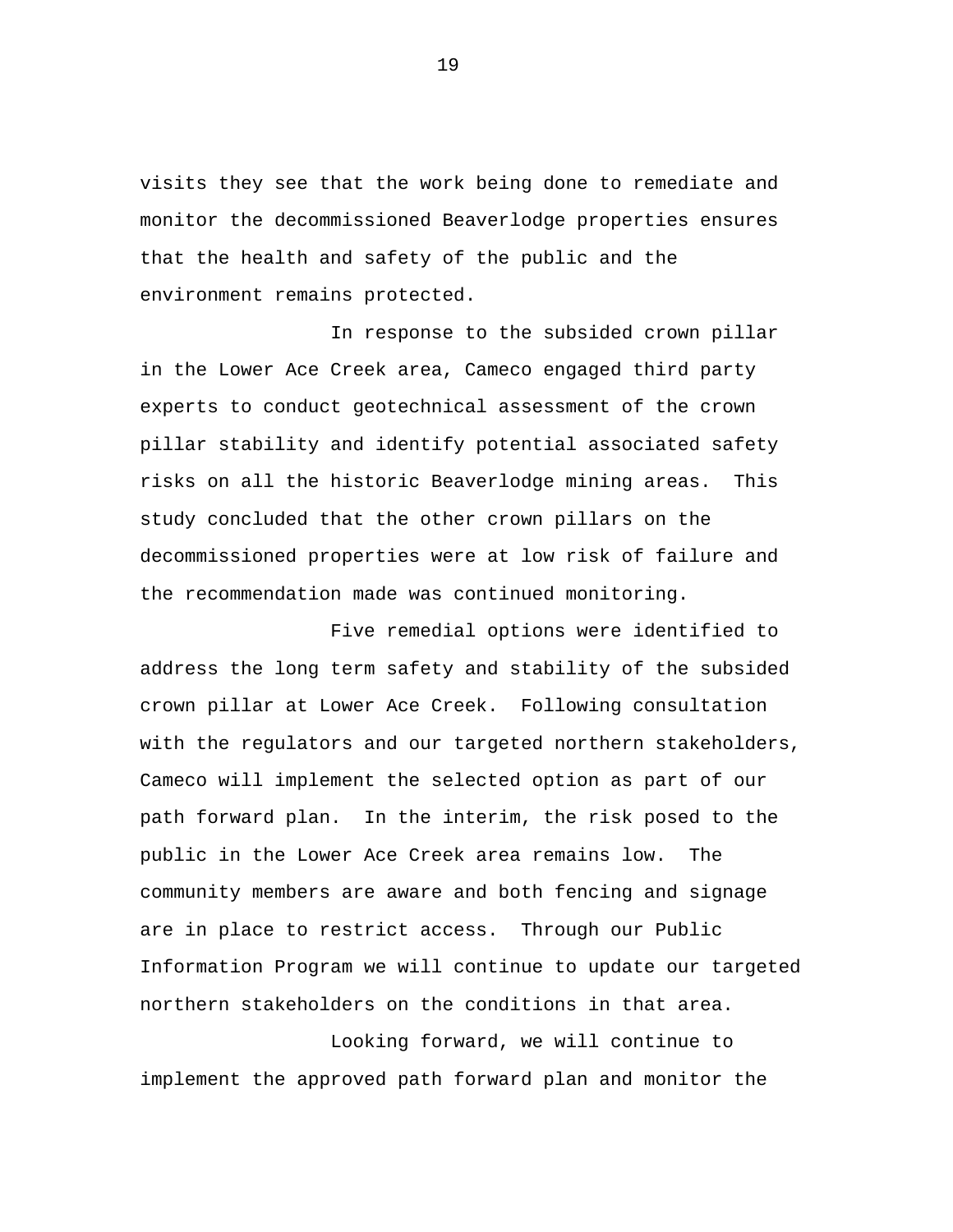visits they see that the work being done to remediate and monitor the decommissioned Beaverlodge properties ensures that the health and safety of the public and the environment remains protected.

In response to the subsided crown pillar in the Lower Ace Creek area, Cameco engaged third party experts to conduct geotechnical assessment of the crown pillar stability and identify potential associated safety risks on all the historic Beaverlodge mining areas. This study concluded that the other crown pillars on the decommissioned properties were at low risk of failure and the recommendation made was continued monitoring.

Five remedial options were identified to address the long term safety and stability of the subsided crown pillar at Lower Ace Creek. Following consultation with the regulators and our targeted northern stakeholders, Cameco will implement the selected option as part of our path forward plan. In the interim, the risk posed to the public in the Lower Ace Creek area remains low. The community members are aware and both fencing and signage are in place to restrict access. Through our Public Information Program we will continue to update our targeted northern stakeholders on the conditions in that area.

Looking forward, we will continue to implement the approved path forward plan and monitor the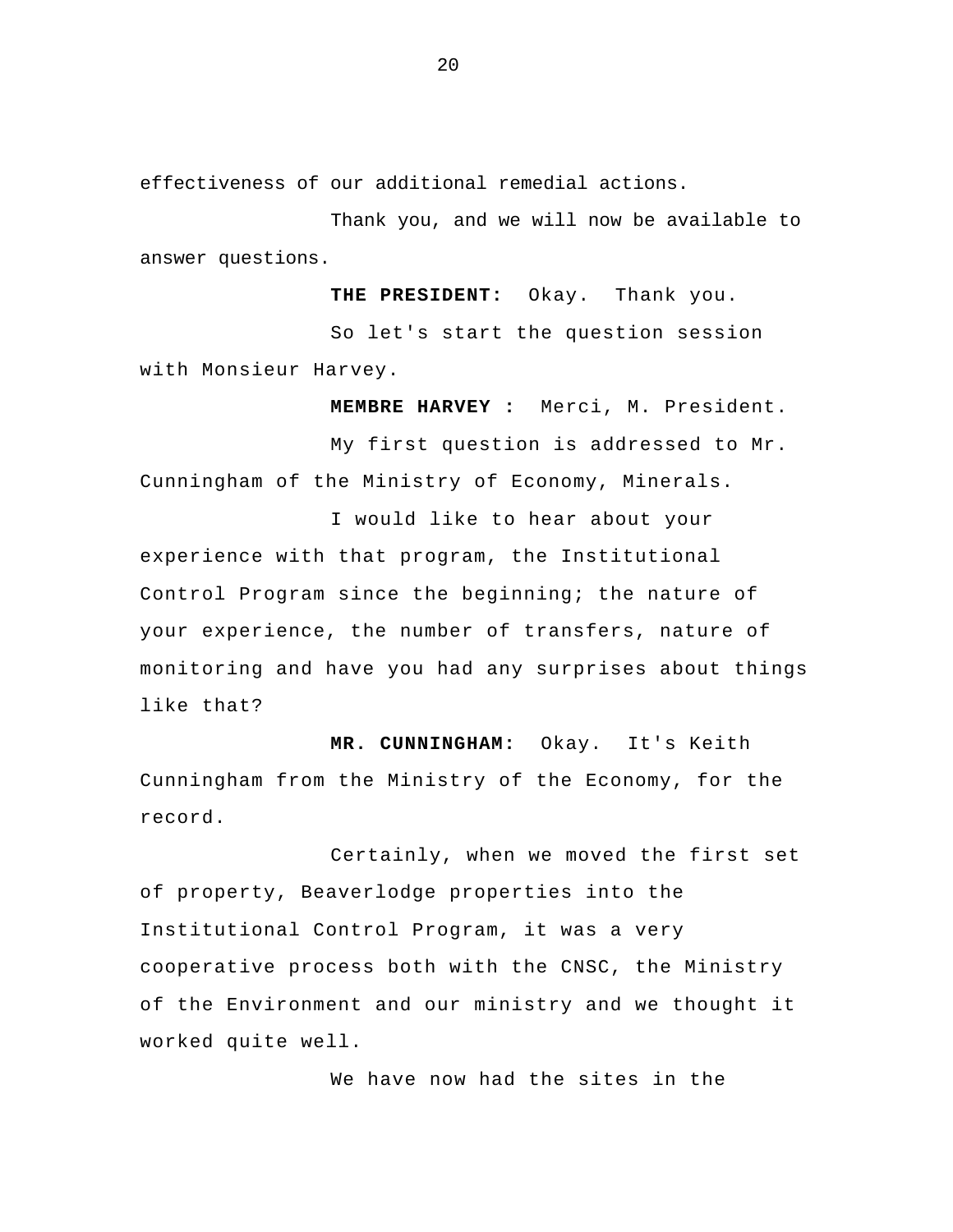effectiveness of our additional remedial actions.

Thank you, and we will now be available to answer questions.

**THE PRESIDENT:** Okay. Thank you.

So let's start the question session with Monsieur Harvey.

**MEMBRE HARVEY :** Merci, M. President.

My first question is addressed to Mr. Cunningham of the Ministry of Economy, Minerals.

I would like to hear about your experience with that program, the Institutional Control Program since the beginning; the nature of your experience, the number of transfers, nature of monitoring and have you had any surprises about things like that?

**MR. CUNNINGHAM:** Okay. It's Keith Cunningham from the Ministry of the Economy, for the record.

Certainly, when we moved the first set of property, Beaverlodge properties into the Institutional Control Program, it was a very cooperative process both with the CNSC, the Ministry of the Environment and our ministry and we thought it worked quite well.

We have now had the sites in the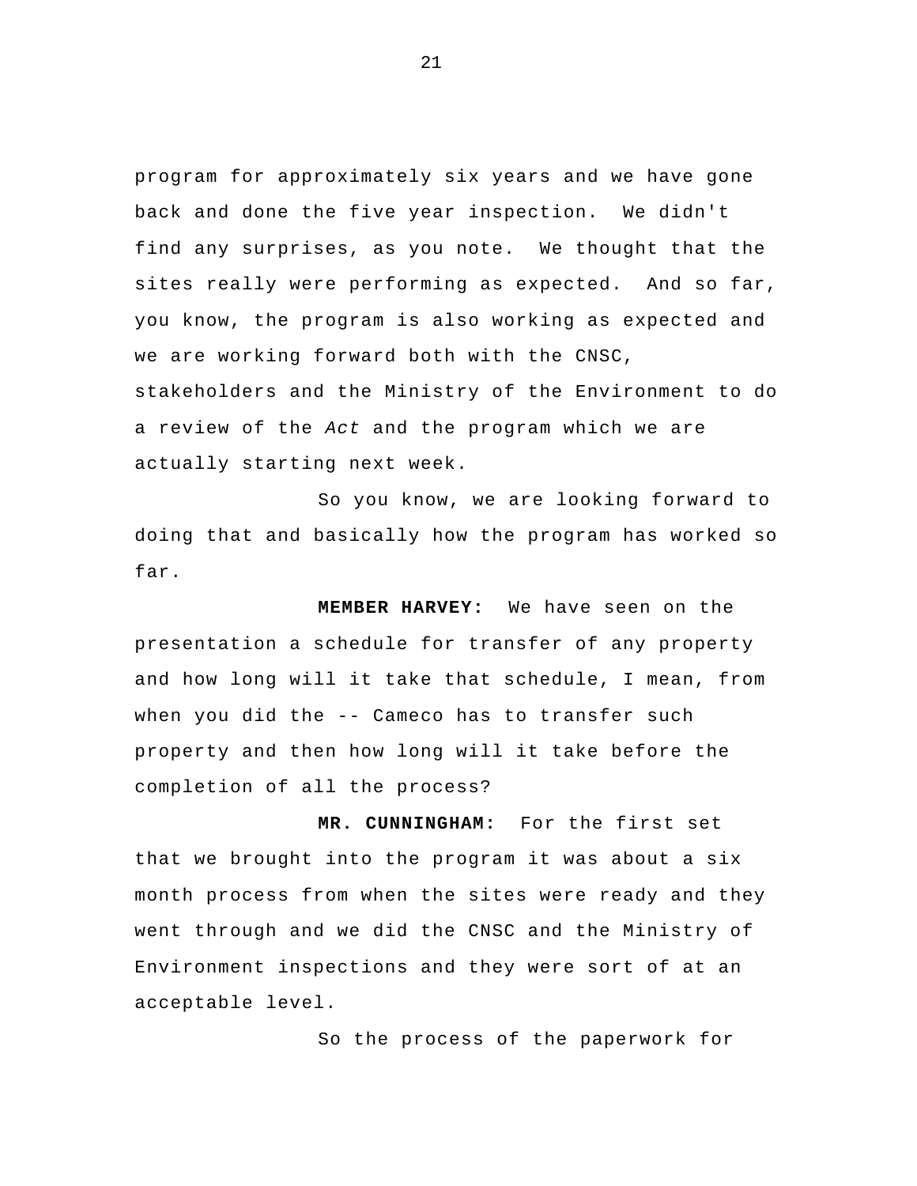program for approximately six years and we have gone back and done the five year inspection. We didn't find any surprises, as you note. We thought that the sites really were performing as expected. And so far, you know, the program is also working as expected and we are working forward both with the CNSC, stakeholders and the Ministry of the Environment to do a review of the *Act* and the program which we are actually starting next week.

So you know, we are looking forward to doing that and basically how the program has worked so far.

**MEMBER HARVEY:** We have seen on the presentation a schedule for transfer of any property and how long will it take that schedule, I mean, from when you did the -- Cameco has to transfer such property and then how long will it take before the completion of all the process?

**MR. CUNNINGHAM:** For the first set that we brought into the program it was about a six month process from when the sites were ready and they went through and we did the CNSC and the Ministry of Environment inspections and they were sort of at an acceptable level.

So the process of the paperwork for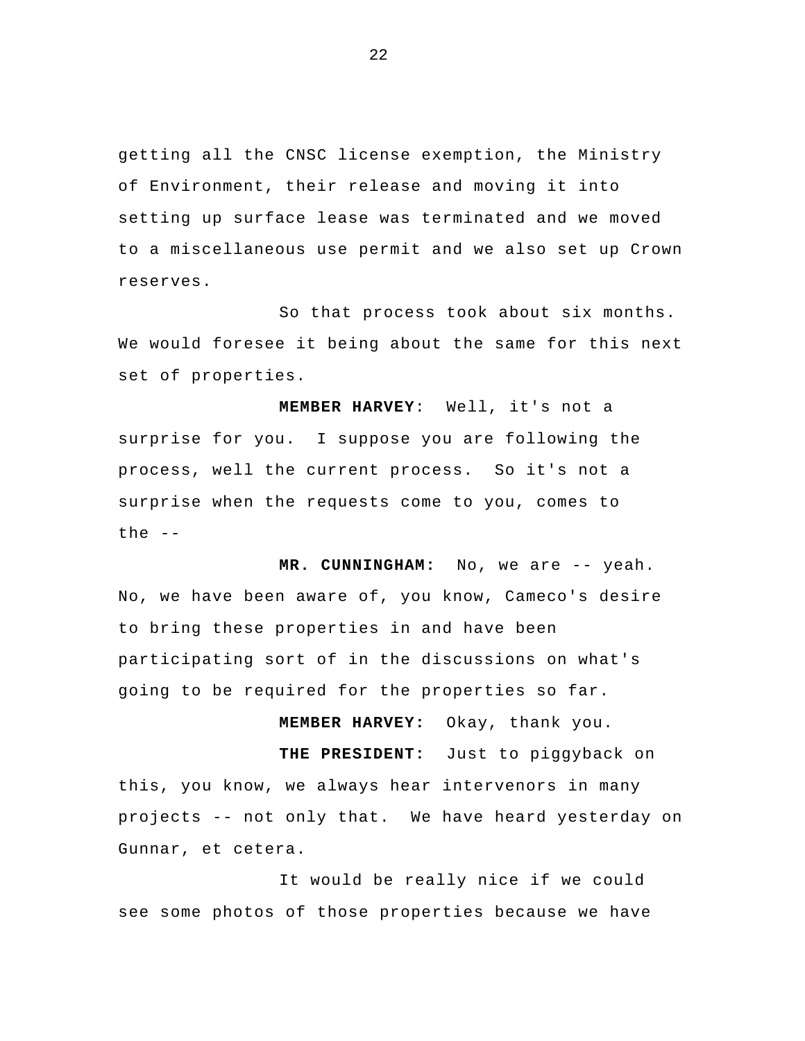getting all the CNSC license exemption, the Ministry of Environment, their release and moving it into setting up surface lease was terminated and we moved to a miscellaneous use permit and we also set up Crown reserves.

So that process took about six months. We would foresee it being about the same for this next set of properties.

**MEMBER HARVEY**: Well, it's not a surprise for you. I suppose you are following the process, well the current process. So it's not a surprise when the requests come to you, comes to the --

**MR. CUNNINGHAM:** No, we are -- yeah. No, we have been aware of, you know, Cameco's desire to bring these properties in and have been participating sort of in the discussions on what's going to be required for the properties so far.

**MEMBER HARVEY:** Okay, thank you.

**THE PRESIDENT:** Just to piggyback on this, you know, we always hear intervenors in many projects -- not only that. We have heard yesterday on Gunnar, et cetera.

It would be really nice if we could see some photos of those properties because we have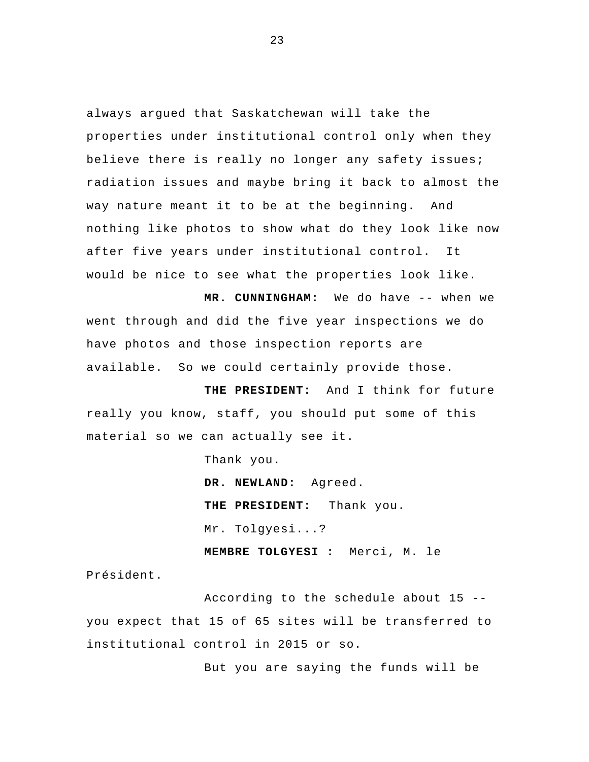always argued that Saskatchewan will take the properties under institutional control only when they believe there is really no longer any safety issues; radiation issues and maybe bring it back to almost the way nature meant it to be at the beginning. And nothing like photos to show what do they look like now after five years under institutional control. It would be nice to see what the properties look like.

**MR. CUNNINGHAM:** We do have -- when we went through and did the five year inspections we do have photos and those inspection reports are available. So we could certainly provide those.

**THE PRESIDENT:** And I think for future really you know, staff, you should put some of this material so we can actually see it.

Thank you.

**DR. NEWLAND:** Agreed.

**THE PRESIDENT:** Thank you.

Mr. Tolgyesi...?

**MEMBRE TOLGYESI :** Merci, M. le Président.

According to the schedule about 15 -- you expect that 15 of 65 sites will be transferred to institutional control in 2015 or so.

But you are saying the funds will be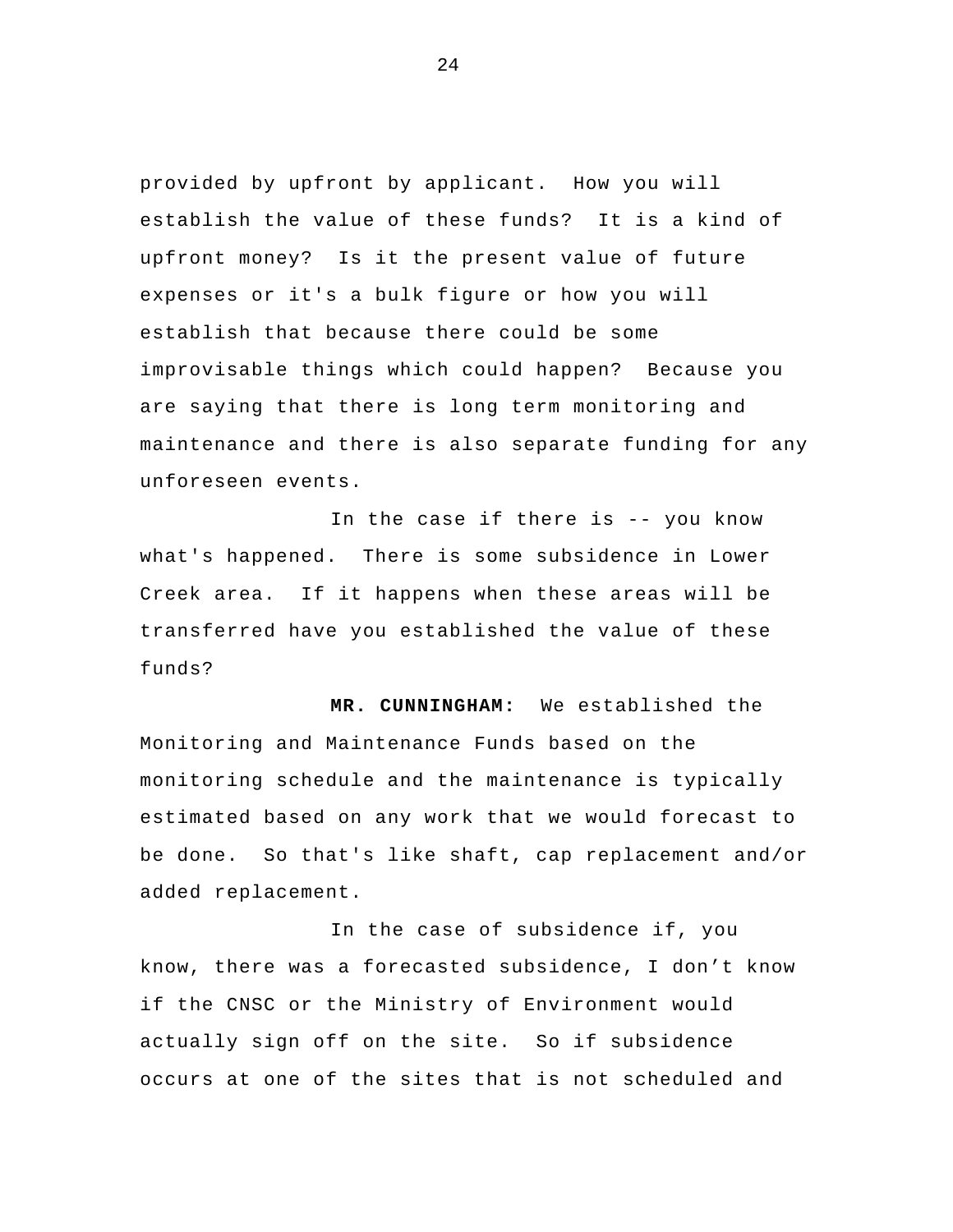provided by upfront by applicant. How you will establish the value of these funds? It is a kind of upfront money? Is it the present value of future expenses or it's a bulk figure or how you will establish that because there could be some improvisable things which could happen? Because you are saying that there is long term monitoring and maintenance and there is also separate funding for any unforeseen events.

In the case if there is -- you know what's happened. There is some subsidence in Lower Creek area. If it happens when these areas will be transferred have you established the value of these funds?

**MR. CUNNINGHAM:** We established the Monitoring and Maintenance Funds based on the monitoring schedule and the maintenance is typically estimated based on any work that we would forecast to be done. So that's like shaft, cap replacement and/or added replacement.

In the case of subsidence if, you know, there was a forecasted subsidence, I don't know if the CNSC or the Ministry of Environment would actually sign off on the site. So if subsidence occurs at one of the sites that is not scheduled and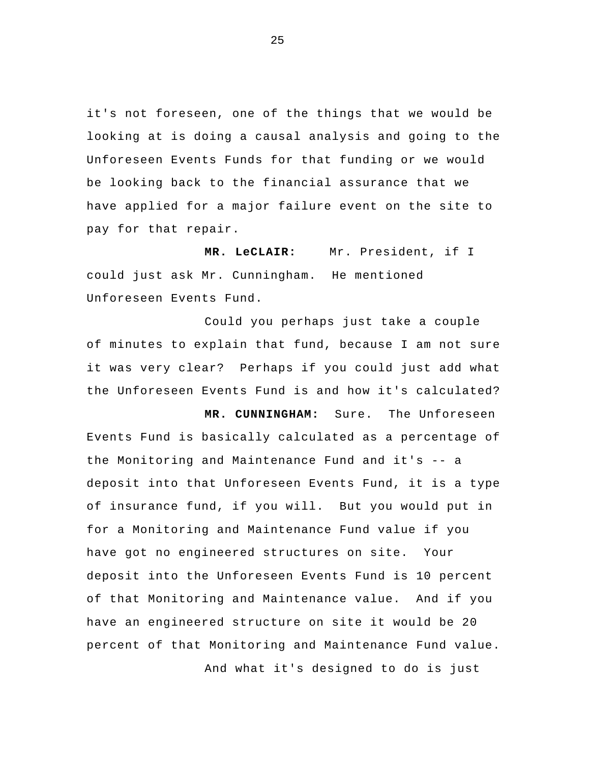it's not foreseen, one of the things that we would be looking at is doing a causal analysis and going to the Unforeseen Events Funds for that funding or we would be looking back to the financial assurance that we have applied for a major failure event on the site to pay for that repair.

**MR. LeCLAIR:** Mr. President, if I could just ask Mr. Cunningham. He mentioned Unforeseen Events Fund.

Could you perhaps just take a couple of minutes to explain that fund, because I am not sure it was very clear? Perhaps if you could just add what the Unforeseen Events Fund is and how it's calculated?

**MR. CUNNINGHAM:** Sure. The Unforeseen Events Fund is basically calculated as a percentage of the Monitoring and Maintenance Fund and it's -- a deposit into that Unforeseen Events Fund, it is a type of insurance fund, if you will. But you would put in for a Monitoring and Maintenance Fund value if you have got no engineered structures on site. Your deposit into the Unforeseen Events Fund is 10 percent of that Monitoring and Maintenance value. And if you have an engineered structure on site it would be 20 percent of that Monitoring and Maintenance Fund value.

And what it's designed to do is just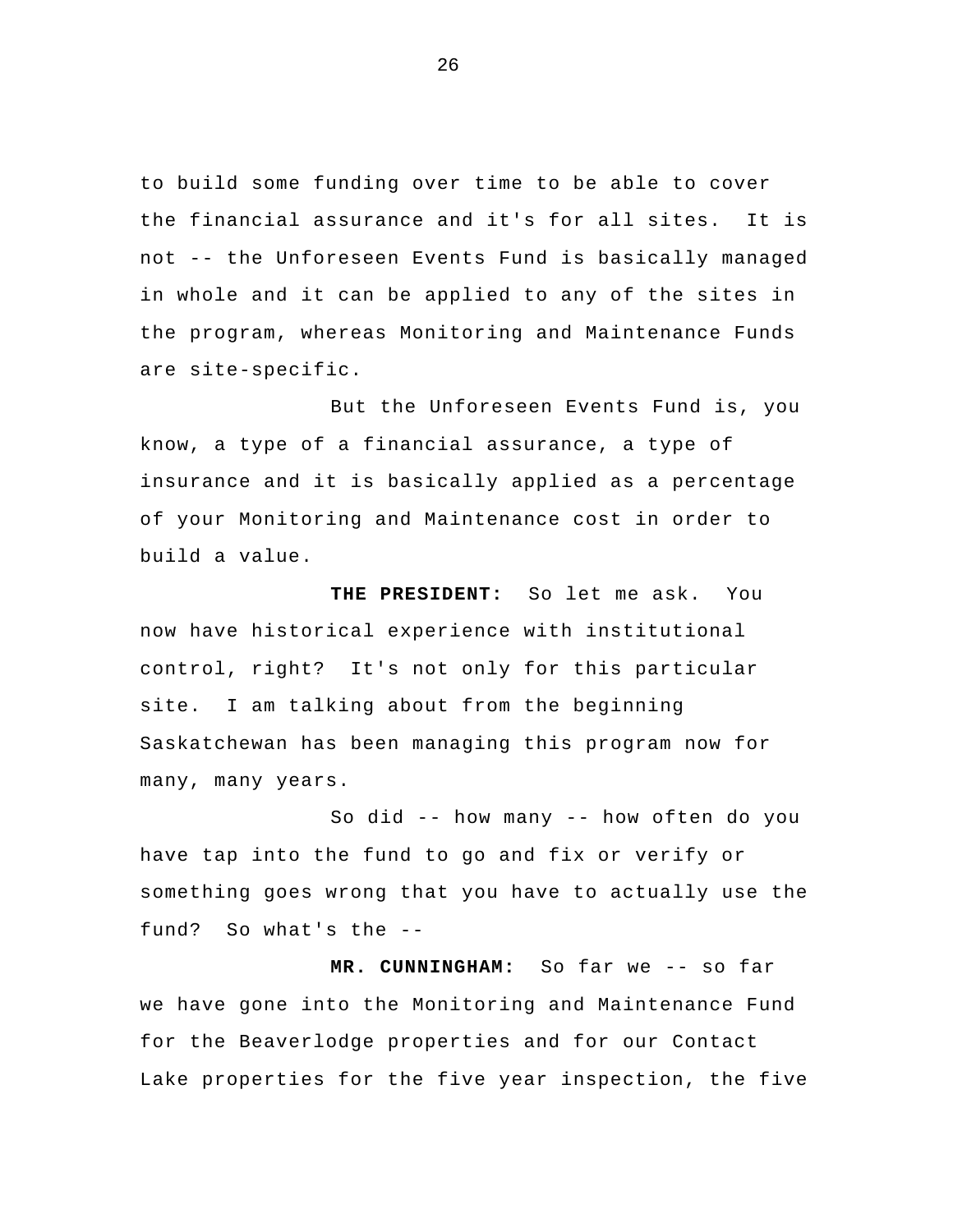to build some funding over time to be able to cover the financial assurance and it's for all sites. It is not -- the Unforeseen Events Fund is basically managed in whole and it can be applied to any of the sites in the program, whereas Monitoring and Maintenance Funds are site-specific.

But the Unforeseen Events Fund is, you know, a type of a financial assurance, a type of insurance and it is basically applied as a percentage of your Monitoring and Maintenance cost in order to build a value.

**THE PRESIDENT:** So let me ask. You now have historical experience with institutional control, right? It's not only for this particular site. I am talking about from the beginning Saskatchewan has been managing this program now for many, many years.

So did -- how many -- how often do you have tap into the fund to go and fix or verify or something goes wrong that you have to actually use the fund? So what's the --

**MR. CUNNINGHAM:** So far we -- so far we have gone into the Monitoring and Maintenance Fund for the Beaverlodge properties and for our Contact Lake properties for the five year inspection, the five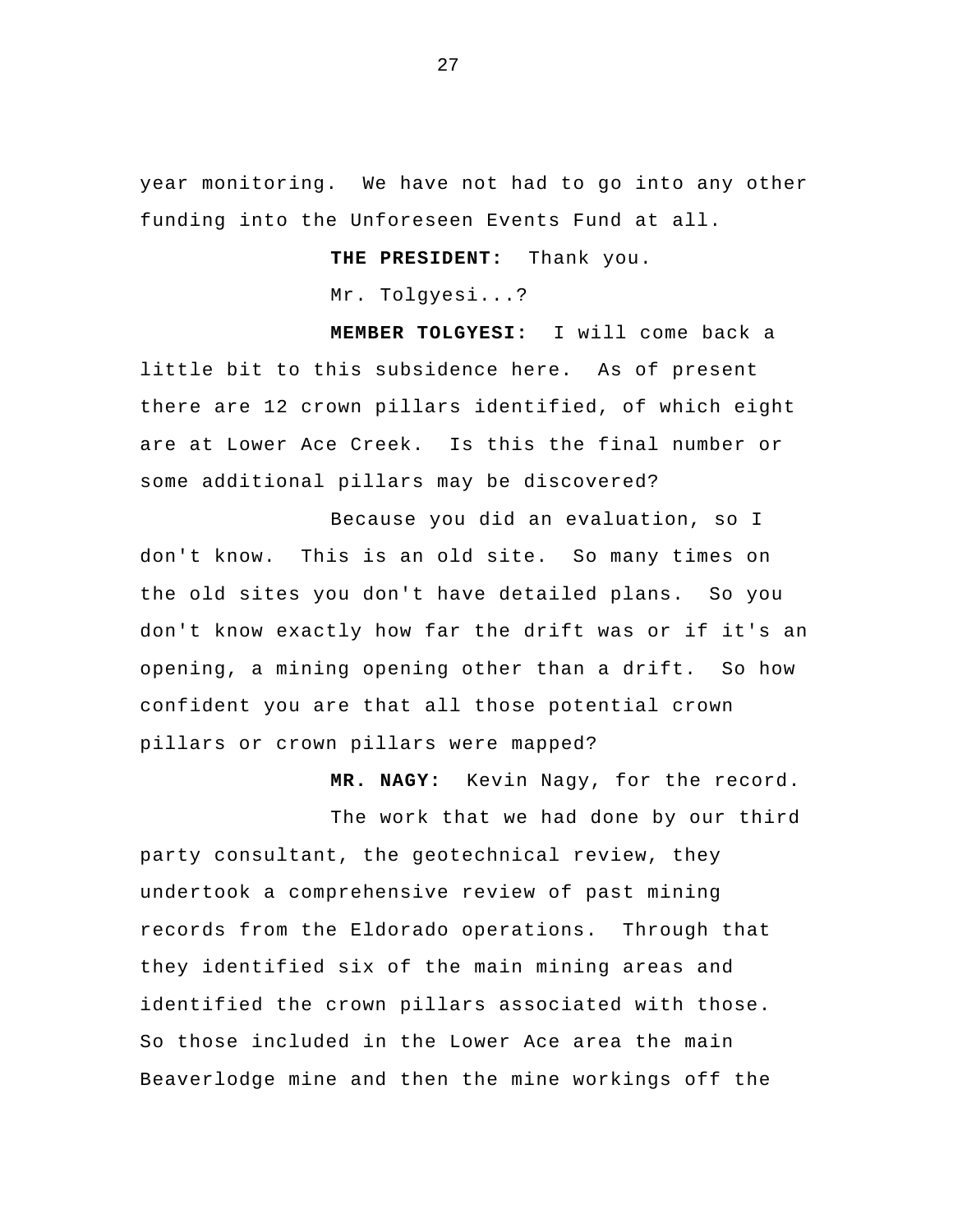year monitoring. We have not had to go into any other funding into the Unforeseen Events Fund at all.

**THE PRESIDENT:** Thank you.

Mr. Tolgyesi...?

**MEMBER TOLGYESI:** I will come back a little bit to this subsidence here. As of present there are 12 crown pillars identified, of which eight are at Lower Ace Creek. Is this the final number or some additional pillars may be discovered?

Because you did an evaluation, so I don't know. This is an old site. So many times on the old sites you don't have detailed plans. So you don't know exactly how far the drift was or if it's an opening, a mining opening other than a drift. So how confident you are that all those potential crown pillars or crown pillars were mapped?

**MR. NAGY:** Kevin Nagy, for the record.

The work that we had done by our third party consultant, the geotechnical review, they undertook a comprehensive review of past mining records from the Eldorado operations. Through that they identified six of the main mining areas and identified the crown pillars associated with those. So those included in the Lower Ace area the main Beaverlodge mine and then the mine workings off the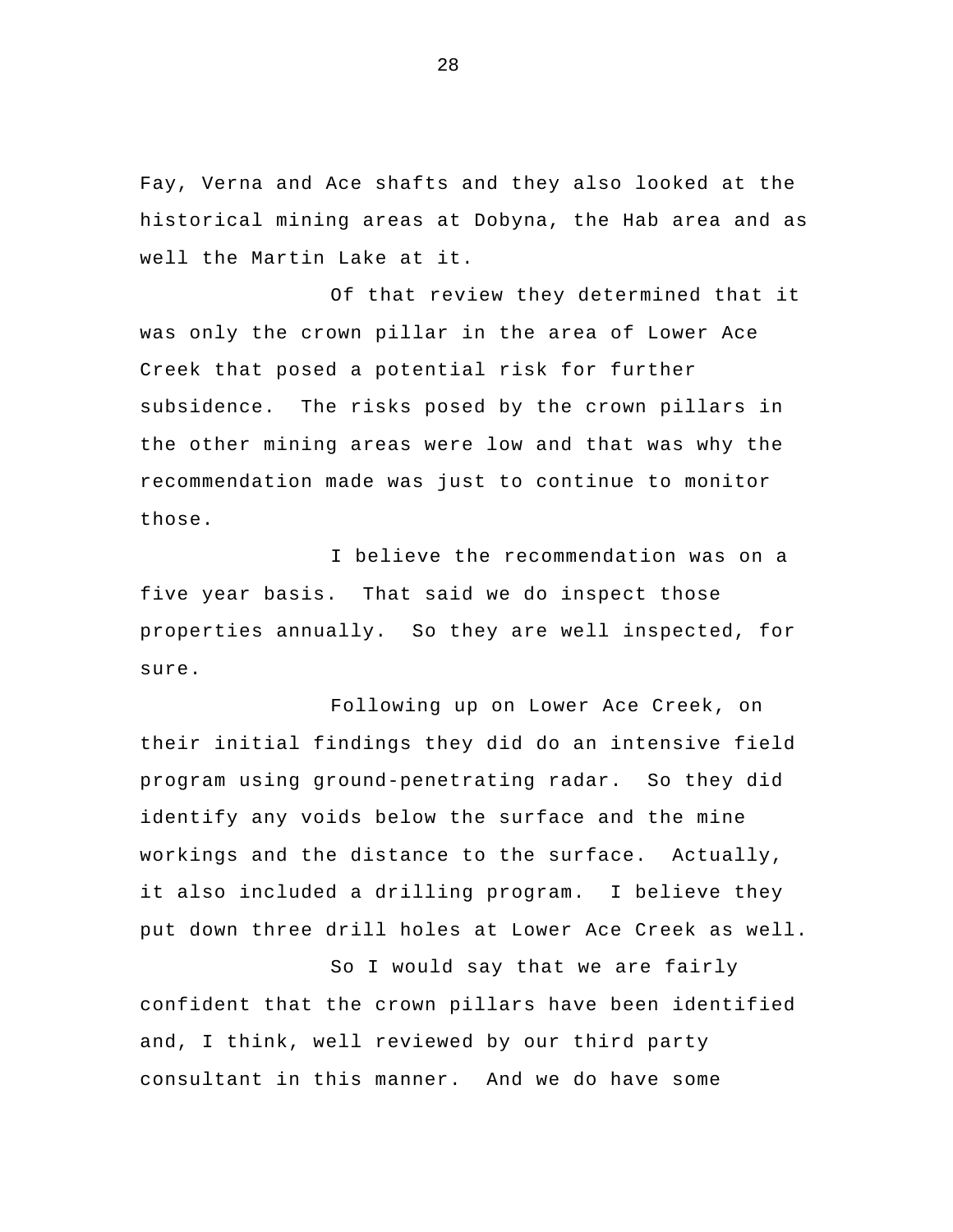Fay, Verna and Ace shafts and they also looked at the historical mining areas at Dobyna, the Hab area and as well the Martin Lake at it.

Of that review they determined that it was only the crown pillar in the area of Lower Ace Creek that posed a potential risk for further subsidence. The risks posed by the crown pillars in the other mining areas were low and that was why the recommendation made was just to continue to monitor those.

I believe the recommendation was on a five year basis. That said we do inspect those properties annually. So they are well inspected, for sure.

Following up on Lower Ace Creek, on their initial findings they did do an intensive field program using ground-penetrating radar. So they did identify any voids below the surface and the mine workings and the distance to the surface. Actually, it also included a drilling program. I believe they put down three drill holes at Lower Ace Creek as well.

So I would say that we are fairly confident that the crown pillars have been identified and, I think, well reviewed by our third party consultant in this manner. And we do have some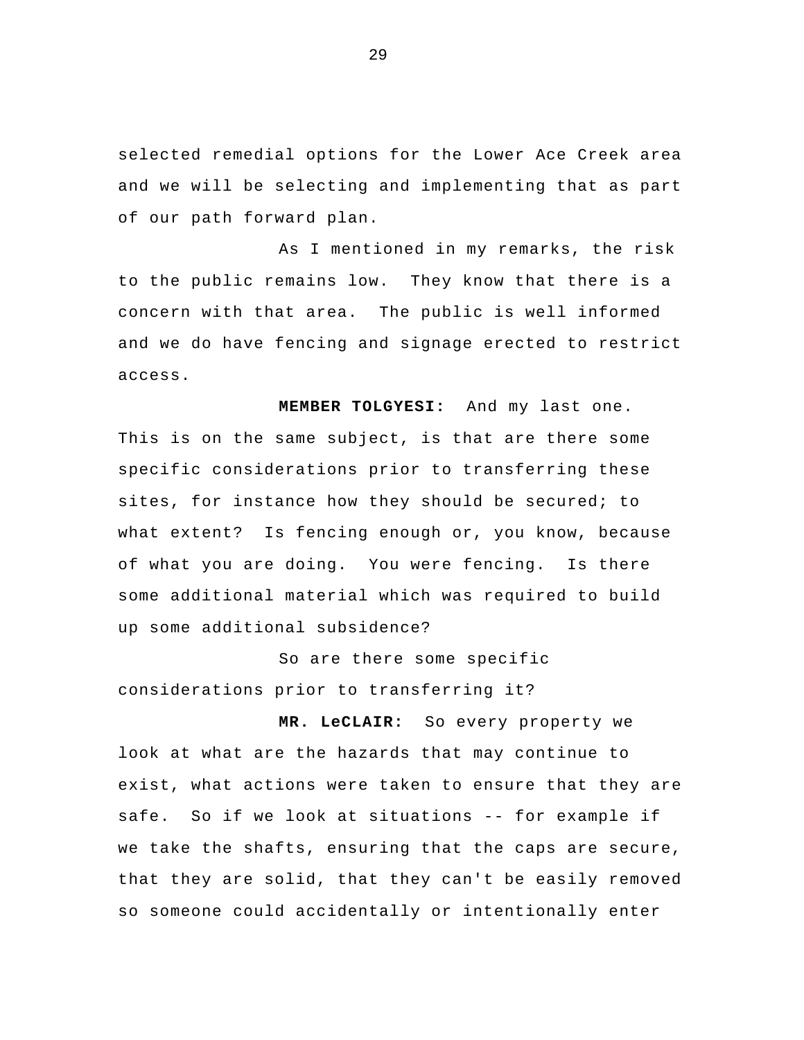selected remedial options for the Lower Ace Creek area and we will be selecting and implementing that as part of our path forward plan.

As I mentioned in my remarks, the risk to the public remains low. They know that there is a concern with that area. The public is well informed and we do have fencing and signage erected to restrict access.

**MEMBER TOLGYESI:** And my last one. This is on the same subject, is that are there some specific considerations prior to transferring these sites, for instance how they should be secured; to what extent? Is fencing enough or, you know, because of what you are doing. You were fencing. Is there some additional material which was required to build up some additional subsidence?

So are there some specific considerations prior to transferring it?

**MR. LeCLAIR:** So every property we look at what are the hazards that may continue to exist, what actions were taken to ensure that they are safe. So if we look at situations -- for example if we take the shafts, ensuring that the caps are secure, that they are solid, that they can't be easily removed so someone could accidentally or intentionally enter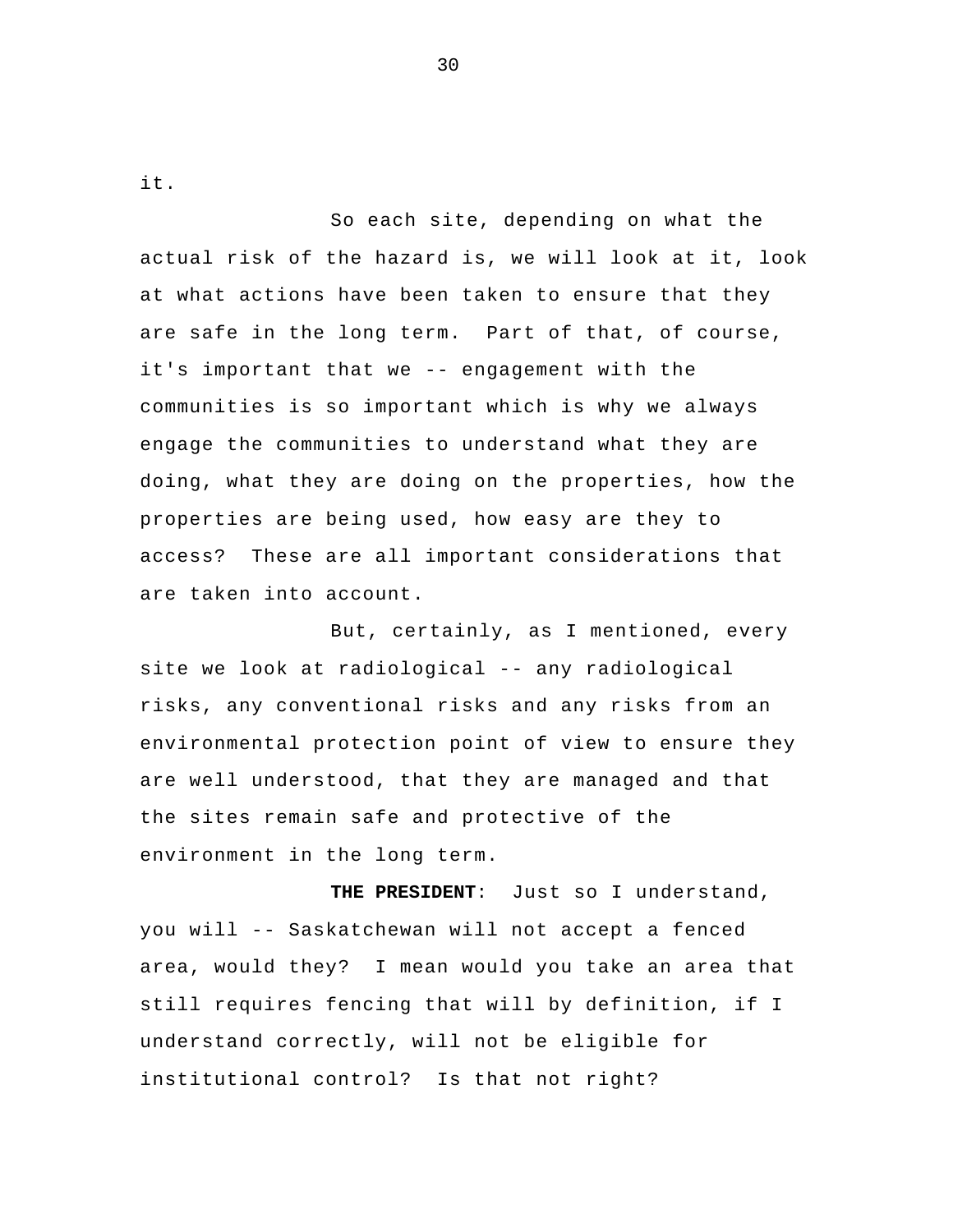it.

So each site, depending on what the actual risk of the hazard is, we will look at it, look at what actions have been taken to ensure that they are safe in the long term.  Part of that, of course, it's important that we -- engagement with the communities is so important which is why we always engage the communities to understand what they are doing, what they are doing on the properties, how the properties are being used, how easy are they to access?  These are all important considerations that are taken into account.

But, certainly, as I mentioned, every site we look at radiological -- any radiological risks, any conventional risks and any risks from an environmental protection point of view to ensure they are well understood, that they are managed and that the sites remain safe and protective of the environment in the long term.

**THE PRESIDENT**:  Just so I understand, you will -- Saskatchewan will not accept a fenced area, would they?  I mean would you take an area that still requires fencing that will by definition, if I understand correctly, will not be eligible for institutional control?  Is that not right?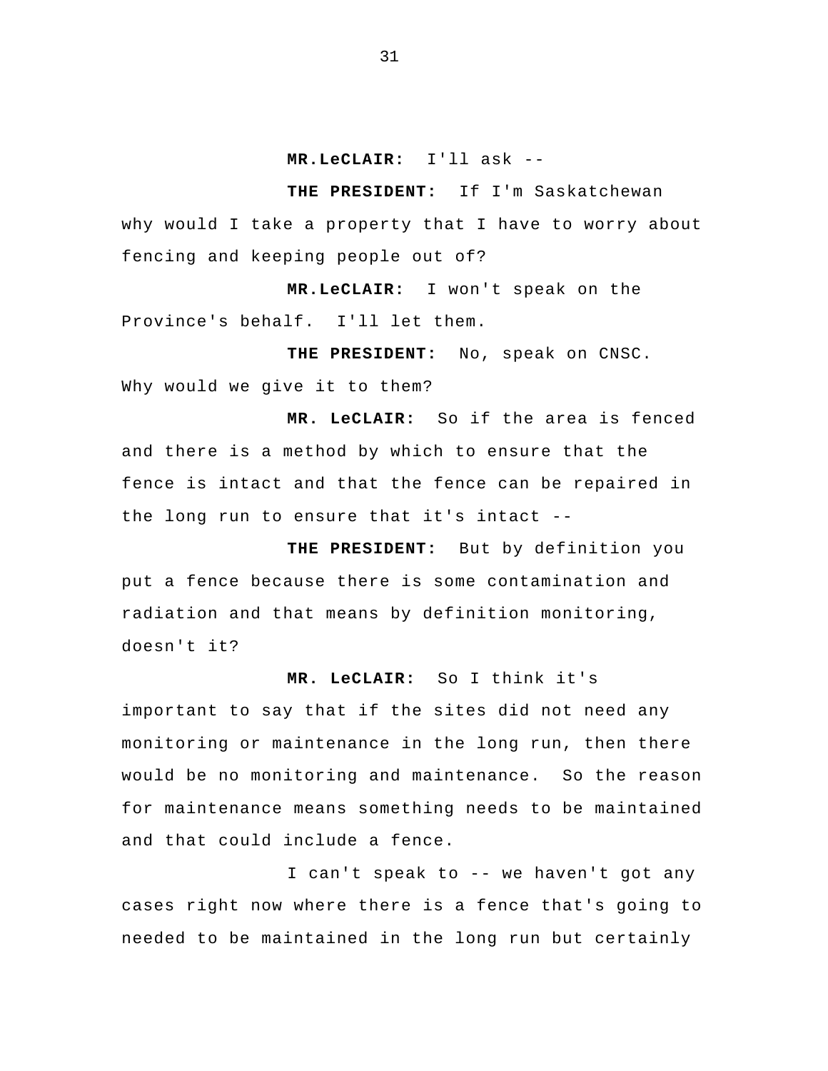**MR.LeCLAIR:** I'll ask --

**THE PRESIDENT:** If I'm Saskatchewan why would I take a property that I have to worry about fencing and keeping people out of?

**MR.LeCLAIR:** I won't speak on the Province's behalf. I'll let them.

**THE PRESIDENT:** No, speak on CNSC. Why would we give it to them?

**MR. LeCLAIR:** So if the area is fenced and there is a method by which to ensure that the fence is intact and that the fence can be repaired in the long run to ensure that it's intact --

**THE PRESIDENT:** But by definition you put a fence because there is some contamination and radiation and that means by definition monitoring, doesn't it?

**MR. LeCLAIR:** So I think it's important to say that if the sites did not need any monitoring or maintenance in the long run, then there would be no monitoring and maintenance. So the reason for maintenance means something needs to be maintained and that could include a fence.

I can't speak to -- we haven't got any cases right now where there is a fence that's going to needed to be maintained in the long run but certainly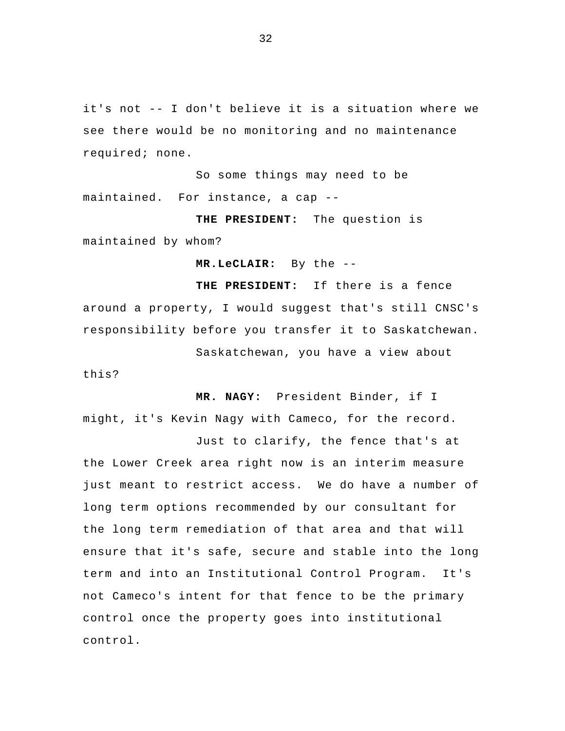it's not -- I don't believe it is a situation where we see there would be no monitoring and no maintenance required; none.

So some things may need to be maintained. For instance, a cap --

**THE PRESIDENT:** The question is maintained by whom?

**MR.LeCLAIR:** By the --

**THE PRESIDENT:** If there is a fence around a property, I would suggest that's still CNSC's responsibility before you transfer it to Saskatchewan.

Saskatchewan, you have a view about this?

**MR. NAGY:** President Binder, if I might, it's Kevin Nagy with Cameco, for the record.

Just to clarify, the fence that's at the Lower Creek area right now is an interim measure just meant to restrict access. We do have a number of long term options recommended by our consultant for the long term remediation of that area and that will ensure that it's safe, secure and stable into the long term and into an Institutional Control Program. It's not Cameco's intent for that fence to be the primary control once the property goes into institutional control.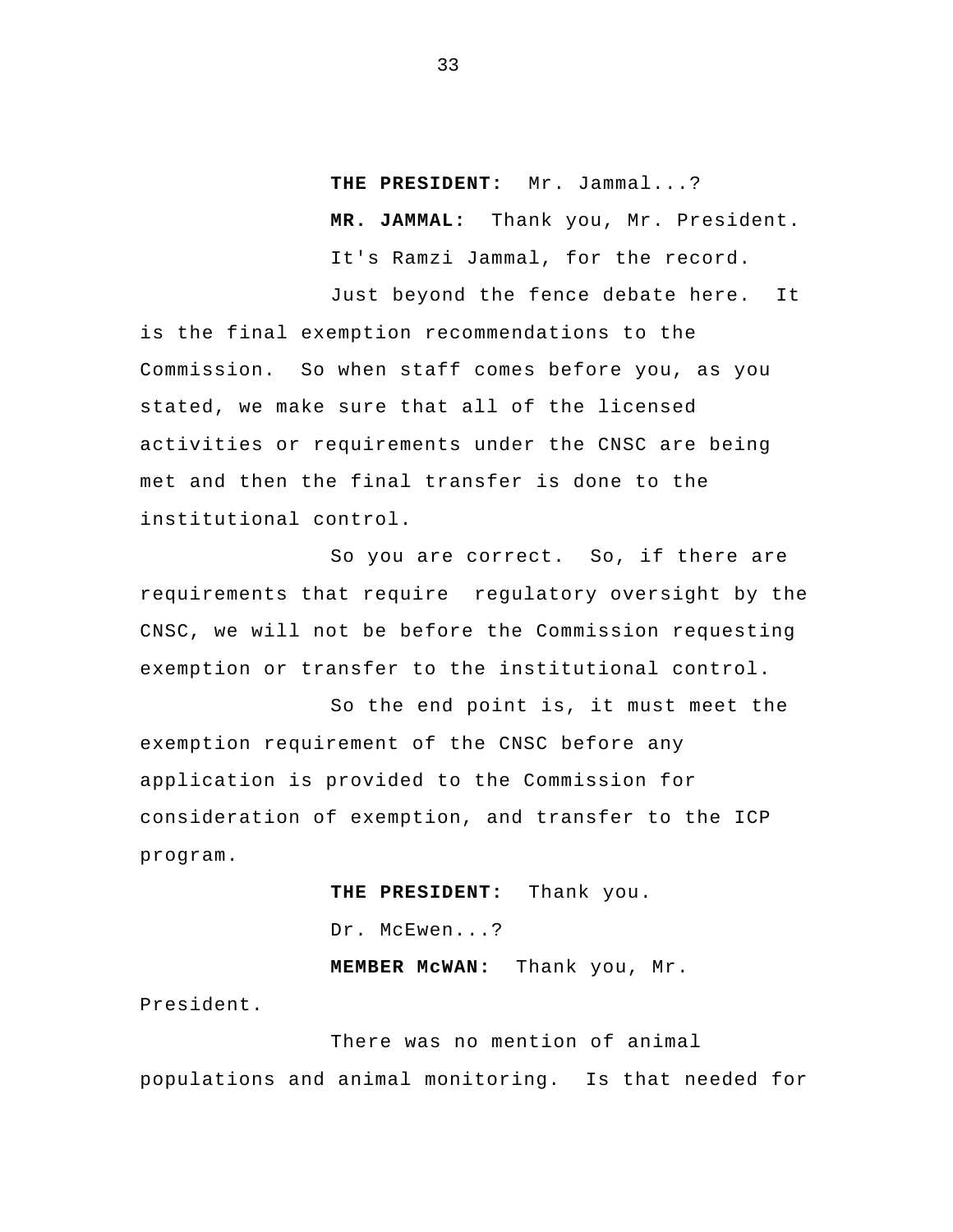**THE PRESIDENT:** Mr. Jammal...?

**MR. JAMMAL:** Thank you, Mr. President.

It's Ramzi Jammal, for the record.

Just beyond the fence debate here. It is the final exemption recommendations to the Commission. So when staff comes before you, as you stated, we make sure that all of the licensed activities or requirements under the CNSC are being met and then the final transfer is done to the institutional control.

So you are correct. So, if there are requirements that require regulatory oversight by the CNSC, we will not be before the Commission requesting exemption or transfer to the institutional control.

So the end point is, it must meet the exemption requirement of the CNSC before any application is provided to the Commission for consideration of exemption, and transfer to the ICP program.

**THE PRESIDENT:** Thank you.

Dr. McEwen...?

**MEMBER McWAN:** Thank you, Mr. President.

There was no mention of animal populations and animal monitoring. Is that needed for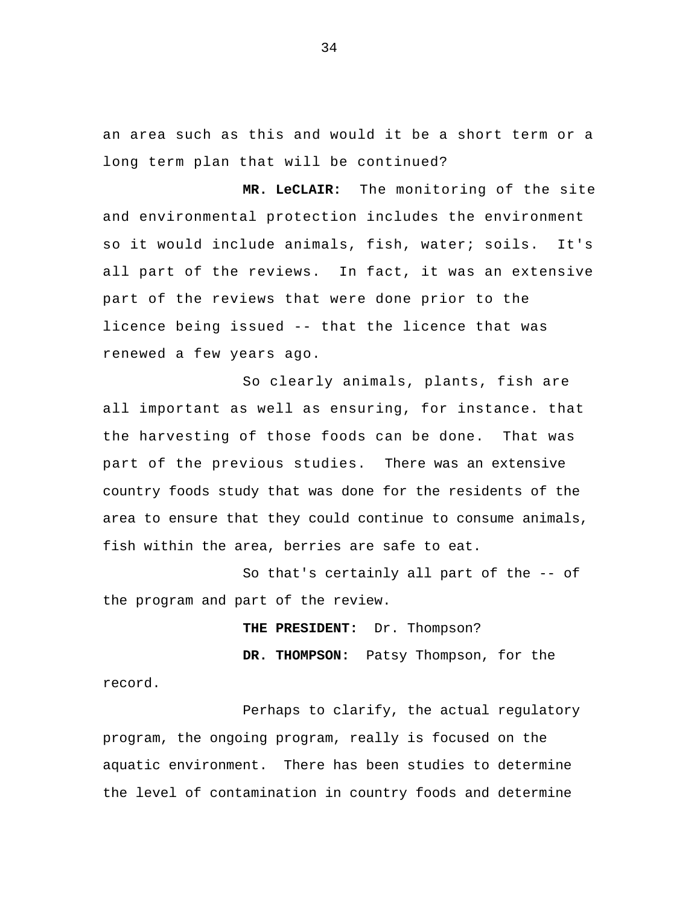an area such as this and would it be a short term or a long term plan that will be continued?

**MR. LeCLAIR:** The monitoring of the site and environmental protection includes the environment so it would include animals, fish, water; soils. It's all part of the reviews. In fact, it was an extensive part of the reviews that were done prior to the licence being issued -- that the licence that was renewed a few years ago.

So clearly animals, plants, fish are all important as well as ensuring, for instance. that the harvesting of those foods can be done. That was part of the previous studies. There was an extensive country foods study that was done for the residents of the area to ensure that they could continue to consume animals, fish within the area, berries are safe to eat.

So that's certainly all part of the -- of the program and part of the review.

**THE PRESIDENT:** Dr. Thompson?

**DR. THOMPSON:** Patsy Thompson, for the record.

Perhaps to clarify, the actual regulatory program, the ongoing program, really is focused on the aquatic environment. There has been studies to determine the level of contamination in country foods and determine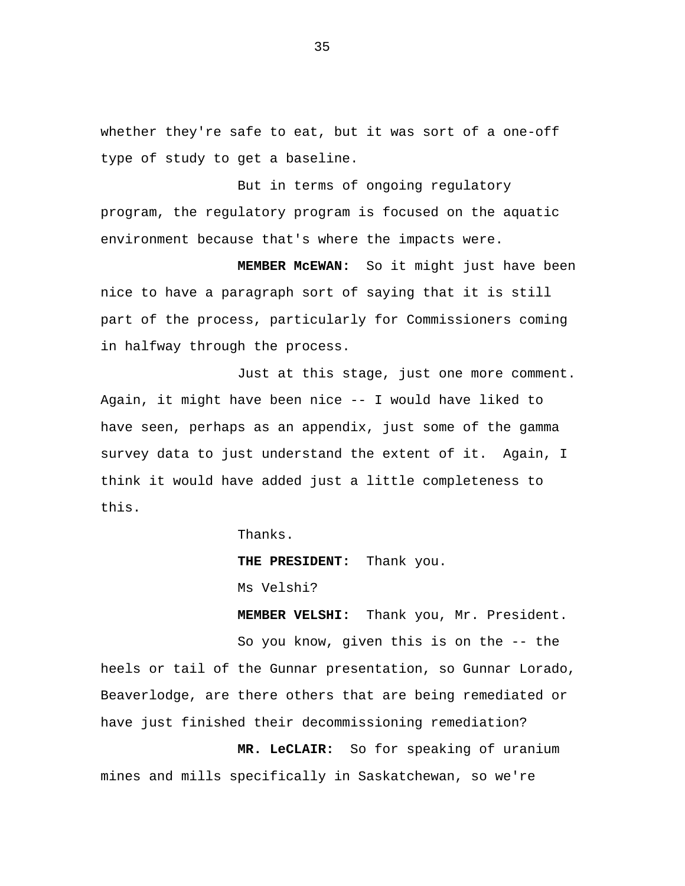whether they're safe to eat, but it was sort of a one-off type of study to get a baseline.

But in terms of ongoing regulatory program, the regulatory program is focused on the aquatic environment because that's where the impacts were.

**MEMBER McEWAN:** So it might just have been nice to have a paragraph sort of saying that it is still part of the process, particularly for Commissioners coming in halfway through the process.

Just at this stage, just one more comment. Again, it might have been nice -- I would have liked to have seen, perhaps as an appendix, just some of the gamma survey data to just understand the extent of it. Again, I think it would have added just a little completeness to this.

Thanks.

**THE PRESIDENT:** Thank you.

Ms Velshi?

**MEMBER VELSHI:** Thank you, Mr. President.

So you know, given this is on the -- the heels or tail of the Gunnar presentation, so Gunnar Lorado, Beaverlodge, are there others that are being remediated or have just finished their decommissioning remediation?

**MR. LeCLAIR:** So for speaking of uranium mines and mills specifically in Saskatchewan, so we're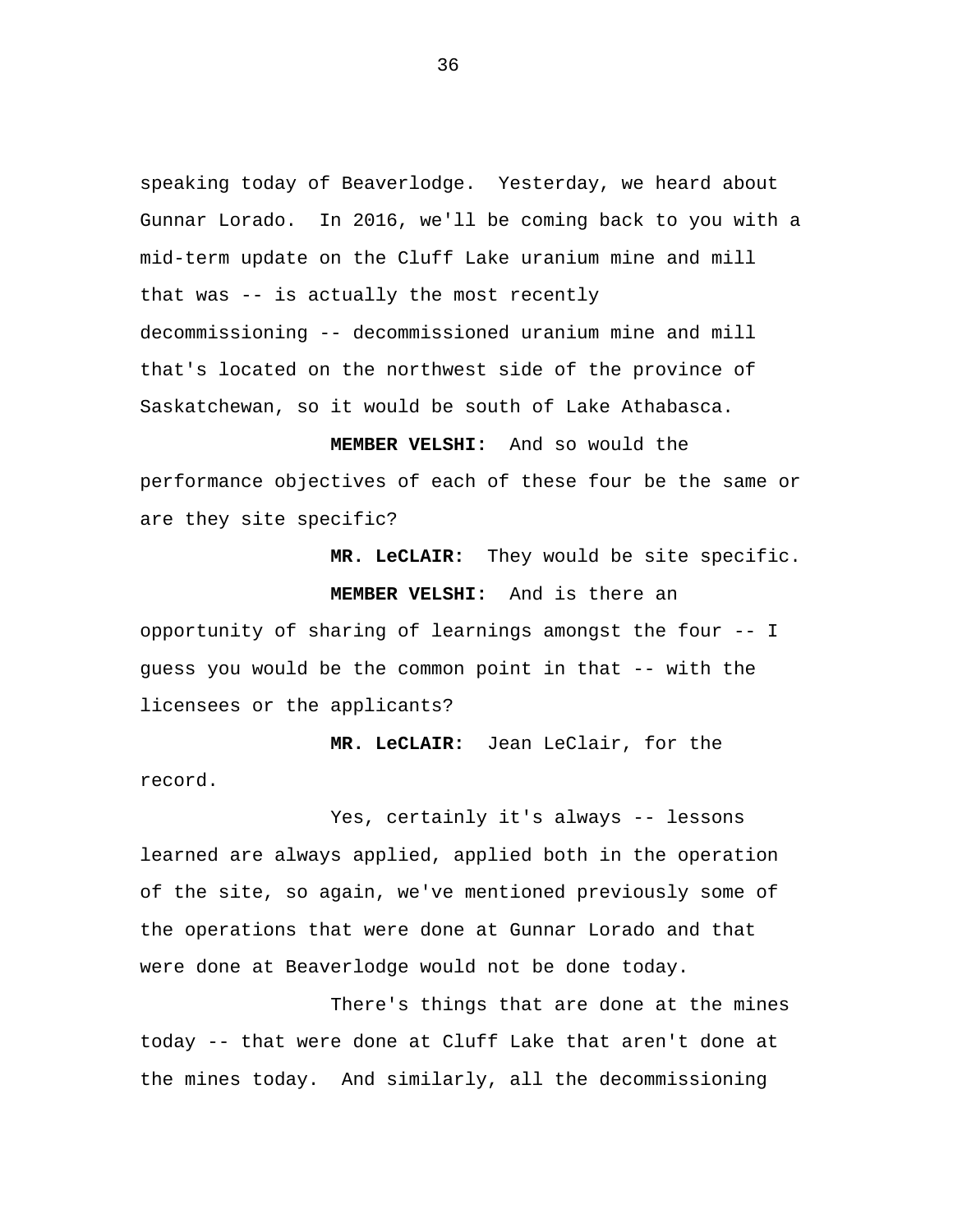speaking today of Beaverlodge. Yesterday, we heard about Gunnar Lorado. In 2016, we'll be coming back to you with a mid-term update on the Cluff Lake uranium mine and mill that was -- is actually the most recently decommissioning -- decommissioned uranium mine and mill that's located on the northwest side of the province of Saskatchewan, so it would be south of Lake Athabasca.

**MEMBER VELSHI:** And so would the performance objectives of each of these four be the same or are they site specific?

**MR. LeCLAIR:** They would be site specific.

**MEMBER VELSHI:** And is there an opportunity of sharing of learnings amongst the four -- I guess you would be the common point in that -- with the licensees or the applicants?

**MR. LeCLAIR:** Jean LeClair, for the record.

Yes, certainly it's always -- lessons learned are always applied, applied both in the operation of the site, so again, we've mentioned previously some of the operations that were done at Gunnar Lorado and that were done at Beaverlodge would not be done today.

There's things that are done at the mines today -- that were done at Cluff Lake that aren't done at the mines today. And similarly, all the decommissioning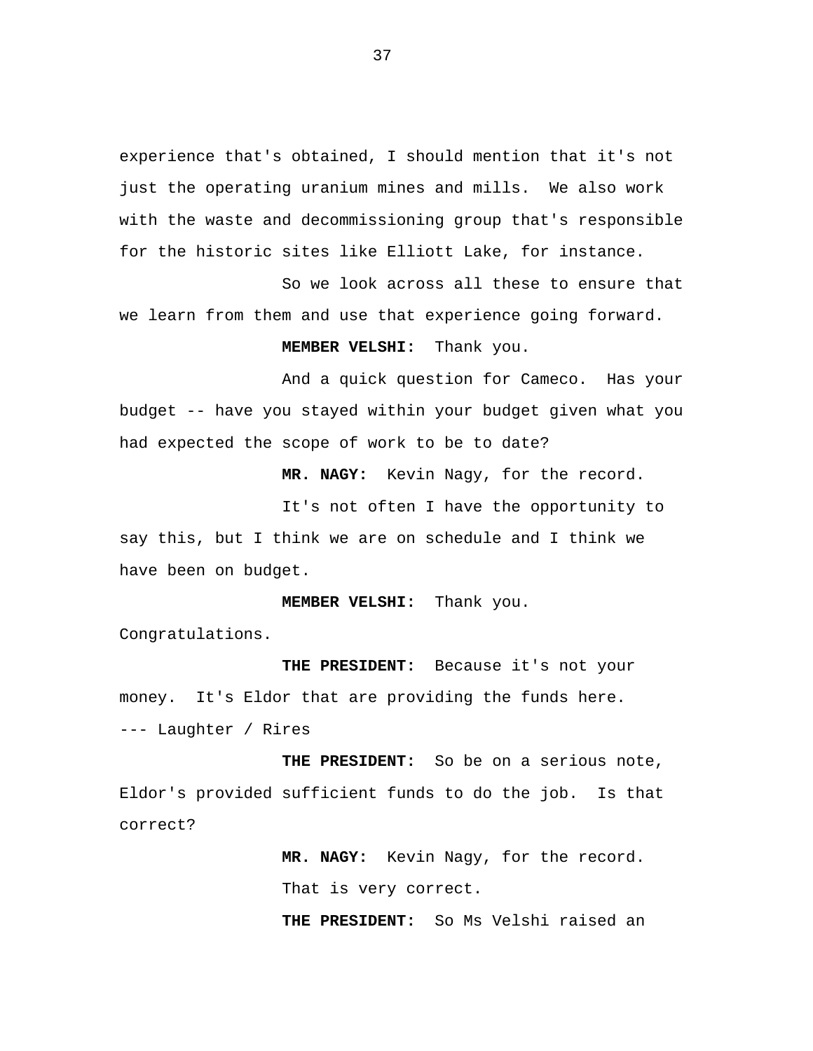experience that's obtained, I should mention that it's not just the operating uranium mines and mills. We also work with the waste and decommissioning group that's responsible for the historic sites like Elliott Lake, for instance.

So we look across all these to ensure that we learn from them and use that experience going forward.

**MEMBER VELSHI:** Thank you.

And a quick question for Cameco. Has your budget -- have you stayed within your budget given what you had expected the scope of work to be to date?

**MR. NAGY:** Kevin Nagy, for the record.

It's not often I have the opportunity to say this, but I think we are on schedule and I think we have been on budget.

**MEMBER VELSHI:** Thank you. Congratulations.

**THE PRESIDENT:** Because it's not your money. It's Eldor that are providing the funds here.

--- Laughter / Rires

**THE PRESIDENT:** So be on a serious note, Eldor's provided sufficient funds to do the job. Is that correct?

**MR. NAGY:** Kevin Nagy, for the record.

That is very correct.

**THE PRESIDENT:** So Ms Velshi raised an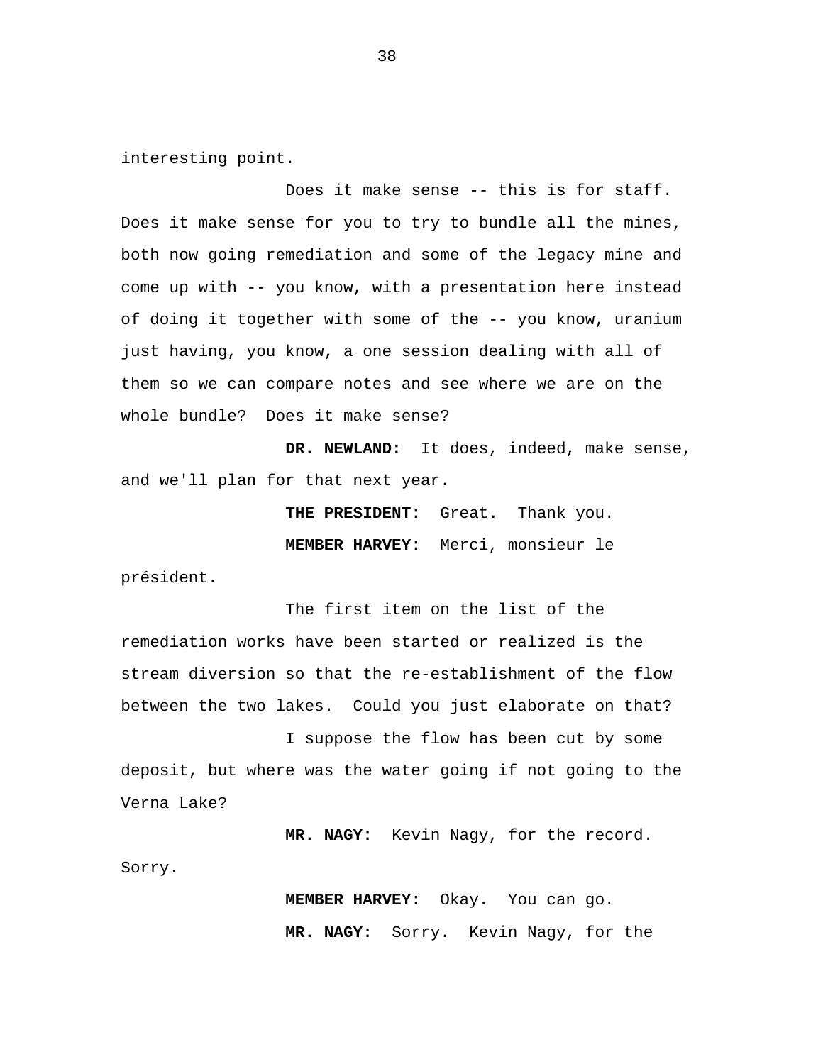interesting point.

Does it make sense -- this is for staff. Does it make sense for you to try to bundle all the mines, both now going remediation and some of the legacy mine and come up with -- you know, with a presentation here instead of doing it together with some of the -- you know, uranium just having, you know, a one session dealing with all of them so we can compare notes and see where we are on the whole bundle? Does it make sense?

**DR. NEWLAND:** It does, indeed, make sense, and we'll plan for that next year.

**THE PRESIDENT:** Great. Thank you.

**MEMBER HARVEY:** Merci, monsieur le président.

The first item on the list of the remediation works have been started or realized is the stream diversion so that the re-establishment of the flow between the two lakes. Could you just elaborate on that?

I suppose the flow has been cut by some deposit, but where was the water going if not going to the Verna Lake?

**MR. NAGY:** Kevin Nagy, for the record. Sorry.

**MEMBER HARVEY:** Okay. You can go.

**MR. NAGY:** Sorry. Kevin Nagy, for the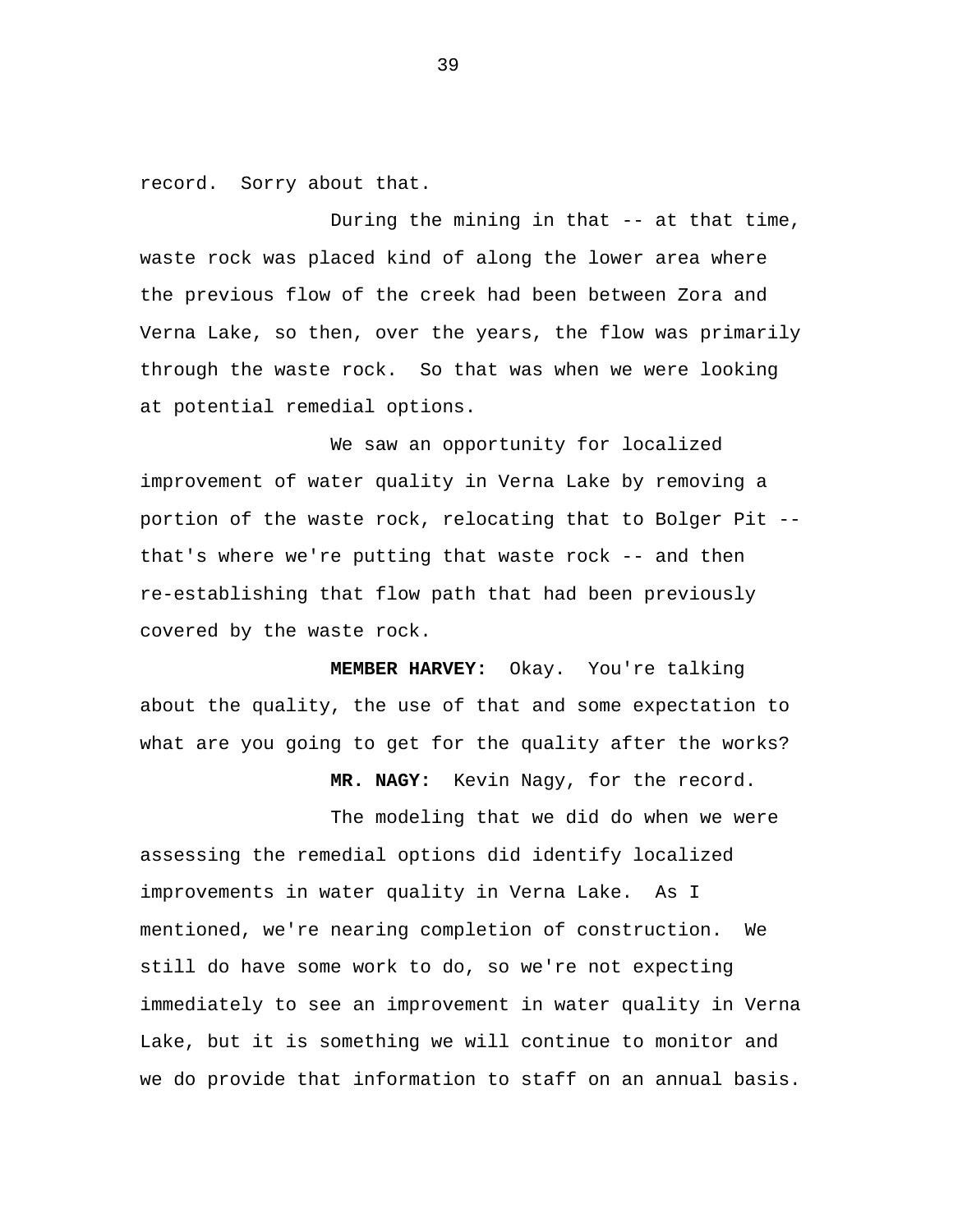record.  Sorry about that.

During the mining in that -- at that time, waste rock was placed kind of along the lower area where the previous flow of the creek had been between Zora and Verna Lake, so then, over the years, the flow was primarily through the waste rock.  So that was when we were looking at potential remedial options.

We saw an opportunity for localized improvement of water quality in Verna Lake by removing a portion of the waste rock, relocating that to Bolger Pit -- that's where we're putting that waste rock -- and then re-establishing that flow path that had been previously covered by the waste rock.

**MEMBER HARVEY:**  Okay.  You're talking about the quality, the use of that and some expectation to what are you going to get for the quality after the works?

**MR. NAGY:**  Kevin Nagy, for the record.

The modeling that we did do when we were assessing the remedial options did identify localized improvements in water quality in Verna Lake.  As I mentioned, we're nearing completion of construction.  We still do have some work to do, so we're not expecting immediately to see an improvement in water quality in Verna Lake, but it is something we will continue to monitor and we do provide that information to staff on an annual basis.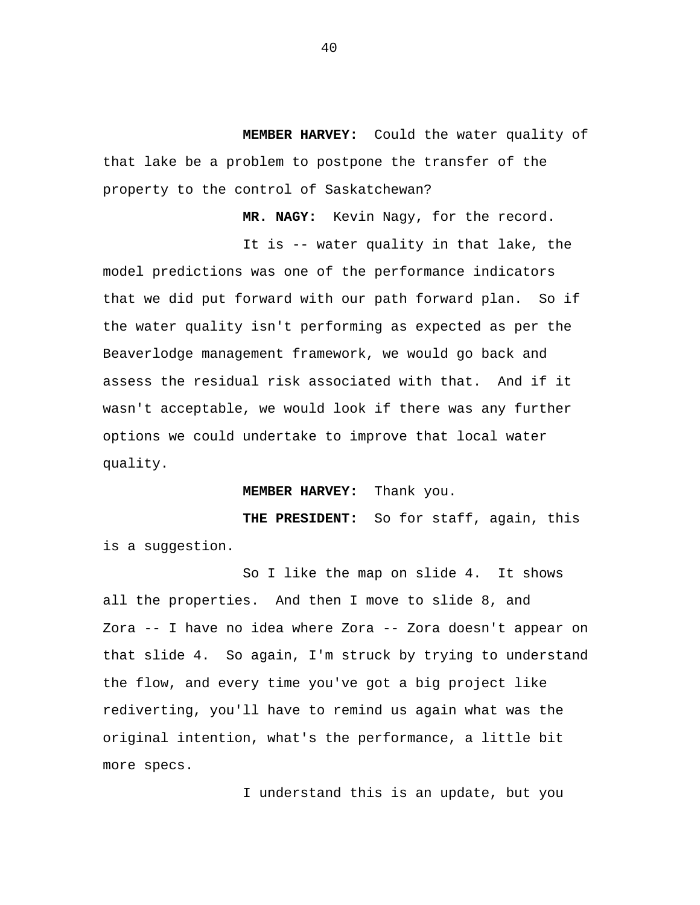**MEMBER HARVEY:** Could the water quality of that lake be a problem to postpone the transfer of the property to the control of Saskatchewan?

**MR. NAGY:** Kevin Nagy, for the record.

It is -- water quality in that lake, the model predictions was one of the performance indicators that we did put forward with our path forward plan. So if the water quality isn't performing as expected as per the Beaverlodge management framework, we would go back and assess the residual risk associated with that. And if it wasn't acceptable, we would look if there was any further options we could undertake to improve that local water quality.

**MEMBER HARVEY:** Thank you.

**THE PRESIDENT:** So for staff, again, this is a suggestion.

So I like the map on slide 4. It shows all the properties. And then I move to slide 8, and Zora -- I have no idea where Zora -- Zora doesn't appear on that slide 4. So again, I'm struck by trying to understand the flow, and every time you've got a big project like rediverting, you'll have to remind us again what was the original intention, what's the performance, a little bit more specs.

I understand this is an update, but you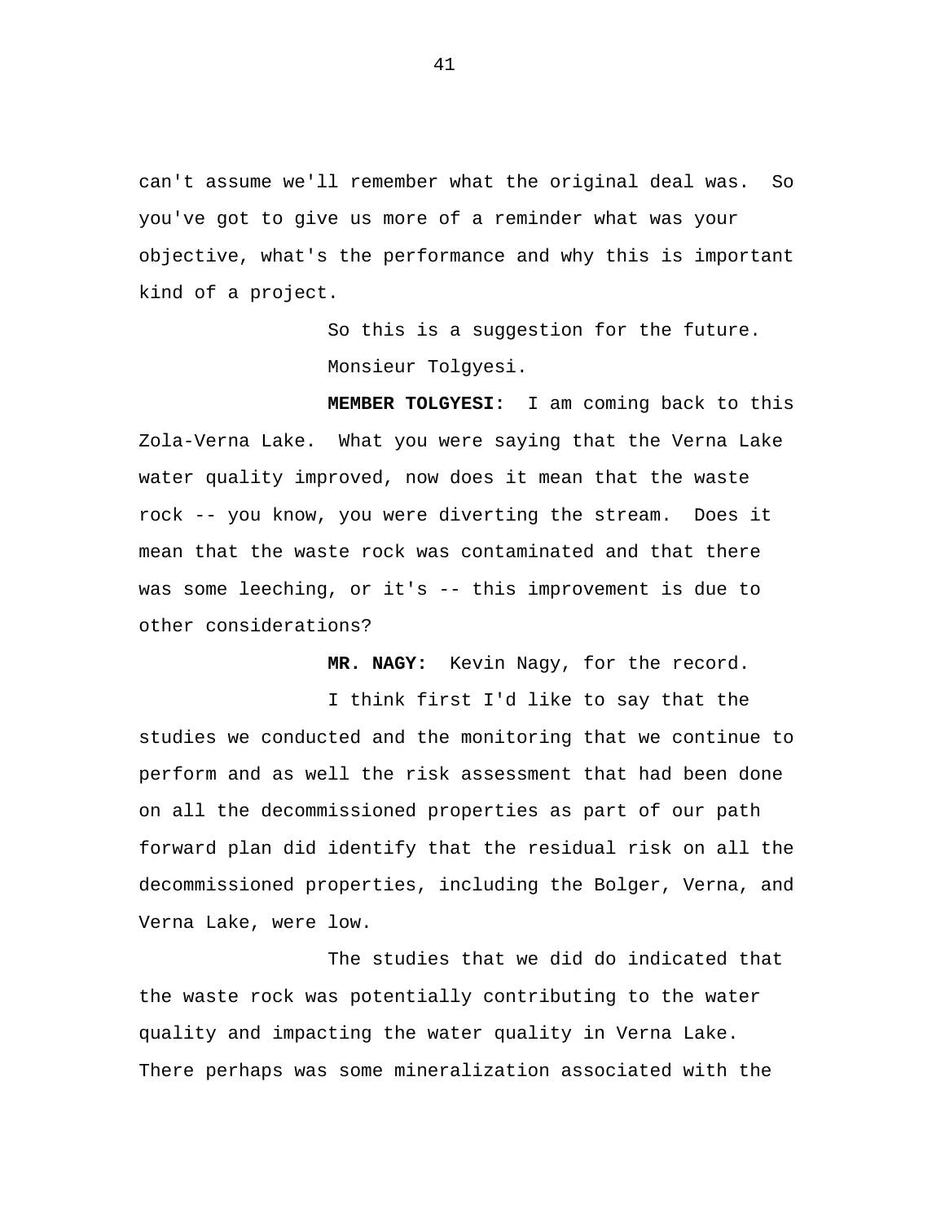can't assume we'll remember what the original deal was.  So you've got to give us more of a reminder what was your objective, what's the performance and why this is important kind of a project.

So this is a suggestion for the future.

Monsieur Tolgyesi.

**MEMBER TOLGYESI:**  I am coming back to this Zola-Verna Lake.  What you were saying that the Verna Lake water quality improved, now does it mean that the waste rock -- you know, you were diverting the stream.  Does it mean that the waste rock was contaminated and that there was some leeching, or it's -- this improvement is due to other considerations?

**MR. NAGY:**  Kevin Nagy, for the record.

I think first I'd like to say that the studies we conducted and the monitoring that we continue to perform and as well the risk assessment that had been done on all the decommissioned properties as part of our path forward plan did identify that the residual risk on all the decommissioned properties, including the Bolger, Verna, and Verna Lake, were low.

The studies that we did do indicated that the waste rock was potentially contributing to the water quality and impacting the water quality in Verna Lake. There perhaps was some mineralization associated with the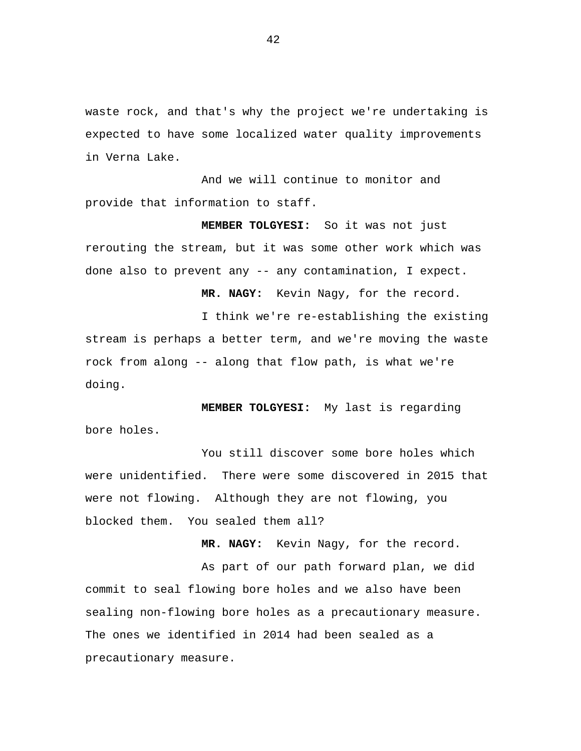waste rock, and that's why the project we're undertaking is expected to have some localized water quality improvements in Verna Lake.

And we will continue to monitor and provide that information to staff.

**MEMBER TOLGYESI:** So it was not just rerouting the stream, but it was some other work which was done also to prevent any -- any contamination, I expect.

**MR. NAGY:** Kevin Nagy, for the record.

I think we're re-establishing the existing stream is perhaps a better term, and we're moving the waste rock from along -- along that flow path, is what we're doing.

**MEMBER TOLGYESI:** My last is regarding bore holes.

You still discover some bore holes which were unidentified. There were some discovered in 2015 that were not flowing. Although they are not flowing, you blocked them. You sealed them all?

**MR. NAGY:** Kevin Nagy, for the record.

As part of our path forward plan, we did commit to seal flowing bore holes and we also have been sealing non-flowing bore holes as a precautionary measure. The ones we identified in 2014 had been sealed as a precautionary measure.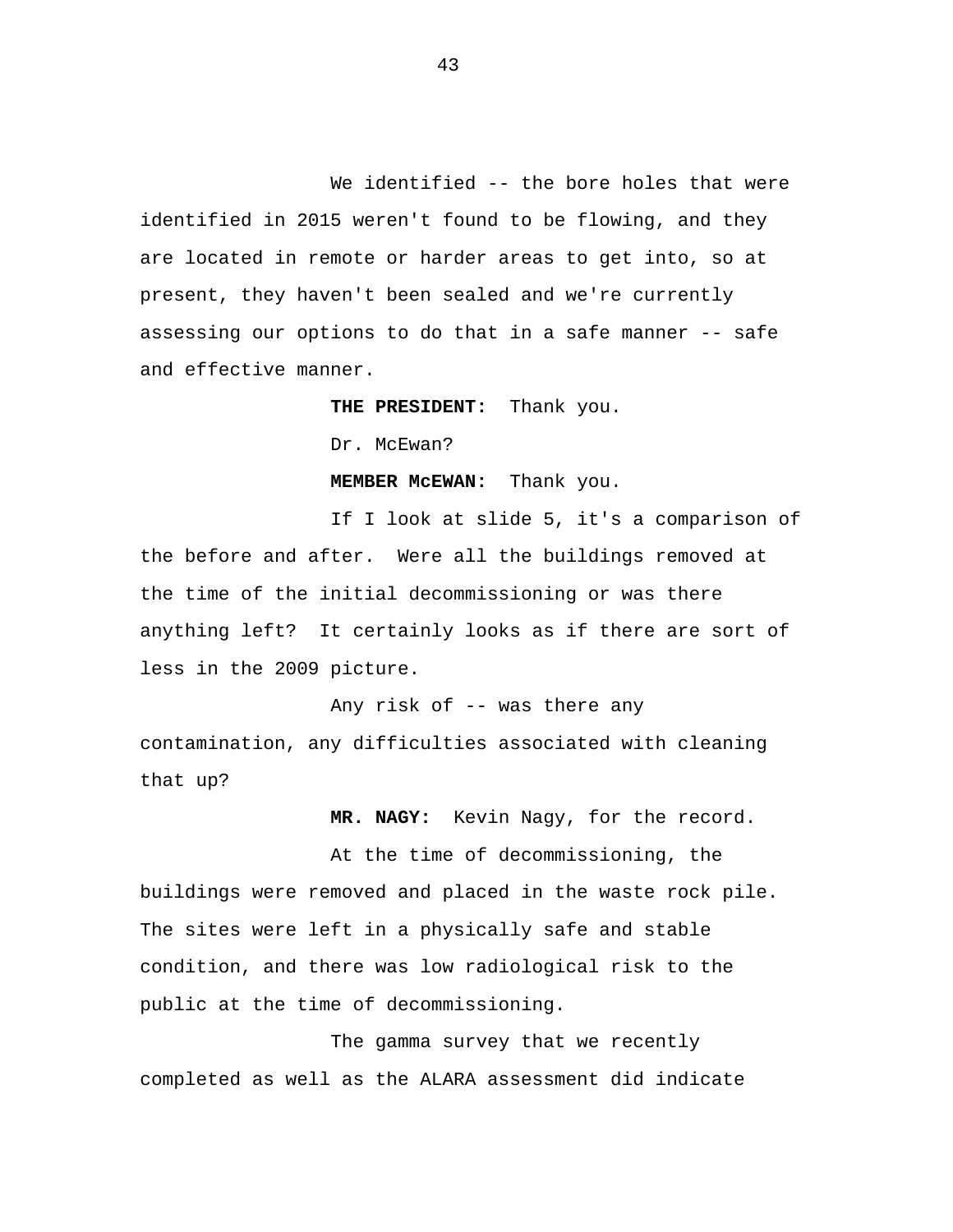We identified -- the bore holes that were identified in 2015 weren't found to be flowing, and they are located in remote or harder areas to get into, so at present, they haven't been sealed and we're currently assessing our options to do that in a safe manner -- safe and effective manner.

**THE PRESIDENT:** Thank you.

Dr. McEwan?

**MEMBER McEWAN:** Thank you.

If I look at slide 5, it's a comparison of the before and after. Were all the buildings removed at the time of the initial decommissioning or was there anything left? It certainly looks as if there are sort of less in the 2009 picture.

Any risk of -- was there any contamination, any difficulties associated with cleaning that up?

**MR. NAGY:** Kevin Nagy, for the record.

At the time of decommissioning, the buildings were removed and placed in the waste rock pile. The sites were left in a physically safe and stable condition, and there was low radiological risk to the public at the time of decommissioning.

The gamma survey that we recently completed as well as the ALARA assessment did indicate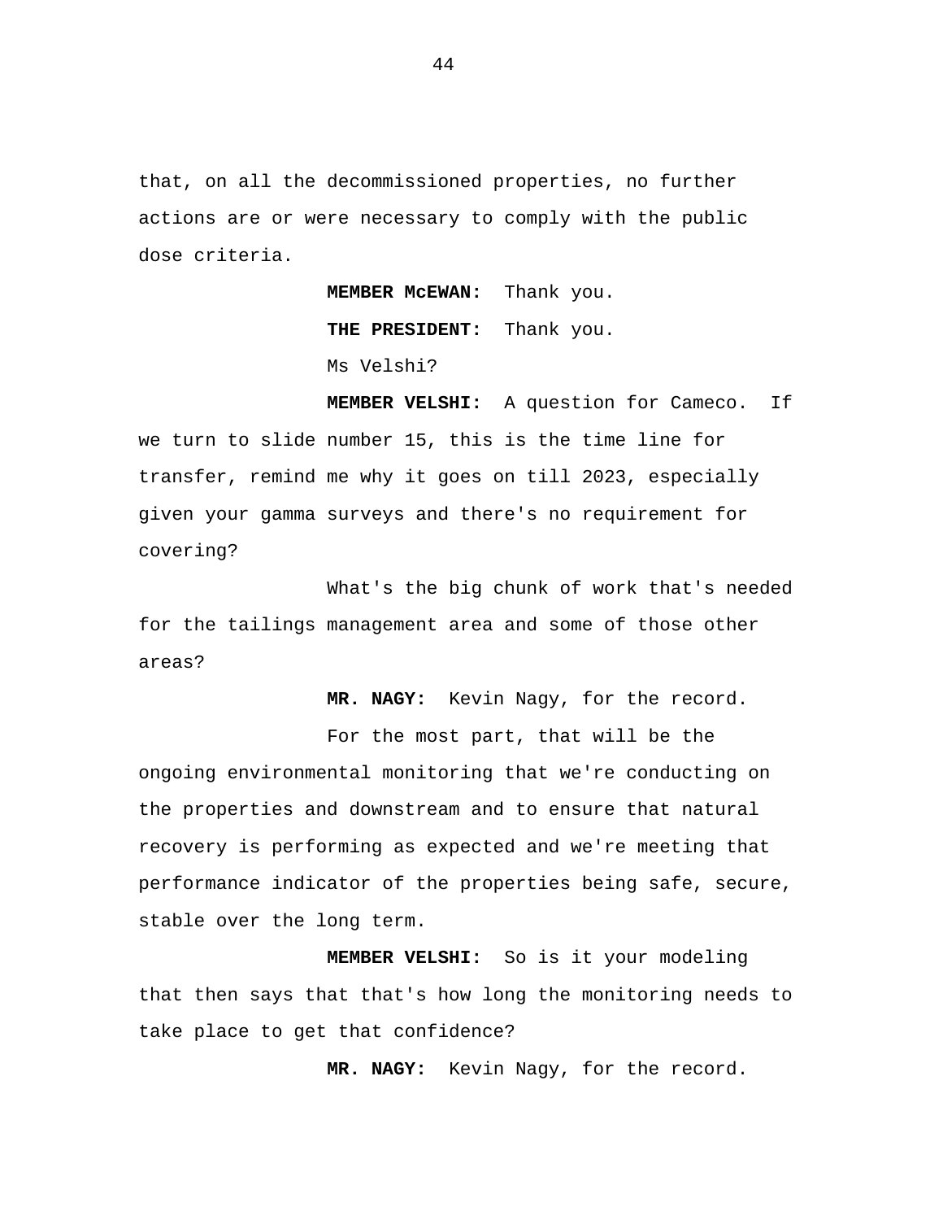that, on all the decommissioned properties, no further actions are or were necessary to comply with the public dose criteria.

**MEMBER McEWAN:** Thank you.

**THE PRESIDENT:** Thank you.

Ms Velshi?

**MEMBER VELSHI:** A question for Cameco. If we turn to slide number 15, this is the time line for transfer, remind me why it goes on till 2023, especially given your gamma surveys and there's no requirement for covering?

What's the big chunk of work that's needed for the tailings management area and some of those other areas?

**MR. NAGY:** Kevin Nagy, for the record.

For the most part, that will be the ongoing environmental monitoring that we're conducting on the properties and downstream and to ensure that natural recovery is performing as expected and we're meeting that performance indicator of the properties being safe, secure, stable over the long term.

**MEMBER VELSHI:** So is it your modeling that then says that that's how long the monitoring needs to take place to get that confidence?

**MR. NAGY:** Kevin Nagy, for the record.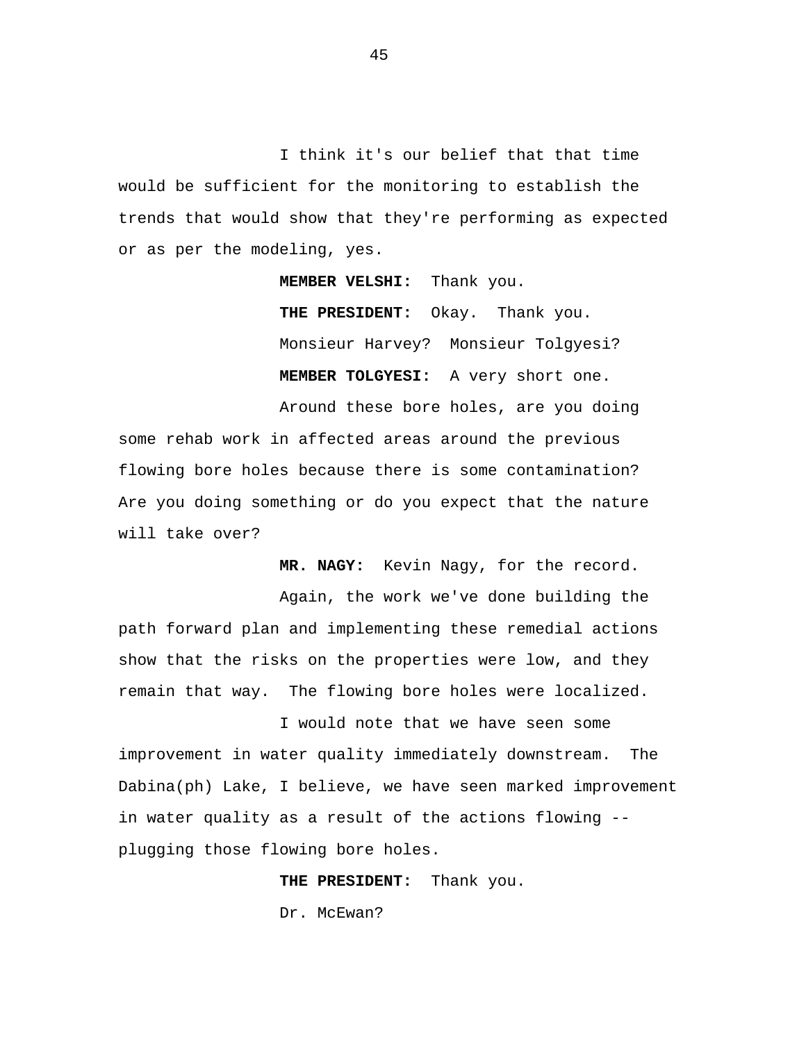I think it's our belief that that time would be sufficient for the monitoring to establish the trends that would show that they're performing as expected or as per the modeling, yes.

**MEMBER VELSHI:** Thank you.

**THE PRESIDENT:** Okay. Thank you.

Monsieur Harvey? Monsieur Tolgyesi?

**MEMBER TOLGYESI:** A very short one.

Around these bore holes, are you doing some rehab work in affected areas around the previous flowing bore holes because there is some contamination? Are you doing something or do you expect that the nature will take over?

**MR. NAGY:** Kevin Nagy, for the record.

Again, the work we've done building the path forward plan and implementing these remedial actions show that the risks on the properties were low, and they remain that way. The flowing bore holes were localized.

I would note that we have seen some improvement in water quality immediately downstream. The Dabina(ph) Lake, I believe, we have seen marked improvement in water quality as a result of the actions flowing -- plugging those flowing bore holes.

**THE PRESIDENT:** Thank you.

Dr. McEwan?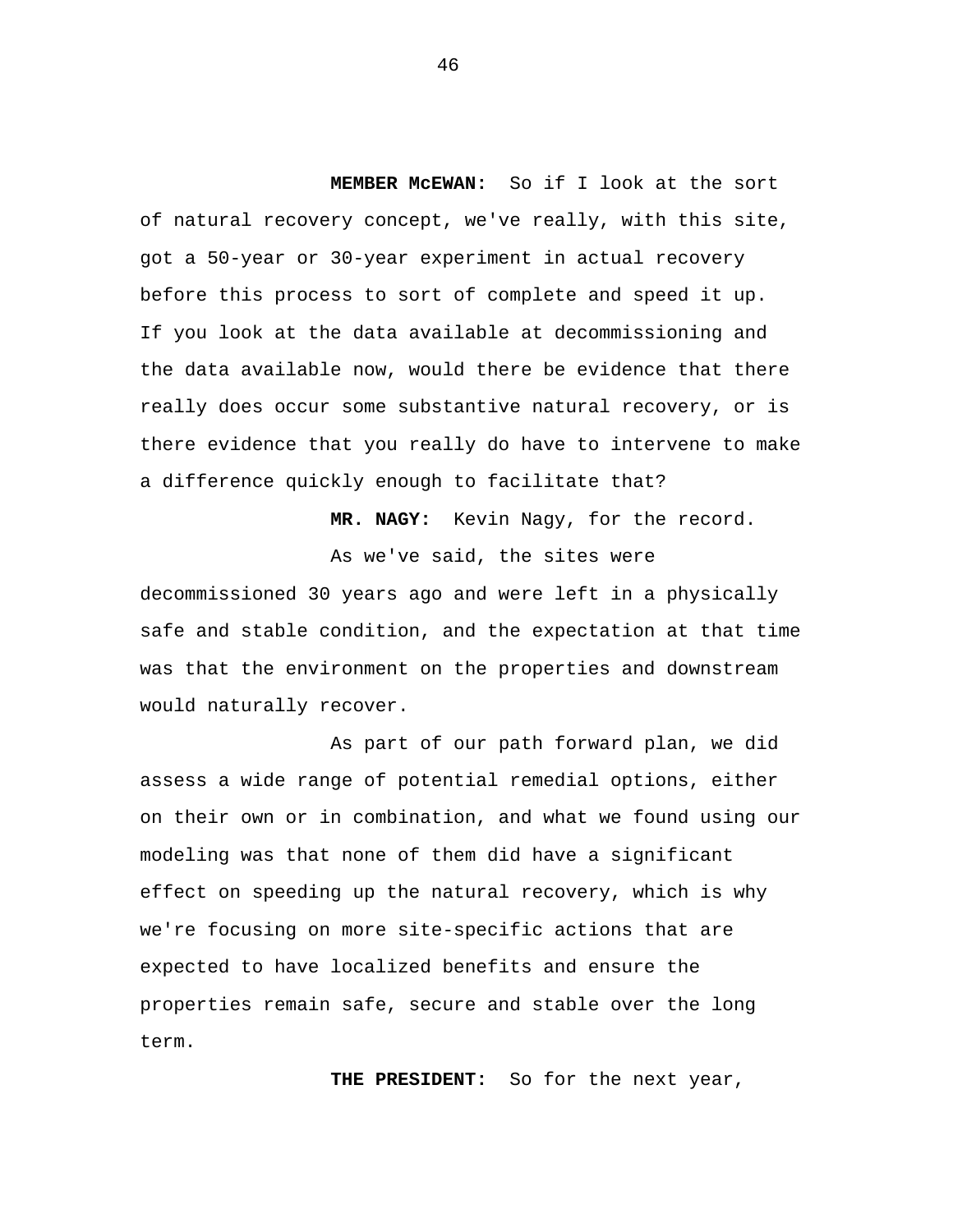**MEMBER McEWAN:** So if I look at the sort of natural recovery concept, we've really, with this site, got a 50-year or 30-year experiment in actual recovery before this process to sort of complete and speed it up. If you look at the data available at decommissioning and the data available now, would there be evidence that there really does occur some substantive natural recovery, or is there evidence that you really do have to intervene to make a difference quickly enough to facilitate that?

**MR. NAGY:** Kevin Nagy, for the record.

As we've said, the sites were decommissioned 30 years ago and were left in a physically safe and stable condition, and the expectation at that time was that the environment on the properties and downstream would naturally recover.

As part of our path forward plan, we did assess a wide range of potential remedial options, either on their own or in combination, and what we found using our modeling was that none of them did have a significant effect on speeding up the natural recovery, which is why we're focusing on more site-specific actions that are expected to have localized benefits and ensure the properties remain safe, secure and stable over the long term.

**THE PRESIDENT:** So for the next year,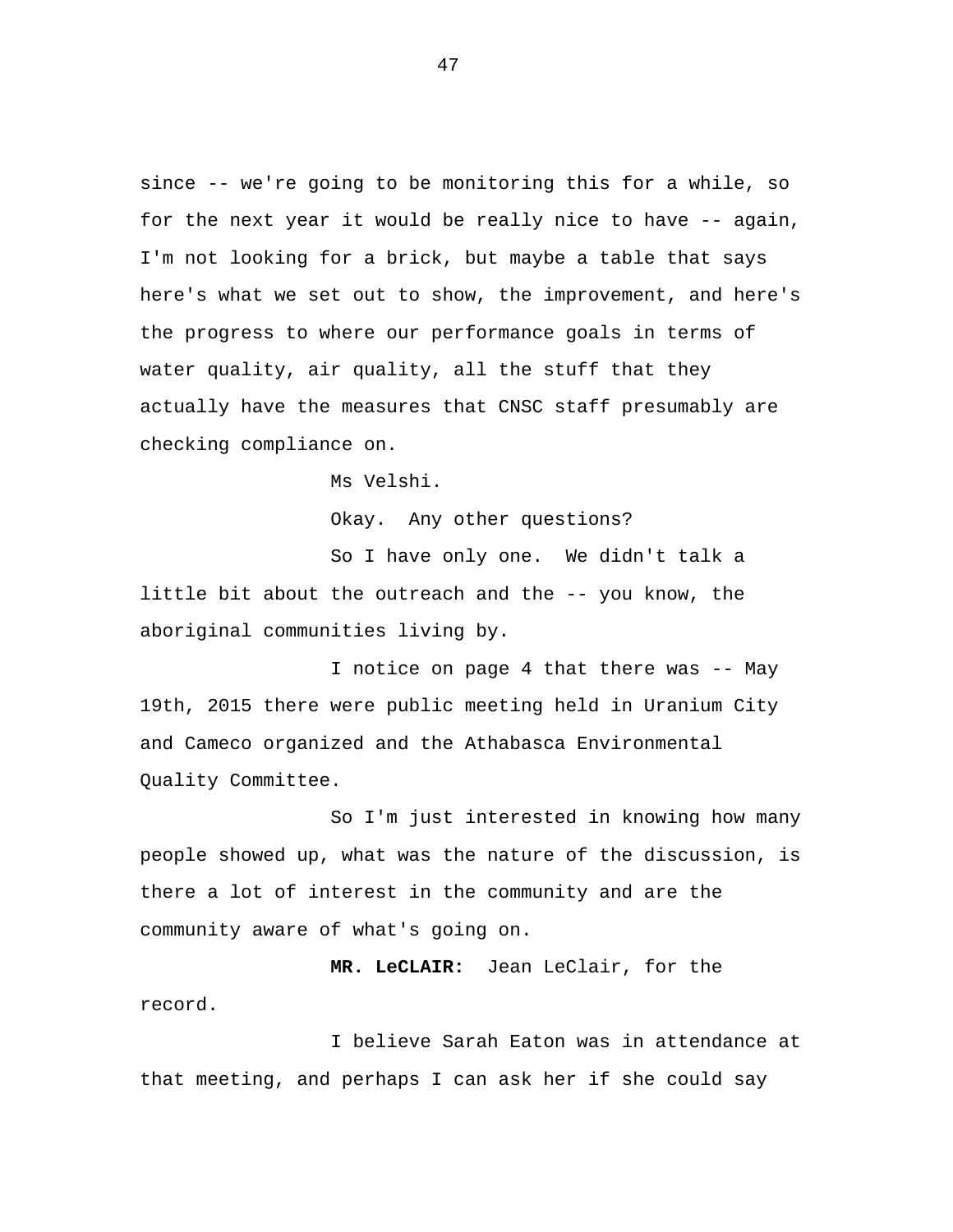since -- we're going to be monitoring this for a while, so for the next year it would be really nice to have -- again, I'm not looking for a brick, but maybe a table that says here's what we set out to show, the improvement, and here's the progress to where our performance goals in terms of water quality, air quality, all the stuff that they actually have the measures that CNSC staff presumably are checking compliance on.

Ms Velshi.

Okay. Any other questions?

So I have only one. We didn't talk a little bit about the outreach and the -- you know, the aboriginal communities living by.

I notice on page 4 that there was -- May 19th, 2015 there were public meeting held in Uranium City and Cameco organized and the Athabasca Environmental Quality Committee.

So I'm just interested in knowing how many people showed up, what was the nature of the discussion, is there a lot of interest in the community and are the community aware of what's going on.

**MR. LeCLAIR:** Jean LeClair, for the record.

I believe Sarah Eaton was in attendance at that meeting, and perhaps I can ask her if she could say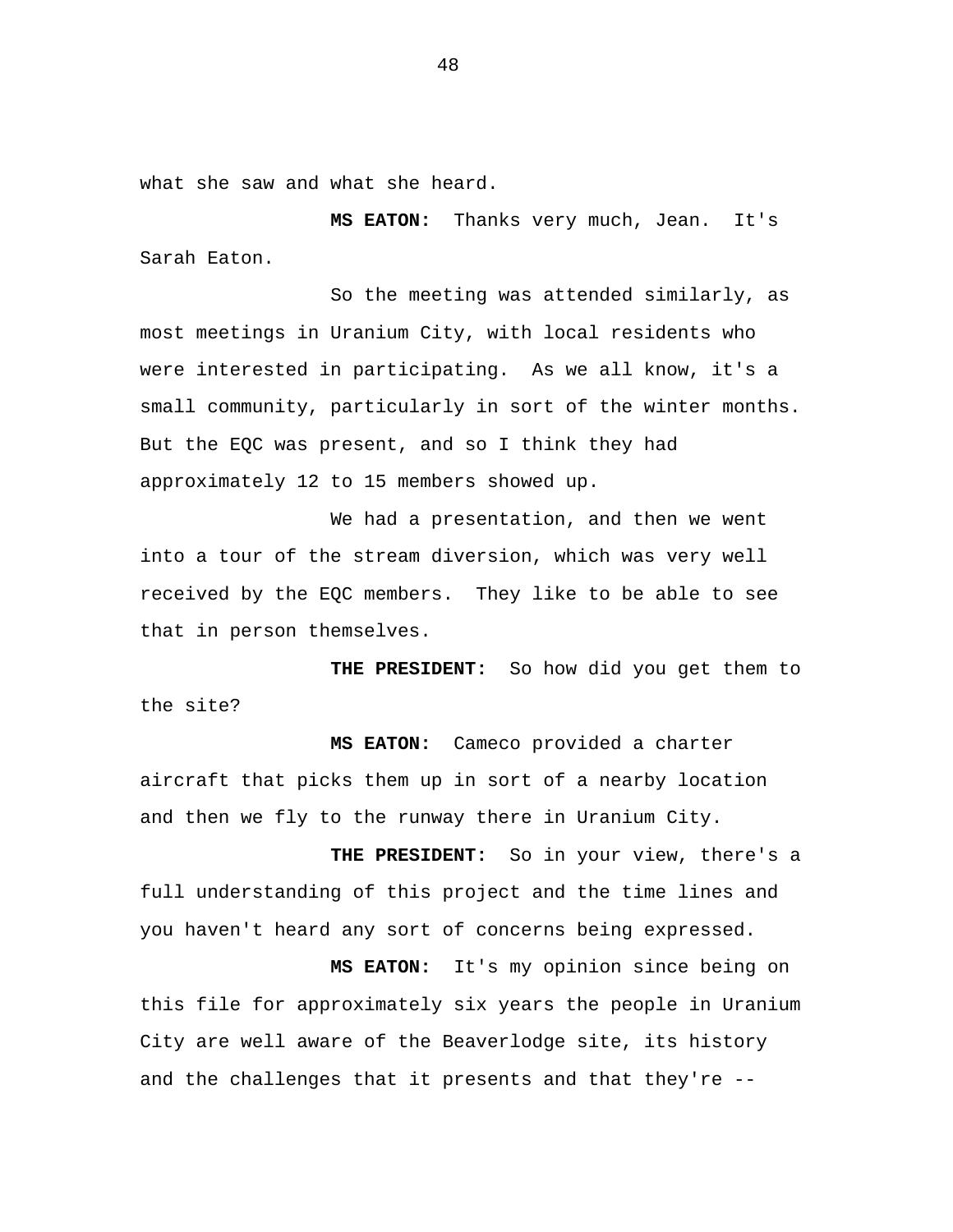what she saw and what she heard.

**MS EATON:** Thanks very much, Jean. It's Sarah Eaton.

So the meeting was attended similarly, as most meetings in Uranium City, with local residents who were interested in participating. As we all know, it's a small community, particularly in sort of the winter months. But the EQC was present, and so I think they had approximately 12 to 15 members showed up.

We had a presentation, and then we went into a tour of the stream diversion, which was very well received by the EQC members. They like to be able to see that in person themselves.

**THE PRESIDENT:** So how did you get them to the site?

**MS EATON:** Cameco provided a charter aircraft that picks them up in sort of a nearby location and then we fly to the runway there in Uranium City.

**THE PRESIDENT:** So in your view, there's a full understanding of this project and the time lines and you haven't heard any sort of concerns being expressed.

**MS EATON:** It's my opinion since being on this file for approximately six years the people in Uranium City are well aware of the Beaverlodge site, its history and the challenges that it presents and that they're --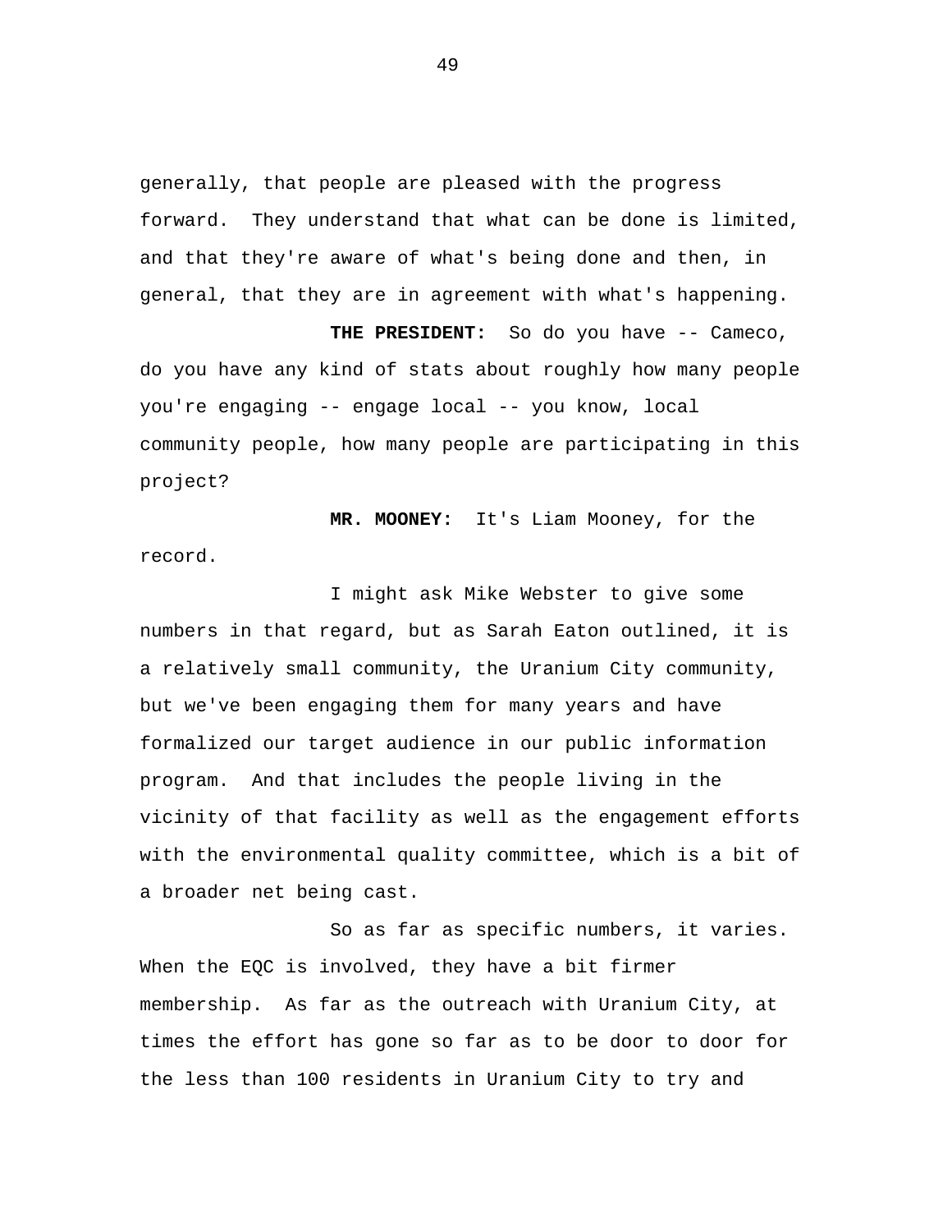generally, that people are pleased with the progress forward. They understand that what can be done is limited, and that they're aware of what's being done and then, in general, that they are in agreement with what's happening.

**THE PRESIDENT:** So do you have -- Cameco, do you have any kind of stats about roughly how many people you're engaging -- engage local -- you know, local community people, how many people are participating in this project?

**MR. MOONEY:** It's Liam Mooney, for the record.

I might ask Mike Webster to give some numbers in that regard, but as Sarah Eaton outlined, it is a relatively small community, the Uranium City community, but we've been engaging them for many years and have formalized our target audience in our public information program. And that includes the people living in the vicinity of that facility as well as the engagement efforts with the environmental quality committee, which is a bit of a broader net being cast.

So as far as specific numbers, it varies. When the EQC is involved, they have a bit firmer membership. As far as the outreach with Uranium City, at times the effort has gone so far as to be door to door for the less than 100 residents in Uranium City to try and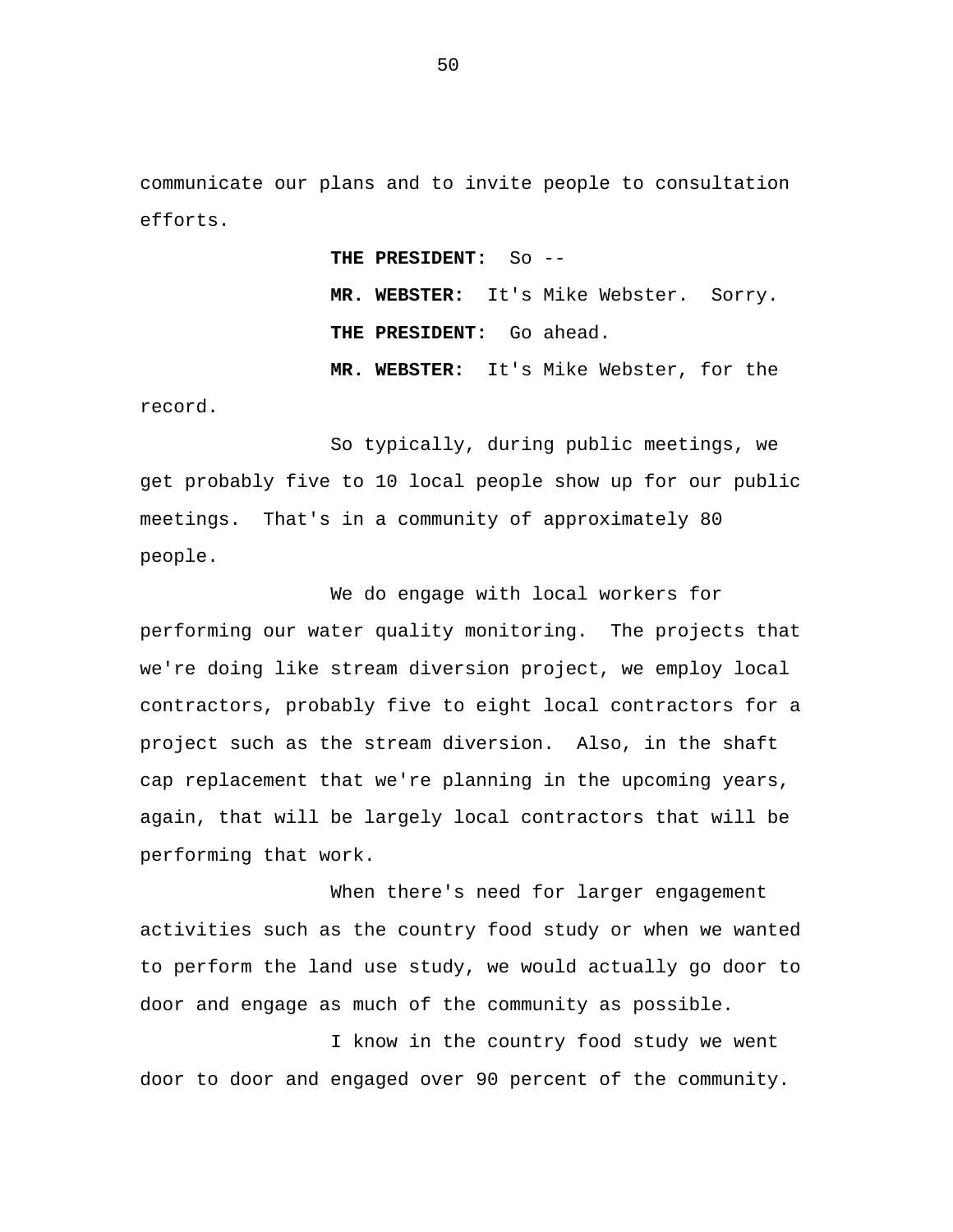communicate our plans and to invite people to consultation efforts.

**THE PRESIDENT:** So --

**MR. WEBSTER:** It's Mike Webster. Sorry.

**THE PRESIDENT:** Go ahead.

**MR. WEBSTER:** It's Mike Webster, for the record.

So typically, during public meetings, we get probably five to 10 local people show up for our public meetings. That's in a community of approximately 80 people.

We do engage with local workers for performing our water quality monitoring. The projects that we're doing like stream diversion project, we employ local contractors, probably five to eight local contractors for a project such as the stream diversion. Also, in the shaft cap replacement that we're planning in the upcoming years, again, that will be largely local contractors that will be performing that work.

When there's need for larger engagement activities such as the country food study or when we wanted to perform the land use study, we would actually go door to door and engage as much of the community as possible.

I know in the country food study we went door to door and engaged over 90 percent of the community.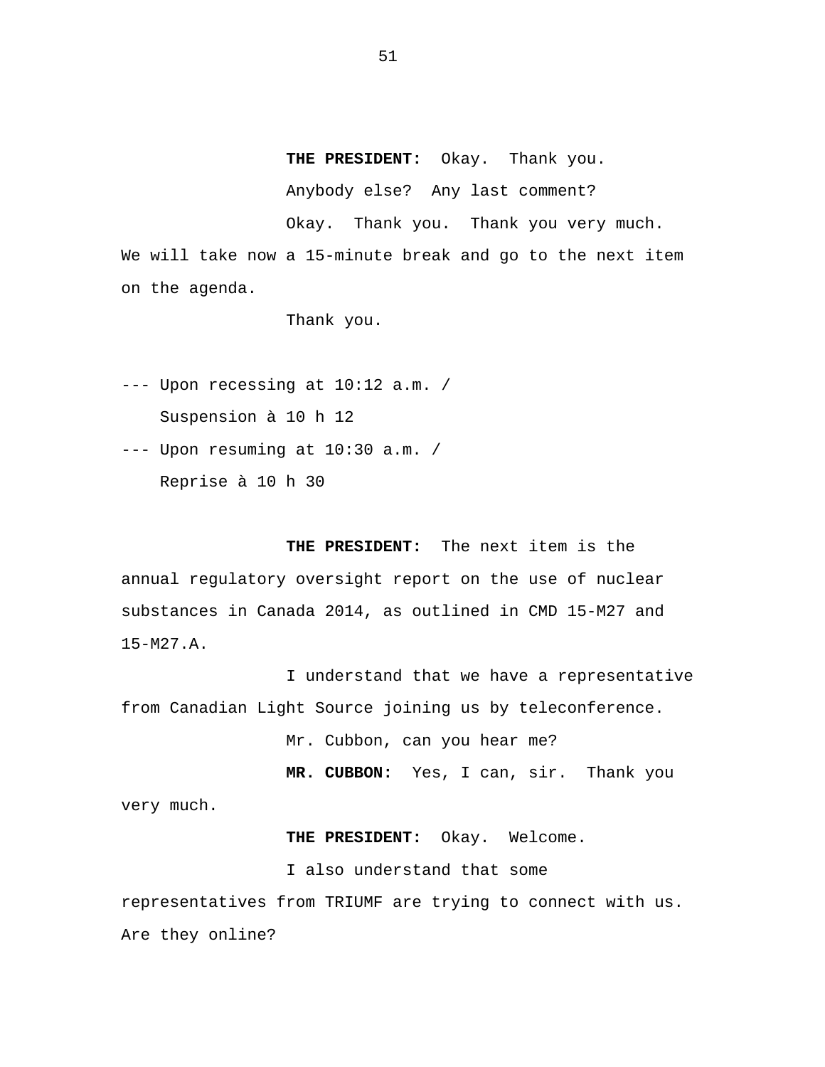**THE PRESIDENT:** Okay. Thank you.

Anybody else? Any last comment?

Okay. Thank you. Thank you very much. We will take now a 15-minute break and go to the next item on the agenda.

Thank you.

--- Upon recessing at 10:12 a.m. /
    Suspension à 10 h 12

--- Upon resuming at 10:30 a.m. /
    Reprise à 10 h 30

**THE PRESIDENT:** The next item is the annual regulatory oversight report on the use of nuclear substances in Canada 2014, as outlined in CMD 15-M27 and 15-M27.A.

I understand that we have a representative from Canadian Light Source joining us by teleconference.

Mr. Cubbon, can you hear me?

**MR. CUBBON:** Yes, I can, sir. Thank you very much.

**THE PRESIDENT:** Okay. Welcome.

I also understand that some representatives from TRIUMF are trying to connect with us. Are they online?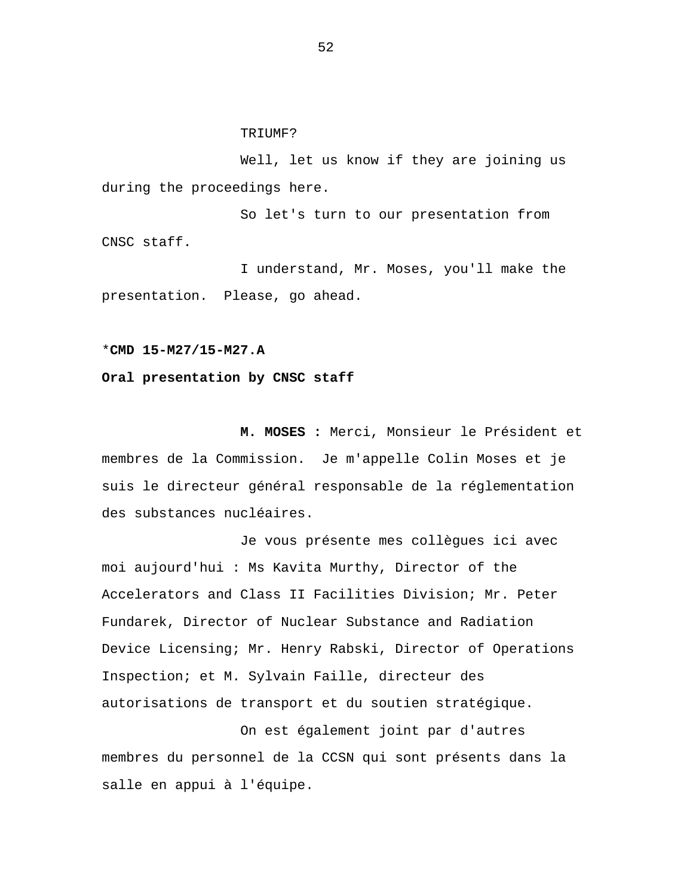TRIUMF?

Well, let us know if they are joining us during the proceedings here.

So let's turn to our presentation from CNSC staff.

I understand, Mr. Moses, you'll make the presentation. Please, go ahead.

\***CMD 15-M27/15-M27.A**

**Oral presentation by CNSC staff**

**M. MOSES :** Merci, Monsieur le Président et membres de la Commission. Je m'appelle Colin Moses et je suis le directeur général responsable de la réglementation des substances nucléaires.

Je vous présente mes collègues ici avec moi aujourd'hui : Ms Kavita Murthy, Director of the Accelerators and Class II Facilities Division; Mr. Peter Fundarek, Director of Nuclear Substance and Radiation Device Licensing; Mr. Henry Rabski, Director of Operations Inspection; et M. Sylvain Faille, directeur des autorisations de transport et du soutien stratégique.

On est également joint par d'autres membres du personnel de la CCSN qui sont présents dans la salle en appui à l'équipe.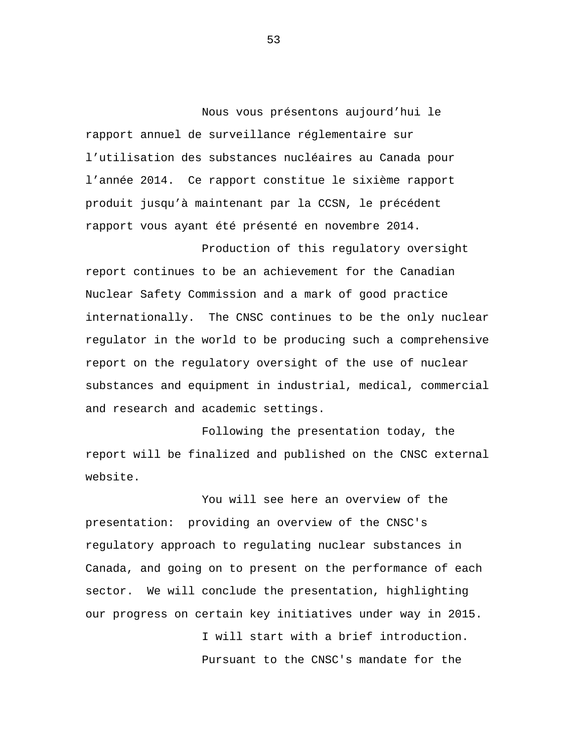Nous vous présentons aujourd'hui le rapport annuel de surveillance réglementaire sur l'utilisation des substances nucléaires au Canada pour l'année 2014. Ce rapport constitue le sixième rapport produit jusqu'à maintenant par la CCSN, le précédent rapport vous ayant été présenté en novembre 2014.

Production of this regulatory oversight report continues to be an achievement for the Canadian Nuclear Safety Commission and a mark of good practice internationally. The CNSC continues to be the only nuclear regulator in the world to be producing such a comprehensive report on the regulatory oversight of the use of nuclear substances and equipment in industrial, medical, commercial and research and academic settings.

Following the presentation today, the report will be finalized and published on the CNSC external website.

You will see here an overview of the presentation: providing an overview of the CNSC's regulatory approach to regulating nuclear substances in Canada, and going on to present on the performance of each sector. We will conclude the presentation, highlighting our progress on certain key initiatives under way in 2015.

I will start with a brief introduction.

Pursuant to the CNSC's mandate for the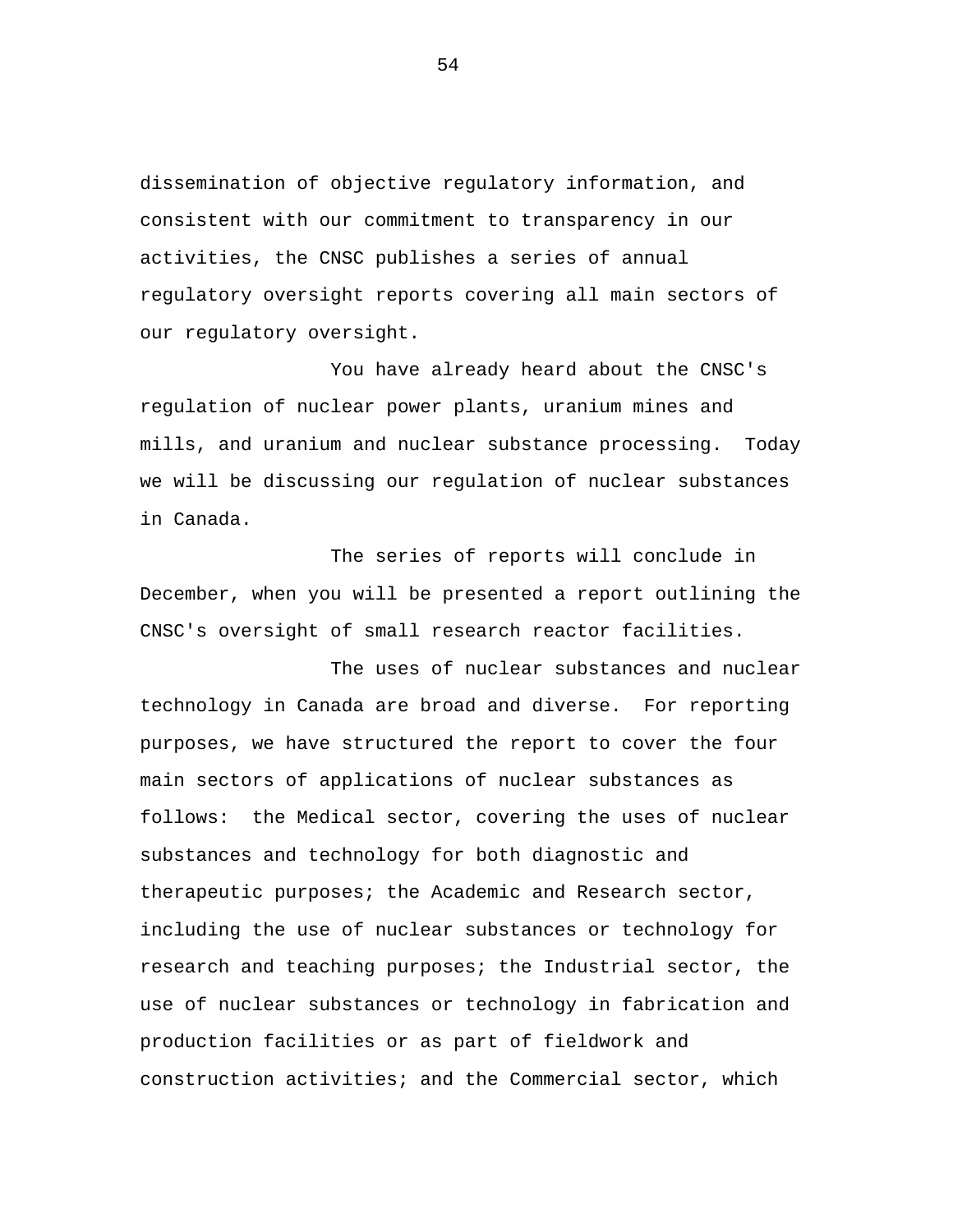dissemination of objective regulatory information, and consistent with our commitment to transparency in our activities, the CNSC publishes a series of annual regulatory oversight reports covering all main sectors of our regulatory oversight.

You have already heard about the CNSC's regulation of nuclear power plants, uranium mines and mills, and uranium and nuclear substance processing. Today we will be discussing our regulation of nuclear substances in Canada.

The series of reports will conclude in December, when you will be presented a report outlining the CNSC's oversight of small research reactor facilities.

The uses of nuclear substances and nuclear technology in Canada are broad and diverse. For reporting purposes, we have structured the report to cover the four main sectors of applications of nuclear substances as follows: the Medical sector, covering the uses of nuclear substances and technology for both diagnostic and therapeutic purposes; the Academic and Research sector, including the use of nuclear substances or technology for research and teaching purposes; the Industrial sector, the use of nuclear substances or technology in fabrication and production facilities or as part of fieldwork and construction activities; and the Commercial sector, which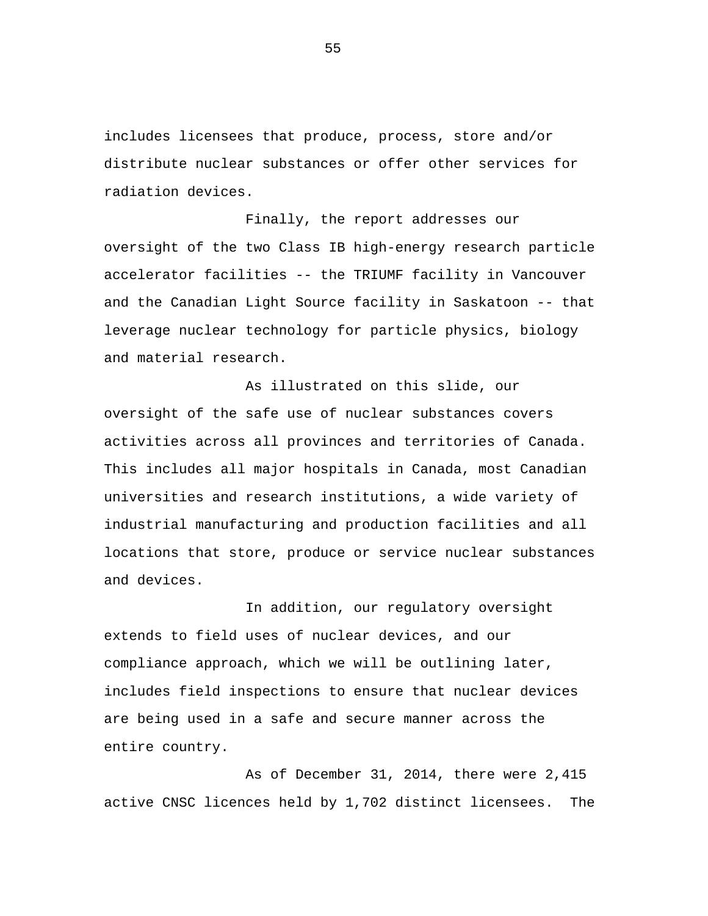includes licensees that produce, process, store and/or distribute nuclear substances or offer other services for radiation devices.

Finally, the report addresses our oversight of the two Class IB high-energy research particle accelerator facilities -- the TRIUMF facility in Vancouver and the Canadian Light Source facility in Saskatoon -- that leverage nuclear technology for particle physics, biology and material research.

As illustrated on this slide, our oversight of the safe use of nuclear substances covers activities across all provinces and territories of Canada. This includes all major hospitals in Canada, most Canadian universities and research institutions, a wide variety of industrial manufacturing and production facilities and all locations that store, produce or service nuclear substances and devices.

In addition, our regulatory oversight extends to field uses of nuclear devices, and our compliance approach, which we will be outlining later, includes field inspections to ensure that nuclear devices are being used in a safe and secure manner across the entire country.

As of December 31, 2014, there were 2,415 active CNSC licences held by 1,702 distinct licensees. The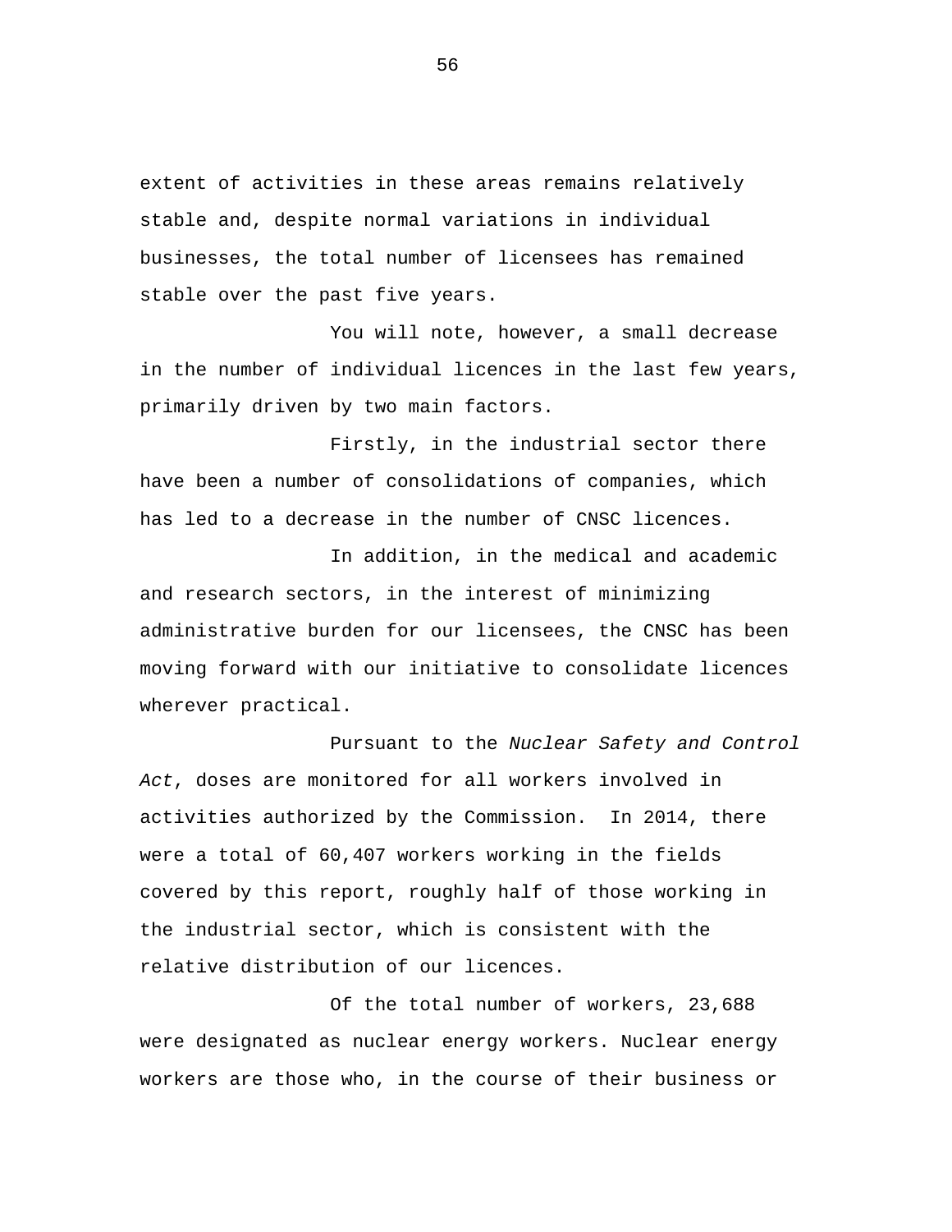extent of activities in these areas remains relatively stable and, despite normal variations in individual businesses, the total number of licensees has remained stable over the past five years.

You will note, however, a small decrease in the number of individual licences in the last few years, primarily driven by two main factors.

Firstly, in the industrial sector there have been a number of consolidations of companies, which has led to a decrease in the number of CNSC licences.

In addition, in the medical and academic and research sectors, in the interest of minimizing administrative burden for our licensees, the CNSC has been moving forward with our initiative to consolidate licences wherever practical.

Pursuant to the *Nuclear Safety and Control Act*, doses are monitored for all workers involved in activities authorized by the Commission. In 2014, there were a total of 60,407 workers working in the fields covered by this report, roughly half of those working in the industrial sector, which is consistent with the relative distribution of our licences.

Of the total number of workers, 23,688 were designated as nuclear energy workers. Nuclear energy workers are those who, in the course of their business or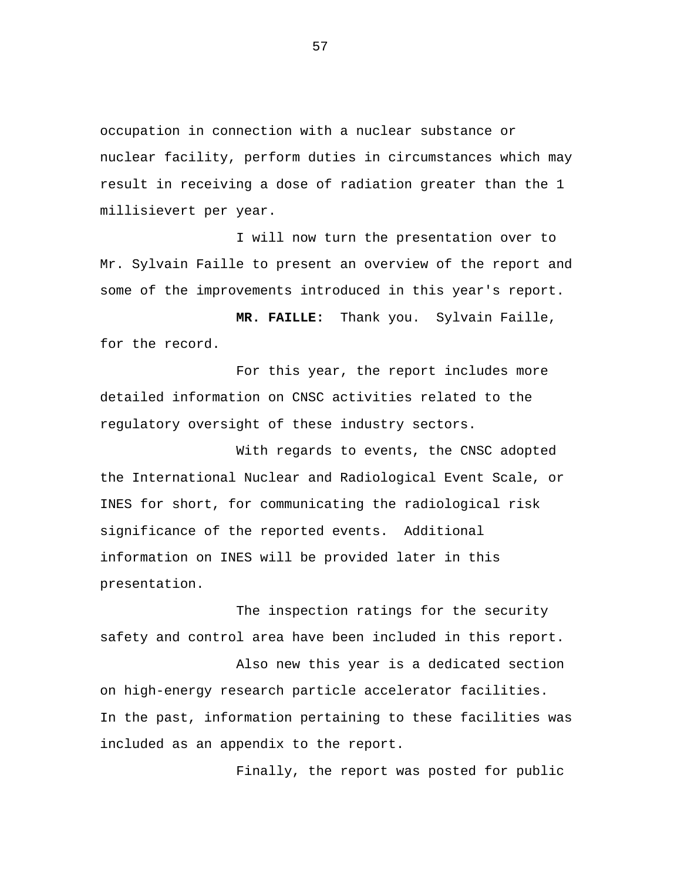occupation in connection with a nuclear substance or nuclear facility, perform duties in circumstances which may result in receiving a dose of radiation greater than the 1 millisievert per year.

I will now turn the presentation over to Mr. Sylvain Faille to present an overview of the report and some of the improvements introduced in this year's report.

**MR. FAILLE:** Thank you. Sylvain Faille, for the record.

For this year, the report includes more detailed information on CNSC activities related to the regulatory oversight of these industry sectors.

With regards to events, the CNSC adopted the International Nuclear and Radiological Event Scale, or INES for short, for communicating the radiological risk significance of the reported events. Additional information on INES will be provided later in this presentation.

The inspection ratings for the security safety and control area have been included in this report.

Also new this year is a dedicated section on high-energy research particle accelerator facilities. In the past, information pertaining to these facilities was included as an appendix to the report.

Finally, the report was posted for public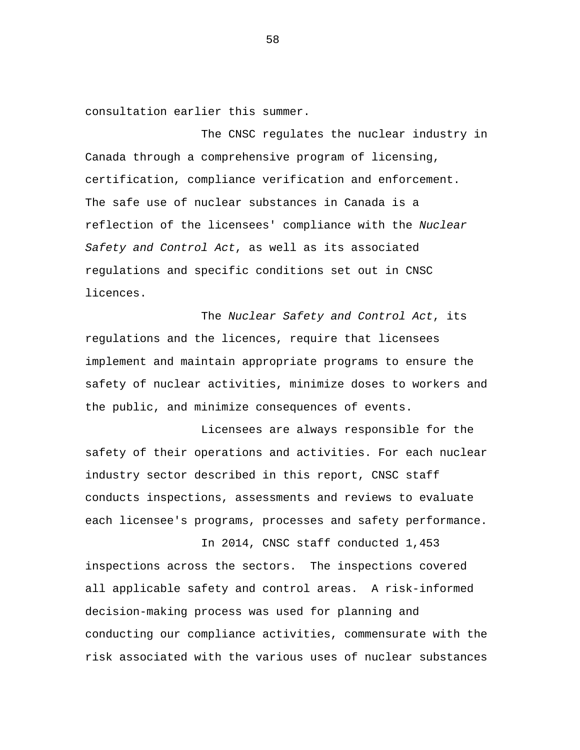consultation earlier this summer.

The CNSC regulates the nuclear industry in Canada through a comprehensive program of licensing, certification, compliance verification and enforcement. The safe use of nuclear substances in Canada is a reflection of the licensees' compliance with the *Nuclear Safety and Control Act*, as well as its associated regulations and specific conditions set out in CNSC licences.

The *Nuclear Safety and Control Act*, its regulations and the licences, require that licensees implement and maintain appropriate programs to ensure the safety of nuclear activities, minimize doses to workers and the public, and minimize consequences of events.

Licensees are always responsible for the safety of their operations and activities. For each nuclear industry sector described in this report, CNSC staff conducts inspections, assessments and reviews to evaluate each licensee's programs, processes and safety performance.

In 2014, CNSC staff conducted 1,453 inspections across the sectors. The inspections covered all applicable safety and control areas. A risk-informed decision-making process was used for planning and conducting our compliance activities, commensurate with the risk associated with the various uses of nuclear substances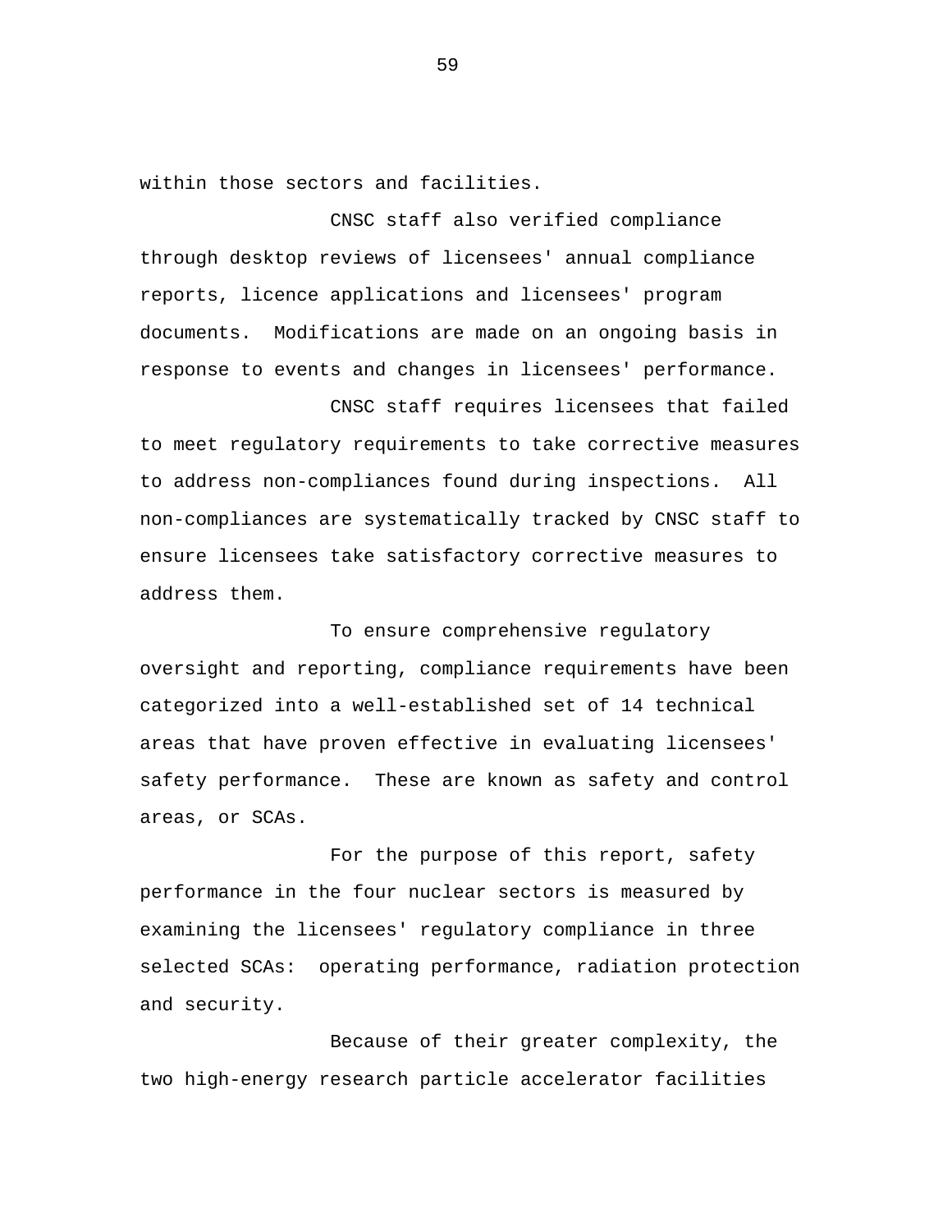within those sectors and facilities.

CNSC staff also verified compliance through desktop reviews of licensees' annual compliance reports, licence applications and licensees' program documents. Modifications are made on an ongoing basis in response to events and changes in licensees' performance.

CNSC staff requires licensees that failed to meet regulatory requirements to take corrective measures to address non-compliances found during inspections. All non-compliances are systematically tracked by CNSC staff to ensure licensees take satisfactory corrective measures to address them.

To ensure comprehensive regulatory oversight and reporting, compliance requirements have been categorized into a well-established set of 14 technical areas that have proven effective in evaluating licensees' safety performance. These are known as safety and control areas, or SCAs.

For the purpose of this report, safety performance in the four nuclear sectors is measured by examining the licensees' regulatory compliance in three selected SCAs: operating performance, radiation protection and security.

Because of their greater complexity, the two high-energy research particle accelerator facilities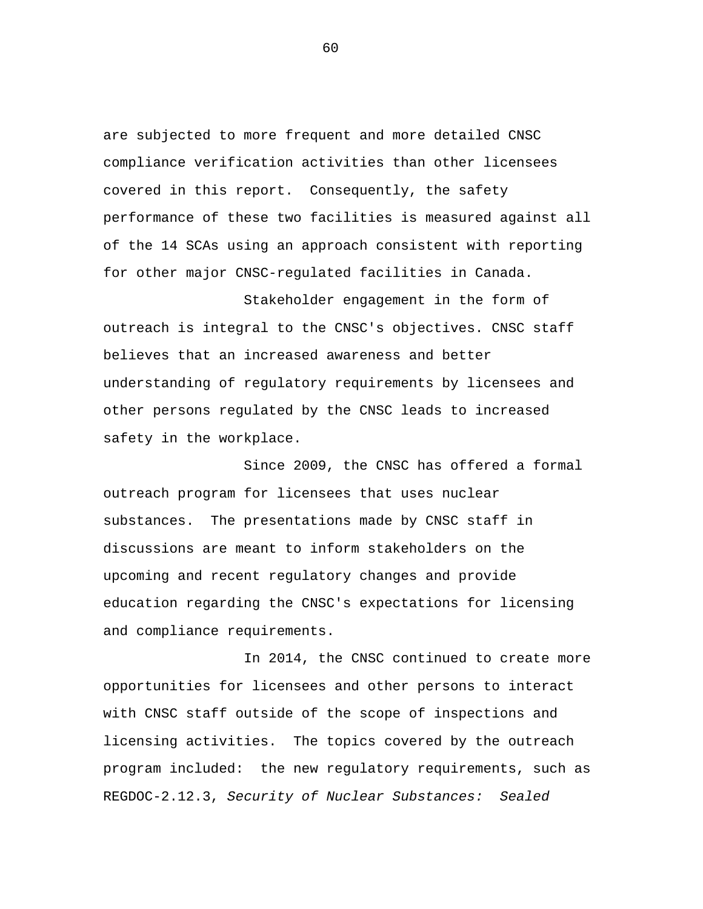are subjected to more frequent and more detailed CNSC compliance verification activities than other licensees covered in this report.  Consequently, the safety performance of these two facilities is measured against all of the 14 SCAs using an approach consistent with reporting for other major CNSC-regulated facilities in Canada.

Stakeholder engagement in the form of outreach is integral to the CNSC's objectives. CNSC staff believes that an increased awareness and better understanding of regulatory requirements by licensees and other persons regulated by the CNSC leads to increased safety in the workplace.

Since 2009, the CNSC has offered a formal outreach program for licensees that uses nuclear substances.  The presentations made by CNSC staff in discussions are meant to inform stakeholders on the upcoming and recent regulatory changes and provide education regarding the CNSC's expectations for licensing and compliance requirements.

In 2014, the CNSC continued to create more opportunities for licensees and other persons to interact with CNSC staff outside of the scope of inspections and licensing activities.  The topics covered by the outreach program included:  the new regulatory requirements, such as REGDOC-2.12.3, *Security of Nuclear Substances:  Sealed*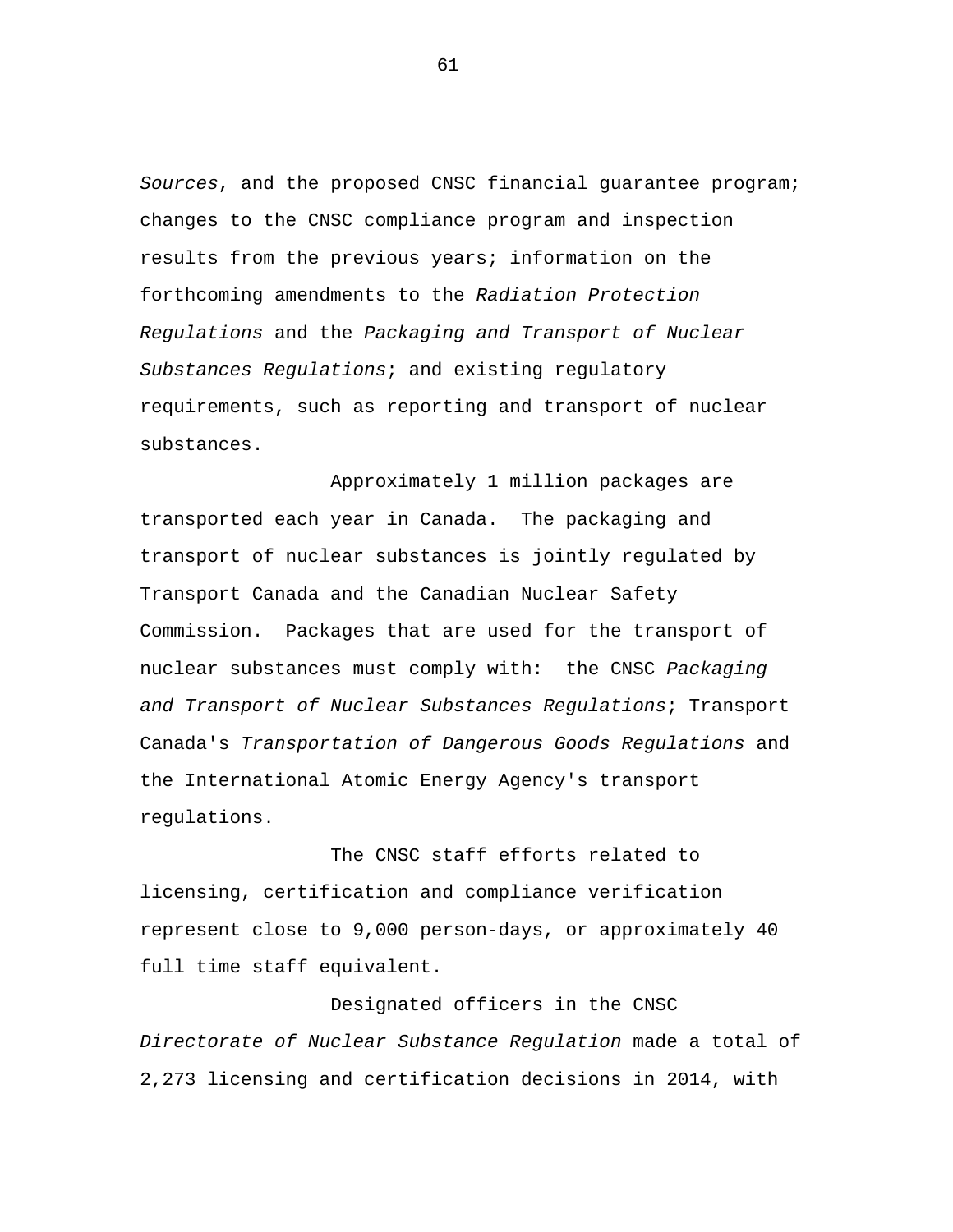*Sources*, and the proposed CNSC financial guarantee program; changes to the CNSC compliance program and inspection results from the previous years; information on the forthcoming amendments to the *Radiation Protection Regulations* and the *Packaging and Transport of Nuclear Substances Regulations*; and existing regulatory requirements, such as reporting and transport of nuclear substances.

Approximately 1 million packages are transported each year in Canada. The packaging and transport of nuclear substances is jointly regulated by Transport Canada and the Canadian Nuclear Safety Commission. Packages that are used for the transport of nuclear substances must comply with: the CNSC *Packaging and Transport of Nuclear Substances Regulations*; Transport Canada's *Transportation of Dangerous Goods Regulations* and the International Atomic Energy Agency's transport regulations.

The CNSC staff efforts related to licensing, certification and compliance verification represent close to 9,000 person-days, or approximately 40 full time staff equivalent.

Designated officers in the CNSC *Directorate of Nuclear Substance Regulation* made a total of 2,273 licensing and certification decisions in 2014, with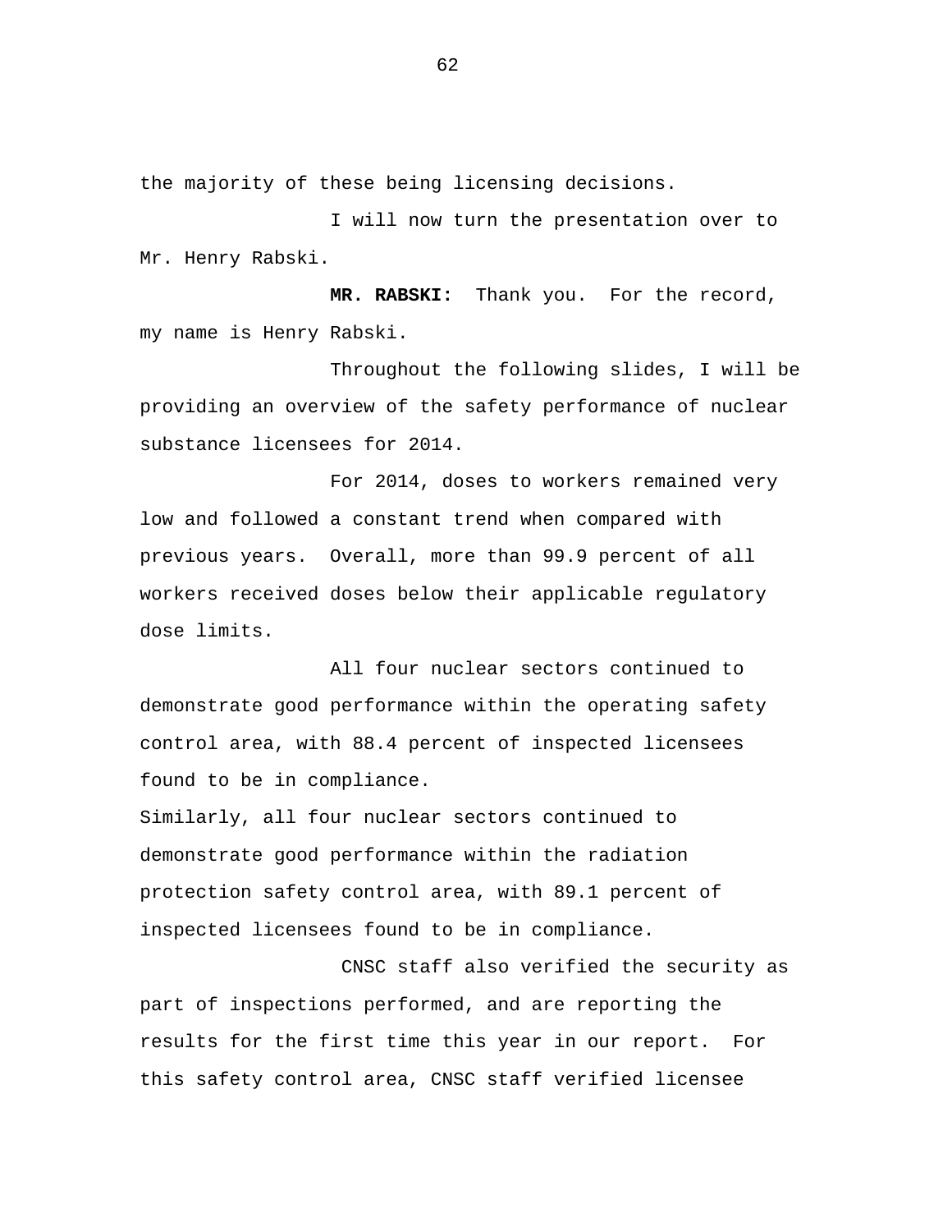the majority of these being licensing decisions.

I will now turn the presentation over to Mr. Henry Rabski.

**MR. RABSKI:** Thank you. For the record, my name is Henry Rabski.

Throughout the following slides, I will be providing an overview of the safety performance of nuclear substance licensees for 2014.

For 2014, doses to workers remained very low and followed a constant trend when compared with previous years. Overall, more than 99.9 percent of all workers received doses below their applicable regulatory dose limits.

All four nuclear sectors continued to demonstrate good performance within the operating safety control area, with 88.4 percent of inspected licensees found to be in compliance.

Similarly, all four nuclear sectors continued to demonstrate good performance within the radiation protection safety control area, with 89.1 percent of inspected licensees found to be in compliance.

CNSC staff also verified the security as part of inspections performed, and are reporting the results for the first time this year in our report. For this safety control area, CNSC staff verified licensee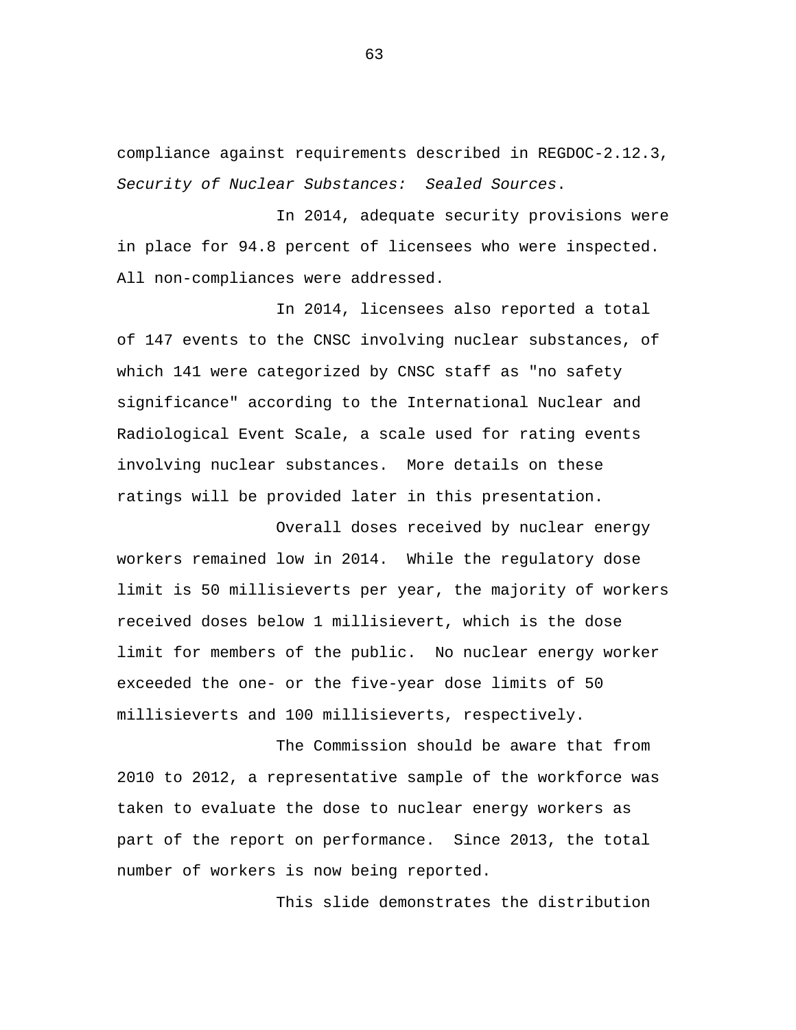compliance against requirements described in REGDOC-2.12.3, *Security of Nuclear Substances: Sealed Sources*.

In 2014, adequate security provisions were in place for 94.8 percent of licensees who were inspected. All non-compliances were addressed.

In 2014, licensees also reported a total of 147 events to the CNSC involving nuclear substances, of which 141 were categorized by CNSC staff as "no safety significance" according to the International Nuclear and Radiological Event Scale, a scale used for rating events involving nuclear substances. More details on these ratings will be provided later in this presentation.

Overall doses received by nuclear energy workers remained low in 2014. While the regulatory dose limit is 50 millisieverts per year, the majority of workers received doses below 1 millisievert, which is the dose limit for members of the public. No nuclear energy worker exceeded the one- or the five-year dose limits of 50 millisieverts and 100 millisieverts, respectively.

The Commission should be aware that from 2010 to 2012, a representative sample of the workforce was taken to evaluate the dose to nuclear energy workers as part of the report on performance. Since 2013, the total number of workers is now being reported.

This slide demonstrates the distribution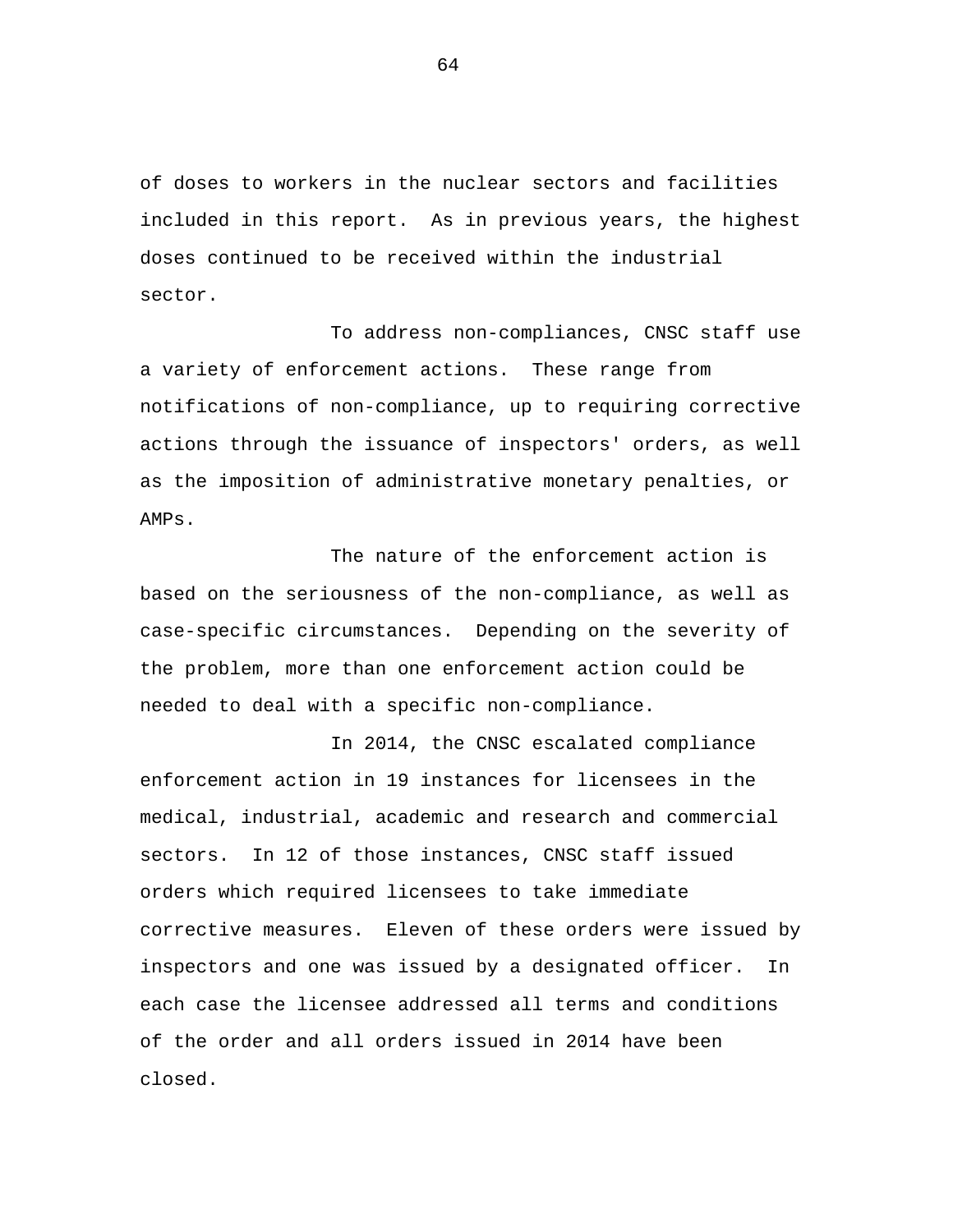of doses to workers in the nuclear sectors and facilities included in this report. As in previous years, the highest doses continued to be received within the industrial sector.

To address non-compliances, CNSC staff use a variety of enforcement actions. These range from notifications of non-compliance, up to requiring corrective actions through the issuance of inspectors' orders, as well as the imposition of administrative monetary penalties, or AMPs.

The nature of the enforcement action is based on the seriousness of the non-compliance, as well as case-specific circumstances. Depending on the severity of the problem, more than one enforcement action could be needed to deal with a specific non-compliance.

In 2014, the CNSC escalated compliance enforcement action in 19 instances for licensees in the medical, industrial, academic and research and commercial sectors. In 12 of those instances, CNSC staff issued orders which required licensees to take immediate corrective measures. Eleven of these orders were issued by inspectors and one was issued by a designated officer. In each case the licensee addressed all terms and conditions of the order and all orders issued in 2014 have been closed.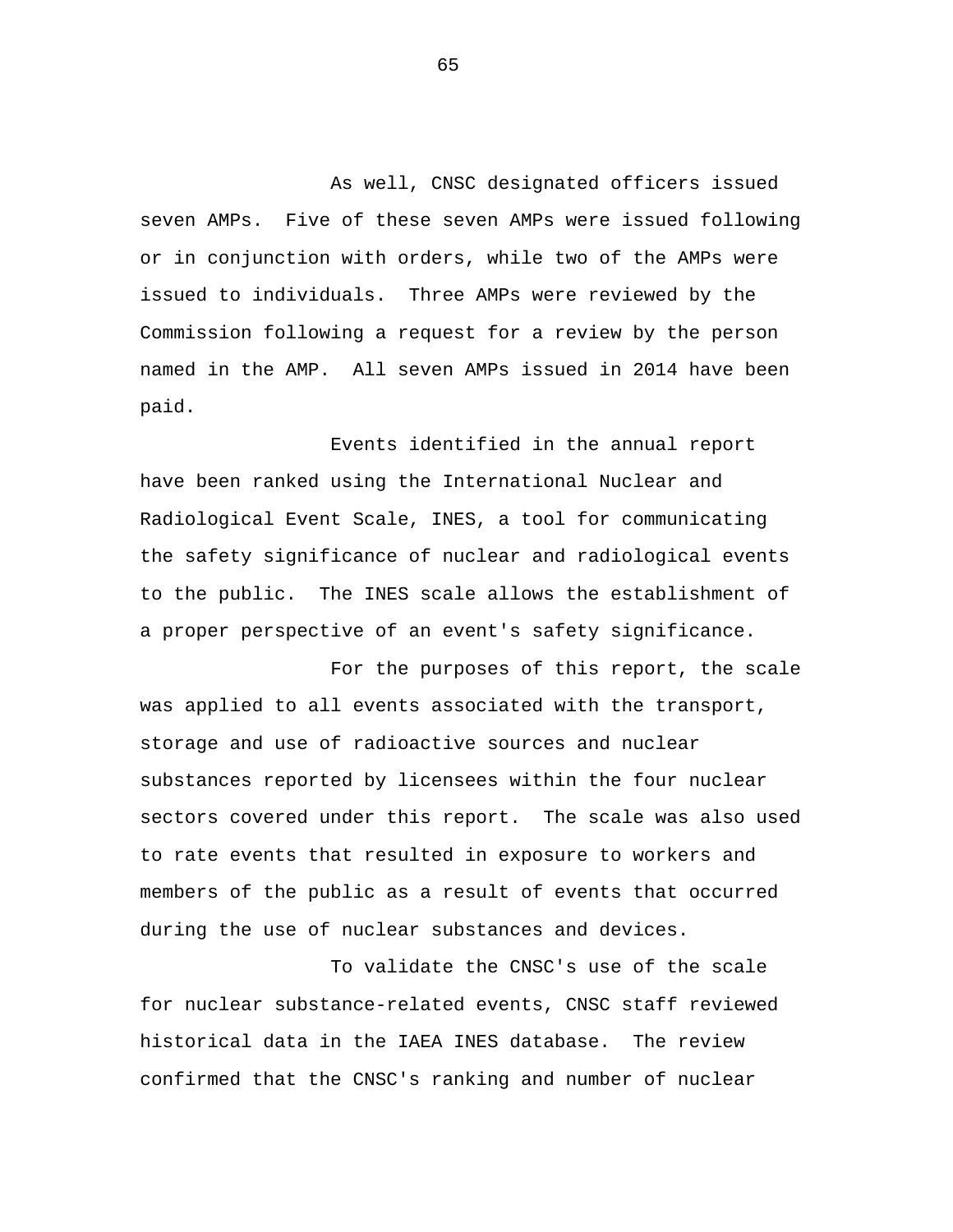As well, CNSC designated officers issued seven AMPs. Five of these seven AMPs were issued following or in conjunction with orders, while two of the AMPs were issued to individuals. Three AMPs were reviewed by the Commission following a request for a review by the person named in the AMP. All seven AMPs issued in 2014 have been paid.

Events identified in the annual report have been ranked using the International Nuclear and Radiological Event Scale, INES, a tool for communicating the safety significance of nuclear and radiological events to the public. The INES scale allows the establishment of a proper perspective of an event's safety significance.

For the purposes of this report, the scale was applied to all events associated with the transport, storage and use of radioactive sources and nuclear substances reported by licensees within the four nuclear sectors covered under this report. The scale was also used to rate events that resulted in exposure to workers and members of the public as a result of events that occurred during the use of nuclear substances and devices.

To validate the CNSC's use of the scale for nuclear substance-related events, CNSC staff reviewed historical data in the IAEA INES database. The review confirmed that the CNSC's ranking and number of nuclear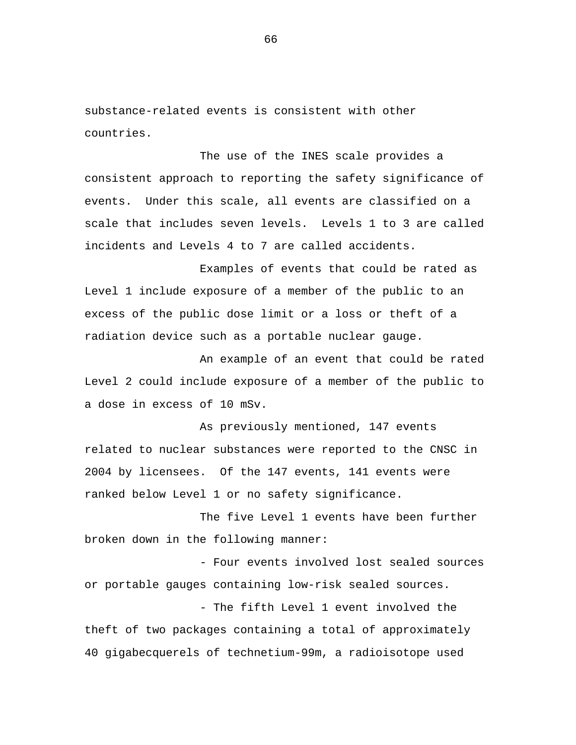substance-related events is consistent with other countries.

The use of the INES scale provides a consistent approach to reporting the safety significance of events.  Under this scale, all events are classified on a scale that includes seven levels.  Levels 1 to 3 are called incidents and Levels 4 to 7 are called accidents.

Examples of events that could be rated as Level 1 include exposure of a member of the public to an excess of the public dose limit or a loss or theft of a radiation device such as a portable nuclear gauge.

An example of an event that could be rated Level 2 could include exposure of a member of the public to a dose in excess of 10 mSv.

As previously mentioned, 147 events related to nuclear substances were reported to the CNSC in 2004 by licensees.  Of the 147 events, 141 events were ranked below Level 1 or no safety significance.

The five Level 1 events have been further broken down in the following manner:

- Four events involved lost sealed sources or portable gauges containing low-risk sealed sources.

- The fifth Level 1 event involved the theft of two packages containing a total of approximately 40 gigabecquerels of technetium-99m, a radioisotope used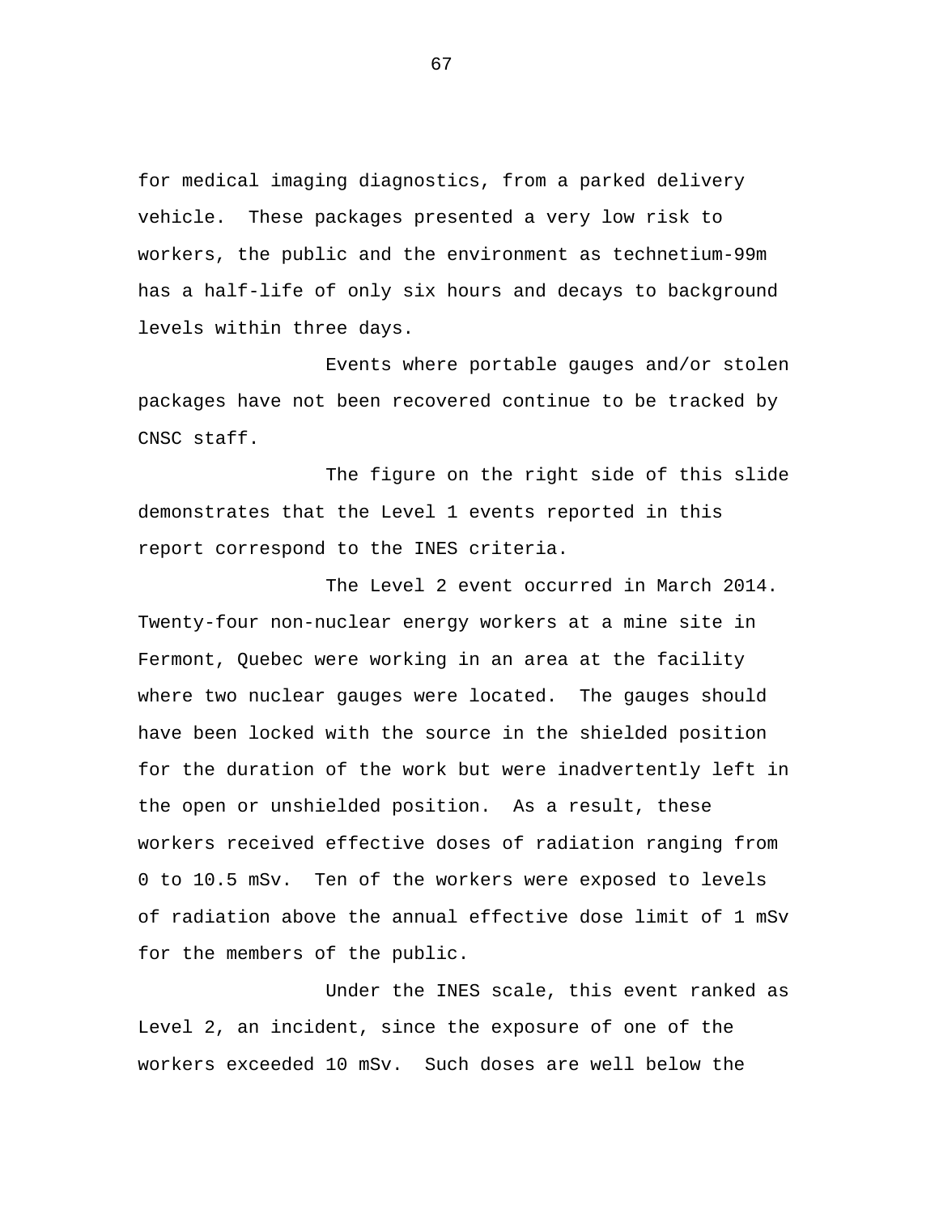for medical imaging diagnostics, from a parked delivery vehicle. These packages presented a very low risk to workers, the public and the environment as technetium-99m has a half-life of only six hours and decays to background levels within three days.

Events where portable gauges and/or stolen packages have not been recovered continue to be tracked by CNSC staff.

The figure on the right side of this slide demonstrates that the Level 1 events reported in this report correspond to the INES criteria.

The Level 2 event occurred in March 2014. Twenty-four non-nuclear energy workers at a mine site in Fermont, Quebec were working in an area at the facility where two nuclear gauges were located. The gauges should have been locked with the source in the shielded position for the duration of the work but were inadvertently left in the open or unshielded position. As a result, these workers received effective doses of radiation ranging from 0 to 10.5 mSv. Ten of the workers were exposed to levels of radiation above the annual effective dose limit of 1 mSv for the members of the public.

Under the INES scale, this event ranked as Level 2, an incident, since the exposure of one of the workers exceeded 10 mSv. Such doses are well below the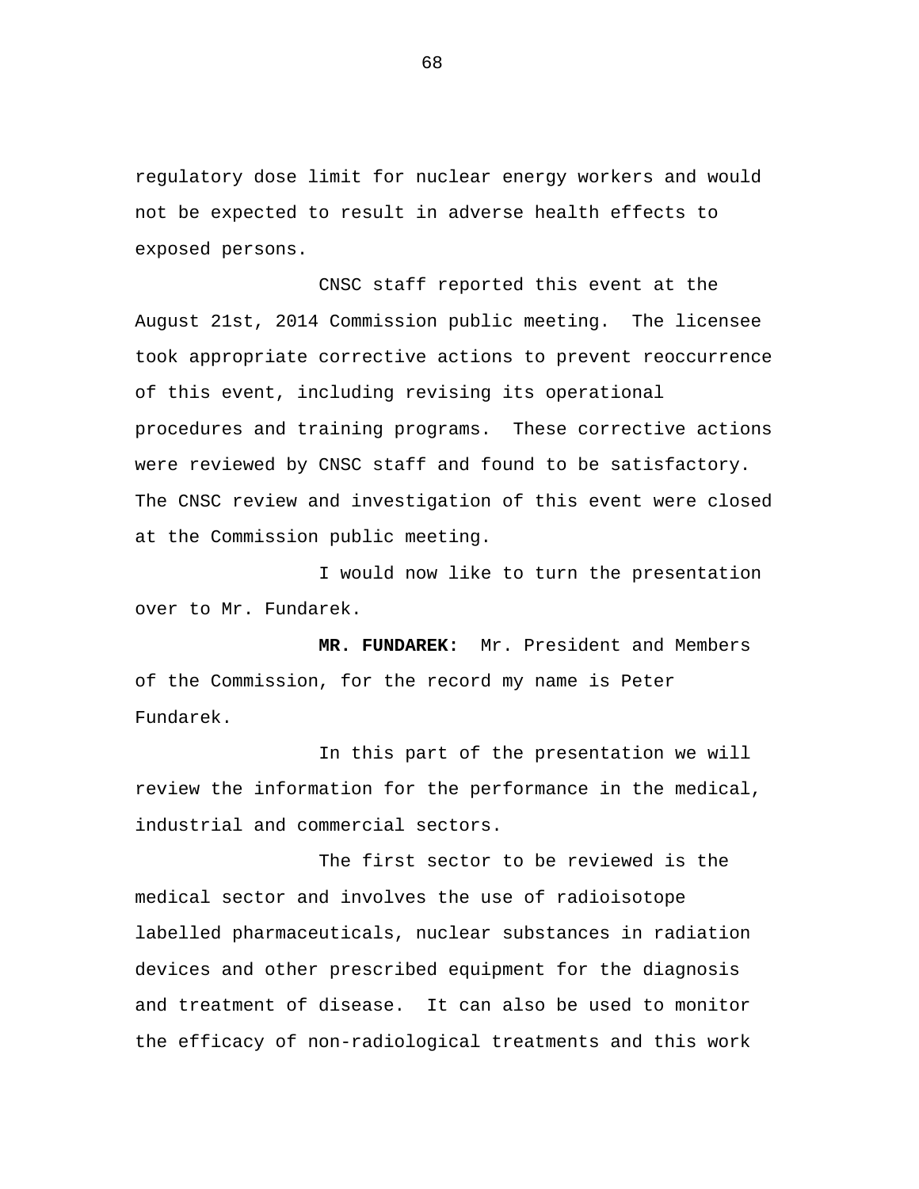regulatory dose limit for nuclear energy workers and would not be expected to result in adverse health effects to exposed persons.

CNSC staff reported this event at the August 21st, 2014 Commission public meeting. The licensee took appropriate corrective actions to prevent reoccurrence of this event, including revising its operational procedures and training programs. These corrective actions were reviewed by CNSC staff and found to be satisfactory. The CNSC review and investigation of this event were closed at the Commission public meeting.

I would now like to turn the presentation over to Mr. Fundarek.

**MR. FUNDAREK:** Mr. President and Members of the Commission, for the record my name is Peter Fundarek.

In this part of the presentation we will review the information for the performance in the medical, industrial and commercial sectors.

The first sector to be reviewed is the medical sector and involves the use of radioisotope labelled pharmaceuticals, nuclear substances in radiation devices and other prescribed equipment for the diagnosis and treatment of disease. It can also be used to monitor the efficacy of non-radiological treatments and this work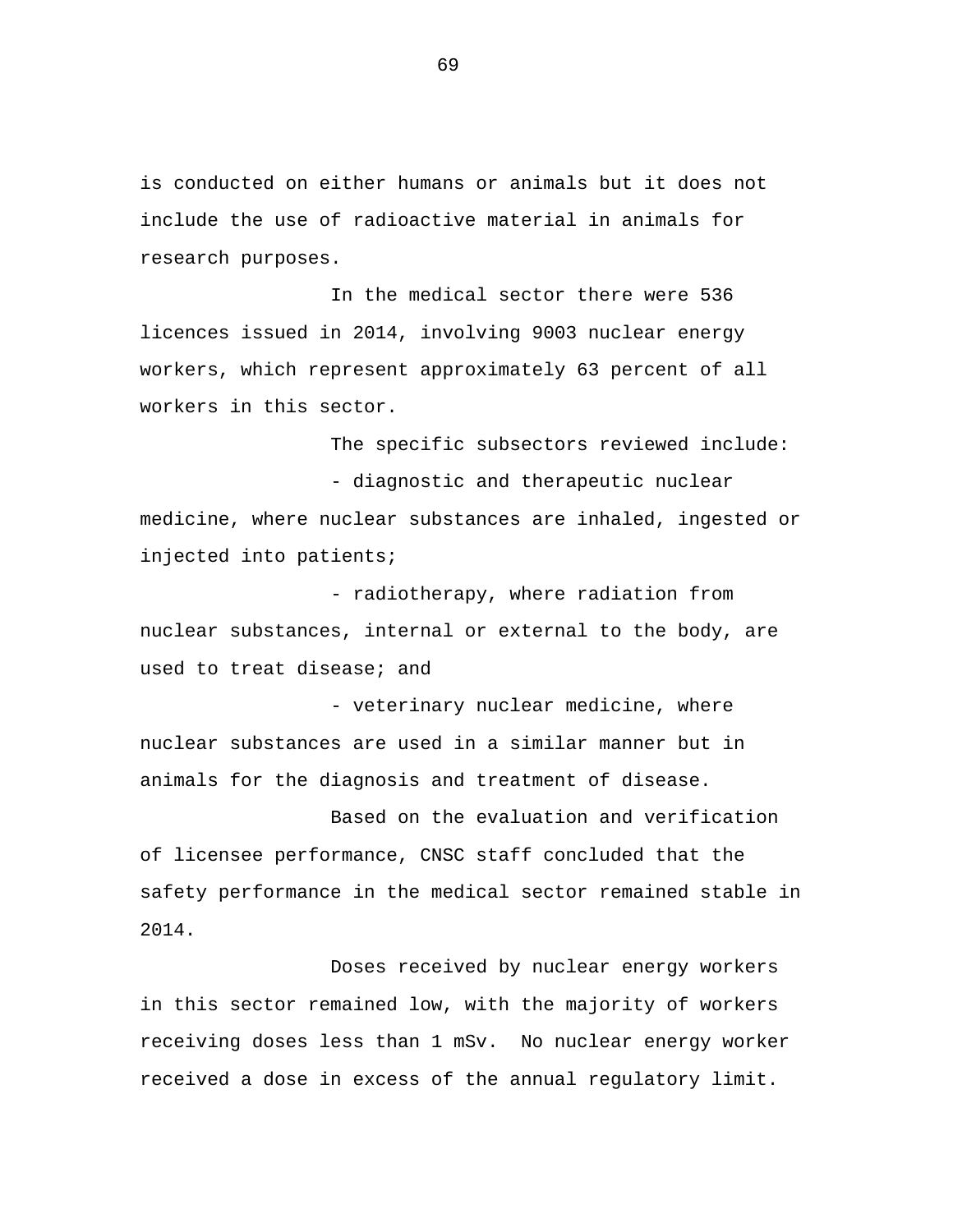is conducted on either humans or animals but it does not include the use of radioactive material in animals for research purposes.

In the medical sector there were 536 licences issued in 2014, involving 9003 nuclear energy workers, which represent approximately 63 percent of all workers in this sector.

The specific subsectors reviewed include:

- diagnostic and therapeutic nuclear medicine, where nuclear substances are inhaled, ingested or injected into patients;
- radiotherapy, where radiation from nuclear substances, internal or external to the body, are used to treat disease; and
- veterinary nuclear medicine, where nuclear substances are used in a similar manner but in animals for the diagnosis and treatment of disease.

Based on the evaluation and verification of licensee performance, CNSC staff concluded that the safety performance in the medical sector remained stable in 2014.

Doses received by nuclear energy workers in this sector remained low, with the majority of workers receiving doses less than 1 mSv. No nuclear energy worker received a dose in excess of the annual regulatory limit.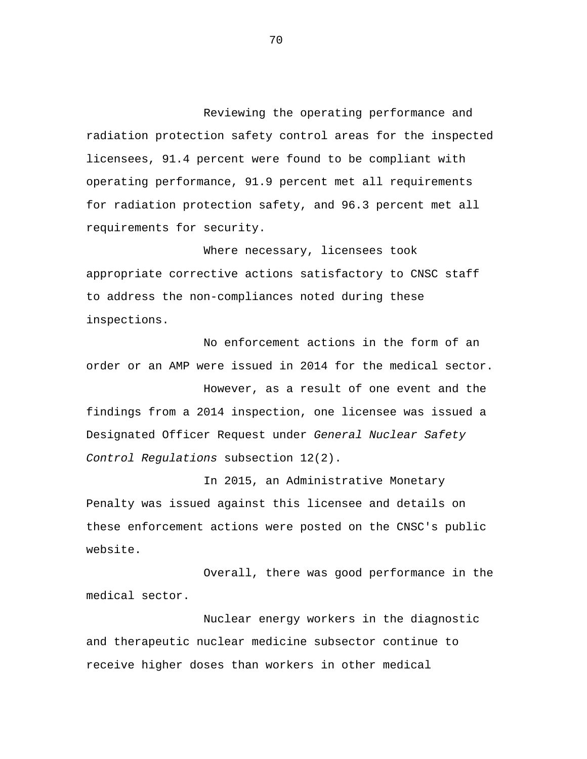Reviewing the operating performance and radiation protection safety control areas for the inspected licensees, 91.4 percent were found to be compliant with operating performance, 91.9 percent met all requirements for radiation protection safety, and 96.3 percent met all requirements for security.

Where necessary, licensees took appropriate corrective actions satisfactory to CNSC staff to address the non-compliances noted during these inspections.

No enforcement actions in the form of an order or an AMP were issued in 2014 for the medical sector.

However, as a result of one event and the findings from a 2014 inspection, one licensee was issued a Designated Officer Request under *General Nuclear Safety Control Regulations* subsection 12(2).

In 2015, an Administrative Monetary Penalty was issued against this licensee and details on these enforcement actions were posted on the CNSC's public website.

Overall, there was good performance in the medical sector.

Nuclear energy workers in the diagnostic and therapeutic nuclear medicine subsector continue to receive higher doses than workers in other medical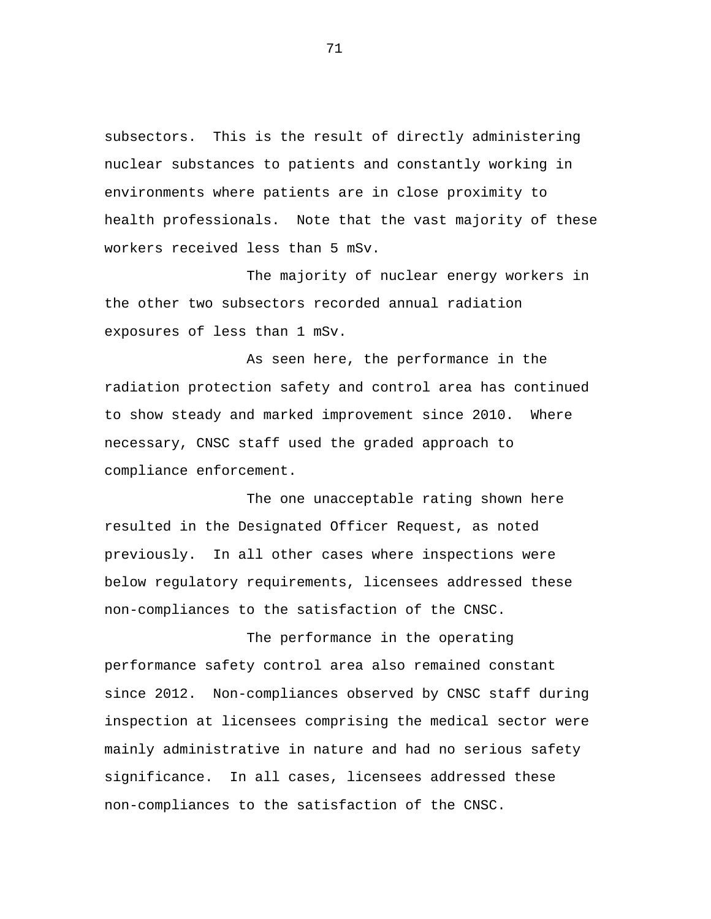subsectors. This is the result of directly administering nuclear substances to patients and constantly working in environments where patients are in close proximity to health professionals. Note that the vast majority of these workers received less than 5 mSv.

The majority of nuclear energy workers in the other two subsectors recorded annual radiation exposures of less than 1 mSv.

As seen here, the performance in the radiation protection safety and control area has continued to show steady and marked improvement since 2010. Where necessary, CNSC staff used the graded approach to compliance enforcement.

The one unacceptable rating shown here resulted in the Designated Officer Request, as noted previously. In all other cases where inspections were below regulatory requirements, licensees addressed these non-compliances to the satisfaction of the CNSC.

The performance in the operating performance safety control area also remained constant since 2012. Non-compliances observed by CNSC staff during inspection at licensees comprising the medical sector were mainly administrative in nature and had no serious safety significance. In all cases, licensees addressed these non-compliances to the satisfaction of the CNSC.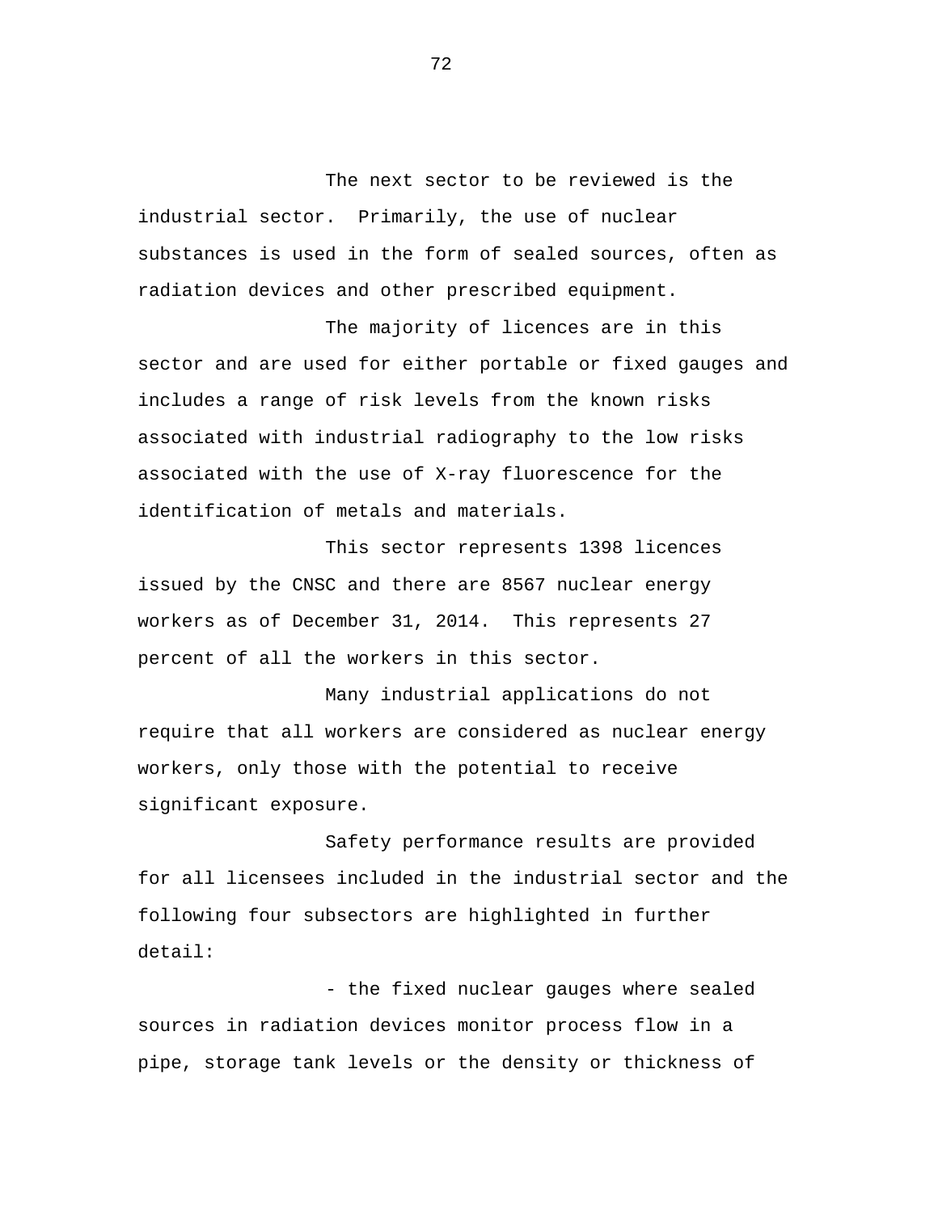The next sector to be reviewed is the industrial sector. Primarily, the use of nuclear substances is used in the form of sealed sources, often as radiation devices and other prescribed equipment.

The majority of licences are in this sector and are used for either portable or fixed gauges and includes a range of risk levels from the known risks associated with industrial radiography to the low risks associated with the use of X-ray fluorescence for the identification of metals and materials.

This sector represents 1398 licences issued by the CNSC and there are 8567 nuclear energy workers as of December 31, 2014. This represents 27 percent of all the workers in this sector.

Many industrial applications do not require that all workers are considered as nuclear energy workers, only those with the potential to receive significant exposure.

Safety performance results are provided for all licensees included in the industrial sector and the following four subsectors are highlighted in further detail:

- the fixed nuclear gauges where sealed sources in radiation devices monitor process flow in a pipe, storage tank levels or the density or thickness of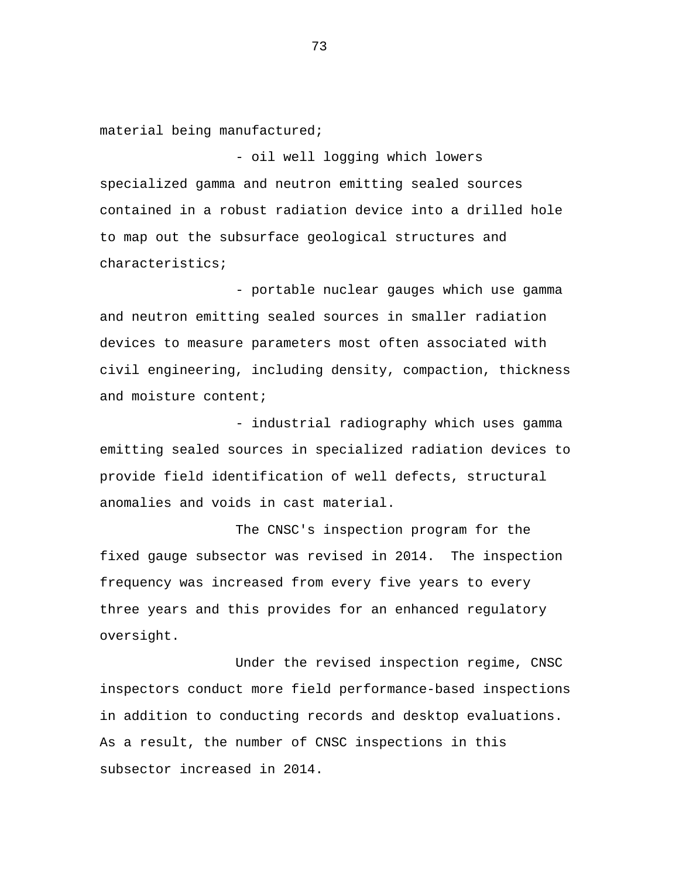material being manufactured;

- oil well logging which lowers specialized gamma and neutron emitting sealed sources contained in a robust radiation device into a drilled hole to map out the subsurface geological structures and characteristics;

- portable nuclear gauges which use gamma and neutron emitting sealed sources in smaller radiation devices to measure parameters most often associated with civil engineering, including density, compaction, thickness and moisture content;

- industrial radiography which uses gamma emitting sealed sources in specialized radiation devices to provide field identification of well defects, structural anomalies and voids in cast material.

The CNSC's inspection program for the fixed gauge subsector was revised in 2014. The inspection frequency was increased from every five years to every three years and this provides for an enhanced regulatory oversight.

Under the revised inspection regime, CNSC inspectors conduct more field performance-based inspections in addition to conducting records and desktop evaluations. As a result, the number of CNSC inspections in this subsector increased in 2014.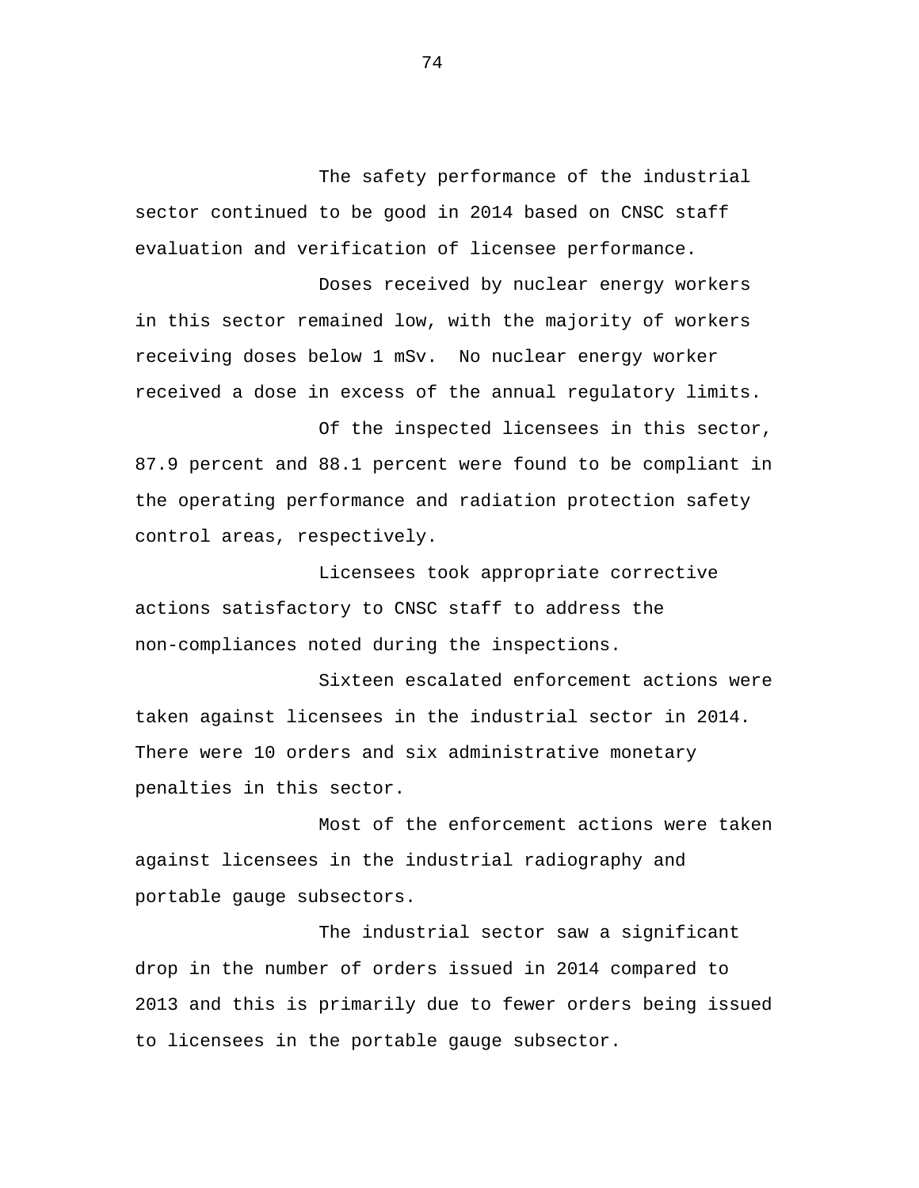The safety performance of the industrial sector continued to be good in 2014 based on CNSC staff evaluation and verification of licensee performance.

Doses received by nuclear energy workers in this sector remained low, with the majority of workers receiving doses below 1 mSv. No nuclear energy worker received a dose in excess of the annual regulatory limits.

Of the inspected licensees in this sector, 87.9 percent and 88.1 percent were found to be compliant in the operating performance and radiation protection safety control areas, respectively.

Licensees took appropriate corrective actions satisfactory to CNSC staff to address the non-compliances noted during the inspections.

Sixteen escalated enforcement actions were taken against licensees in the industrial sector in 2014. There were 10 orders and six administrative monetary penalties in this sector.

Most of the enforcement actions were taken against licensees in the industrial radiography and portable gauge subsectors.

The industrial sector saw a significant drop in the number of orders issued in 2014 compared to 2013 and this is primarily due to fewer orders being issued to licensees in the portable gauge subsector.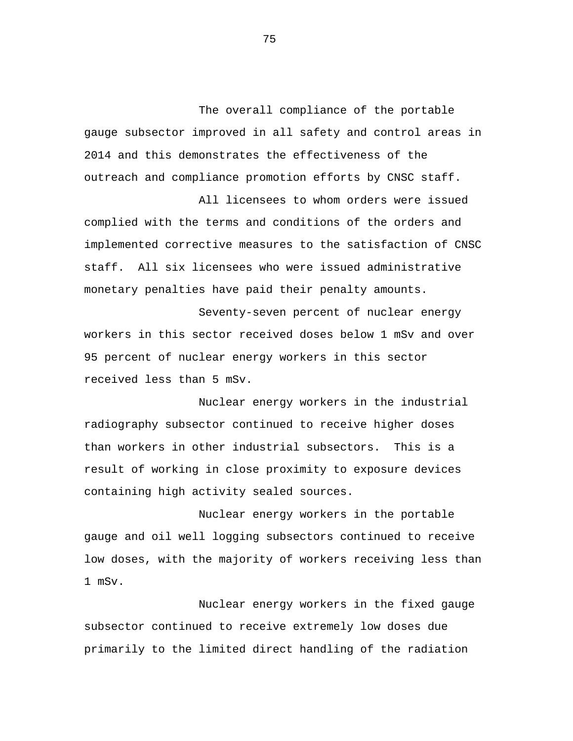The overall compliance of the portable gauge subsector improved in all safety and control areas in 2014 and this demonstrates the effectiveness of the outreach and compliance promotion efforts by CNSC staff.

All licensees to whom orders were issued complied with the terms and conditions of the orders and implemented corrective measures to the satisfaction of CNSC staff. All six licensees who were issued administrative monetary penalties have paid their penalty amounts.

Seventy-seven percent of nuclear energy workers in this sector received doses below 1 mSv and over 95 percent of nuclear energy workers in this sector received less than 5 mSv.

Nuclear energy workers in the industrial radiography subsector continued to receive higher doses than workers in other industrial subsectors. This is a result of working in close proximity to exposure devices containing high activity sealed sources.

Nuclear energy workers in the portable gauge and oil well logging subsectors continued to receive low doses, with the majority of workers receiving less than 1 mSv.

Nuclear energy workers in the fixed gauge subsector continued to receive extremely low doses due primarily to the limited direct handling of the radiation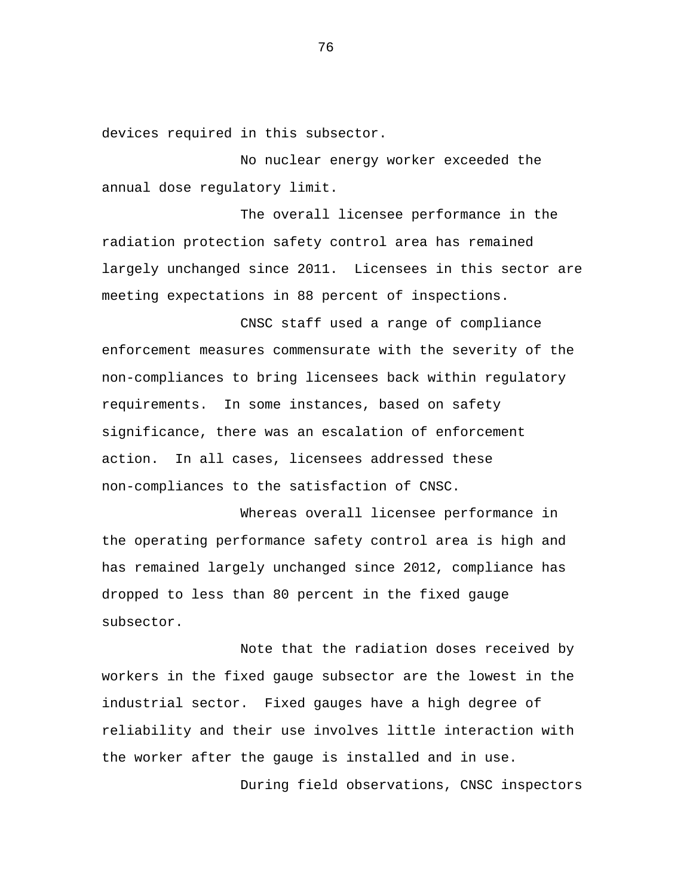devices required in this subsector.

No nuclear energy worker exceeded the annual dose regulatory limit.

The overall licensee performance in the radiation protection safety control area has remained largely unchanged since 2011. Licensees in this sector are meeting expectations in 88 percent of inspections.

CNSC staff used a range of compliance enforcement measures commensurate with the severity of the non-compliances to bring licensees back within regulatory requirements. In some instances, based on safety significance, there was an escalation of enforcement action. In all cases, licensees addressed these non-compliances to the satisfaction of CNSC.

Whereas overall licensee performance in the operating performance safety control area is high and has remained largely unchanged since 2012, compliance has dropped to less than 80 percent in the fixed gauge subsector.

Note that the radiation doses received by workers in the fixed gauge subsector are the lowest in the industrial sector. Fixed gauges have a high degree of reliability and their use involves little interaction with the worker after the gauge is installed and in use.

During field observations, CNSC inspectors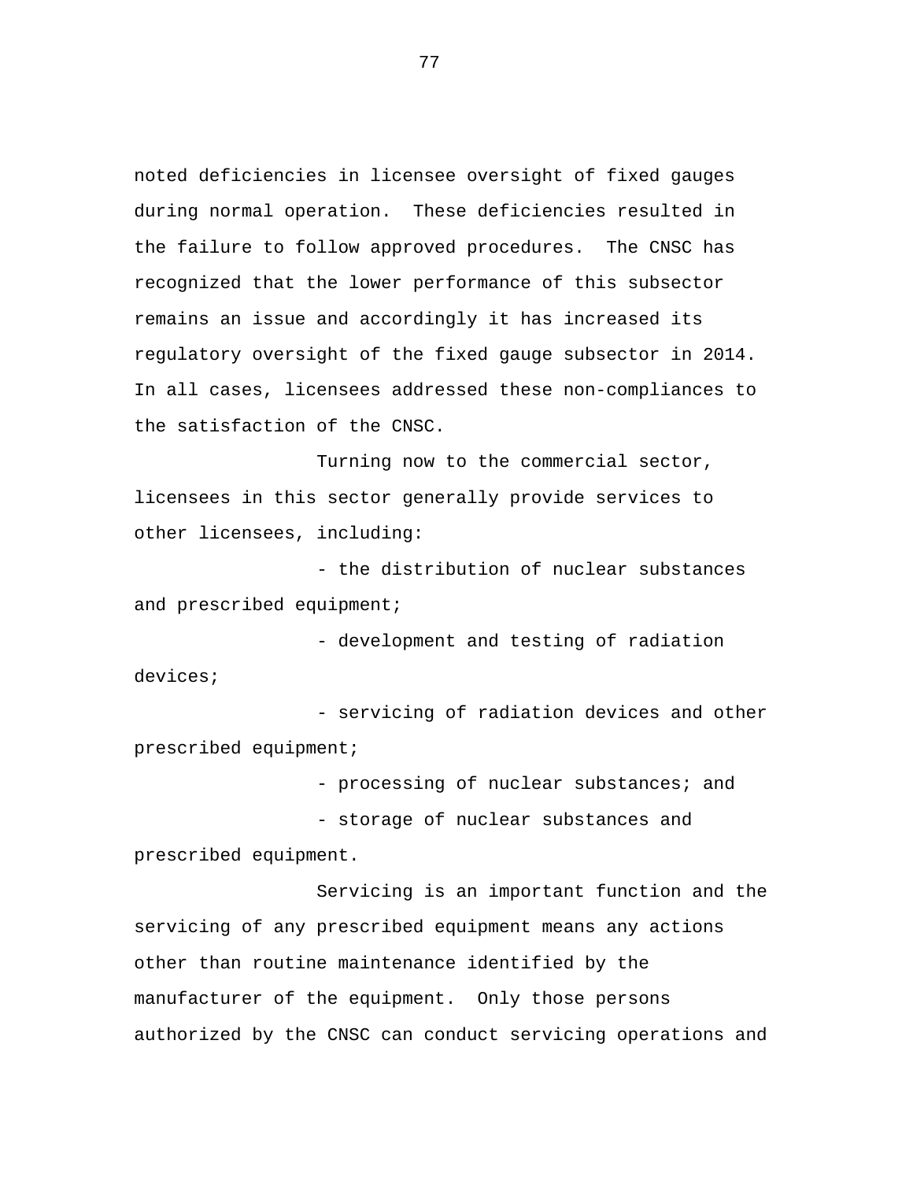noted deficiencies in licensee oversight of fixed gauges during normal operation. These deficiencies resulted in the failure to follow approved procedures. The CNSC has recognized that the lower performance of this subsector remains an issue and accordingly it has increased its regulatory oversight of the fixed gauge subsector in 2014. In all cases, licensees addressed these non-compliances to the satisfaction of the CNSC.

Turning now to the commercial sector, licensees in this sector generally provide services to other licensees, including:

- the distribution of nuclear substances and prescribed equipment;
- development and testing of radiation devices;
- servicing of radiation devices and other prescribed equipment;
- processing of nuclear substances; and
- storage of nuclear substances and prescribed equipment.

Servicing is an important function and the servicing of any prescribed equipment means any actions other than routine maintenance identified by the manufacturer of the equipment. Only those persons authorized by the CNSC can conduct servicing operations and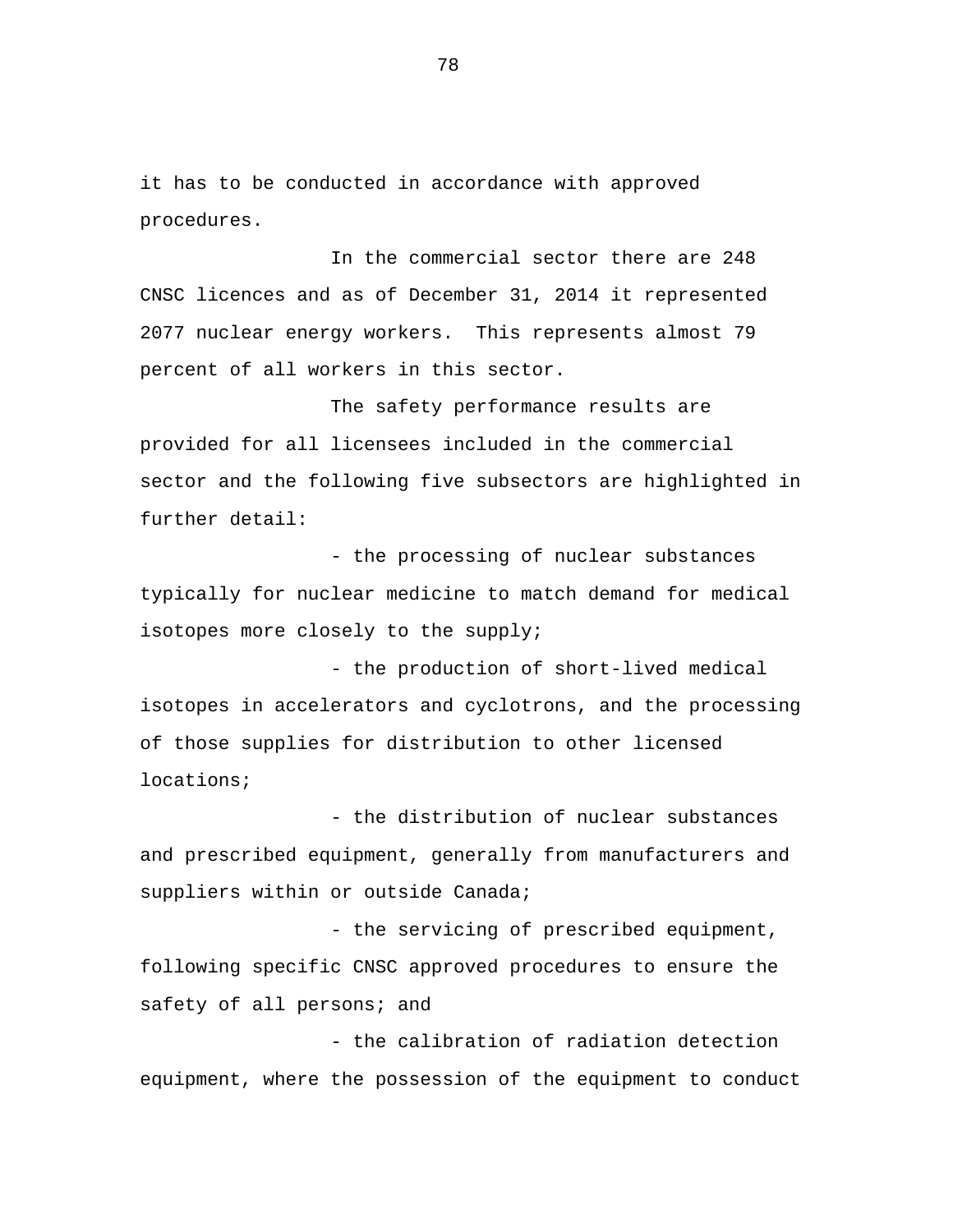it has to be conducted in accordance with approved procedures.

In the commercial sector there are 248 CNSC licences and as of December 31, 2014 it represented 2077 nuclear energy workers. This represents almost 79 percent of all workers in this sector.

The safety performance results are provided for all licensees included in the commercial sector and the following five subsectors are highlighted in further detail:

- the processing of nuclear substances typically for nuclear medicine to match demand for medical isotopes more closely to the supply;
- the production of short-lived medical isotopes in accelerators and cyclotrons, and the processing of those supplies for distribution to other licensed locations;
- the distribution of nuclear substances and prescribed equipment, generally from manufacturers and suppliers within or outside Canada;
- the servicing of prescribed equipment, following specific CNSC approved procedures to ensure the safety of all persons; and
- the calibration of radiation detection equipment, where the possession of the equipment to conduct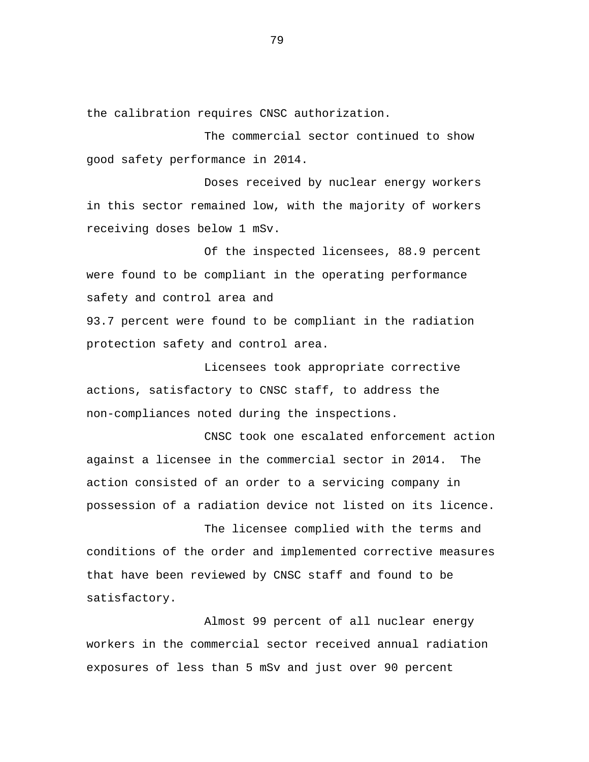the calibration requires CNSC authorization.

The commercial sector continued to show good safety performance in 2014.

Doses received by nuclear energy workers in this sector remained low, with the majority of workers receiving doses below 1 mSv.

Of the inspected licensees, 88.9 percent were found to be compliant in the operating performance safety and control area and 93.7 percent were found to be compliant in the radiation protection safety and control area.

Licensees took appropriate corrective actions, satisfactory to CNSC staff, to address the non-compliances noted during the inspections.

CNSC took one escalated enforcement action against a licensee in the commercial sector in 2014. The action consisted of an order to a servicing company in possession of a radiation device not listed on its licence.

The licensee complied with the terms and conditions of the order and implemented corrective measures that have been reviewed by CNSC staff and found to be satisfactory.

Almost 99 percent of all nuclear energy workers in the commercial sector received annual radiation exposures of less than 5 mSv and just over 90 percent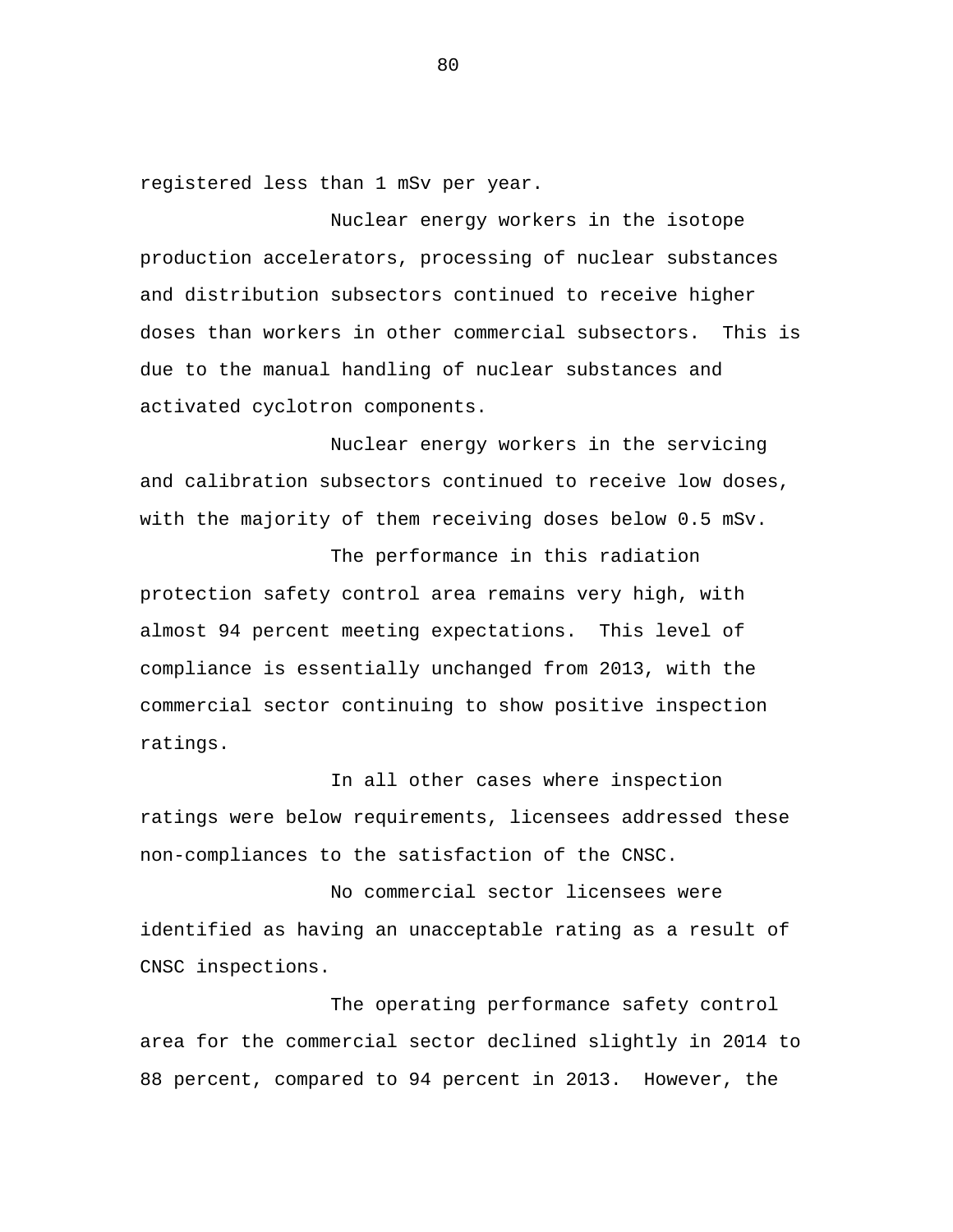registered less than 1 mSv per year.

Nuclear energy workers in the isotope production accelerators, processing of nuclear substances and distribution subsectors continued to receive higher doses than workers in other commercial subsectors. This is due to the manual handling of nuclear substances and activated cyclotron components.

Nuclear energy workers in the servicing and calibration subsectors continued to receive low doses, with the majority of them receiving doses below 0.5 mSv.

The performance in this radiation protection safety control area remains very high, with almost 94 percent meeting expectations. This level of compliance is essentially unchanged from 2013, with the commercial sector continuing to show positive inspection ratings.

In all other cases where inspection ratings were below requirements, licensees addressed these non-compliances to the satisfaction of the CNSC.

No commercial sector licensees were identified as having an unacceptable rating as a result of CNSC inspections.

The operating performance safety control area for the commercial sector declined slightly in 2014 to 88 percent, compared to 94 percent in 2013. However, the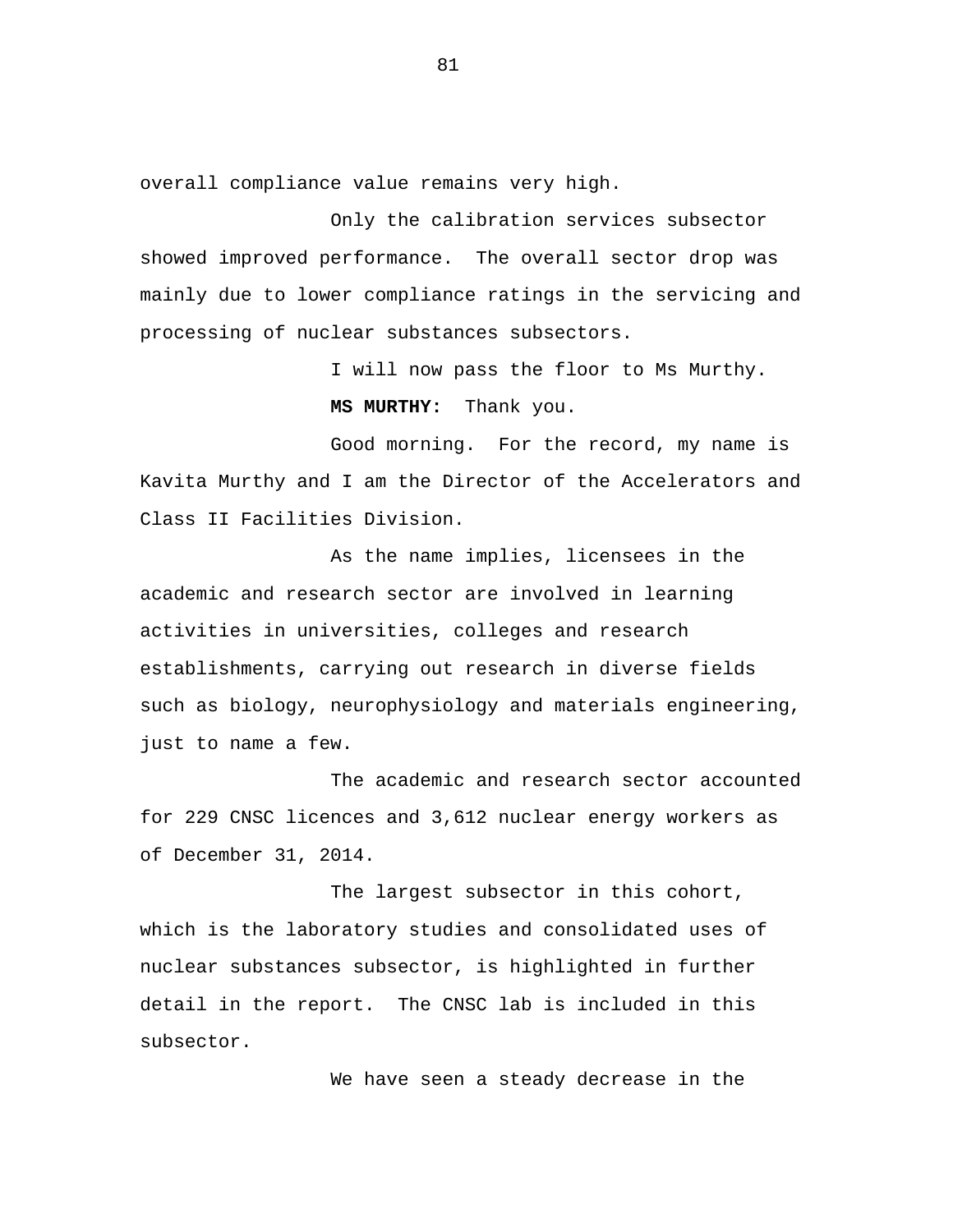overall compliance value remains very high.

Only the calibration services subsector showed improved performance. The overall sector drop was mainly due to lower compliance ratings in the servicing and processing of nuclear substances subsectors.

I will now pass the floor to Ms Murthy.

**MS MURTHY:** Thank you.

Good morning. For the record, my name is Kavita Murthy and I am the Director of the Accelerators and Class II Facilities Division.

As the name implies, licensees in the academic and research sector are involved in learning activities in universities, colleges and research establishments, carrying out research in diverse fields such as biology, neurophysiology and materials engineering, just to name a few.

The academic and research sector accounted for 229 CNSC licences and 3,612 nuclear energy workers as of December 31, 2014.

The largest subsector in this cohort, which is the laboratory studies and consolidated uses of nuclear substances subsector, is highlighted in further detail in the report. The CNSC lab is included in this subsector.

We have seen a steady decrease in the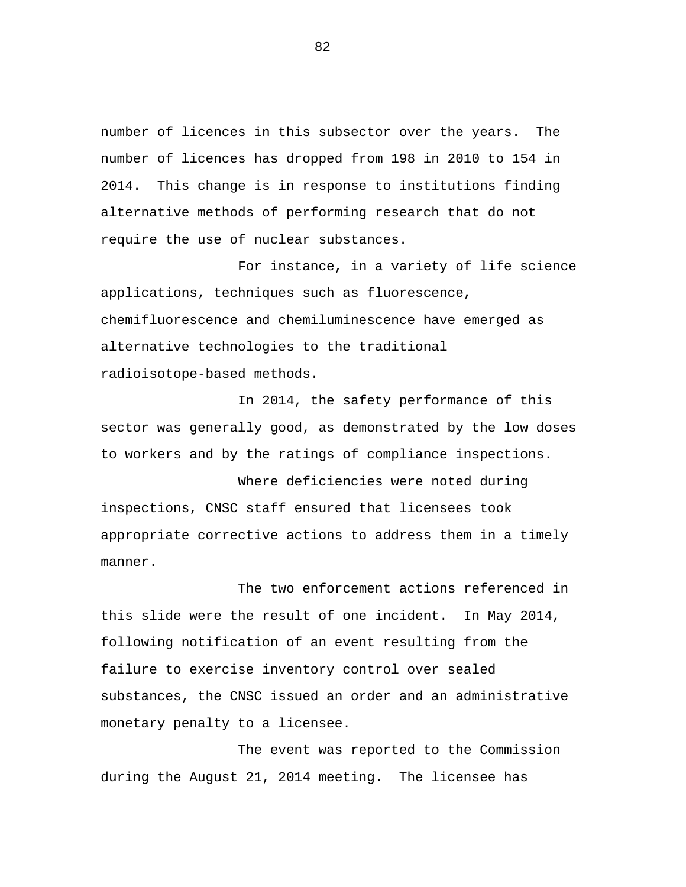number of licences in this subsector over the years. The number of licences has dropped from 198 in 2010 to 154 in 2014. This change is in response to institutions finding alternative methods of performing research that do not require the use of nuclear substances.

For instance, in a variety of life science applications, techniques such as fluorescence, chemifluorescence and chemiluminescence have emerged as alternative technologies to the traditional radioisotope-based methods.

In 2014, the safety performance of this sector was generally good, as demonstrated by the low doses to workers and by the ratings of compliance inspections.

Where deficiencies were noted during inspections, CNSC staff ensured that licensees took appropriate corrective actions to address them in a timely manner.

The two enforcement actions referenced in this slide were the result of one incident. In May 2014, following notification of an event resulting from the failure to exercise inventory control over sealed substances, the CNSC issued an order and an administrative monetary penalty to a licensee.

The event was reported to the Commission during the August 21, 2014 meeting. The licensee has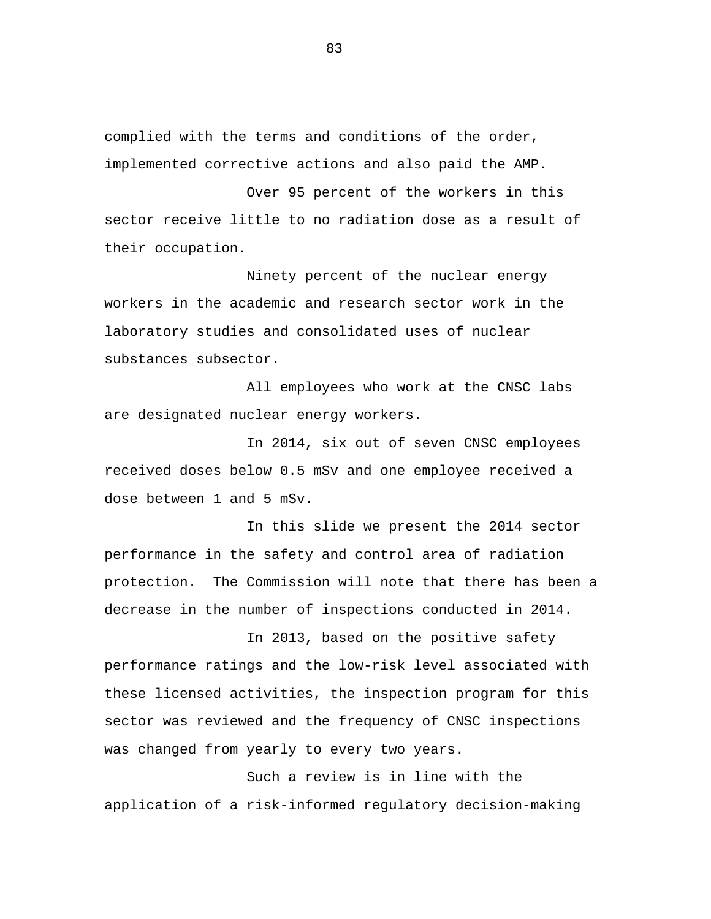complied with the terms and conditions of the order, implemented corrective actions and also paid the AMP.

Over 95 percent of the workers in this sector receive little to no radiation dose as a result of their occupation.

Ninety percent of the nuclear energy workers in the academic and research sector work in the laboratory studies and consolidated uses of nuclear substances subsector.

All employees who work at the CNSC labs are designated nuclear energy workers.

In 2014, six out of seven CNSC employees received doses below 0.5 mSv and one employee received a dose between 1 and 5 mSv.

In this slide we present the 2014 sector performance in the safety and control area of radiation protection. The Commission will note that there has been a decrease in the number of inspections conducted in 2014.

In 2013, based on the positive safety performance ratings and the low-risk level associated with these licensed activities, the inspection program for this sector was reviewed and the frequency of CNSC inspections was changed from yearly to every two years.

Such a review is in line with the application of a risk-informed regulatory decision-making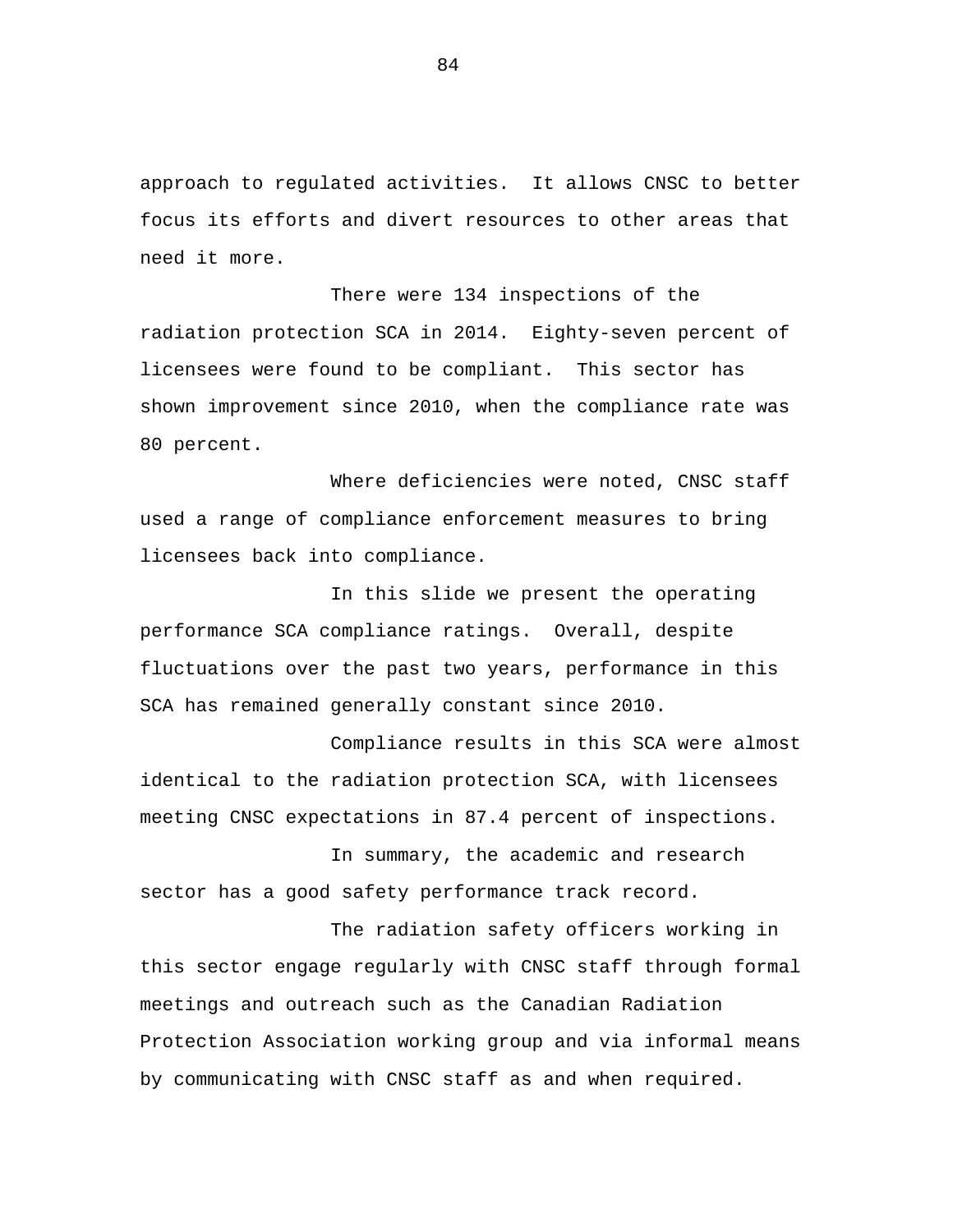approach to regulated activities.  It allows CNSC to better focus its efforts and divert resources to other areas that need it more.

There were 134 inspections of the radiation protection SCA in 2014.  Eighty-seven percent of licensees were found to be compliant.  This sector has shown improvement since 2010, when the compliance rate was 80 percent.

Where deficiencies were noted, CNSC staff used a range of compliance enforcement measures to bring licensees back into compliance.

In this slide we present the operating performance SCA compliance ratings.  Overall, despite fluctuations over the past two years, performance in this SCA has remained generally constant since 2010.

Compliance results in this SCA were almost identical to the radiation protection SCA, with licensees meeting CNSC expectations in 87.4 percent of inspections.

In summary, the academic and research sector has a good safety performance track record.

The radiation safety officers working in this sector engage regularly with CNSC staff through formal meetings and outreach such as the Canadian Radiation Protection Association working group and via informal means by communicating with CNSC staff as and when required.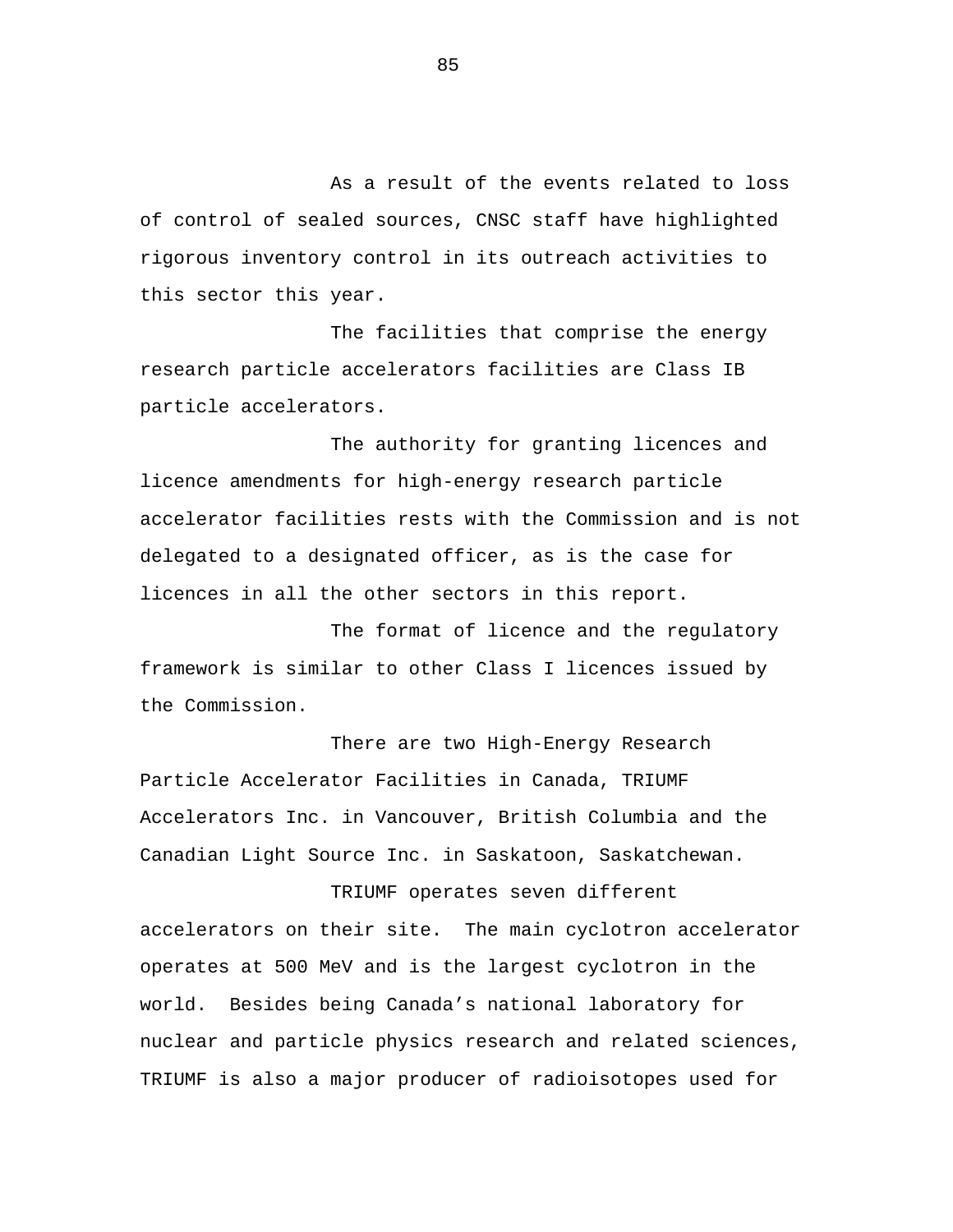As a result of the events related to loss of control of sealed sources, CNSC staff have highlighted rigorous inventory control in its outreach activities to this sector this year.

The facilities that comprise the energy research particle accelerators facilities are Class IB particle accelerators.

The authority for granting licences and licence amendments for high-energy research particle accelerator facilities rests with the Commission and is not delegated to a designated officer, as is the case for licences in all the other sectors in this report.

The format of licence and the regulatory framework is similar to other Class I licences issued by the Commission.

There are two High-Energy Research Particle Accelerator Facilities in Canada, TRIUMF Accelerators Inc. in Vancouver, British Columbia and the Canadian Light Source Inc. in Saskatoon, Saskatchewan.

TRIUMF operates seven different accelerators on their site. The main cyclotron accelerator operates at 500 MeV and is the largest cyclotron in the world. Besides being Canada's national laboratory for nuclear and particle physics research and related sciences, TRIUMF is also a major producer of radioisotopes used for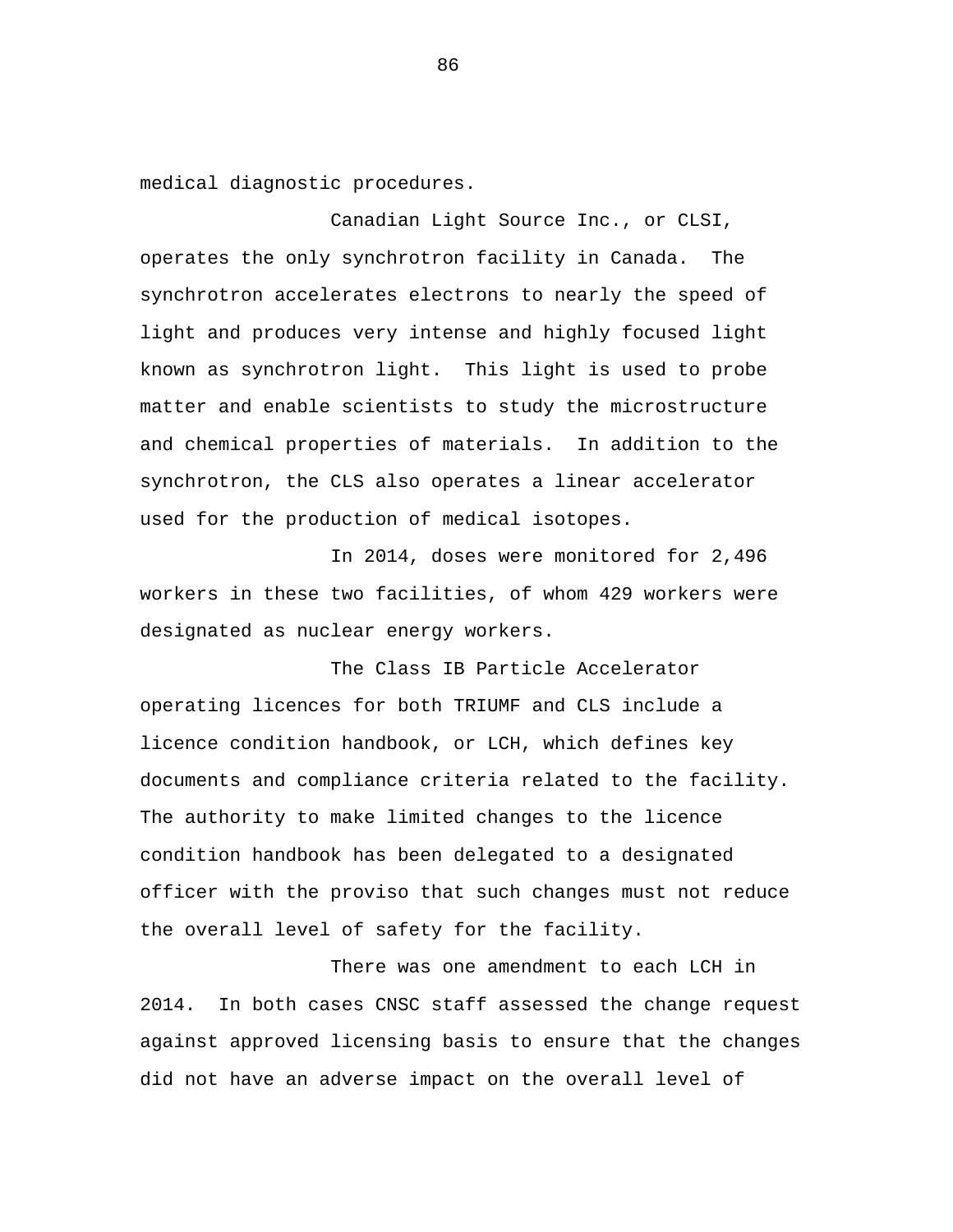medical diagnostic procedures.

Canadian Light Source Inc., or CLSI, operates the only synchrotron facility in Canada. The synchrotron accelerates electrons to nearly the speed of light and produces very intense and highly focused light known as synchrotron light. This light is used to probe matter and enable scientists to study the microstructure and chemical properties of materials. In addition to the synchrotron, the CLS also operates a linear accelerator used for the production of medical isotopes.

In 2014, doses were monitored for 2,496 workers in these two facilities, of whom 429 workers were designated as nuclear energy workers.

The Class IB Particle Accelerator operating licences for both TRIUMF and CLS include a licence condition handbook, or LCH, which defines key documents and compliance criteria related to the facility. The authority to make limited changes to the licence condition handbook has been delegated to a designated officer with the proviso that such changes must not reduce the overall level of safety for the facility.

There was one amendment to each LCH in 2014. In both cases CNSC staff assessed the change request against approved licensing basis to ensure that the changes did not have an adverse impact on the overall level of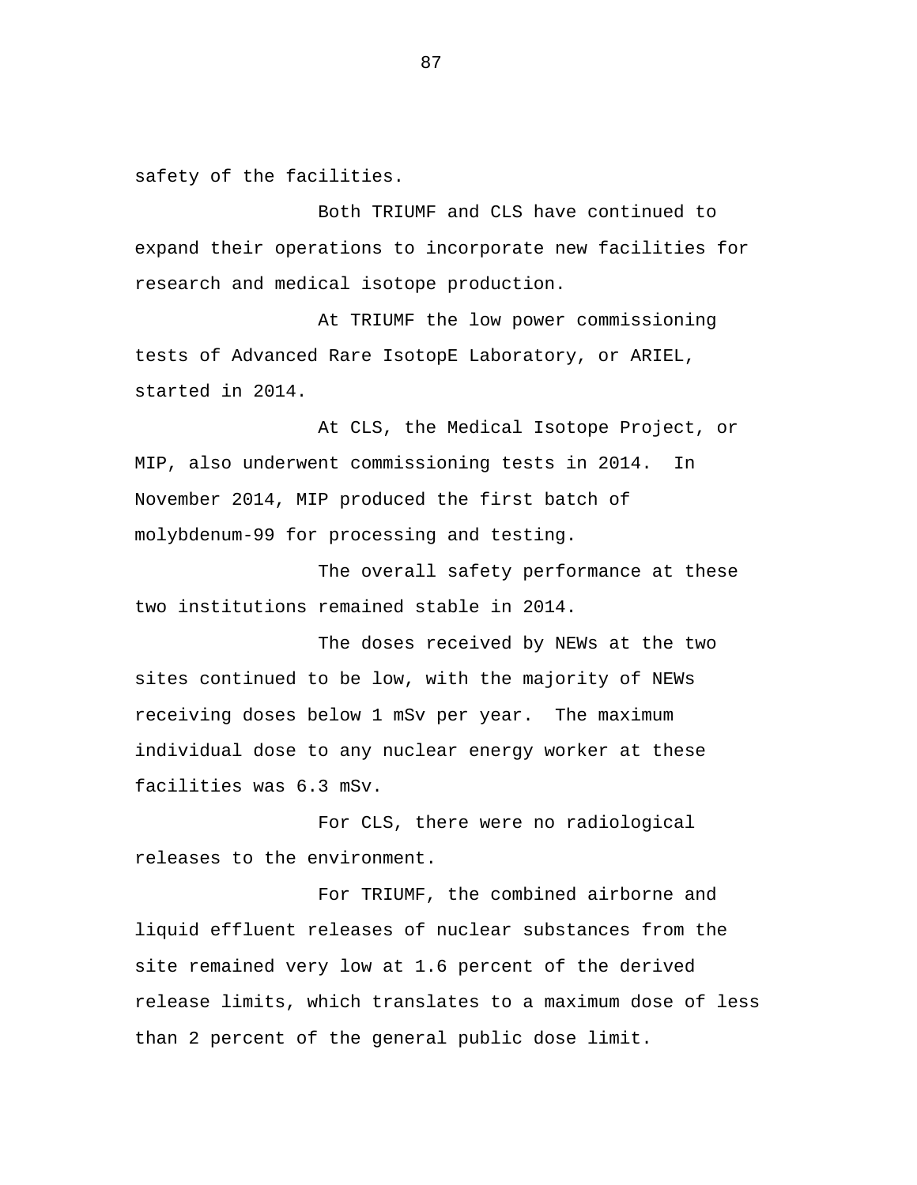safety of the facilities.

Both TRIUMF and CLS have continued to expand their operations to incorporate new facilities for research and medical isotope production.

At TRIUMF the low power commissioning tests of Advanced Rare IsotopE Laboratory, or ARIEL, started in 2014.

At CLS, the Medical Isotope Project, or MIP, also underwent commissioning tests in 2014. In November 2014, MIP produced the first batch of molybdenum-99 for processing and testing.

The overall safety performance at these two institutions remained stable in 2014.

The doses received by NEWs at the two sites continued to be low, with the majority of NEWs receiving doses below 1 mSv per year. The maximum individual dose to any nuclear energy worker at these facilities was 6.3 mSv.

For CLS, there were no radiological releases to the environment.

For TRIUMF, the combined airborne and liquid effluent releases of nuclear substances from the site remained very low at 1.6 percent of the derived release limits, which translates to a maximum dose of less than 2 percent of the general public dose limit.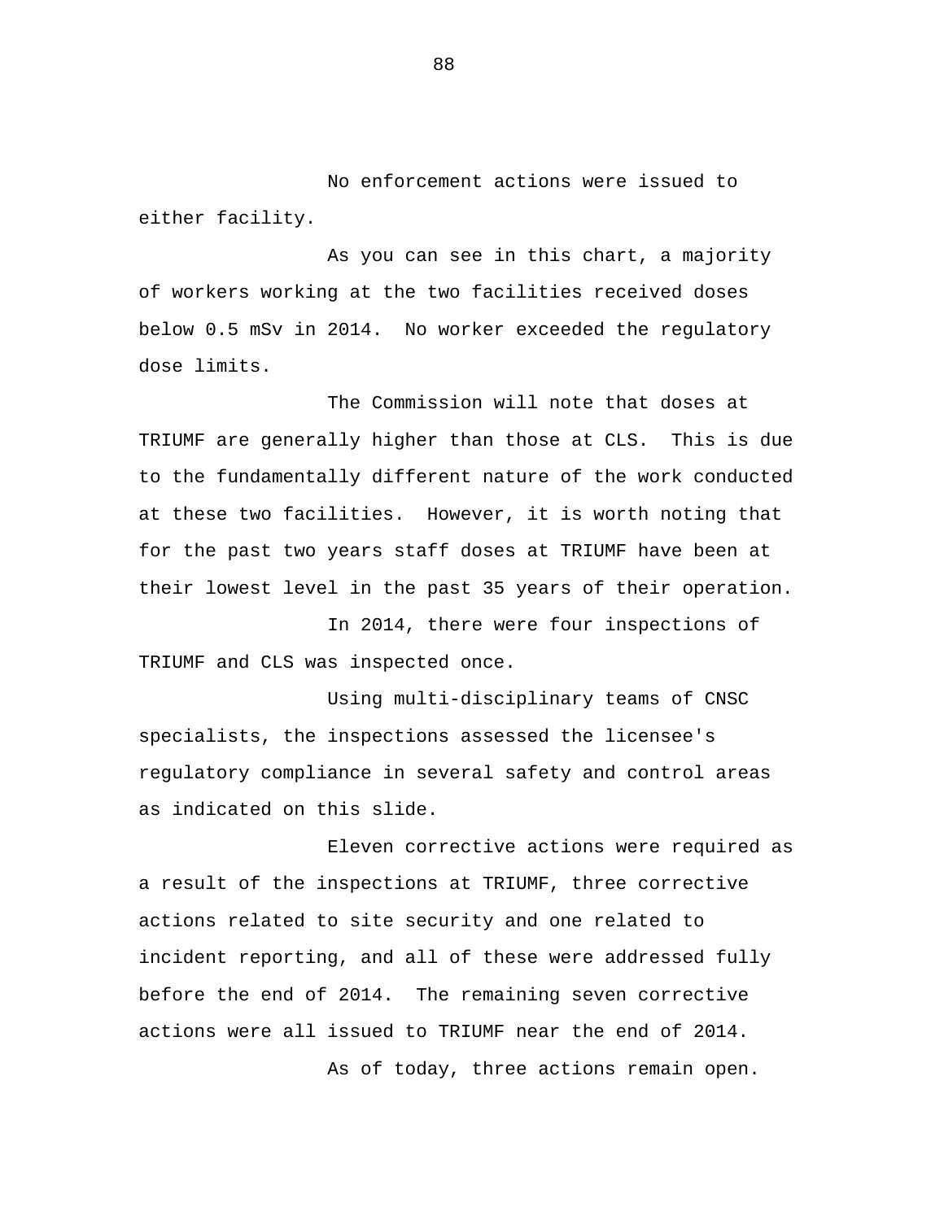No enforcement actions were issued to either facility.

As you can see in this chart, a majority of workers working at the two facilities received doses below 0.5 mSv in 2014. No worker exceeded the regulatory dose limits.

The Commission will note that doses at TRIUMF are generally higher than those at CLS. This is due to the fundamentally different nature of the work conducted at these two facilities. However, it is worth noting that for the past two years staff doses at TRIUMF have been at their lowest level in the past 35 years of their operation.

In 2014, there were four inspections of TRIUMF and CLS was inspected once.

Using multi-disciplinary teams of CNSC specialists, the inspections assessed the licensee's regulatory compliance in several safety and control areas as indicated on this slide.

Eleven corrective actions were required as a result of the inspections at TRIUMF, three corrective actions related to site security and one related to incident reporting, and all of these were addressed fully before the end of 2014. The remaining seven corrective actions were all issued to TRIUMF near the end of 2014.

As of today, three actions remain open.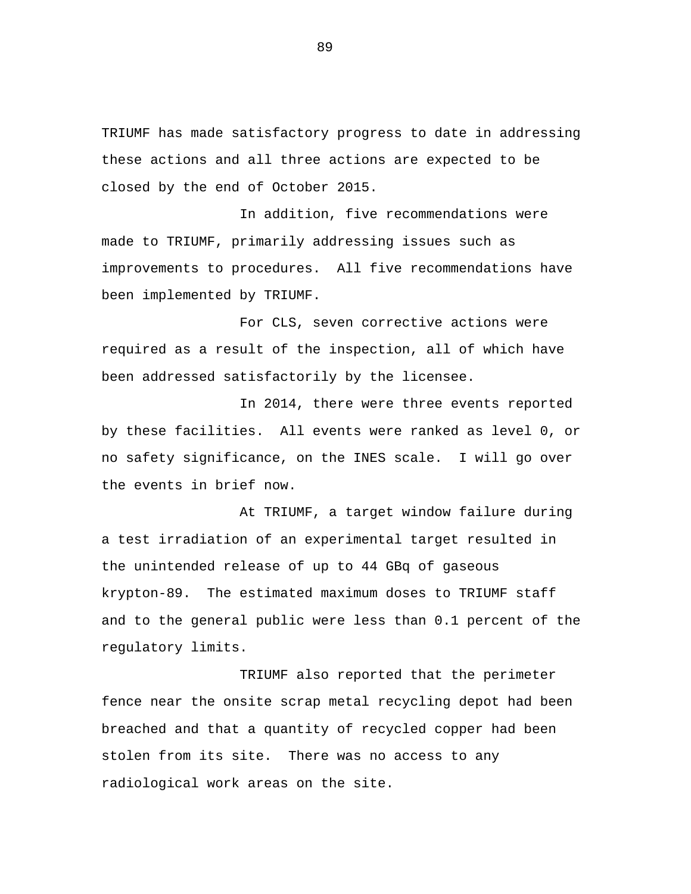TRIUMF has made satisfactory progress to date in addressing these actions and all three actions are expected to be closed by the end of October 2015.

In addition, five recommendations were made to TRIUMF, primarily addressing issues such as improvements to procedures. All five recommendations have been implemented by TRIUMF.

For CLS, seven corrective actions were required as a result of the inspection, all of which have been addressed satisfactorily by the licensee.

In 2014, there were three events reported by these facilities. All events were ranked as level 0, or no safety significance, on the INES scale. I will go over the events in brief now.

At TRIUMF, a target window failure during a test irradiation of an experimental target resulted in the unintended release of up to 44 GBq of gaseous krypton-89. The estimated maximum doses to TRIUMF staff and to the general public were less than 0.1 percent of the regulatory limits.

TRIUMF also reported that the perimeter fence near the onsite scrap metal recycling depot had been breached and that a quantity of recycled copper had been stolen from its site. There was no access to any radiological work areas on the site.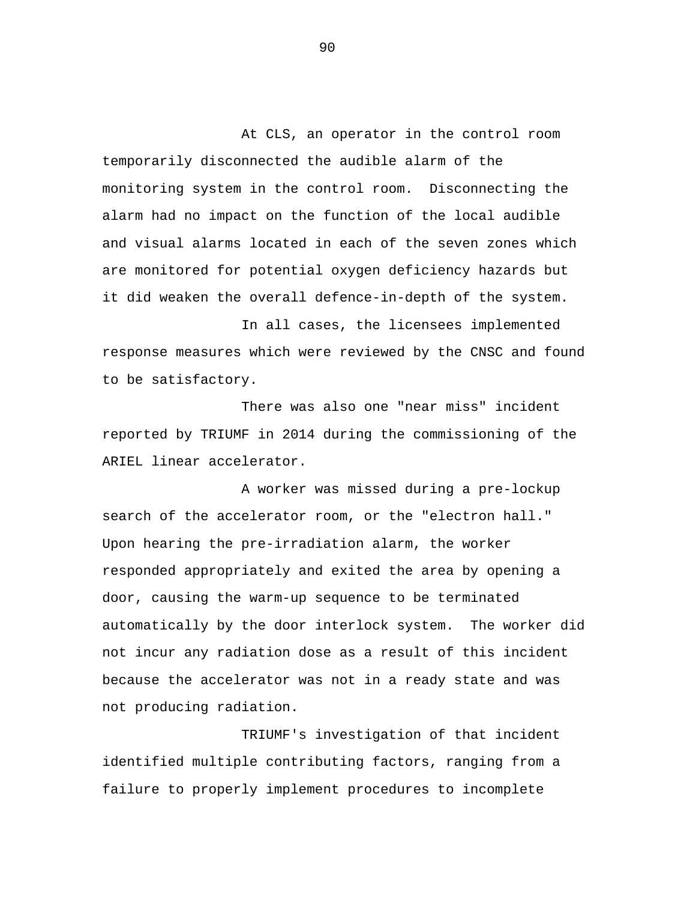At CLS, an operator in the control room temporarily disconnected the audible alarm of the monitoring system in the control room. Disconnecting the alarm had no impact on the function of the local audible and visual alarms located in each of the seven zones which are monitored for potential oxygen deficiency hazards but it did weaken the overall defence-in-depth of the system.

In all cases, the licensees implemented response measures which were reviewed by the CNSC and found to be satisfactory.

There was also one "near miss" incident reported by TRIUMF in 2014 during the commissioning of the ARIEL linear accelerator.

A worker was missed during a pre-lockup search of the accelerator room, or the "electron hall." Upon hearing the pre-irradiation alarm, the worker responded appropriately and exited the area by opening a door, causing the warm-up sequence to be terminated automatically by the door interlock system. The worker did not incur any radiation dose as a result of this incident because the accelerator was not in a ready state and was not producing radiation.

TRIUMF's investigation of that incident identified multiple contributing factors, ranging from a failure to properly implement procedures to incomplete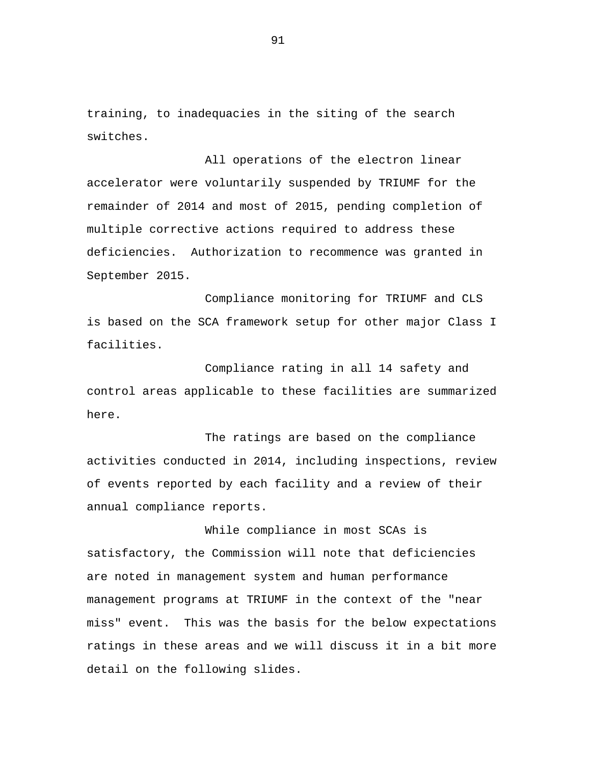training, to inadequacies in the siting of the search switches.

All operations of the electron linear accelerator were voluntarily suspended by TRIUMF for the remainder of 2014 and most of 2015, pending completion of multiple corrective actions required to address these deficiencies. Authorization to recommence was granted in September 2015.

Compliance monitoring for TRIUMF and CLS is based on the SCA framework setup for other major Class I facilities.

Compliance rating in all 14 safety and control areas applicable to these facilities are summarized here.

The ratings are based on the compliance activities conducted in 2014, including inspections, review of events reported by each facility and a review of their annual compliance reports.

While compliance in most SCAs is satisfactory, the Commission will note that deficiencies are noted in management system and human performance management programs at TRIUMF in the context of the "near miss" event. This was the basis for the below expectations ratings in these areas and we will discuss it in a bit more detail on the following slides.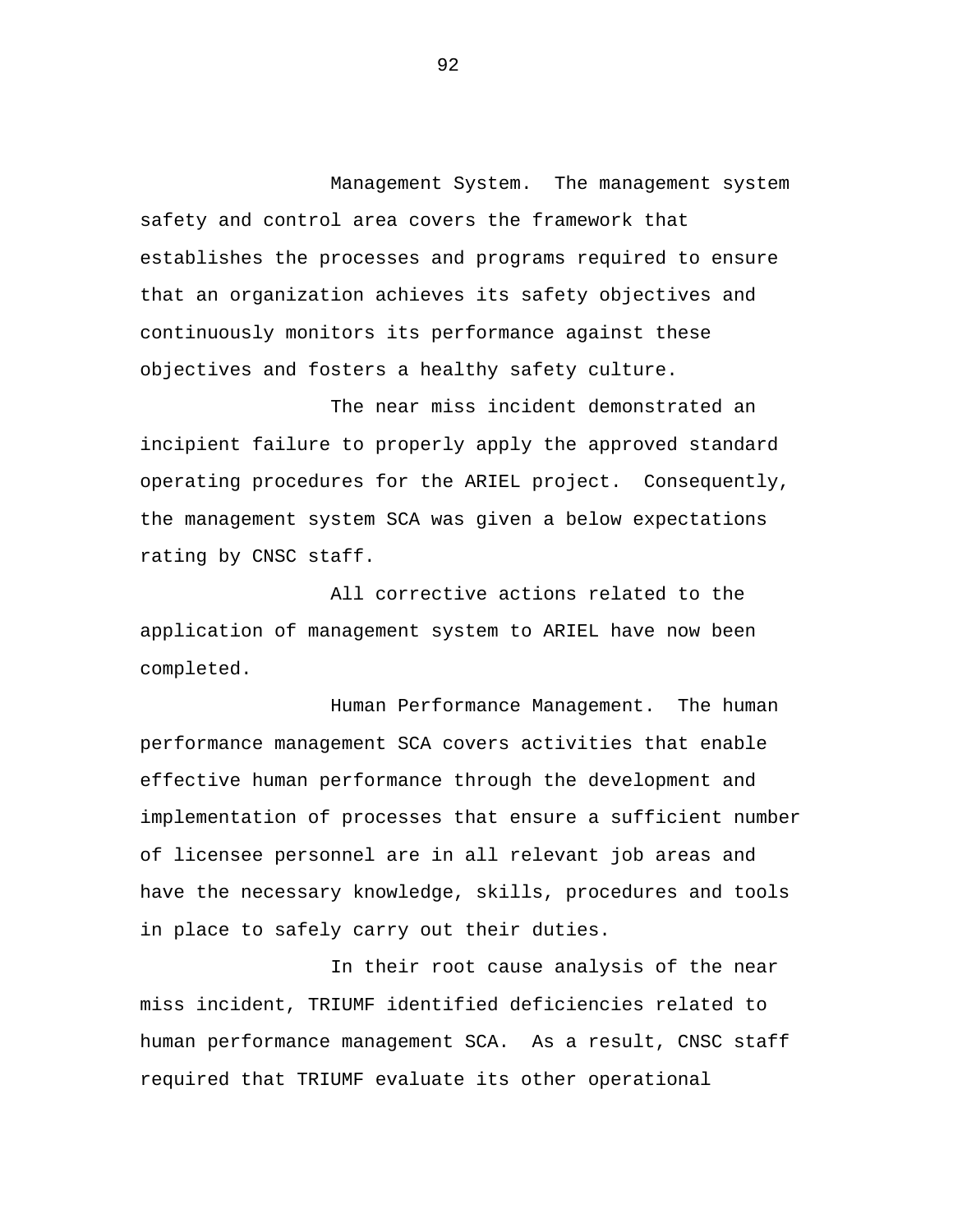Management System. The management system safety and control area covers the framework that establishes the processes and programs required to ensure that an organization achieves its safety objectives and continuously monitors its performance against these objectives and fosters a healthy safety culture.

The near miss incident demonstrated an incipient failure to properly apply the approved standard operating procedures for the ARIEL project. Consequently, the management system SCA was given a below expectations rating by CNSC staff.

All corrective actions related to the application of management system to ARIEL have now been completed.

Human Performance Management. The human performance management SCA covers activities that enable effective human performance through the development and implementation of processes that ensure a sufficient number of licensee personnel are in all relevant job areas and have the necessary knowledge, skills, procedures and tools in place to safely carry out their duties.

In their root cause analysis of the near miss incident, TRIUMF identified deficiencies related to human performance management SCA. As a result, CNSC staff required that TRIUMF evaluate its other operational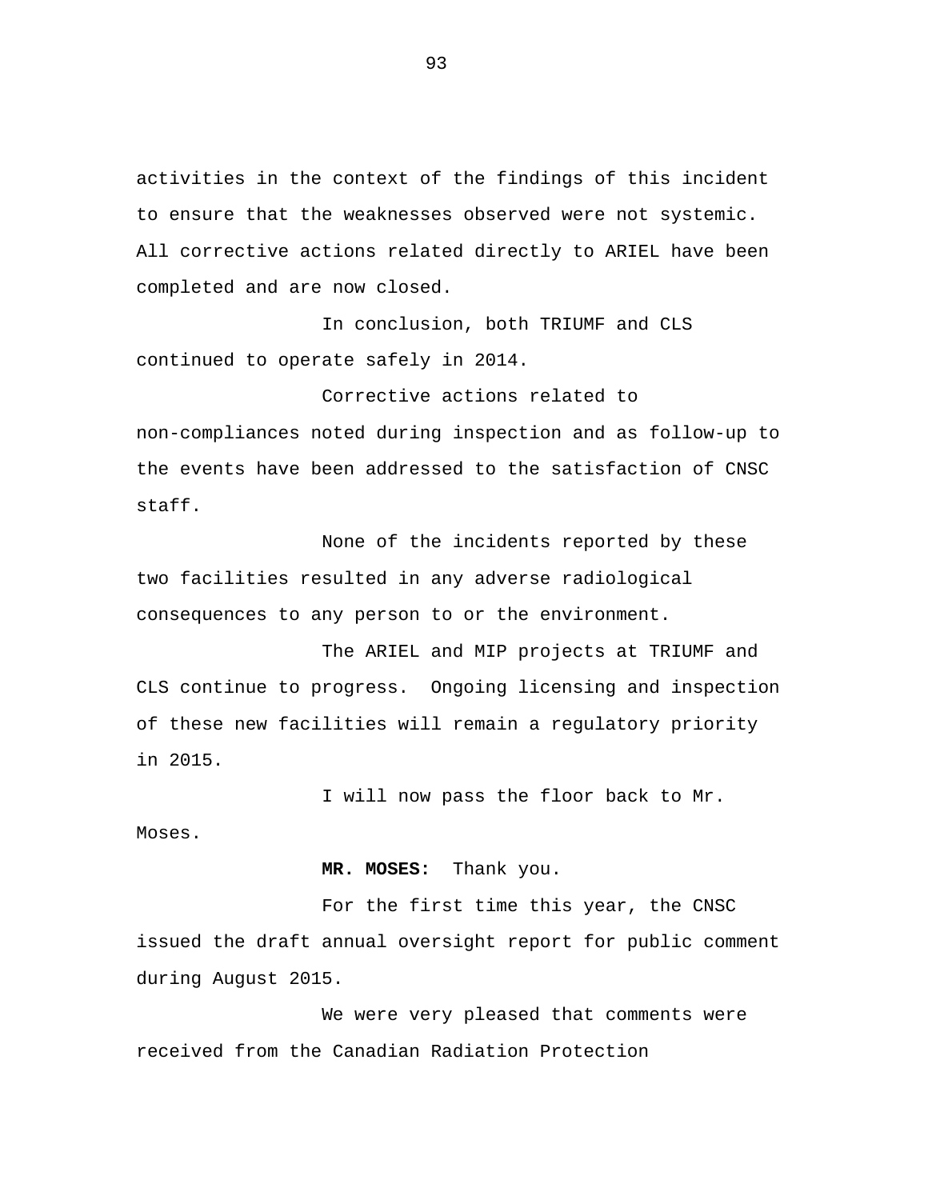activities in the context of the findings of this incident to ensure that the weaknesses observed were not systemic. All corrective actions related directly to ARIEL have been completed and are now closed.

In conclusion, both TRIUMF and CLS continued to operate safely in 2014.

Corrective actions related to non-compliances noted during inspection and as follow-up to the events have been addressed to the satisfaction of CNSC staff.

None of the incidents reported by these two facilities resulted in any adverse radiological consequences to any person to or the environment.

The ARIEL and MIP projects at TRIUMF and CLS continue to progress. Ongoing licensing and inspection of these new facilities will remain a regulatory priority in 2015.

I will now pass the floor back to Mr. Moses.

**MR. MOSES:** Thank you.

For the first time this year, the CNSC issued the draft annual oversight report for public comment during August 2015.

We were very pleased that comments were received from the Canadian Radiation Protection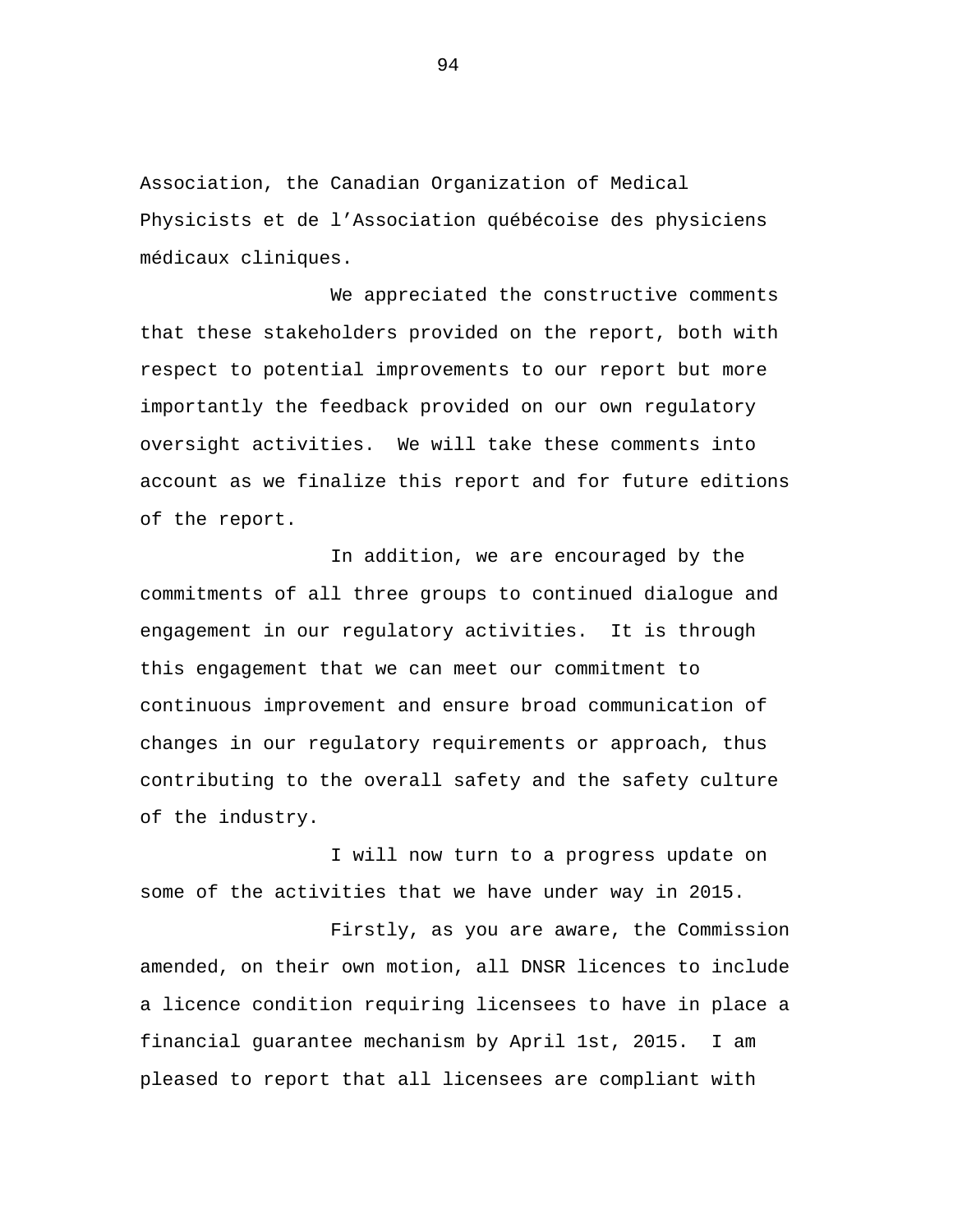Association, the Canadian Organization of Medical Physicists et de l'Association québécoise des physiciens médicaux cliniques.

We appreciated the constructive comments that these stakeholders provided on the report, both with respect to potential improvements to our report but more importantly the feedback provided on our own regulatory oversight activities. We will take these comments into account as we finalize this report and for future editions of the report.

In addition, we are encouraged by the commitments of all three groups to continued dialogue and engagement in our regulatory activities. It is through this engagement that we can meet our commitment to continuous improvement and ensure broad communication of changes in our regulatory requirements or approach, thus contributing to the overall safety and the safety culture of the industry.

I will now turn to a progress update on some of the activities that we have under way in 2015.

Firstly, as you are aware, the Commission amended, on their own motion, all DNSR licences to include a licence condition requiring licensees to have in place a financial guarantee mechanism by April 1st, 2015. I am pleased to report that all licensees are compliant with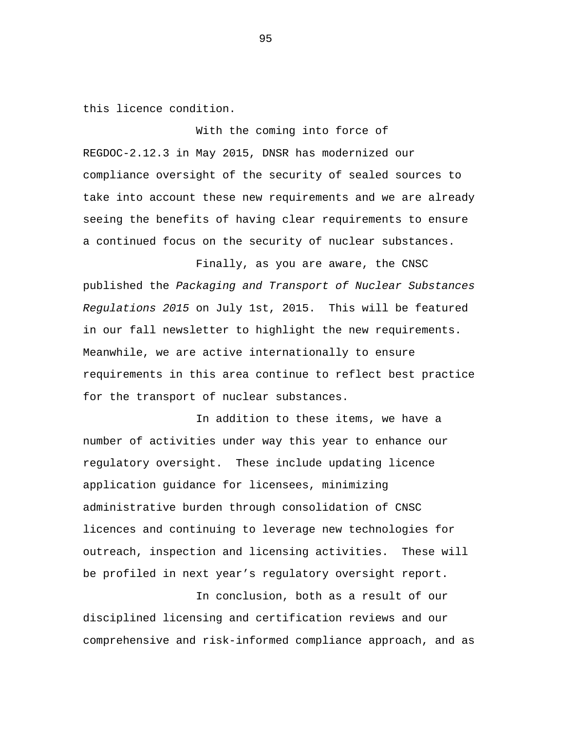this licence condition.

With the coming into force of REGDOC-2.12.3 in May 2015, DNSR has modernized our compliance oversight of the security of sealed sources to take into account these new requirements and we are already seeing the benefits of having clear requirements to ensure a continued focus on the security of nuclear substances.

Finally, as you are aware, the CNSC published the *Packaging and Transport of Nuclear Substances Regulations 2015* on July 1st, 2015. This will be featured in our fall newsletter to highlight the new requirements. Meanwhile, we are active internationally to ensure requirements in this area continue to reflect best practice for the transport of nuclear substances.

In addition to these items, we have a number of activities under way this year to enhance our regulatory oversight. These include updating licence application guidance for licensees, minimizing administrative burden through consolidation of CNSC licences and continuing to leverage new technologies for outreach, inspection and licensing activities. These will be profiled in next year's regulatory oversight report.

In conclusion, both as a result of our disciplined licensing and certification reviews and our comprehensive and risk-informed compliance approach, and as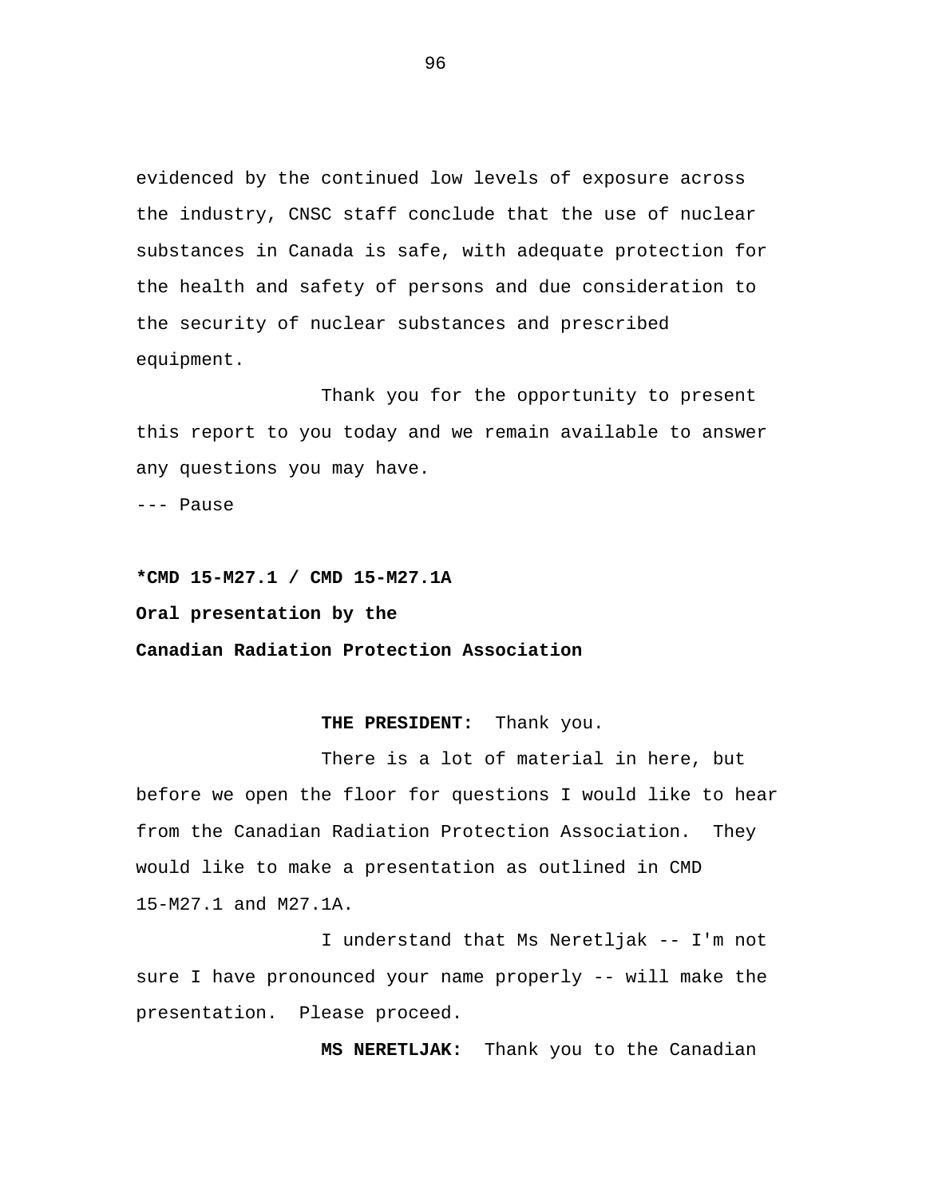evidenced by the continued low levels of exposure across the industry, CNSC staff conclude that the use of nuclear substances in Canada is safe, with adequate protection for the health and safety of persons and due consideration to the security of nuclear substances and prescribed equipment.

Thank you for the opportunity to present this report to you today and we remain available to answer any questions you may have.

--- Pause

**\*CMD 15-M27.1 / CMD 15-M27.1A**

**Oral presentation by the**

**Canadian Radiation Protection Association**

**THE PRESIDENT:** Thank you.

There is a lot of material in here, but before we open the floor for questions I would like to hear from the Canadian Radiation Protection Association. They would like to make a presentation as outlined in CMD 15-M27.1 and M27.1A.

I understand that Ms Neretljak -- I'm not sure I have pronounced your name properly -- will make the presentation. Please proceed.

**MS NERETLJAK:** Thank you to the Canadian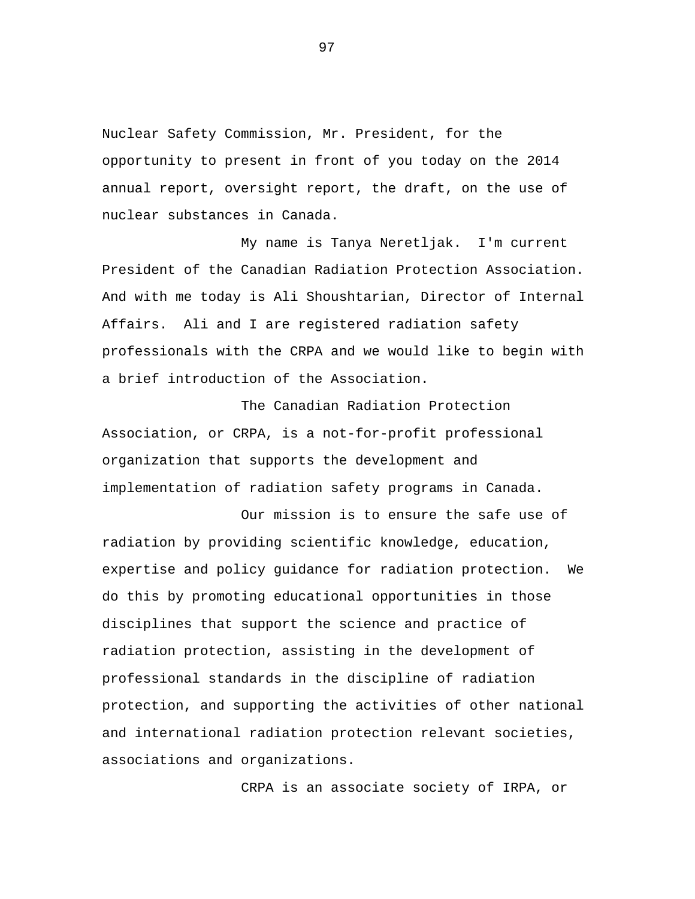Nuclear Safety Commission, Mr. President, for the opportunity to present in front of you today on the 2014 annual report, oversight report, the draft, on the use of nuclear substances in Canada.

My name is Tanya Neretljak. I'm current President of the Canadian Radiation Protection Association. And with me today is Ali Shoushtarian, Director of Internal Affairs. Ali and I are registered radiation safety professionals with the CRPA and we would like to begin with a brief introduction of the Association.

The Canadian Radiation Protection Association, or CRPA, is a not-for-profit professional organization that supports the development and implementation of radiation safety programs in Canada.

Our mission is to ensure the safe use of radiation by providing scientific knowledge, education, expertise and policy guidance for radiation protection. We do this by promoting educational opportunities in those disciplines that support the science and practice of radiation protection, assisting in the development of professional standards in the discipline of radiation protection, and supporting the activities of other national and international radiation protection relevant societies, associations and organizations.

CRPA is an associate society of IRPA, or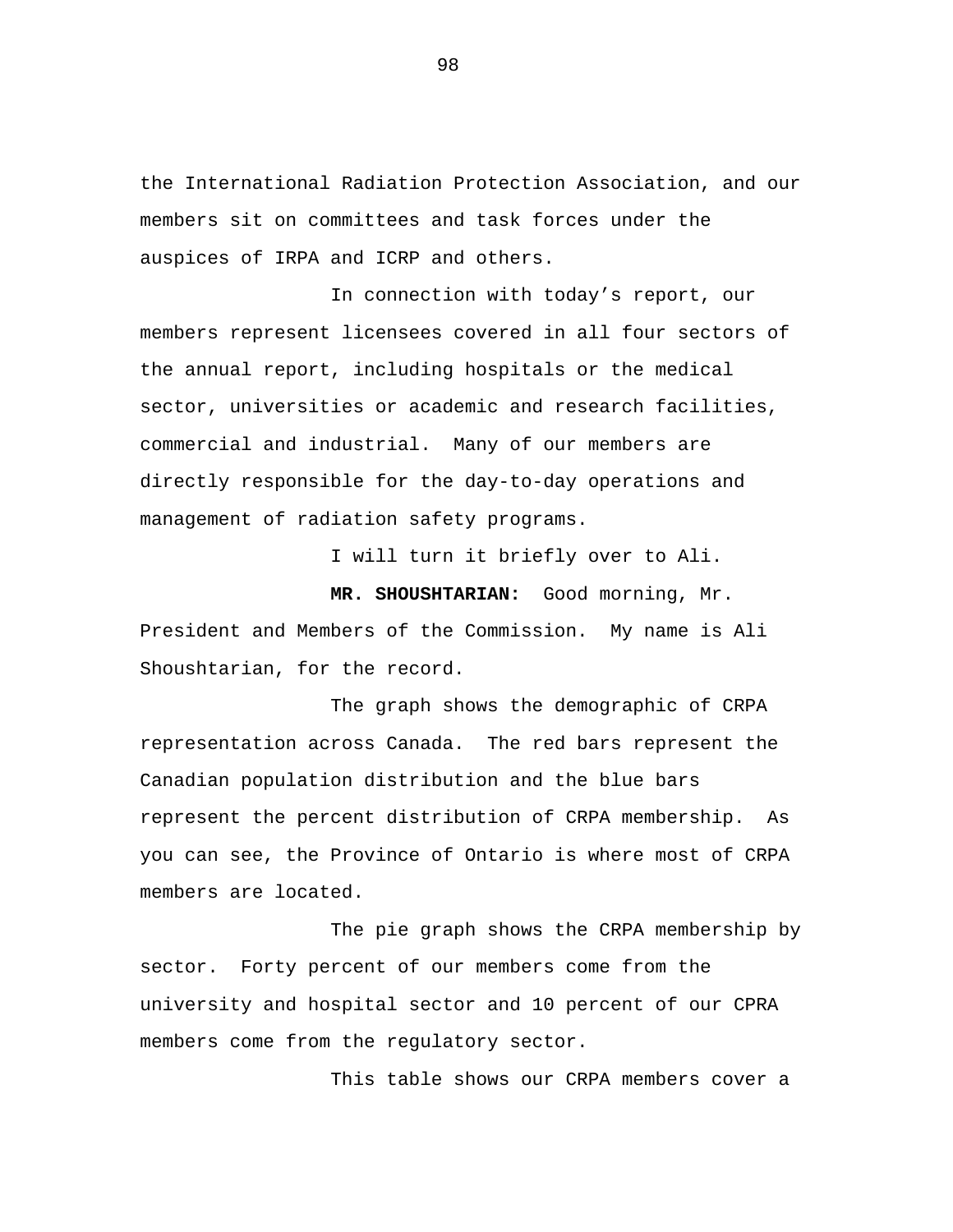the International Radiation Protection Association, and our members sit on committees and task forces under the auspices of IRPA and ICRP and others.

In connection with today's report, our members represent licensees covered in all four sectors of the annual report, including hospitals or the medical sector, universities or academic and research facilities, commercial and industrial.  Many of our members are directly responsible for the day-to-day operations and management of radiation safety programs.

I will turn it briefly over to Ali.

**MR. SHOUSHTARIAN:** Good morning, Mr. President and Members of the Commission.  My name is Ali Shoushtarian, for the record.

The graph shows the demographic of CRPA representation across Canada.  The red bars represent the Canadian population distribution and the blue bars represent the percent distribution of CRPA membership.  As you can see, the Province of Ontario is where most of CRPA members are located.

The pie graph shows the CRPA membership by sector.  Forty percent of our members come from the university and hospital sector and 10 percent of our CPRA members come from the regulatory sector.

This table shows our CRPA members cover a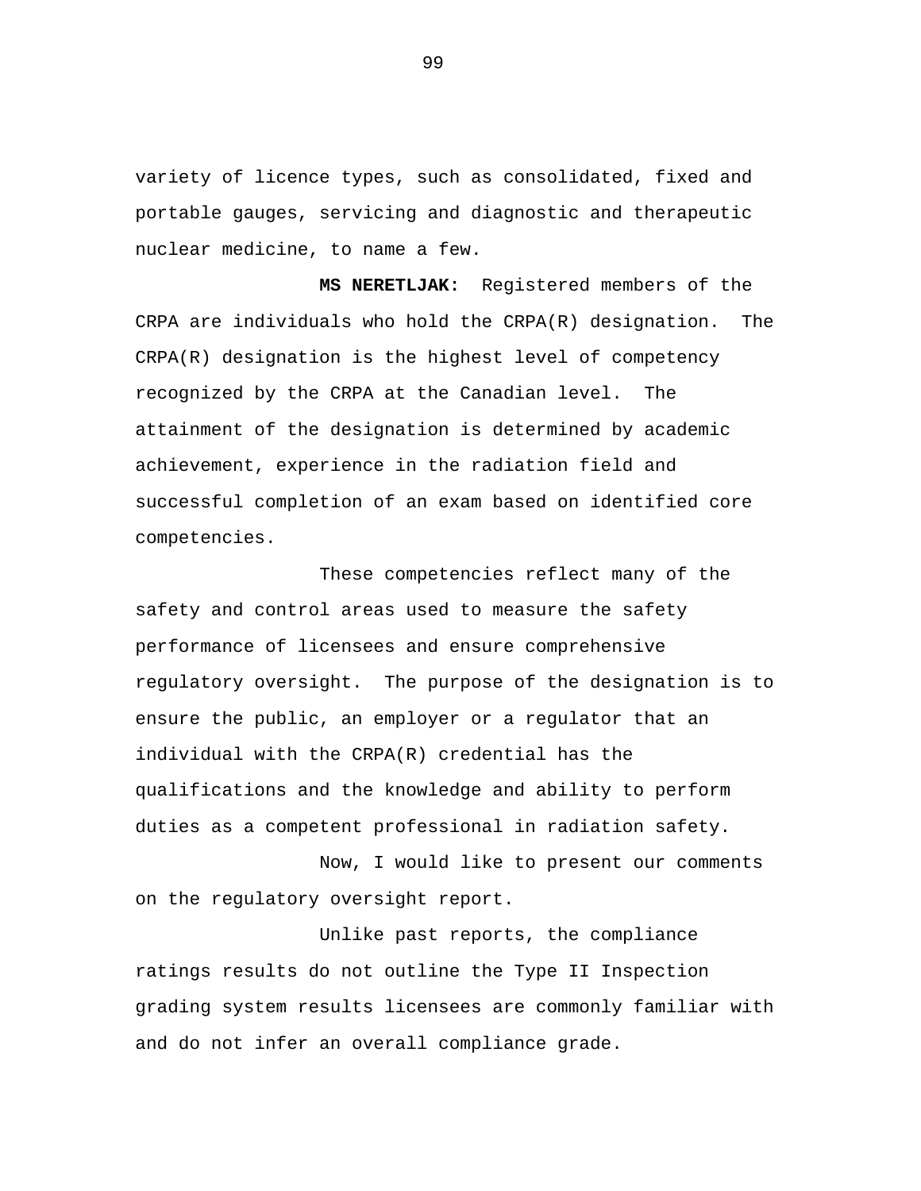variety of licence types, such as consolidated, fixed and portable gauges, servicing and diagnostic and therapeutic nuclear medicine, to name a few.

**MS NERETLJAK:** Registered members of the CRPA are individuals who hold the CRPA(R) designation. The CRPA(R) designation is the highest level of competency recognized by the CRPA at the Canadian level. The attainment of the designation is determined by academic achievement, experience in the radiation field and successful completion of an exam based on identified core competencies.

These competencies reflect many of the safety and control areas used to measure the safety performance of licensees and ensure comprehensive regulatory oversight. The purpose of the designation is to ensure the public, an employer or a regulator that an individual with the CRPA(R) credential has the qualifications and the knowledge and ability to perform duties as a competent professional in radiation safety.

Now, I would like to present our comments on the regulatory oversight report.

Unlike past reports, the compliance ratings results do not outline the Type II Inspection grading system results licensees are commonly familiar with and do not infer an overall compliance grade.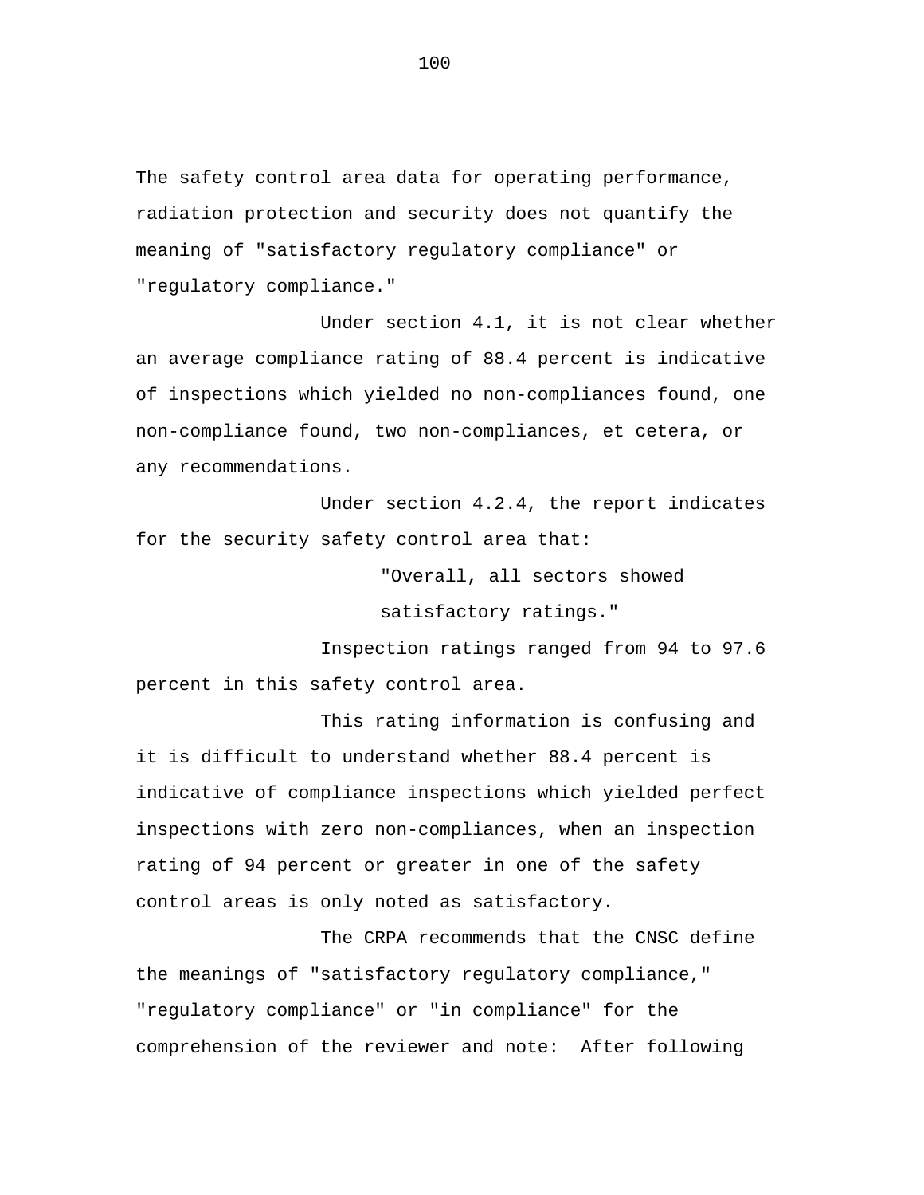The safety control area data for operating performance, radiation protection and security does not quantify the meaning of "satisfactory regulatory compliance" or "regulatory compliance."

Under section 4.1, it is not clear whether an average compliance rating of 88.4 percent is indicative of inspections which yielded no non-compliances found, one non-compliance found, two non-compliances, et cetera, or any recommendations.

Under section 4.2.4, the report indicates for the security safety control area that:

> "Overall, all sectors showed satisfactory ratings."

Inspection ratings ranged from 94 to 97.6 percent in this safety control area.

This rating information is confusing and it is difficult to understand whether 88.4 percent is indicative of compliance inspections which yielded perfect inspections with zero non-compliances, when an inspection rating of 94 percent or greater in one of the safety control areas is only noted as satisfactory.

The CRPA recommends that the CNSC define the meanings of "satisfactory regulatory compliance," "regulatory compliance" or "in compliance" for the comprehension of the reviewer and note: After following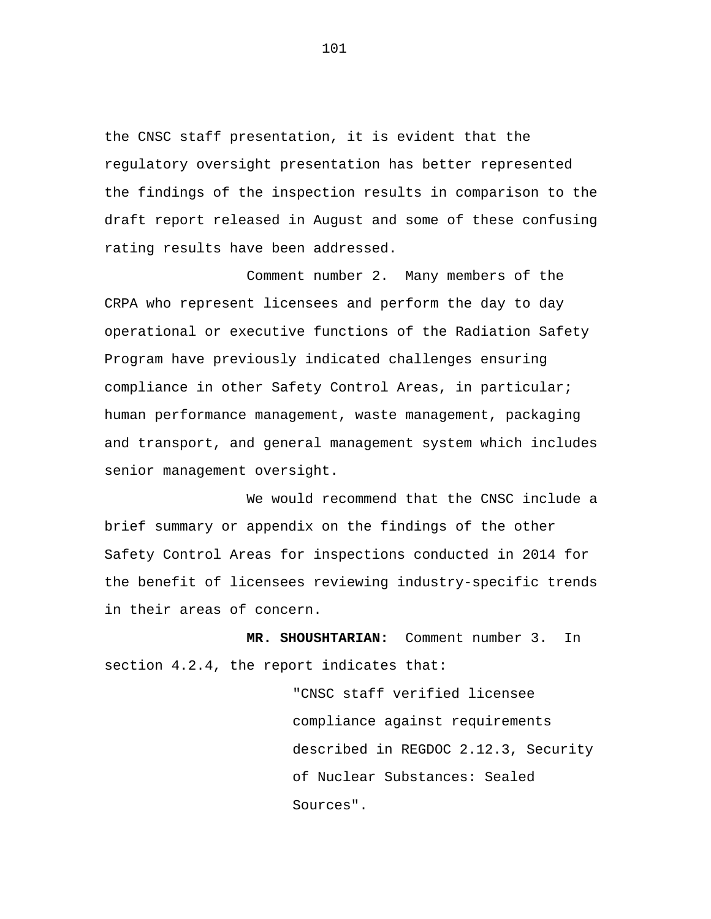the CNSC staff presentation, it is evident that the regulatory oversight presentation has better represented the findings of the inspection results in comparison to the draft report released in August and some of these confusing rating results have been addressed.

Comment number 2. Many members of the CRPA who represent licensees and perform the day to day operational or executive functions of the Radiation Safety Program have previously indicated challenges ensuring compliance in other Safety Control Areas, in particular; human performance management, waste management, packaging and transport, and general management system which includes senior management oversight.

We would recommend that the CNSC include a brief summary or appendix on the findings of the other Safety Control Areas for inspections conducted in 2014 for the benefit of licensees reviewing industry-specific trends in their areas of concern.

**MR. SHOUSHTARIAN:** Comment number 3. In section 4.2.4, the report indicates that:

> "CNSC staff verified licensee compliance against requirements described in REGDOC 2.12.3, Security of Nuclear Substances: Sealed Sources".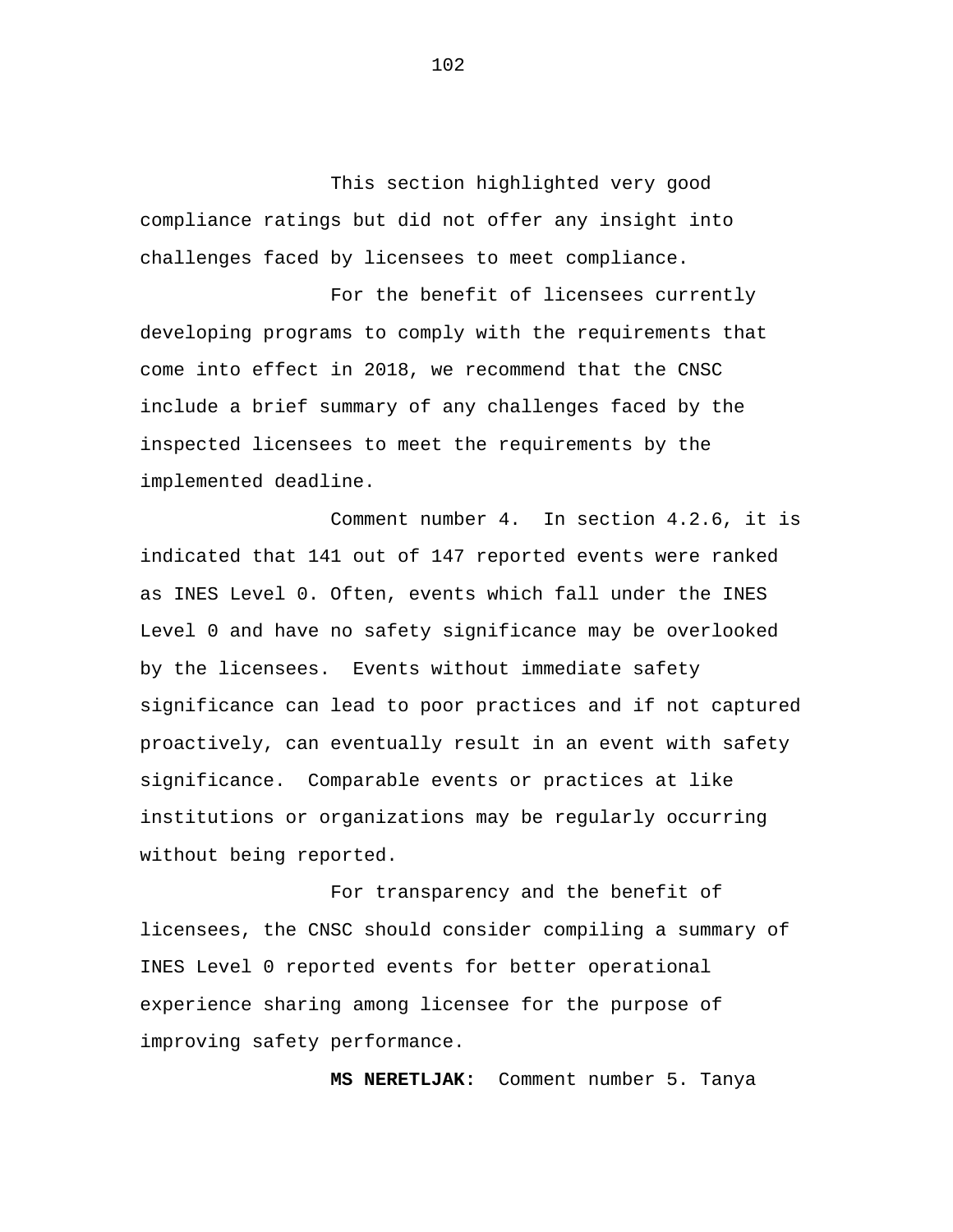This section highlighted very good compliance ratings but did not offer any insight into challenges faced by licensees to meet compliance.

For the benefit of licensees currently developing programs to comply with the requirements that come into effect in 2018, we recommend that the CNSC include a brief summary of any challenges faced by the inspected licensees to meet the requirements by the implemented deadline.

Comment number 4. In section 4.2.6, it is indicated that 141 out of 147 reported events were ranked as INES Level 0. Often, events which fall under the INES Level 0 and have no safety significance may be overlooked by the licensees. Events without immediate safety significance can lead to poor practices and if not captured proactively, can eventually result in an event with safety significance. Comparable events or practices at like institutions or organizations may be regularly occurring without being reported.

For transparency and the benefit of licensees, the CNSC should consider compiling a summary of INES Level 0 reported events for better operational experience sharing among licensee for the purpose of improving safety performance.

**MS NERETLJAK:** Comment number 5. Tanya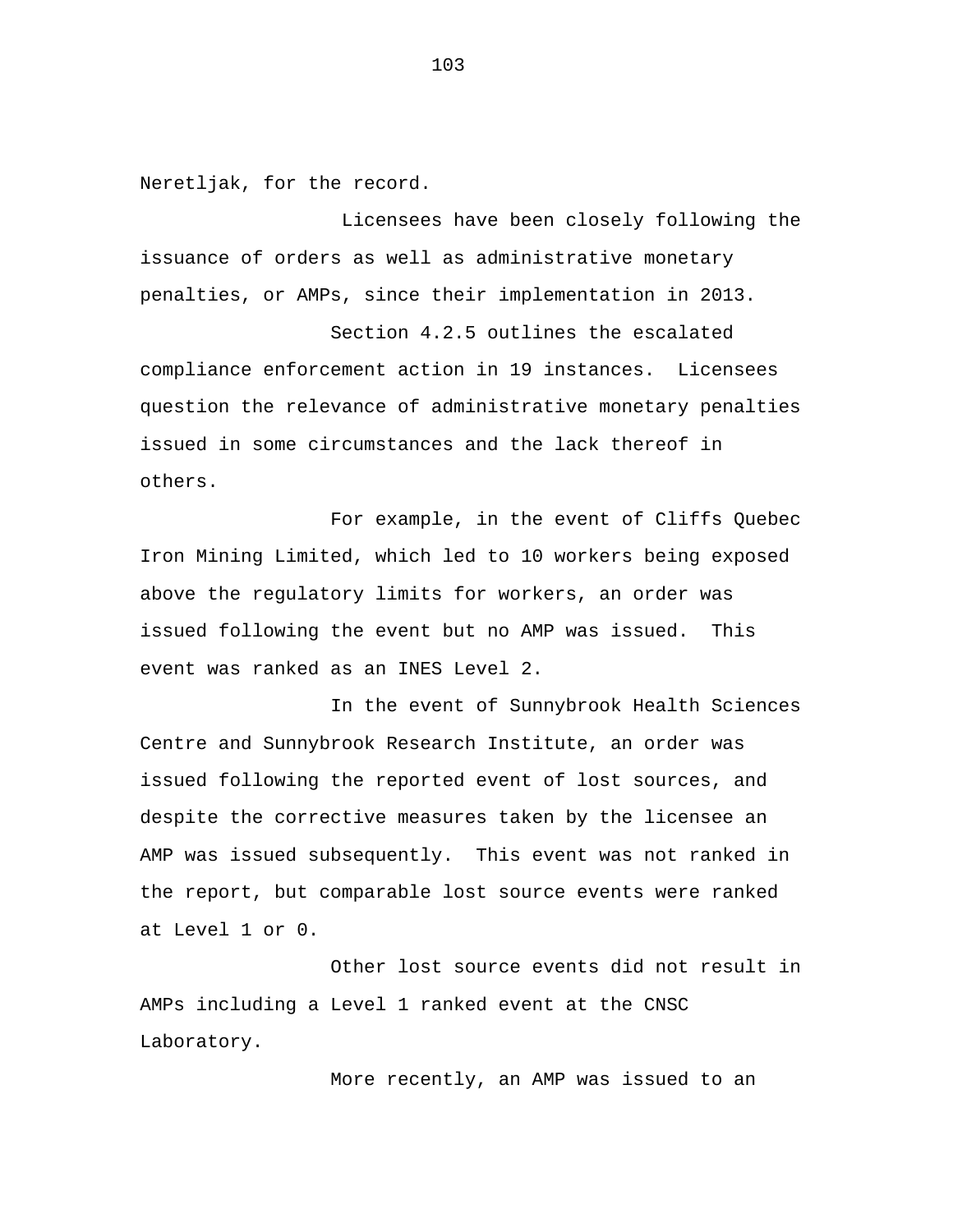Neretljak, for the record.

Licensees have been closely following the issuance of orders as well as administrative monetary penalties, or AMPs, since their implementation in 2013.

Section 4.2.5 outlines the escalated compliance enforcement action in 19 instances. Licensees question the relevance of administrative monetary penalties issued in some circumstances and the lack thereof in others.

For example, in the event of Cliffs Quebec Iron Mining Limited, which led to 10 workers being exposed above the regulatory limits for workers, an order was issued following the event but no AMP was issued. This event was ranked as an INES Level 2.

In the event of Sunnybrook Health Sciences Centre and Sunnybrook Research Institute, an order was issued following the reported event of lost sources, and despite the corrective measures taken by the licensee an AMP was issued subsequently. This event was not ranked in the report, but comparable lost source events were ranked at Level 1 or 0.

Other lost source events did not result in AMPs including a Level 1 ranked event at the CNSC Laboratory.

More recently, an AMP was issued to an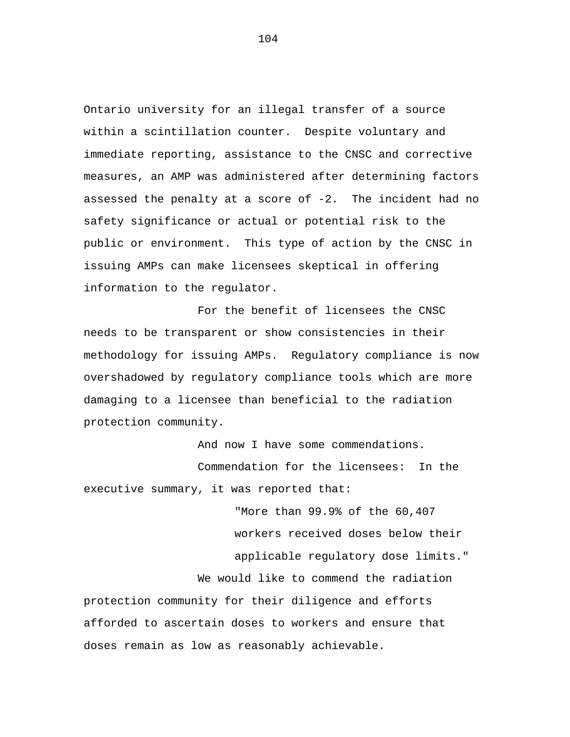Ontario university for an illegal transfer of a source within a scintillation counter. Despite voluntary and immediate reporting, assistance to the CNSC and corrective measures, an AMP was administered after determining factors assessed the penalty at a score of -2. The incident had no safety significance or actual or potential risk to the public or environment. This type of action by the CNSC in issuing AMPs can make licensees skeptical in offering information to the regulator.

For the benefit of licensees the CNSC needs to be transparent or show consistencies in their methodology for issuing AMPs. Regulatory compliance is now overshadowed by regulatory compliance tools which are more damaging to a licensee than beneficial to the radiation protection community.

And now I have some commendations.

Commendation for the licensees: In the executive summary, it was reported that:

> "More than 99.9% of the 60,407 workers received doses below their applicable regulatory dose limits."

We would like to commend the radiation protection community for their diligence and efforts afforded to ascertain doses to workers and ensure that doses remain as low as reasonably achievable.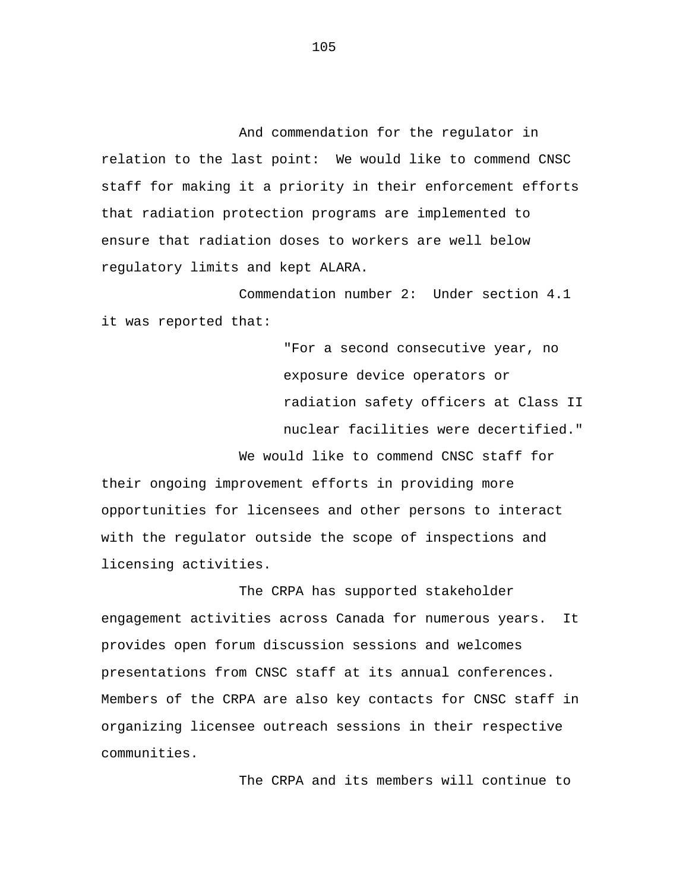And commendation for the regulator in relation to the last point: We would like to commend CNSC staff for making it a priority in their enforcement efforts that radiation protection programs are implemented to ensure that radiation doses to workers are well below regulatory limits and kept ALARA.

Commendation number 2: Under section 4.1 it was reported that:

> "For a second consecutive year, no exposure device operators or radiation safety officers at Class II nuclear facilities were decertified."

We would like to commend CNSC staff for their ongoing improvement efforts in providing more opportunities for licensees and other persons to interact with the regulator outside the scope of inspections and licensing activities.

The CRPA has supported stakeholder engagement activities across Canada for numerous years. It provides open forum discussion sessions and welcomes presentations from CNSC staff at its annual conferences. Members of the CRPA are also key contacts for CNSC staff in organizing licensee outreach sessions in their respective communities.

The CRPA and its members will continue to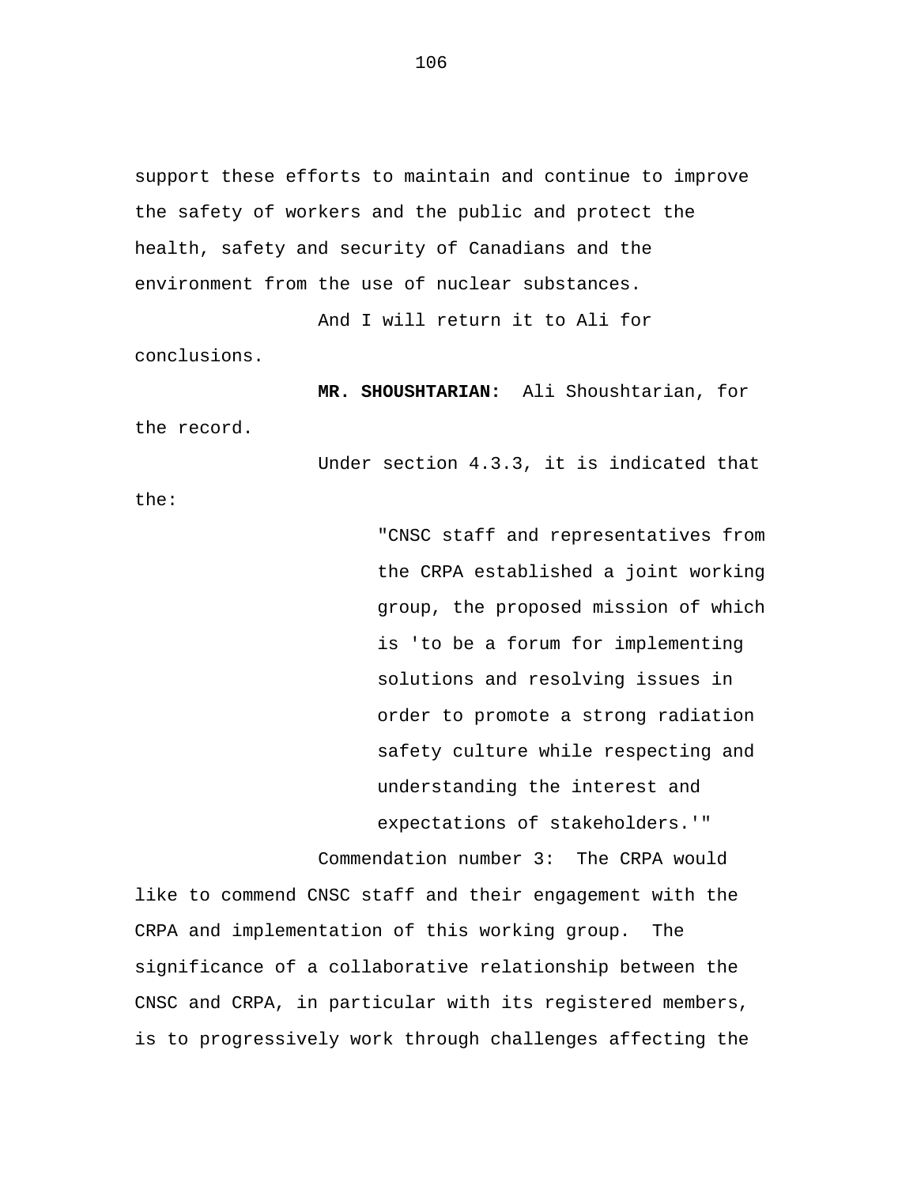support these efforts to maintain and continue to improve the safety of workers and the public and protect the health, safety and security of Canadians and the environment from the use of nuclear substances.

And I will return it to Ali for conclusions.

**MR. SHOUSHTARIAN:** Ali Shoushtarian, for the record.

Under section 4.3.3, it is indicated that the:

> "CNSC staff and representatives from the CRPA established a joint working group, the proposed mission of which is 'to be a forum for implementing solutions and resolving issues in order to promote a strong radiation safety culture while respecting and understanding the interest and expectations of stakeholders.'"

Commendation number 3: The CRPA would like to commend CNSC staff and their engagement with the CRPA and implementation of this working group. The significance of a collaborative relationship between the CNSC and CRPA, in particular with its registered members, is to progressively work through challenges affecting the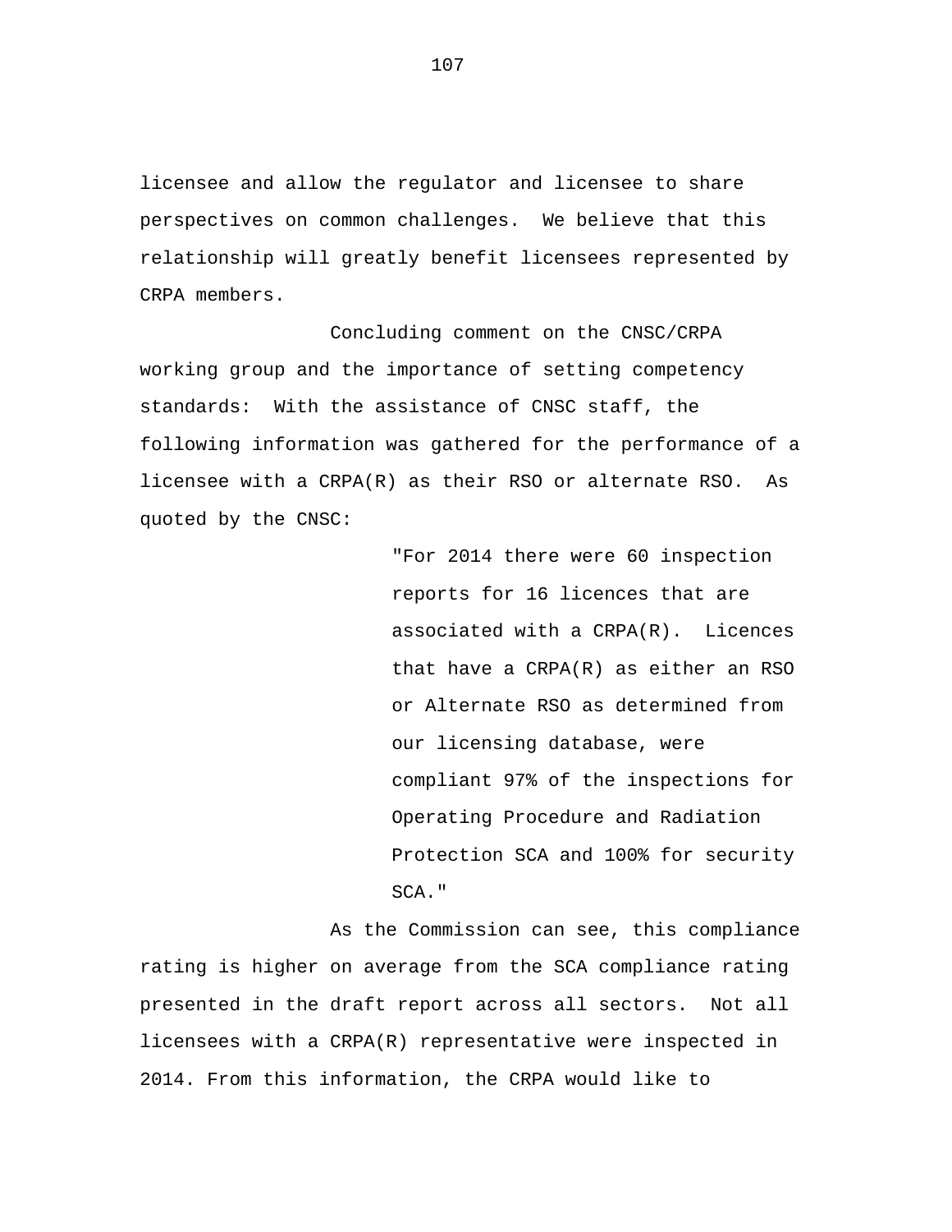licensee and allow the regulator and licensee to share perspectives on common challenges.  We believe that this relationship will greatly benefit licensees represented by CRPA members.

Concluding comment on the CNSC/CRPA working group and the importance of setting competency standards:  With the assistance of CNSC staff, the following information was gathered for the performance of a licensee with a CRPA(R) as their RSO or alternate RSO.  As quoted by the CNSC:

> "For 2014 there were 60 inspection reports for 16 licences that are associated with a CRPA(R).  Licences that have a CRPA(R) as either an RSO or Alternate RSO as determined from our licensing database, were compliant 97% of the inspections for Operating Procedure and Radiation Protection SCA and 100% for security SCA."

As the Commission can see, this compliance rating is higher on average from the SCA compliance rating presented in the draft report across all sectors.  Not all licensees with a CRPA(R) representative were inspected in 2014. From this information, the CRPA would like to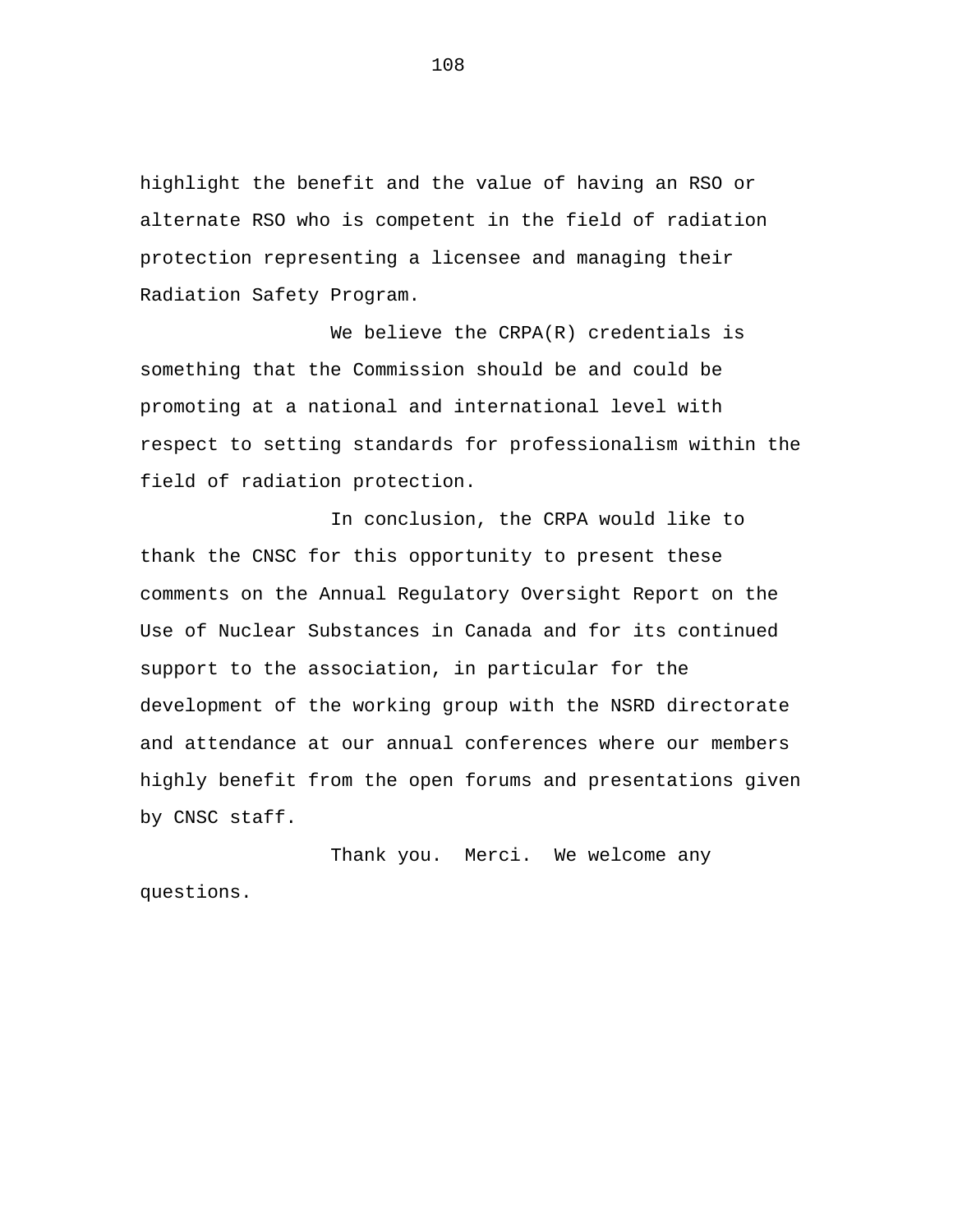highlight the benefit and the value of having an RSO or alternate RSO who is competent in the field of radiation protection representing a licensee and managing their Radiation Safety Program.

We believe the CRPA(R) credentials is something that the Commission should be and could be promoting at a national and international level with respect to setting standards for professionalism within the field of radiation protection.

In conclusion, the CRPA would like to thank the CNSC for this opportunity to present these comments on the Annual Regulatory Oversight Report on the Use of Nuclear Substances in Canada and for its continued support to the association, in particular for the development of the working group with the NSRD directorate and attendance at our annual conferences where our members highly benefit from the open forums and presentations given by CNSC staff.

Thank you. Merci. We welcome any questions.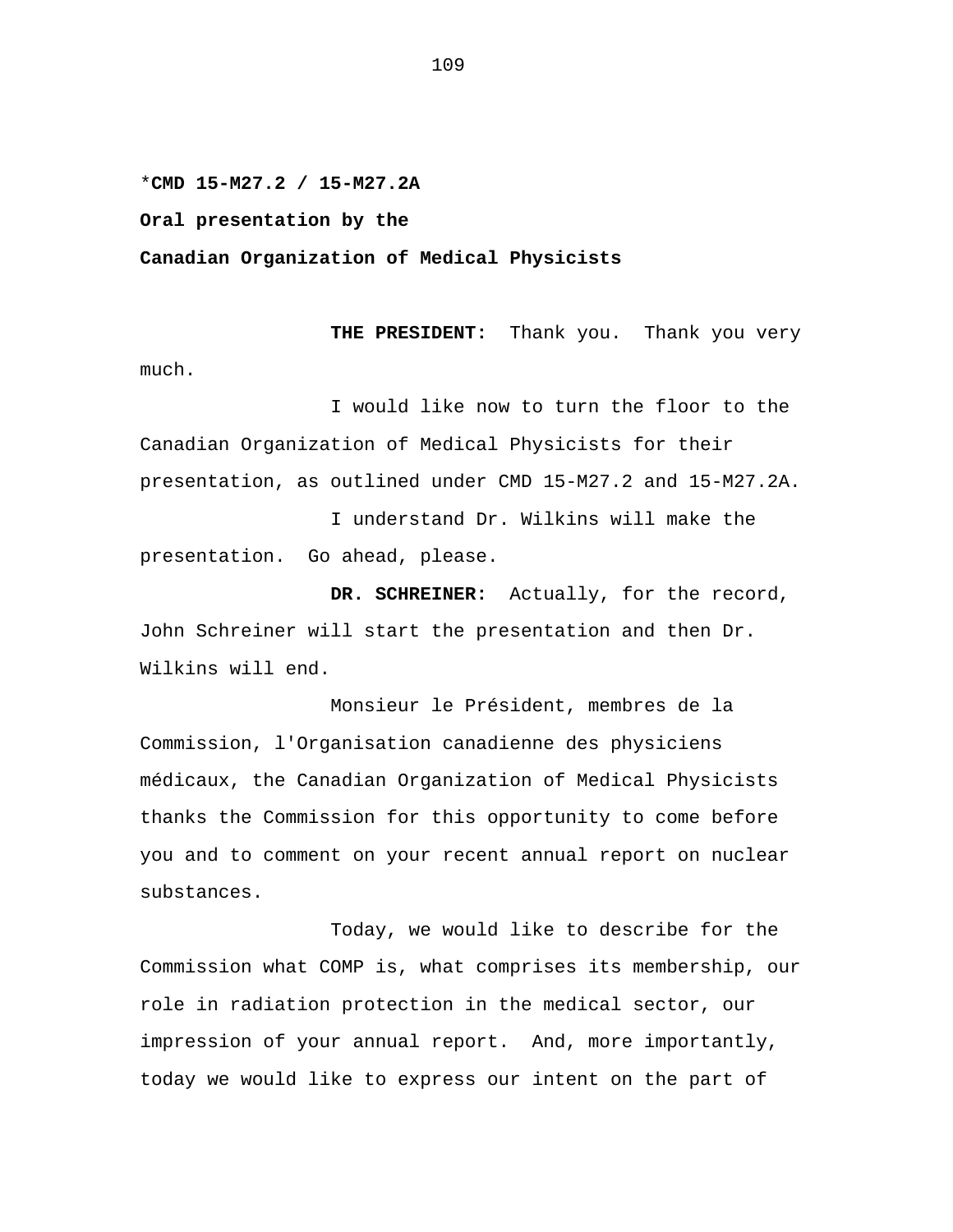*__CMD 15-M27.2 / 15-M27.2A__

**Oral presentation by the**

**Canadian Organization of Medical Physicists**

**THE PRESIDENT:** Thank you. Thank you very much.

I would like now to turn the floor to the Canadian Organization of Medical Physicists for their presentation, as outlined under CMD 15-M27.2 and 15-M27.2A.

I understand Dr. Wilkins will make the presentation. Go ahead, please.

**DR. SCHREINER:** Actually, for the record, John Schreiner will start the presentation and then Dr. Wilkins will end.

Monsieur le Président, membres de la Commission, l'Organisation canadienne des physiciens médicaux, the Canadian Organization of Medical Physicists thanks the Commission for this opportunity to come before you and to comment on your recent annual report on nuclear substances.

Today, we would like to describe for the Commission what COMP is, what comprises its membership, our role in radiation protection in the medical sector, our impression of your annual report. And, more importantly, today we would like to express our intent on the part of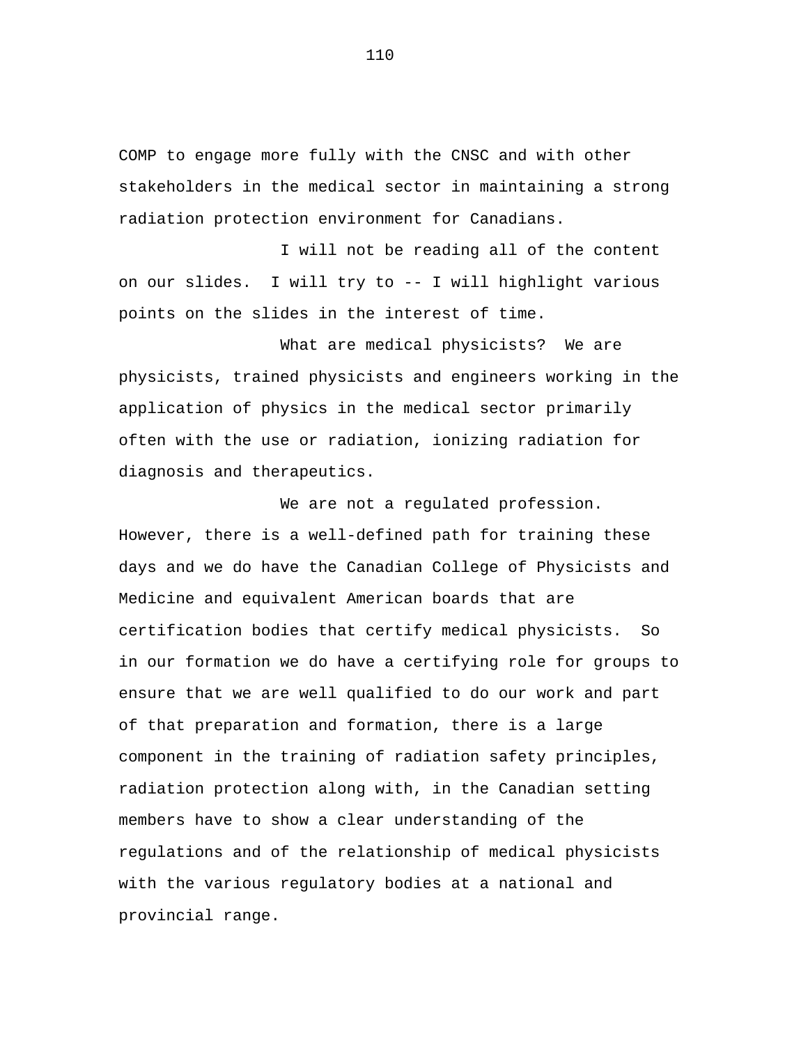COMP to engage more fully with the CNSC and with other stakeholders in the medical sector in maintaining a strong radiation protection environment for Canadians.

I will not be reading all of the content on our slides. I will try to -- I will highlight various points on the slides in the interest of time.

What are medical physicists? We are physicists, trained physicists and engineers working in the application of physics in the medical sector primarily often with the use or radiation, ionizing radiation for diagnosis and therapeutics.

We are not a regulated profession. However, there is a well-defined path for training these days and we do have the Canadian College of Physicists and Medicine and equivalent American boards that are certification bodies that certify medical physicists. So in our formation we do have a certifying role for groups to ensure that we are well qualified to do our work and part of that preparation and formation, there is a large component in the training of radiation safety principles, radiation protection along with, in the Canadian setting members have to show a clear understanding of the regulations and of the relationship of medical physicists with the various regulatory bodies at a national and provincial range.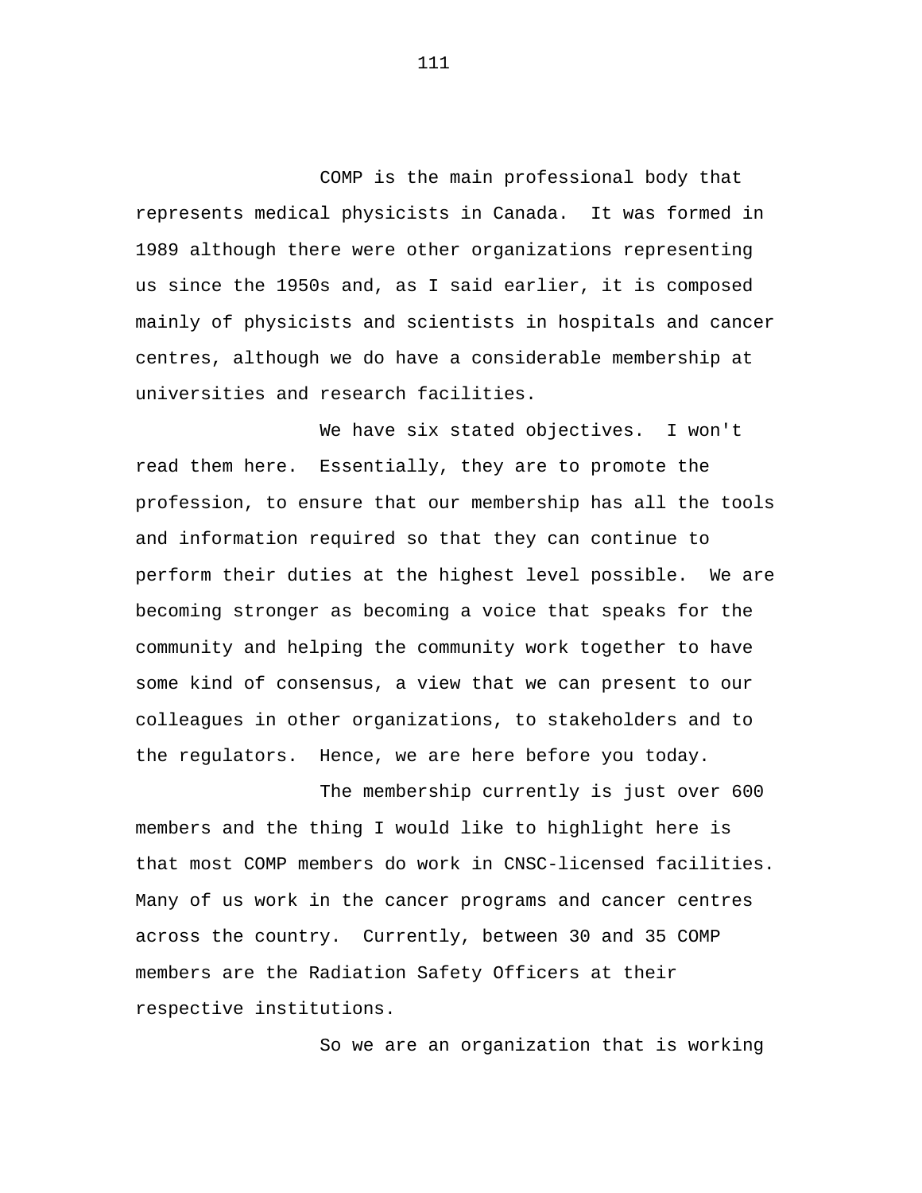COMP is the main professional body that represents medical physicists in Canada. It was formed in 1989 although there were other organizations representing us since the 1950s and, as I said earlier, it is composed mainly of physicists and scientists in hospitals and cancer centres, although we do have a considerable membership at universities and research facilities.

We have six stated objectives. I won't read them here. Essentially, they are to promote the profession, to ensure that our membership has all the tools and information required so that they can continue to perform their duties at the highest level possible. We are becoming stronger as becoming a voice that speaks for the community and helping the community work together to have some kind of consensus, a view that we can present to our colleagues in other organizations, to stakeholders and to the regulators. Hence, we are here before you today.

The membership currently is just over 600 members and the thing I would like to highlight here is that most COMP members do work in CNSC-licensed facilities. Many of us work in the cancer programs and cancer centres across the country. Currently, between 30 and 35 COMP members are the Radiation Safety Officers at their respective institutions.

So we are an organization that is working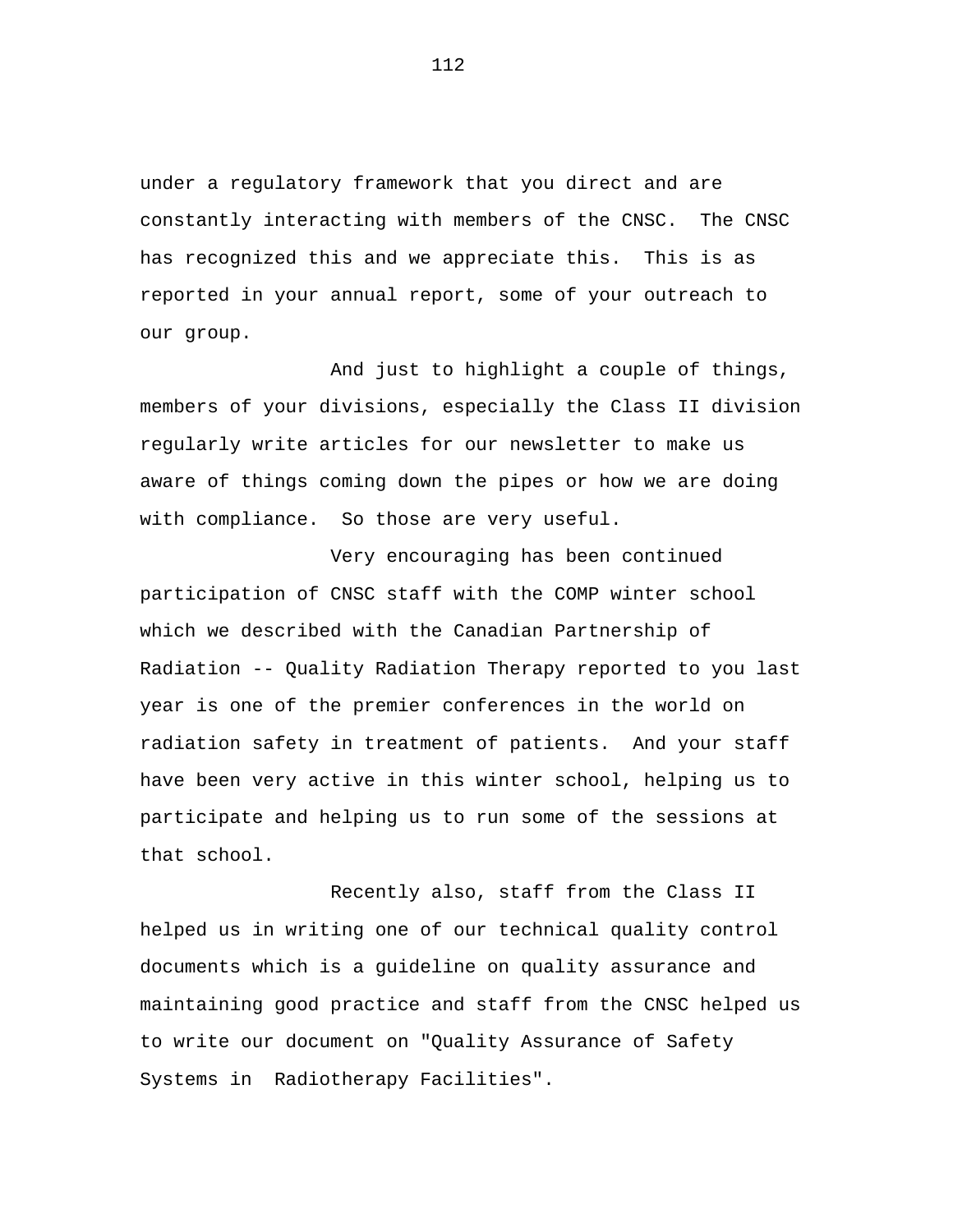under a regulatory framework that you direct and are constantly interacting with members of the CNSC. The CNSC has recognized this and we appreciate this. This is as reported in your annual report, some of your outreach to our group.

And just to highlight a couple of things, members of your divisions, especially the Class II division regularly write articles for our newsletter to make us aware of things coming down the pipes or how we are doing with compliance. So those are very useful.

Very encouraging has been continued participation of CNSC staff with the COMP winter school which we described with the Canadian Partnership of Radiation -- Quality Radiation Therapy reported to you last year is one of the premier conferences in the world on radiation safety in treatment of patients. And your staff have been very active in this winter school, helping us to participate and helping us to run some of the sessions at that school.

Recently also, staff from the Class II helped us in writing one of our technical quality control documents which is a guideline on quality assurance and maintaining good practice and staff from the CNSC helped us to write our document on "Quality Assurance of Safety Systems in Radiotherapy Facilities".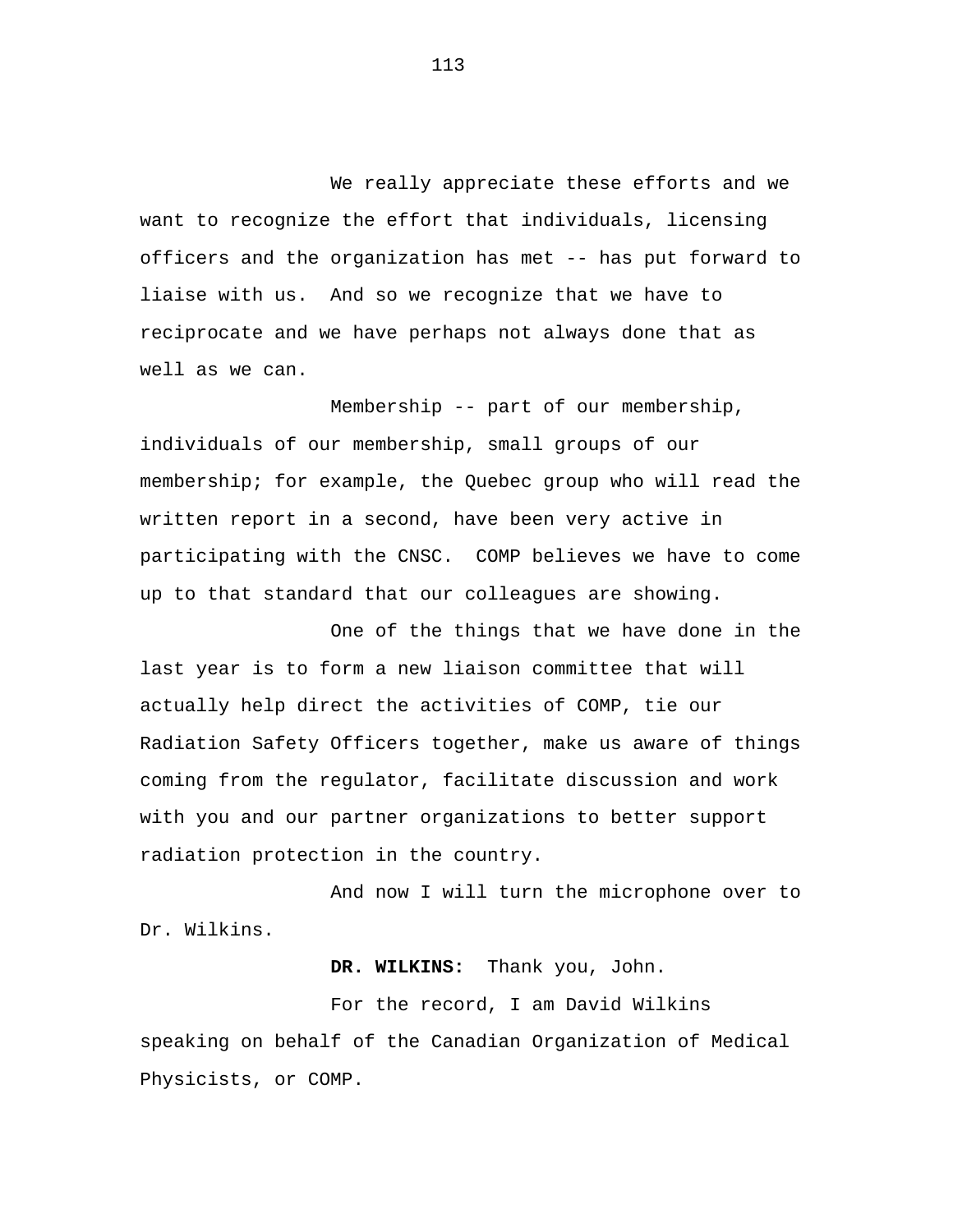We really appreciate these efforts and we want to recognize the effort that individuals, licensing officers and the organization has met -- has put forward to liaise with us. And so we recognize that we have to reciprocate and we have perhaps not always done that as well as we can.

Membership -- part of our membership, individuals of our membership, small groups of our membership; for example, the Quebec group who will read the written report in a second, have been very active in participating with the CNSC. COMP believes we have to come up to that standard that our colleagues are showing.

One of the things that we have done in the last year is to form a new liaison committee that will actually help direct the activities of COMP, tie our Radiation Safety Officers together, make us aware of things coming from the regulator, facilitate discussion and work with you and our partner organizations to better support radiation protection in the country.

And now I will turn the microphone over to Dr. Wilkins.

**DR. WILKINS:** Thank you, John.

For the record, I am David Wilkins speaking on behalf of the Canadian Organization of Medical Physicists, or COMP.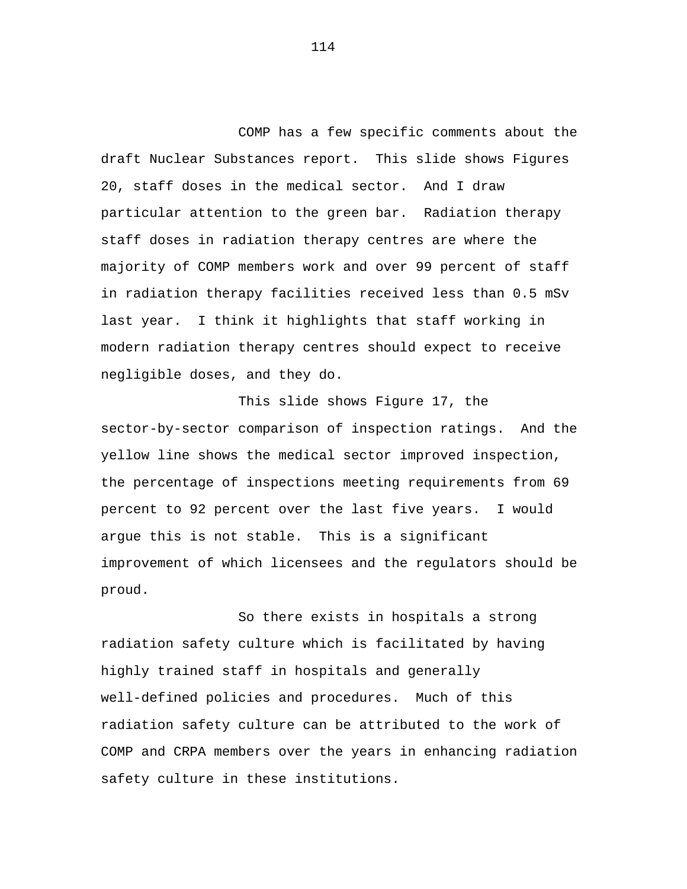COMP has a few specific comments about the draft Nuclear Substances report. This slide shows Figures 20, staff doses in the medical sector. And I draw particular attention to the green bar. Radiation therapy staff doses in radiation therapy centres are where the majority of COMP members work and over 99 percent of staff in radiation therapy facilities received less than 0.5 mSv last year. I think it highlights that staff working in modern radiation therapy centres should expect to receive negligible doses, and they do.

This slide shows Figure 17, the sector-by-sector comparison of inspection ratings. And the yellow line shows the medical sector improved inspection, the percentage of inspections meeting requirements from 69 percent to 92 percent over the last five years. I would argue this is not stable. This is a significant improvement of which licensees and the regulators should be proud.

So there exists in hospitals a strong radiation safety culture which is facilitated by having highly trained staff in hospitals and generally well-defined policies and procedures. Much of this radiation safety culture can be attributed to the work of COMP and CRPA members over the years in enhancing radiation safety culture in these institutions.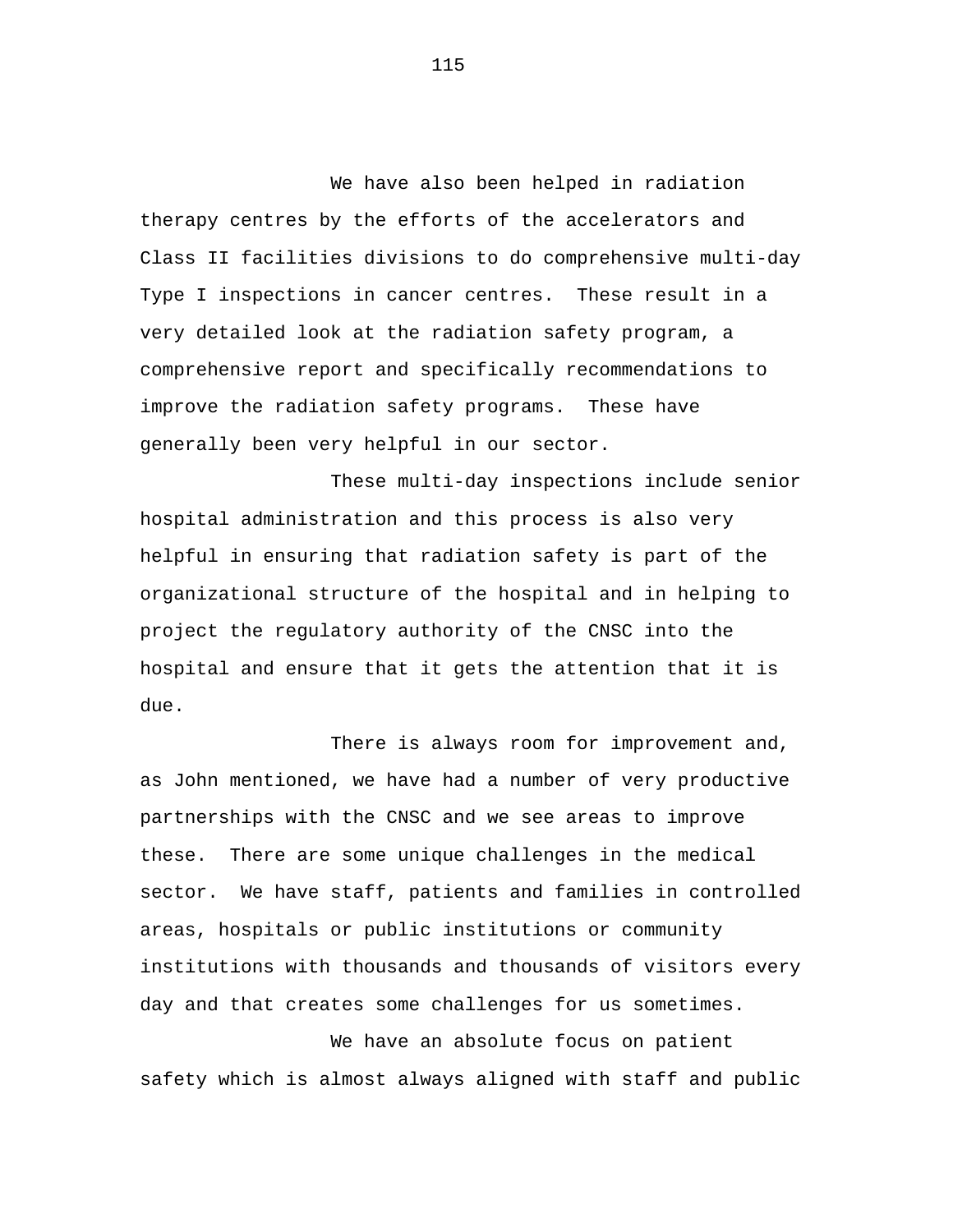We have also been helped in radiation therapy centres by the efforts of the accelerators and Class II facilities divisions to do comprehensive multi-day Type I inspections in cancer centres. These result in a very detailed look at the radiation safety program, a comprehensive report and specifically recommendations to improve the radiation safety programs. These have generally been very helpful in our sector.

These multi-day inspections include senior hospital administration and this process is also very helpful in ensuring that radiation safety is part of the organizational structure of the hospital and in helping to project the regulatory authority of the CNSC into the hospital and ensure that it gets the attention that it is due.

There is always room for improvement and, as John mentioned, we have had a number of very productive partnerships with the CNSC and we see areas to improve these. There are some unique challenges in the medical sector. We have staff, patients and families in controlled areas, hospitals or public institutions or community institutions with thousands and thousands of visitors every day and that creates some challenges for us sometimes.

We have an absolute focus on patient safety which is almost always aligned with staff and public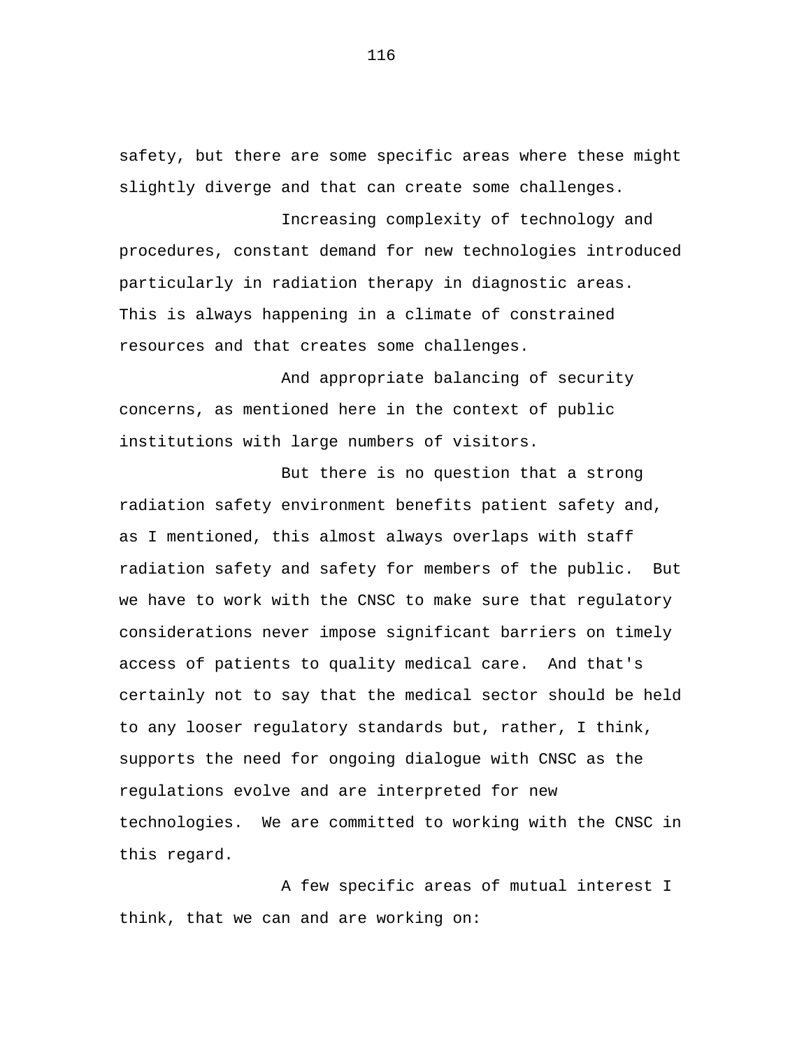safety, but there are some specific areas where these might slightly diverge and that can create some challenges.

Increasing complexity of technology and procedures, constant demand for new technologies introduced particularly in radiation therapy in diagnostic areas. This is always happening in a climate of constrained resources and that creates some challenges.

And appropriate balancing of security concerns, as mentioned here in the context of public institutions with large numbers of visitors.

But there is no question that a strong radiation safety environment benefits patient safety and, as I mentioned, this almost always overlaps with staff radiation safety and safety for members of the public. But we have to work with the CNSC to make sure that regulatory considerations never impose significant barriers on timely access of patients to quality medical care. And that's certainly not to say that the medical sector should be held to any looser regulatory standards but, rather, I think, supports the need for ongoing dialogue with CNSC as the regulations evolve and are interpreted for new technologies. We are committed to working with the CNSC in this regard.

A few specific areas of mutual interest I think, that we can and are working on: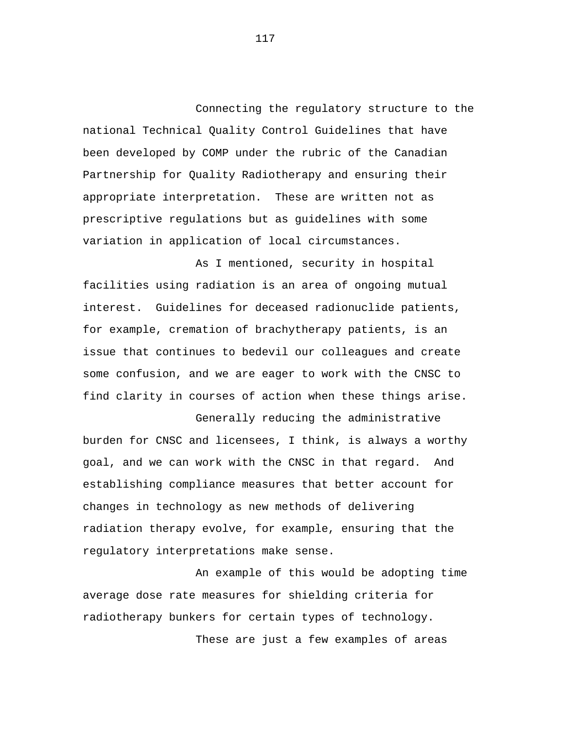Connecting the regulatory structure to the national Technical Quality Control Guidelines that have been developed by COMP under the rubric of the Canadian Partnership for Quality Radiotherapy and ensuring their appropriate interpretation. These are written not as prescriptive regulations but as guidelines with some variation in application of local circumstances.

As I mentioned, security in hospital facilities using radiation is an area of ongoing mutual interest. Guidelines for deceased radionuclide patients, for example, cremation of brachytherapy patients, is an issue that continues to bedevil our colleagues and create some confusion, and we are eager to work with the CNSC to find clarity in courses of action when these things arise.

Generally reducing the administrative burden for CNSC and licensees, I think, is always a worthy goal, and we can work with the CNSC in that regard. And establishing compliance measures that better account for changes in technology as new methods of delivering radiation therapy evolve, for example, ensuring that the regulatory interpretations make sense.

An example of this would be adopting time average dose rate measures for shielding criteria for radiotherapy bunkers for certain types of technology.

These are just a few examples of areas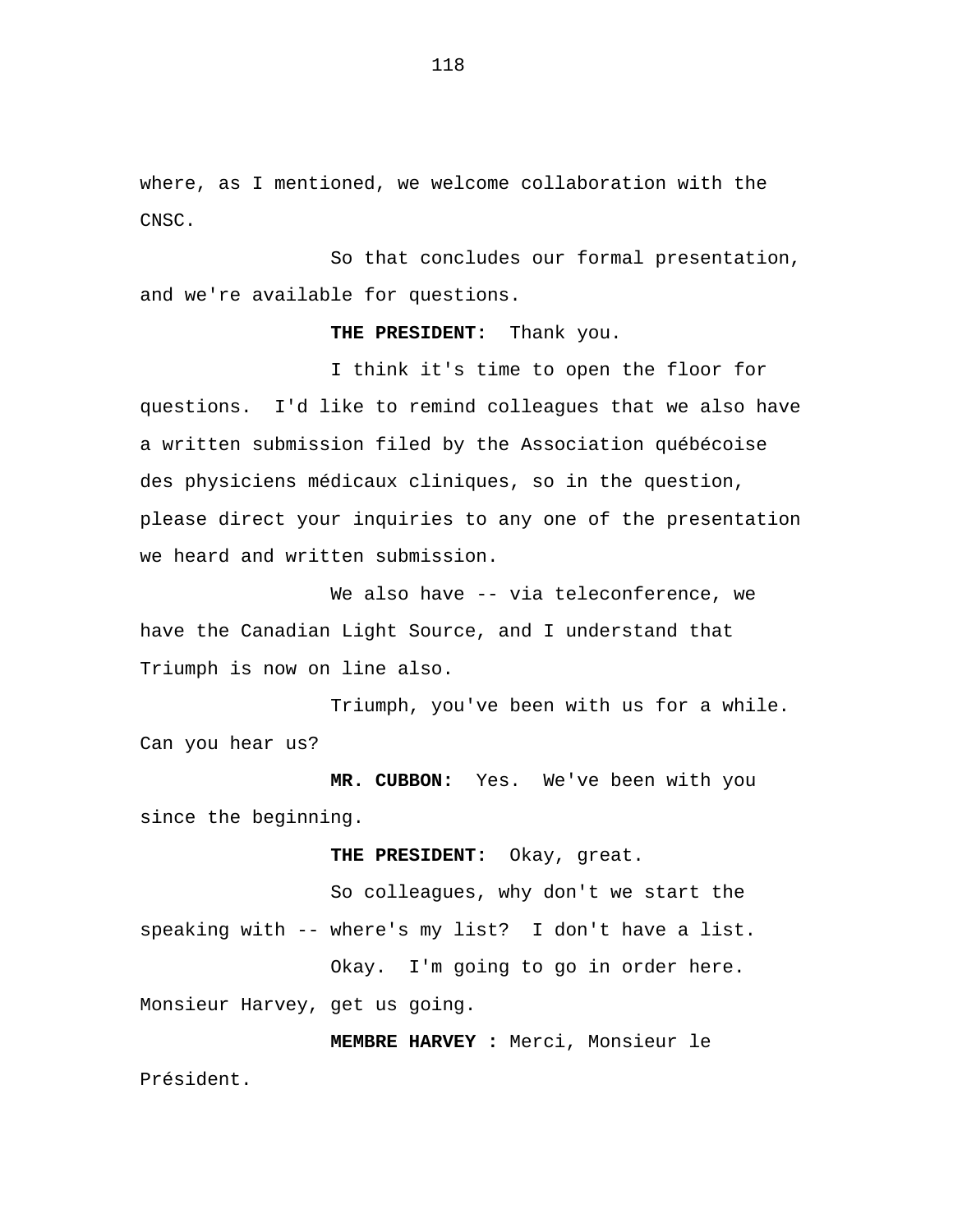where, as I mentioned, we welcome collaboration with the CNSC.

So that concludes our formal presentation, and we're available for questions.

**THE PRESIDENT:** Thank you.

I think it's time to open the floor for questions. I'd like to remind colleagues that we also have a written submission filed by the Association québécoise des physiciens médicaux cliniques, so in the question, please direct your inquiries to any one of the presentation we heard and written submission.

We also have -- via teleconference, we have the Canadian Light Source, and I understand that Triumph is now on line also.

Triumph, you've been with us for a while. Can you hear us?

**MR. CUBBON:** Yes. We've been with you since the beginning.

**THE PRESIDENT:** Okay, great.

So colleagues, why don't we start the speaking with -- where's my list? I don't have a list.

Okay. I'm going to go in order here. Monsieur Harvey, get us going.

**MEMBRE HARVEY :** Merci, Monsieur le Président.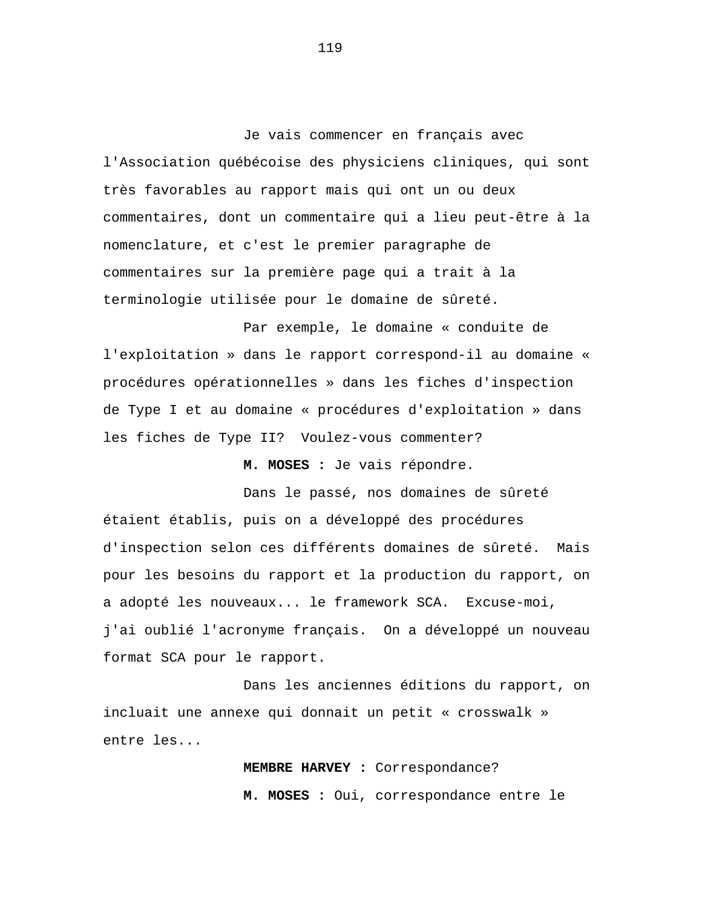Je vais commencer en français avec l'Association québécoise des physiciens cliniques, qui sont très favorables au rapport mais qui ont un ou deux commentaires, dont un commentaire qui a lieu peut-être à la nomenclature, et c'est le premier paragraphe de commentaires sur la première page qui a trait à la terminologie utilisée pour le domaine de sûreté.

Par exemple, le domaine « conduite de l'exploitation » dans le rapport correspond-il au domaine « procédures opérationnelles » dans les fiches d'inspection de Type I et au domaine « procédures d'exploitation » dans les fiches de Type II?  Voulez-vous commenter?

**M. MOSES :** Je vais répondre.

Dans le passé, nos domaines de sûreté étaient établis, puis on a développé des procédures d'inspection selon ces différents domaines de sûreté.  Mais pour les besoins du rapport et la production du rapport, on a adopté les nouveaux... le framework SCA.  Excuse-moi, j'ai oublié l'acronyme français.  On a développé un nouveau format SCA pour le rapport.

Dans les anciennes éditions du rapport, on incluait une annexe qui donnait un petit « crosswalk » entre les...

**MEMBRE HARVEY :** Correspondance?

**M. MOSES :** Oui, correspondance entre le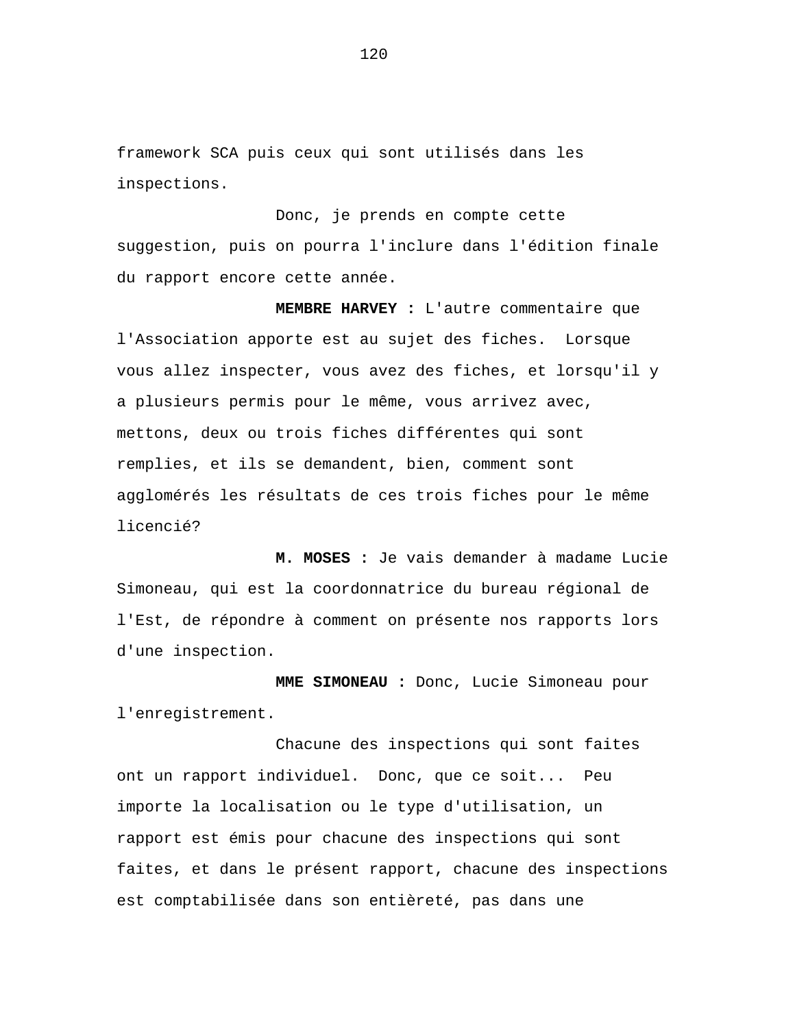framework SCA puis ceux qui sont utilisés dans les inspections.

Donc, je prends en compte cette suggestion, puis on pourra l'inclure dans l'édition finale du rapport encore cette année.

**MEMBRE HARVEY :** L'autre commentaire que l'Association apporte est au sujet des fiches. Lorsque vous allez inspecter, vous avez des fiches, et lorsqu'il y a plusieurs permis pour le même, vous arrivez avec, mettons, deux ou trois fiches différentes qui sont remplies, et ils se demandent, bien, comment sont agglomérés les résultats de ces trois fiches pour le même licencié?

**M. MOSES :** Je vais demander à madame Lucie Simoneau, qui est la coordonnatrice du bureau régional de l'Est, de répondre à comment on présente nos rapports lors d'une inspection.

**MME SIMONEAU :** Donc, Lucie Simoneau pour l'enregistrement.

Chacune des inspections qui sont faites ont un rapport individuel. Donc, que ce soit... Peu importe la localisation ou le type d'utilisation, un rapport est émis pour chacune des inspections qui sont faites, et dans le présent rapport, chacune des inspections est comptabilisée dans son entièreté, pas dans une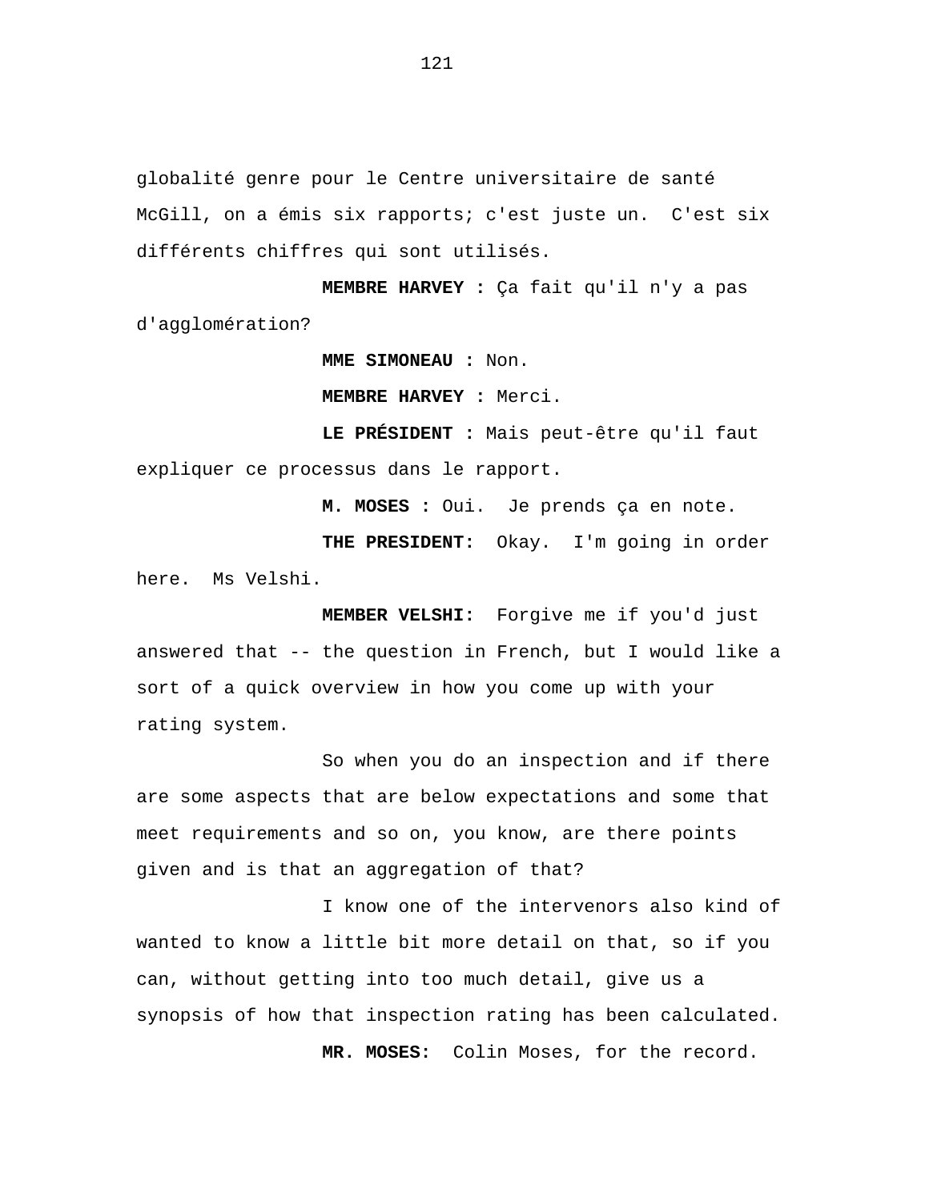globalité genre pour le Centre universitaire de santé McGill, on a émis six rapports; c'est juste un.  C'est six différents chiffres qui sont utilisés.

**MEMBRE HARVEY :** Ça fait qu'il n'y a pas d'agglomération?

**MME SIMONEAU :** Non.

**MEMBRE HARVEY :** Merci.

**LE PRÉSIDENT :** Mais peut-être qu'il faut expliquer ce processus dans le rapport.

**M. MOSES :** Oui.  Je prends ça en note.

**THE PRESIDENT:** Okay.  I'm going in order here.  Ms Velshi.

**MEMBER VELSHI:** Forgive me if you'd just answered that -- the question in French, but I would like a sort of a quick overview in how you come up with your rating system.

So when you do an inspection and if there are some aspects that are below expectations and some that meet requirements and so on, you know, are there points given and is that an aggregation of that?

I know one of the intervenors also kind of wanted to know a little bit more detail on that, so if you can, without getting into too much detail, give us a synopsis of how that inspection rating has been calculated.

**MR. MOSES:** Colin Moses, for the record.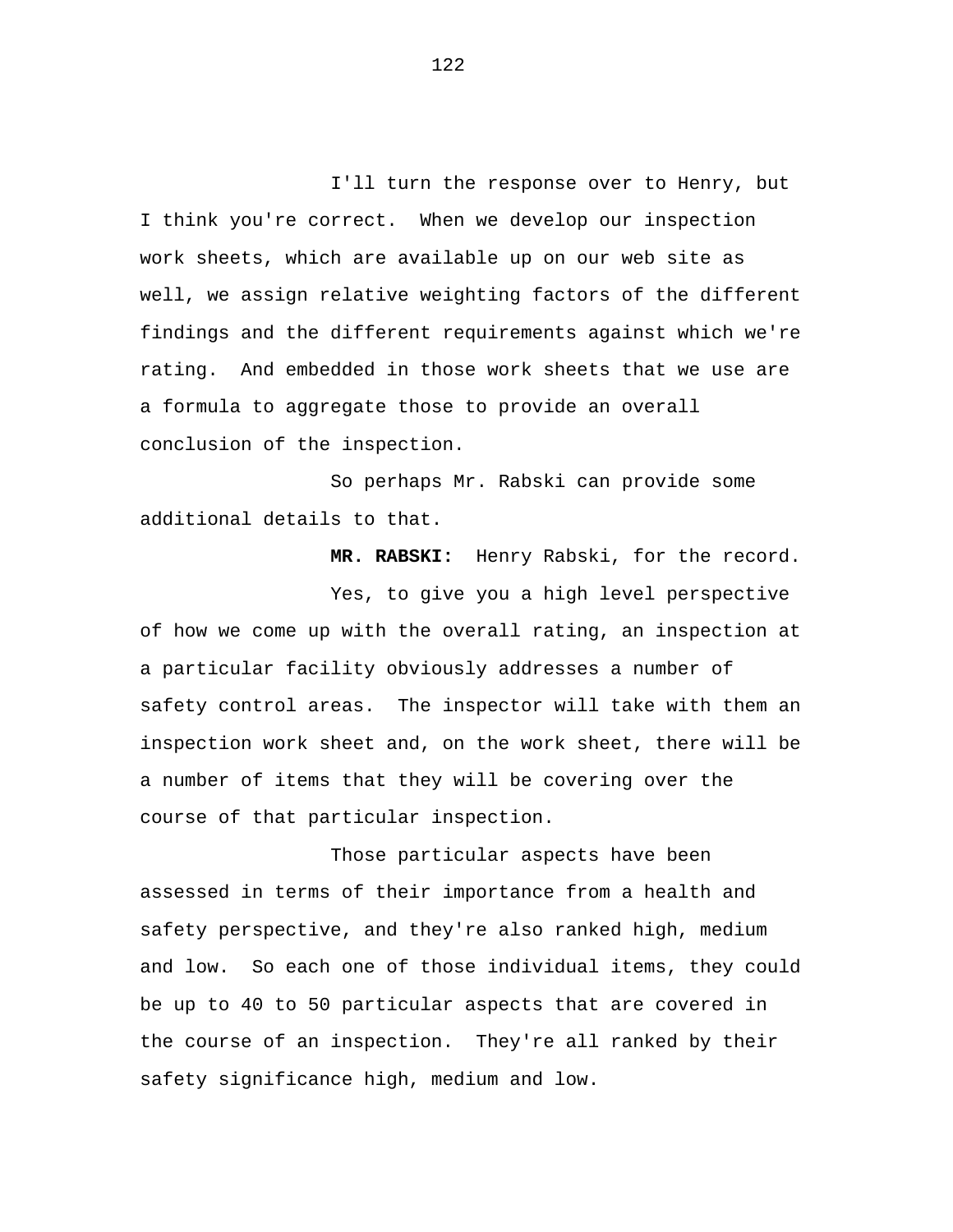I'll turn the response over to Henry, but I think you're correct. When we develop our inspection work sheets, which are available up on our web site as well, we assign relative weighting factors of the different findings and the different requirements against which we're rating. And embedded in those work sheets that we use are a formula to aggregate those to provide an overall conclusion of the inspection.

So perhaps Mr. Rabski can provide some additional details to that.

**MR. RABSKI:** Henry Rabski, for the record.

Yes, to give you a high level perspective of how we come up with the overall rating, an inspection at a particular facility obviously addresses a number of safety control areas. The inspector will take with them an inspection work sheet and, on the work sheet, there will be a number of items that they will be covering over the course of that particular inspection.

Those particular aspects have been assessed in terms of their importance from a health and safety perspective, and they're also ranked high, medium and low. So each one of those individual items, they could be up to 40 to 50 particular aspects that are covered in the course of an inspection. They're all ranked by their safety significance high, medium and low.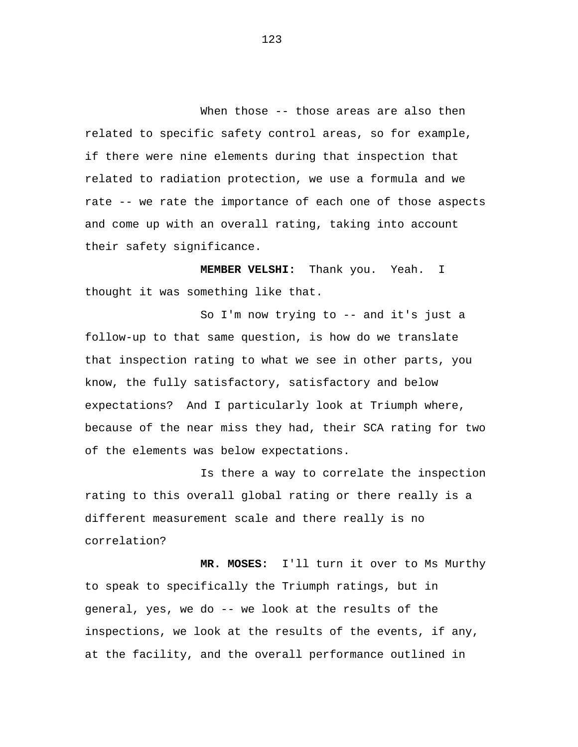When those -- those areas are also then related to specific safety control areas, so for example, if there were nine elements during that inspection that related to radiation protection, we use a formula and we rate -- we rate the importance of each one of those aspects and come up with an overall rating, taking into account their safety significance.

**MEMBER VELSHI:** Thank you. Yeah. I thought it was something like that.

So I'm now trying to -- and it's just a follow-up to that same question, is how do we translate that inspection rating to what we see in other parts, you know, the fully satisfactory, satisfactory and below expectations? And I particularly look at Triumph where, because of the near miss they had, their SCA rating for two of the elements was below expectations.

Is there a way to correlate the inspection rating to this overall global rating or there really is a different measurement scale and there really is no correlation?

**MR. MOSES:** I'll turn it over to Ms Murthy to speak to specifically the Triumph ratings, but in general, yes, we do -- we look at the results of the inspections, we look at the results of the events, if any, at the facility, and the overall performance outlined in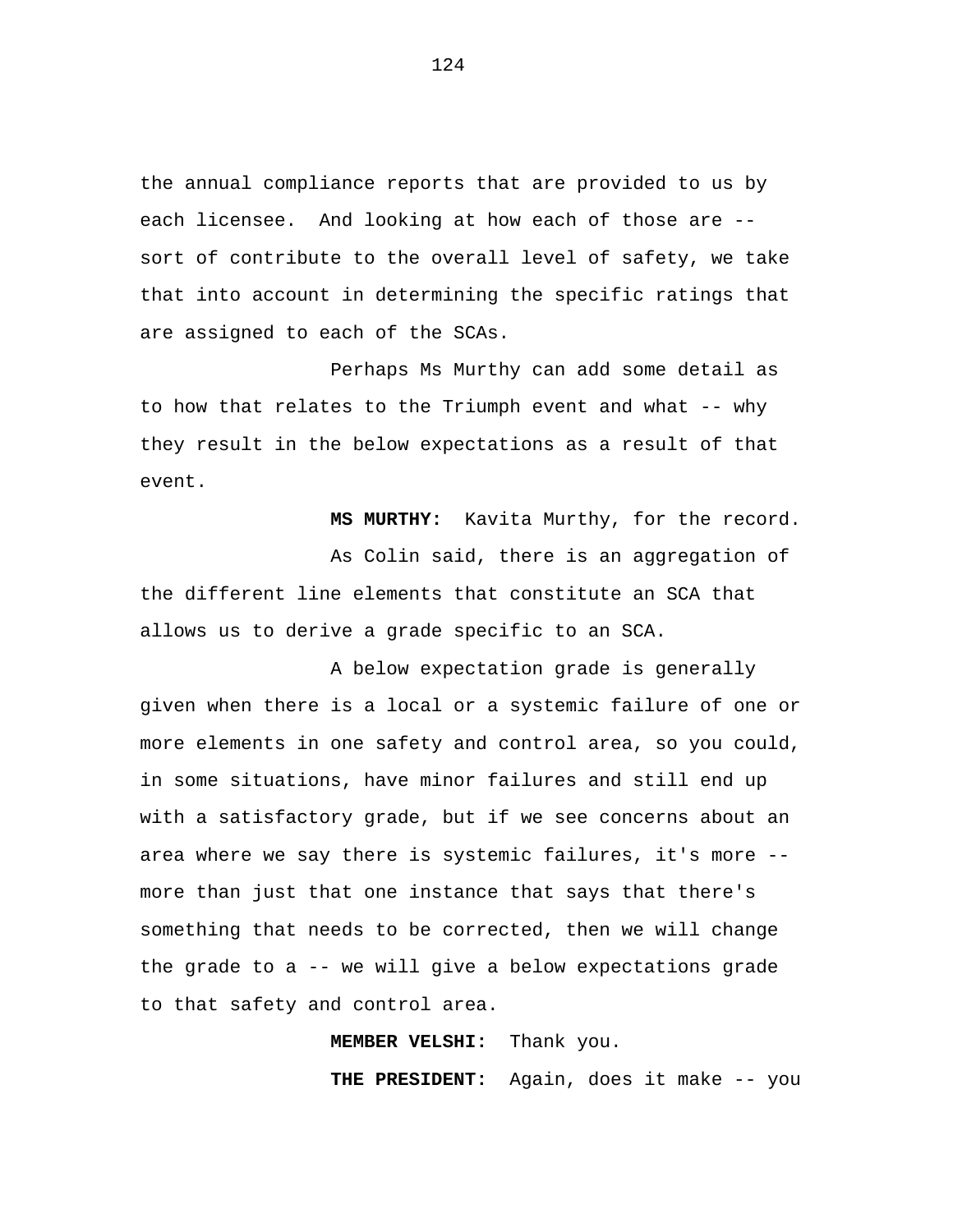the annual compliance reports that are provided to us by each licensee. And looking at how each of those are -- sort of contribute to the overall level of safety, we take that into account in determining the specific ratings that are assigned to each of the SCAs.

Perhaps Ms Murthy can add some detail as to how that relates to the Triumph event and what -- why they result in the below expectations as a result of that event.

**MS MURTHY:** Kavita Murthy, for the record.

As Colin said, there is an aggregation of the different line elements that constitute an SCA that allows us to derive a grade specific to an SCA.

A below expectation grade is generally given when there is a local or a systemic failure of one or more elements in one safety and control area, so you could, in some situations, have minor failures and still end up with a satisfactory grade, but if we see concerns about an area where we say there is systemic failures, it's more -- more than just that one instance that says that there's something that needs to be corrected, then we will change the grade to a -- we will give a below expectations grade to that safety and control area.

**MEMBER VELSHI:** Thank you.

**THE PRESIDENT:** Again, does it make -- you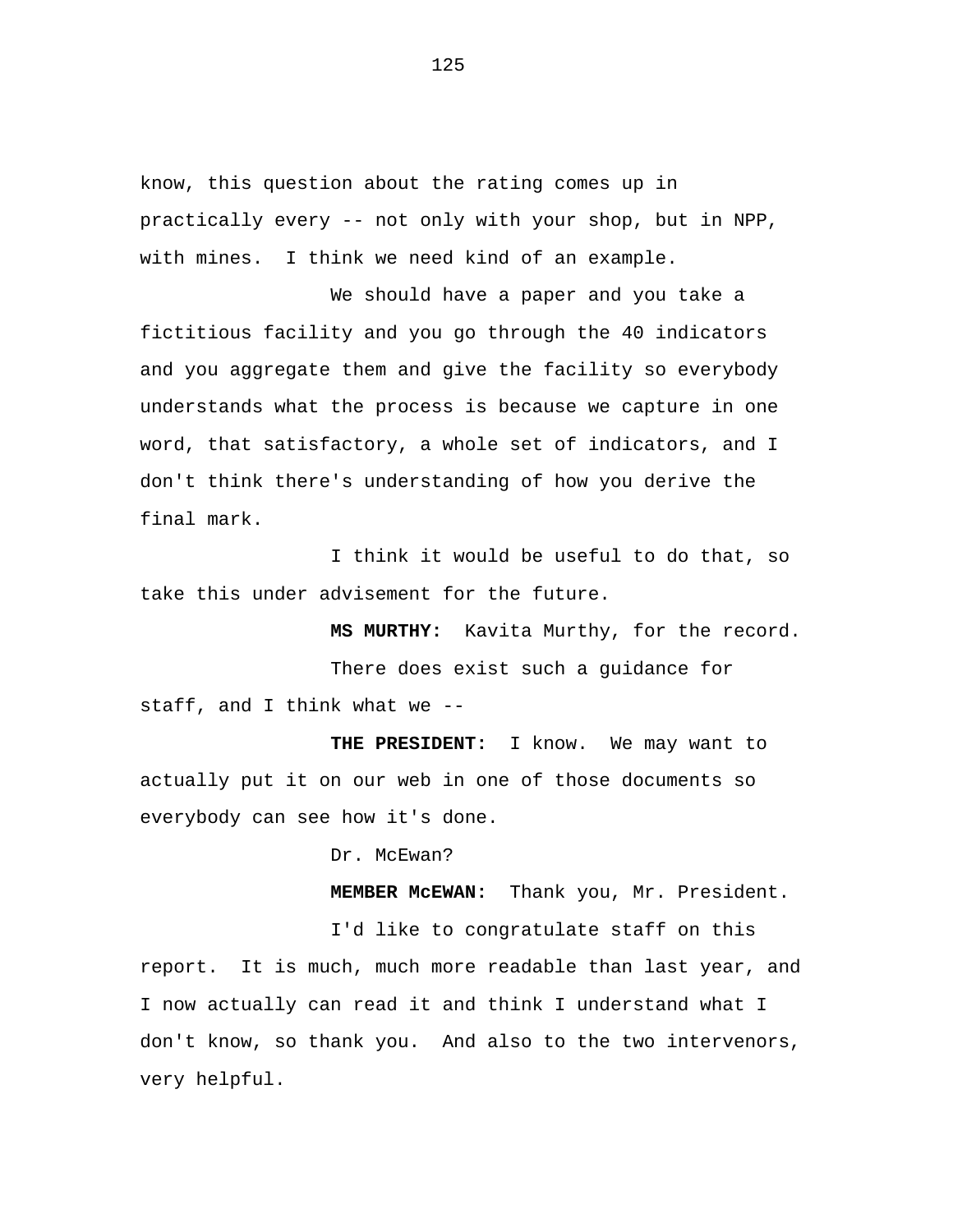know, this question about the rating comes up in practically every -- not only with your shop, but in NPP, with mines. I think we need kind of an example.

We should have a paper and you take a fictitious facility and you go through the 40 indicators and you aggregate them and give the facility so everybody understands what the process is because we capture in one word, that satisfactory, a whole set of indicators, and I don't think there's understanding of how you derive the final mark.

I think it would be useful to do that, so take this under advisement for the future.

**MS MURTHY:** Kavita Murthy, for the record.

There does exist such a guidance for staff, and I think what we --

**THE PRESIDENT:** I know. We may want to actually put it on our web in one of those documents so everybody can see how it's done.

Dr. McEwan?

**MEMBER McEWAN:** Thank you, Mr. President.

I'd like to congratulate staff on this report. It is much, much more readable than last year, and I now actually can read it and think I understand what I don't know, so thank you. And also to the two intervenors, very helpful.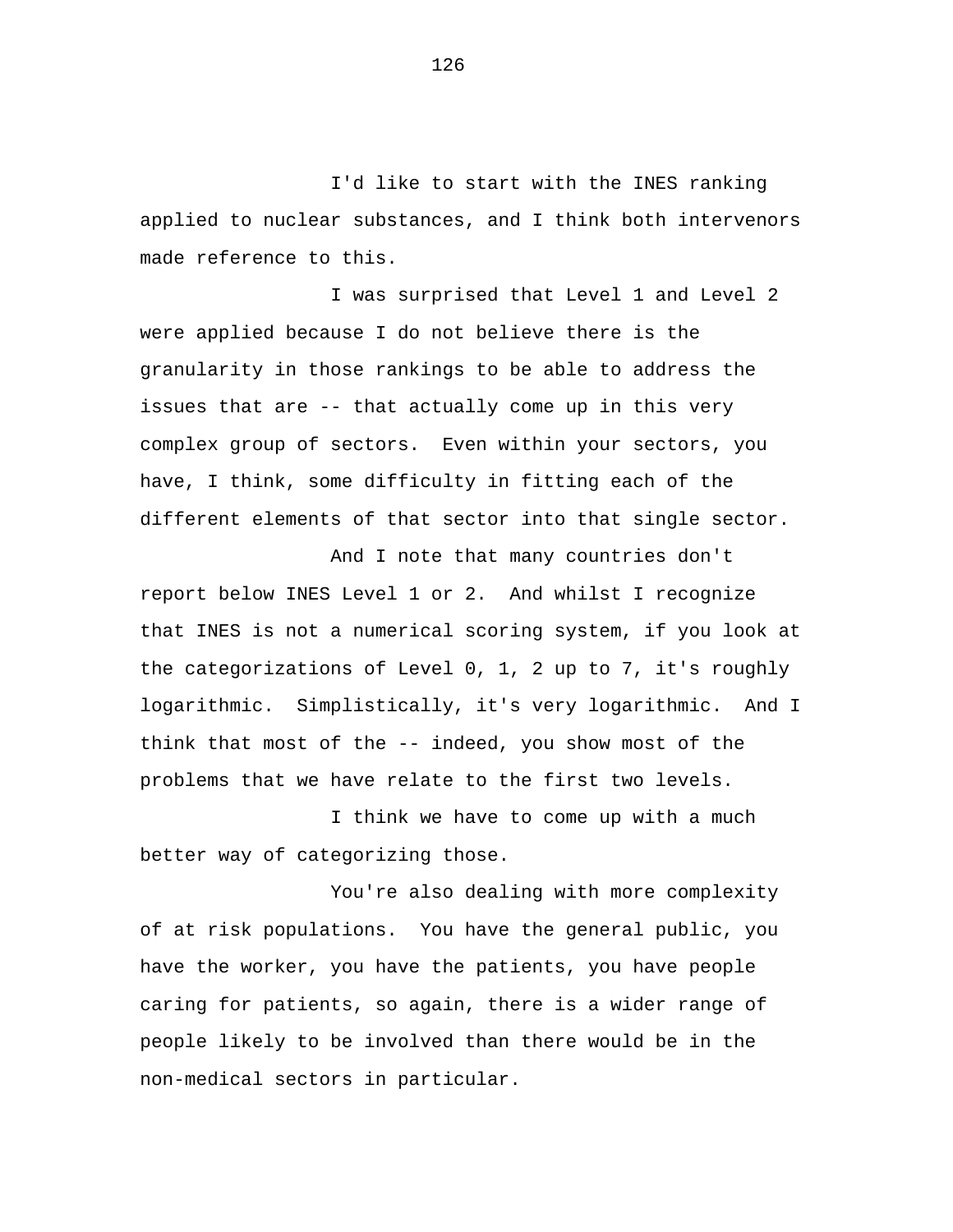I'd like to start with the INES ranking applied to nuclear substances, and I think both intervenors made reference to this.

I was surprised that Level 1 and Level 2 were applied because I do not believe there is the granularity in those rankings to be able to address the issues that are -- that actually come up in this very complex group of sectors. Even within your sectors, you have, I think, some difficulty in fitting each of the different elements of that sector into that single sector.

And I note that many countries don't report below INES Level 1 or 2. And whilst I recognize that INES is not a numerical scoring system, if you look at the categorizations of Level 0, 1, 2 up to 7, it's roughly logarithmic. Simplistically, it's very logarithmic. And I think that most of the -- indeed, you show most of the problems that we have relate to the first two levels.

I think we have to come up with a much better way of categorizing those.

You're also dealing with more complexity of at risk populations. You have the general public, you have the worker, you have the patients, you have people caring for patients, so again, there is a wider range of people likely to be involved than there would be in the non-medical sectors in particular.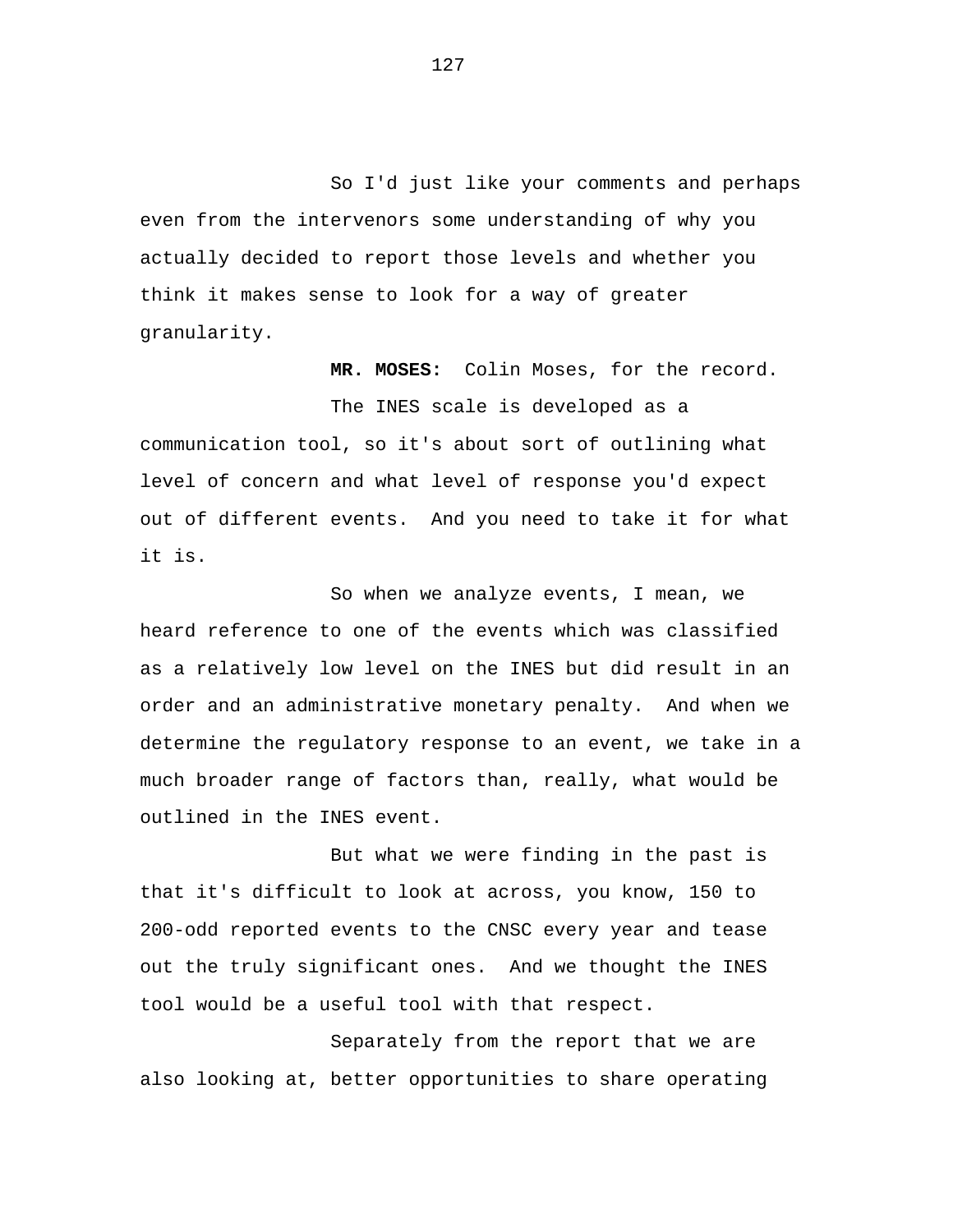So I'd just like your comments and perhaps even from the intervenors some understanding of why you actually decided to report those levels and whether you think it makes sense to look for a way of greater granularity.

**MR. MOSES:** Colin Moses, for the record.

The INES scale is developed as a communication tool, so it's about sort of outlining what level of concern and what level of response you'd expect out of different events. And you need to take it for what it is.

So when we analyze events, I mean, we heard reference to one of the events which was classified as a relatively low level on the INES but did result in an order and an administrative monetary penalty. And when we determine the regulatory response to an event, we take in a much broader range of factors than, really, what would be outlined in the INES event.

But what we were finding in the past is that it's difficult to look at across, you know, 150 to 200-odd reported events to the CNSC every year and tease out the truly significant ones. And we thought the INES tool would be a useful tool with that respect.

Separately from the report that we are also looking at, better opportunities to share operating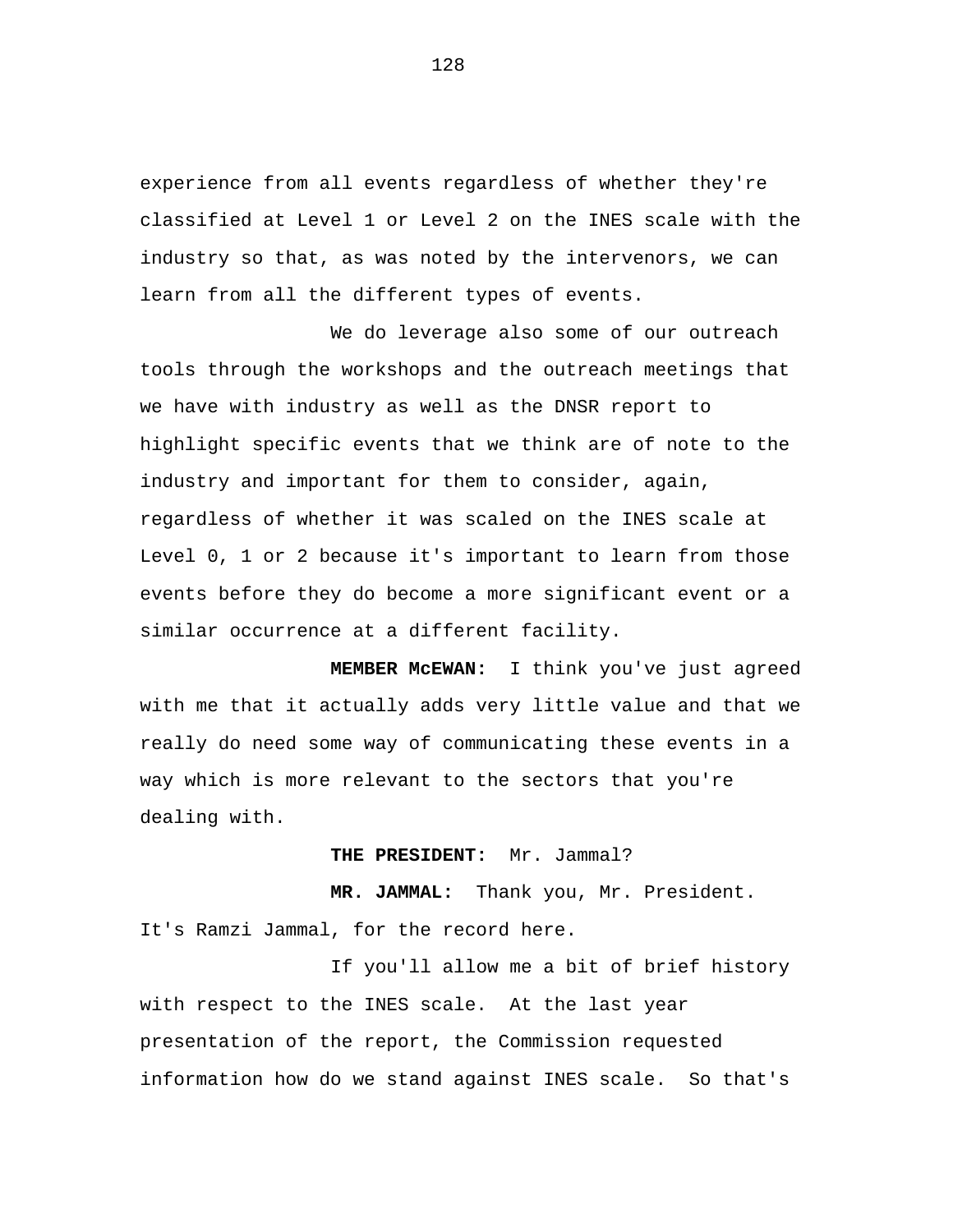experience from all events regardless of whether they're classified at Level 1 or Level 2 on the INES scale with the industry so that, as was noted by the intervenors, we can learn from all the different types of events.

We do leverage also some of our outreach tools through the workshops and the outreach meetings that we have with industry as well as the DNSR report to highlight specific events that we think are of note to the industry and important for them to consider, again, regardless of whether it was scaled on the INES scale at Level 0, 1 or 2 because it's important to learn from those events before they do become a more significant event or a similar occurrence at a different facility.

**MEMBER McEWAN:** I think you've just agreed with me that it actually adds very little value and that we really do need some way of communicating these events in a way which is more relevant to the sectors that you're dealing with.

**THE PRESIDENT:** Mr. Jammal?

**MR. JAMMAL:** Thank you, Mr. President. It's Ramzi Jammal, for the record here.

If you'll allow me a bit of brief history with respect to the INES scale. At the last year presentation of the report, the Commission requested information how do we stand against INES scale. So that's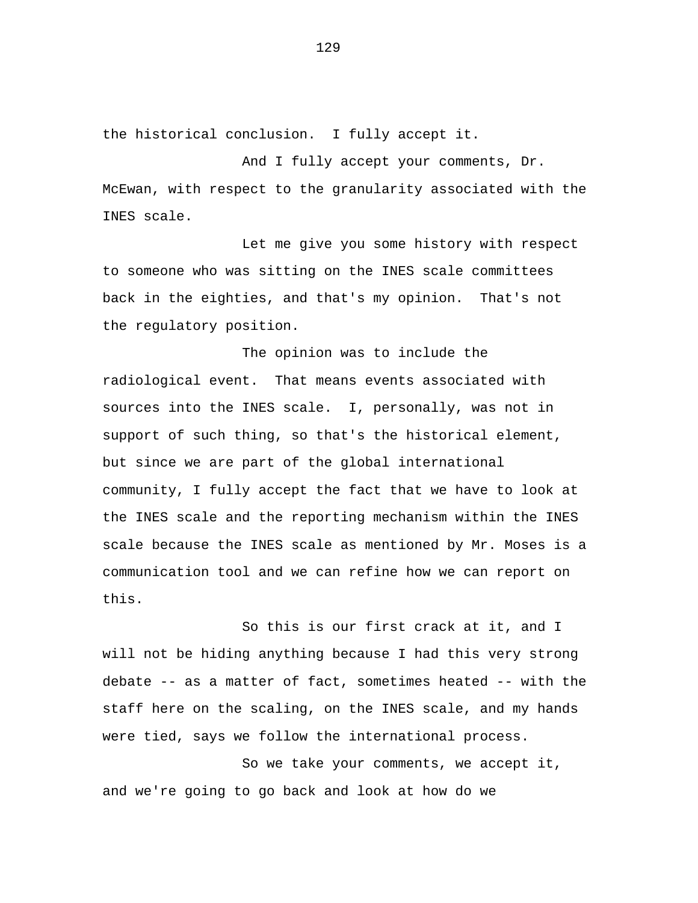the historical conclusion. I fully accept it.

And I fully accept your comments, Dr. McEwan, with respect to the granularity associated with the INES scale.

Let me give you some history with respect to someone who was sitting on the INES scale committees back in the eighties, and that's my opinion. That's not the regulatory position.

The opinion was to include the radiological event. That means events associated with sources into the INES scale. I, personally, was not in support of such thing, so that's the historical element, but since we are part of the global international community, I fully accept the fact that we have to look at the INES scale and the reporting mechanism within the INES scale because the INES scale as mentioned by Mr. Moses is a communication tool and we can refine how we can report on this.

So this is our first crack at it, and I will not be hiding anything because I had this very strong debate -- as a matter of fact, sometimes heated -- with the staff here on the scaling, on the INES scale, and my hands were tied, says we follow the international process.

So we take your comments, we accept it, and we're going to go back and look at how do we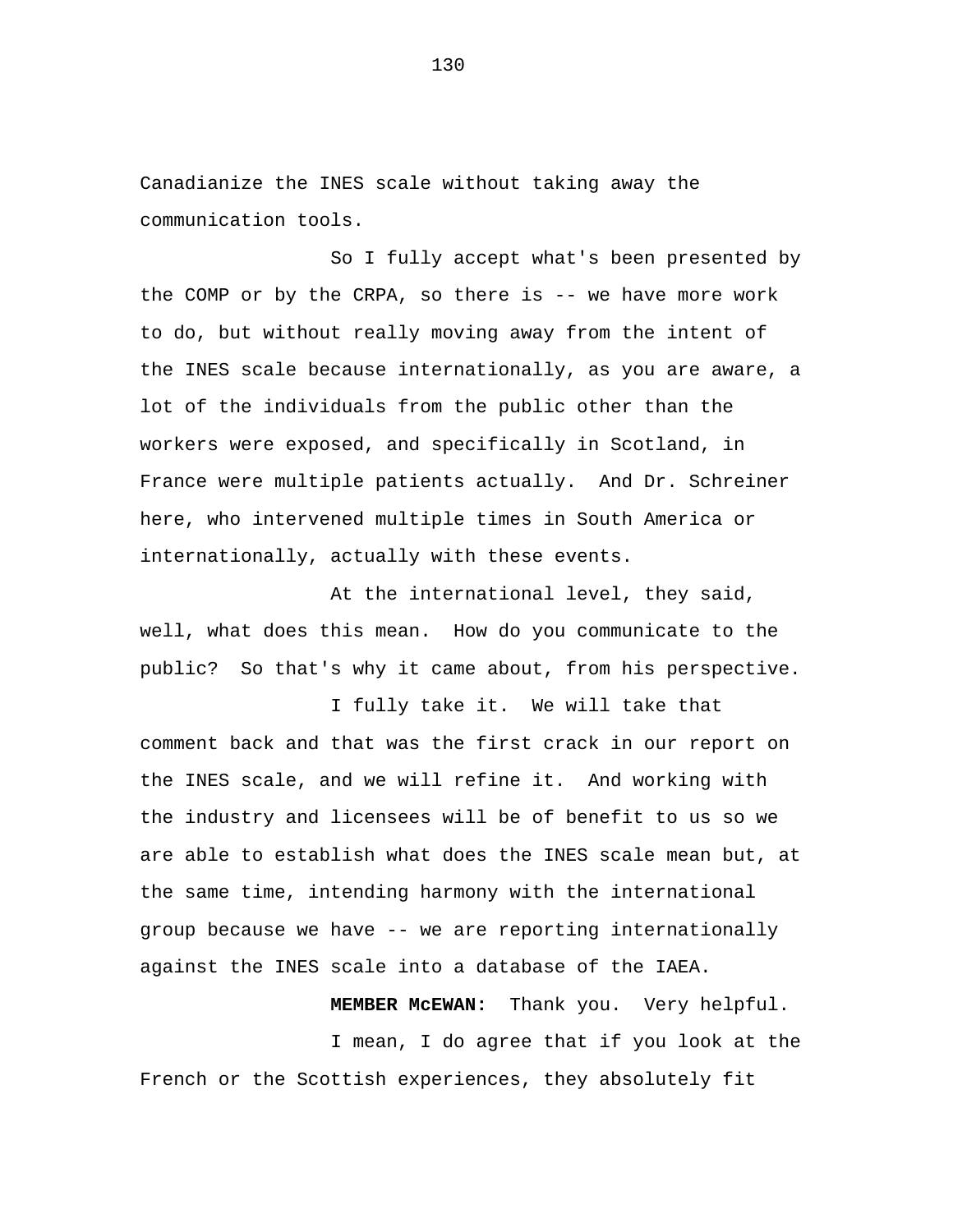Canadianize the INES scale without taking away the communication tools.

So I fully accept what's been presented by the COMP or by the CRPA, so there is -- we have more work to do, but without really moving away from the intent of the INES scale because internationally, as you are aware, a lot of the individuals from the public other than the workers were exposed, and specifically in Scotland, in France were multiple patients actually. And Dr. Schreiner here, who intervened multiple times in South America or internationally, actually with these events.

At the international level, they said, well, what does this mean. How do you communicate to the public? So that's why it came about, from his perspective.

I fully take it. We will take that comment back and that was the first crack in our report on the INES scale, and we will refine it. And working with the industry and licensees will be of benefit to us so we are able to establish what does the INES scale mean but, at the same time, intending harmony with the international group because we have -- we are reporting internationally against the INES scale into a database of the IAEA.

**MEMBER McEWAN:** Thank you. Very helpful.

I mean, I do agree that if you look at the French or the Scottish experiences, they absolutely fit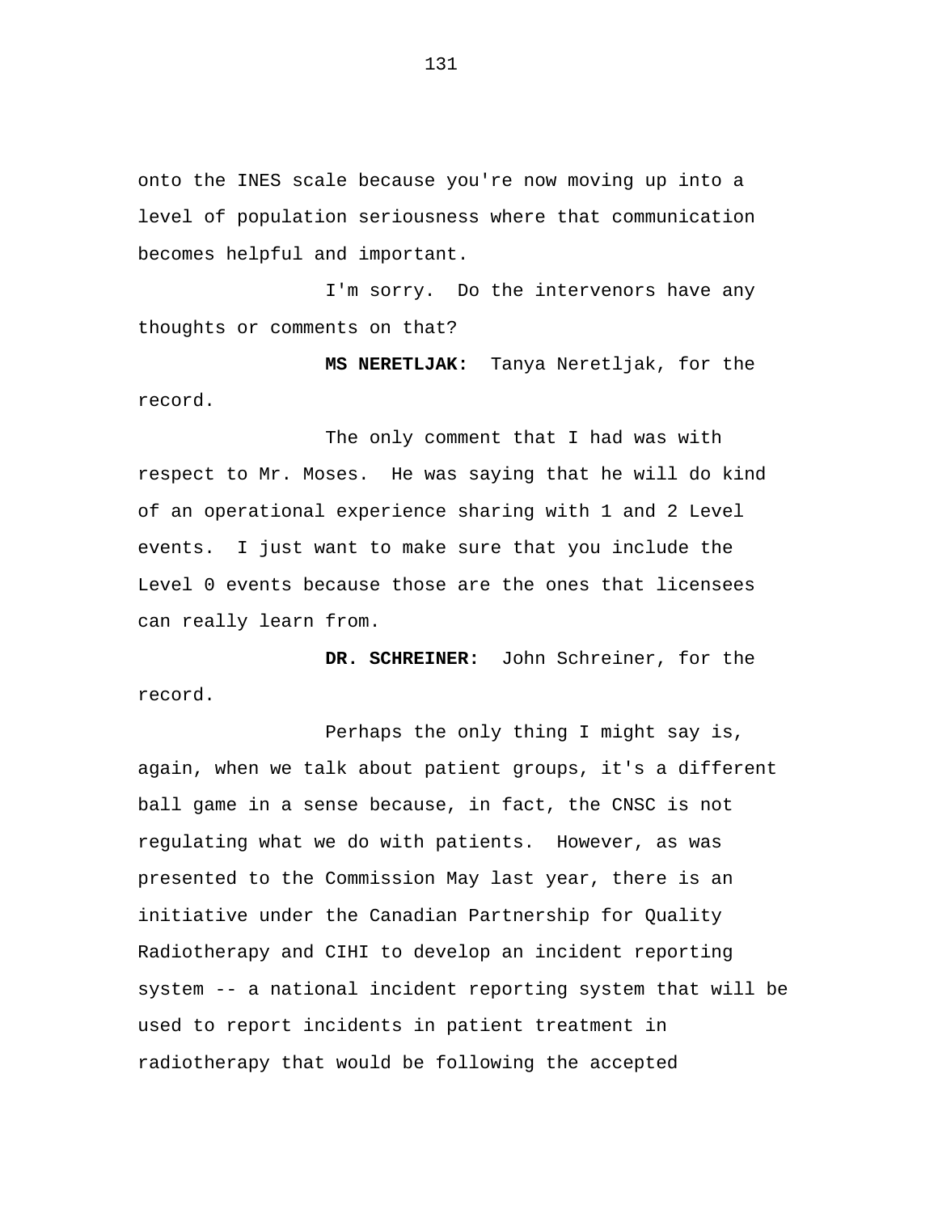onto the INES scale because you're now moving up into a level of population seriousness where that communication becomes helpful and important.

I'm sorry. Do the intervenors have any thoughts or comments on that?

**MS NERETLJAK:** Tanya Neretljak, for the record.

The only comment that I had was with respect to Mr. Moses. He was saying that he will do kind of an operational experience sharing with 1 and 2 Level events. I just want to make sure that you include the Level 0 events because those are the ones that licensees can really learn from.

**DR. SCHREINER:** John Schreiner, for the record.

Perhaps the only thing I might say is, again, when we talk about patient groups, it's a different ball game in a sense because, in fact, the CNSC is not regulating what we do with patients. However, as was presented to the Commission May last year, there is an initiative under the Canadian Partnership for Quality Radiotherapy and CIHI to develop an incident reporting system -- a national incident reporting system that will be used to report incidents in patient treatment in radiotherapy that would be following the accepted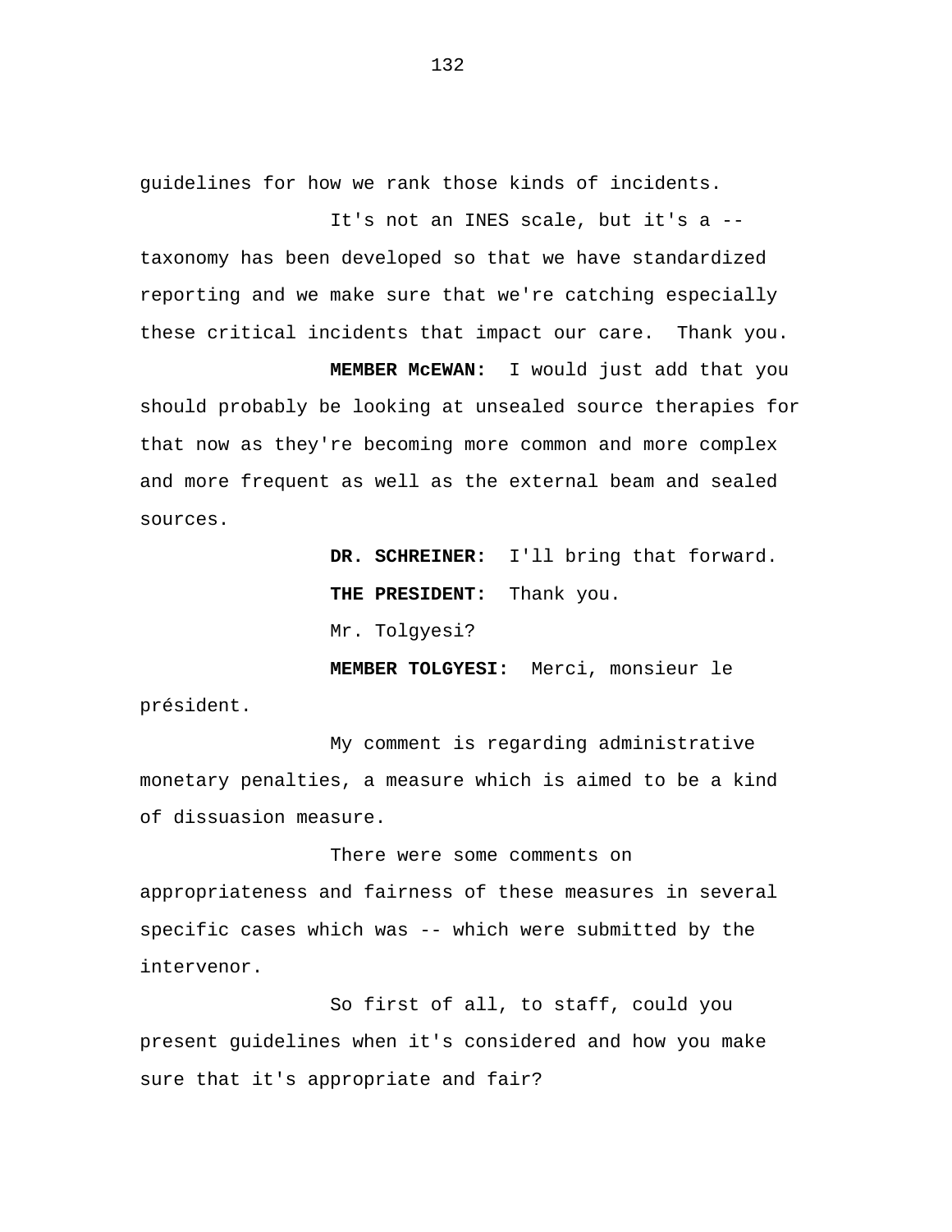guidelines for how we rank those kinds of incidents.

It's not an INES scale, but it's a -- taxonomy has been developed so that we have standardized reporting and we make sure that we're catching especially these critical incidents that impact our care. Thank you.

**MEMBER McEWAN:** I would just add that you should probably be looking at unsealed source therapies for that now as they're becoming more common and more complex and more frequent as well as the external beam and sealed sources.

**DR. SCHREINER:** I'll bring that forward.

**THE PRESIDENT:** Thank you.

Mr. Tolgyesi?

**MEMBER TOLGYESI:** Merci, monsieur le président.

My comment is regarding administrative monetary penalties, a measure which is aimed to be a kind of dissuasion measure.

There were some comments on appropriateness and fairness of these measures in several specific cases which was -- which were submitted by the intervenor.

So first of all, to staff, could you present guidelines when it's considered and how you make sure that it's appropriate and fair?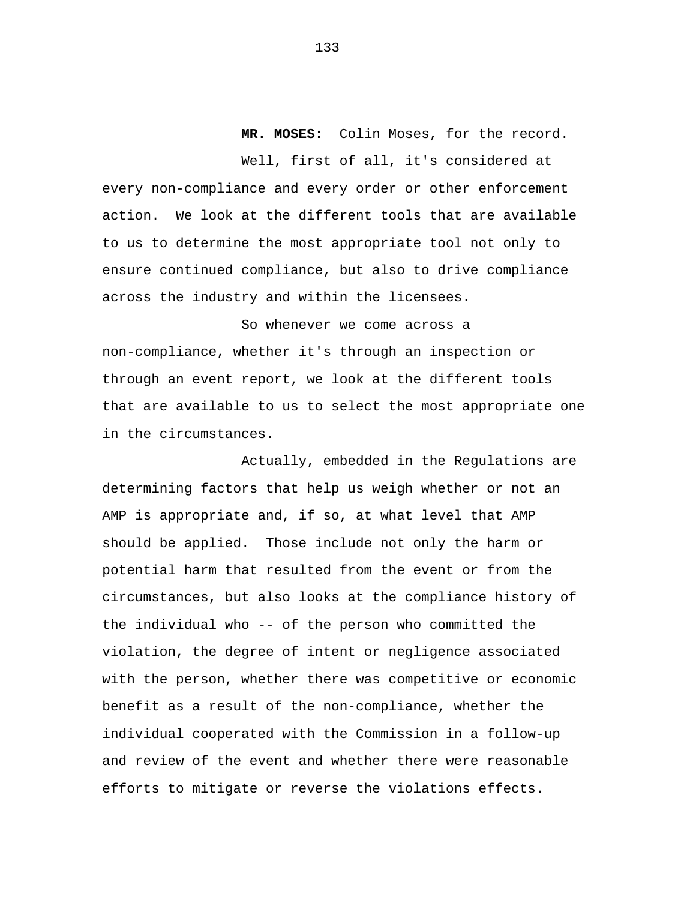**MR. MOSES:** Colin Moses, for the record.

Well, first of all, it's considered at every non-compliance and every order or other enforcement action. We look at the different tools that are available to us to determine the most appropriate tool not only to ensure continued compliance, but also to drive compliance across the industry and within the licensees.

So whenever we come across a non-compliance, whether it's through an inspection or through an event report, we look at the different tools that are available to us to select the most appropriate one in the circumstances.

Actually, embedded in the Regulations are determining factors that help us weigh whether or not an AMP is appropriate and, if so, at what level that AMP should be applied. Those include not only the harm or potential harm that resulted from the event or from the circumstances, but also looks at the compliance history of the individual who -- of the person who committed the violation, the degree of intent or negligence associated with the person, whether there was competitive or economic benefit as a result of the non-compliance, whether the individual cooperated with the Commission in a follow-up and review of the event and whether there were reasonable efforts to mitigate or reverse the violations effects.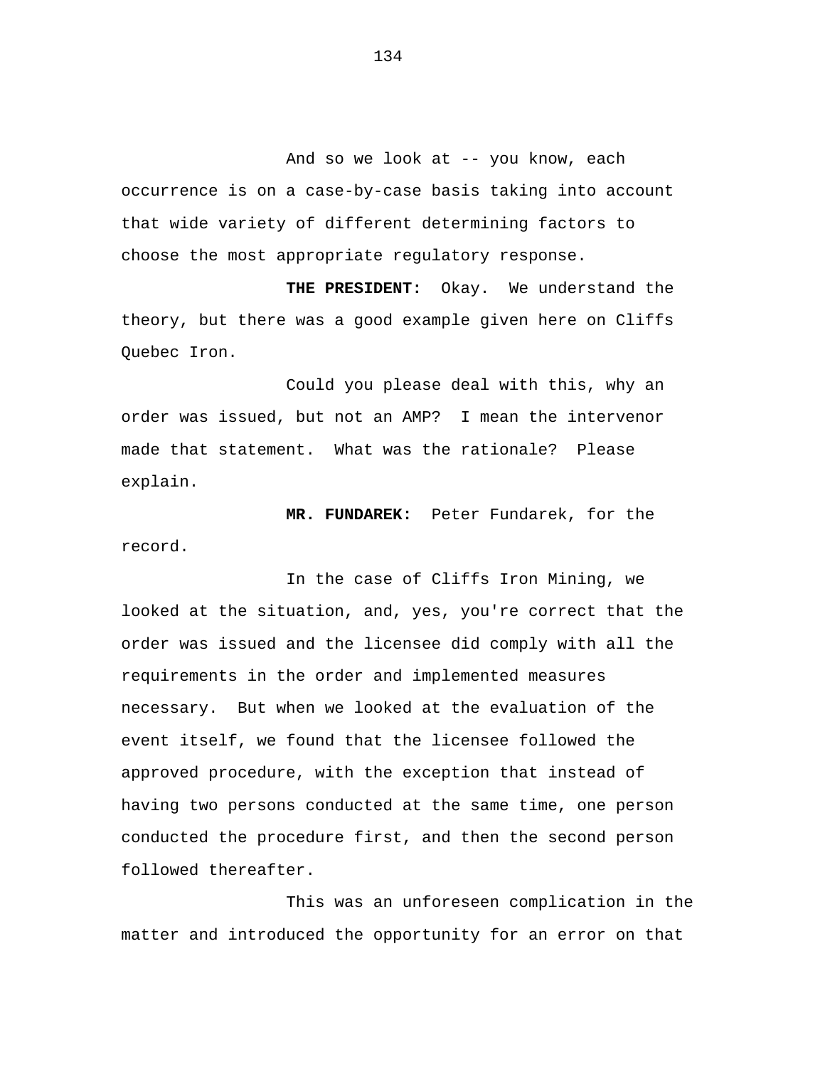And so we look at -- you know, each occurrence is on a case-by-case basis taking into account that wide variety of different determining factors to choose the most appropriate regulatory response.

**THE PRESIDENT:** Okay. We understand the theory, but there was a good example given here on Cliffs Quebec Iron.

Could you please deal with this, why an order was issued, but not an AMP? I mean the intervenor made that statement. What was the rationale? Please explain.

**MR. FUNDAREK:** Peter Fundarek, for the record.

In the case of Cliffs Iron Mining, we looked at the situation, and, yes, you're correct that the order was issued and the licensee did comply with all the requirements in the order and implemented measures necessary. But when we looked at the evaluation of the event itself, we found that the licensee followed the approved procedure, with the exception that instead of having two persons conducted at the same time, one person conducted the procedure first, and then the second person followed thereafter.

This was an unforeseen complication in the matter and introduced the opportunity for an error on that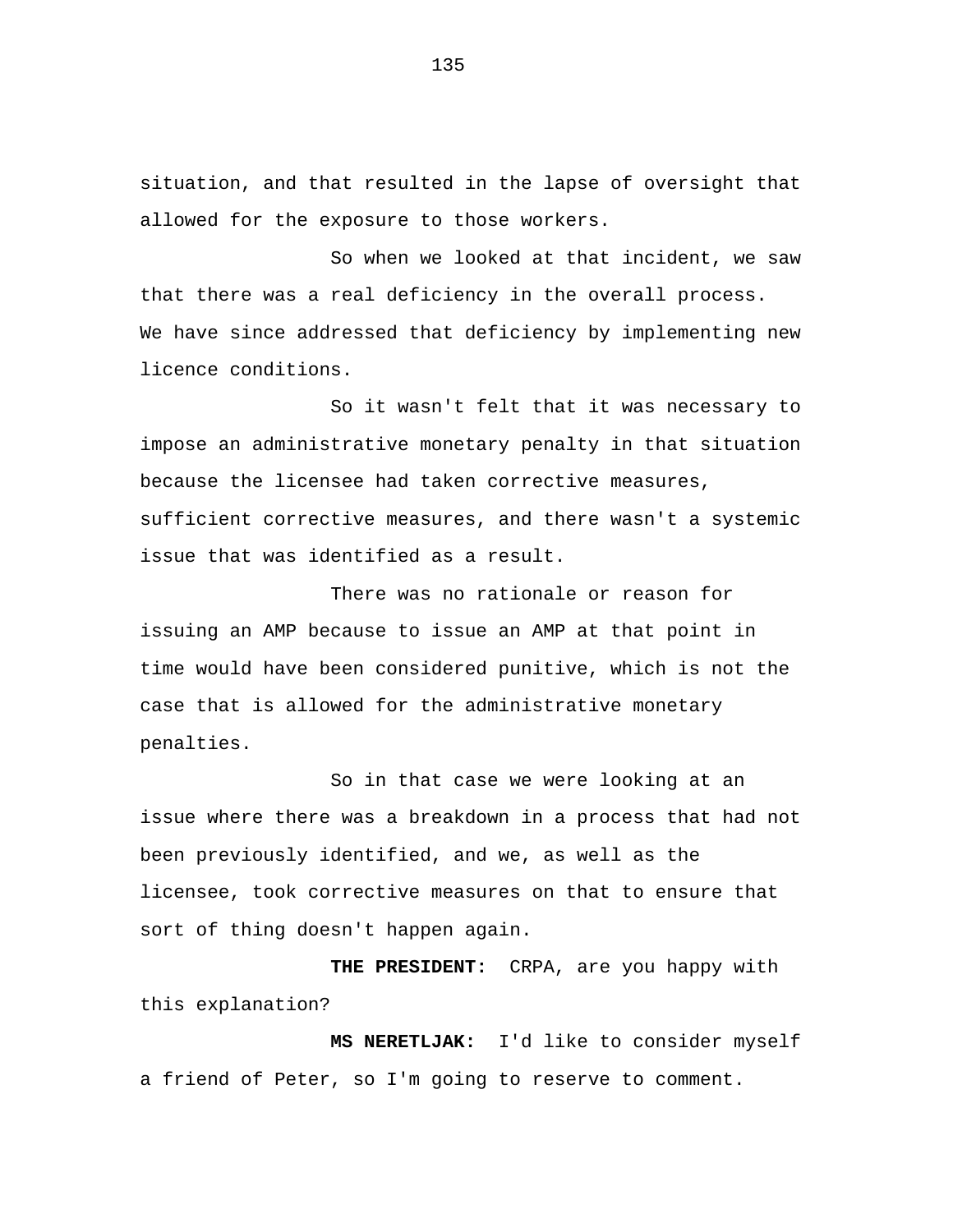situation, and that resulted in the lapse of oversight that allowed for the exposure to those workers.

So when we looked at that incident, we saw that there was a real deficiency in the overall process. We have since addressed that deficiency by implementing new licence conditions.

So it wasn't felt that it was necessary to impose an administrative monetary penalty in that situation because the licensee had taken corrective measures, sufficient corrective measures, and there wasn't a systemic issue that was identified as a result.

There was no rationale or reason for issuing an AMP because to issue an AMP at that point in time would have been considered punitive, which is not the case that is allowed for the administrative monetary penalties.

So in that case we were looking at an issue where there was a breakdown in a process that had not been previously identified, and we, as well as the licensee, took corrective measures on that to ensure that sort of thing doesn't happen again.

**THE PRESIDENT:** CRPA, are you happy with this explanation?

**MS NERETLJAK:** I'd like to consider myself a friend of Peter, so I'm going to reserve to comment.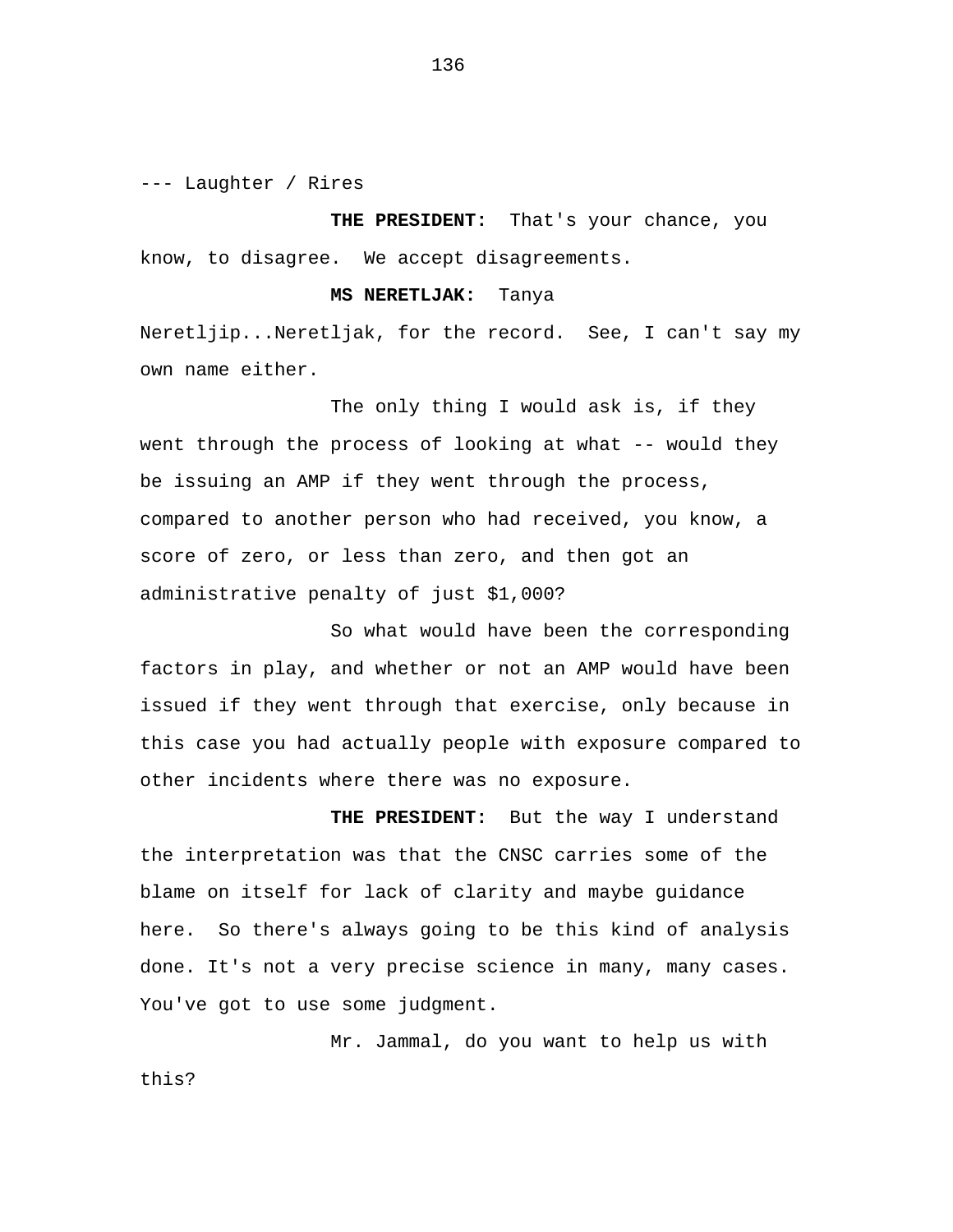--- Laughter / Rires

**THE PRESIDENT:** That's your chance, you know, to disagree. We accept disagreements.

**MS NERETLJAK:** Tanya Neretljip...Neretljak, for the record. See, I can't say my own name either.

The only thing I would ask is, if they went through the process of looking at what -- would they be issuing an AMP if they went through the process, compared to another person who had received, you know, a score of zero, or less than zero, and then got an administrative penalty of just $1,000?

So what would have been the corresponding factors in play, and whether or not an AMP would have been issued if they went through that exercise, only because in this case you had actually people with exposure compared to other incidents where there was no exposure.

**THE PRESIDENT:** But the way I understand the interpretation was that the CNSC carries some of the blame on itself for lack of clarity and maybe guidance here. So there's always going to be this kind of analysis done. It's not a very precise science in many, many cases. You've got to use some judgment.

Mr. Jammal, do you want to help us with this?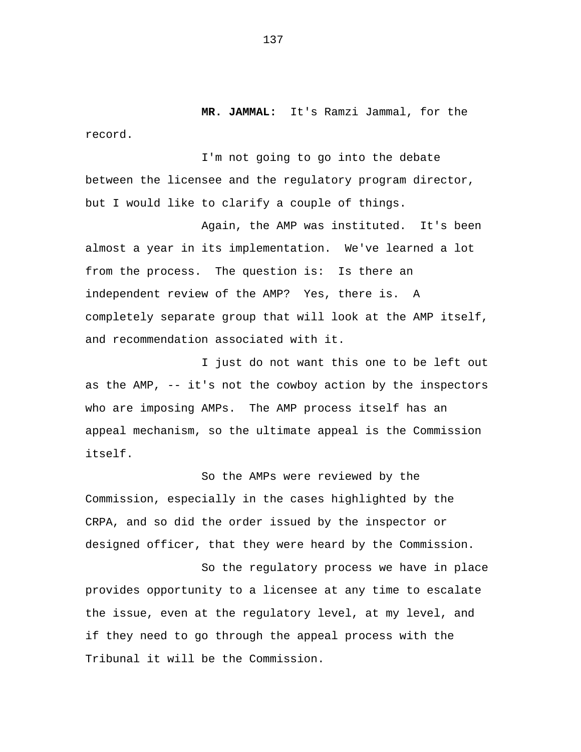**MR. JAMMAL:** It's Ramzi Jammal, for the record.

I'm not going to go into the debate between the licensee and the regulatory program director, but I would like to clarify a couple of things.

Again, the AMP was instituted. It's been almost a year in its implementation. We've learned a lot from the process. The question is: Is there an independent review of the AMP? Yes, there is. A completely separate group that will look at the AMP itself, and recommendation associated with it.

I just do not want this one to be left out as the AMP, -- it's not the cowboy action by the inspectors who are imposing AMPs. The AMP process itself has an appeal mechanism, so the ultimate appeal is the Commission itself.

So the AMPs were reviewed by the Commission, especially in the cases highlighted by the CRPA, and so did the order issued by the inspector or designed officer, that they were heard by the Commission.

So the regulatory process we have in place provides opportunity to a licensee at any time to escalate the issue, even at the regulatory level, at my level, and if they need to go through the appeal process with the Tribunal it will be the Commission.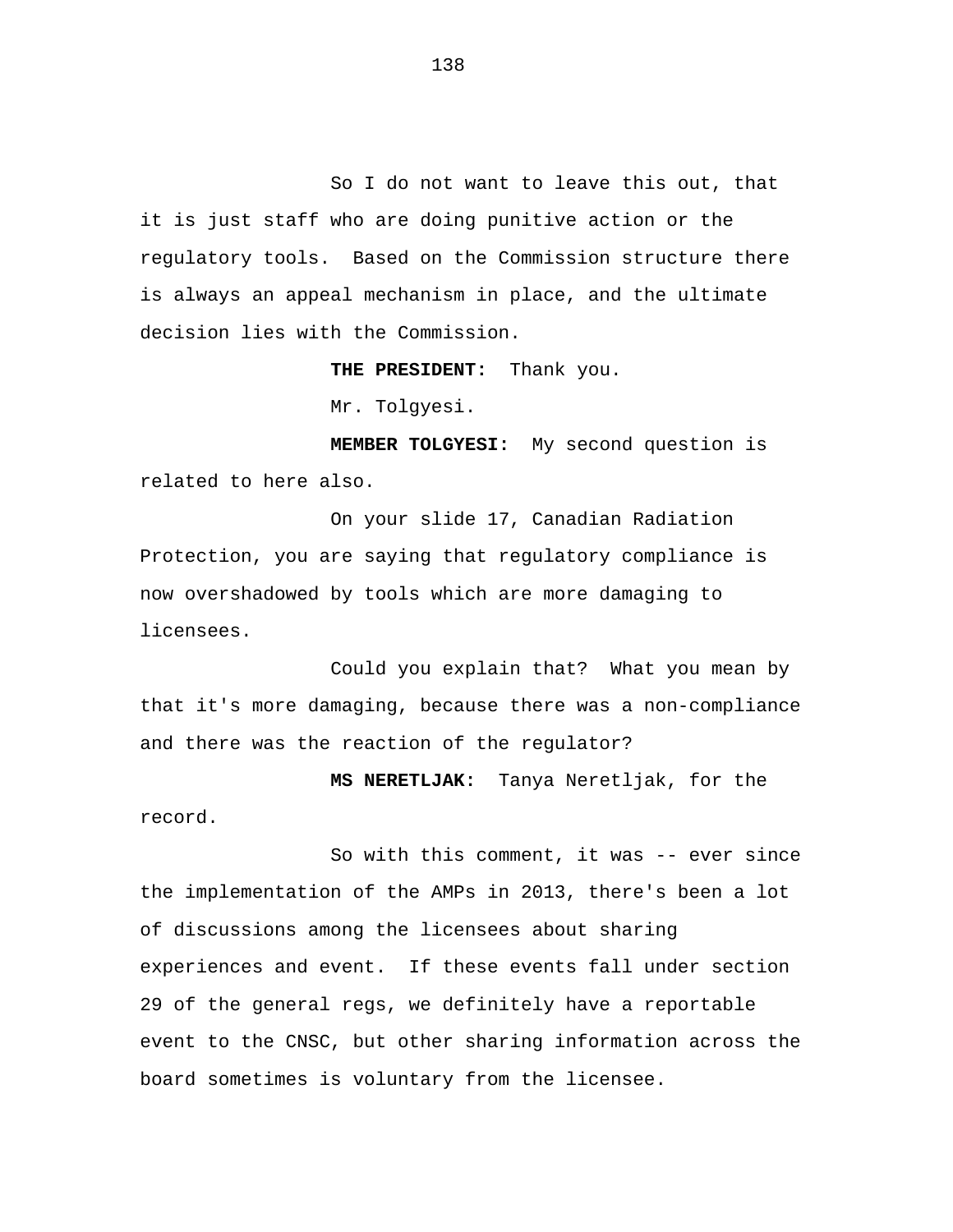So I do not want to leave this out, that it is just staff who are doing punitive action or the regulatory tools. Based on the Commission structure there is always an appeal mechanism in place, and the ultimate decision lies with the Commission.

**THE PRESIDENT:** Thank you.

Mr. Tolgyesi.

**MEMBER TOLGYESI:** My second question is related to here also.

On your slide 17, Canadian Radiation Protection, you are saying that regulatory compliance is now overshadowed by tools which are more damaging to licensees.

Could you explain that? What you mean by that it's more damaging, because there was a non-compliance and there was the reaction of the regulator?

**MS NERETLJAK:** Tanya Neretljak, for the record.

So with this comment, it was -- ever since the implementation of the AMPs in 2013, there's been a lot of discussions among the licensees about sharing experiences and event. If these events fall under section 29 of the general regs, we definitely have a reportable event to the CNSC, but other sharing information across the board sometimes is voluntary from the licensee.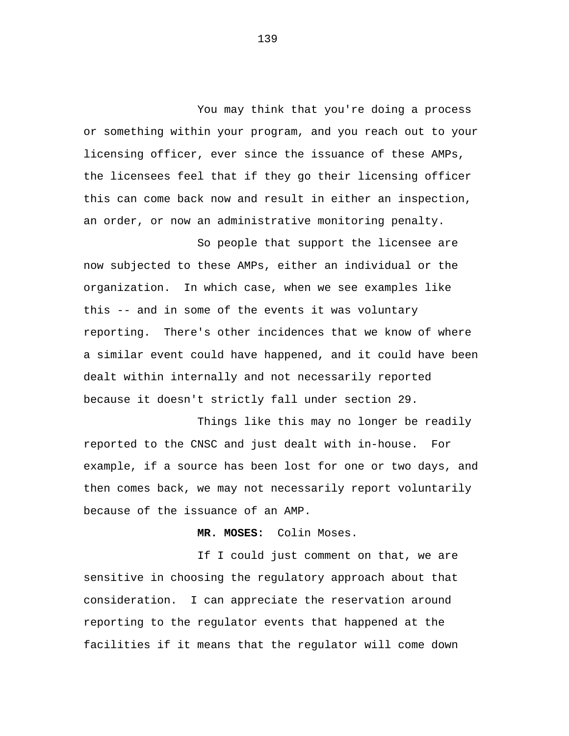You may think that you're doing a process or something within your program, and you reach out to your licensing officer, ever since the issuance of these AMPs, the licensees feel that if they go their licensing officer this can come back now and result in either an inspection, an order, or now an administrative monitoring penalty.

So people that support the licensee are now subjected to these AMPs, either an individual or the organization. In which case, when we see examples like this -- and in some of the events it was voluntary reporting. There's other incidences that we know of where a similar event could have happened, and it could have been dealt within internally and not necessarily reported because it doesn't strictly fall under section 29.

Things like this may no longer be readily reported to the CNSC and just dealt with in-house. For example, if a source has been lost for one or two days, and then comes back, we may not necessarily report voluntarily because of the issuance of an AMP.

**MR. MOSES:** Colin Moses.

If I could just comment on that, we are sensitive in choosing the regulatory approach about that consideration. I can appreciate the reservation around reporting to the regulator events that happened at the facilities if it means that the regulator will come down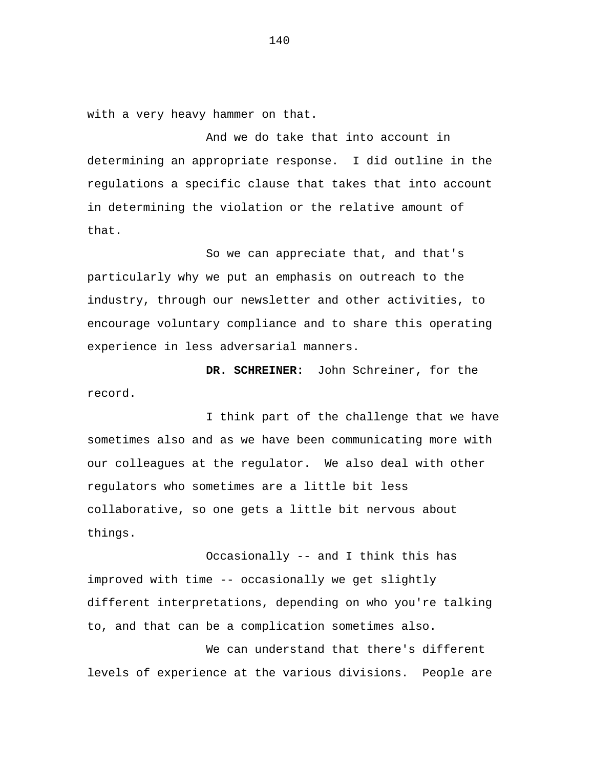with a very heavy hammer on that.

And we do take that into account in determining an appropriate response. I did outline in the regulations a specific clause that takes that into account in determining the violation or the relative amount of that.

So we can appreciate that, and that's particularly why we put an emphasis on outreach to the industry, through our newsletter and other activities, to encourage voluntary compliance and to share this operating experience in less adversarial manners.

**DR. SCHREINER:** John Schreiner, for the record.

I think part of the challenge that we have sometimes also and as we have been communicating more with our colleagues at the regulator. We also deal with other regulators who sometimes are a little bit less collaborative, so one gets a little bit nervous about things.

Occasionally -- and I think this has improved with time -- occasionally we get slightly different interpretations, depending on who you're talking to, and that can be a complication sometimes also.

We can understand that there's different levels of experience at the various divisions. People are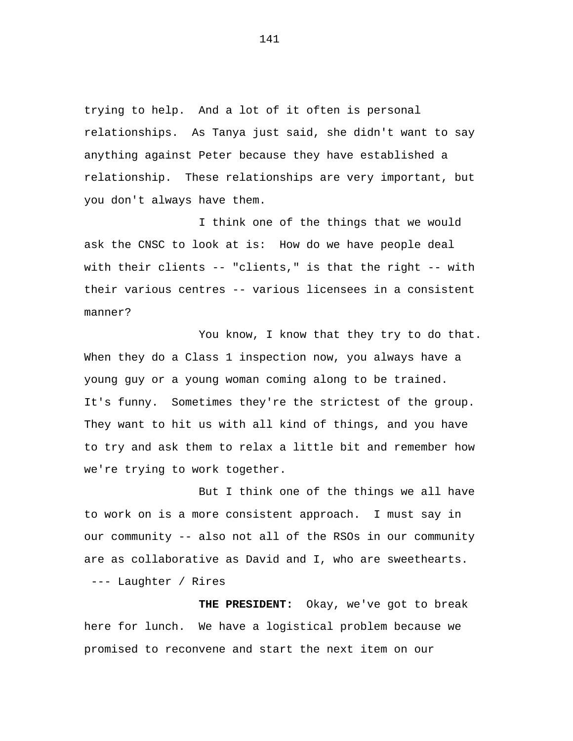trying to help. And a lot of it often is personal relationships. As Tanya just said, she didn't want to say anything against Peter because they have established a relationship. These relationships are very important, but you don't always have them.

I think one of the things that we would ask the CNSC to look at is: How do we have people deal with their clients -- "clients," is that the right -- with their various centres -- various licensees in a consistent manner?

You know, I know that they try to do that. When they do a Class 1 inspection now, you always have a young guy or a young woman coming along to be trained. It's funny. Sometimes they're the strictest of the group. They want to hit us with all kind of things, and you have to try and ask them to relax a little bit and remember how we're trying to work together.

But I think one of the things we all have to work on is a more consistent approach. I must say in our community -- also not all of the RSOs in our community are as collaborative as David and I, who are sweethearts.

--- Laughter / Rires

**THE PRESIDENT:** Okay, we've got to break here for lunch. We have a logistical problem because we promised to reconvene and start the next item on our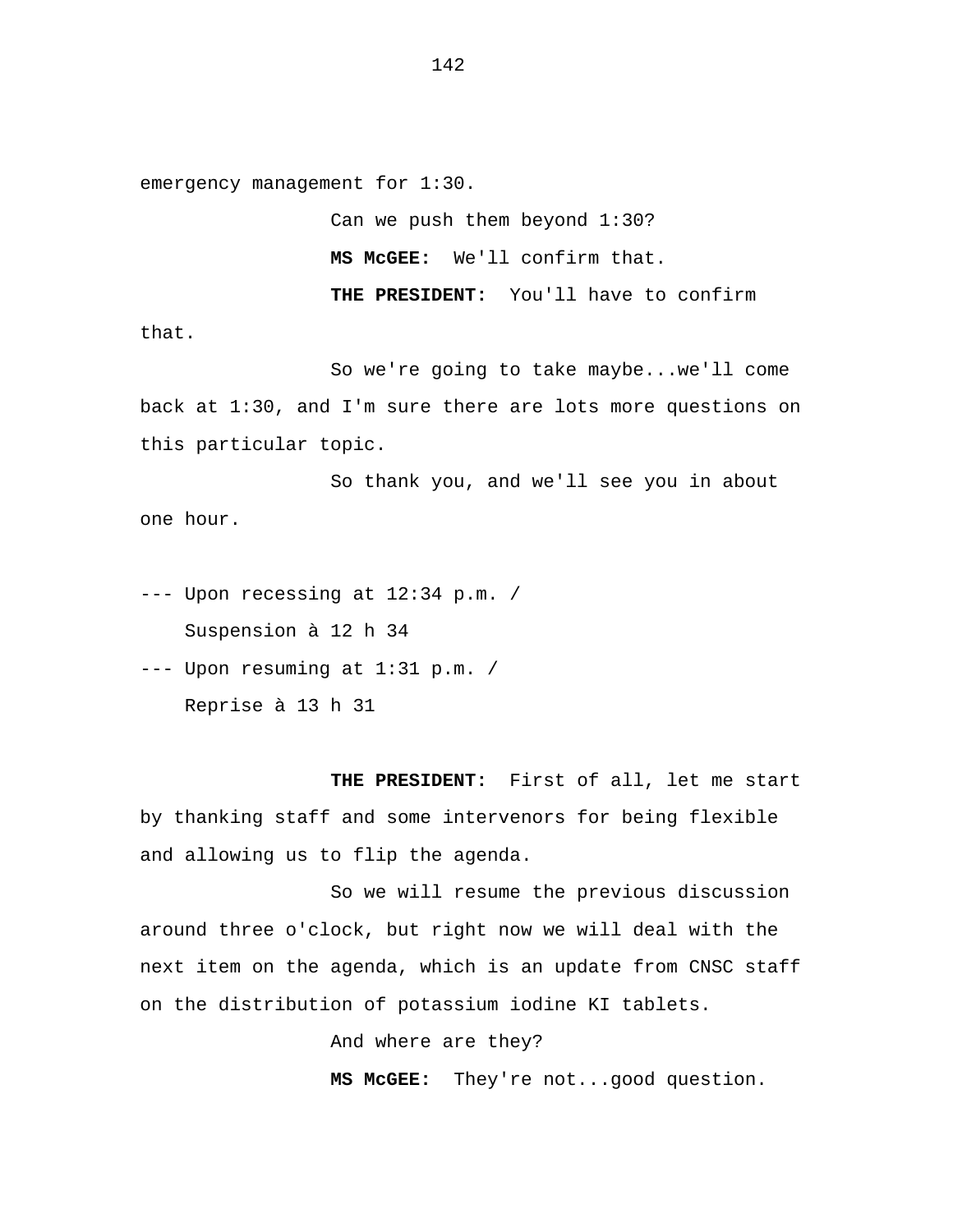emergency management for 1:30.

Can we push them beyond 1:30?

**MS McGEE:** We'll confirm that.

**THE PRESIDENT:** You'll have to confirm that.

So we're going to take maybe...we'll come back at 1:30, and I'm sure there are lots more questions on this particular topic.

So thank you, and we'll see you in about one hour.

--- Upon recessing at 12:34 p.m. /
Suspension à 12 h 34

--- Upon resuming at 1:31 p.m. /
Reprise à 13 h 31

**THE PRESIDENT:** First of all, let me start by thanking staff and some intervenors for being flexible and allowing us to flip the agenda.

So we will resume the previous discussion around three o'clock, but right now we will deal with the next item on the agenda, which is an update from CNSC staff on the distribution of potassium iodine KI tablets.

And where are they?

**MS McGEE:** They're not...good question.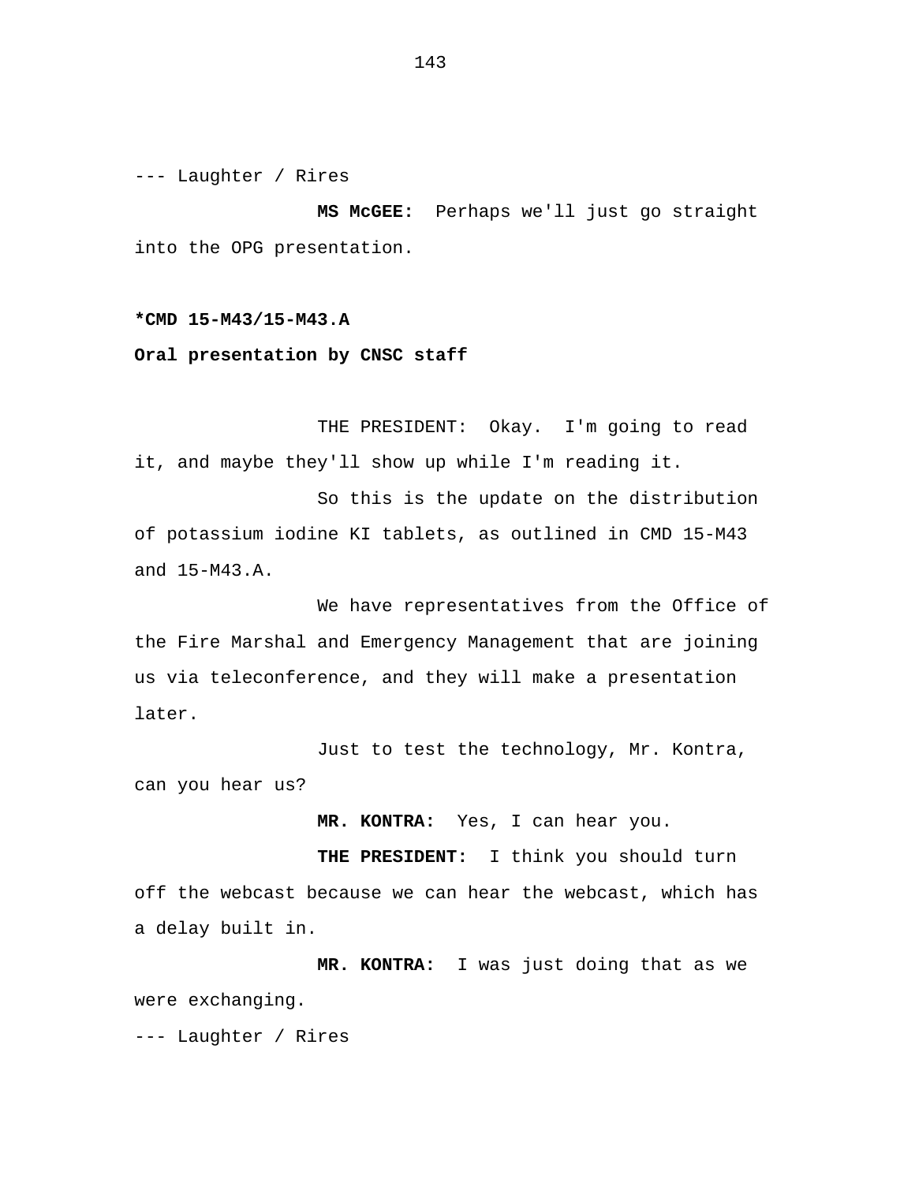--- Laughter / Rires

**MS McGEE:** Perhaps we'll just go straight into the OPG presentation.

**\*CMD 15-M43/15-M43.A**

**Oral presentation by CNSC staff**

THE PRESIDENT: Okay. I'm going to read it, and maybe they'll show up while I'm reading it.

So this is the update on the distribution of potassium iodine KI tablets, as outlined in CMD 15-M43 and 15-M43.A.

We have representatives from the Office of the Fire Marshal and Emergency Management that are joining us via teleconference, and they will make a presentation later.

Just to test the technology, Mr. Kontra, can you hear us?

**MR. KONTRA:** Yes, I can hear you.

**THE PRESIDENT:** I think you should turn off the webcast because we can hear the webcast, which has a delay built in.

**MR. KONTRA:** I was just doing that as we were exchanging.

--- Laughter / Rires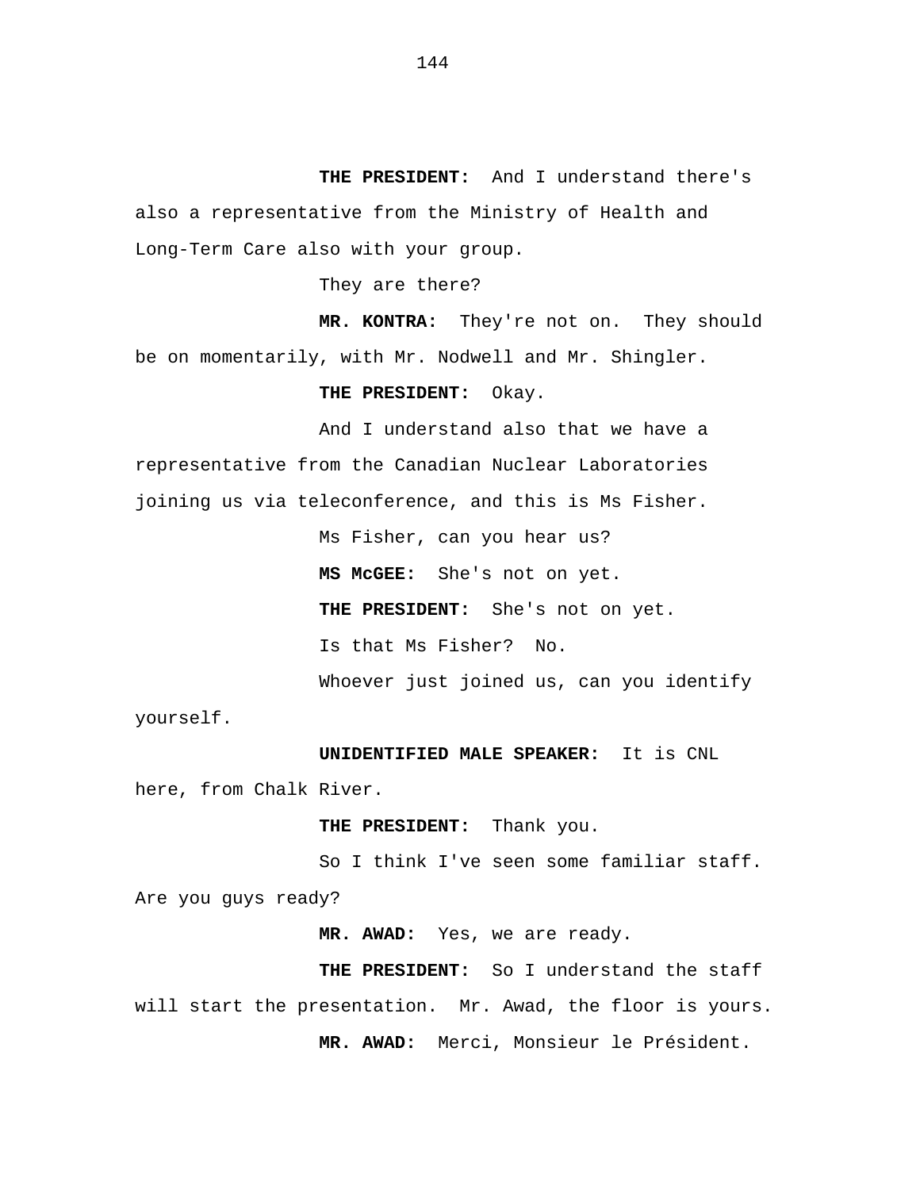**THE PRESIDENT:** And I understand there's also a representative from the Ministry of Health and Long-Term Care also with your group.

They are there?

**MR. KONTRA:** They're not on. They should be on momentarily, with Mr. Nodwell and Mr. Shingler.

**THE PRESIDENT:** Okay.

And I understand also that we have a representative from the Canadian Nuclear Laboratories joining us via teleconference, and this is Ms Fisher.

Ms Fisher, can you hear us?

**MS McGEE:** She's not on yet.

**THE PRESIDENT:** She's not on yet.

Is that Ms Fisher? No.

Whoever just joined us, can you identify yourself.

**UNIDENTIFIED MALE SPEAKER:** It is CNL here, from Chalk River.

**THE PRESIDENT:** Thank you.

So I think I've seen some familiar staff. Are you guys ready?

**MR. AWAD:** Yes, we are ready.

**THE PRESIDENT:** So I understand the staff will start the presentation. Mr. Awad, the floor is yours.

**MR. AWAD:** Merci, Monsieur le Président.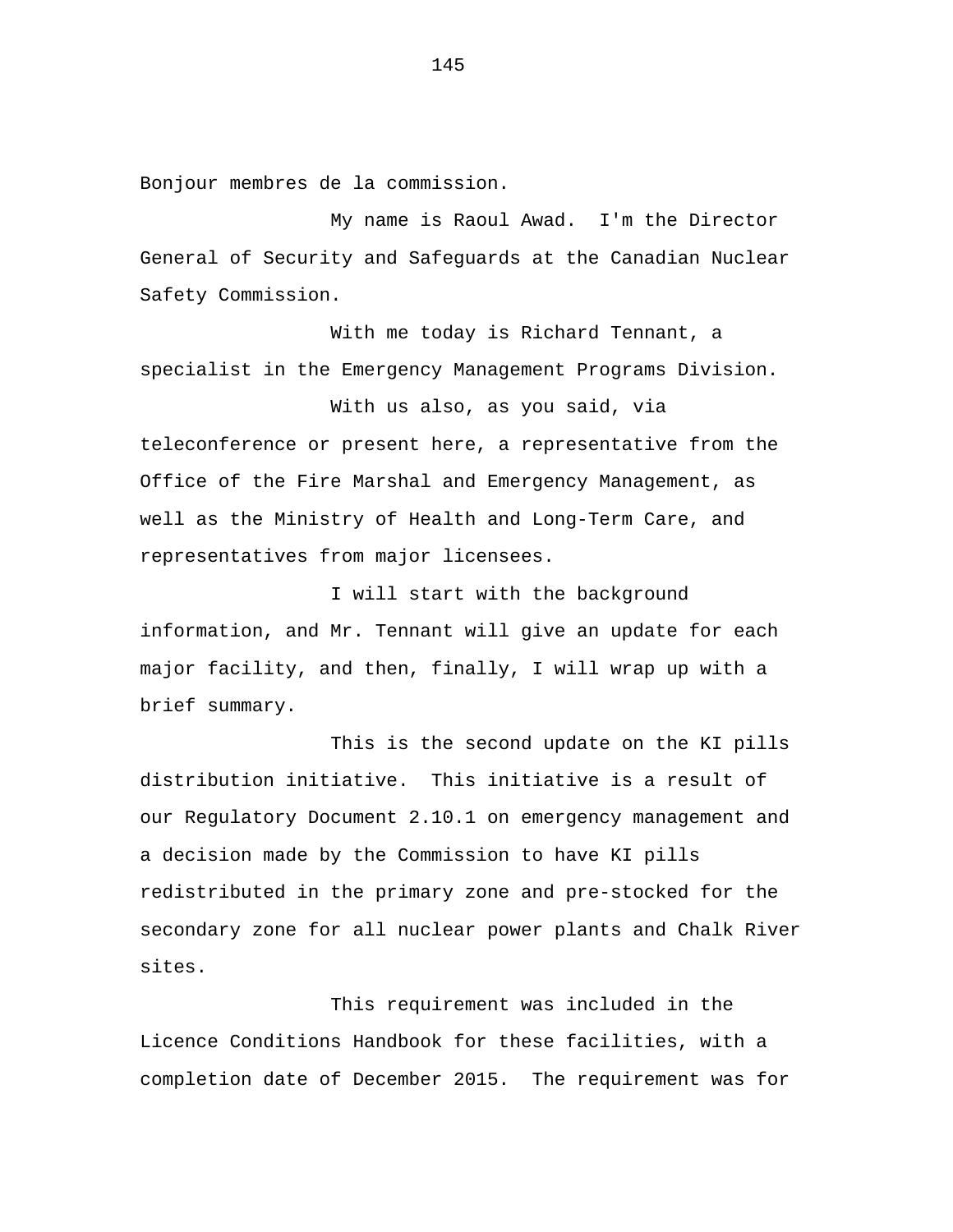Bonjour membres de la commission.

My name is Raoul Awad. I'm the Director General of Security and Safeguards at the Canadian Nuclear Safety Commission.

With me today is Richard Tennant, a specialist in the Emergency Management Programs Division.

With us also, as you said, via teleconference or present here, a representative from the Office of the Fire Marshal and Emergency Management, as well as the Ministry of Health and Long-Term Care, and representatives from major licensees.

I will start with the background information, and Mr. Tennant will give an update for each major facility, and then, finally, I will wrap up with a brief summary.

This is the second update on the KI pills distribution initiative. This initiative is a result of our Regulatory Document 2.10.1 on emergency management and a decision made by the Commission to have KI pills redistributed in the primary zone and pre-stocked for the secondary zone for all nuclear power plants and Chalk River sites.

This requirement was included in the Licence Conditions Handbook for these facilities, with a completion date of December 2015. The requirement was for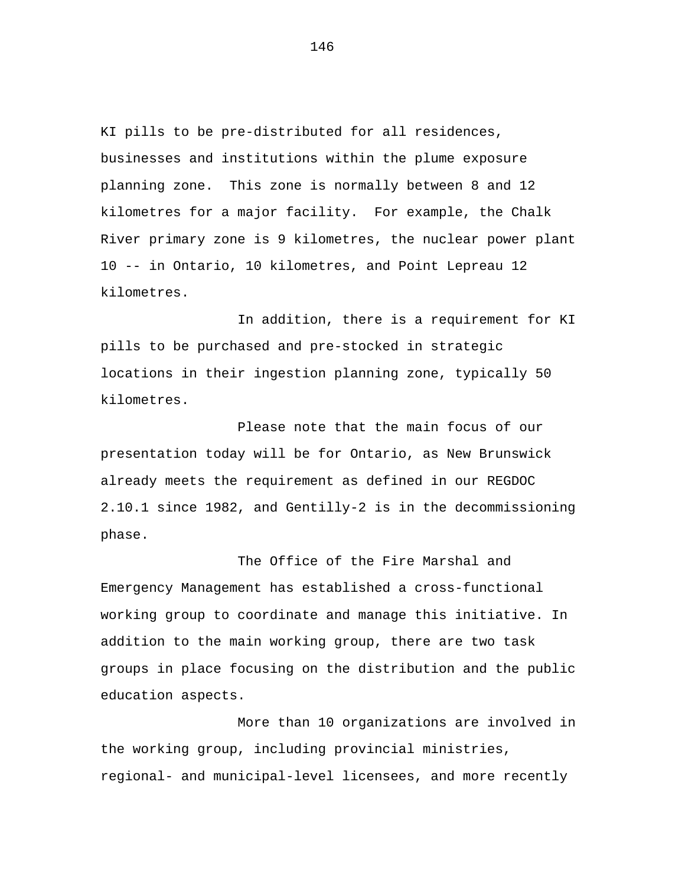KI pills to be pre-distributed for all residences, businesses and institutions within the plume exposure planning zone. This zone is normally between 8 and 12 kilometres for a major facility. For example, the Chalk River primary zone is 9 kilometres, the nuclear power plant 10 -- in Ontario, 10 kilometres, and Point Lepreau 12 kilometres.

In addition, there is a requirement for KI pills to be purchased and pre-stocked in strategic locations in their ingestion planning zone, typically 50 kilometres.

Please note that the main focus of our presentation today will be for Ontario, as New Brunswick already meets the requirement as defined in our REGDOC 2.10.1 since 1982, and Gentilly-2 is in the decommissioning phase.

The Office of the Fire Marshal and Emergency Management has established a cross-functional working group to coordinate and manage this initiative. In addition to the main working group, there are two task groups in place focusing on the distribution and the public education aspects.

More than 10 organizations are involved in the working group, including provincial ministries, regional- and municipal-level licensees, and more recently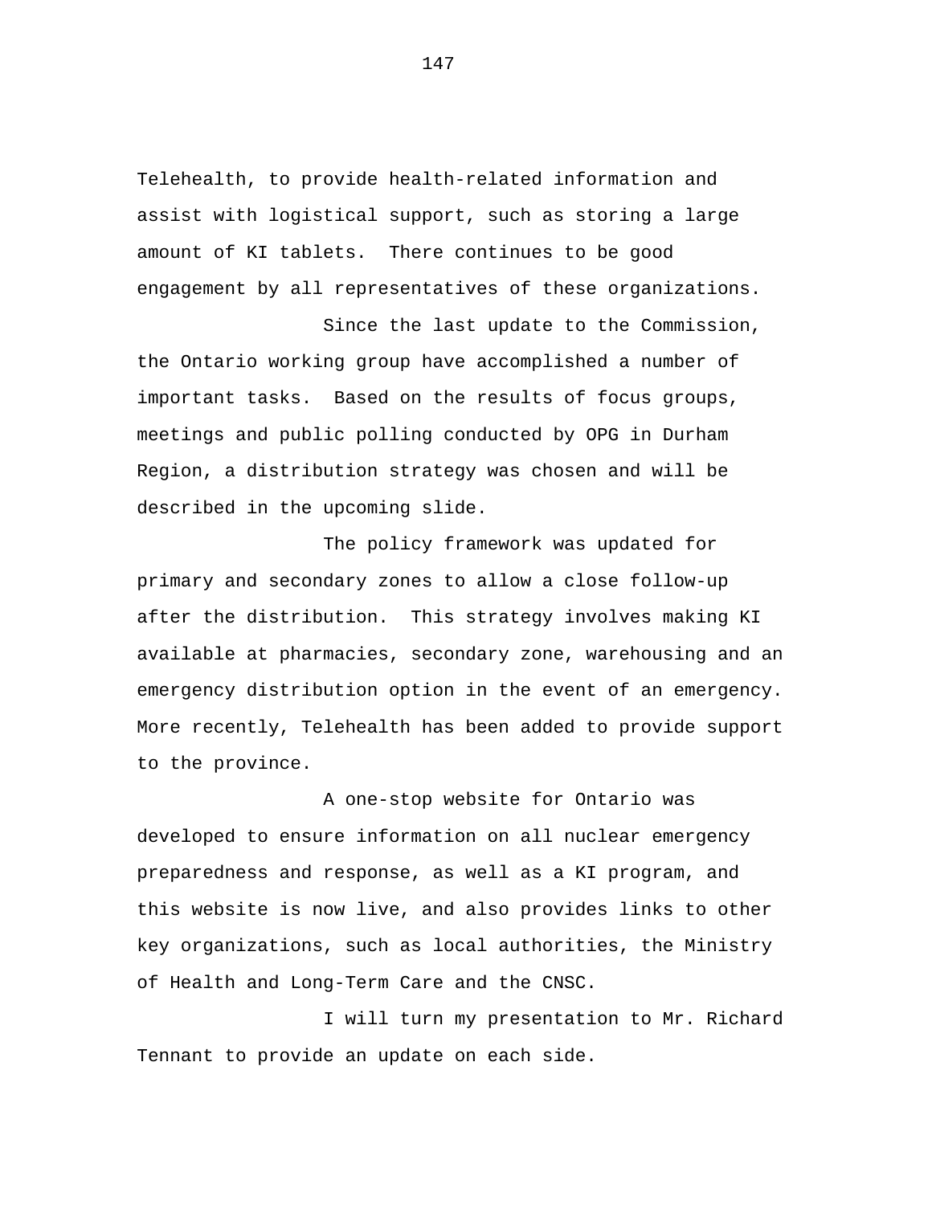Telehealth, to provide health-related information and assist with logistical support, such as storing a large amount of KI tablets. There continues to be good engagement by all representatives of these organizations.

Since the last update to the Commission, the Ontario working group have accomplished a number of important tasks. Based on the results of focus groups, meetings and public polling conducted by OPG in Durham Region, a distribution strategy was chosen and will be described in the upcoming slide.

The policy framework was updated for primary and secondary zones to allow a close follow-up after the distribution. This strategy involves making KI available at pharmacies, secondary zone, warehousing and an emergency distribution option in the event of an emergency. More recently, Telehealth has been added to provide support to the province.

A one-stop website for Ontario was developed to ensure information on all nuclear emergency preparedness and response, as well as a KI program, and this website is now live, and also provides links to other key organizations, such as local authorities, the Ministry of Health and Long-Term Care and the CNSC.

I will turn my presentation to Mr. Richard Tennant to provide an update on each side.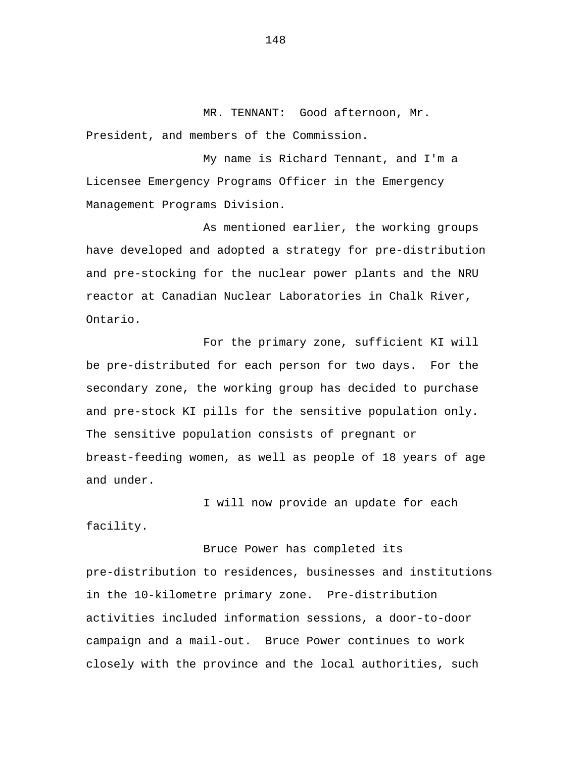MR. TENNANT: Good afternoon, Mr. President, and members of the Commission.

My name is Richard Tennant, and I'm a Licensee Emergency Programs Officer in the Emergency Management Programs Division.

As mentioned earlier, the working groups have developed and adopted a strategy for pre-distribution and pre-stocking for the nuclear power plants and the NRU reactor at Canadian Nuclear Laboratories in Chalk River, Ontario.

For the primary zone, sufficient KI will be pre-distributed for each person for two days. For the secondary zone, the working group has decided to purchase and pre-stock KI pills for the sensitive population only. The sensitive population consists of pregnant or breast-feeding women, as well as people of 18 years of age and under.

I will now provide an update for each facility.

Bruce Power has completed its pre-distribution to residences, businesses and institutions in the 10-kilometre primary zone. Pre-distribution activities included information sessions, a door-to-door campaign and a mail-out. Bruce Power continues to work closely with the province and the local authorities, such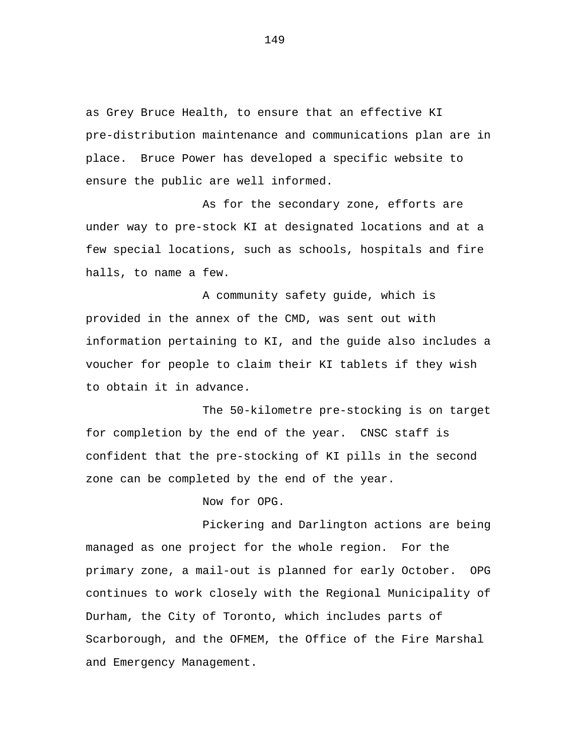as Grey Bruce Health, to ensure that an effective KI pre-distribution maintenance and communications plan are in place. Bruce Power has developed a specific website to ensure the public are well informed.

As for the secondary zone, efforts are under way to pre-stock KI at designated locations and at a few special locations, such as schools, hospitals and fire halls, to name a few.

A community safety guide, which is provided in the annex of the CMD, was sent out with information pertaining to KI, and the guide also includes a voucher for people to claim their KI tablets if they wish to obtain it in advance.

The 50-kilometre pre-stocking is on target for completion by the end of the year. CNSC staff is confident that the pre-stocking of KI pills in the second zone can be completed by the end of the year.

Now for OPG.

Pickering and Darlington actions are being managed as one project for the whole region. For the primary zone, a mail-out is planned for early October. OPG continues to work closely with the Regional Municipality of Durham, the City of Toronto, which includes parts of Scarborough, and the OFMEM, the Office of the Fire Marshal and Emergency Management.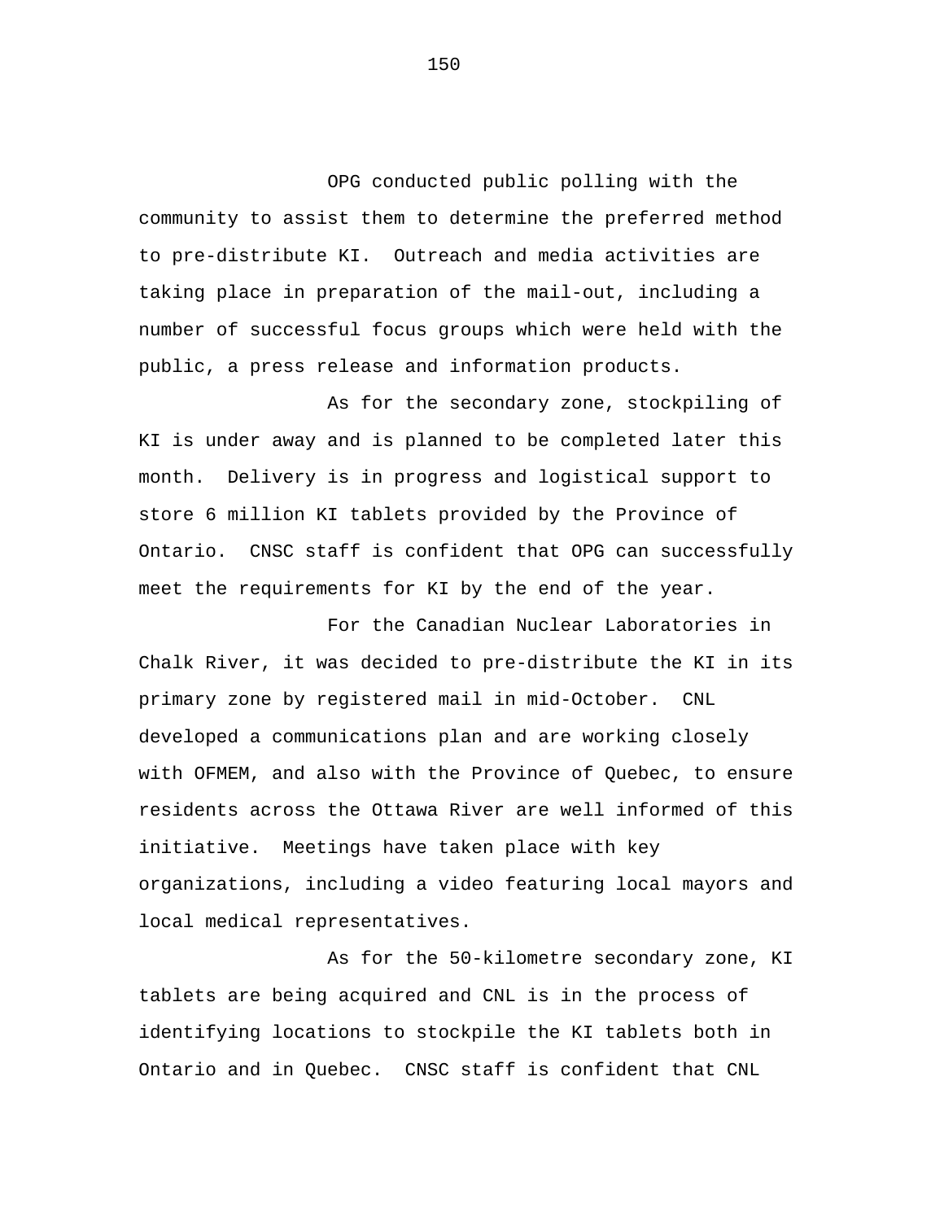OPG conducted public polling with the community to assist them to determine the preferred method to pre-distribute KI. Outreach and media activities are taking place in preparation of the mail-out, including a number of successful focus groups which were held with the public, a press release and information products.

As for the secondary zone, stockpiling of KI is under away and is planned to be completed later this month. Delivery is in progress and logistical support to store 6 million KI tablets provided by the Province of Ontario. CNSC staff is confident that OPG can successfully meet the requirements for KI by the end of the year.

For the Canadian Nuclear Laboratories in Chalk River, it was decided to pre-distribute the KI in its primary zone by registered mail in mid-October. CNL developed a communications plan and are working closely with OFMEM, and also with the Province of Quebec, to ensure residents across the Ottawa River are well informed of this initiative. Meetings have taken place with key organizations, including a video featuring local mayors and local medical representatives.

As for the 50-kilometre secondary zone, KI tablets are being acquired and CNL is in the process of identifying locations to stockpile the KI tablets both in Ontario and in Quebec. CNSC staff is confident that CNL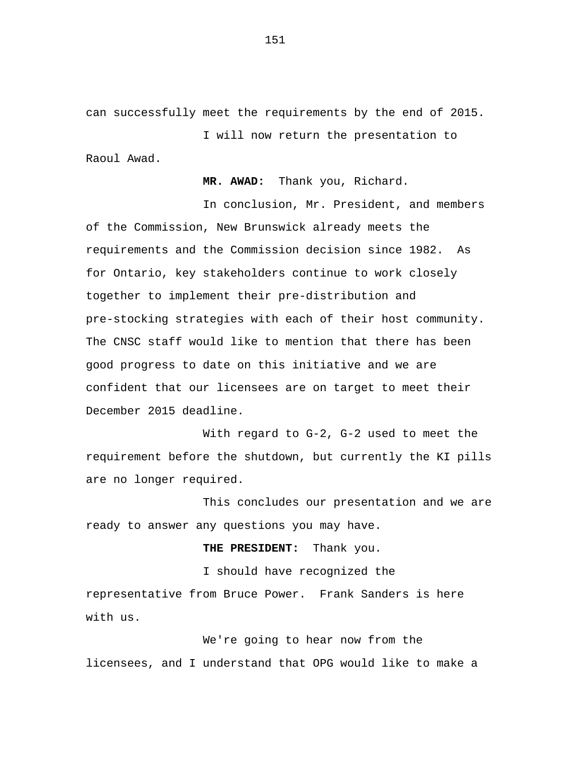can successfully meet the requirements by the end of 2015.

I will now return the presentation to Raoul Awad.

**MR. AWAD:** Thank you, Richard.

In conclusion, Mr. President, and members of the Commission, New Brunswick already meets the requirements and the Commission decision since 1982. As for Ontario, key stakeholders continue to work closely together to implement their pre-distribution and pre-stocking strategies with each of their host community. The CNSC staff would like to mention that there has been good progress to date on this initiative and we are confident that our licensees are on target to meet their December 2015 deadline.

With regard to G-2, G-2 used to meet the requirement before the shutdown, but currently the KI pills are no longer required.

This concludes our presentation and we are ready to answer any questions you may have.

**THE PRESIDENT:** Thank you.

I should have recognized the representative from Bruce Power. Frank Sanders is here with us.

We're going to hear now from the licensees, and I understand that OPG would like to make a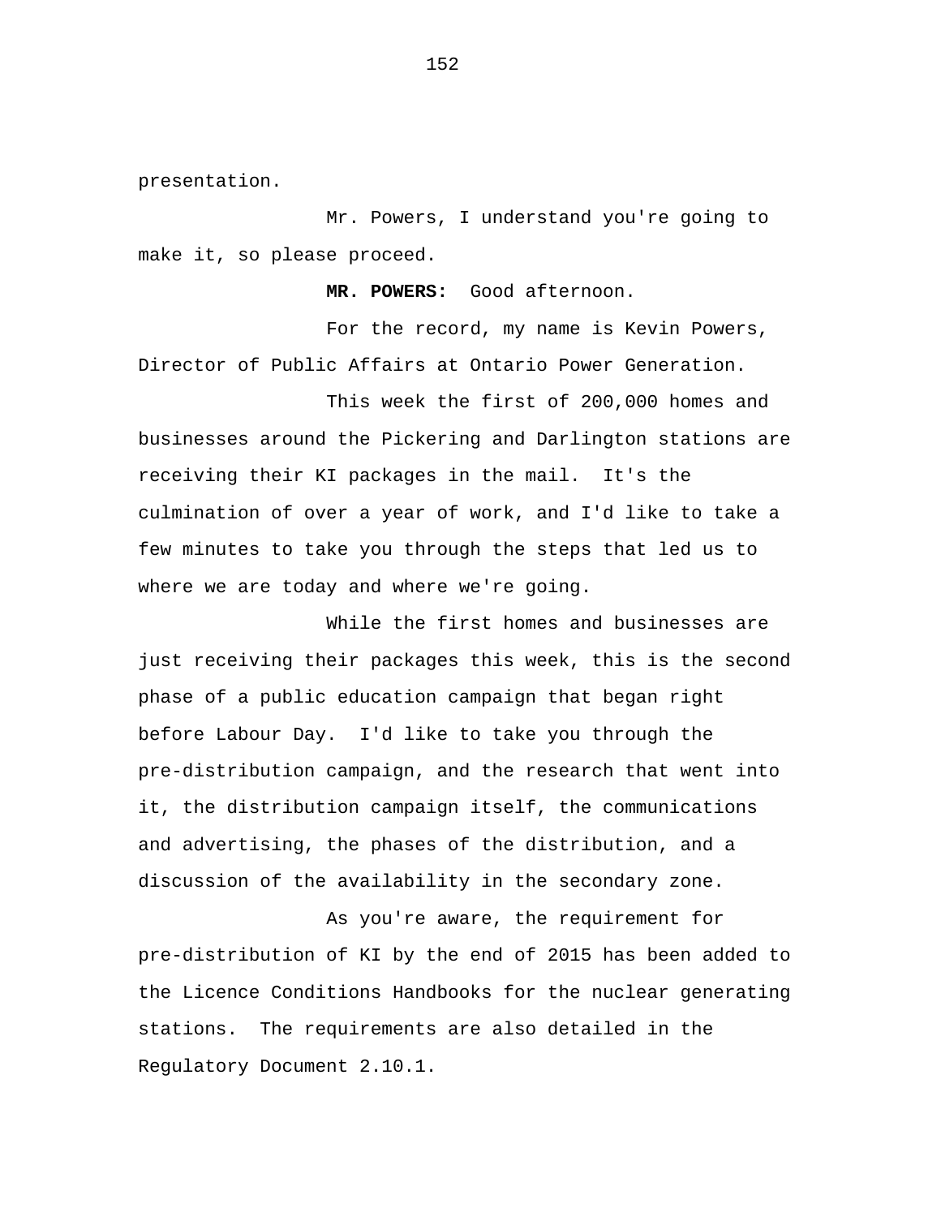presentation.

Mr. Powers, I understand you're going to make it, so please proceed.

**MR. POWERS:** Good afternoon.

For the record, my name is Kevin Powers, Director of Public Affairs at Ontario Power Generation.

This week the first of 200,000 homes and businesses around the Pickering and Darlington stations are receiving their KI packages in the mail. It's the culmination of over a year of work, and I'd like to take a few minutes to take you through the steps that led us to where we are today and where we're going.

While the first homes and businesses are just receiving their packages this week, this is the second phase of a public education campaign that began right before Labour Day. I'd like to take you through the pre-distribution campaign, and the research that went into it, the distribution campaign itself, the communications and advertising, the phases of the distribution, and a discussion of the availability in the secondary zone.

As you're aware, the requirement for pre-distribution of KI by the end of 2015 has been added to the Licence Conditions Handbooks for the nuclear generating stations. The requirements are also detailed in the Regulatory Document 2.10.1.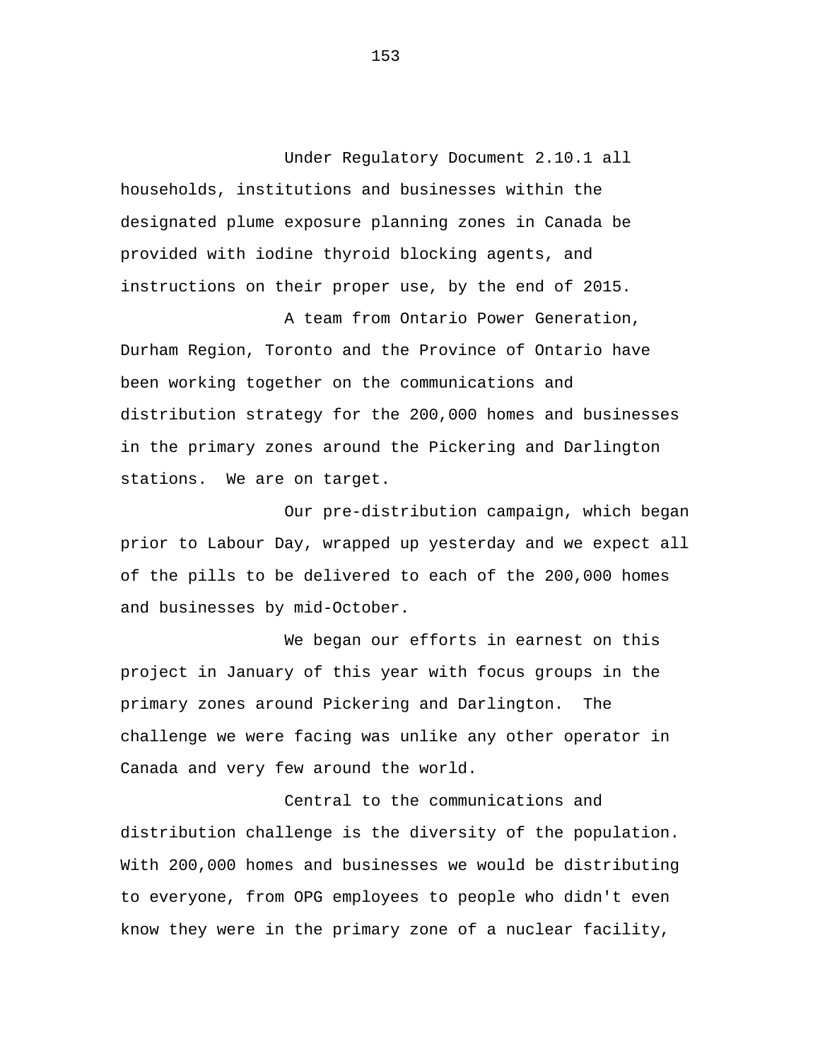Under Regulatory Document 2.10.1 all households, institutions and businesses within the designated plume exposure planning zones in Canada be provided with iodine thyroid blocking agents, and instructions on their proper use, by the end of 2015.

A team from Ontario Power Generation, Durham Region, Toronto and the Province of Ontario have been working together on the communications and distribution strategy for the 200,000 homes and businesses in the primary zones around the Pickering and Darlington stations. We are on target.

Our pre-distribution campaign, which began prior to Labour Day, wrapped up yesterday and we expect all of the pills to be delivered to each of the 200,000 homes and businesses by mid-October.

We began our efforts in earnest on this project in January of this year with focus groups in the primary zones around Pickering and Darlington. The challenge we were facing was unlike any other operator in Canada and very few around the world.

Central to the communications and distribution challenge is the diversity of the population. With 200,000 homes and businesses we would be distributing to everyone, from OPG employees to people who didn't even know they were in the primary zone of a nuclear facility,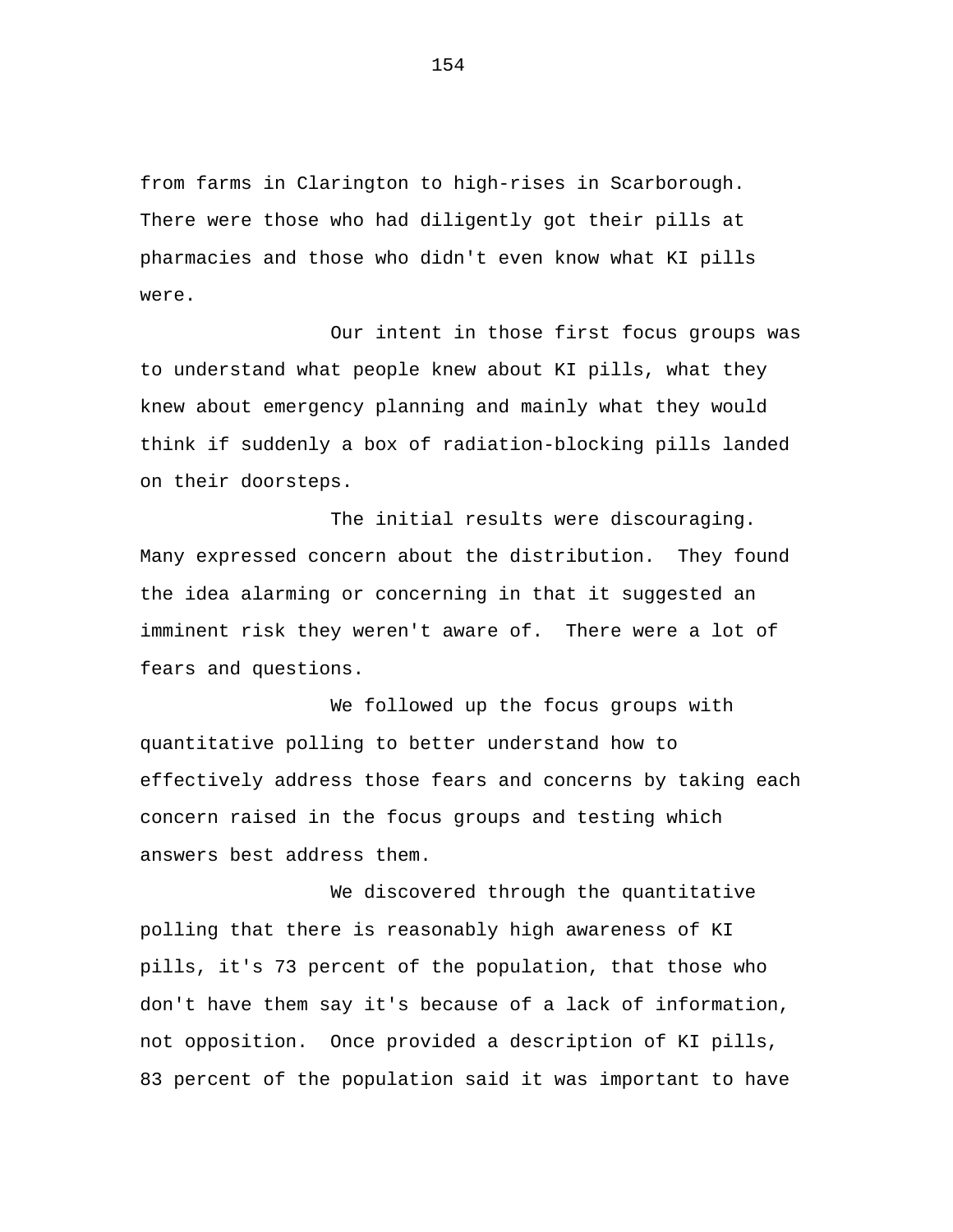from farms in Clarington to high-rises in Scarborough. There were those who had diligently got their pills at pharmacies and those who didn't even know what KI pills were.

Our intent in those first focus groups was to understand what people knew about KI pills, what they knew about emergency planning and mainly what they would think if suddenly a box of radiation-blocking pills landed on their doorsteps.

The initial results were discouraging. Many expressed concern about the distribution. They found the idea alarming or concerning in that it suggested an imminent risk they weren't aware of. There were a lot of fears and questions.

We followed up the focus groups with quantitative polling to better understand how to effectively address those fears and concerns by taking each concern raised in the focus groups and testing which answers best address them.

We discovered through the quantitative polling that there is reasonably high awareness of KI pills, it's 73 percent of the population, that those who don't have them say it's because of a lack of information, not opposition. Once provided a description of KI pills, 83 percent of the population said it was important to have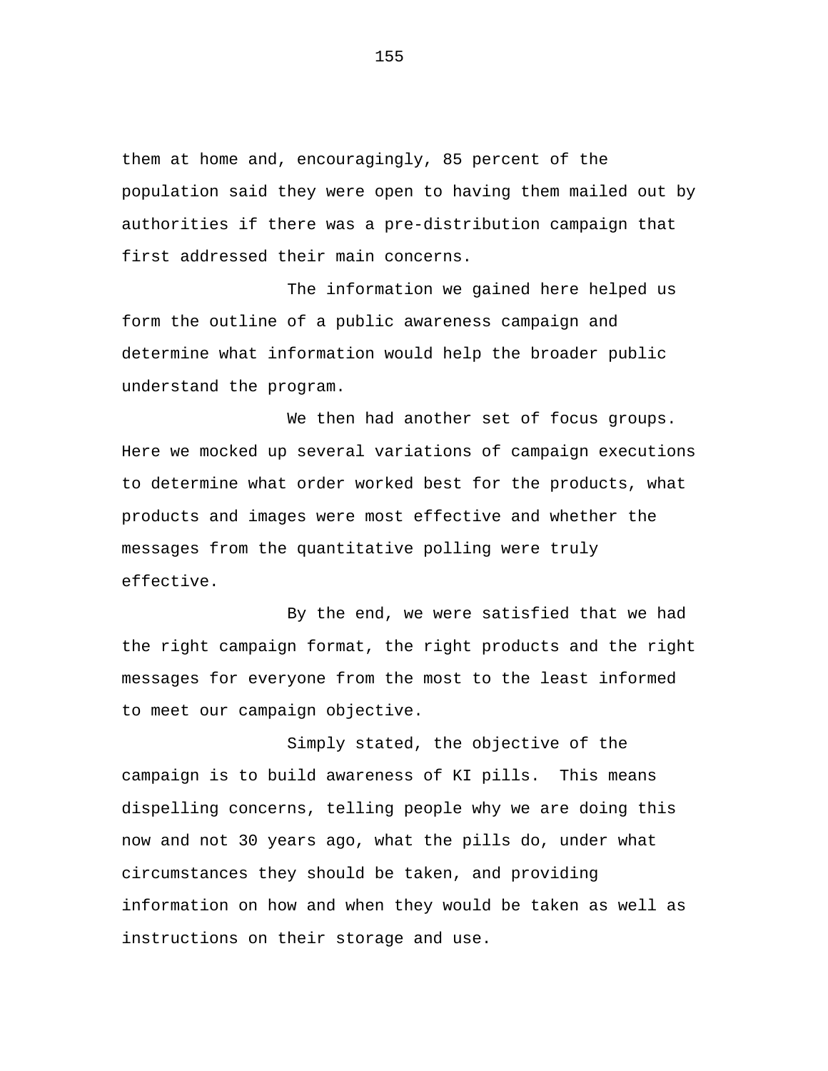them at home and, encouragingly, 85 percent of the population said they were open to having them mailed out by authorities if there was a pre-distribution campaign that first addressed their main concerns.

The information we gained here helped us form the outline of a public awareness campaign and determine what information would help the broader public understand the program.

We then had another set of focus groups. Here we mocked up several variations of campaign executions to determine what order worked best for the products, what products and images were most effective and whether the messages from the quantitative polling were truly effective.

By the end, we were satisfied that we had the right campaign format, the right products and the right messages for everyone from the most to the least informed to meet our campaign objective.

Simply stated, the objective of the campaign is to build awareness of KI pills. This means dispelling concerns, telling people why we are doing this now and not 30 years ago, what the pills do, under what circumstances they should be taken, and providing information on how and when they would be taken as well as instructions on their storage and use.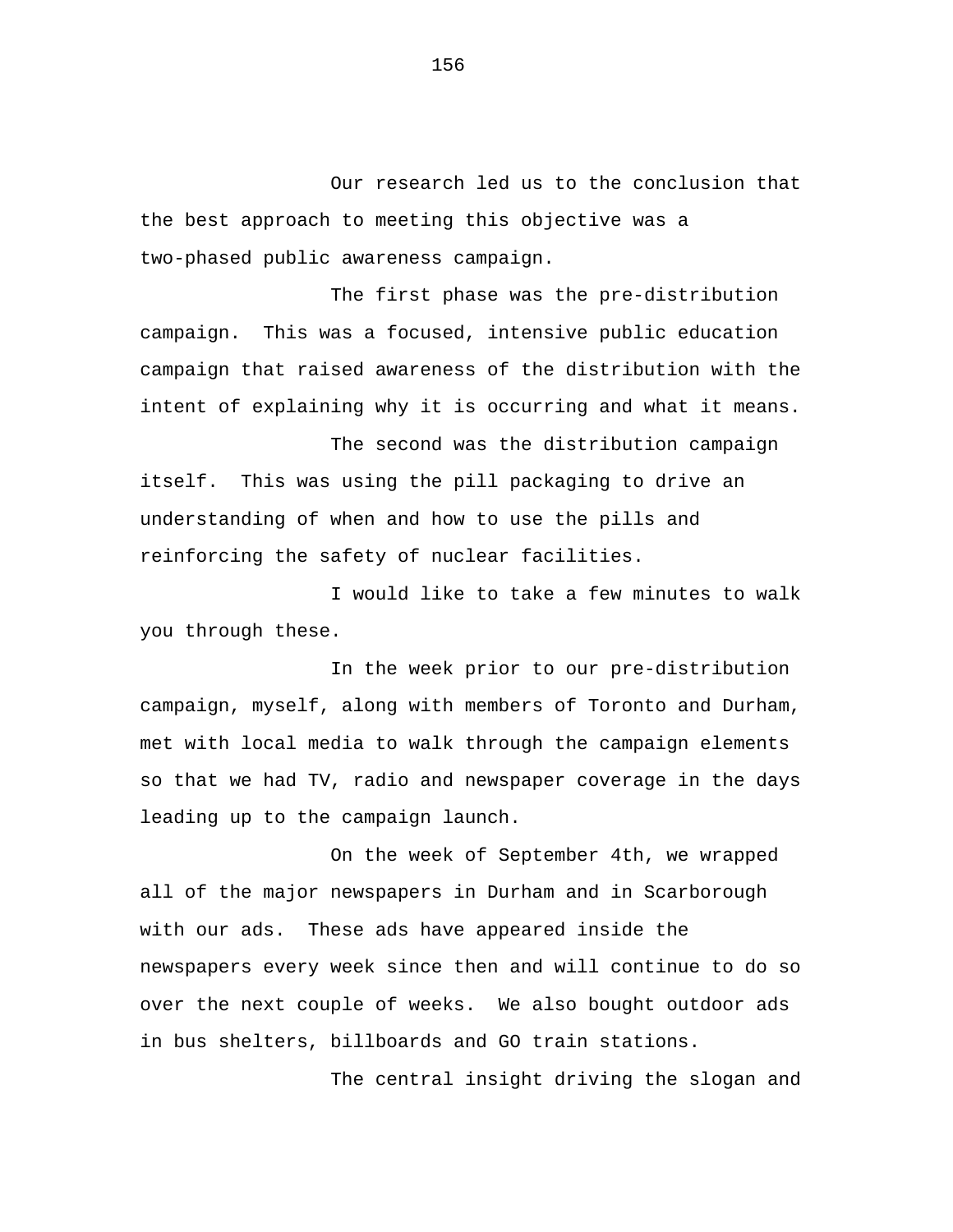Our research led us to the conclusion that the best approach to meeting this objective was a two-phased public awareness campaign.

The first phase was the pre-distribution campaign. This was a focused, intensive public education campaign that raised awareness of the distribution with the intent of explaining why it is occurring and what it means.

The second was the distribution campaign itself. This was using the pill packaging to drive an understanding of when and how to use the pills and reinforcing the safety of nuclear facilities.

I would like to take a few minutes to walk you through these.

In the week prior to our pre-distribution campaign, myself, along with members of Toronto and Durham, met with local media to walk through the campaign elements so that we had TV, radio and newspaper coverage in the days leading up to the campaign launch.

On the week of September 4th, we wrapped all of the major newspapers in Durham and in Scarborough with our ads. These ads have appeared inside the newspapers every week since then and will continue to do so over the next couple of weeks. We also bought outdoor ads in bus shelters, billboards and GO train stations.

The central insight driving the slogan and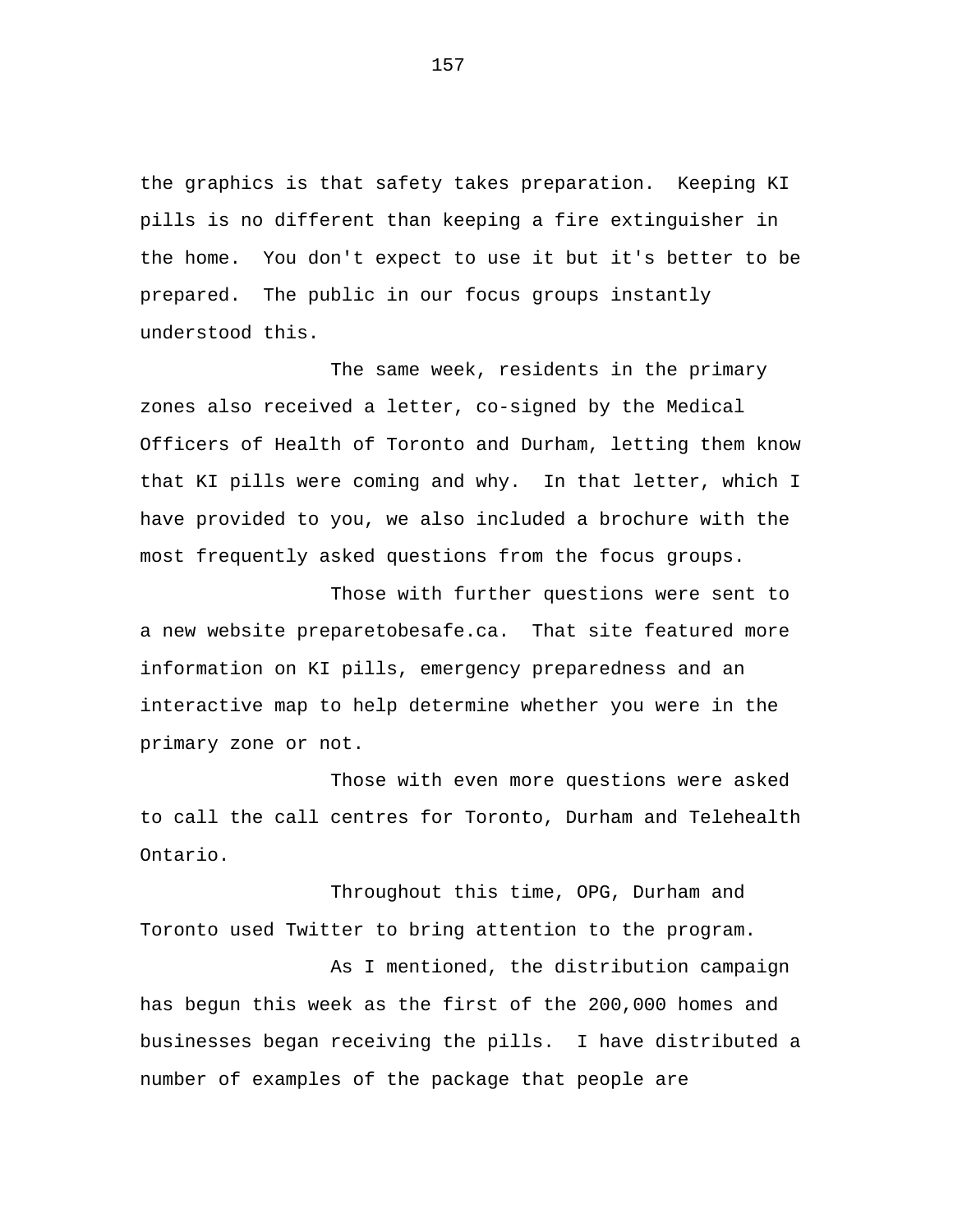the graphics is that safety takes preparation. Keeping KI pills is no different than keeping a fire extinguisher in the home. You don't expect to use it but it's better to be prepared. The public in our focus groups instantly understood this.

The same week, residents in the primary zones also received a letter, co-signed by the Medical Officers of Health of Toronto and Durham, letting them know that KI pills were coming and why. In that letter, which I have provided to you, we also included a brochure with the most frequently asked questions from the focus groups.

Those with further questions were sent to a new website preparetobesafe.ca. That site featured more information on KI pills, emergency preparedness and an interactive map to help determine whether you were in the primary zone or not.

Those with even more questions were asked to call the call centres for Toronto, Durham and Telehealth Ontario.

Throughout this time, OPG, Durham and Toronto used Twitter to bring attention to the program.

As I mentioned, the distribution campaign has begun this week as the first of the 200,000 homes and businesses began receiving the pills. I have distributed a number of examples of the package that people are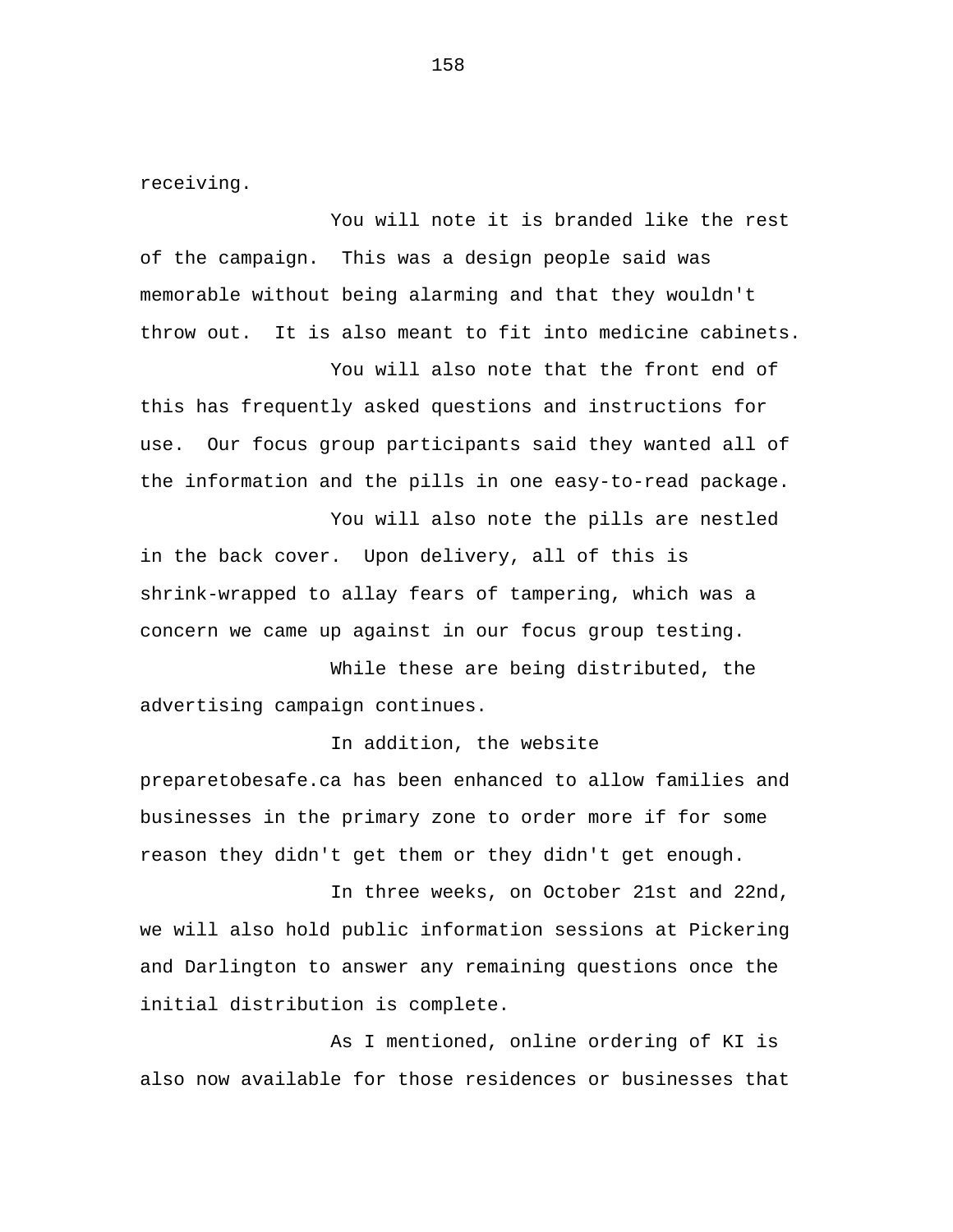receiving.

You will note it is branded like the rest of the campaign. This was a design people said was memorable without being alarming and that they wouldn't throw out. It is also meant to fit into medicine cabinets.

You will also note that the front end of this has frequently asked questions and instructions for use. Our focus group participants said they wanted all of the information and the pills in one easy-to-read package.

You will also note the pills are nestled in the back cover. Upon delivery, all of this is shrink-wrapped to allay fears of tampering, which was a concern we came up against in our focus group testing.

While these are being distributed, the advertising campaign continues.

In addition, the website preparetobesafe.ca has been enhanced to allow families and businesses in the primary zone to order more if for some reason they didn't get them or they didn't get enough.

In three weeks, on October 21st and 22nd, we will also hold public information sessions at Pickering and Darlington to answer any remaining questions once the initial distribution is complete.

As I mentioned, online ordering of KI is also now available for those residences or businesses that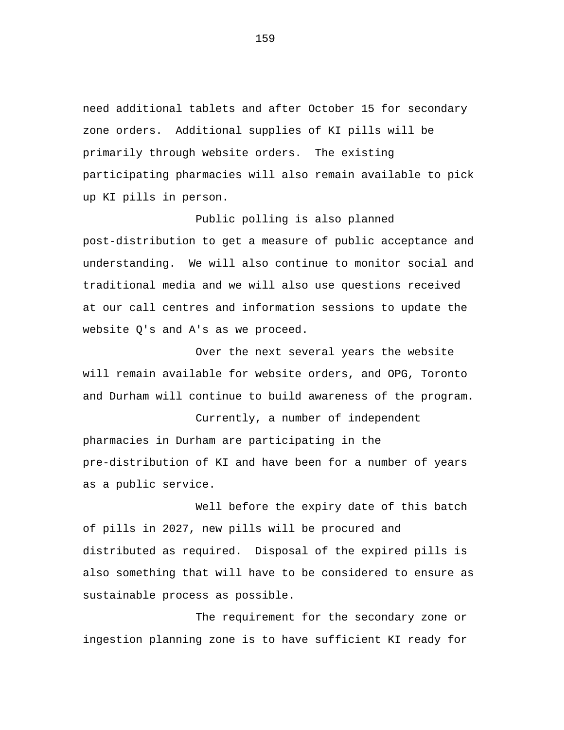need additional tablets and after October 15 for secondary zone orders.  Additional supplies of KI pills will be primarily through website orders.  The existing participating pharmacies will also remain available to pick up KI pills in person.

Public polling is also planned post-distribution to get a measure of public acceptance and understanding.  We will also continue to monitor social and traditional media and we will also use questions received at our call centres and information sessions to update the website Q's and A's as we proceed.

Over the next several years the website will remain available for website orders, and OPG, Toronto and Durham will continue to build awareness of the program.

Currently, a number of independent pharmacies in Durham are participating in the pre-distribution of KI and have been for a number of years as a public service.

Well before the expiry date of this batch of pills in 2027, new pills will be procured and distributed as required.  Disposal of the expired pills is also something that will have to be considered to ensure as sustainable process as possible.

The requirement for the secondary zone or ingestion planning zone is to have sufficient KI ready for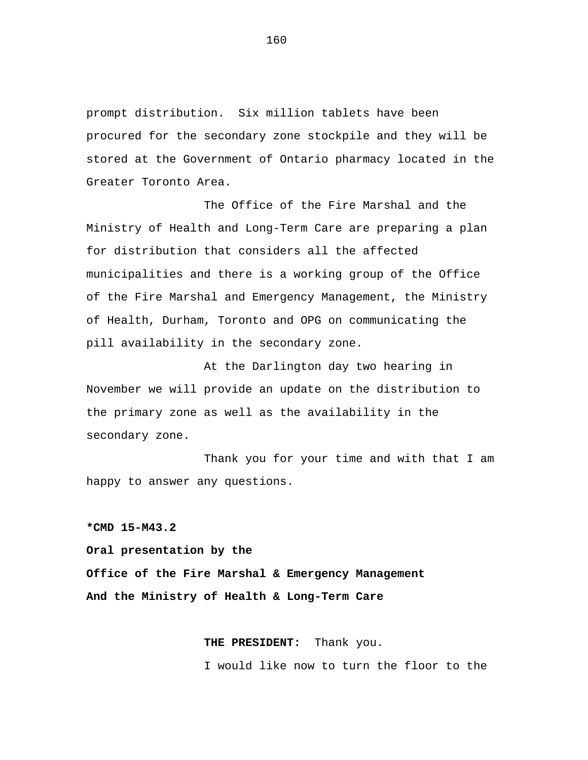prompt distribution. Six million tablets have been procured for the secondary zone stockpile and they will be stored at the Government of Ontario pharmacy located in the Greater Toronto Area.

The Office of the Fire Marshal and the Ministry of Health and Long-Term Care are preparing a plan for distribution that considers all the affected municipalities and there is a working group of the Office of the Fire Marshal and Emergency Management, the Ministry of Health, Durham, Toronto and OPG on communicating the pill availability in the secondary zone.

At the Darlington day two hearing in November we will provide an update on the distribution to the primary zone as well as the availability in the secondary zone.

Thank you for your time and with that I am happy to answer any questions.

**\*CMD 15-M43.2**

**Oral presentation by the**

**Office of the Fire Marshal & Emergency Management**

**And the Ministry of Health & Long-Term Care**

**THE PRESIDENT:** Thank you.

I would like now to turn the floor to the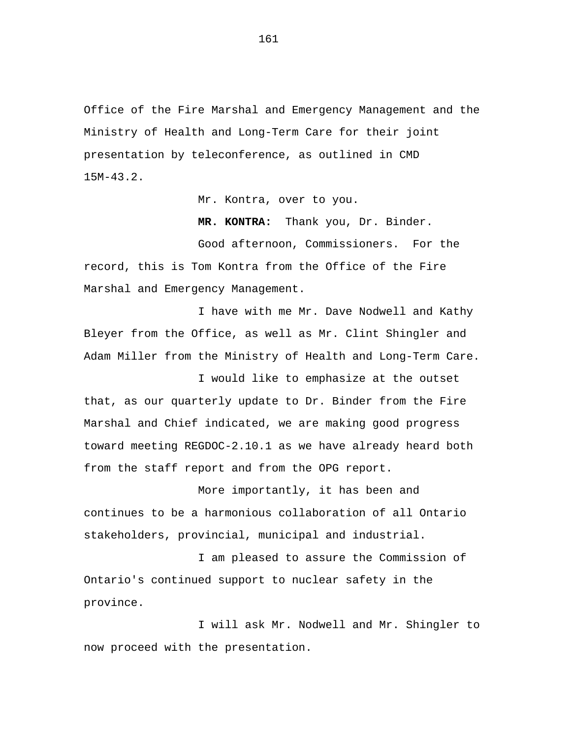Office of the Fire Marshal and Emergency Management and the Ministry of Health and Long-Term Care for their joint presentation by teleconference, as outlined in CMD 15M-43.2.

Mr. Kontra, over to you.

**MR. KONTRA:** Thank you, Dr. Binder.

Good afternoon, Commissioners. For the record, this is Tom Kontra from the Office of the Fire Marshal and Emergency Management.

I have with me Mr. Dave Nodwell and Kathy Bleyer from the Office, as well as Mr. Clint Shingler and Adam Miller from the Ministry of Health and Long-Term Care.

I would like to emphasize at the outset that, as our quarterly update to Dr. Binder from the Fire Marshal and Chief indicated, we are making good progress toward meeting REGDOC-2.10.1 as we have already heard both from the staff report and from the OPG report.

More importantly, it has been and continues to be a harmonious collaboration of all Ontario stakeholders, provincial, municipal and industrial.

I am pleased to assure the Commission of Ontario's continued support to nuclear safety in the province.

I will ask Mr. Nodwell and Mr. Shingler to now proceed with the presentation.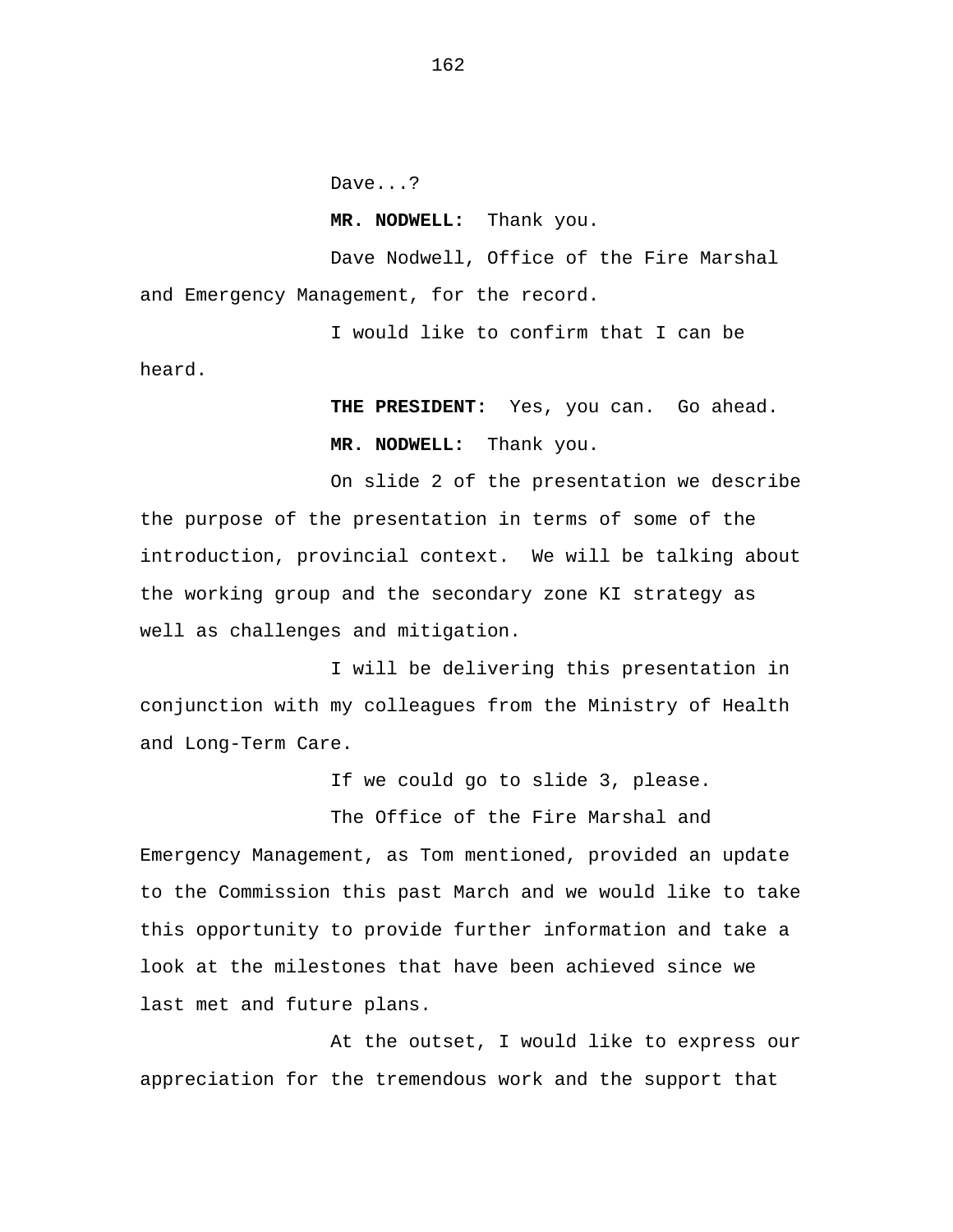Dave...?

**MR. NODWELL:** Thank you.

Dave Nodwell, Office of the Fire Marshal and Emergency Management, for the record.

I would like to confirm that I can be heard.

**THE PRESIDENT:** Yes, you can. Go ahead.

**MR. NODWELL:** Thank you.

On slide 2 of the presentation we describe the purpose of the presentation in terms of some of the introduction, provincial context. We will be talking about the working group and the secondary zone KI strategy as well as challenges and mitigation.

I will be delivering this presentation in conjunction with my colleagues from the Ministry of Health and Long-Term Care.

If we could go to slide 3, please.

The Office of the Fire Marshal and Emergency Management, as Tom mentioned, provided an update to the Commission this past March and we would like to take this opportunity to provide further information and take a look at the milestones that have been achieved since we last met and future plans.

At the outset, I would like to express our appreciation for the tremendous work and the support that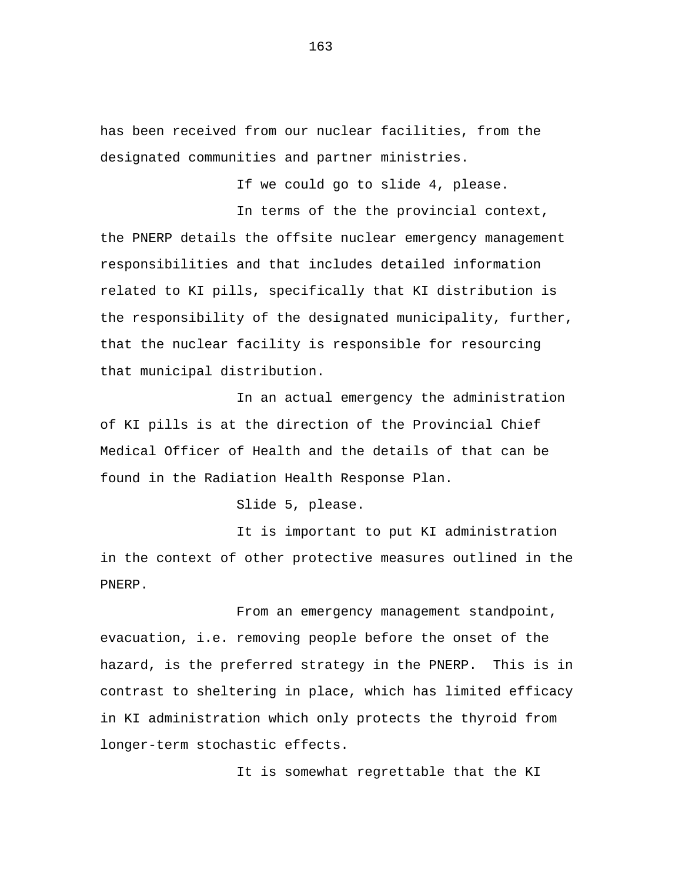has been received from our nuclear facilities, from the designated communities and partner ministries.

If we could go to slide 4, please.

In terms of the the provincial context, the PNERP details the offsite nuclear emergency management responsibilities and that includes detailed information related to KI pills, specifically that KI distribution is the responsibility of the designated municipality, further, that the nuclear facility is responsible for resourcing that municipal distribution.

In an actual emergency the administration of KI pills is at the direction of the Provincial Chief Medical Officer of Health and the details of that can be found in the Radiation Health Response Plan.

Slide 5, please.

It is important to put KI administration in the context of other protective measures outlined in the PNERP.

From an emergency management standpoint, evacuation, i.e. removing people before the onset of the hazard, is the preferred strategy in the PNERP. This is in contrast to sheltering in place, which has limited efficacy in KI administration which only protects the thyroid from longer-term stochastic effects.

It is somewhat regrettable that the KI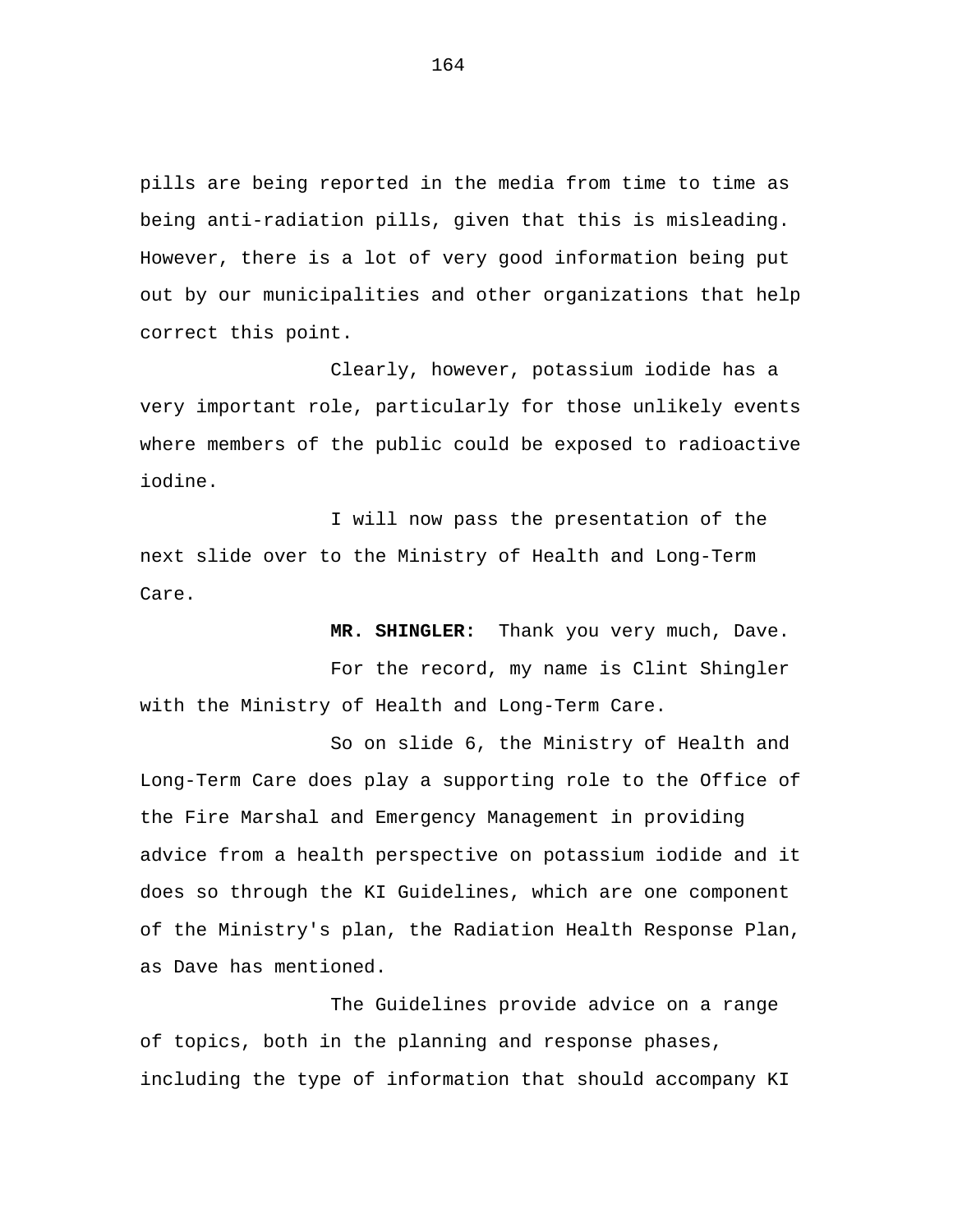pills are being reported in the media from time to time as being anti-radiation pills, given that this is misleading. However, there is a lot of very good information being put out by our municipalities and other organizations that help correct this point.

Clearly, however, potassium iodide has a very important role, particularly for those unlikely events where members of the public could be exposed to radioactive iodine.

I will now pass the presentation of the next slide over to the Ministry of Health and Long-Term Care.

**MR. SHINGLER:** Thank you very much, Dave.

For the record, my name is Clint Shingler with the Ministry of Health and Long-Term Care.

So on slide 6, the Ministry of Health and Long-Term Care does play a supporting role to the Office of the Fire Marshal and Emergency Management in providing advice from a health perspective on potassium iodide and it does so through the KI Guidelines, which are one component of the Ministry's plan, the Radiation Health Response Plan, as Dave has mentioned.

The Guidelines provide advice on a range of topics, both in the planning and response phases, including the type of information that should accompany KI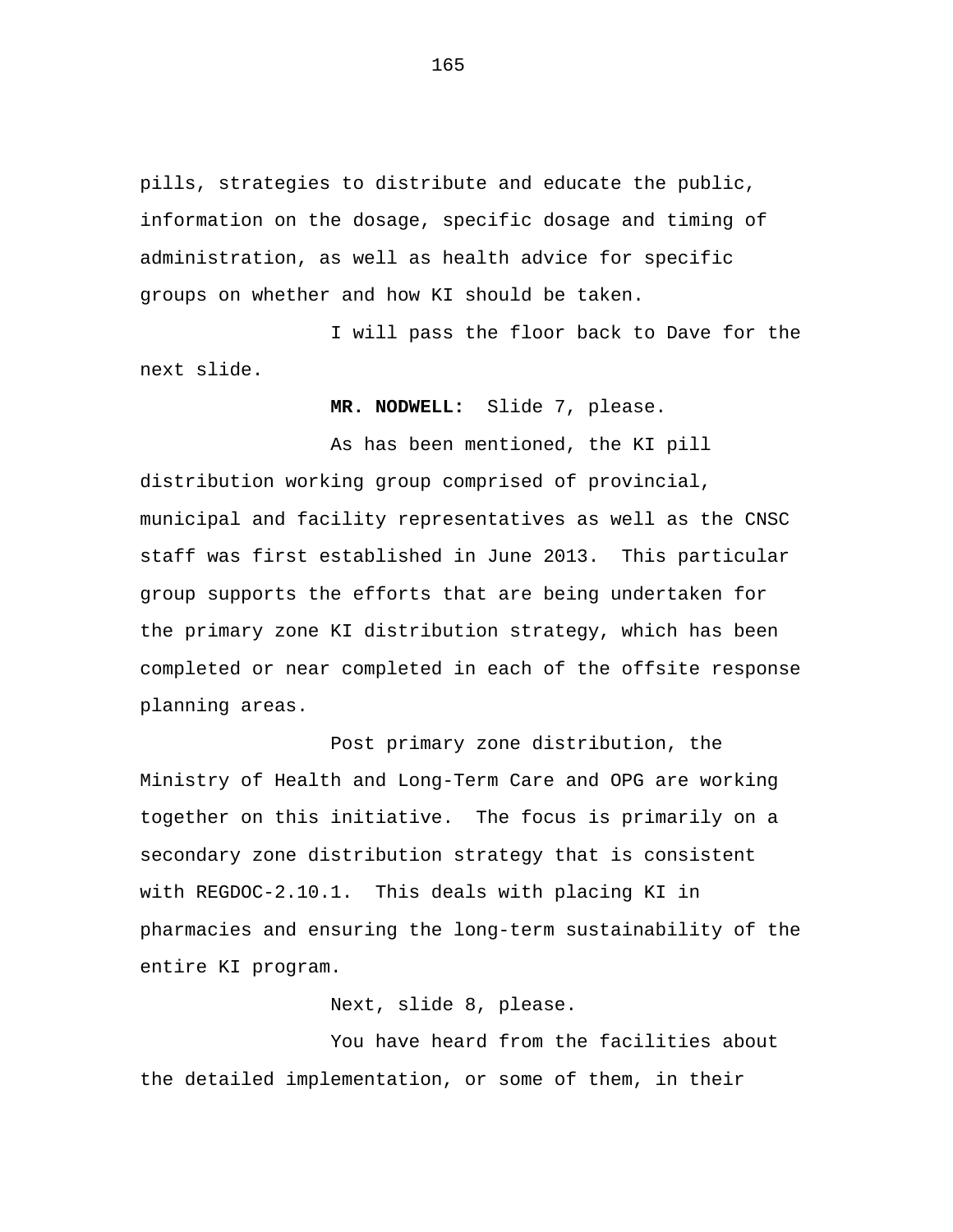pills, strategies to distribute and educate the public, information on the dosage, specific dosage and timing of administration, as well as health advice for specific groups on whether and how KI should be taken.

I will pass the floor back to Dave for the next slide.

**MR. NODWELL:** Slide 7, please.

As has been mentioned, the KI pill distribution working group comprised of provincial, municipal and facility representatives as well as the CNSC staff was first established in June 2013. This particular group supports the efforts that are being undertaken for the primary zone KI distribution strategy, which has been completed or near completed in each of the offsite response planning areas.

Post primary zone distribution, the Ministry of Health and Long-Term Care and OPG are working together on this initiative. The focus is primarily on a secondary zone distribution strategy that is consistent with REGDOC-2.10.1. This deals with placing KI in pharmacies and ensuring the long-term sustainability of the entire KI program.

Next, slide 8, please.

You have heard from the facilities about the detailed implementation, or some of them, in their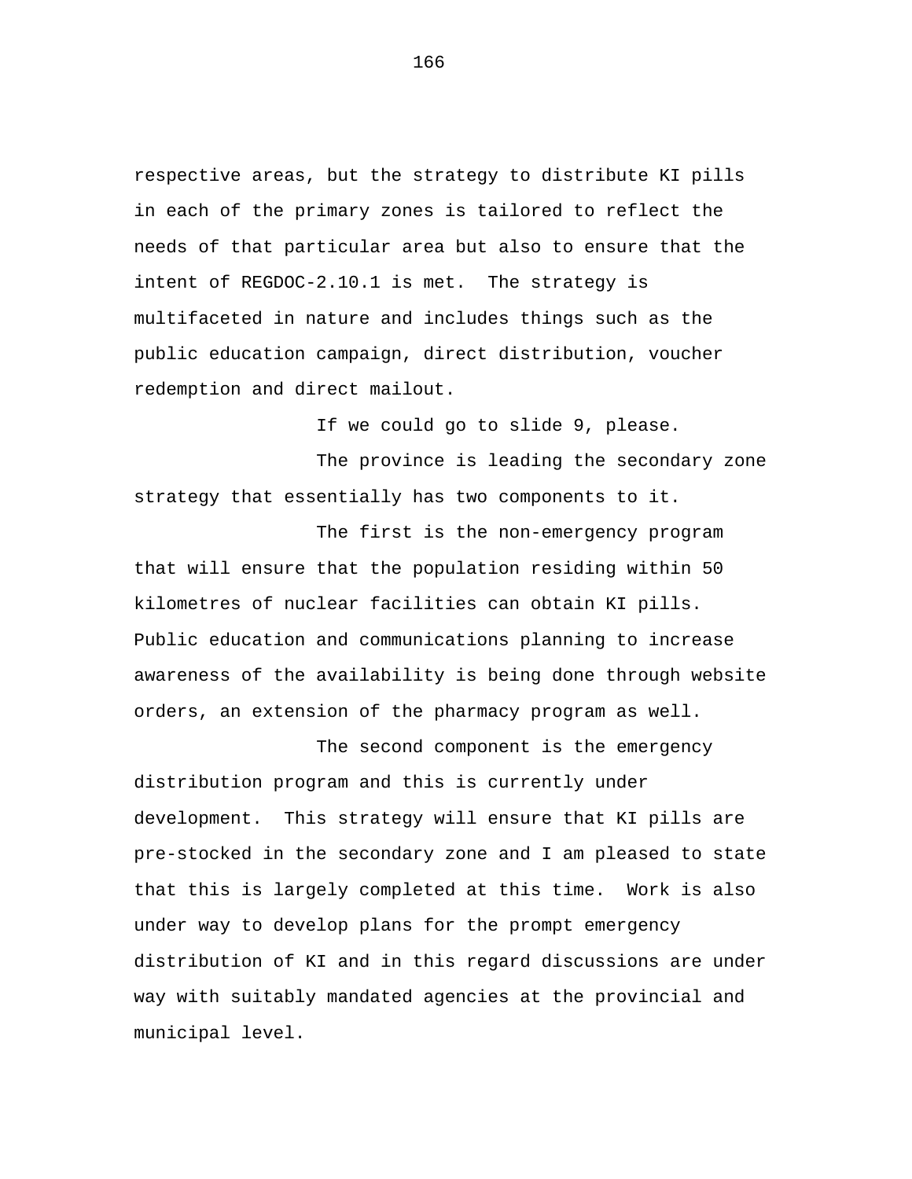respective areas, but the strategy to distribute KI pills in each of the primary zones is tailored to reflect the needs of that particular area but also to ensure that the intent of REGDOC-2.10.1 is met. The strategy is multifaceted in nature and includes things such as the public education campaign, direct distribution, voucher redemption and direct mailout.

If we could go to slide 9, please.

The province is leading the secondary zone strategy that essentially has two components to it.

The first is the non-emergency program that will ensure that the population residing within 50 kilometres of nuclear facilities can obtain KI pills. Public education and communications planning to increase awareness of the availability is being done through website orders, an extension of the pharmacy program as well.

The second component is the emergency distribution program and this is currently under development. This strategy will ensure that KI pills are pre-stocked in the secondary zone and I am pleased to state that this is largely completed at this time. Work is also under way to develop plans for the prompt emergency distribution of KI and in this regard discussions are under way with suitably mandated agencies at the provincial and municipal level.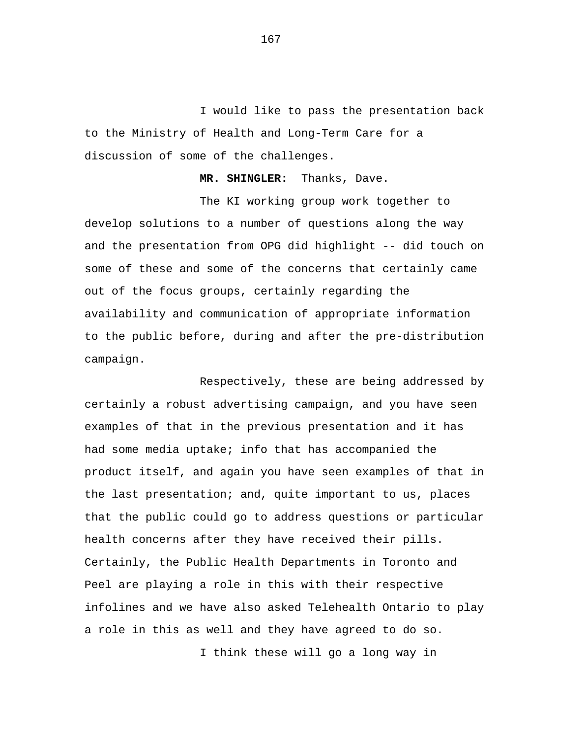I would like to pass the presentation back to the Ministry of Health and Long-Term Care for a discussion of some of the challenges.

**MR. SHINGLER:** Thanks, Dave.

The KI working group work together to develop solutions to a number of questions along the way and the presentation from OPG did highlight -- did touch on some of these and some of the concerns that certainly came out of the focus groups, certainly regarding the availability and communication of appropriate information to the public before, during and after the pre-distribution campaign.

Respectively, these are being addressed by certainly a robust advertising campaign, and you have seen examples of that in the previous presentation and it has had some media uptake; info that has accompanied the product itself, and again you have seen examples of that in the last presentation; and, quite important to us, places that the public could go to address questions or particular health concerns after they have received their pills. Certainly, the Public Health Departments in Toronto and Peel are playing a role in this with their respective infolines and we have also asked Telehealth Ontario to play a role in this as well and they have agreed to do so.

I think these will go a long way in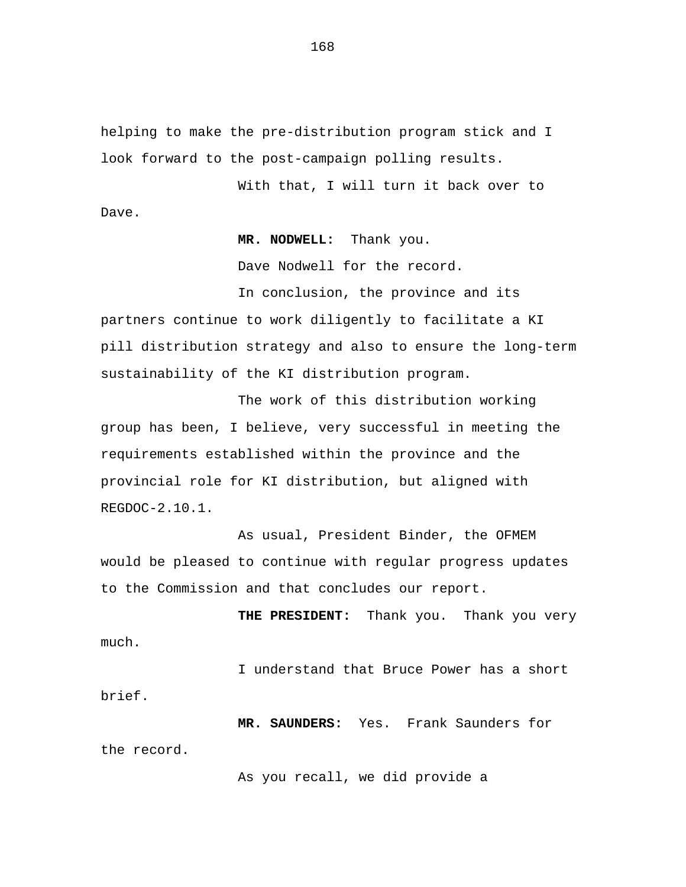helping to make the pre-distribution program stick and I look forward to the post-campaign polling results.

With that, I will turn it back over to Dave.

**MR. NODWELL:** Thank you.

Dave Nodwell for the record.

In conclusion, the province and its partners continue to work diligently to facilitate a KI pill distribution strategy and also to ensure the long-term sustainability of the KI distribution program.

The work of this distribution working group has been, I believe, very successful in meeting the requirements established within the province and the provincial role for KI distribution, but aligned with REGDOC-2.10.1.

As usual, President Binder, the OFMEM would be pleased to continue with regular progress updates to the Commission and that concludes our report.

**THE PRESIDENT:** Thank you. Thank you very much.

I understand that Bruce Power has a short brief.

**MR. SAUNDERS:** Yes. Frank Saunders for the record.

As you recall, we did provide a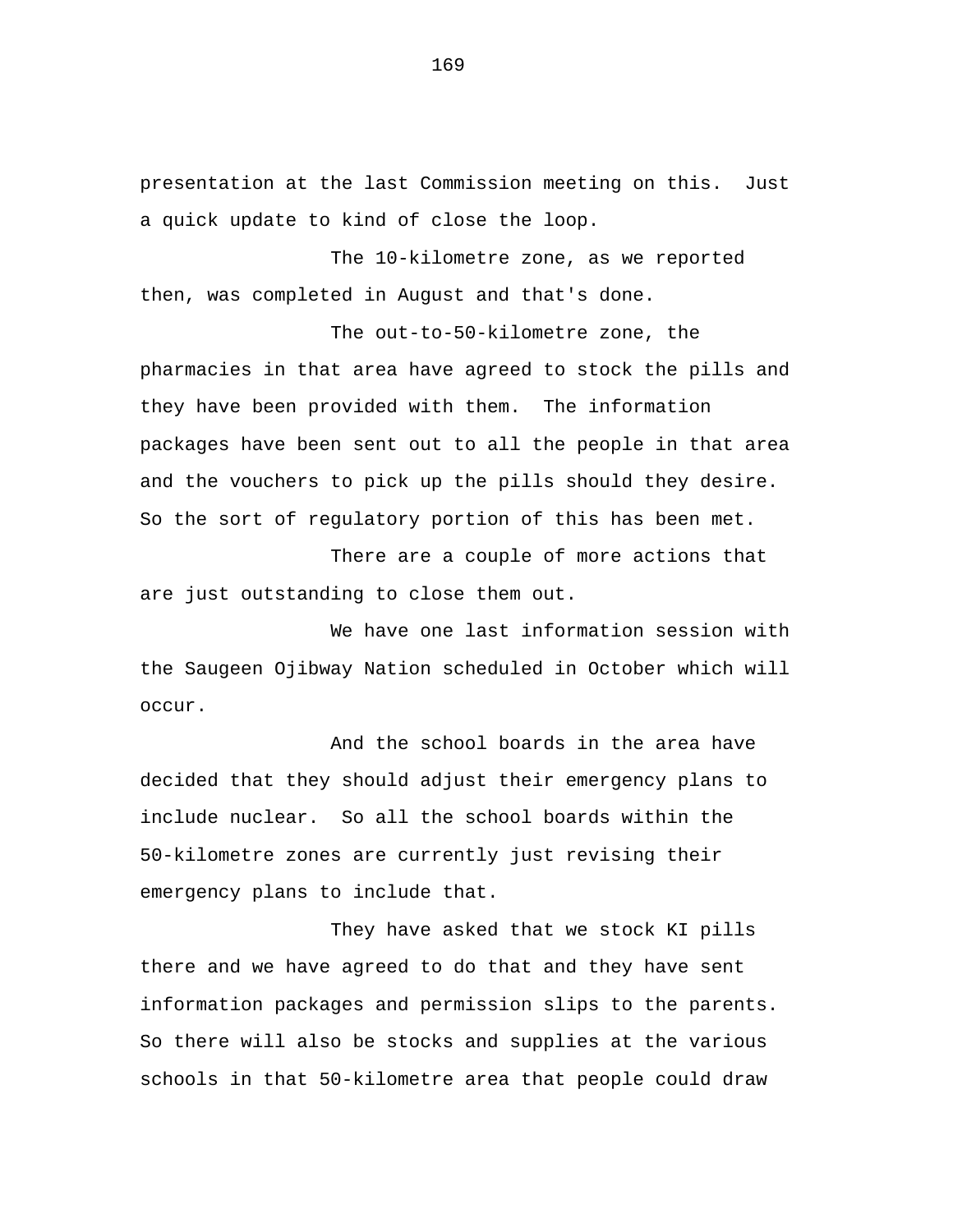presentation at the last Commission meeting on this. Just a quick update to kind of close the loop.

The 10-kilometre zone, as we reported then, was completed in August and that's done.

The out-to-50-kilometre zone, the pharmacies in that area have agreed to stock the pills and they have been provided with them. The information packages have been sent out to all the people in that area and the vouchers to pick up the pills should they desire. So the sort of regulatory portion of this has been met.

There are a couple of more actions that are just outstanding to close them out.

We have one last information session with the Saugeen Ojibway Nation scheduled in October which will occur.

And the school boards in the area have decided that they should adjust their emergency plans to include nuclear. So all the school boards within the 50-kilometre zones are currently just revising their emergency plans to include that.

They have asked that we stock KI pills there and we have agreed to do that and they have sent information packages and permission slips to the parents. So there will also be stocks and supplies at the various schools in that 50-kilometre area that people could draw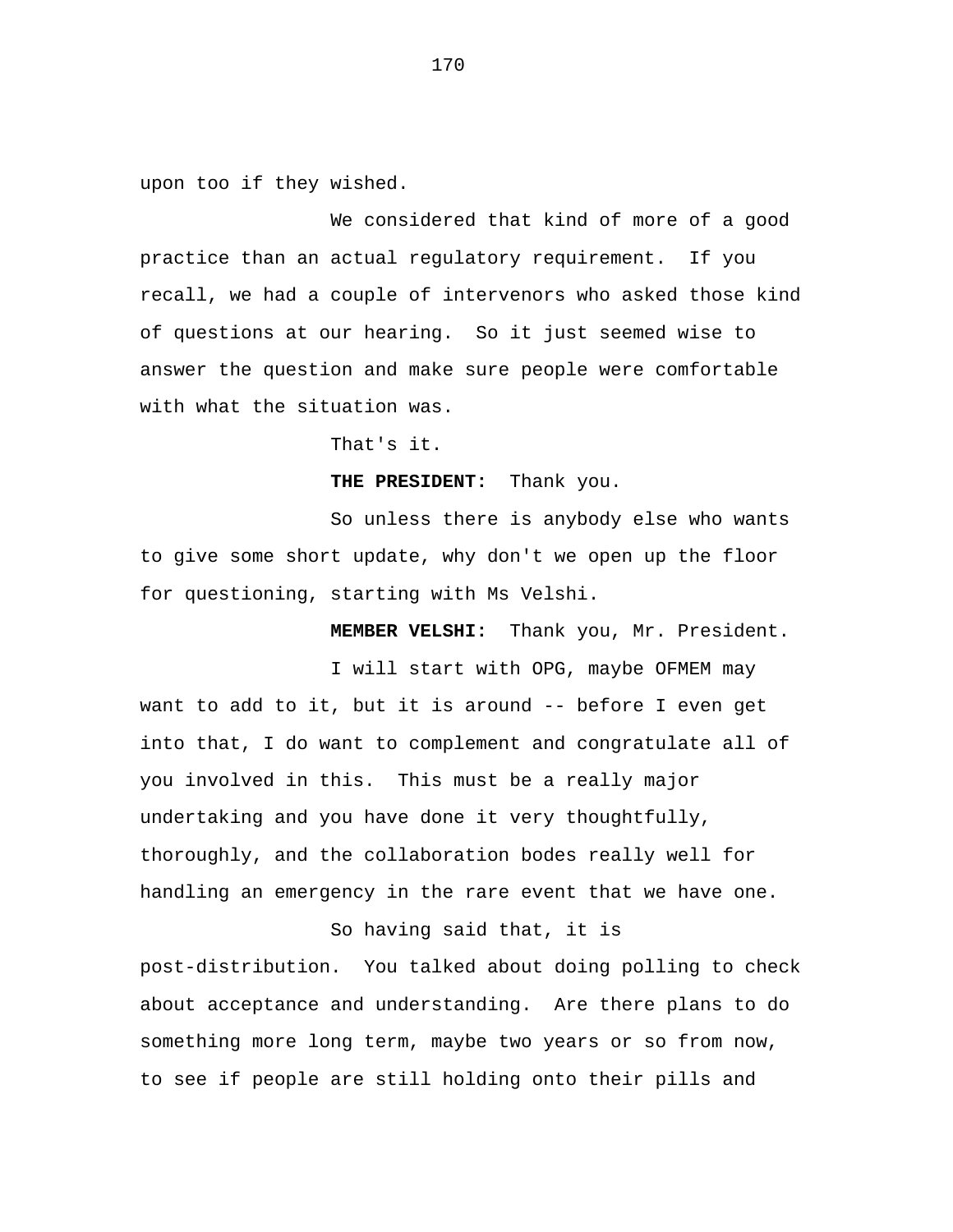upon too if they wished.

We considered that kind of more of a good practice than an actual regulatory requirement. If you recall, we had a couple of intervenors who asked those kind of questions at our hearing. So it just seemed wise to answer the question and make sure people were comfortable with what the situation was.

That's it.

**THE PRESIDENT:** Thank you.

So unless there is anybody else who wants to give some short update, why don't we open up the floor for questioning, starting with Ms Velshi.

**MEMBER VELSHI:** Thank you, Mr. President.

I will start with OPG, maybe OFMEM may want to add to it, but it is around -- before I even get into that, I do want to complement and congratulate all of you involved in this. This must be a really major undertaking and you have done it very thoughtfully, thoroughly, and the collaboration bodes really well for handling an emergency in the rare event that we have one.

So having said that, it is post-distribution. You talked about doing polling to check about acceptance and understanding. Are there plans to do something more long term, maybe two years or so from now, to see if people are still holding onto their pills and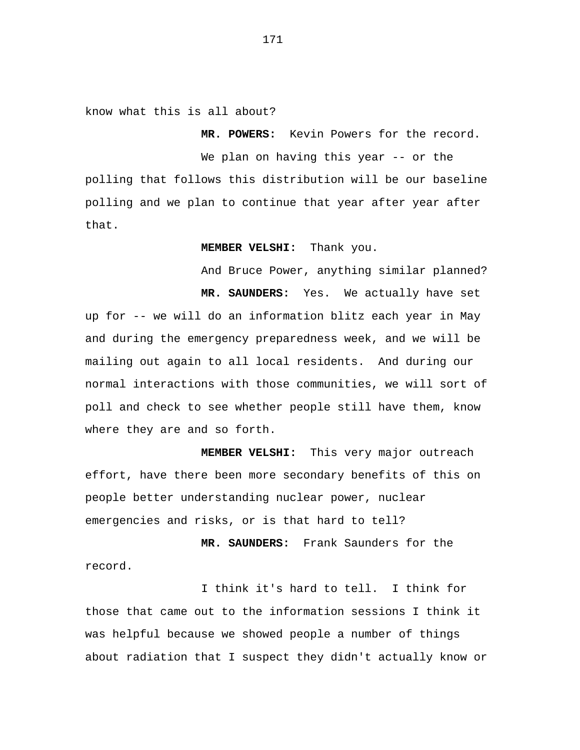know what this is all about?

**MR. POWERS:** Kevin Powers for the record.

We plan on having this year -- or the polling that follows this distribution will be our baseline polling and we plan to continue that year after year after that.

**MEMBER VELSHI:** Thank you.

And Bruce Power, anything similar planned?

**MR. SAUNDERS:** Yes. We actually have set up for -- we will do an information blitz each year in May and during the emergency preparedness week, and we will be mailing out again to all local residents. And during our normal interactions with those communities, we will sort of poll and check to see whether people still have them, know where they are and so forth.

**MEMBER VELSHI:** This very major outreach effort, have there been more secondary benefits of this on people better understanding nuclear power, nuclear emergencies and risks, or is that hard to tell?

**MR. SAUNDERS:** Frank Saunders for the record.

I think it's hard to tell. I think for those that came out to the information sessions I think it was helpful because we showed people a number of things about radiation that I suspect they didn't actually know or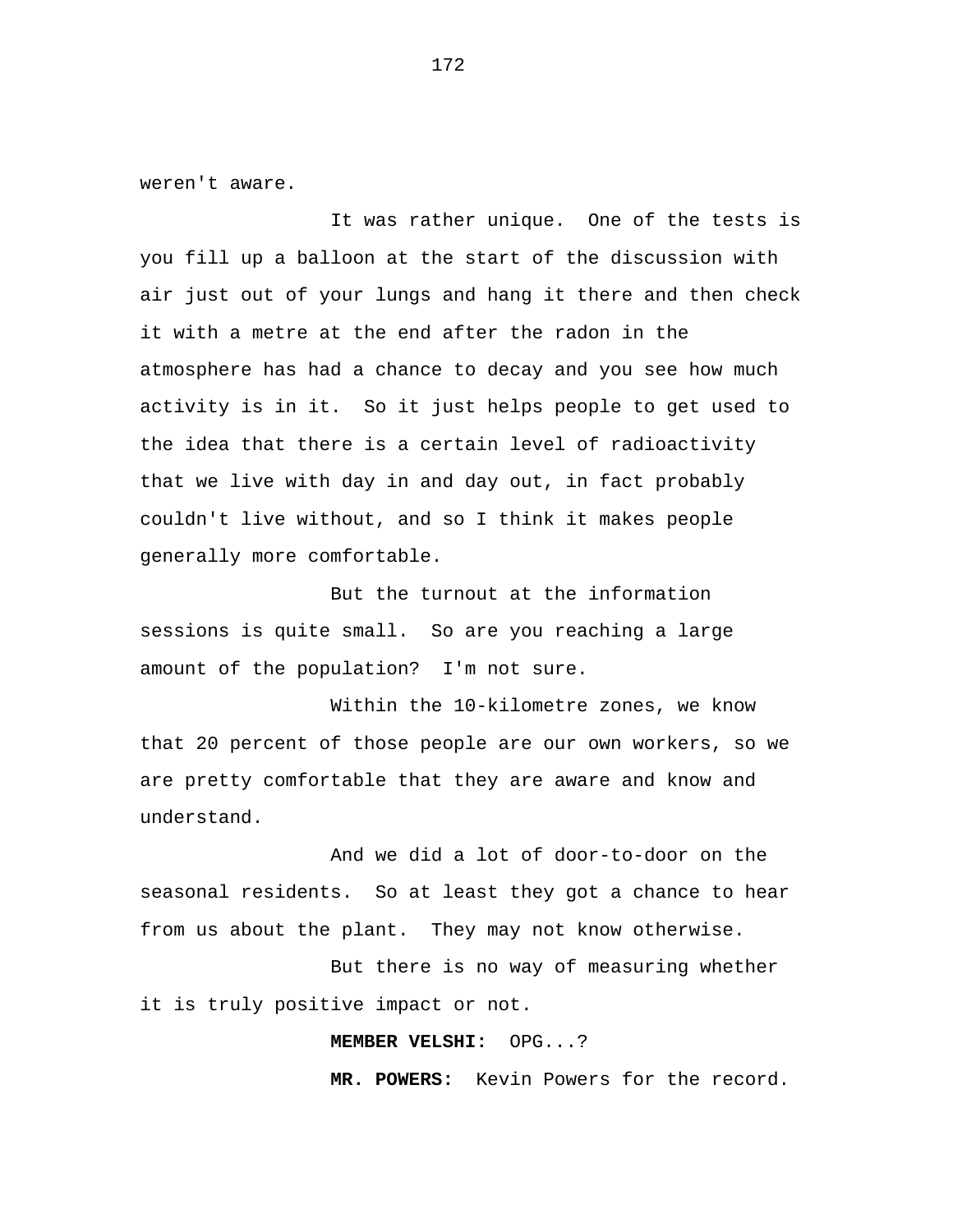weren't aware.

It was rather unique. One of the tests is you fill up a balloon at the start of the discussion with air just out of your lungs and hang it there and then check it with a metre at the end after the radon in the atmosphere has had a chance to decay and you see how much activity is in it. So it just helps people to get used to the idea that there is a certain level of radioactivity that we live with day in and day out, in fact probably couldn't live without, and so I think it makes people generally more comfortable.

But the turnout at the information sessions is quite small. So are you reaching a large amount of the population? I'm not sure.

Within the 10-kilometre zones, we know that 20 percent of those people are our own workers, so we are pretty comfortable that they are aware and know and understand.

And we did a lot of door-to-door on the seasonal residents. So at least they got a chance to hear from us about the plant. They may not know otherwise.

But there is no way of measuring whether it is truly positive impact or not.

**MEMBER VELSHI:** OPG...?

**MR. POWERS:** Kevin Powers for the record.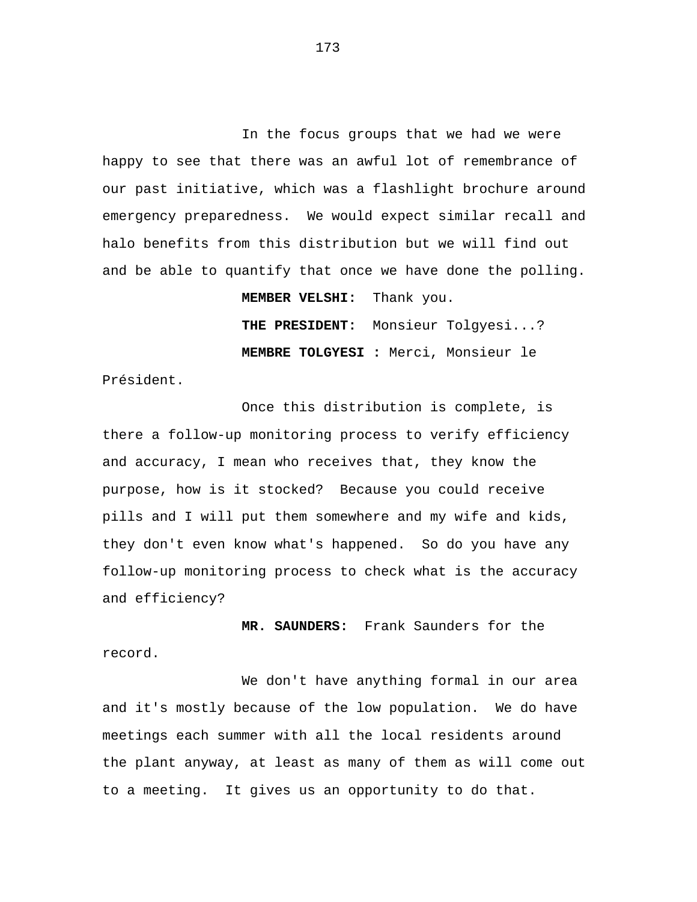In the focus groups that we had we were happy to see that there was an awful lot of remembrance of our past initiative, which was a flashlight brochure around emergency preparedness. We would expect similar recall and halo benefits from this distribution but we will find out and be able to quantify that once we have done the polling.

**MEMBER VELSHI:** Thank you.

**THE PRESIDENT:** Monsieur Tolgyesi...?

**MEMBRE TOLGYESI :** Merci, Monsieur le Président.

Once this distribution is complete, is there a follow-up monitoring process to verify efficiency and accuracy, I mean who receives that, they know the purpose, how is it stocked? Because you could receive pills and I will put them somewhere and my wife and kids, they don't even know what's happened. So do you have any follow-up monitoring process to check what is the accuracy and efficiency?

**MR. SAUNDERS:** Frank Saunders for the record.

We don't have anything formal in our area and it's mostly because of the low population. We do have meetings each summer with all the local residents around the plant anyway, at least as many of them as will come out to a meeting. It gives us an opportunity to do that.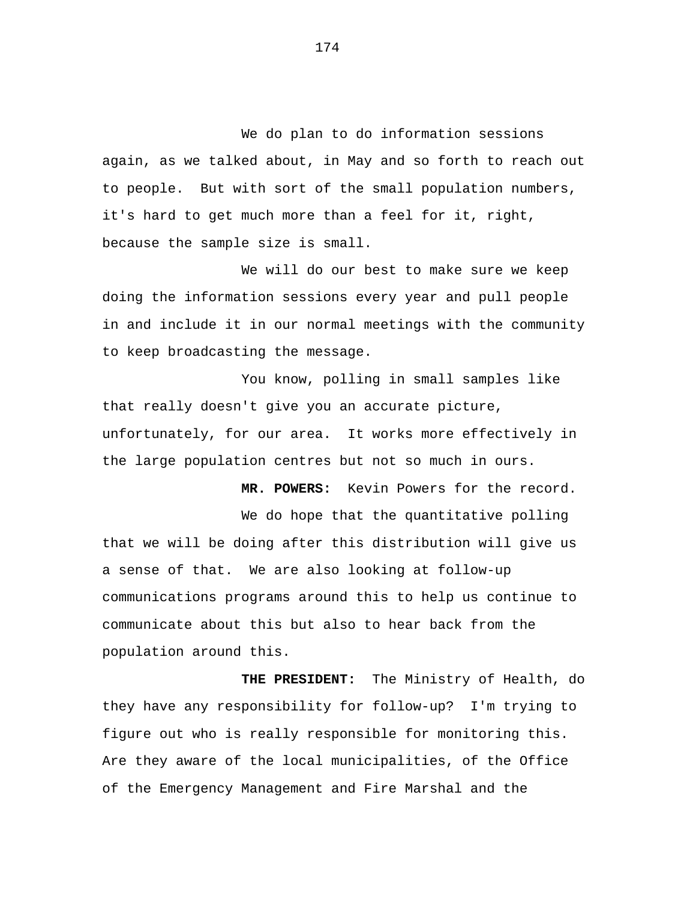We do plan to do information sessions again, as we talked about, in May and so forth to reach out to people. But with sort of the small population numbers, it's hard to get much more than a feel for it, right, because the sample size is small.

We will do our best to make sure we keep doing the information sessions every year and pull people in and include it in our normal meetings with the community to keep broadcasting the message.

You know, polling in small samples like that really doesn't give you an accurate picture, unfortunately, for our area. It works more effectively in the large population centres but not so much in ours.

**MR. POWERS:** Kevin Powers for the record.

We do hope that the quantitative polling that we will be doing after this distribution will give us a sense of that. We are also looking at follow-up communications programs around this to help us continue to communicate about this but also to hear back from the population around this.

**THE PRESIDENT:** The Ministry of Health, do they have any responsibility for follow-up? I'm trying to figure out who is really responsible for monitoring this. Are they aware of the local municipalities, of the Office of the Emergency Management and Fire Marshal and the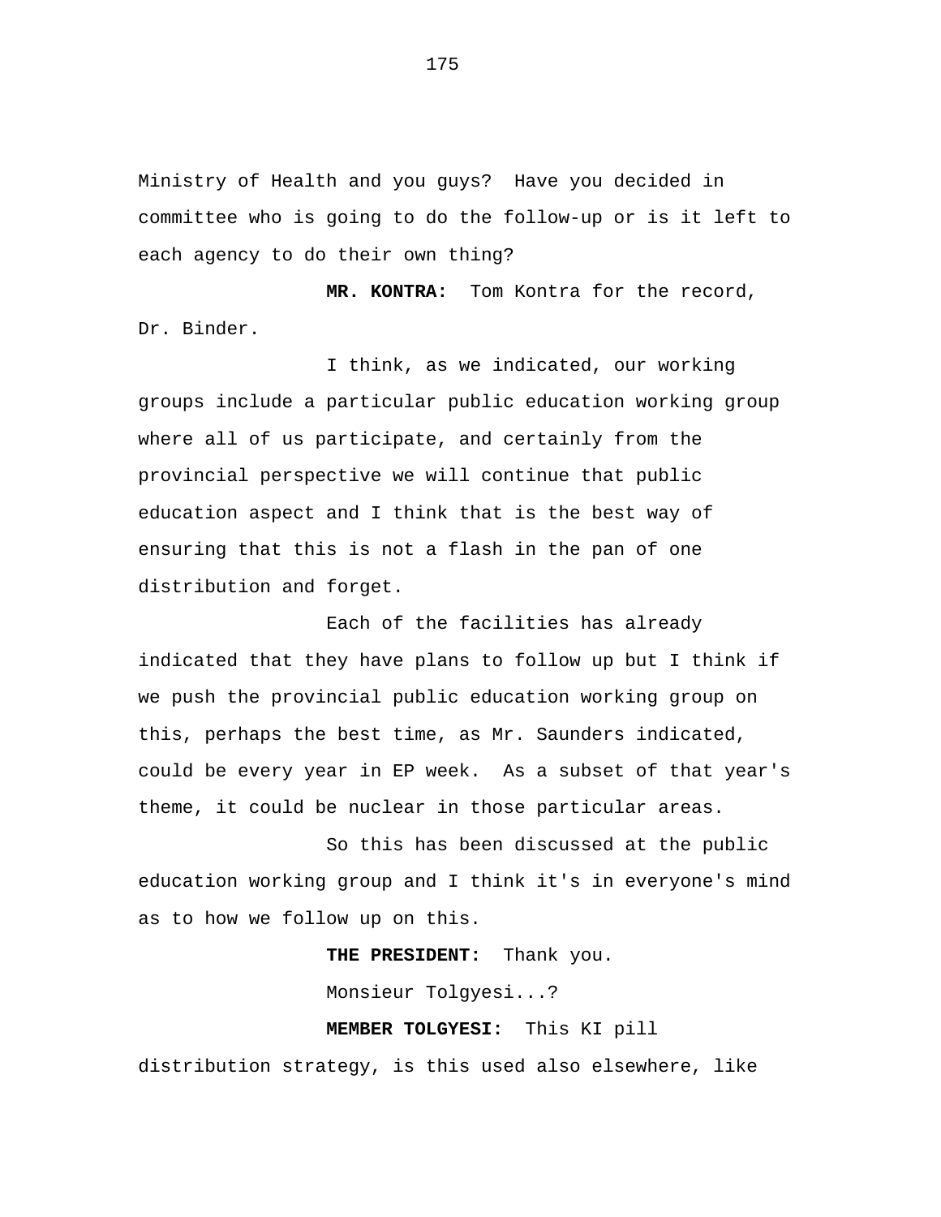Ministry of Health and you guys? Have you decided in committee who is going to do the follow-up or is it left to each agency to do their own thing?

**MR. KONTRA:** Tom Kontra for the record, Dr. Binder.

I think, as we indicated, our working groups include a particular public education working group where all of us participate, and certainly from the provincial perspective we will continue that public education aspect and I think that is the best way of ensuring that this is not a flash in the pan of one distribution and forget.

Each of the facilities has already indicated that they have plans to follow up but I think if we push the provincial public education working group on this, perhaps the best time, as Mr. Saunders indicated, could be every year in EP week. As a subset of that year's theme, it could be nuclear in those particular areas.

So this has been discussed at the public education working group and I think it's in everyone's mind as to how we follow up on this.

**THE PRESIDENT:** Thank you.

Monsieur Tolgyesi...?

**MEMBER TOLGYESI:** This KI pill distribution strategy, is this used also elsewhere, like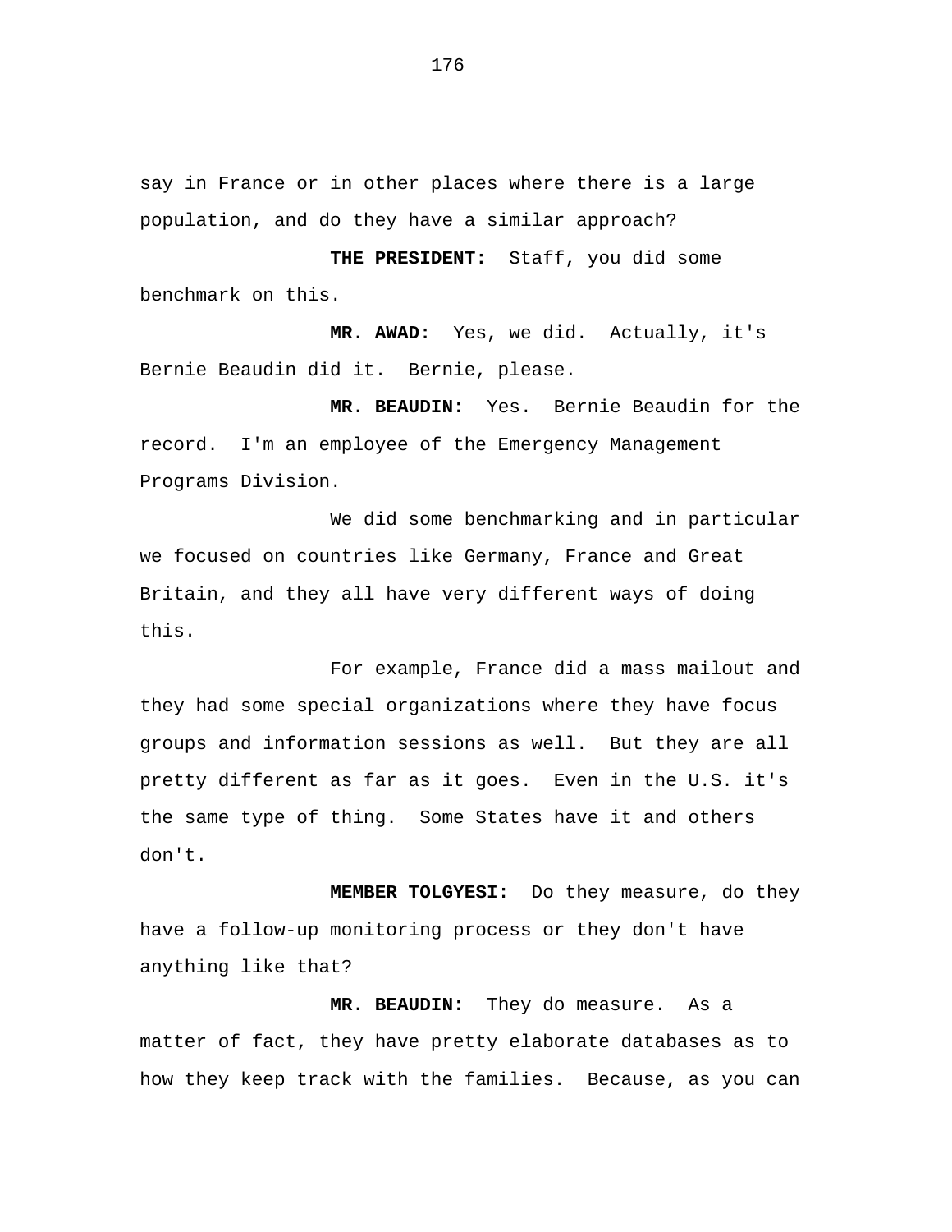say in France or in other places where there is a large population, and do they have a similar approach?

**THE PRESIDENT:** Staff, you did some benchmark on this.

**MR. AWAD:** Yes, we did. Actually, it's Bernie Beaudin did it. Bernie, please.

**MR. BEAUDIN:** Yes. Bernie Beaudin for the record. I'm an employee of the Emergency Management Programs Division.

We did some benchmarking and in particular we focused on countries like Germany, France and Great Britain, and they all have very different ways of doing this.

For example, France did a mass mailout and they had some special organizations where they have focus groups and information sessions as well. But they are all pretty different as far as it goes. Even in the U.S. it's the same type of thing. Some States have it and others don't.

**MEMBER TOLGYESI:** Do they measure, do they have a follow-up monitoring process or they don't have anything like that?

**MR. BEAUDIN:** They do measure. As a matter of fact, they have pretty elaborate databases as to how they keep track with the families. Because, as you can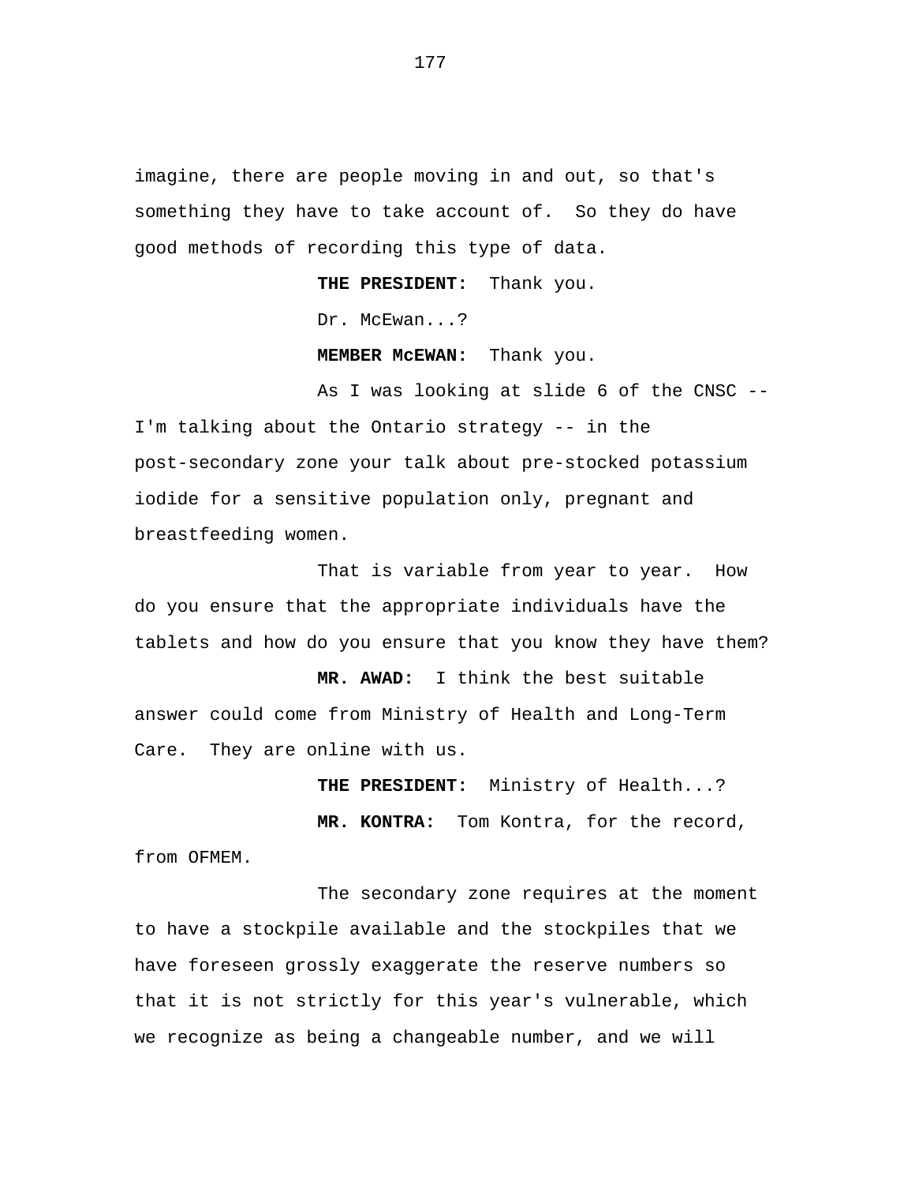imagine, there are people moving in and out, so that's something they have to take account of. So they do have good methods of recording this type of data.

**THE PRESIDENT:** Thank you.

Dr. McEwan...?

**MEMBER McEWAN:** Thank you.

As I was looking at slide 6 of the CNSC -- I'm talking about the Ontario strategy -- in the post-secondary zone your talk about pre-stocked potassium iodide for a sensitive population only, pregnant and breastfeeding women.

That is variable from year to year. How do you ensure that the appropriate individuals have the tablets and how do you ensure that you know they have them?

**MR. AWAD:** I think the best suitable answer could come from Ministry of Health and Long-Term Care. They are online with us.

**THE PRESIDENT:** Ministry of Health...?

**MR. KONTRA:** Tom Kontra, for the record, from OFMEM.

The secondary zone requires at the moment to have a stockpile available and the stockpiles that we have foreseen grossly exaggerate the reserve numbers so that it is not strictly for this year's vulnerable, which we recognize as being a changeable number, and we will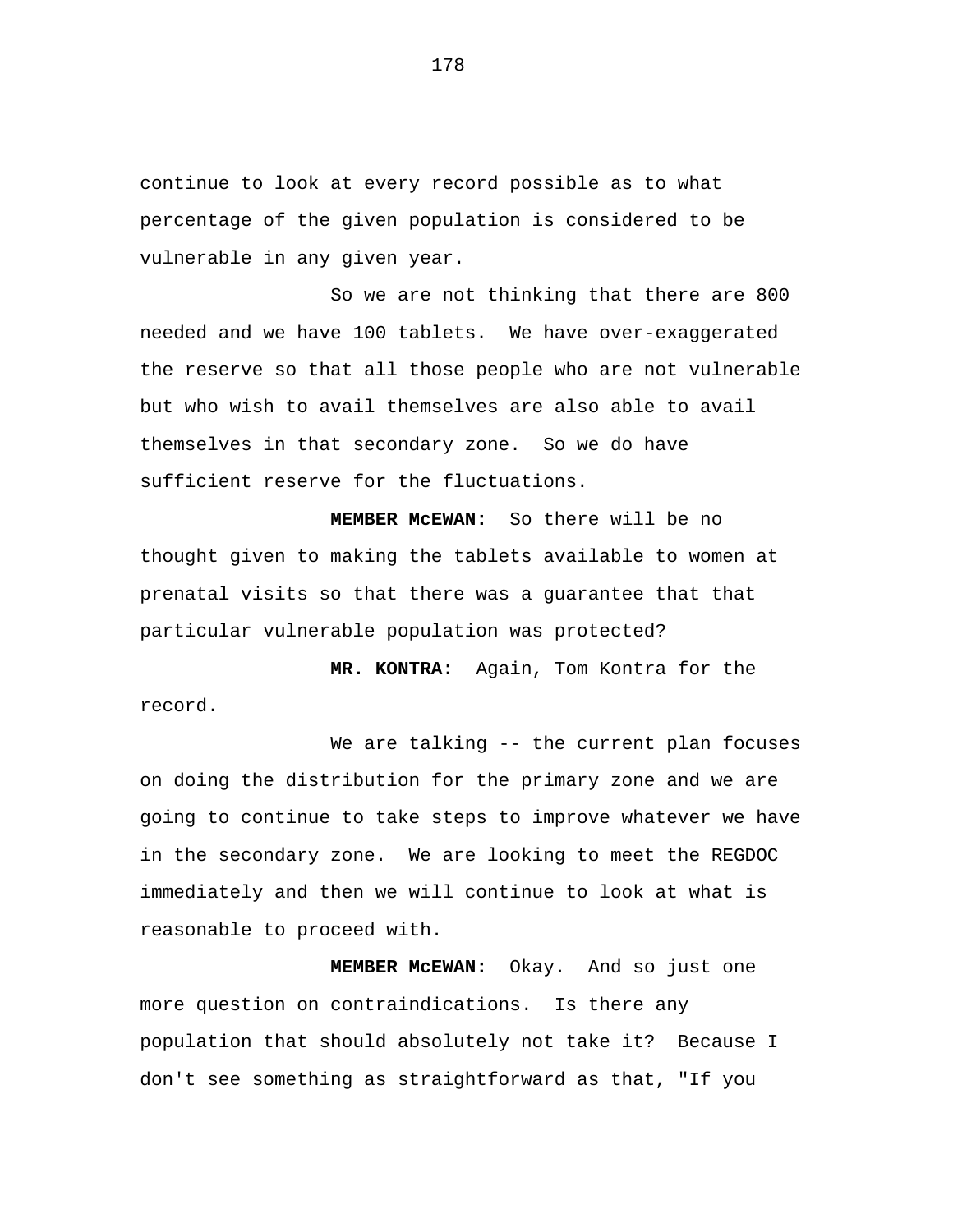continue to look at every record possible as to what percentage of the given population is considered to be vulnerable in any given year.

So we are not thinking that there are 800 needed and we have 100 tablets. We have over-exaggerated the reserve so that all those people who are not vulnerable but who wish to avail themselves are also able to avail themselves in that secondary zone. So we do have sufficient reserve for the fluctuations.

**MEMBER McEWAN:** So there will be no thought given to making the tablets available to women at prenatal visits so that there was a guarantee that that particular vulnerable population was protected?

**MR. KONTRA:** Again, Tom Kontra for the record.

We are talking -- the current plan focuses on doing the distribution for the primary zone and we are going to continue to take steps to improve whatever we have in the secondary zone. We are looking to meet the REGDOC immediately and then we will continue to look at what is reasonable to proceed with.

**MEMBER McEWAN:** Okay. And so just one more question on contraindications. Is there any population that should absolutely not take it? Because I don't see something as straightforward as that, "If you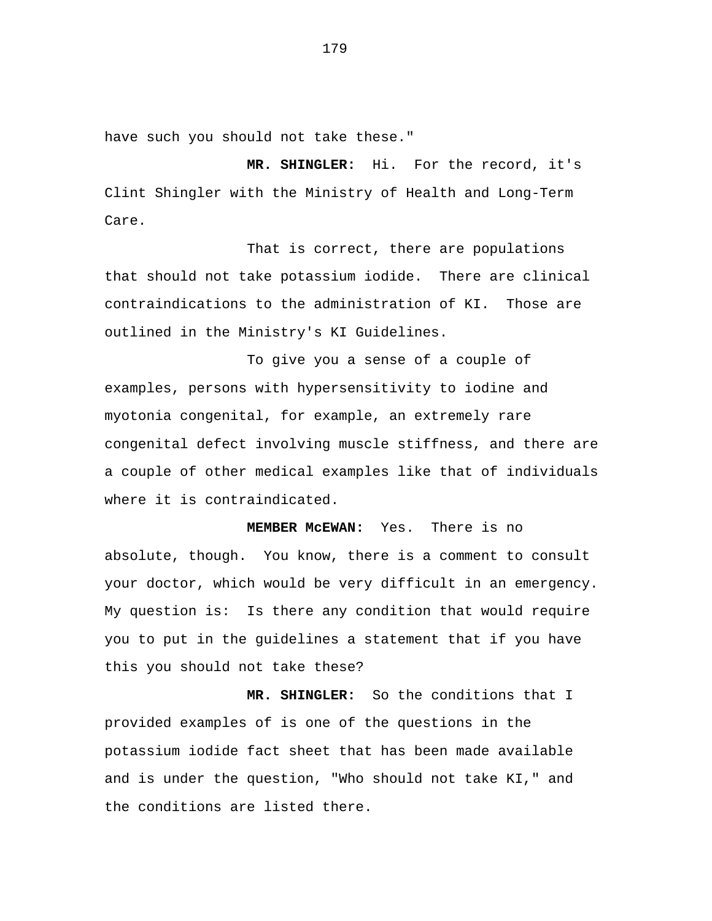have such you should not take these."

**MR. SHINGLER:** Hi. For the record, it's Clint Shingler with the Ministry of Health and Long-Term Care.

That is correct, there are populations that should not take potassium iodide. There are clinical contraindications to the administration of KI. Those are outlined in the Ministry's KI Guidelines.

To give you a sense of a couple of examples, persons with hypersensitivity to iodine and myotonia congenital, for example, an extremely rare congenital defect involving muscle stiffness, and there are a couple of other medical examples like that of individuals where it is contraindicated.

**MEMBER McEWAN:** Yes. There is no absolute, though. You know, there is a comment to consult your doctor, which would be very difficult in an emergency. My question is: Is there any condition that would require you to put in the guidelines a statement that if you have this you should not take these?

**MR. SHINGLER:** So the conditions that I provided examples of is one of the questions in the potassium iodide fact sheet that has been made available and is under the question, "Who should not take KI," and the conditions are listed there.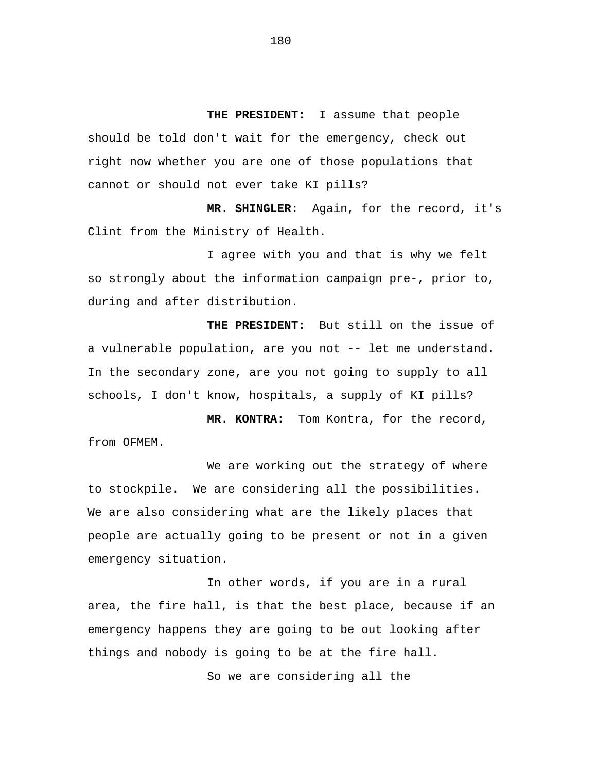**THE PRESIDENT:** I assume that people should be told don't wait for the emergency, check out right now whether you are one of those populations that cannot or should not ever take KI pills?

**MR. SHINGLER:** Again, for the record, it's Clint from the Ministry of Health.

I agree with you and that is why we felt so strongly about the information campaign pre-, prior to, during and after distribution.

**THE PRESIDENT:** But still on the issue of a vulnerable population, are you not -- let me understand. In the secondary zone, are you not going to supply to all schools, I don't know, hospitals, a supply of KI pills?

**MR. KONTRA:** Tom Kontra, for the record, from OFMEM.

We are working out the strategy of where to stockpile. We are considering all the possibilities. We are also considering what are the likely places that people are actually going to be present or not in a given emergency situation.

In other words, if you are in a rural area, the fire hall, is that the best place, because if an emergency happens they are going to be out looking after things and nobody is going to be at the fire hall.

So we are considering all the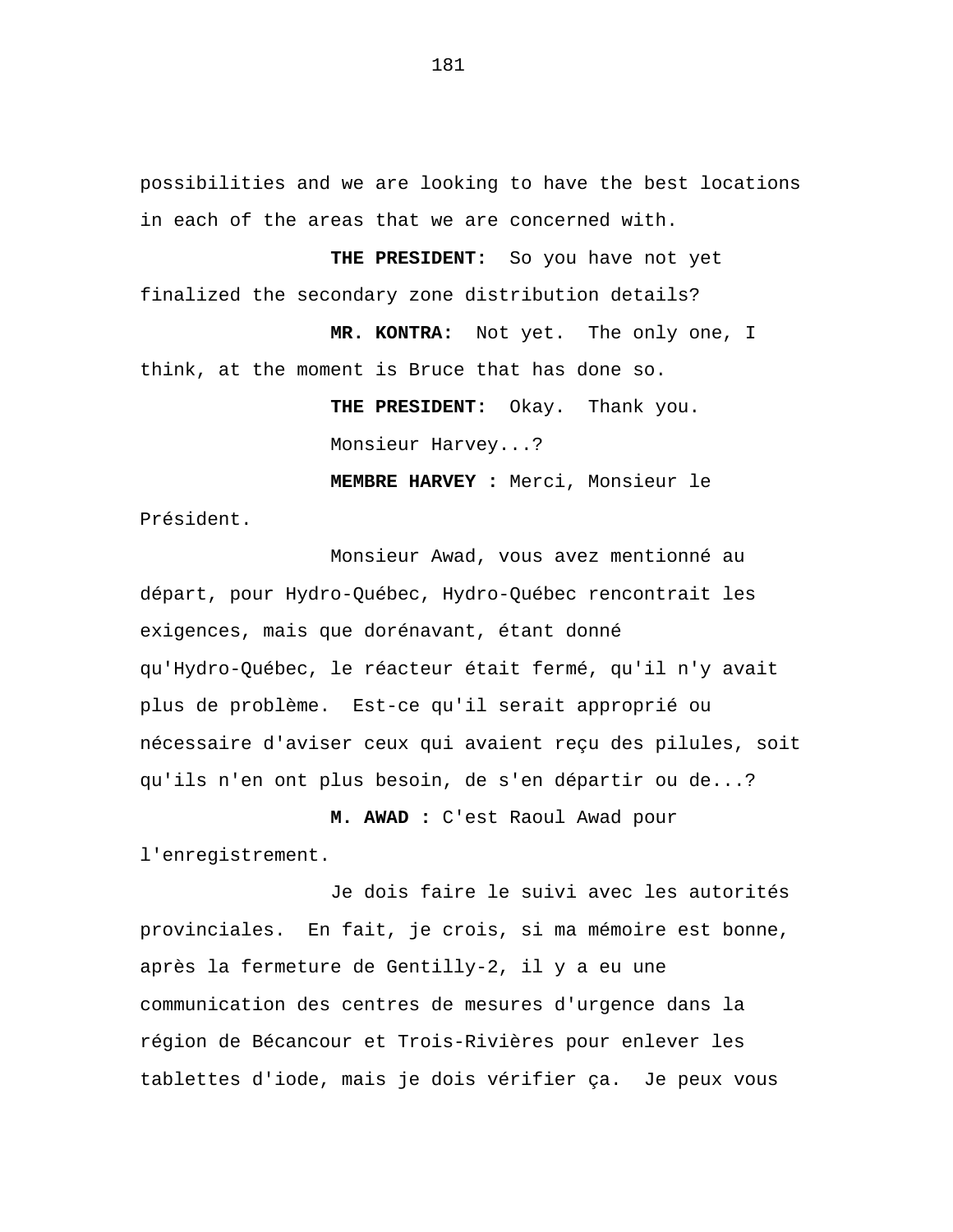possibilities and we are looking to have the best locations in each of the areas that we are concerned with.

**THE PRESIDENT:** So you have not yet finalized the secondary zone distribution details?

**MR. KONTRA:** Not yet. The only one, I think, at the moment is Bruce that has done so.

**THE PRESIDENT:** Okay. Thank you.

Monsieur Harvey...?

**MEMBRE HARVEY :** Merci, Monsieur le Président.

Monsieur Awad, vous avez mentionné au départ, pour Hydro-Québec, Hydro-Québec rencontrait les exigences, mais que dorénavant, étant donné qu'Hydro-Québec, le réacteur était fermé, qu'il n'y avait plus de problème. Est-ce qu'il serait approprié ou nécessaire d'aviser ceux qui avaient reçu des pilules, soit qu'ils n'en ont plus besoin, de s'en départir ou de...?

**M. AWAD :** C'est Raoul Awad pour l'enregistrement.

Je dois faire le suivi avec les autorités provinciales. En fait, je crois, si ma mémoire est bonne, après la fermeture de Gentilly-2, il y a eu une communication des centres de mesures d'urgence dans la région de Bécancour et Trois-Rivières pour enlever les tablettes d'iode, mais je dois vérifier ça. Je peux vous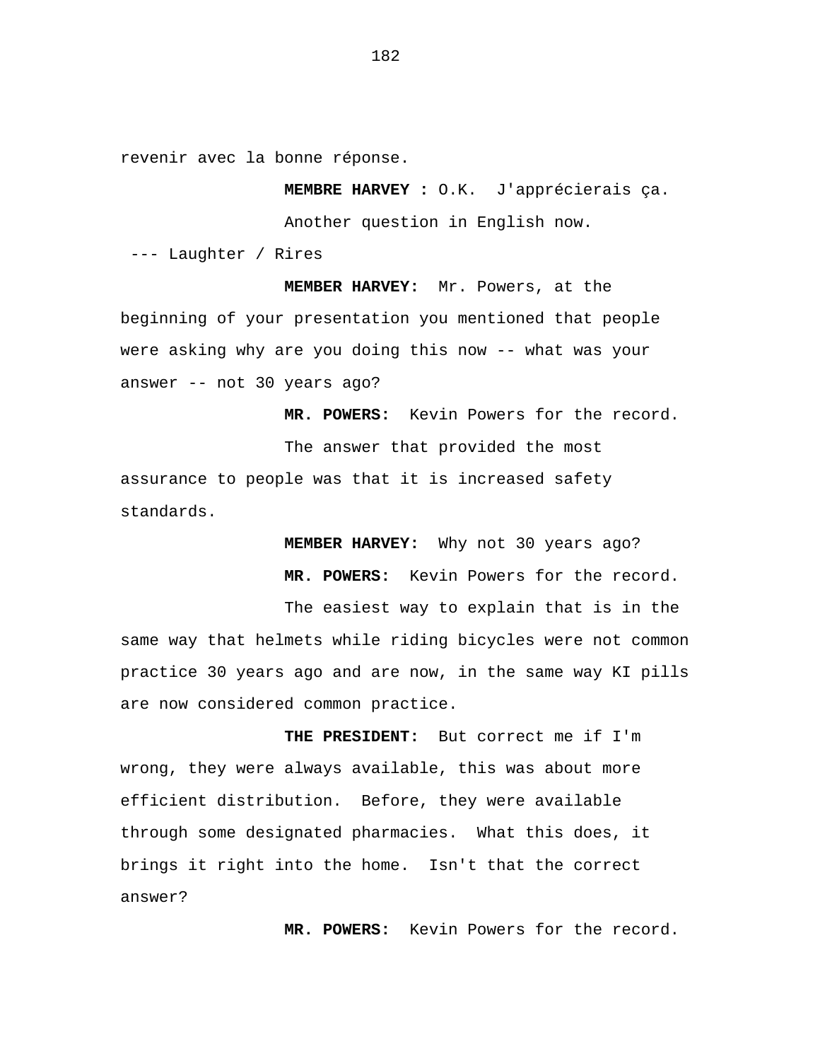revenir avec la bonne réponse.

**MEMBRE HARVEY :** O.K. J'apprécierais ça.

Another question in English now.

--- Laughter / Rires

**MEMBER HARVEY:** Mr. Powers, at the beginning of your presentation you mentioned that people were asking why are you doing this now -- what was your answer -- not 30 years ago?

**MR. POWERS:** Kevin Powers for the record.

The answer that provided the most assurance to people was that it is increased safety standards.

**MEMBER HARVEY:** Why not 30 years ago?

**MR. POWERS:** Kevin Powers for the record.

The easiest way to explain that is in the same way that helmets while riding bicycles were not common practice 30 years ago and are now, in the same way KI pills are now considered common practice.

**THE PRESIDENT:** But correct me if I'm wrong, they were always available, this was about more efficient distribution. Before, they were available through some designated pharmacies. What this does, it brings it right into the home. Isn't that the correct answer?

**MR. POWERS:** Kevin Powers for the record.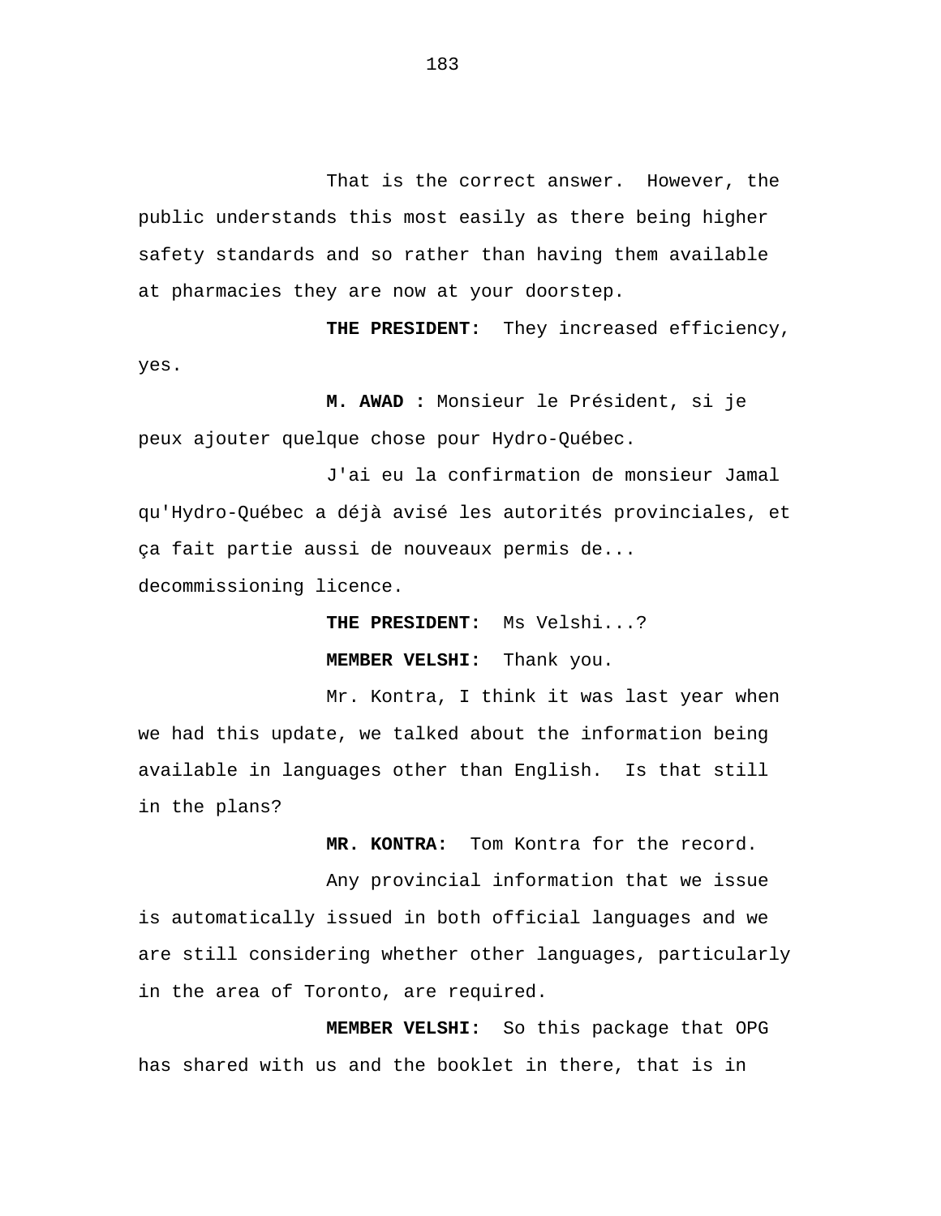That is the correct answer. However, the public understands this most easily as there being higher safety standards and so rather than having them available at pharmacies they are now at your doorstep.

**THE PRESIDENT:** They increased efficiency, yes.

**M. AWAD :** Monsieur le Président, si je peux ajouter quelque chose pour Hydro-Québec.

J'ai eu la confirmation de monsieur Jamal qu'Hydro-Québec a déjà avisé les autorités provinciales, et ça fait partie aussi de nouveaux permis de... decommissioning licence.

**THE PRESIDENT:** Ms Velshi...?

**MEMBER VELSHI:** Thank you.

Mr. Kontra, I think it was last year when we had this update, we talked about the information being available in languages other than English. Is that still in the plans?

**MR. KONTRA:** Tom Kontra for the record.

Any provincial information that we issue is automatically issued in both official languages and we are still considering whether other languages, particularly in the area of Toronto, are required.

**MEMBER VELSHI:** So this package that OPG has shared with us and the booklet in there, that is in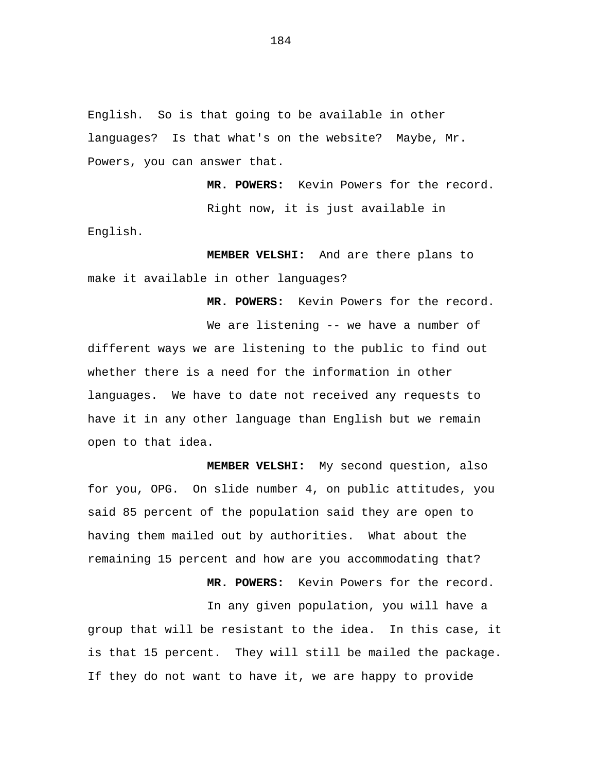English. So is that going to be available in other languages? Is that what's on the website? Maybe, Mr. Powers, you can answer that.

**MR. POWERS:** Kevin Powers for the record.

Right now, it is just available in English.

**MEMBER VELSHI:** And are there plans to make it available in other languages?

**MR. POWERS:** Kevin Powers for the record.

We are listening -- we have a number of different ways we are listening to the public to find out whether there is a need for the information in other languages. We have to date not received any requests to have it in any other language than English but we remain open to that idea.

**MEMBER VELSHI:** My second question, also for you, OPG. On slide number 4, on public attitudes, you said 85 percent of the population said they are open to having them mailed out by authorities. What about the remaining 15 percent and how are you accommodating that?

**MR. POWERS:** Kevin Powers for the record.

In any given population, you will have a group that will be resistant to the idea. In this case, it is that 15 percent. They will still be mailed the package. If they do not want to have it, we are happy to provide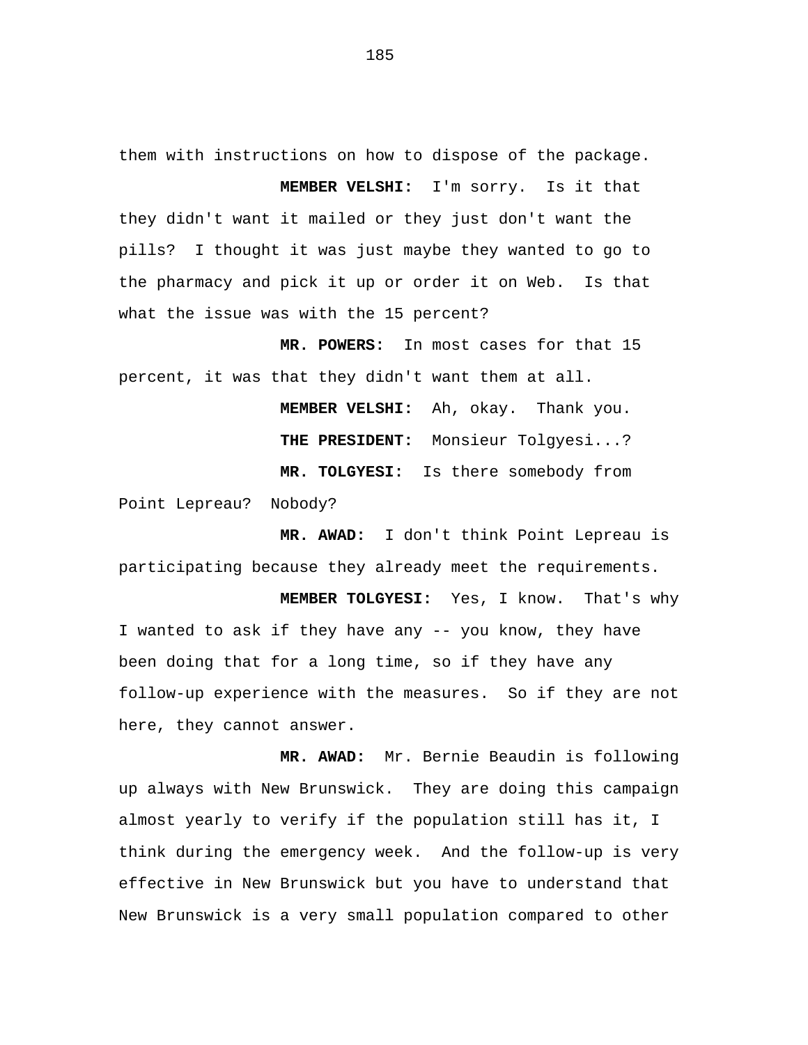them with instructions on how to dispose of the package.

**MEMBER VELSHI:** I'm sorry. Is it that they didn't want it mailed or they just don't want the pills? I thought it was just maybe they wanted to go to the pharmacy and pick it up or order it on Web. Is that what the issue was with the 15 percent?

**MR. POWERS:** In most cases for that 15 percent, it was that they didn't want them at all.

**MEMBER VELSHI:** Ah, okay. Thank you.

**THE PRESIDENT:** Monsieur Tolgyesi...?

**MR. TOLGYESI:** Is there somebody from Point Lepreau? Nobody?

**MR. AWAD:** I don't think Point Lepreau is participating because they already meet the requirements.

**MEMBER TOLGYESI:** Yes, I know. That's why I wanted to ask if they have any -- you know, they have been doing that for a long time, so if they have any follow-up experience with the measures. So if they are not here, they cannot answer.

**MR. AWAD:** Mr. Bernie Beaudin is following up always with New Brunswick. They are doing this campaign almost yearly to verify if the population still has it, I think during the emergency week. And the follow-up is very effective in New Brunswick but you have to understand that New Brunswick is a very small population compared to other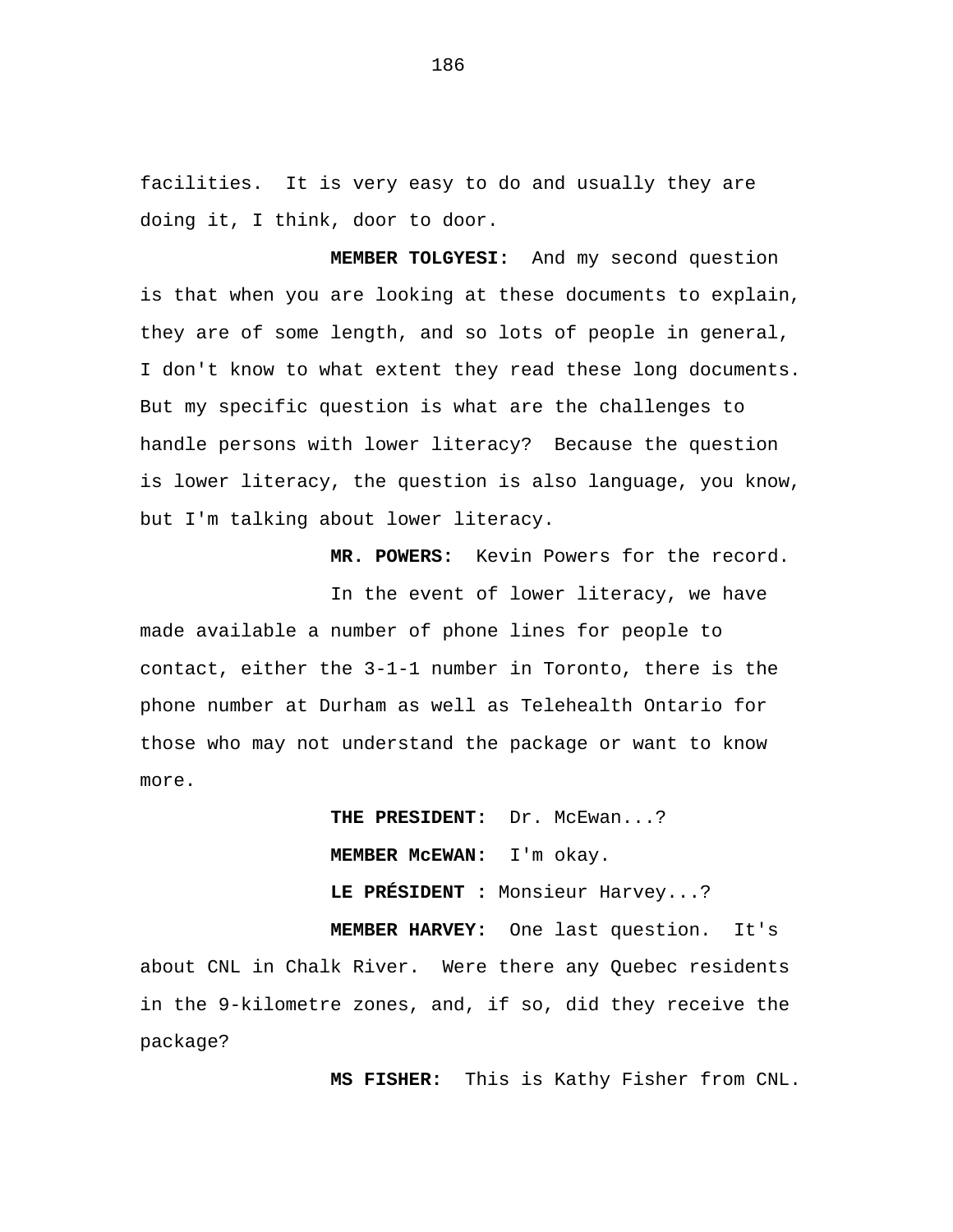facilities. It is very easy to do and usually they are doing it, I think, door to door.

**MEMBER TOLGYESI:** And my second question is that when you are looking at these documents to explain, they are of some length, and so lots of people in general, I don't know to what extent they read these long documents. But my specific question is what are the challenges to handle persons with lower literacy? Because the question is lower literacy, the question is also language, you know, but I'm talking about lower literacy.

**MR. POWERS:** Kevin Powers for the record.

In the event of lower literacy, we have made available a number of phone lines for people to contact, either the 3-1-1 number in Toronto, there is the phone number at Durham as well as Telehealth Ontario for those who may not understand the package or want to know more.

**THE PRESIDENT:** Dr. McEwan...?

**MEMBER McEWAN:** I'm okay.

**LE PRÉSIDENT :** Monsieur Harvey...?

**MEMBER HARVEY:** One last question. It's about CNL in Chalk River. Were there any Quebec residents in the 9-kilometre zones, and, if so, did they receive the package?

**MS FISHER:** This is Kathy Fisher from CNL.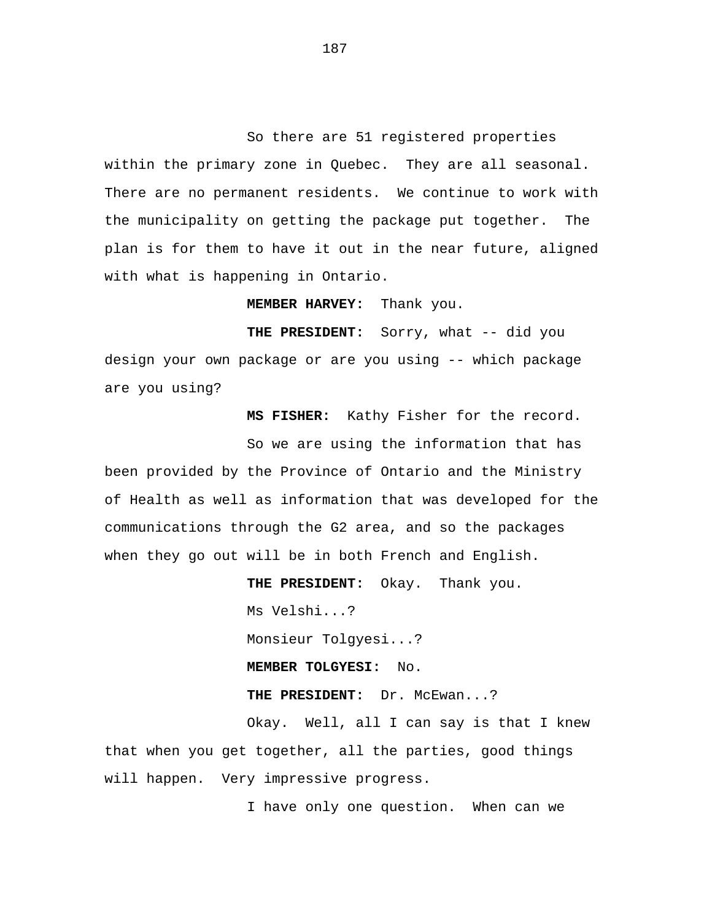So there are 51 registered properties within the primary zone in Quebec. They are all seasonal. There are no permanent residents. We continue to work with the municipality on getting the package put together. The plan is for them to have it out in the near future, aligned with what is happening in Ontario.

**MEMBER HARVEY:** Thank you.

**THE PRESIDENT:** Sorry, what -- did you design your own package or are you using -- which package are you using?

**MS FISHER:** Kathy Fisher for the record.

So we are using the information that has been provided by the Province of Ontario and the Ministry of Health as well as information that was developed for the communications through the G2 area, and so the packages when they go out will be in both French and English.

**THE PRESIDENT:** Okay. Thank you.

Ms Velshi...?

Monsieur Tolgyesi...?

**MEMBER TOLGYESI:** No.

**THE PRESIDENT:** Dr. McEwan...?

Okay. Well, all I can say is that I knew that when you get together, all the parties, good things will happen. Very impressive progress.

I have only one question. When can we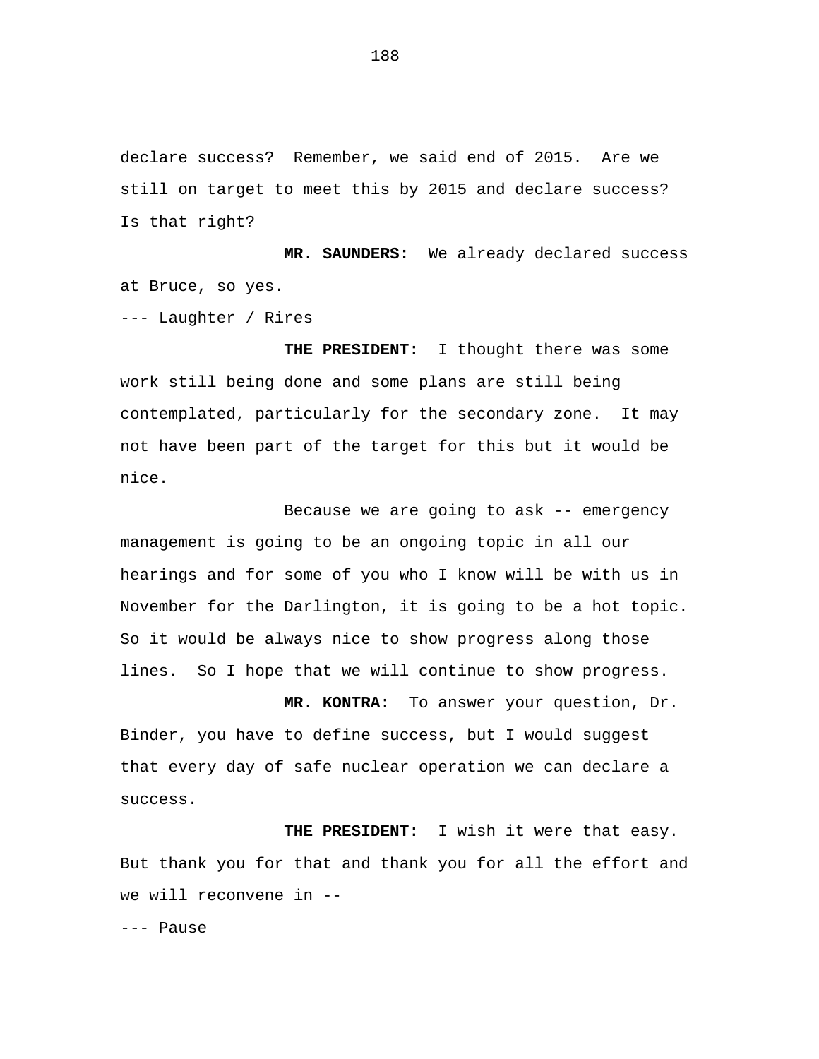declare success? Remember, we said end of 2015. Are we still on target to meet this by 2015 and declare success? Is that right?

**MR. SAUNDERS:** We already declared success at Bruce, so yes.

--- Laughter / Rires

**THE PRESIDENT:** I thought there was some work still being done and some plans are still being contemplated, particularly for the secondary zone. It may not have been part of the target for this but it would be nice.

Because we are going to ask -- emergency management is going to be an ongoing topic in all our hearings and for some of you who I know will be with us in November for the Darlington, it is going to be a hot topic. So it would be always nice to show progress along those lines. So I hope that we will continue to show progress.

**MR. KONTRA:** To answer your question, Dr. Binder, you have to define success, but I would suggest that every day of safe nuclear operation we can declare a success.

**THE PRESIDENT:** I wish it were that easy. But thank you for that and thank you for all the effort and we will reconvene in --

--- Pause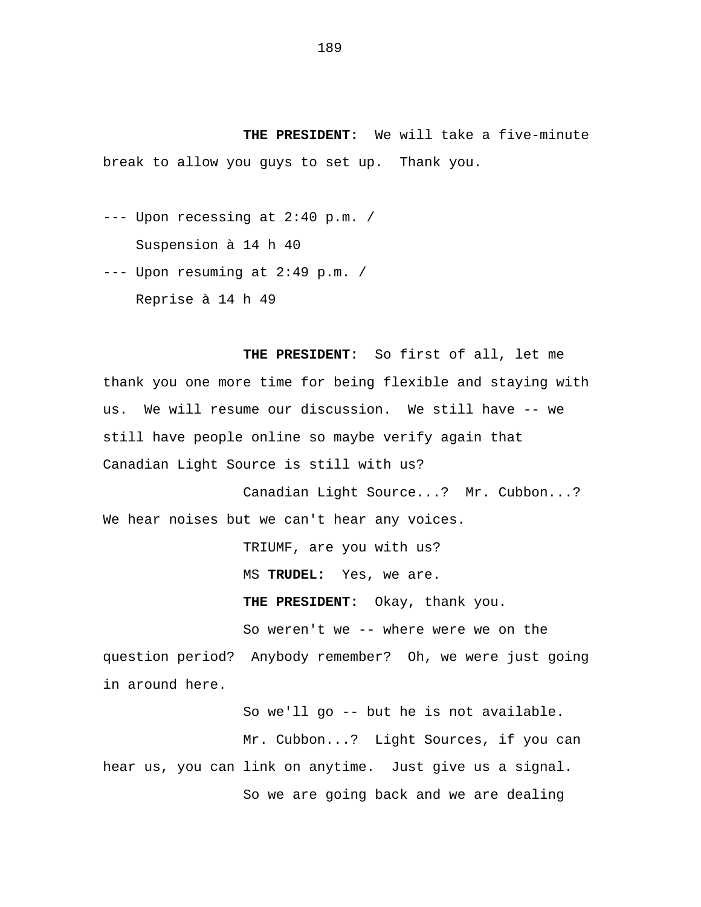**THE PRESIDENT:** We will take a five-minute break to allow you guys to set up. Thank you.

--- Upon recessing at 2:40 p.m. /
Suspension à 14 h 40

--- Upon resuming at 2:49 p.m. /
Reprise à 14 h 49

**THE PRESIDENT:** So first of all, let me thank you one more time for being flexible and staying with us. We will resume our discussion. We still have -- we still have people online so maybe verify again that Canadian Light Source is still with us?

Canadian Light Source...? Mr. Cubbon...? We hear noises but we can't hear any voices.

TRIUMF, are you with us?

MS **TRUDEL:** Yes, we are.

**THE PRESIDENT:** Okay, thank you.

So weren't we -- where were we on the question period? Anybody remember? Oh, we were just going in around here.

So we'll go -- but he is not available.

Mr. Cubbon...? Light Sources, if you can hear us, you can link on anytime. Just give us a signal.

So we are going back and we are dealing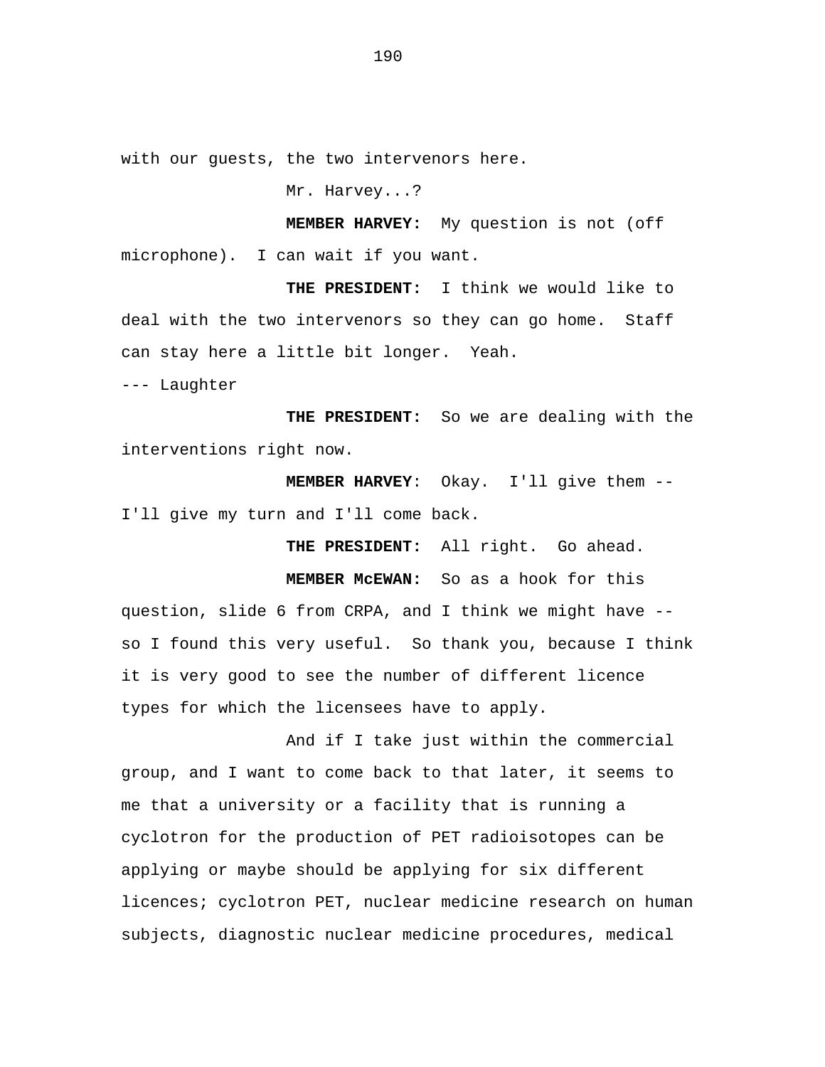with our guests, the two intervenors here.

Mr. Harvey...?

**MEMBER HARVEY:** My question is not (off microphone). I can wait if you want.

**THE PRESIDENT:** I think we would like to deal with the two intervenors so they can go home. Staff can stay here a little bit longer. Yeah.

--- Laughter

**THE PRESIDENT:** So we are dealing with the interventions right now.

**MEMBER HARVEY**: Okay. I'll give them -- I'll give my turn and I'll come back.

**THE PRESIDENT:** All right. Go ahead.

**MEMBER McEWAN:** So as a hook for this question, slide 6 from CRPA, and I think we might have -- so I found this very useful. So thank you, because I think it is very good to see the number of different licence types for which the licensees have to apply.

And if I take just within the commercial group, and I want to come back to that later, it seems to me that a university or a facility that is running a cyclotron for the production of PET radioisotopes can be applying or maybe should be applying for six different licences; cyclotron PET, nuclear medicine research on human subjects, diagnostic nuclear medicine procedures, medical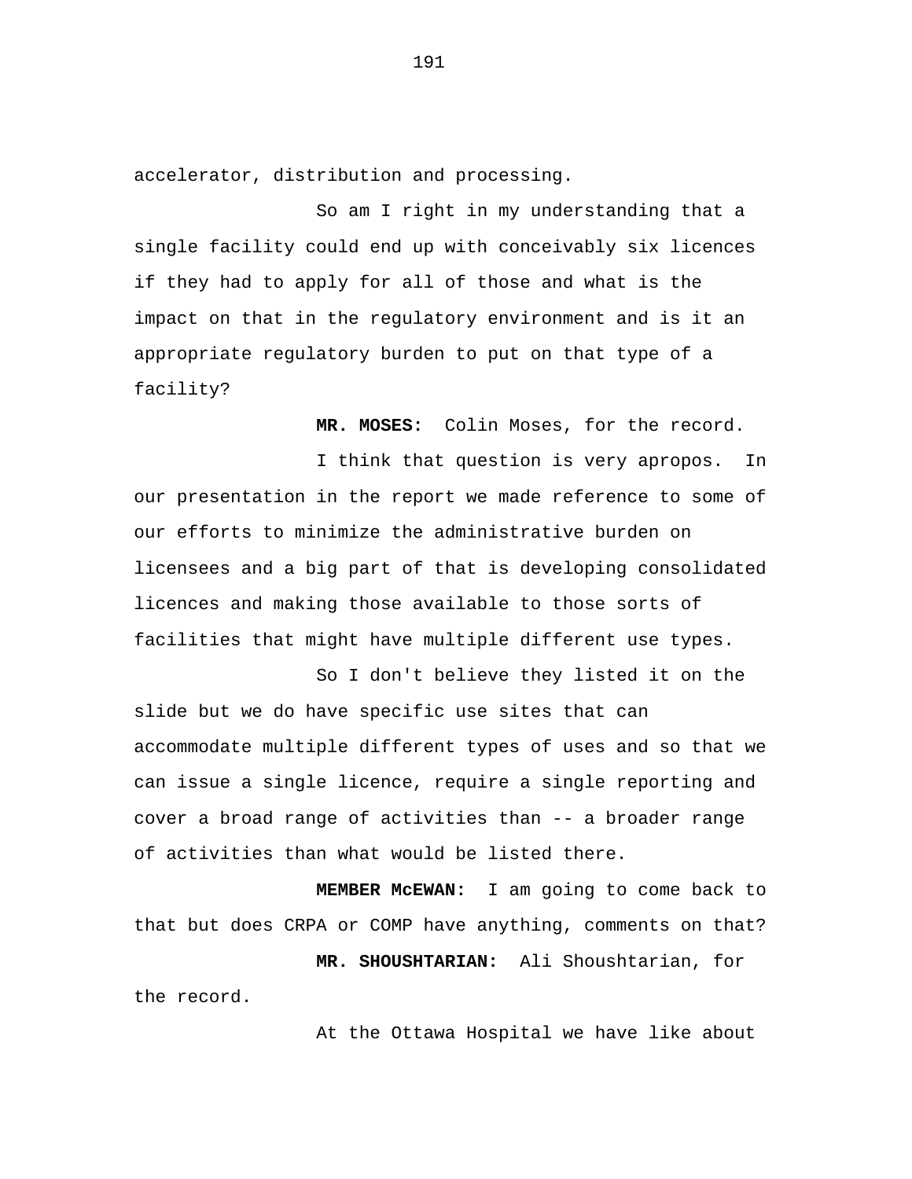accelerator, distribution and processing.

So am I right in my understanding that a single facility could end up with conceivably six licences if they had to apply for all of those and what is the impact on that in the regulatory environment and is it an appropriate regulatory burden to put on that type of a facility?

**MR. MOSES:** Colin Moses, for the record.

I think that question is very apropos. In our presentation in the report we made reference to some of our efforts to minimize the administrative burden on licensees and a big part of that is developing consolidated licences and making those available to those sorts of facilities that might have multiple different use types.

So I don't believe they listed it on the slide but we do have specific use sites that can accommodate multiple different types of uses and so that we can issue a single licence, require a single reporting and cover a broad range of activities than -- a broader range of activities than what would be listed there.

**MEMBER McEWAN:** I am going to come back to that but does CRPA or COMP have anything, comments on that?

**MR. SHOUSHTARIAN:** Ali Shoushtarian, for the record.

At the Ottawa Hospital we have like about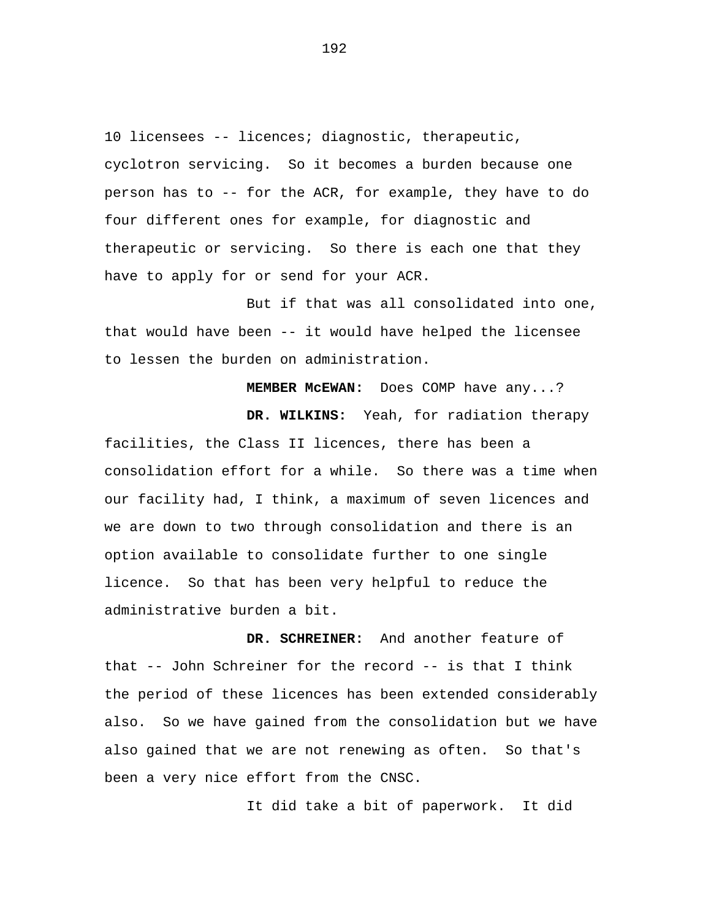10 licensees -- licences; diagnostic, therapeutic, cyclotron servicing. So it becomes a burden because one person has to -- for the ACR, for example, they have to do four different ones for example, for diagnostic and therapeutic or servicing. So there is each one that they have to apply for or send for your ACR.

But if that was all consolidated into one, that would have been -- it would have helped the licensee to lessen the burden on administration.

**MEMBER McEWAN:** Does COMP have any...?

**DR. WILKINS:** Yeah, for radiation therapy facilities, the Class II licences, there has been a consolidation effort for a while. So there was a time when our facility had, I think, a maximum of seven licences and we are down to two through consolidation and there is an option available to consolidate further to one single licence. So that has been very helpful to reduce the administrative burden a bit.

**DR. SCHREINER:** And another feature of that -- John Schreiner for the record -- is that I think the period of these licences has been extended considerably also. So we have gained from the consolidation but we have also gained that we are not renewing as often. So that's been a very nice effort from the CNSC.

It did take a bit of paperwork. It did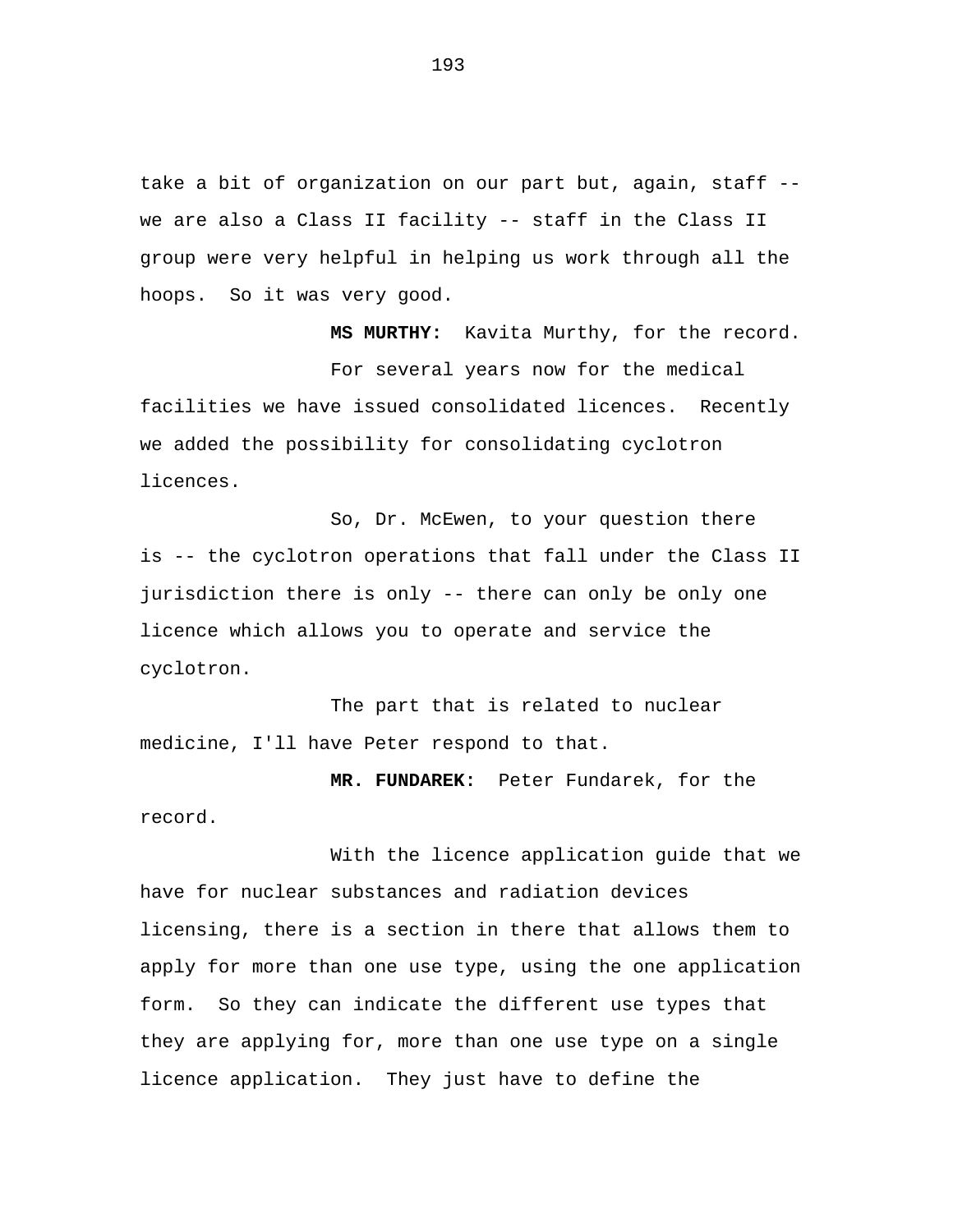take a bit of organization on our part but, again, staff -- we are also a Class II facility -- staff in the Class II group were very helpful in helping us work through all the hoops.  So it was very good.

**MS MURTHY:**  Kavita Murthy, for the record.

For several years now for the medical facilities we have issued consolidated licences.  Recently we added the possibility for consolidating cyclotron licences.

So, Dr. McEwen, to your question there is -- the cyclotron operations that fall under the Class II jurisdiction there is only -- there can only be only one licence which allows you to operate and service the cyclotron.

The part that is related to nuclear medicine, I'll have Peter respond to that.

**MR. FUNDAREK:**  Peter Fundarek, for the record.

With the licence application guide that we have for nuclear substances and radiation devices licensing, there is a section in there that allows them to apply for more than one use type, using the one application form.  So they can indicate the different use types that they are applying for, more than one use type on a single licence application.  They just have to define the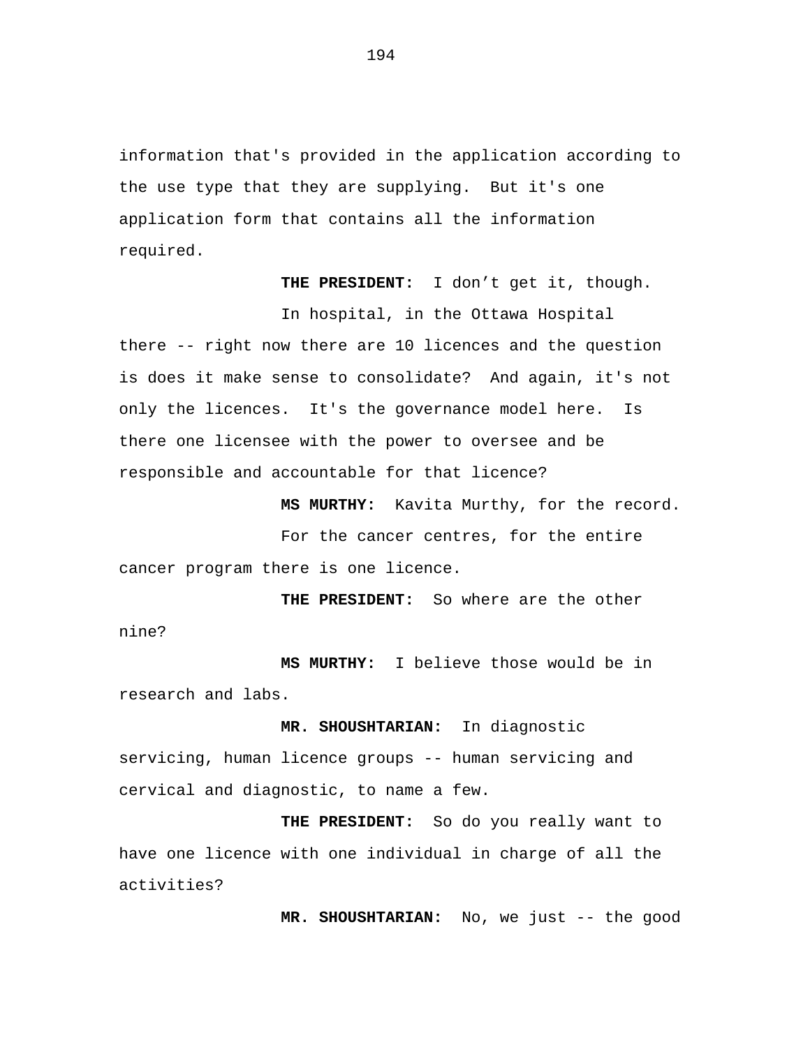information that's provided in the application according to the use type that they are supplying. But it's one application form that contains all the information required.

**THE PRESIDENT:** I don’t get it, though.

In hospital, in the Ottawa Hospital there -- right now there are 10 licences and the question is does it make sense to consolidate? And again, it's not only the licences. It's the governance model here. Is there one licensee with the power to oversee and be responsible and accountable for that licence?

**MS MURTHY:** Kavita Murthy, for the record.

For the cancer centres, for the entire cancer program there is one licence.

**THE PRESIDENT:** So where are the other nine?

**MS MURTHY:** I believe those would be in research and labs.

**MR. SHOUSHTARIAN:** In diagnostic servicing, human licence groups -- human servicing and cervical and diagnostic, to name a few.

**THE PRESIDENT:** So do you really want to have one licence with one individual in charge of all the activities?

**MR. SHOUSHTARIAN:** No, we just -- the good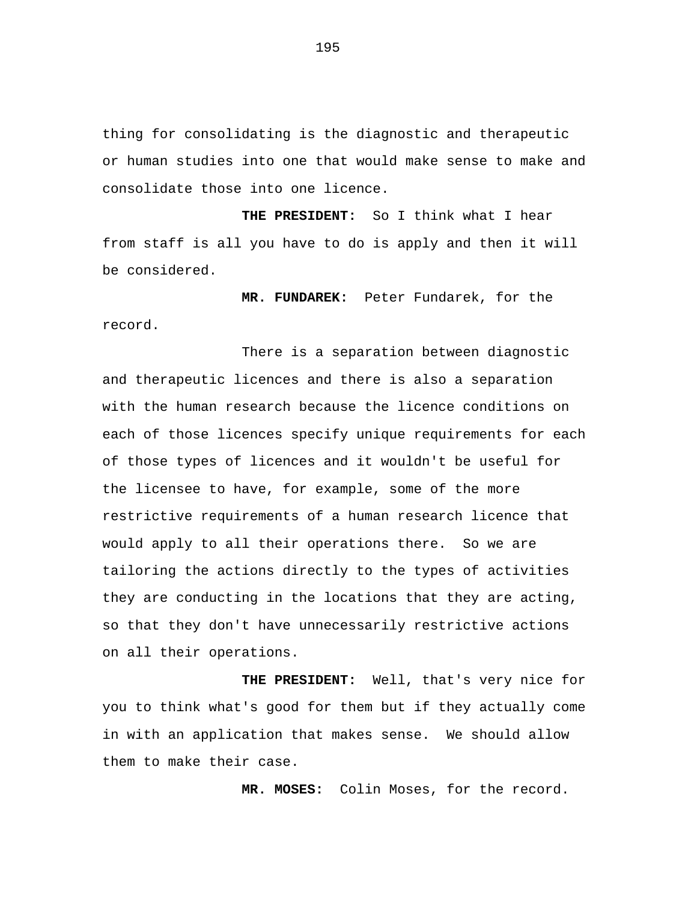thing for consolidating is the diagnostic and therapeutic or human studies into one that would make sense to make and consolidate those into one licence.

**THE PRESIDENT:** So I think what I hear from staff is all you have to do is apply and then it will be considered.

**MR. FUNDAREK:** Peter Fundarek, for the record.

There is a separation between diagnostic and therapeutic licences and there is also a separation with the human research because the licence conditions on each of those licences specify unique requirements for each of those types of licences and it wouldn't be useful for the licensee to have, for example, some of the more restrictive requirements of a human research licence that would apply to all their operations there. So we are tailoring the actions directly to the types of activities they are conducting in the locations that they are acting, so that they don't have unnecessarily restrictive actions on all their operations.

**THE PRESIDENT:** Well, that's very nice for you to think what's good for them but if they actually come in with an application that makes sense. We should allow them to make their case.

**MR. MOSES:** Colin Moses, for the record.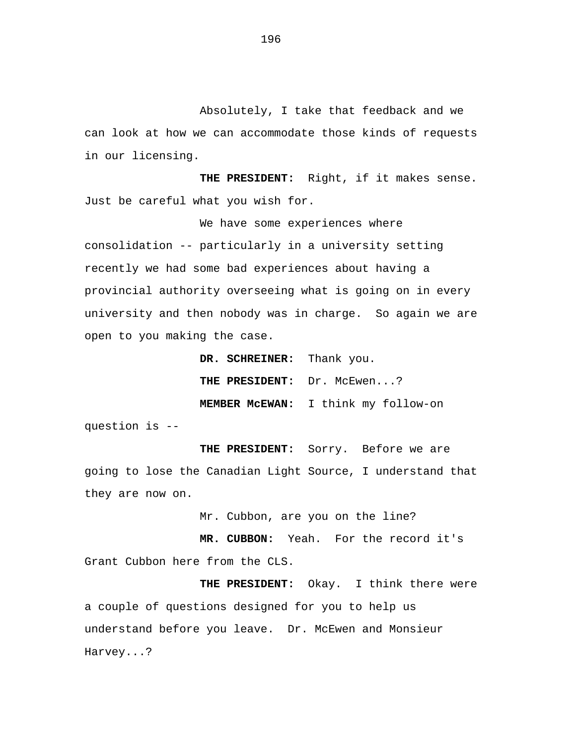Absolutely, I take that feedback and we can look at how we can accommodate those kinds of requests in our licensing.

**THE PRESIDENT:** Right, if it makes sense. Just be careful what you wish for.

We have some experiences where consolidation -- particularly in a university setting recently we had some bad experiences about having a provincial authority overseeing what is going on in every university and then nobody was in charge. So again we are open to you making the case.

**DR. SCHREINER:** Thank you.

**THE PRESIDENT:** Dr. McEwen...?

**MEMBER McEWAN:** I think my follow-on question is --

**THE PRESIDENT:** Sorry. Before we are going to lose the Canadian Light Source, I understand that they are now on.

Mr. Cubbon, are you on the line?

**MR. CUBBON:** Yeah. For the record it's Grant Cubbon here from the CLS.

**THE PRESIDENT:** Okay. I think there were a couple of questions designed for you to help us understand before you leave. Dr. McEwen and Monsieur Harvey...?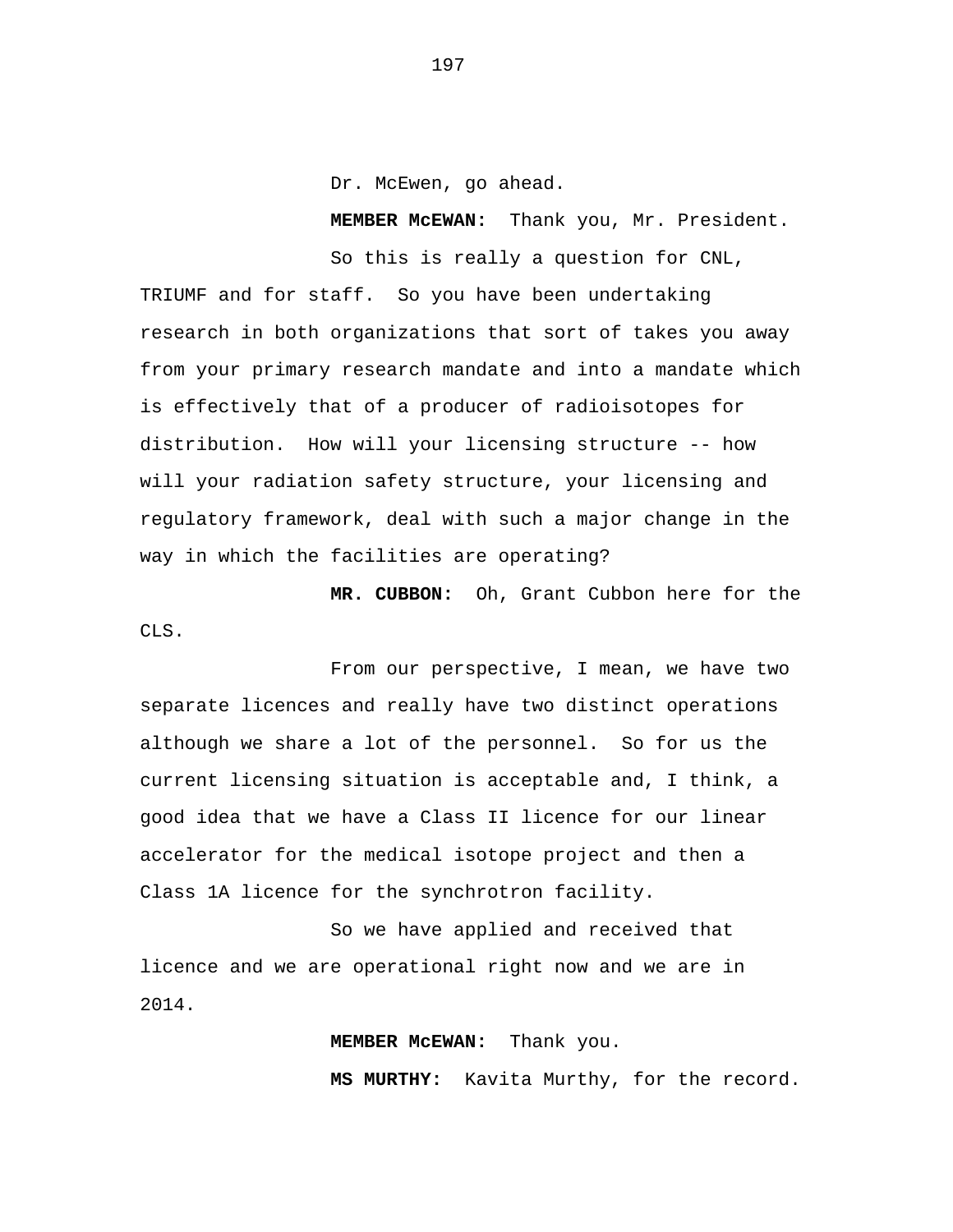Dr. McEwen, go ahead.

**MEMBER McEWAN:** Thank you, Mr. President.

So this is really a question for CNL, TRIUMF and for staff. So you have been undertaking research in both organizations that sort of takes you away from your primary research mandate and into a mandate which is effectively that of a producer of radioisotopes for distribution. How will your licensing structure -- how will your radiation safety structure, your licensing and regulatory framework, deal with such a major change in the way in which the facilities are operating?

**MR. CUBBON:** Oh, Grant Cubbon here for the CLS.

From our perspective, I mean, we have two separate licences and really have two distinct operations although we share a lot of the personnel. So for us the current licensing situation is acceptable and, I think, a good idea that we have a Class II licence for our linear accelerator for the medical isotope project and then a Class 1A licence for the synchrotron facility.

So we have applied and received that licence and we are operational right now and we are in 2014.

**MEMBER McEWAN:** Thank you.

**MS MURTHY:** Kavita Murthy, for the record.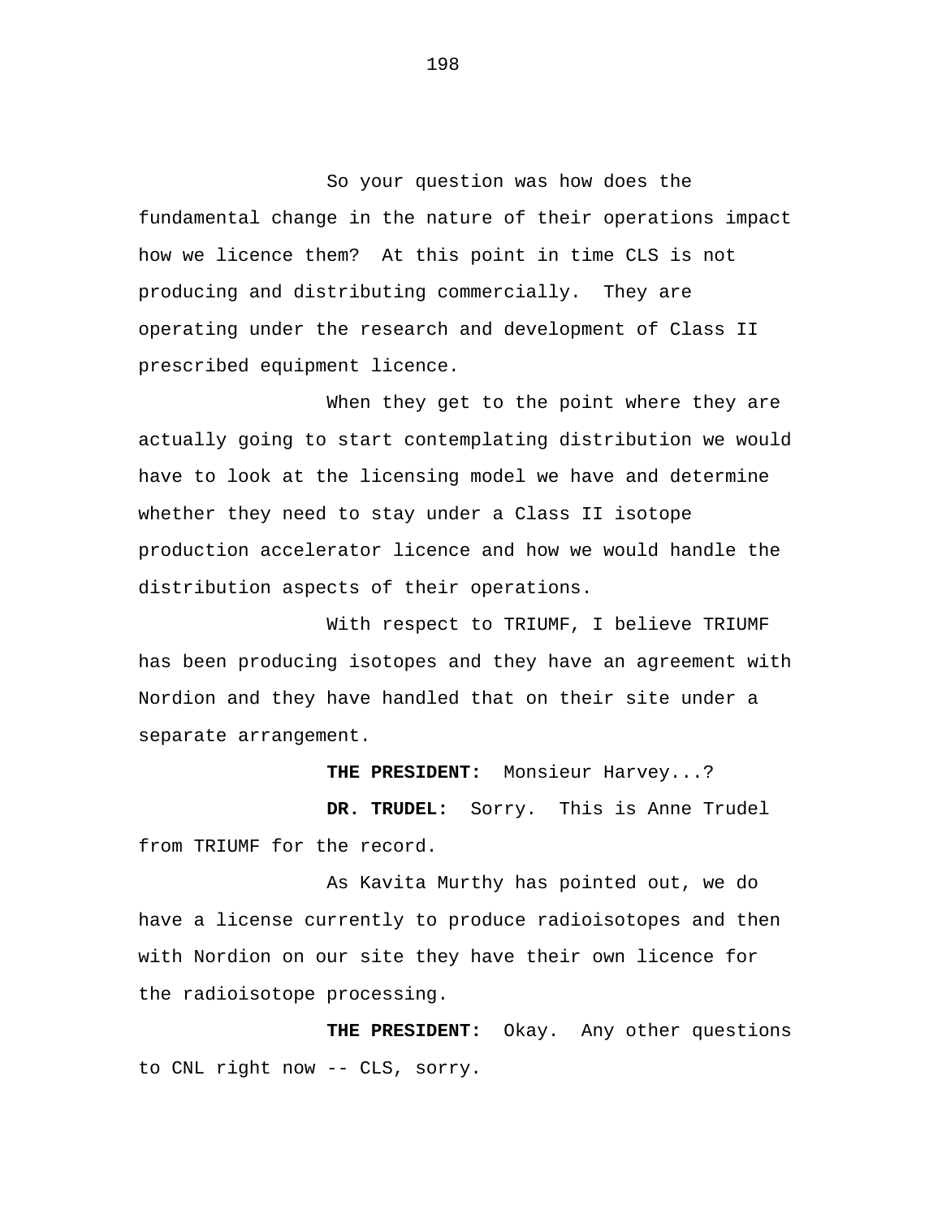So your question was how does the fundamental change in the nature of their operations impact how we licence them? At this point in time CLS is not producing and distributing commercially. They are operating under the research and development of Class II prescribed equipment licence.

When they get to the point where they are actually going to start contemplating distribution we would have to look at the licensing model we have and determine whether they need to stay under a Class II isotope production accelerator licence and how we would handle the distribution aspects of their operations.

With respect to TRIUMF, I believe TRIUMF has been producing isotopes and they have an agreement with Nordion and they have handled that on their site under a separate arrangement.

**THE PRESIDENT:** Monsieur Harvey...?

**DR. TRUDEL:** Sorry. This is Anne Trudel from TRIUMF for the record.

As Kavita Murthy has pointed out, we do have a license currently to produce radioisotopes and then with Nordion on our site they have their own licence for the radioisotope processing.

**THE PRESIDENT:** Okay. Any other questions to CNL right now -- CLS, sorry.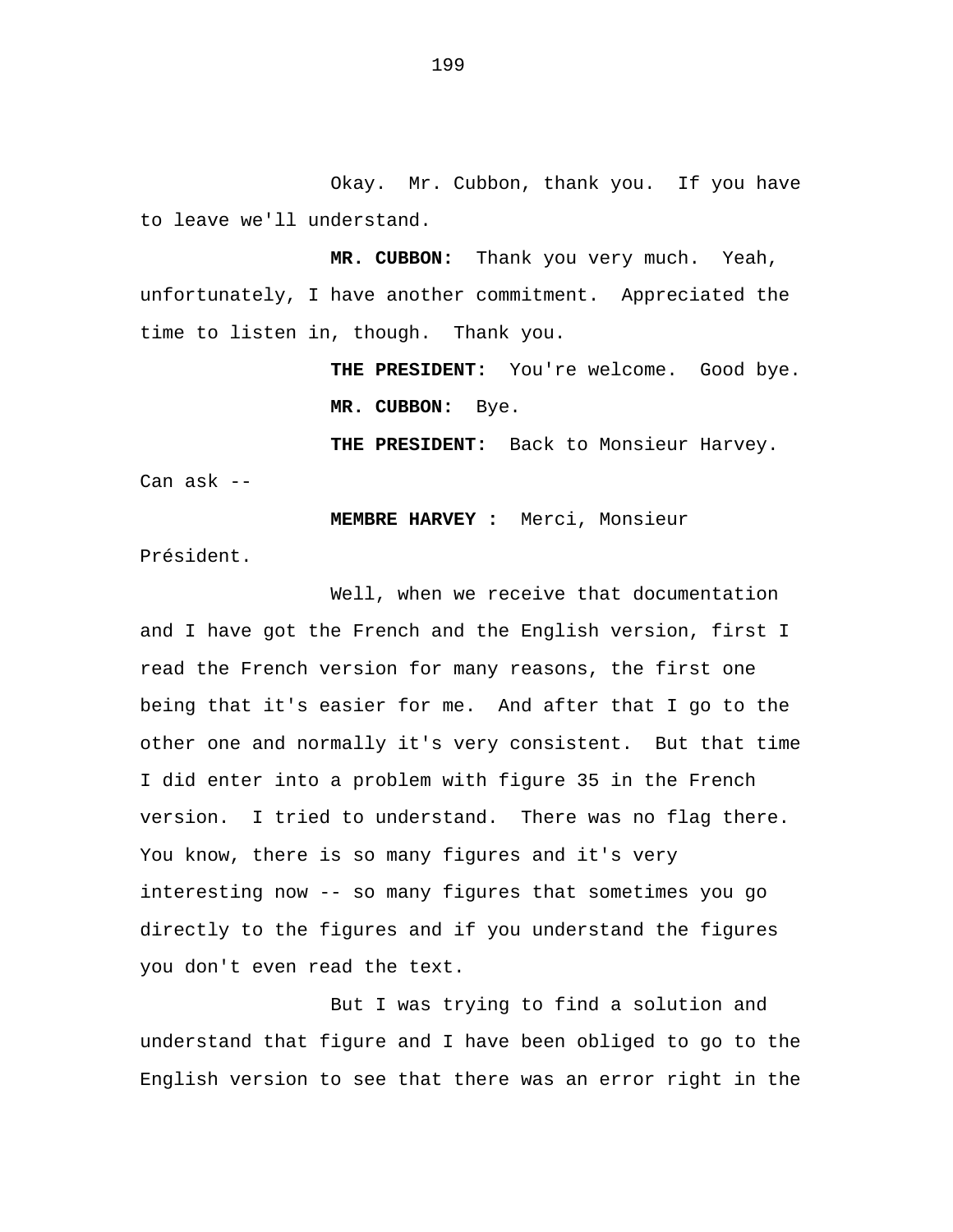Okay. Mr. Cubbon, thank you. If you have to leave we'll understand.

**MR. CUBBON:** Thank you very much. Yeah, unfortunately, I have another commitment. Appreciated the time to listen in, though. Thank you.

**THE PRESIDENT:** You're welcome. Good bye.

**MR. CUBBON:** Bye.

**THE PRESIDENT:** Back to Monsieur Harvey. Can ask --

**MEMBRE HARVEY :** Merci, Monsieur Président.

Well, when we receive that documentation and I have got the French and the English version, first I read the French version for many reasons, the first one being that it's easier for me. And after that I go to the other one and normally it's very consistent. But that time I did enter into a problem with figure 35 in the French version. I tried to understand. There was no flag there. You know, there is so many figures and it's very interesting now -- so many figures that sometimes you go directly to the figures and if you understand the figures you don't even read the text.

But I was trying to find a solution and understand that figure and I have been obliged to go to the English version to see that there was an error right in the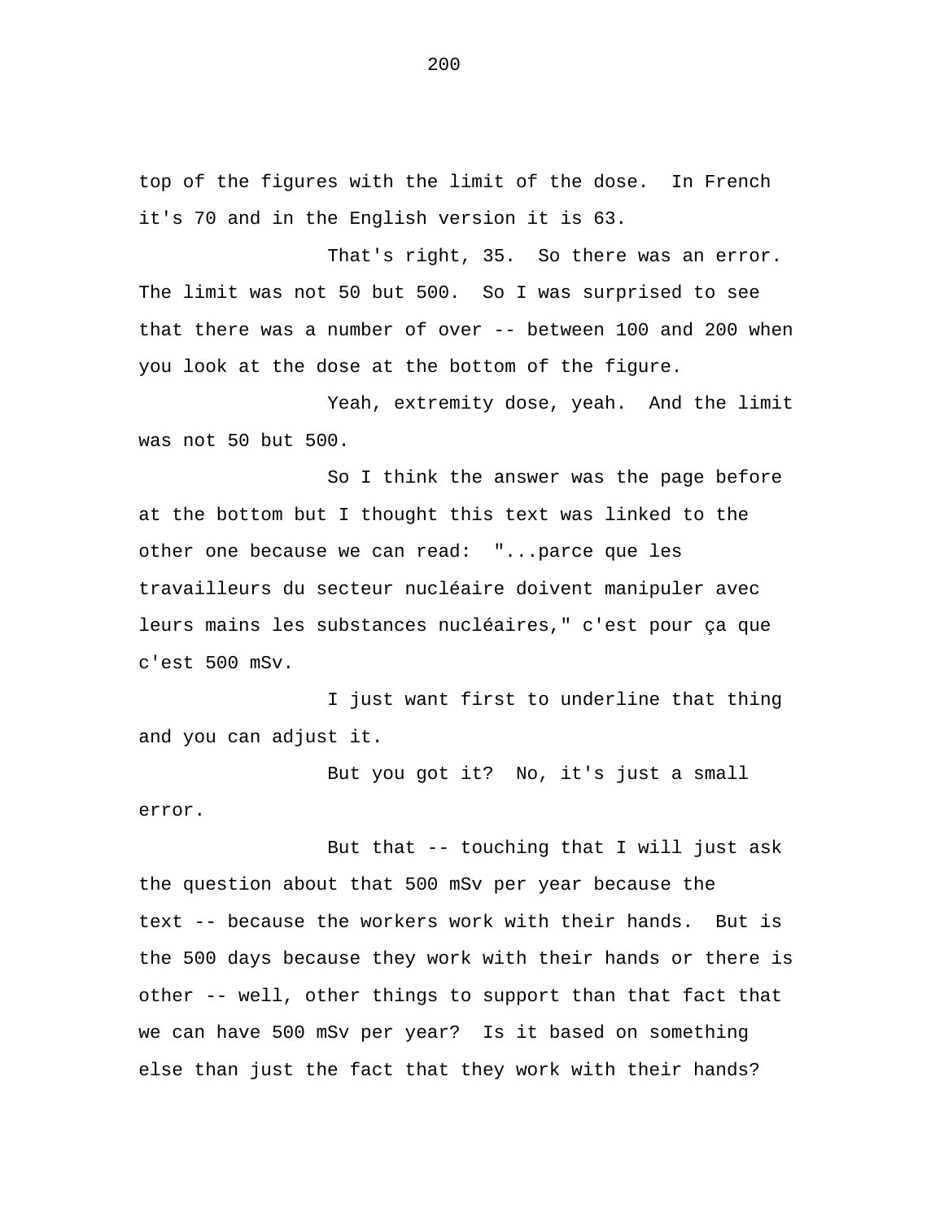top of the figures with the limit of the dose. In French it's 70 and in the English version it is 63.

That's right, 35. So there was an error. The limit was not 50 but 500. So I was surprised to see that there was a number of over -- between 100 and 200 when you look at the dose at the bottom of the figure.

Yeah, extremity dose, yeah. And the limit was not 50 but 500.

So I think the answer was the page before at the bottom but I thought this text was linked to the other one because we can read: "...parce que les travailleurs du secteur nucléaire doivent manipuler avec leurs mains les substances nucléaires," c'est pour ça que c'est 500 mSv.

I just want first to underline that thing and you can adjust it.

But you got it? No, it's just a small error.

But that -- touching that I will just ask the question about that 500 mSv per year because the text -- because the workers work with their hands. But is the 500 days because they work with their hands or there is other -- well, other things to support than that fact that we can have 500 mSv per year? Is it based on something else than just the fact that they work with their hands?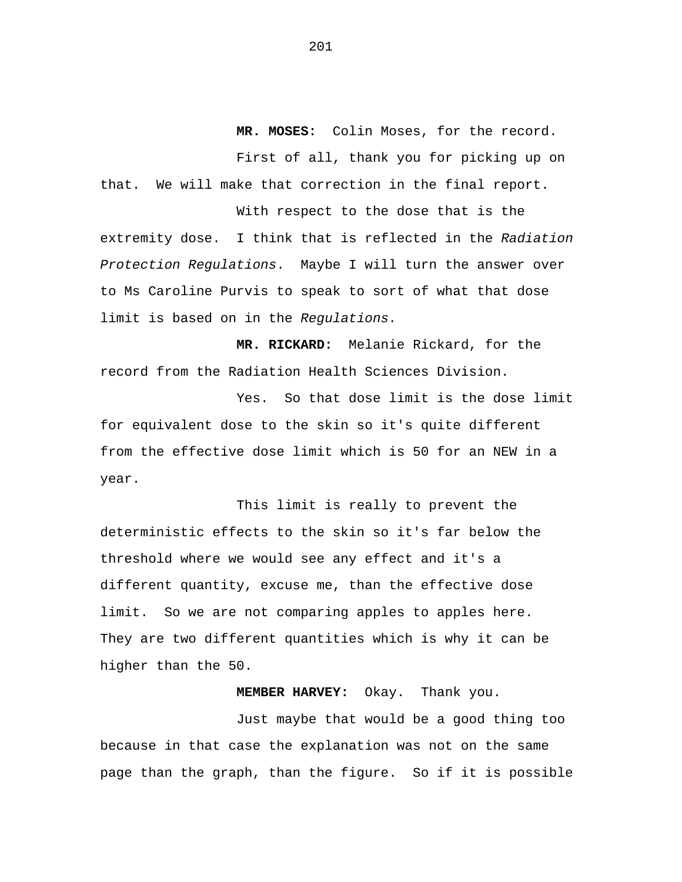**MR. MOSES:** Colin Moses, for the record.

First of all, thank you for picking up on that. We will make that correction in the final report.

With respect to the dose that is the extremity dose. I think that is reflected in the *Radiation Protection Regulations*. Maybe I will turn the answer over to Ms Caroline Purvis to speak to sort of what that dose limit is based on in the *Regulations.*

**MR. RICKARD:** Melanie Rickard, for the record from the Radiation Health Sciences Division.

Yes. So that dose limit is the dose limit for equivalent dose to the skin so it's quite different from the effective dose limit which is 50 for an NEW in a year.

This limit is really to prevent the deterministic effects to the skin so it's far below the threshold where we would see any effect and it's a different quantity, excuse me, than the effective dose limit. So we are not comparing apples to apples here. They are two different quantities which is why it can be higher than the 50.

**MEMBER HARVEY:** Okay. Thank you.

Just maybe that would be a good thing too because in that case the explanation was not on the same page than the graph, than the figure. So if it is possible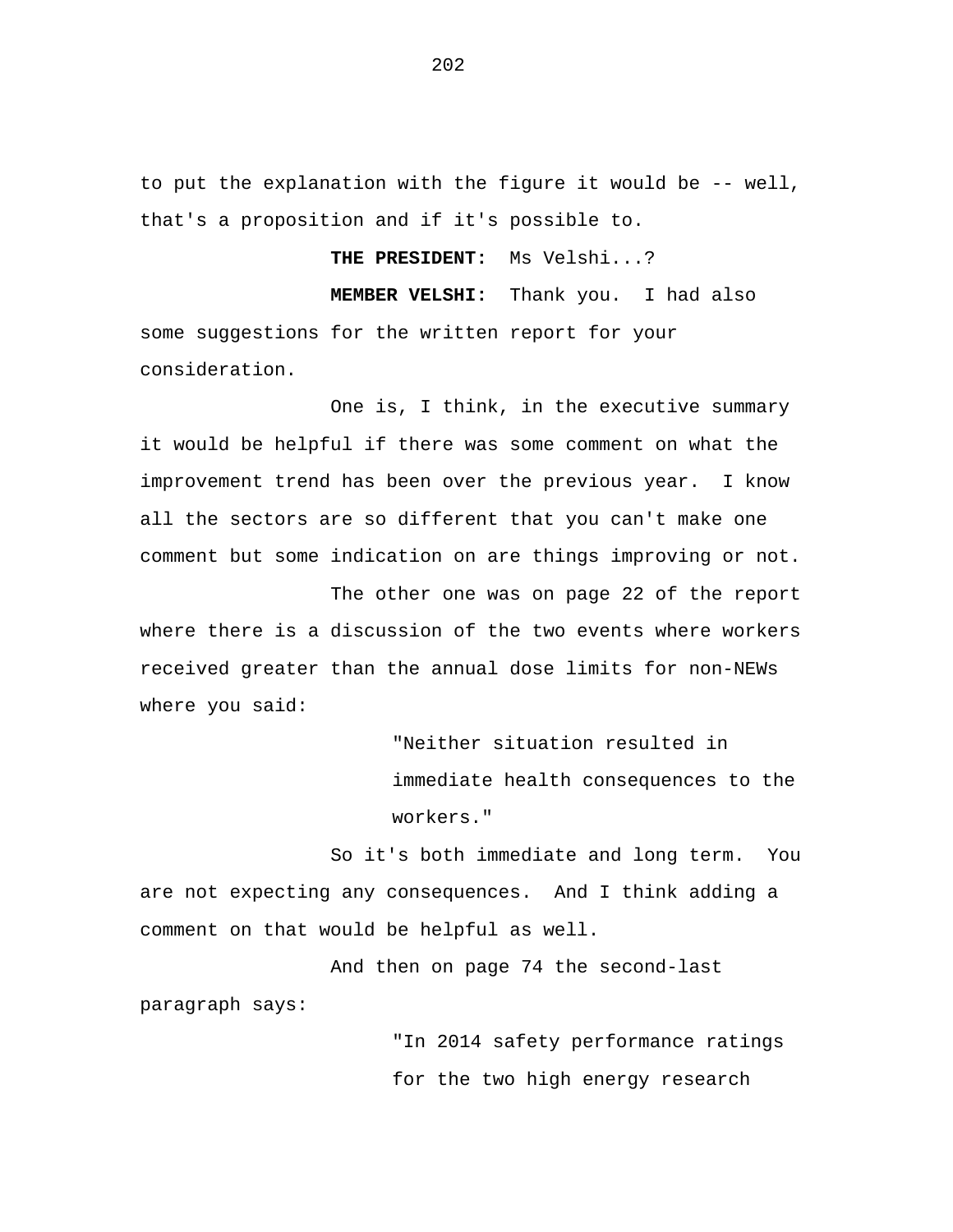to put the explanation with the figure it would be -- well, that's a proposition and if it's possible to.

**THE PRESIDENT:** Ms Velshi...?

**MEMBER VELSHI:** Thank you. I had also some suggestions for the written report for your consideration.

One is, I think, in the executive summary it would be helpful if there was some comment on what the improvement trend has been over the previous year. I know all the sectors are so different that you can't make one comment but some indication on are things improving or not.

The other one was on page 22 of the report where there is a discussion of the two events where workers received greater than the annual dose limits for non-NEWs where you said:

> "Neither situation resulted in immediate health consequences to the workers."

So it's both immediate and long term. You are not expecting any consequences. And I think adding a comment on that would be helpful as well.

And then on page 74 the second-last paragraph says:

> "In 2014 safety performance ratings for the two high energy research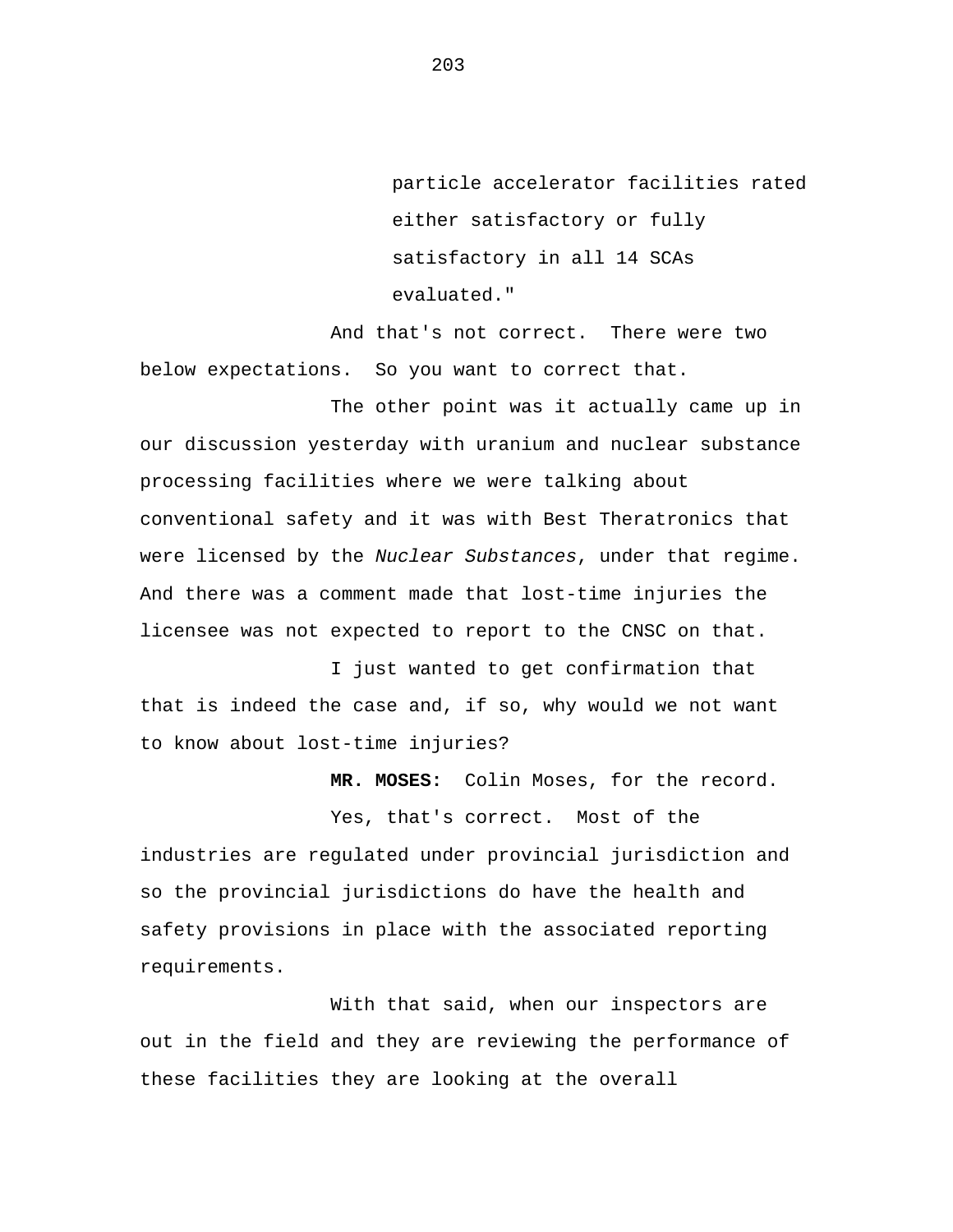> particle accelerator facilities rated either satisfactory or fully satisfactory in all 14 SCAs evaluated."

And that's not correct. There were two below expectations. So you want to correct that.

The other point was it actually came up in our discussion yesterday with uranium and nuclear substance processing facilities where we were talking about conventional safety and it was with Best Theratronics that were licensed by the *Nuclear Substances*, under that regime. And there was a comment made that lost-time injuries the licensee was not expected to report to the CNSC on that.

I just wanted to get confirmation that that is indeed the case and, if so, why would we not want to know about lost-time injuries?

**MR. MOSES:** Colin Moses, for the record.

Yes, that's correct. Most of the industries are regulated under provincial jurisdiction and so the provincial jurisdictions do have the health and safety provisions in place with the associated reporting requirements.

With that said, when our inspectors are out in the field and they are reviewing the performance of these facilities they are looking at the overall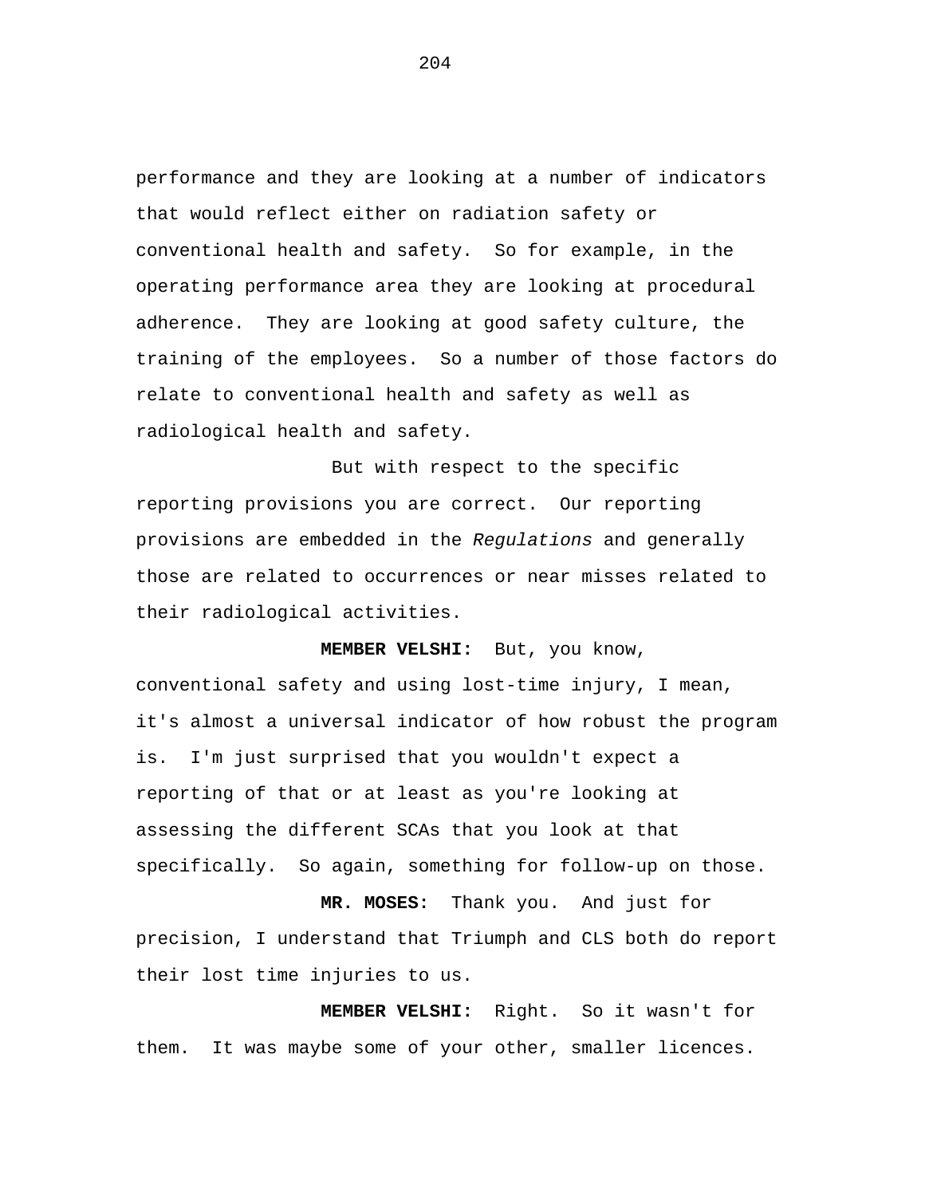performance and they are looking at a number of indicators that would reflect either on radiation safety or conventional health and safety. So for example, in the operating performance area they are looking at procedural adherence. They are looking at good safety culture, the training of the employees. So a number of those factors do relate to conventional health and safety as well as radiological health and safety.

But with respect to the specific reporting provisions you are correct. Our reporting provisions are embedded in the *Regulations* and generally those are related to occurrences or near misses related to their radiological activities.

**MEMBER VELSHI:** But, you know, conventional safety and using lost-time injury, I mean, it's almost a universal indicator of how robust the program is. I'm just surprised that you wouldn't expect a reporting of that or at least as you're looking at assessing the different SCAs that you look at that specifically. So again, something for follow-up on those.

**MR. MOSES:** Thank you. And just for precision, I understand that Triumph and CLS both do report their lost time injuries to us.

**MEMBER VELSHI:** Right. So it wasn't for them. It was maybe some of your other, smaller licences.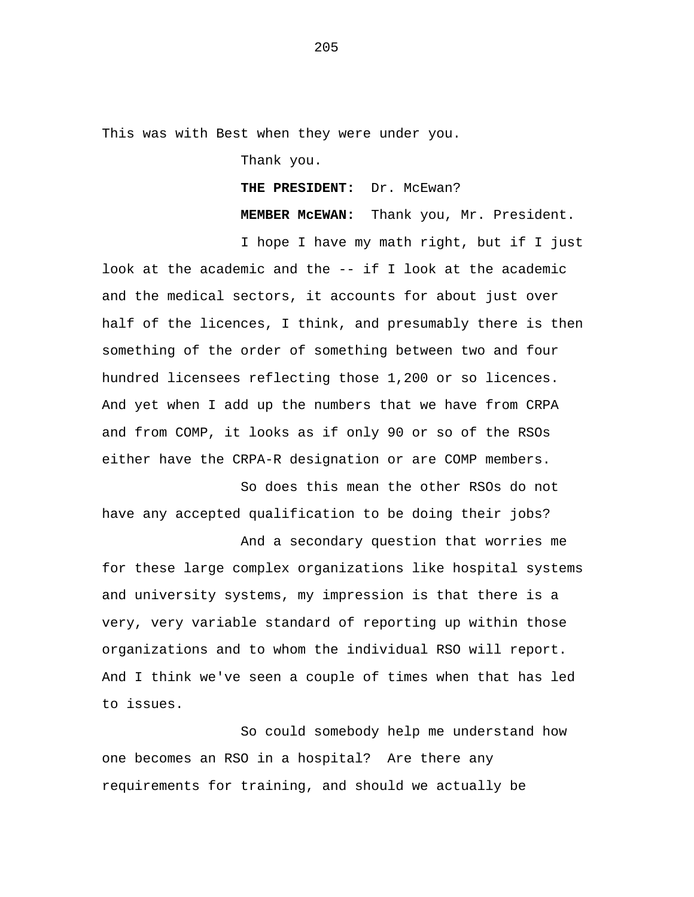This was with Best when they were under you.

Thank you.

**THE PRESIDENT:** Dr. McEwan?

**MEMBER McEWAN:** Thank you, Mr. President.

I hope I have my math right, but if I just look at the academic and the -- if I look at the academic and the medical sectors, it accounts for about just over half of the licences, I think, and presumably there is then something of the order of something between two and four hundred licensees reflecting those 1,200 or so licences. And yet when I add up the numbers that we have from CRPA and from COMP, it looks as if only 90 or so of the RSOs either have the CRPA-R designation or are COMP members.

So does this mean the other RSOs do not have any accepted qualification to be doing their jobs?

And a secondary question that worries me for these large complex organizations like hospital systems and university systems, my impression is that there is a very, very variable standard of reporting up within those organizations and to whom the individual RSO will report. And I think we've seen a couple of times when that has led to issues.

So could somebody help me understand how one becomes an RSO in a hospital? Are there any requirements for training, and should we actually be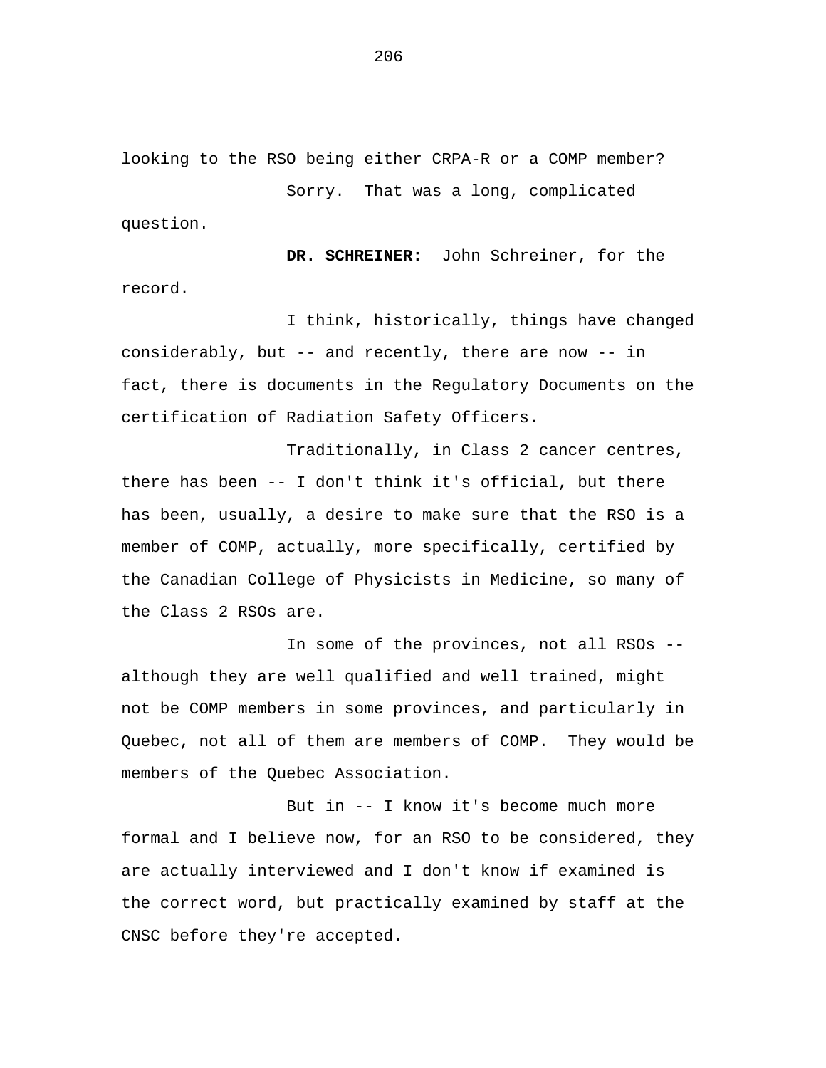looking to the RSO being either CRPA-R or a COMP member?

Sorry. That was a long, complicated question.

**DR. SCHREINER:** John Schreiner, for the record.

I think, historically, things have changed considerably, but -- and recently, there are now -- in fact, there is documents in the Regulatory Documents on the certification of Radiation Safety Officers.

Traditionally, in Class 2 cancer centres, there has been -- I don't think it's official, but there has been, usually, a desire to make sure that the RSO is a member of COMP, actually, more specifically, certified by the Canadian College of Physicists in Medicine, so many of the Class 2 RSOs are.

In some of the provinces, not all RSOs -- although they are well qualified and well trained, might not be COMP members in some provinces, and particularly in Quebec, not all of them are members of COMP. They would be members of the Quebec Association.

But in -- I know it's become much more formal and I believe now, for an RSO to be considered, they are actually interviewed and I don't know if examined is the correct word, but practically examined by staff at the CNSC before they're accepted.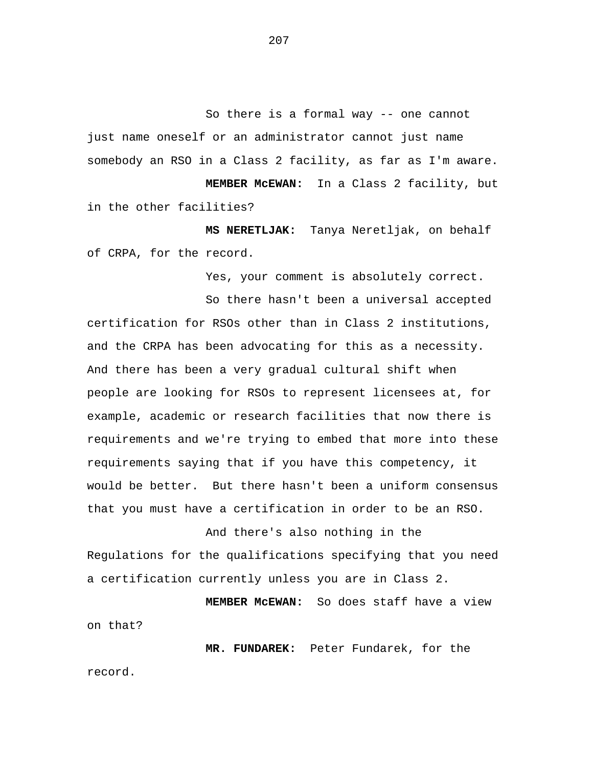So there is a formal way -- one cannot just name oneself or an administrator cannot just name somebody an RSO in a Class 2 facility, as far as I'm aware.

**MEMBER McEWAN:** In a Class 2 facility, but in the other facilities?

**MS NERETLJAK:** Tanya Neretljak, on behalf of CRPA, for the record.

Yes, your comment is absolutely correct.

So there hasn't been a universal accepted certification for RSOs other than in Class 2 institutions, and the CRPA has been advocating for this as a necessity. And there has been a very gradual cultural shift when people are looking for RSOs to represent licensees at, for example, academic or research facilities that now there is requirements and we're trying to embed that more into these requirements saying that if you have this competency, it would be better. But there hasn't been a uniform consensus that you must have a certification in order to be an RSO.

And there's also nothing in the Regulations for the qualifications specifying that you need a certification currently unless you are in Class 2.

**MEMBER McEWAN:** So does staff have a view on that?

**MR. FUNDAREK:** Peter Fundarek, for the record.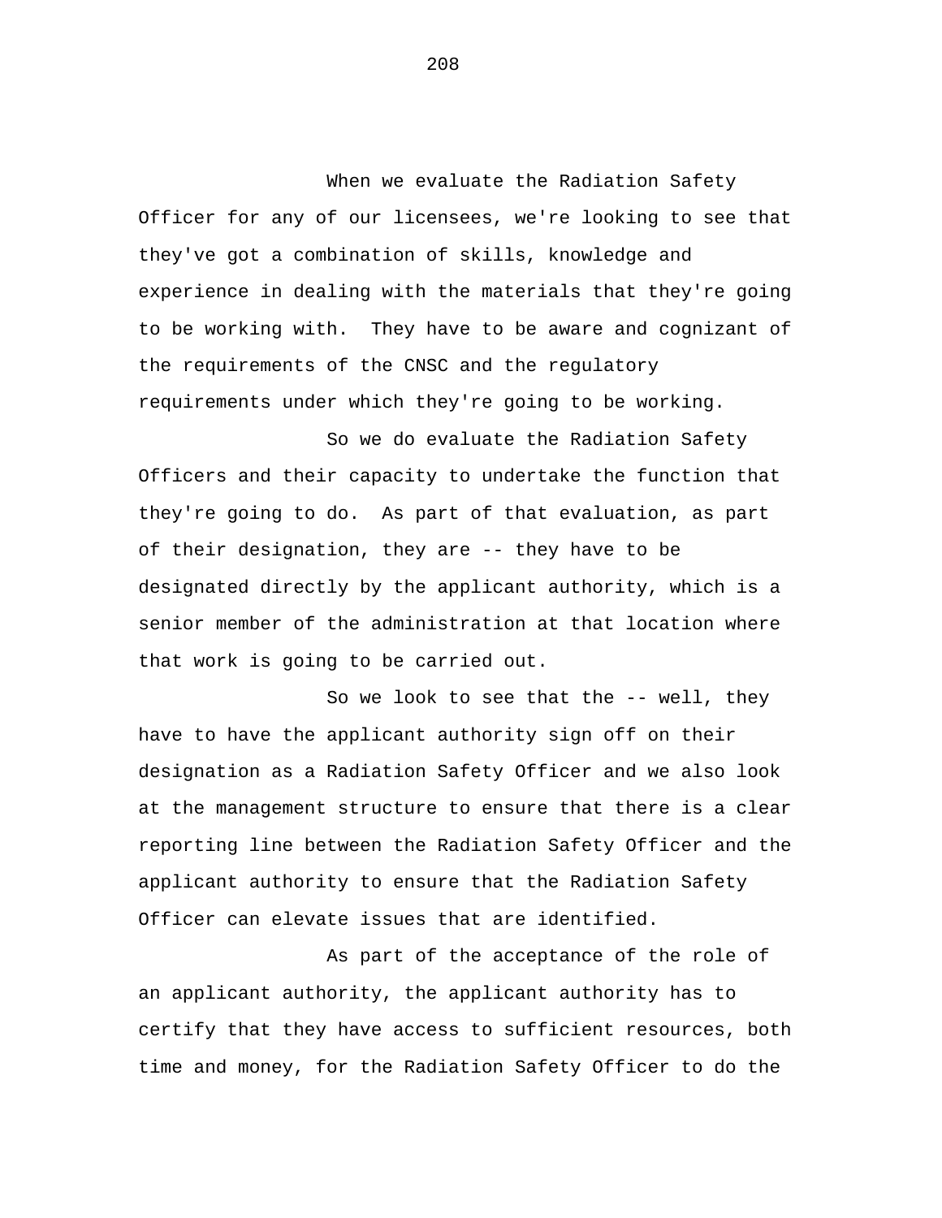When we evaluate the Radiation Safety Officer for any of our licensees, we're looking to see that they've got a combination of skills, knowledge and experience in dealing with the materials that they're going to be working with. They have to be aware and cognizant of the requirements of the CNSC and the regulatory requirements under which they're going to be working.

So we do evaluate the Radiation Safety Officers and their capacity to undertake the function that they're going to do. As part of that evaluation, as part of their designation, they are -- they have to be designated directly by the applicant authority, which is a senior member of the administration at that location where that work is going to be carried out.

So we look to see that the -- well, they have to have the applicant authority sign off on their designation as a Radiation Safety Officer and we also look at the management structure to ensure that there is a clear reporting line between the Radiation Safety Officer and the applicant authority to ensure that the Radiation Safety Officer can elevate issues that are identified.

As part of the acceptance of the role of an applicant authority, the applicant authority has to certify that they have access to sufficient resources, both time and money, for the Radiation Safety Officer to do the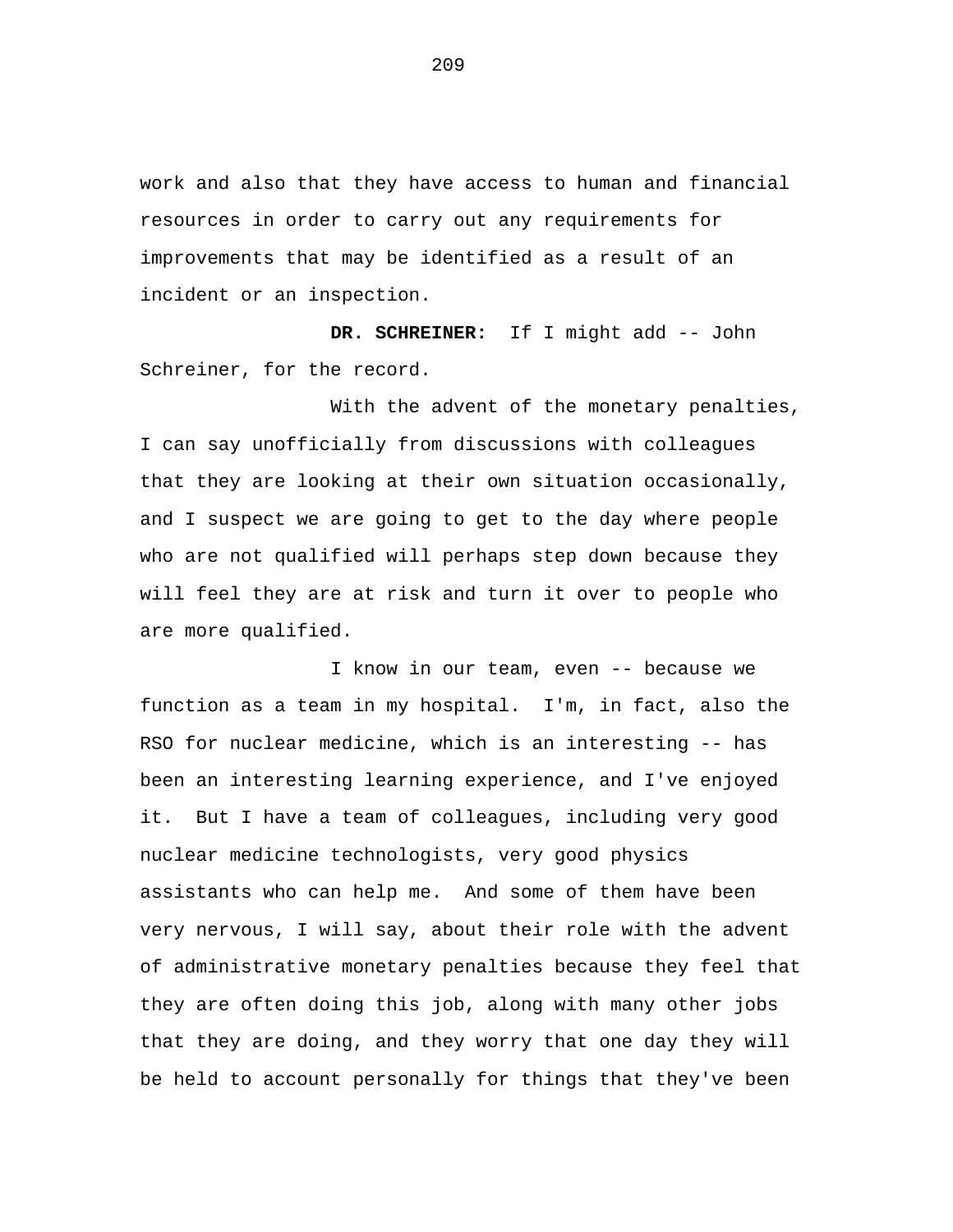work and also that they have access to human and financial resources in order to carry out any requirements for improvements that may be identified as a result of an incident or an inspection.

**DR. SCHREINER:** If I might add -- John Schreiner, for the record.

With the advent of the monetary penalties, I can say unofficially from discussions with colleagues that they are looking at their own situation occasionally, and I suspect we are going to get to the day where people who are not qualified will perhaps step down because they will feel they are at risk and turn it over to people who are more qualified.

I know in our team, even -- because we function as a team in my hospital. I'm, in fact, also the RSO for nuclear medicine, which is an interesting -- has been an interesting learning experience, and I've enjoyed it. But I have a team of colleagues, including very good nuclear medicine technologists, very good physics assistants who can help me. And some of them have been very nervous, I will say, about their role with the advent of administrative monetary penalties because they feel that they are often doing this job, along with many other jobs that they are doing, and they worry that one day they will be held to account personally for things that they've been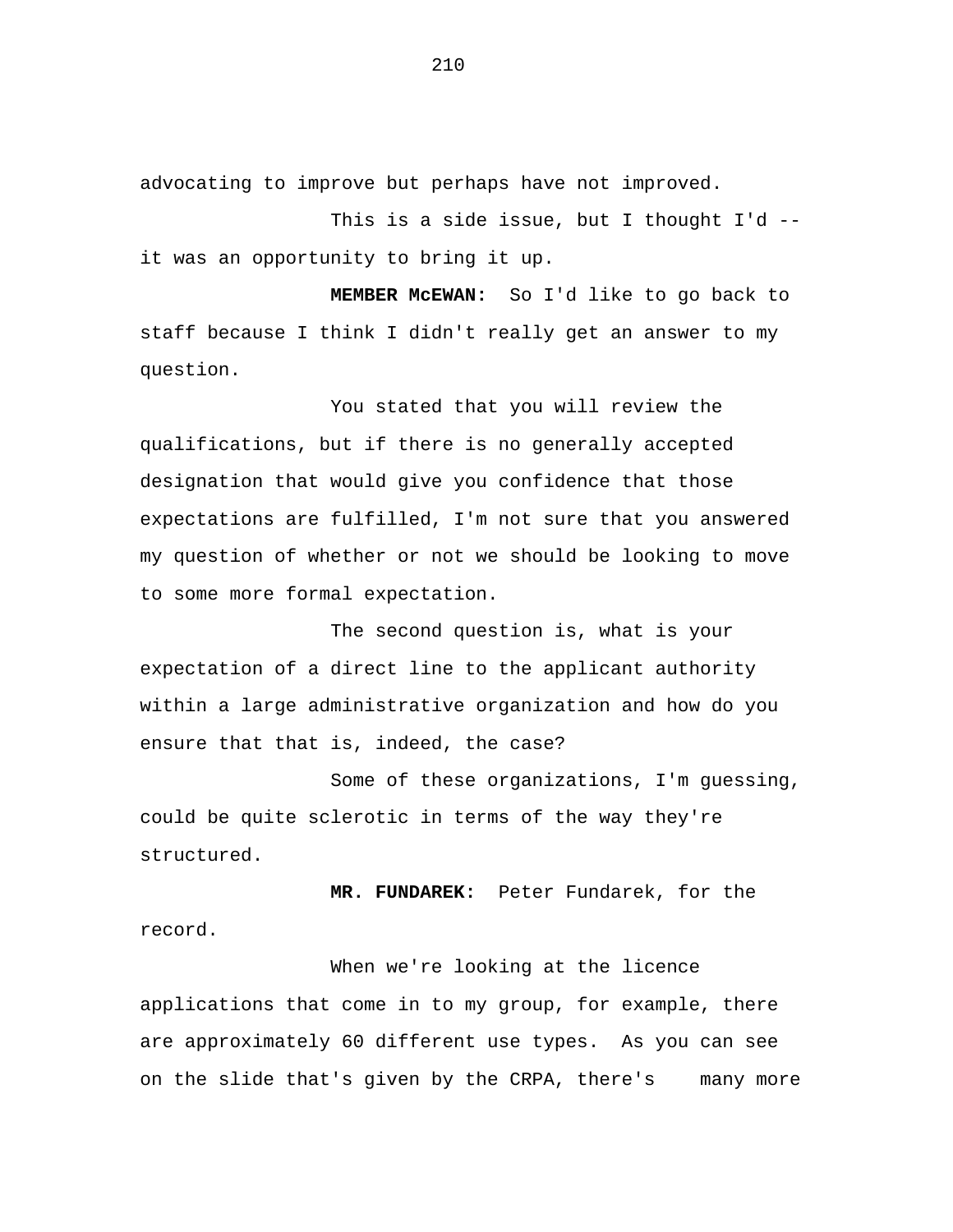advocating to improve but perhaps have not improved.

This is a side issue, but I thought I'd -- it was an opportunity to bring it up.

**MEMBER McEWAN:** So I'd like to go back to staff because I think I didn't really get an answer to my question.

You stated that you will review the qualifications, but if there is no generally accepted designation that would give you confidence that those expectations are fulfilled, I'm not sure that you answered my question of whether or not we should be looking to move to some more formal expectation.

The second question is, what is your expectation of a direct line to the applicant authority within a large administrative organization and how do you ensure that that is, indeed, the case?

Some of these organizations, I'm guessing, could be quite sclerotic in terms of the way they're structured.

**MR. FUNDAREK:** Peter Fundarek, for the record.

When we're looking at the licence applications that come in to my group, for example, there are approximately 60 different use types. As you can see on the slide that's given by the CRPA, there's many more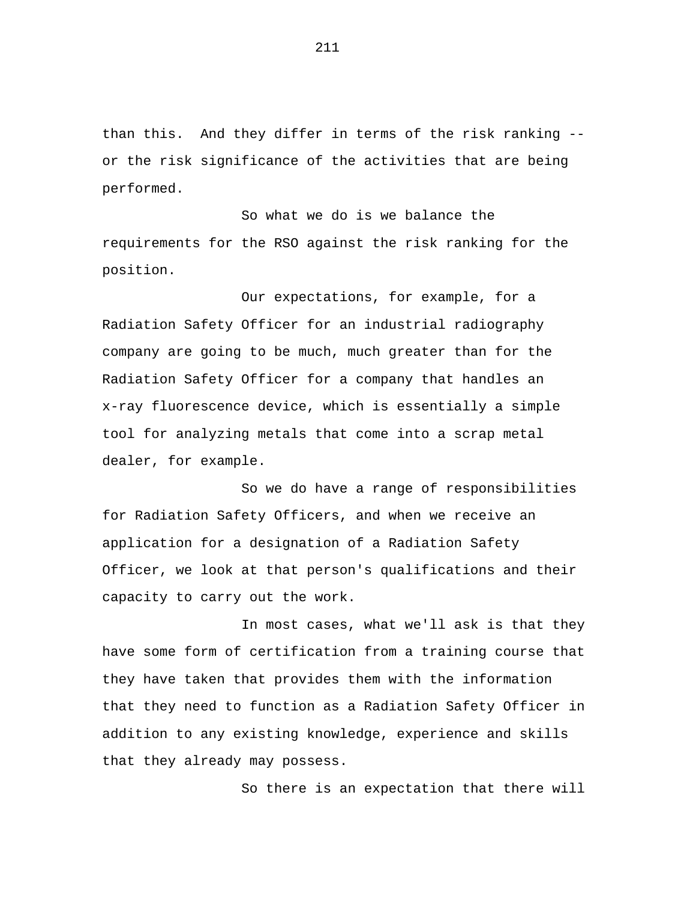than this.  And they differ in terms of the risk ranking -- or the risk significance of the activities that are being performed.

So what we do is we balance the requirements for the RSO against the risk ranking for the position.

Our expectations, for example, for a Radiation Safety Officer for an industrial radiography company are going to be much, much greater than for the Radiation Safety Officer for a company that handles an x-ray fluorescence device, which is essentially a simple tool for analyzing metals that come into a scrap metal dealer, for example.

So we do have a range of responsibilities for Radiation Safety Officers, and when we receive an application for a designation of a Radiation Safety Officer, we look at that person's qualifications and their capacity to carry out the work.

In most cases, what we'll ask is that they have some form of certification from a training course that they have taken that provides them with the information that they need to function as a Radiation Safety Officer in addition to any existing knowledge, experience and skills that they already may possess.

So there is an expectation that there will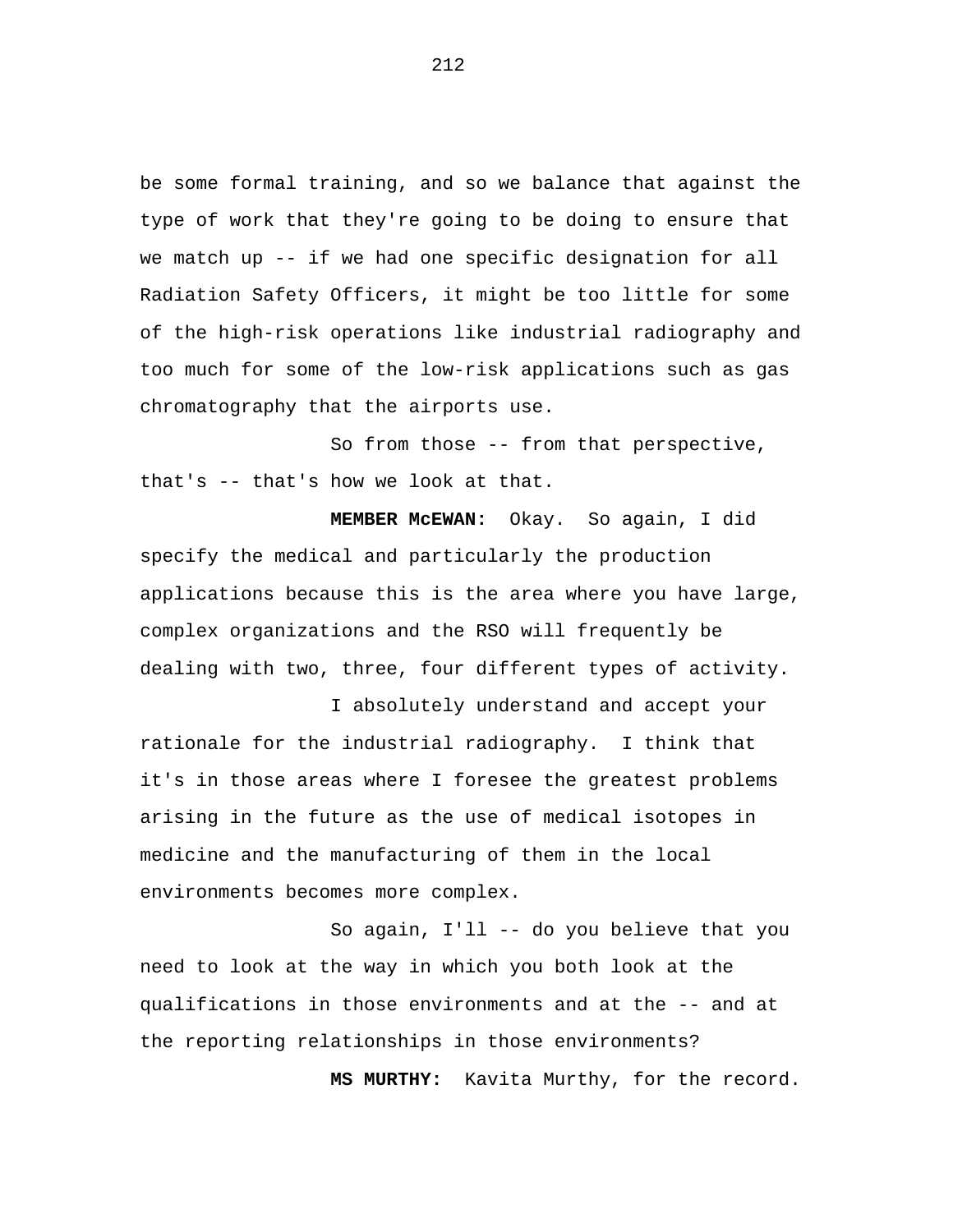be some formal training, and so we balance that against the type of work that they're going to be doing to ensure that we match up -- if we had one specific designation for all Radiation Safety Officers, it might be too little for some of the high-risk operations like industrial radiography and too much for some of the low-risk applications such as gas chromatography that the airports use.

So from those -- from that perspective, that's -- that's how we look at that.

**MEMBER McEWAN:** Okay. So again, I did specify the medical and particularly the production applications because this is the area where you have large, complex organizations and the RSO will frequently be dealing with two, three, four different types of activity.

I absolutely understand and accept your rationale for the industrial radiography. I think that it's in those areas where I foresee the greatest problems arising in the future as the use of medical isotopes in medicine and the manufacturing of them in the local environments becomes more complex.

So again, I'll -- do you believe that you need to look at the way in which you both look at the qualifications in those environments and at the -- and at the reporting relationships in those environments?

**MS MURTHY:** Kavita Murthy, for the record.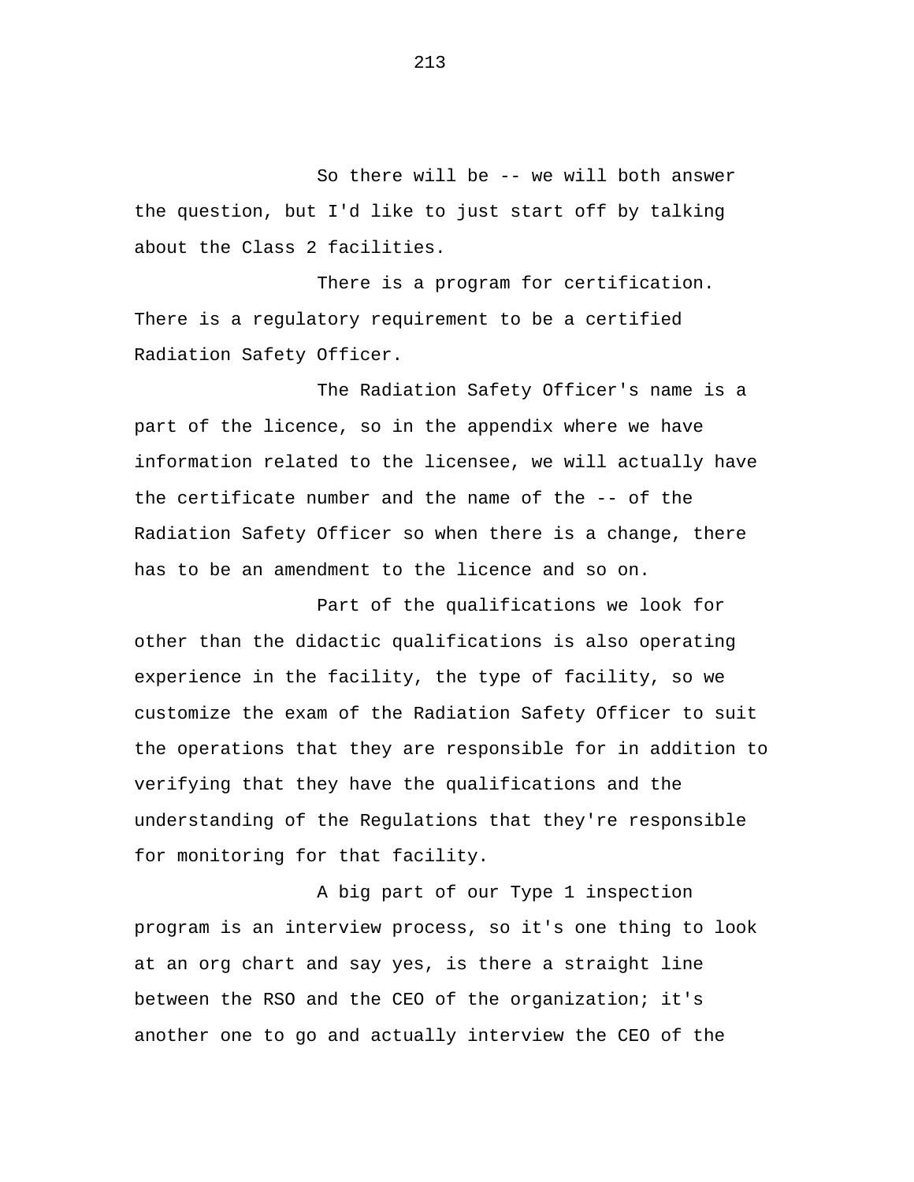So there will be -- we will both answer the question, but I'd like to just start off by talking about the Class 2 facilities.

There is a program for certification. There is a regulatory requirement to be a certified Radiation Safety Officer.

The Radiation Safety Officer's name is a part of the licence, so in the appendix where we have information related to the licensee, we will actually have the certificate number and the name of the -- of the Radiation Safety Officer so when there is a change, there has to be an amendment to the licence and so on.

Part of the qualifications we look for other than the didactic qualifications is also operating experience in the facility, the type of facility, so we customize the exam of the Radiation Safety Officer to suit the operations that they are responsible for in addition to verifying that they have the qualifications and the understanding of the Regulations that they're responsible for monitoring for that facility.

A big part of our Type 1 inspection program is an interview process, so it's one thing to look at an org chart and say yes, is there a straight line between the RSO and the CEO of the organization; it's another one to go and actually interview the CEO of the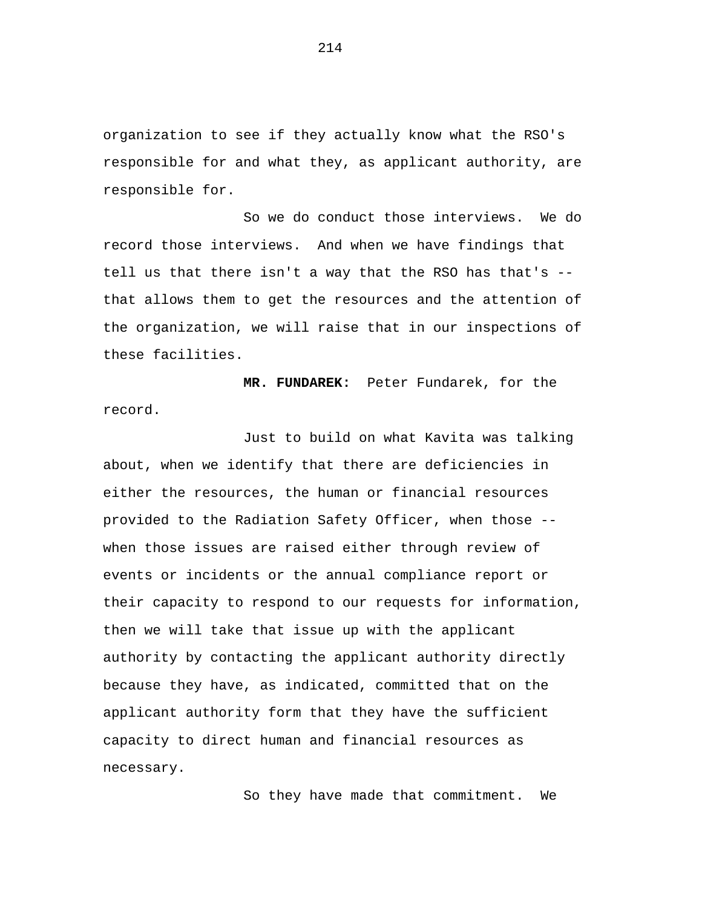organization to see if they actually know what the RSO's responsible for and what they, as applicant authority, are responsible for.

So we do conduct those interviews. We do record those interviews. And when we have findings that tell us that there isn't a way that the RSO has that's -- that allows them to get the resources and the attention of the organization, we will raise that in our inspections of these facilities.

**MR. FUNDAREK:** Peter Fundarek, for the record.

Just to build on what Kavita was talking about, when we identify that there are deficiencies in either the resources, the human or financial resources provided to the Radiation Safety Officer, when those -- when those issues are raised either through review of events or incidents or the annual compliance report or their capacity to respond to our requests for information, then we will take that issue up with the applicant authority by contacting the applicant authority directly because they have, as indicated, committed that on the applicant authority form that they have the sufficient capacity to direct human and financial resources as necessary.

So they have made that commitment. We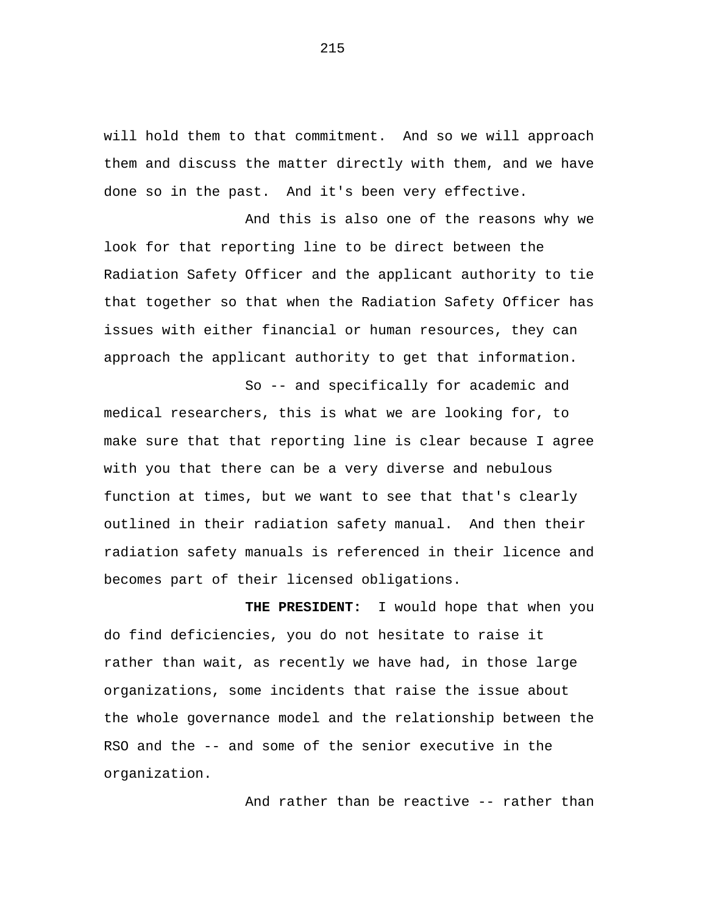will hold them to that commitment. And so we will approach them and discuss the matter directly with them, and we have done so in the past. And it's been very effective.

And this is also one of the reasons why we look for that reporting line to be direct between the Radiation Safety Officer and the applicant authority to tie that together so that when the Radiation Safety Officer has issues with either financial or human resources, they can approach the applicant authority to get that information.

So -- and specifically for academic and medical researchers, this is what we are looking for, to make sure that that reporting line is clear because I agree with you that there can be a very diverse and nebulous function at times, but we want to see that that's clearly outlined in their radiation safety manual. And then their radiation safety manuals is referenced in their licence and becomes part of their licensed obligations.

**THE PRESIDENT:** I would hope that when you do find deficiencies, you do not hesitate to raise it rather than wait, as recently we have had, in those large organizations, some incidents that raise the issue about the whole governance model and the relationship between the RSO and the -- and some of the senior executive in the organization.

And rather than be reactive -- rather than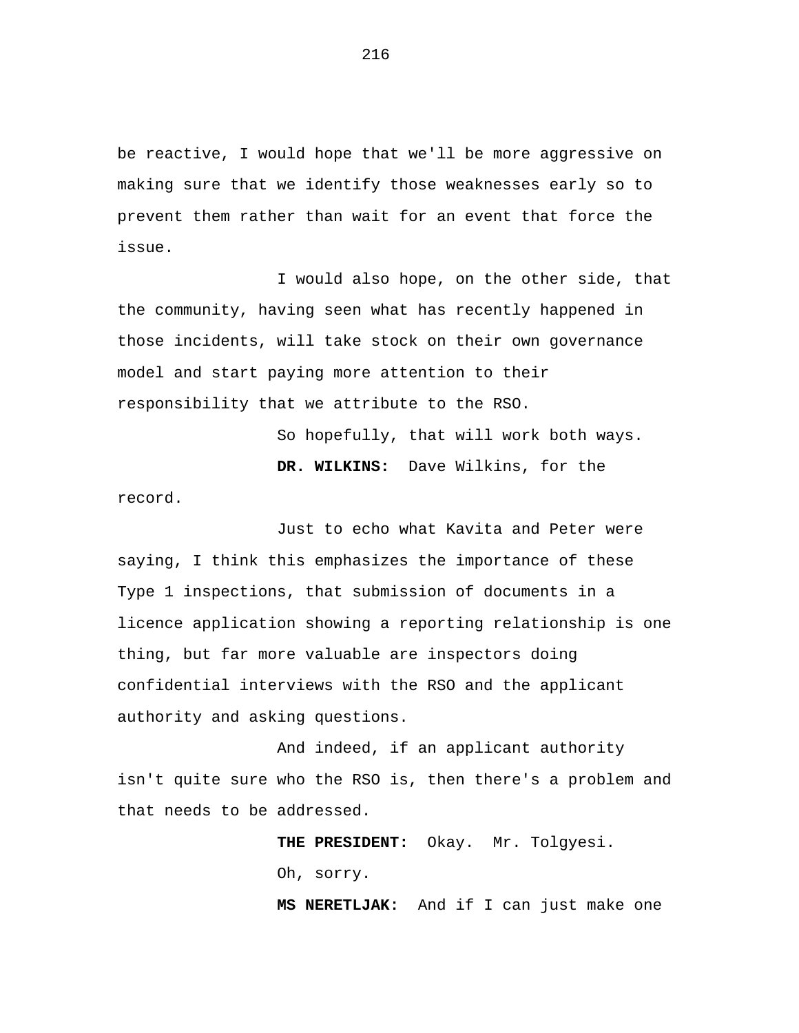be reactive, I would hope that we'll be more aggressive on making sure that we identify those weaknesses early so to prevent them rather than wait for an event that force the issue.

I would also hope, on the other side, that the community, having seen what has recently happened in those incidents, will take stock on their own governance model and start paying more attention to their responsibility that we attribute to the RSO.

So hopefully, that will work both ways.

**DR. WILKINS:** Dave Wilkins, for the record.

Just to echo what Kavita and Peter were saying, I think this emphasizes the importance of these Type 1 inspections, that submission of documents in a licence application showing a reporting relationship is one thing, but far more valuable are inspectors doing confidential interviews with the RSO and the applicant authority and asking questions.

And indeed, if an applicant authority isn't quite sure who the RSO is, then there's a problem and that needs to be addressed.

**THE PRESIDENT:** Okay. Mr. Tolgyesi.

Oh, sorry.

**MS NERETLJAK:** And if I can just make one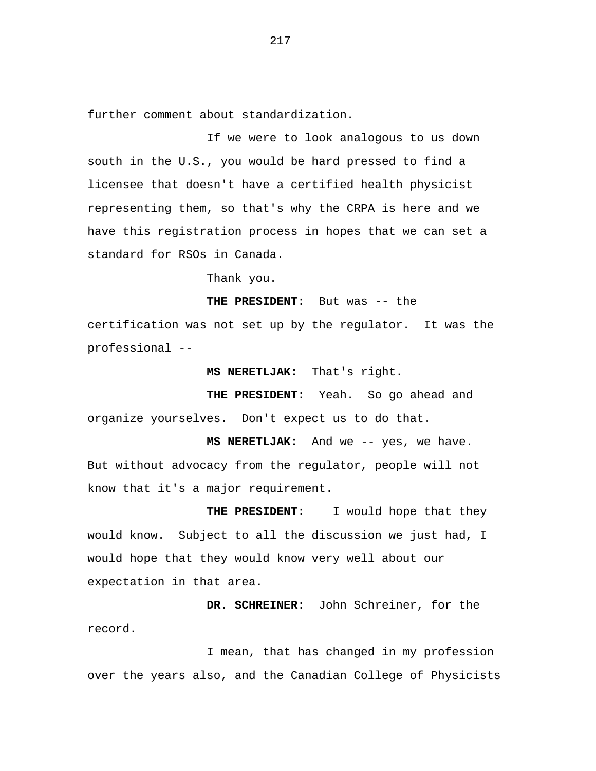further comment about standardization.

If we were to look analogous to us down south in the U.S., you would be hard pressed to find a licensee that doesn't have a certified health physicist representing them, so that's why the CRPA is here and we have this registration process in hopes that we can set a standard for RSOs in Canada.

Thank you.

**THE PRESIDENT:** But was -- the certification was not set up by the regulator. It was the professional --

**MS NERETLJAK:** That's right.

**THE PRESIDENT:** Yeah. So go ahead and organize yourselves. Don't expect us to do that.

**MS NERETLJAK:** And we -- yes, we have. But without advocacy from the regulator, people will not know that it's a major requirement.

**THE PRESIDENT:** I would hope that they would know. Subject to all the discussion we just had, I would hope that they would know very well about our expectation in that area.

**DR. SCHREINER:** John Schreiner, for the record.

I mean, that has changed in my profession over the years also, and the Canadian College of Physicists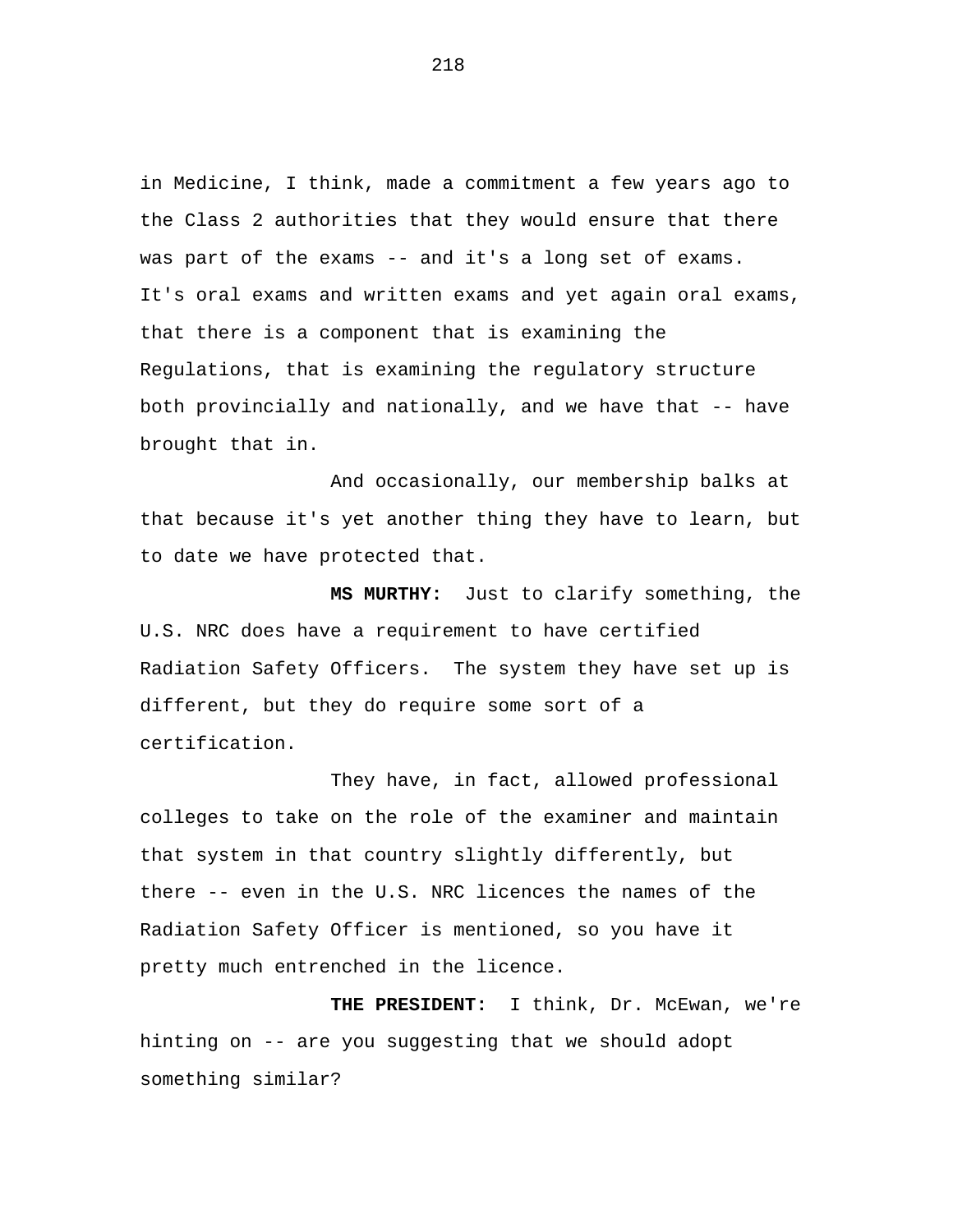in Medicine, I think, made a commitment a few years ago to the Class 2 authorities that they would ensure that there was part of the exams -- and it's a long set of exams. It's oral exams and written exams and yet again oral exams, that there is a component that is examining the Regulations, that is examining the regulatory structure both provincially and nationally, and we have that -- have brought that in.

And occasionally, our membership balks at that because it's yet another thing they have to learn, but to date we have protected that.

**MS MURTHY:** Just to clarify something, the U.S. NRC does have a requirement to have certified Radiation Safety Officers. The system they have set up is different, but they do require some sort of a certification.

They have, in fact, allowed professional colleges to take on the role of the examiner and maintain that system in that country slightly differently, but there -- even in the U.S. NRC licences the names of the Radiation Safety Officer is mentioned, so you have it pretty much entrenched in the licence.

**THE PRESIDENT:** I think, Dr. McEwan, we're hinting on -- are you suggesting that we should adopt something similar?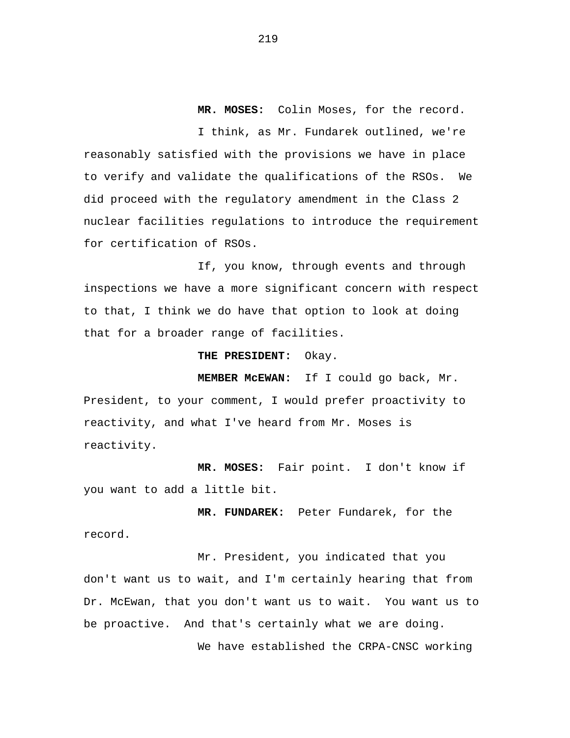**MR. MOSES:** Colin Moses, for the record.

I think, as Mr. Fundarek outlined, we're reasonably satisfied with the provisions we have in place to verify and validate the qualifications of the RSOs. We did proceed with the regulatory amendment in the Class 2 nuclear facilities regulations to introduce the requirement for certification of RSOs.

If, you know, through events and through inspections we have a more significant concern with respect to that, I think we do have that option to look at doing that for a broader range of facilities.

**THE PRESIDENT:** Okay.

**MEMBER McEWAN:** If I could go back, Mr. President, to your comment, I would prefer proactivity to reactivity, and what I've heard from Mr. Moses is reactivity.

**MR. MOSES:** Fair point. I don't know if you want to add a little bit.

**MR. FUNDAREK:** Peter Fundarek, for the record.

Mr. President, you indicated that you don't want us to wait, and I'm certainly hearing that from Dr. McEwan, that you don't want us to wait. You want us to be proactive. And that's certainly what we are doing.

We have established the CRPA-CNSC working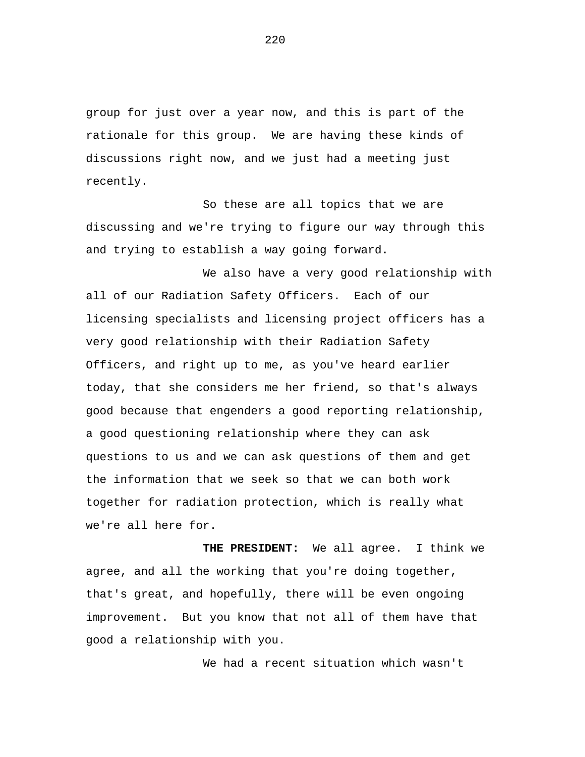group for just over a year now, and this is part of the rationale for this group. We are having these kinds of discussions right now, and we just had a meeting just recently.

So these are all topics that we are discussing and we're trying to figure our way through this and trying to establish a way going forward.

We also have a very good relationship with all of our Radiation Safety Officers. Each of our licensing specialists and licensing project officers has a very good relationship with their Radiation Safety Officers, and right up to me, as you've heard earlier today, that she considers me her friend, so that's always good because that engenders a good reporting relationship, a good questioning relationship where they can ask questions to us and we can ask questions of them and get the information that we seek so that we can both work together for radiation protection, which is really what we're all here for.

**THE PRESIDENT:** We all agree. I think we agree, and all the working that you're doing together, that's great, and hopefully, there will be even ongoing improvement. But you know that not all of them have that good a relationship with you.

We had a recent situation which wasn't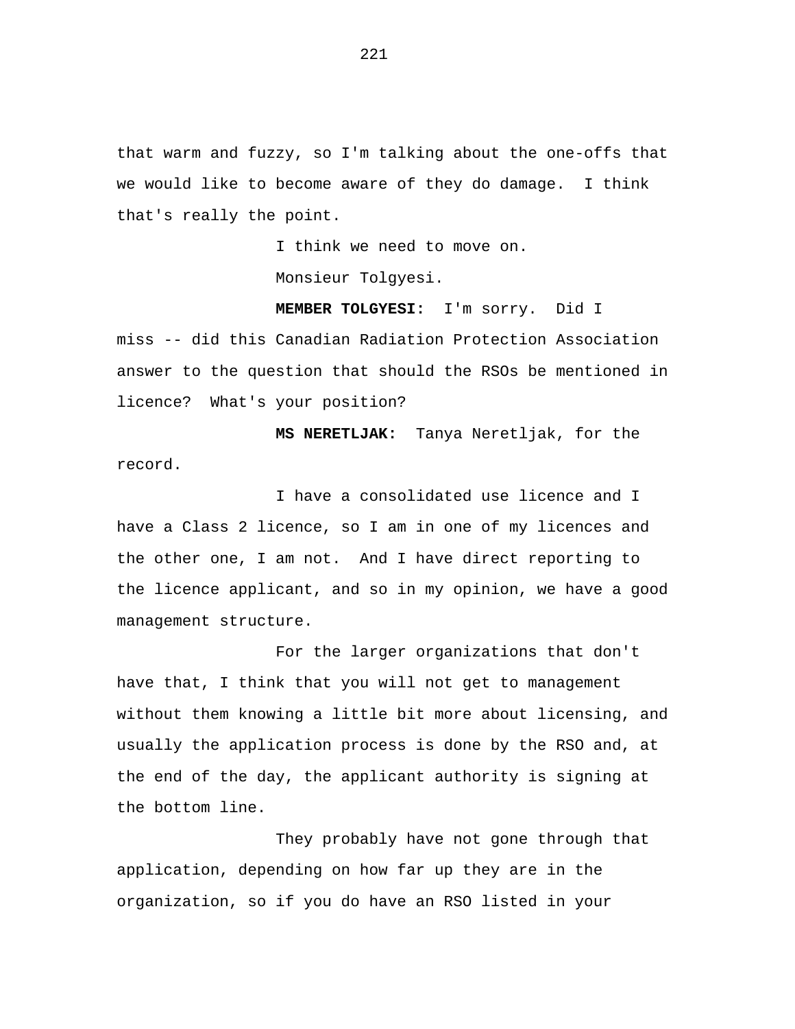that warm and fuzzy, so I'm talking about the one-offs that we would like to become aware of they do damage.  I think that's really the point.

I think we need to move on.

Monsieur Tolgyesi.

**MEMBER TOLGYESI:**  I'm sorry.  Did I miss -- did this Canadian Radiation Protection Association answer to the question that should the RSOs be mentioned in licence?  What's your position?

**MS NERETLJAK:**  Tanya Neretljak, for the record.

I have a consolidated use licence and I have a Class 2 licence, so I am in one of my licences and the other one, I am not.  And I have direct reporting to the licence applicant, and so in my opinion, we have a good management structure.

For the larger organizations that don't have that, I think that you will not get to management without them knowing a little bit more about licensing, and usually the application process is done by the RSO and, at the end of the day, the applicant authority is signing at the bottom line.

They probably have not gone through that application, depending on how far up they are in the organization, so if you do have an RSO listed in your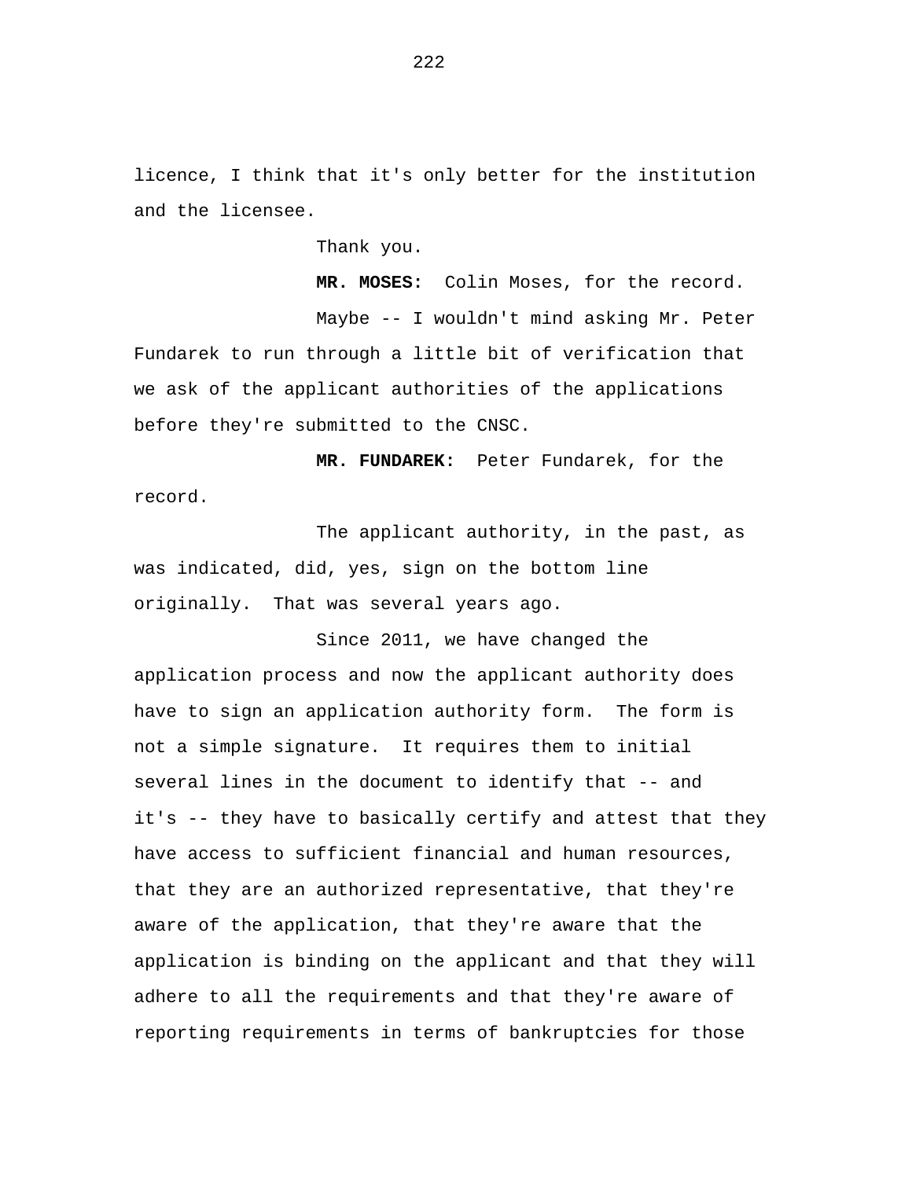licence, I think that it's only better for the institution and the licensee.

Thank you.

**MR. MOSES:** Colin Moses, for the record.

Maybe -- I wouldn't mind asking Mr. Peter Fundarek to run through a little bit of verification that we ask of the applicant authorities of the applications before they're submitted to the CNSC.

**MR. FUNDAREK:** Peter Fundarek, for the record.

The applicant authority, in the past, as was indicated, did, yes, sign on the bottom line originally. That was several years ago.

Since 2011, we have changed the application process and now the applicant authority does have to sign an application authority form. The form is not a simple signature. It requires them to initial several lines in the document to identify that -- and it's -- they have to basically certify and attest that they have access to sufficient financial and human resources, that they are an authorized representative, that they're aware of the application, that they're aware that the application is binding on the applicant and that they will adhere to all the requirements and that they're aware of reporting requirements in terms of bankruptcies for those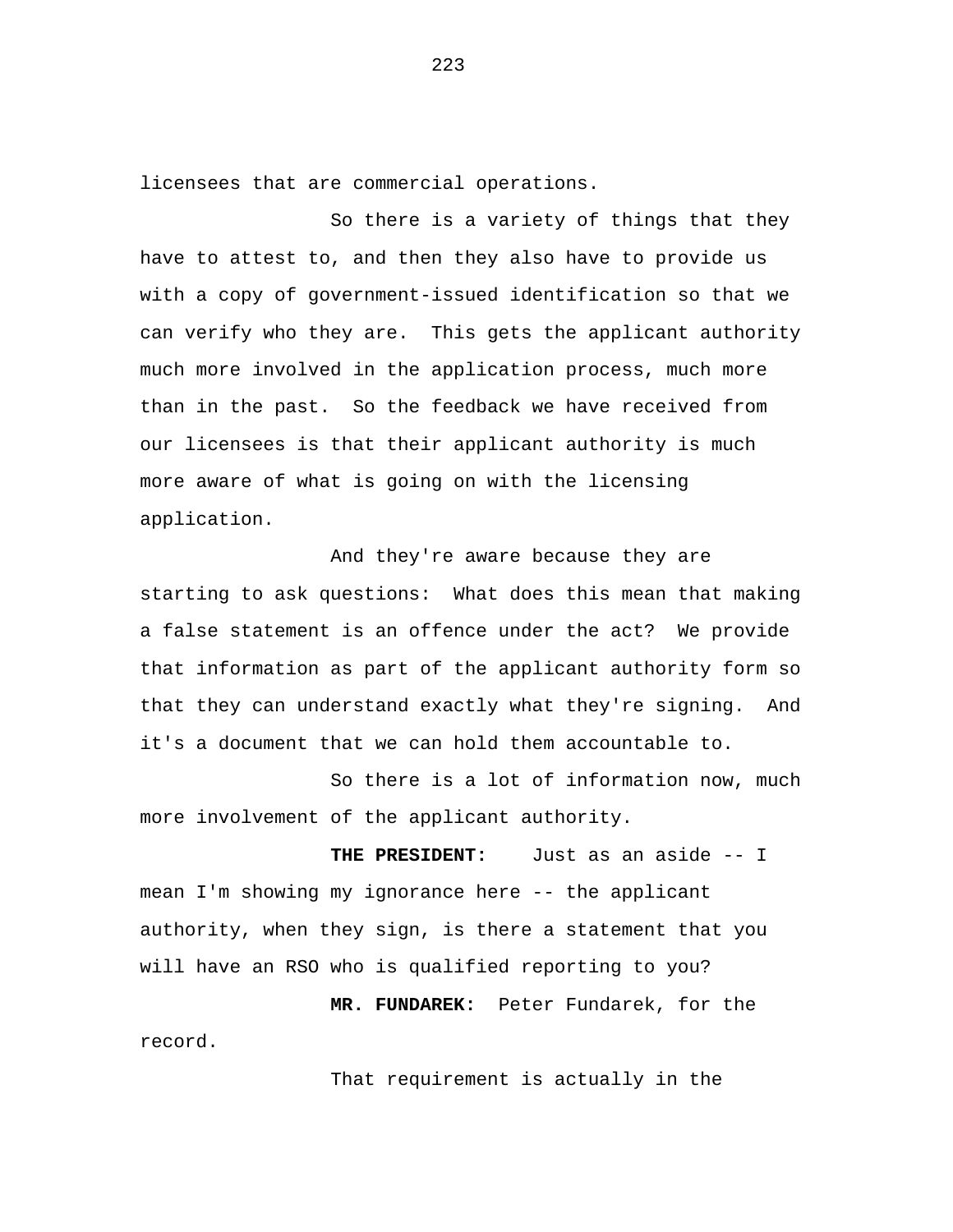licensees that are commercial operations.

So there is a variety of things that they have to attest to, and then they also have to provide us with a copy of government-issued identification so that we can verify who they are. This gets the applicant authority much more involved in the application process, much more than in the past. So the feedback we have received from our licensees is that their applicant authority is much more aware of what is going on with the licensing application.

And they're aware because they are starting to ask questions: What does this mean that making a false statement is an offence under the act? We provide that information as part of the applicant authority form so that they can understand exactly what they're signing. And it's a document that we can hold them accountable to.

So there is a lot of information now, much more involvement of the applicant authority.

**THE PRESIDENT:** Just as an aside -- I mean I'm showing my ignorance here -- the applicant authority, when they sign, is there a statement that you will have an RSO who is qualified reporting to you?

**MR. FUNDAREK:** Peter Fundarek, for the record.

That requirement is actually in the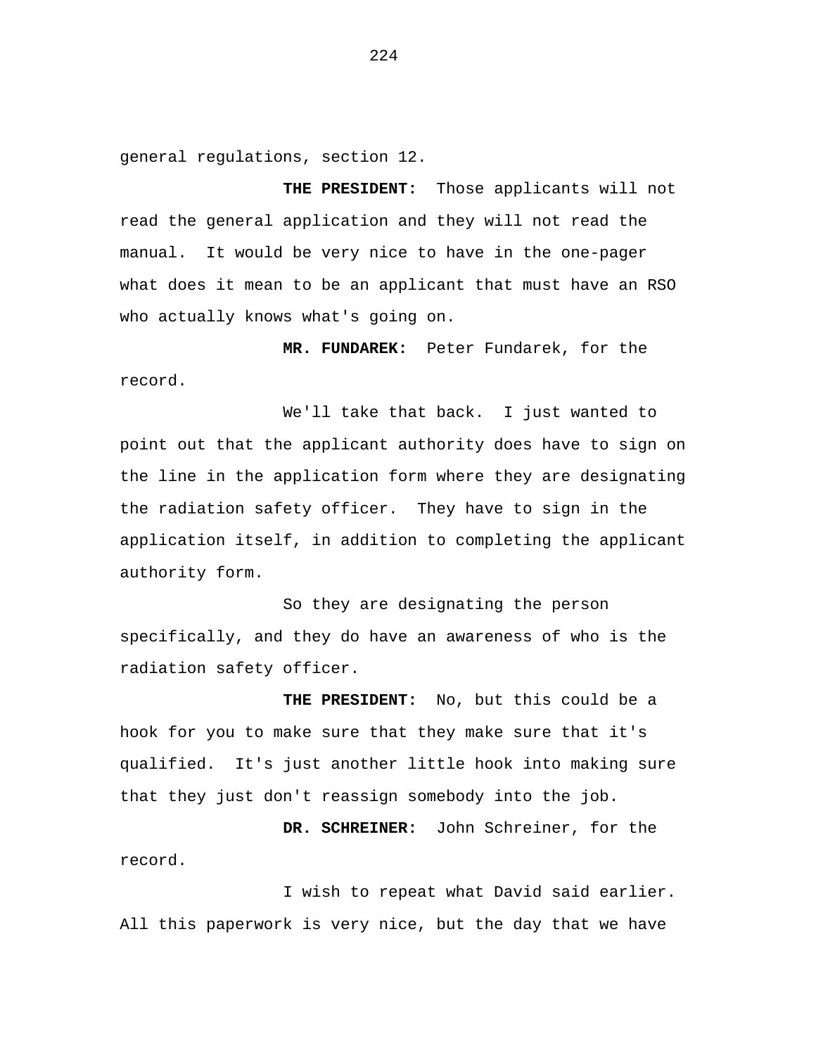general regulations, section 12.

**THE PRESIDENT:** Those applicants will not read the general application and they will not read the manual. It would be very nice to have in the one-pager what does it mean to be an applicant that must have an RSO who actually knows what's going on.

**MR. FUNDAREK:** Peter Fundarek, for the record.

We'll take that back. I just wanted to point out that the applicant authority does have to sign on the line in the application form where they are designating the radiation safety officer. They have to sign in the application itself, in addition to completing the applicant authority form.

So they are designating the person specifically, and they do have an awareness of who is the radiation safety officer.

**THE PRESIDENT:** No, but this could be a hook for you to make sure that they make sure that it's qualified. It's just another little hook into making sure that they just don't reassign somebody into the job.

**DR. SCHREINER:** John Schreiner, for the record.

I wish to repeat what David said earlier. All this paperwork is very nice, but the day that we have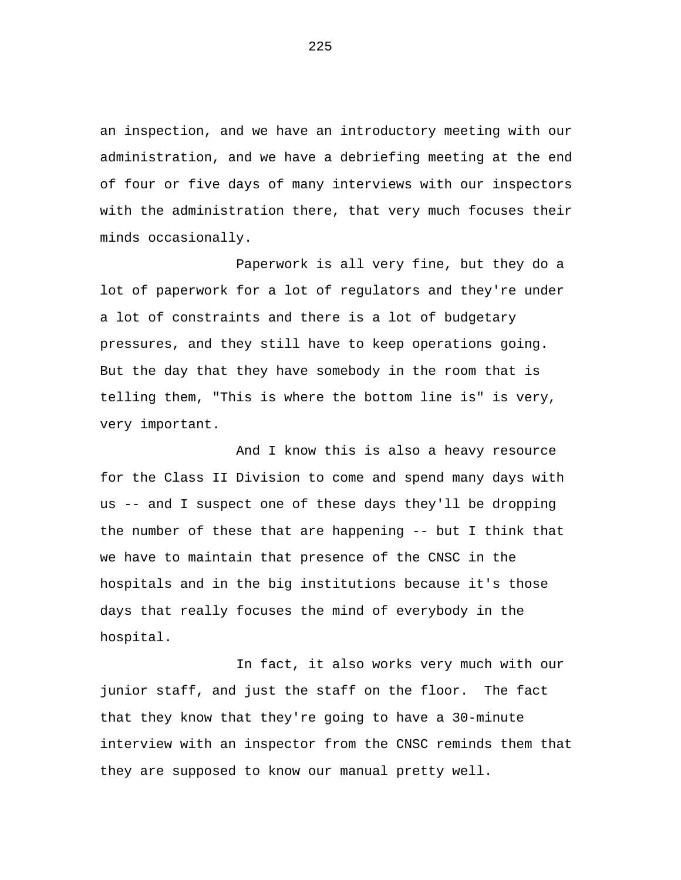an inspection, and we have an introductory meeting with our administration, and we have a debriefing meeting at the end of four or five days of many interviews with our inspectors with the administration there, that very much focuses their minds occasionally.

Paperwork is all very fine, but they do a lot of paperwork for a lot of regulators and they're under a lot of constraints and there is a lot of budgetary pressures, and they still have to keep operations going. But the day that they have somebody in the room that is telling them, "This is where the bottom line is" is very, very important.

And I know this is also a heavy resource for the Class II Division to come and spend many days with us -- and I suspect one of these days they'll be dropping the number of these that are happening -- but I think that we have to maintain that presence of the CNSC in the hospitals and in the big institutions because it's those days that really focuses the mind of everybody in the hospital.

In fact, it also works very much with our junior staff, and just the staff on the floor. The fact that they know that they're going to have a 30-minute interview with an inspector from the CNSC reminds them that they are supposed to know our manual pretty well.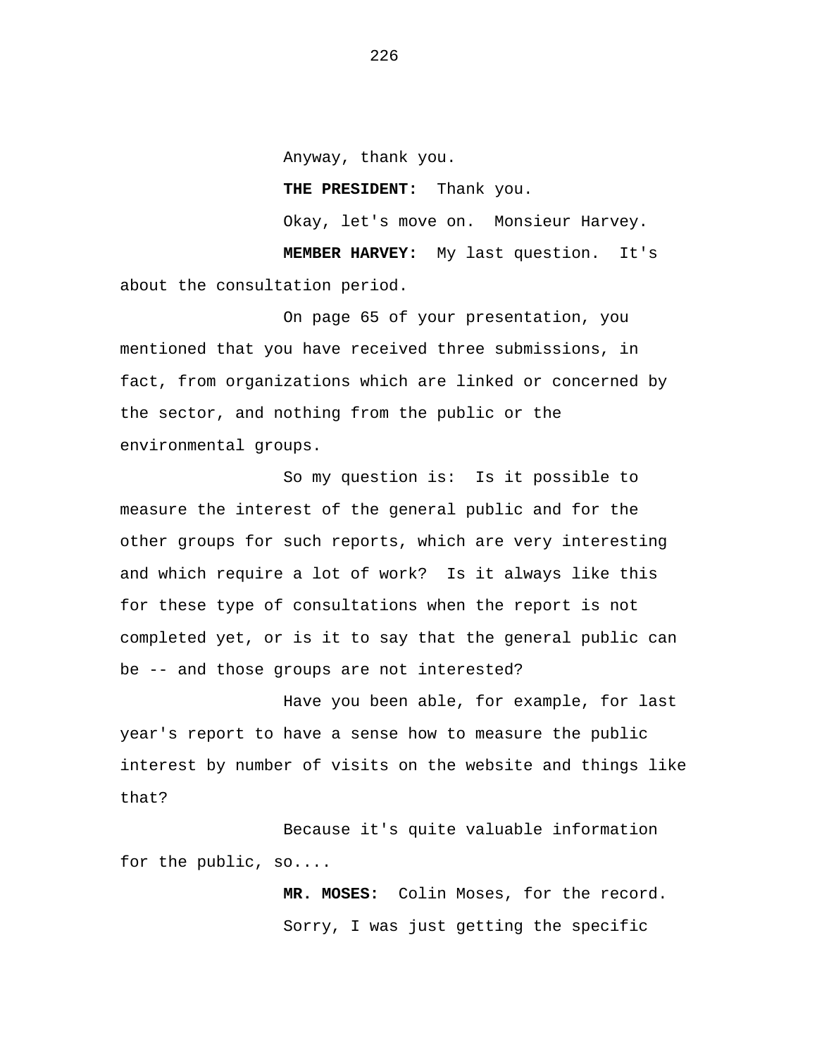Anyway, thank you.

**THE PRESIDENT:** Thank you.

Okay, let's move on. Monsieur Harvey.

**MEMBER HARVEY:** My last question. It's about the consultation period.

On page 65 of your presentation, you mentioned that you have received three submissions, in fact, from organizations which are linked or concerned by the sector, and nothing from the public or the environmental groups.

So my question is: Is it possible to measure the interest of the general public and for the other groups for such reports, which are very interesting and which require a lot of work? Is it always like this for these type of consultations when the report is not completed yet, or is it to say that the general public can be -- and those groups are not interested?

Have you been able, for example, for last year's report to have a sense how to measure the public interest by number of visits on the website and things like that?

Because it's quite valuable information for the public, so....

**MR. MOSES:** Colin Moses, for the record.

Sorry, I was just getting the specific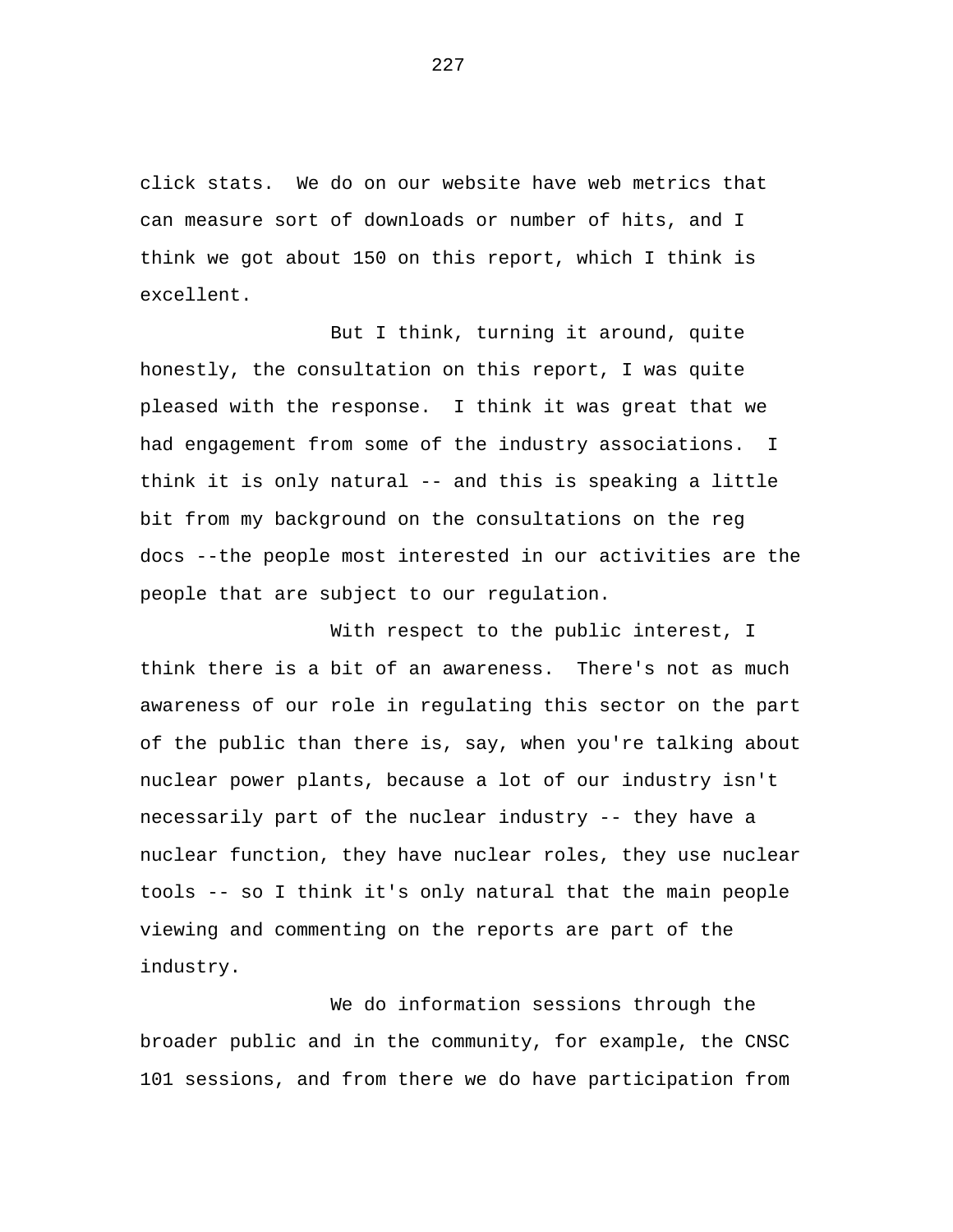click stats.  We do on our website have web metrics that can measure sort of downloads or number of hits, and I think we got about 150 on this report, which I think is excellent.

But I think, turning it around, quite honestly, the consultation on this report, I was quite pleased with the response.  I think it was great that we had engagement from some of the industry associations.  I think it is only natural -- and this is speaking a little bit from my background on the consultations on the reg docs --the people most interested in our activities are the people that are subject to our regulation.

With respect to the public interest, I think there is a bit of an awareness.  There's not as much awareness of our role in regulating this sector on the part of the public than there is, say, when you're talking about nuclear power plants, because a lot of our industry isn't necessarily part of the nuclear industry -- they have a nuclear function, they have nuclear roles, they use nuclear tools -- so I think it's only natural that the main people viewing and commenting on the reports are part of the industry.

We do information sessions through the broader public and in the community, for example, the CNSC 101 sessions, and from there we do have participation from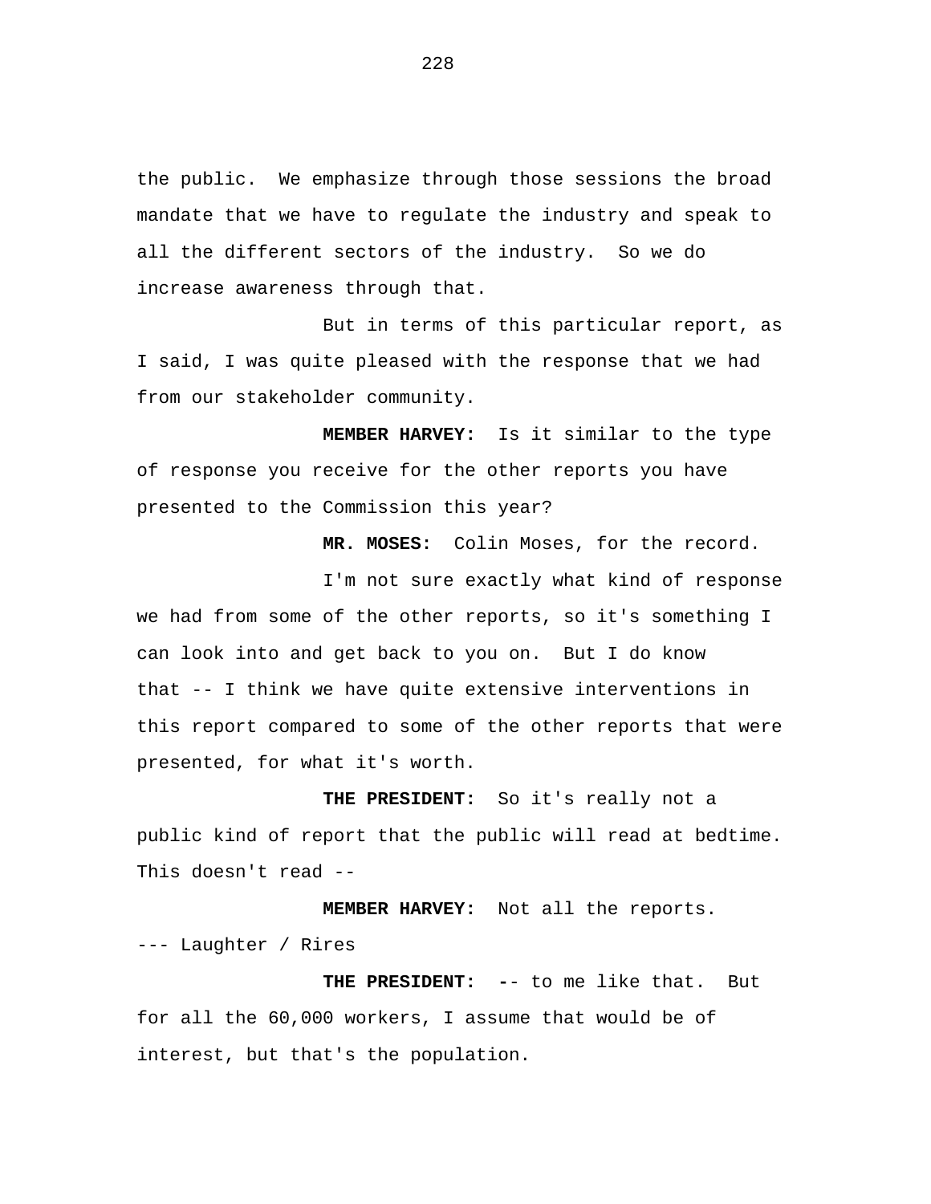the public.  We emphasize through those sessions the broad mandate that we have to regulate the industry and speak to all the different sectors of the industry.  So we do increase awareness through that.

But in terms of this particular report, as I said, I was quite pleased with the response that we had from our stakeholder community.

**MEMBER HARVEY:**  Is it similar to the type of response you receive for the other reports you have presented to the Commission this year?

**MR. MOSES:**  Colin Moses, for the record.

I'm not sure exactly what kind of response we had from some of the other reports, so it's something I can look into and get back to you on.  But I do know that -- I think we have quite extensive interventions in this report compared to some of the other reports that were presented, for what it's worth.

**THE PRESIDENT:**  So it's really not a public kind of report that the public will read at bedtime. This doesn't read --

**MEMBER HARVEY:**  Not all the reports.

--- Laughter / Rires

**THE PRESIDENT:**  -- to me like that.  But for all the 60,000 workers, I assume that would be of interest, but that's the population.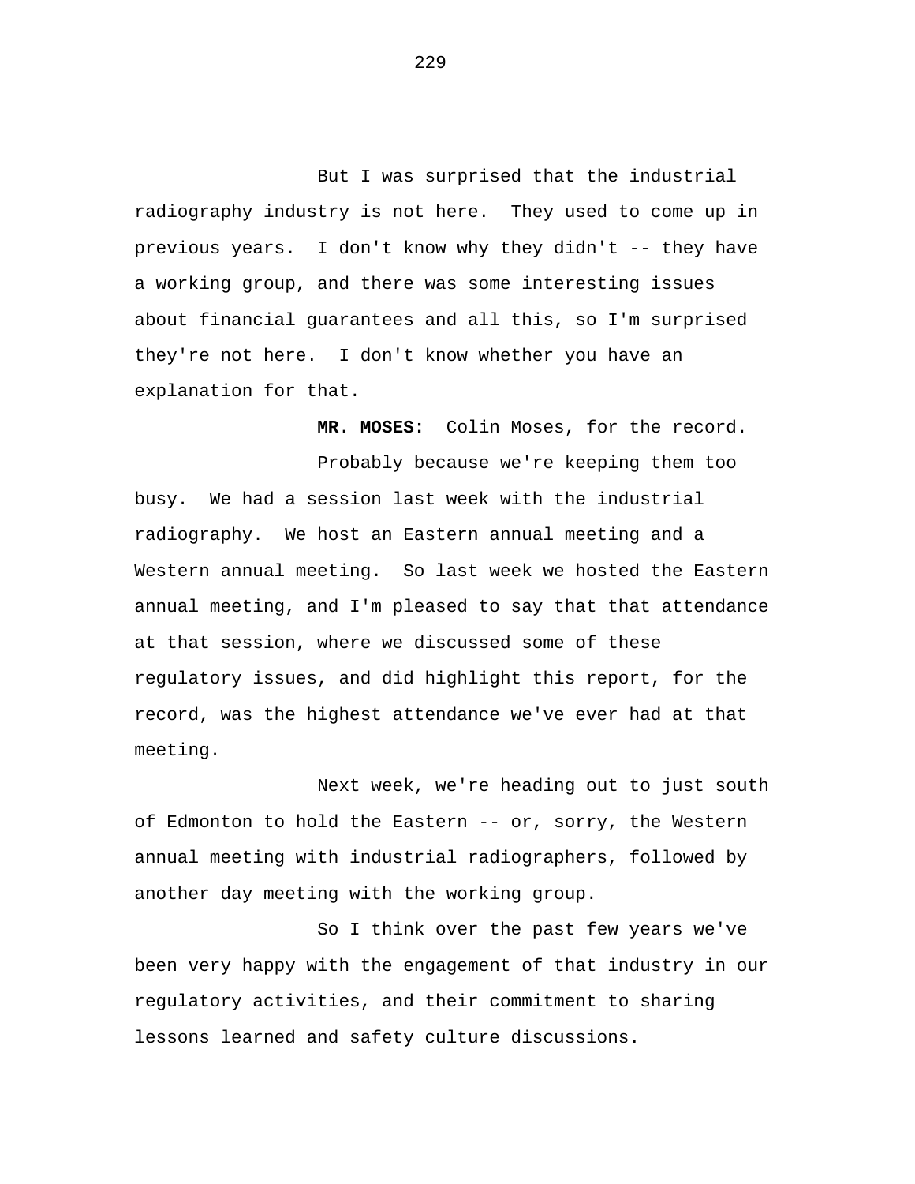But I was surprised that the industrial radiography industry is not here. They used to come up in previous years. I don't know why they didn't -- they have a working group, and there was some interesting issues about financial guarantees and all this, so I'm surprised they're not here. I don't know whether you have an explanation for that.

**MR. MOSES:** Colin Moses, for the record.

Probably because we're keeping them too busy. We had a session last week with the industrial radiography. We host an Eastern annual meeting and a Western annual meeting. So last week we hosted the Eastern annual meeting, and I'm pleased to say that that attendance at that session, where we discussed some of these regulatory issues, and did highlight this report, for the record, was the highest attendance we've ever had at that meeting.

Next week, we're heading out to just south of Edmonton to hold the Eastern -- or, sorry, the Western annual meeting with industrial radiographers, followed by another day meeting with the working group.

So I think over the past few years we've been very happy with the engagement of that industry in our regulatory activities, and their commitment to sharing lessons learned and safety culture discussions.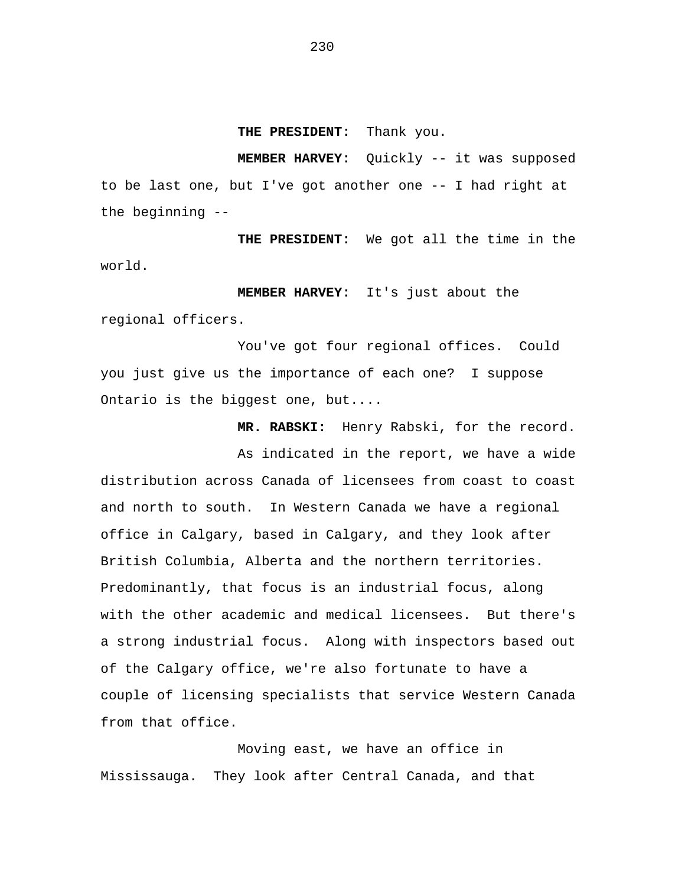**THE PRESIDENT:** Thank you.

**MEMBER HARVEY:** Quickly -- it was supposed to be last one, but I've got another one -- I had right at the beginning --

**THE PRESIDENT:** We got all the time in the world.

**MEMBER HARVEY:** It's just about the regional officers.

You've got four regional offices. Could you just give us the importance of each one? I suppose Ontario is the biggest one, but....

**MR. RABSKI:** Henry Rabski, for the record.

As indicated in the report, we have a wide distribution across Canada of licensees from coast to coast and north to south. In Western Canada we have a regional office in Calgary, based in Calgary, and they look after British Columbia, Alberta and the northern territories. Predominantly, that focus is an industrial focus, along with the other academic and medical licensees. But there's a strong industrial focus. Along with inspectors based out of the Calgary office, we're also fortunate to have a couple of licensing specialists that service Western Canada from that office.

Moving east, we have an office in Mississauga. They look after Central Canada, and that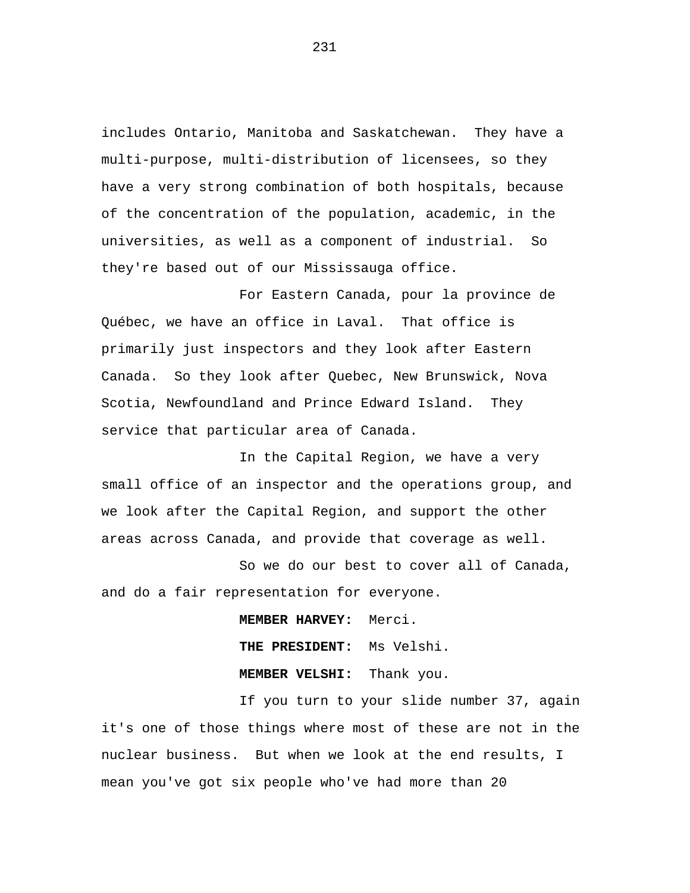includes Ontario, Manitoba and Saskatchewan. They have a multi-purpose, multi-distribution of licensees, so they have a very strong combination of both hospitals, because of the concentration of the population, academic, in the universities, as well as a component of industrial. So they're based out of our Mississauga office.

For Eastern Canada, pour la province de Québec, we have an office in Laval. That office is primarily just inspectors and they look after Eastern Canada. So they look after Quebec, New Brunswick, Nova Scotia, Newfoundland and Prince Edward Island. They service that particular area of Canada.

In the Capital Region, we have a very small office of an inspector and the operations group, and we look after the Capital Region, and support the other areas across Canada, and provide that coverage as well.

So we do our best to cover all of Canada, and do a fair representation for everyone.

**MEMBER HARVEY:** Merci.

**THE PRESIDENT:** Ms Velshi.

**MEMBER VELSHI:** Thank you.

If you turn to your slide number 37, again it's one of those things where most of these are not in the nuclear business. But when we look at the end results, I mean you've got six people who've had more than 20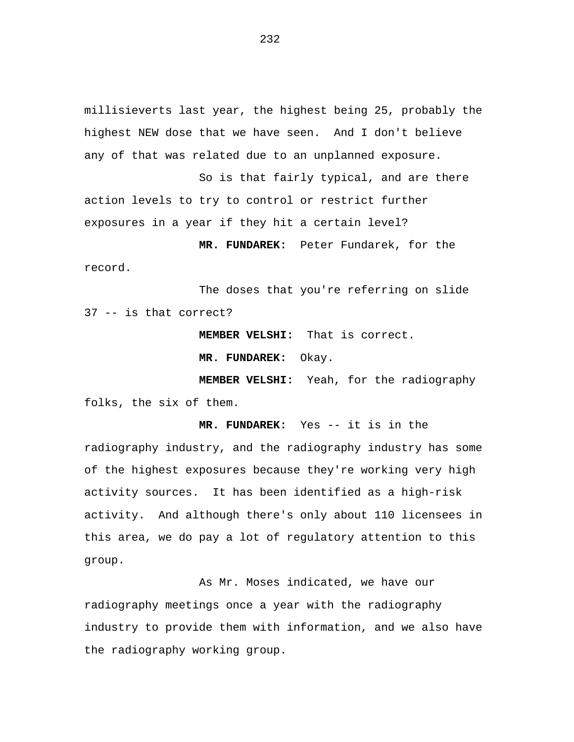millisieverts last year, the highest being 25, probably the highest NEW dose that we have seen. And I don't believe any of that was related due to an unplanned exposure.

So is that fairly typical, and are there action levels to try to control or restrict further exposures in a year if they hit a certain level?

**MR. FUNDAREK:** Peter Fundarek, for the record.

The doses that you're referring on slide 37 -- is that correct?

**MEMBER VELSHI:** That is correct.

**MR. FUNDAREK:** Okay.

**MEMBER VELSHI:** Yeah, for the radiography folks, the six of them.

**MR. FUNDAREK:** Yes -- it is in the radiography industry, and the radiography industry has some of the highest exposures because they're working very high activity sources. It has been identified as a high-risk activity. And although there's only about 110 licensees in this area, we do pay a lot of regulatory attention to this group.

As Mr. Moses indicated, we have our radiography meetings once a year with the radiography industry to provide them with information, and we also have the radiography working group.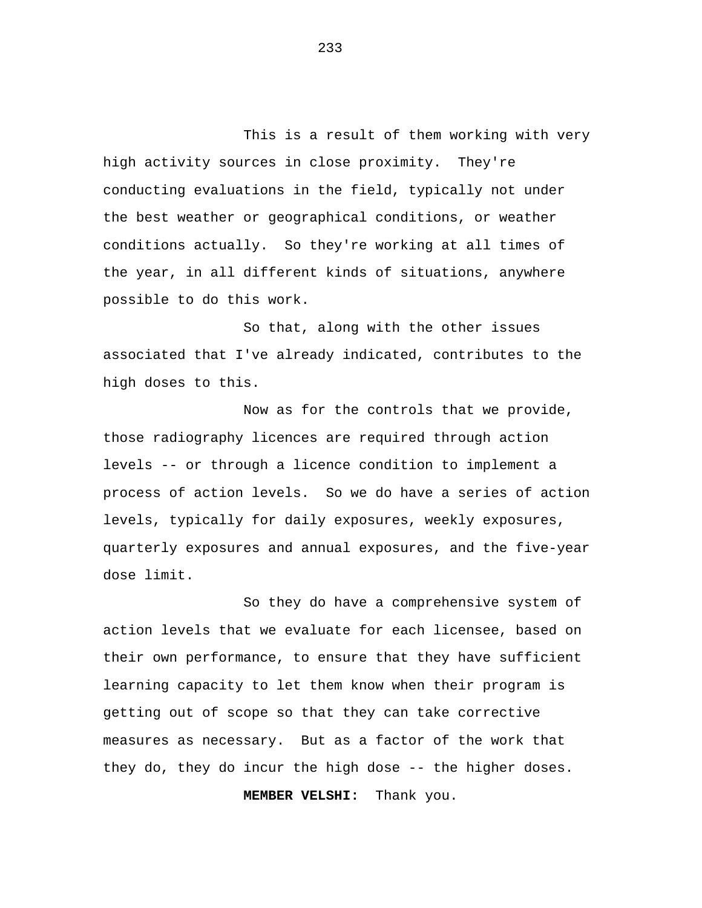This is a result of them working with very high activity sources in close proximity. They're conducting evaluations in the field, typically not under the best weather or geographical conditions, or weather conditions actually. So they're working at all times of the year, in all different kinds of situations, anywhere possible to do this work.

So that, along with the other issues associated that I've already indicated, contributes to the high doses to this.

Now as for the controls that we provide, those radiography licences are required through action levels -- or through a licence condition to implement a process of action levels. So we do have a series of action levels, typically for daily exposures, weekly exposures, quarterly exposures and annual exposures, and the five-year dose limit.

So they do have a comprehensive system of action levels that we evaluate for each licensee, based on their own performance, to ensure that they have sufficient learning capacity to let them know when their program is getting out of scope so that they can take corrective measures as necessary. But as a factor of the work that they do, they do incur the high dose -- the higher doses.

**MEMBER VELSHI:** Thank you.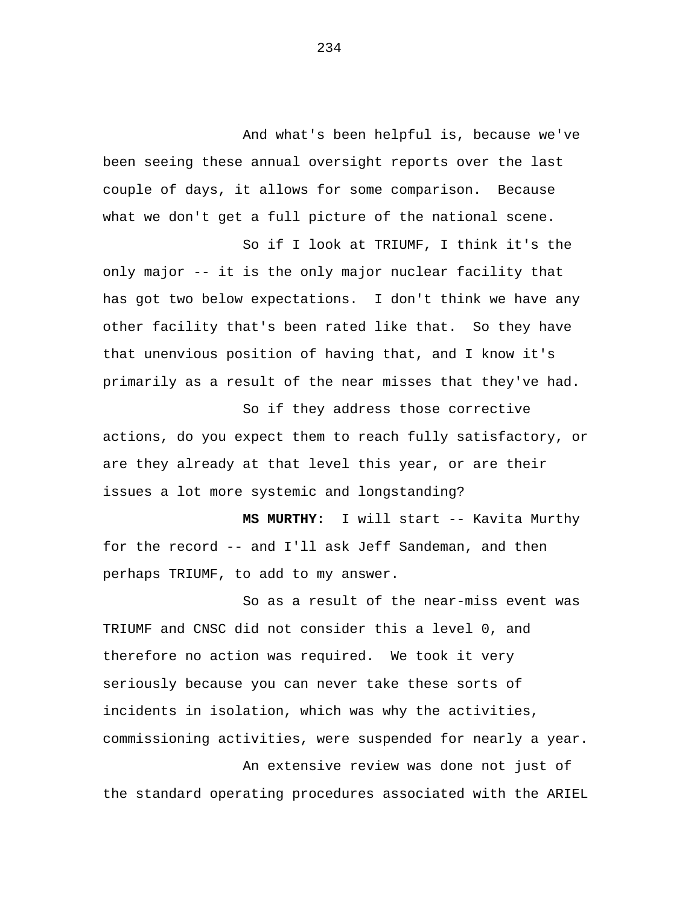And what's been helpful is, because we've been seeing these annual oversight reports over the last couple of days, it allows for some comparison. Because what we don't get a full picture of the national scene.

So if I look at TRIUMF, I think it's the only major -- it is the only major nuclear facility that has got two below expectations. I don't think we have any other facility that's been rated like that. So they have that unenvious position of having that, and I know it's primarily as a result of the near misses that they've had.

So if they address those corrective actions, do you expect them to reach fully satisfactory, or are they already at that level this year, or are their issues a lot more systemic and longstanding?

**MS MURTHY:** I will start -- Kavita Murthy for the record -- and I'll ask Jeff Sandeman, and then perhaps TRIUMF, to add to my answer.

So as a result of the near-miss event was TRIUMF and CNSC did not consider this a level 0, and therefore no action was required. We took it very seriously because you can never take these sorts of incidents in isolation, which was why the activities, commissioning activities, were suspended for nearly a year.

An extensive review was done not just of the standard operating procedures associated with the ARIEL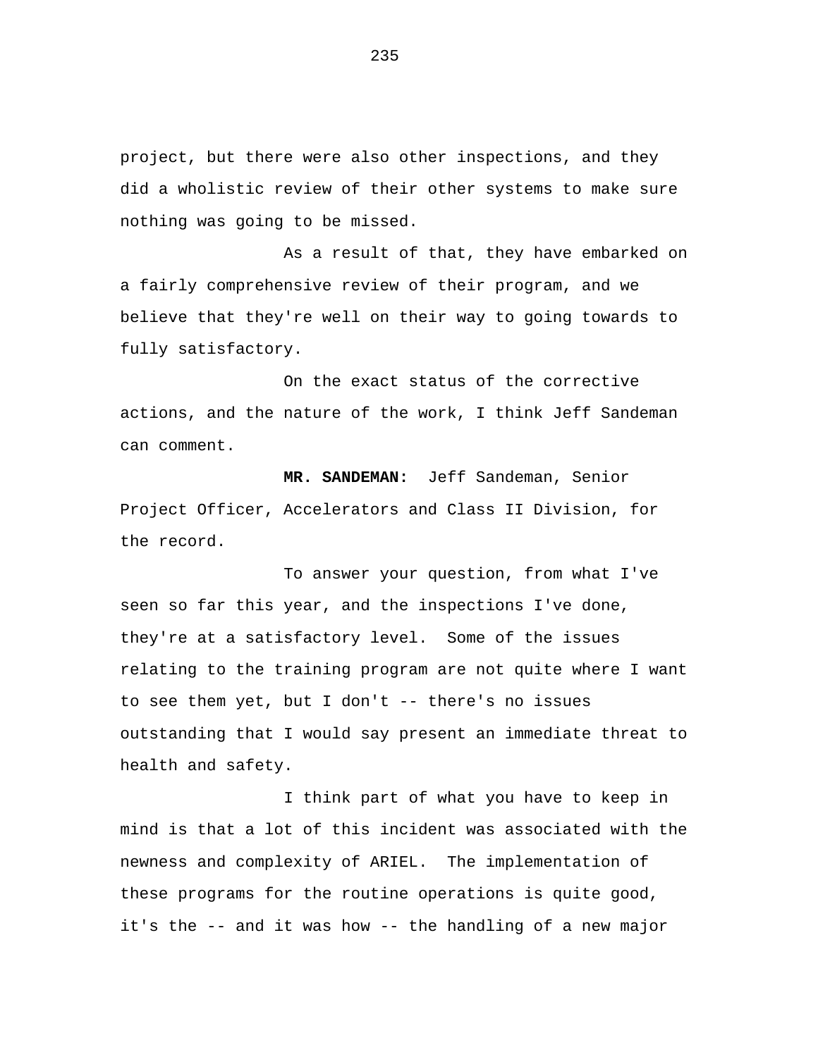project, but there were also other inspections, and they did a wholistic review of their other systems to make sure nothing was going to be missed.

As a result of that, they have embarked on a fairly comprehensive review of their program, and we believe that they're well on their way to going towards to fully satisfactory.

On the exact status of the corrective actions, and the nature of the work, I think Jeff Sandeman can comment.

**MR. SANDEMAN:** Jeff Sandeman, Senior Project Officer, Accelerators and Class II Division, for the record.

To answer your question, from what I've seen so far this year, and the inspections I've done, they're at a satisfactory level. Some of the issues relating to the training program are not quite where I want to see them yet, but I don't -- there's no issues outstanding that I would say present an immediate threat to health and safety.

I think part of what you have to keep in mind is that a lot of this incident was associated with the newness and complexity of ARIEL. The implementation of these programs for the routine operations is quite good, it's the -- and it was how -- the handling of a new major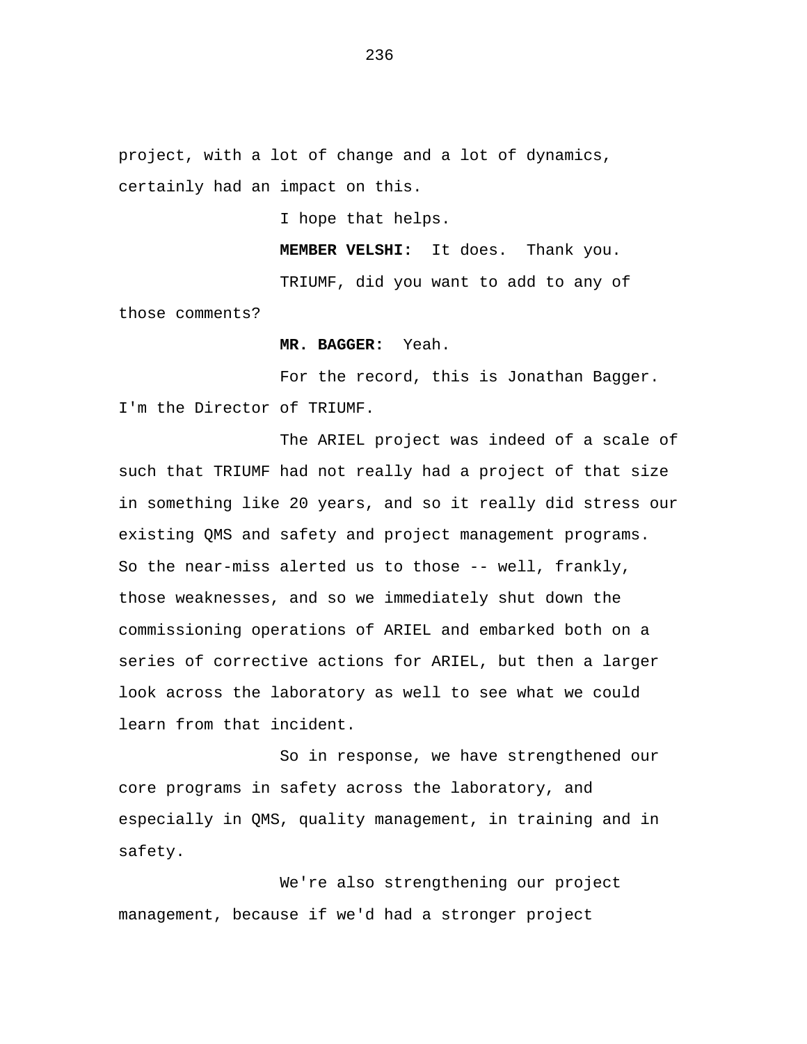project, with a lot of change and a lot of dynamics, certainly had an impact on this.

I hope that helps.

**MEMBER VELSHI:** It does. Thank you.

TRIUMF, did you want to add to any of those comments?

**MR. BAGGER:** Yeah.

For the record, this is Jonathan Bagger. I'm the Director of TRIUMF.

The ARIEL project was indeed of a scale of such that TRIUMF had not really had a project of that size in something like 20 years, and so it really did stress our existing QMS and safety and project management programs. So the near-miss alerted us to those -- well, frankly, those weaknesses, and so we immediately shut down the commissioning operations of ARIEL and embarked both on a series of corrective actions for ARIEL, but then a larger look across the laboratory as well to see what we could learn from that incident.

So in response, we have strengthened our core programs in safety across the laboratory, and especially in QMS, quality management, in training and in safety.

We're also strengthening our project management, because if we'd had a stronger project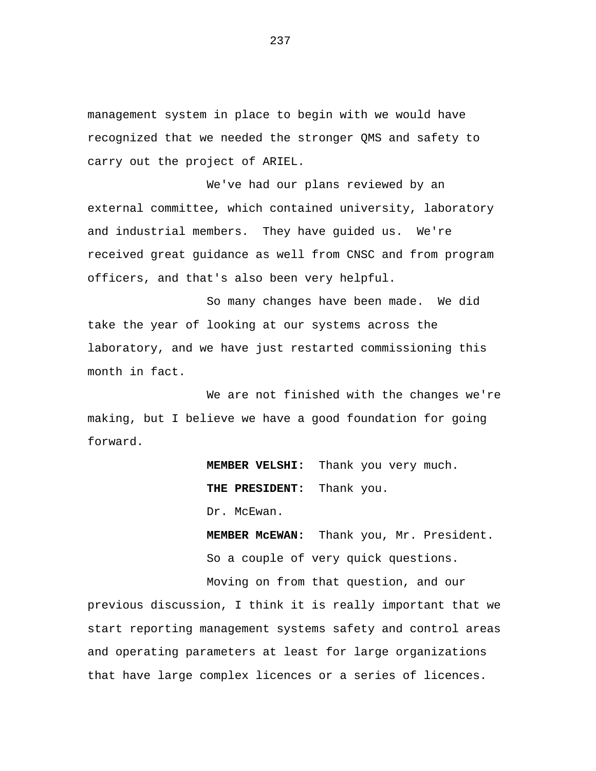management system in place to begin with we would have recognized that we needed the stronger QMS and safety to carry out the project of ARIEL.

We've had our plans reviewed by an external committee, which contained university, laboratory and industrial members. They have guided us. We're received great guidance as well from CNSC and from program officers, and that's also been very helpful.

So many changes have been made. We did take the year of looking at our systems across the laboratory, and we have just restarted commissioning this month in fact.

We are not finished with the changes we're making, but I believe we have a good foundation for going forward.

**MEMBER VELSHI:** Thank you very much.

**THE PRESIDENT:** Thank you.

Dr. McEwan.

**MEMBER McEWAN:** Thank you, Mr. President.

So a couple of very quick questions.

Moving on from that question, and our previous discussion, I think it is really important that we start reporting management systems safety and control areas and operating parameters at least for large organizations that have large complex licences or a series of licences.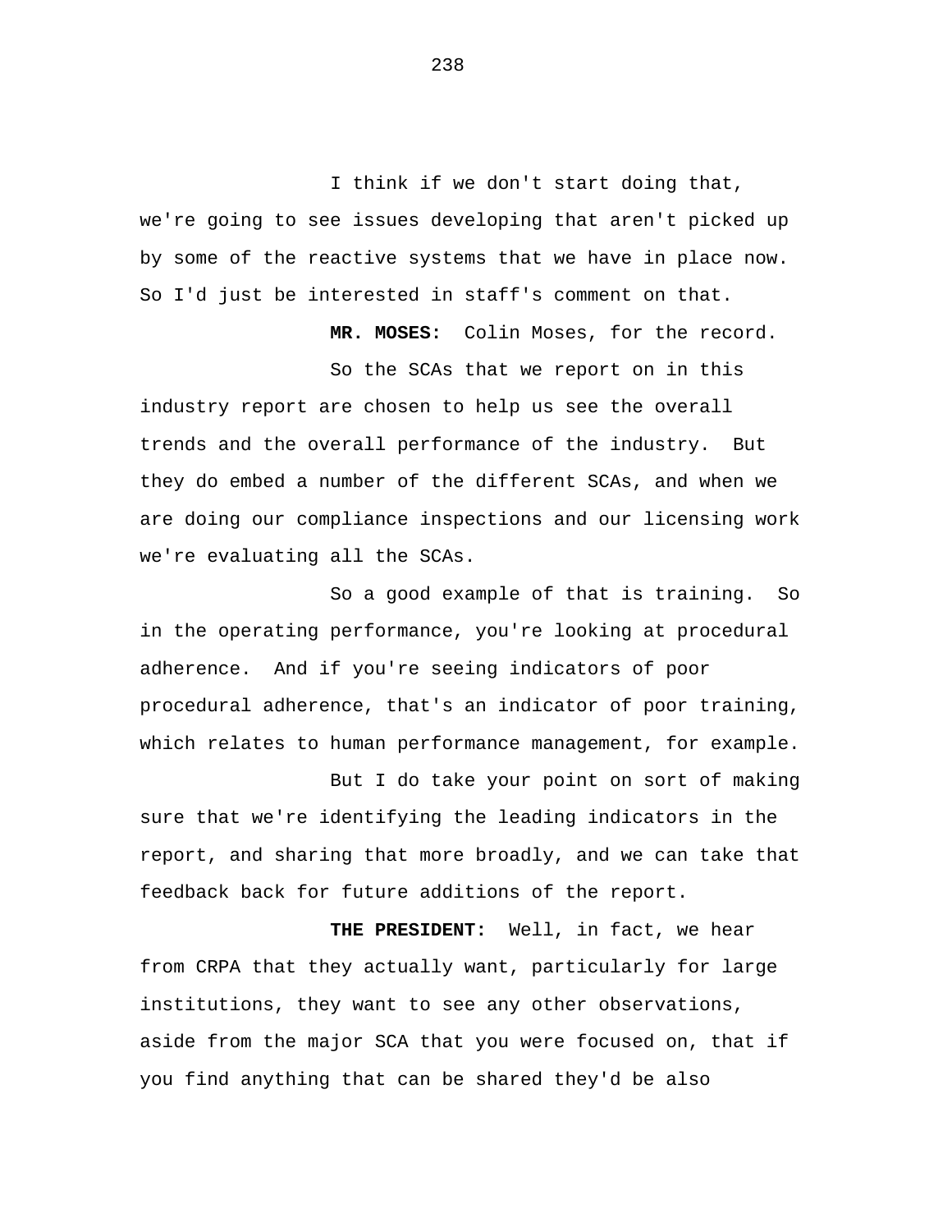I think if we don't start doing that, we're going to see issues developing that aren't picked up by some of the reactive systems that we have in place now. So I'd just be interested in staff's comment on that.

**MR. MOSES:** Colin Moses, for the record.

So the SCAs that we report on in this industry report are chosen to help us see the overall trends and the overall performance of the industry. But they do embed a number of the different SCAs, and when we are doing our compliance inspections and our licensing work we're evaluating all the SCAs.

So a good example of that is training. So in the operating performance, you're looking at procedural adherence. And if you're seeing indicators of poor procedural adherence, that's an indicator of poor training, which relates to human performance management, for example.

But I do take your point on sort of making sure that we're identifying the leading indicators in the report, and sharing that more broadly, and we can take that feedback back for future additions of the report.

**THE PRESIDENT:** Well, in fact, we hear from CRPA that they actually want, particularly for large institutions, they want to see any other observations, aside from the major SCA that you were focused on, that if you find anything that can be shared they'd be also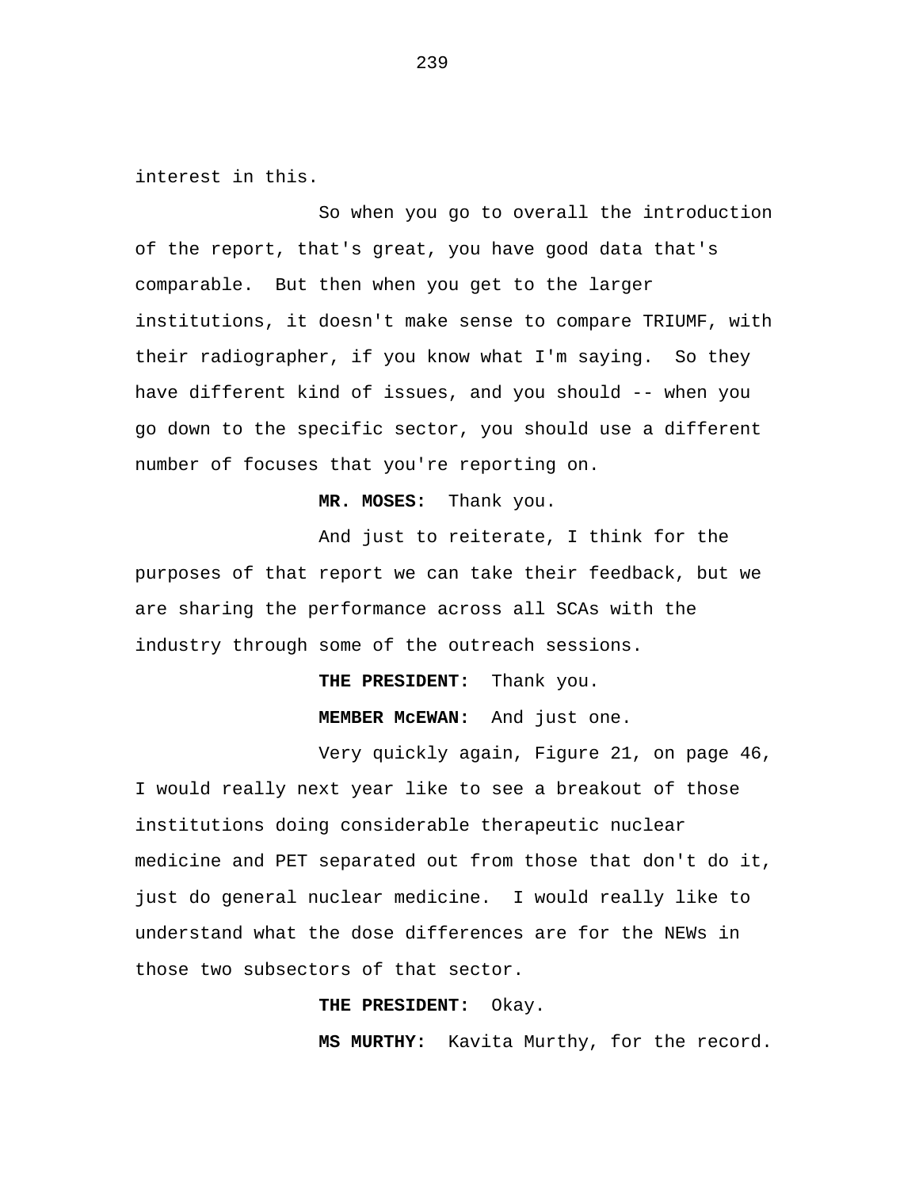interest in this.

So when you go to overall the introduction of the report, that's great, you have good data that's comparable. But then when you get to the larger institutions, it doesn't make sense to compare TRIUMF, with their radiographer, if you know what I'm saying. So they have different kind of issues, and you should -- when you go down to the specific sector, you should use a different number of focuses that you're reporting on.

**MR. MOSES:** Thank you.

And just to reiterate, I think for the purposes of that report we can take their feedback, but we are sharing the performance across all SCAs with the industry through some of the outreach sessions.

**THE PRESIDENT:** Thank you.

**MEMBER McEWAN:** And just one.

Very quickly again, Figure 21, on page 46, I would really next year like to see a breakout of those institutions doing considerable therapeutic nuclear medicine and PET separated out from those that don't do it, just do general nuclear medicine. I would really like to understand what the dose differences are for the NEWs in those two subsectors of that sector.

**THE PRESIDENT:** Okay.

**MS MURTHY:** Kavita Murthy, for the record.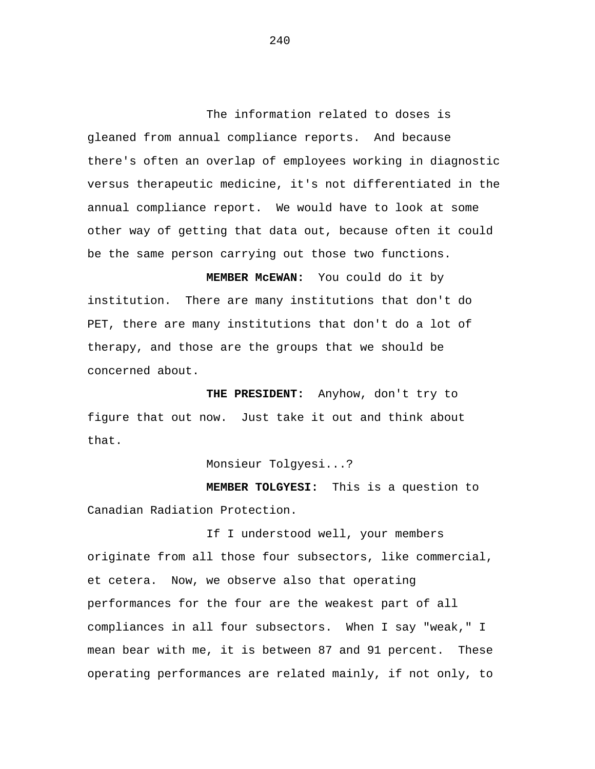The information related to doses is gleaned from annual compliance reports. And because there's often an overlap of employees working in diagnostic versus therapeutic medicine, it's not differentiated in the annual compliance report. We would have to look at some other way of getting that data out, because often it could be the same person carrying out those two functions.

**MEMBER McEWAN:** You could do it by institution. There are many institutions that don't do PET, there are many institutions that don't do a lot of therapy, and those are the groups that we should be concerned about.

**THE PRESIDENT:** Anyhow, don't try to figure that out now. Just take it out and think about that.

Monsieur Tolgyesi...?

**MEMBER TOLGYESI:** This is a question to Canadian Radiation Protection.

If I understood well, your members originate from all those four subsectors, like commercial, et cetera. Now, we observe also that operating performances for the four are the weakest part of all compliances in all four subsectors. When I say "weak," I mean bear with me, it is between 87 and 91 percent. These operating performances are related mainly, if not only, to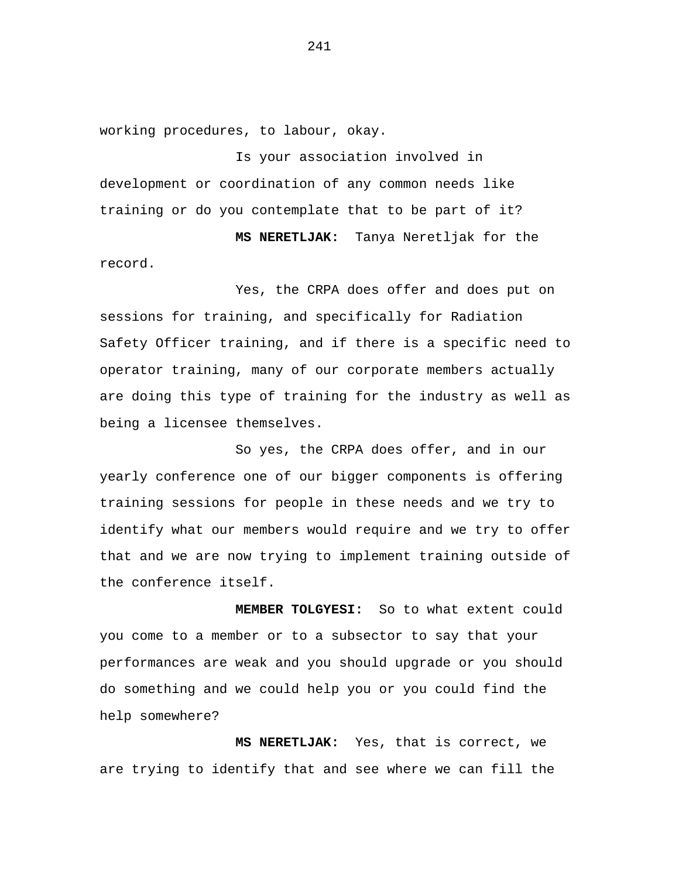working procedures, to labour, okay.

Is your association involved in development or coordination of any common needs like training or do you contemplate that to be part of it?

**MS NERETLJAK:** Tanya Neretljak for the record.

Yes, the CRPA does offer and does put on sessions for training, and specifically for Radiation Safety Officer training, and if there is a specific need to operator training, many of our corporate members actually are doing this type of training for the industry as well as being a licensee themselves.

So yes, the CRPA does offer, and in our yearly conference one of our bigger components is offering training sessions for people in these needs and we try to identify what our members would require and we try to offer that and we are now trying to implement training outside of the conference itself.

**MEMBER TOLGYESI:** So to what extent could you come to a member or to a subsector to say that your performances are weak and you should upgrade or you should do something and we could help you or you could find the help somewhere?

**MS NERETLJAK:** Yes, that is correct, we are trying to identify that and see where we can fill the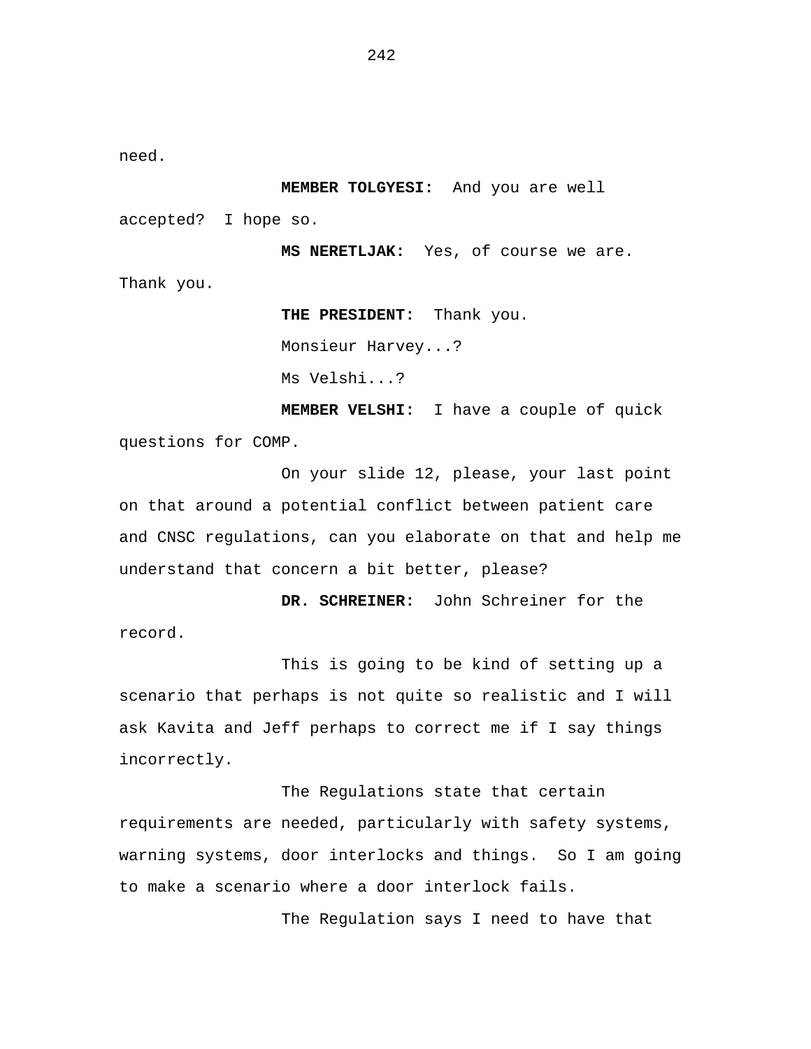need.

**MEMBER TOLGYESI:** And you are well accepted? I hope so.

**MS NERETLJAK:** Yes, of course we are. Thank you.

**THE PRESIDENT:** Thank you.

Monsieur Harvey...?

Ms Velshi...?

**MEMBER VELSHI:** I have a couple of quick questions for COMP.

On your slide 12, please, your last point on that around a potential conflict between patient care and CNSC regulations, can you elaborate on that and help me understand that concern a bit better, please?

**DR. SCHREINER:** John Schreiner for the record.

This is going to be kind of setting up a scenario that perhaps is not quite so realistic and I will ask Kavita and Jeff perhaps to correct me if I say things incorrectly.

The Regulations state that certain requirements are needed, particularly with safety systems, warning systems, door interlocks and things. So I am going to make a scenario where a door interlock fails.

The Regulation says I need to have that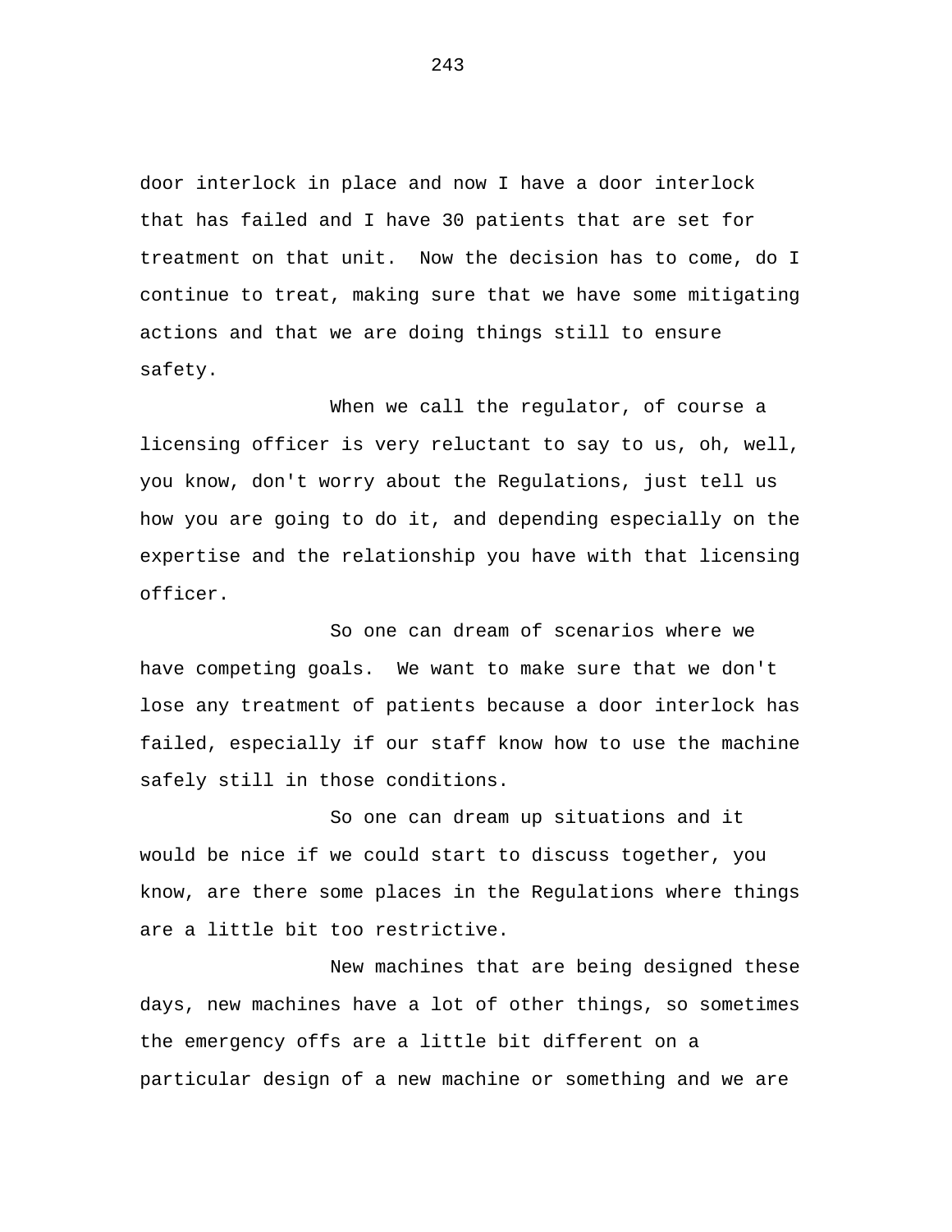door interlock in place and now I have a door interlock that has failed and I have 30 patients that are set for treatment on that unit. Now the decision has to come, do I continue to treat, making sure that we have some mitigating actions and that we are doing things still to ensure safety.

When we call the regulator, of course a licensing officer is very reluctant to say to us, oh, well, you know, don't worry about the Regulations, just tell us how you are going to do it, and depending especially on the expertise and the relationship you have with that licensing officer.

So one can dream of scenarios where we have competing goals. We want to make sure that we don't lose any treatment of patients because a door interlock has failed, especially if our staff know how to use the machine safely still in those conditions.

So one can dream up situations and it would be nice if we could start to discuss together, you know, are there some places in the Regulations where things are a little bit too restrictive.

New machines that are being designed these days, new machines have a lot of other things, so sometimes the emergency offs are a little bit different on a particular design of a new machine or something and we are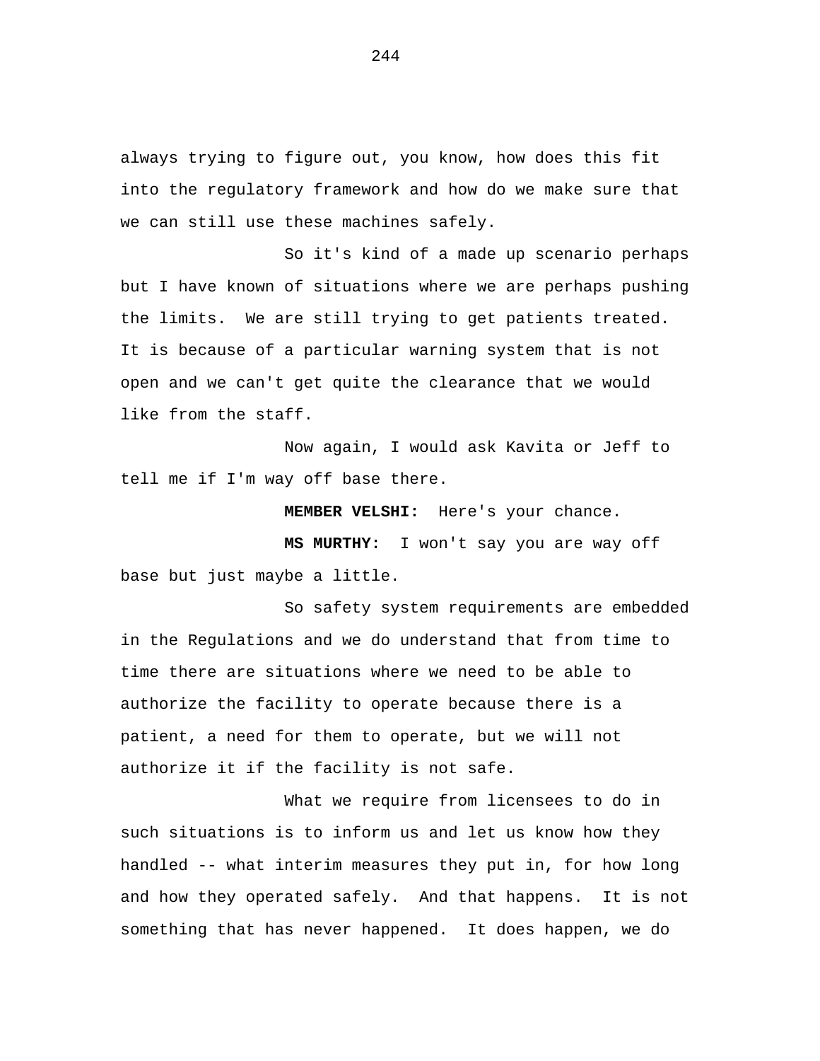always trying to figure out, you know, how does this fit into the regulatory framework and how do we make sure that we can still use these machines safely.

So it's kind of a made up scenario perhaps but I have known of situations where we are perhaps pushing the limits. We are still trying to get patients treated. It is because of a particular warning system that is not open and we can't get quite the clearance that we would like from the staff.

Now again, I would ask Kavita or Jeff to tell me if I'm way off base there.

**MEMBER VELSHI:** Here's your chance.

**MS MURTHY:** I won't say you are way off base but just maybe a little.

So safety system requirements are embedded in the Regulations and we do understand that from time to time there are situations where we need to be able to authorize the facility to operate because there is a patient, a need for them to operate, but we will not authorize it if the facility is not safe.

What we require from licensees to do in such situations is to inform us and let us know how they handled -- what interim measures they put in, for how long and how they operated safely. And that happens. It is not something that has never happened. It does happen, we do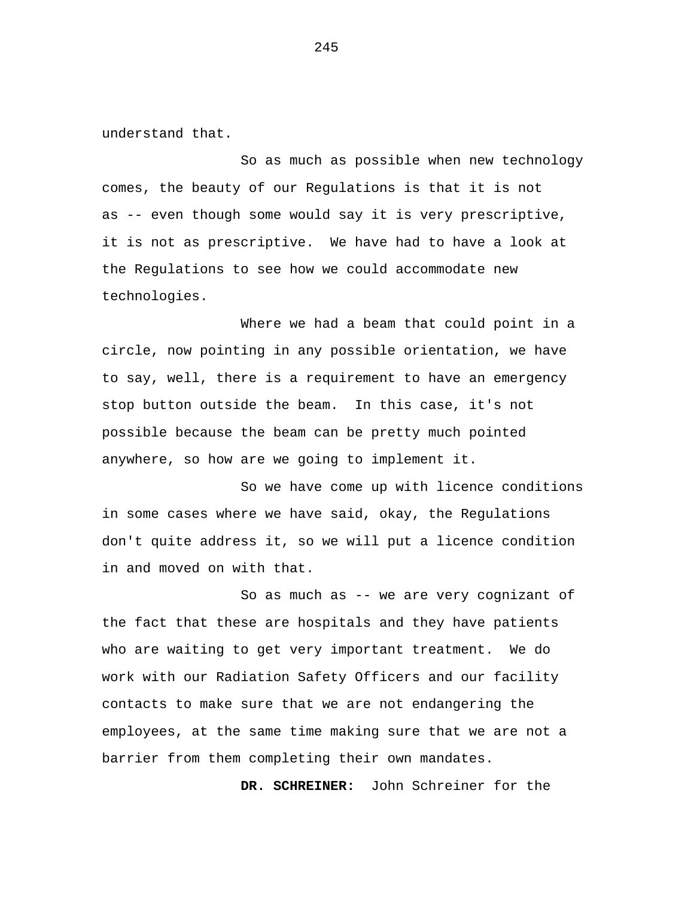understand that.

So as much as possible when new technology comes, the beauty of our Regulations is that it is not as -- even though some would say it is very prescriptive, it is not as prescriptive. We have had to have a look at the Regulations to see how we could accommodate new technologies.

Where we had a beam that could point in a circle, now pointing in any possible orientation, we have to say, well, there is a requirement to have an emergency stop button outside the beam. In this case, it's not possible because the beam can be pretty much pointed anywhere, so how are we going to implement it.

So we have come up with licence conditions in some cases where we have said, okay, the Regulations don't quite address it, so we will put a licence condition in and moved on with that.

So as much as -- we are very cognizant of the fact that these are hospitals and they have patients who are waiting to get very important treatment. We do work with our Radiation Safety Officers and our facility contacts to make sure that we are not endangering the employees, at the same time making sure that we are not a barrier from them completing their own mandates.

**DR. SCHREINER:** John Schreiner for the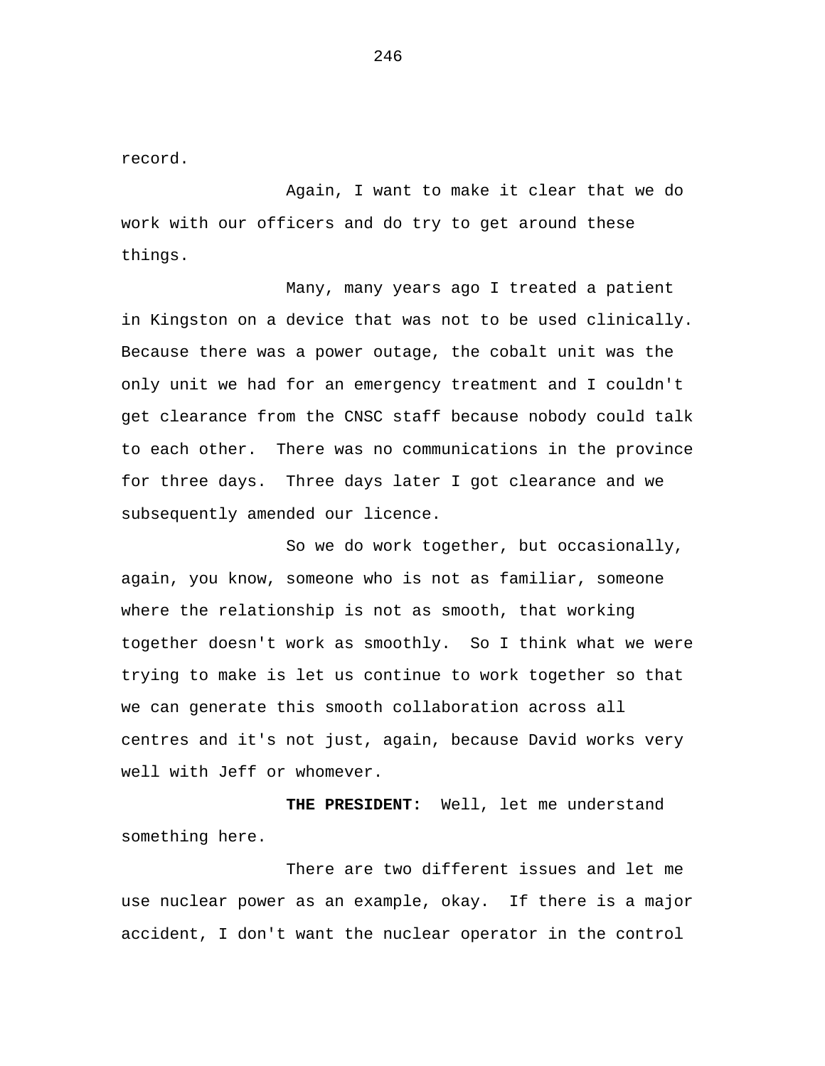record.

Again, I want to make it clear that we do work with our officers and do try to get around these things.

Many, many years ago I treated a patient in Kingston on a device that was not to be used clinically. Because there was a power outage, the cobalt unit was the only unit we had for an emergency treatment and I couldn't get clearance from the CNSC staff because nobody could talk to each other. There was no communications in the province for three days. Three days later I got clearance and we subsequently amended our licence.

So we do work together, but occasionally, again, you know, someone who is not as familiar, someone where the relationship is not as smooth, that working together doesn't work as smoothly. So I think what we were trying to make is let us continue to work together so that we can generate this smooth collaboration across all centres and it's not just, again, because David works very well with Jeff or whomever.

**THE PRESIDENT:** Well, let me understand something here.

There are two different issues and let me use nuclear power as an example, okay. If there is a major accident, I don't want the nuclear operator in the control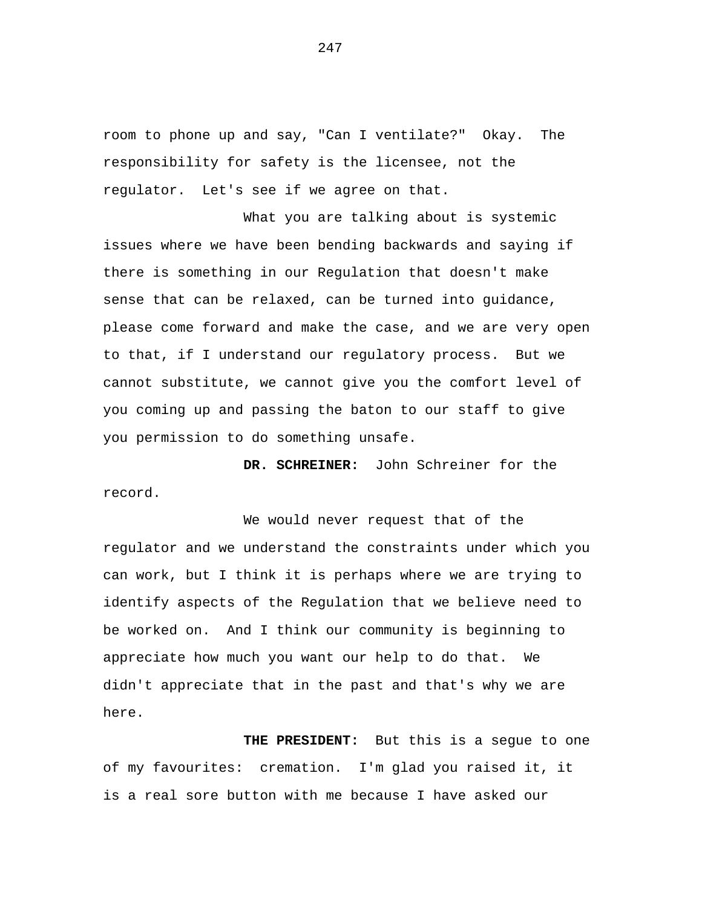room to phone up and say, "Can I ventilate?" Okay. The responsibility for safety is the licensee, not the regulator. Let's see if we agree on that.

What you are talking about is systemic issues where we have been bending backwards and saying if there is something in our Regulation that doesn't make sense that can be relaxed, can be turned into guidance, please come forward and make the case, and we are very open to that, if I understand our regulatory process. But we cannot substitute, we cannot give you the comfort level of you coming up and passing the baton to our staff to give you permission to do something unsafe.

**DR. SCHREINER:** John Schreiner for the record.

We would never request that of the regulator and we understand the constraints under which you can work, but I think it is perhaps where we are trying to identify aspects of the Regulation that we believe need to be worked on. And I think our community is beginning to appreciate how much you want our help to do that. We didn't appreciate that in the past and that's why we are here.

**THE PRESIDENT:** But this is a segue to one of my favourites: cremation. I'm glad you raised it, it is a real sore button with me because I have asked our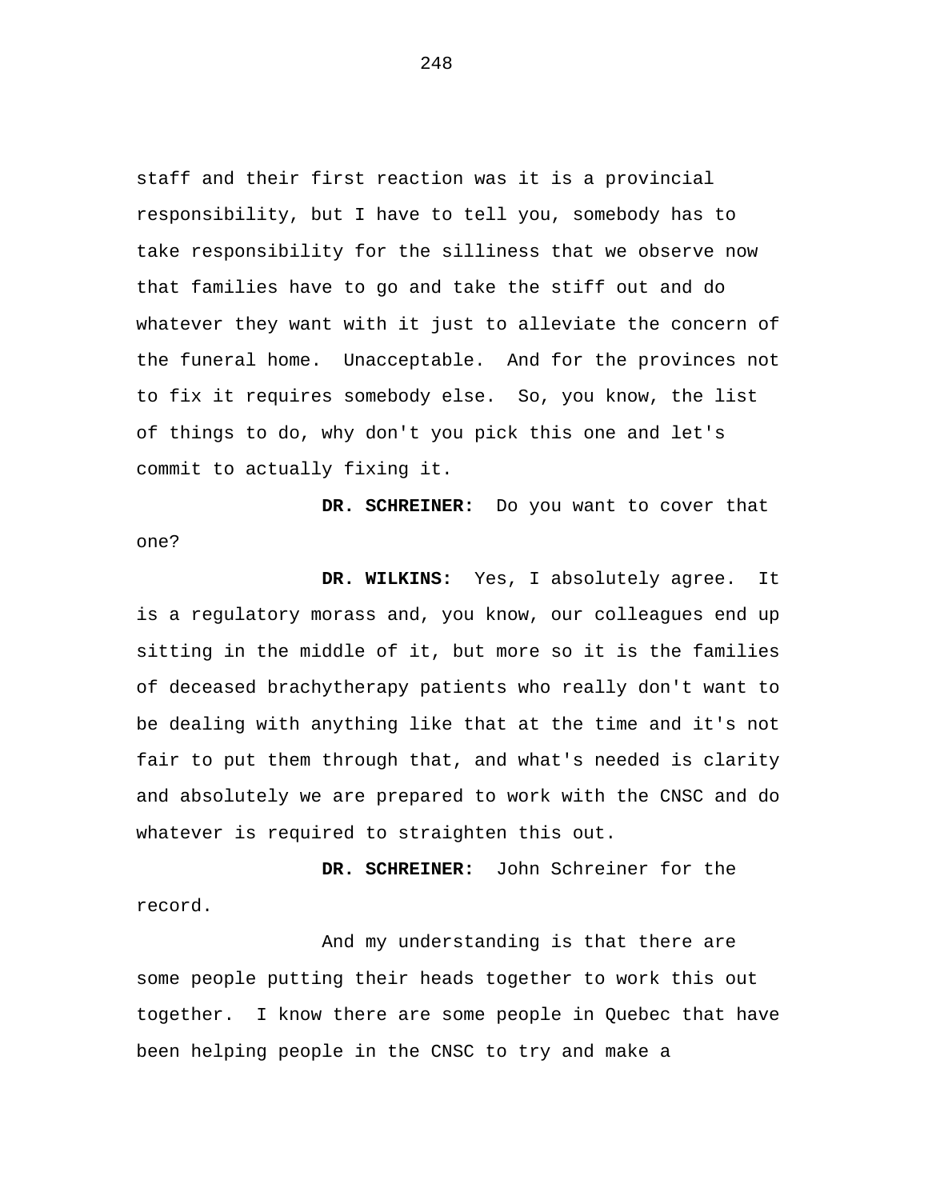staff and their first reaction was it is a provincial responsibility, but I have to tell you, somebody has to take responsibility for the silliness that we observe now that families have to go and take the stiff out and do whatever they want with it just to alleviate the concern of the funeral home. Unacceptable. And for the provinces not to fix it requires somebody else. So, you know, the list of things to do, why don't you pick this one and let's commit to actually fixing it.

**DR. SCHREINER:** Do you want to cover that one?

**DR. WILKINS:** Yes, I absolutely agree. It is a regulatory morass and, you know, our colleagues end up sitting in the middle of it, but more so it is the families of deceased brachytherapy patients who really don't want to be dealing with anything like that at the time and it's not fair to put them through that, and what's needed is clarity and absolutely we are prepared to work with the CNSC and do whatever is required to straighten this out.

**DR. SCHREINER:** John Schreiner for the record.

And my understanding is that there are some people putting their heads together to work this out together. I know there are some people in Quebec that have been helping people in the CNSC to try and make a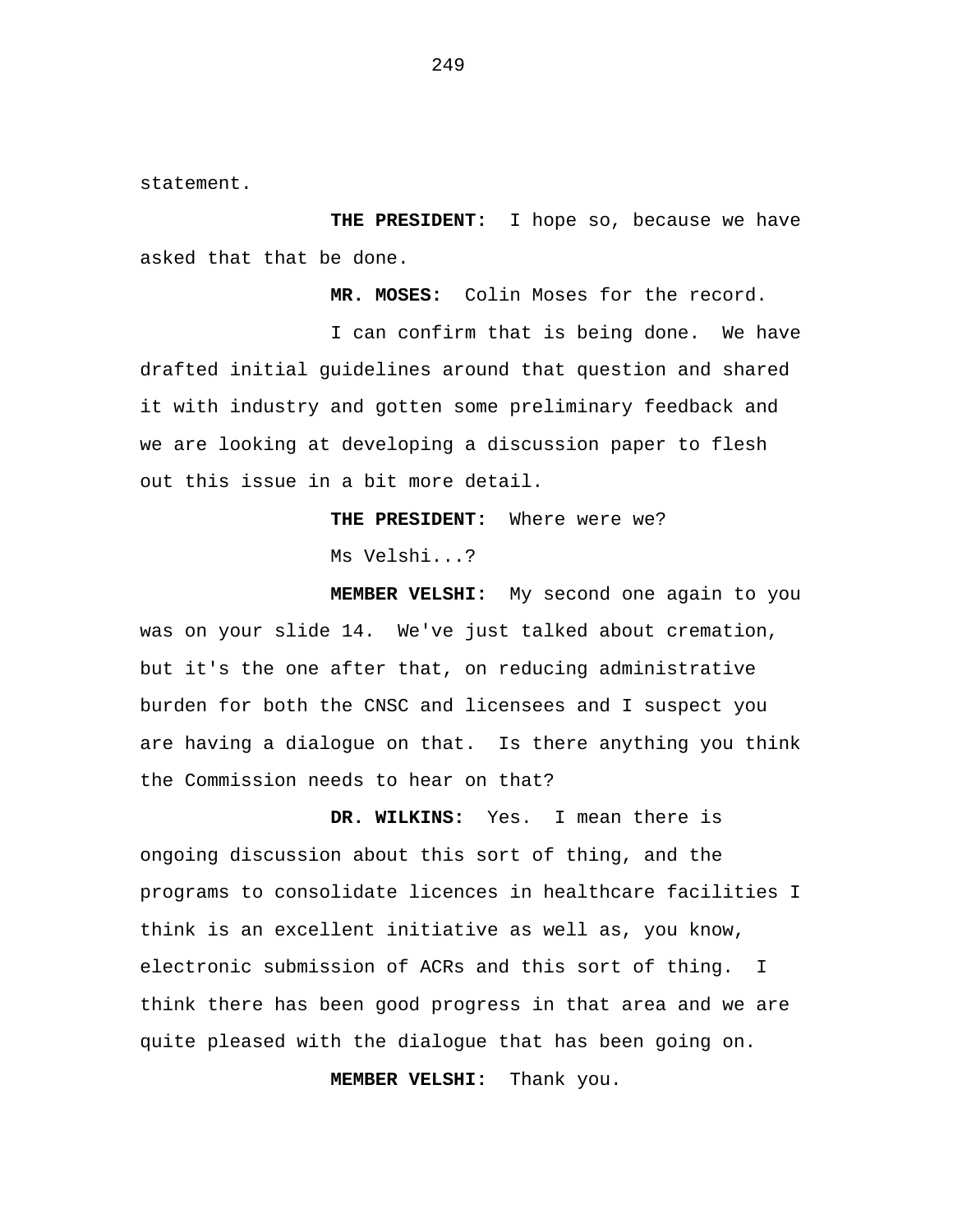statement.

**THE PRESIDENT:** I hope so, because we have asked that that be done.

**MR. MOSES:** Colin Moses for the record.

I can confirm that is being done. We have drafted initial guidelines around that question and shared it with industry and gotten some preliminary feedback and we are looking at developing a discussion paper to flesh out this issue in a bit more detail.

**THE PRESIDENT:** Where were we?

Ms Velshi...?

**MEMBER VELSHI:** My second one again to you was on your slide 14. We've just talked about cremation, but it's the one after that, on reducing administrative burden for both the CNSC and licensees and I suspect you are having a dialogue on that. Is there anything you think the Commission needs to hear on that?

**DR. WILKINS:** Yes. I mean there is ongoing discussion about this sort of thing, and the programs to consolidate licences in healthcare facilities I think is an excellent initiative as well as, you know, electronic submission of ACRs and this sort of thing. I think there has been good progress in that area and we are quite pleased with the dialogue that has been going on.

**MEMBER VELSHI:** Thank you.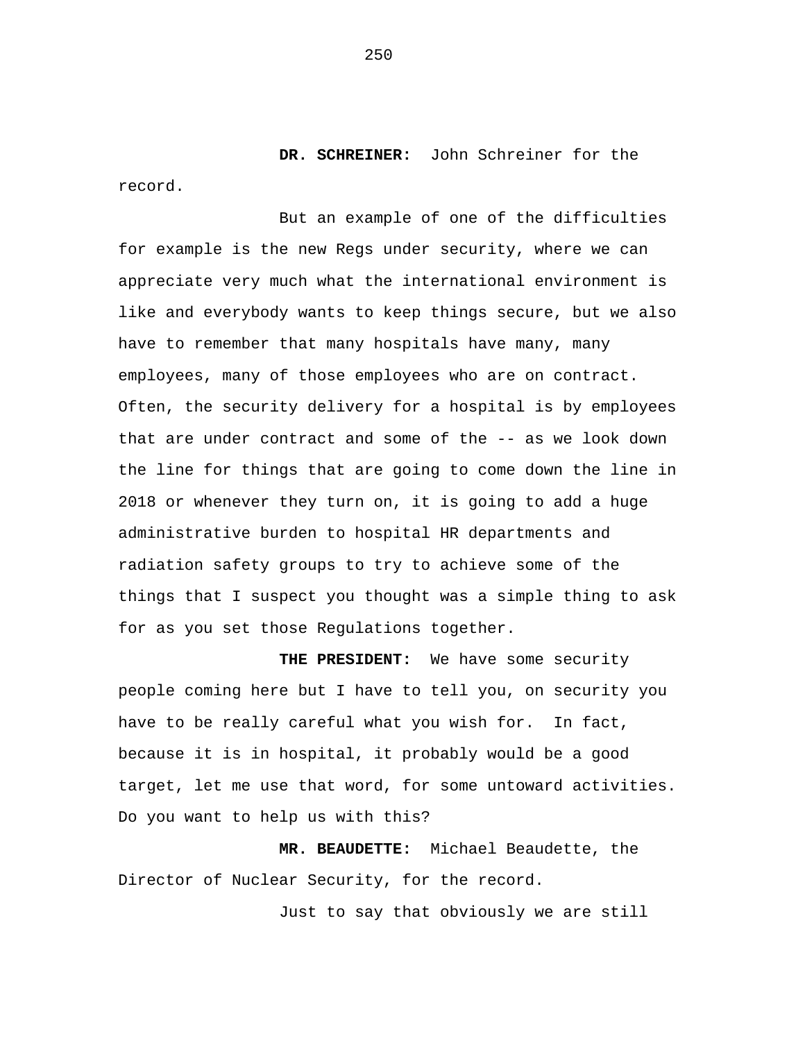**DR. SCHREINER:** John Schreiner for the record.

But an example of one of the difficulties for example is the new Regs under security, where we can appreciate very much what the international environment is like and everybody wants to keep things secure, but we also have to remember that many hospitals have many, many employees, many of those employees who are on contract. Often, the security delivery for a hospital is by employees that are under contract and some of the -- as we look down the line for things that are going to come down the line in 2018 or whenever they turn on, it is going to add a huge administrative burden to hospital HR departments and radiation safety groups to try to achieve some of the things that I suspect you thought was a simple thing to ask for as you set those Regulations together.

**THE PRESIDENT:** We have some security people coming here but I have to tell you, on security you have to be really careful what you wish for. In fact, because it is in hospital, it probably would be a good target, let me use that word, for some untoward activities. Do you want to help us with this?

**MR. BEAUDETTE:** Michael Beaudette, the Director of Nuclear Security, for the record.

Just to say that obviously we are still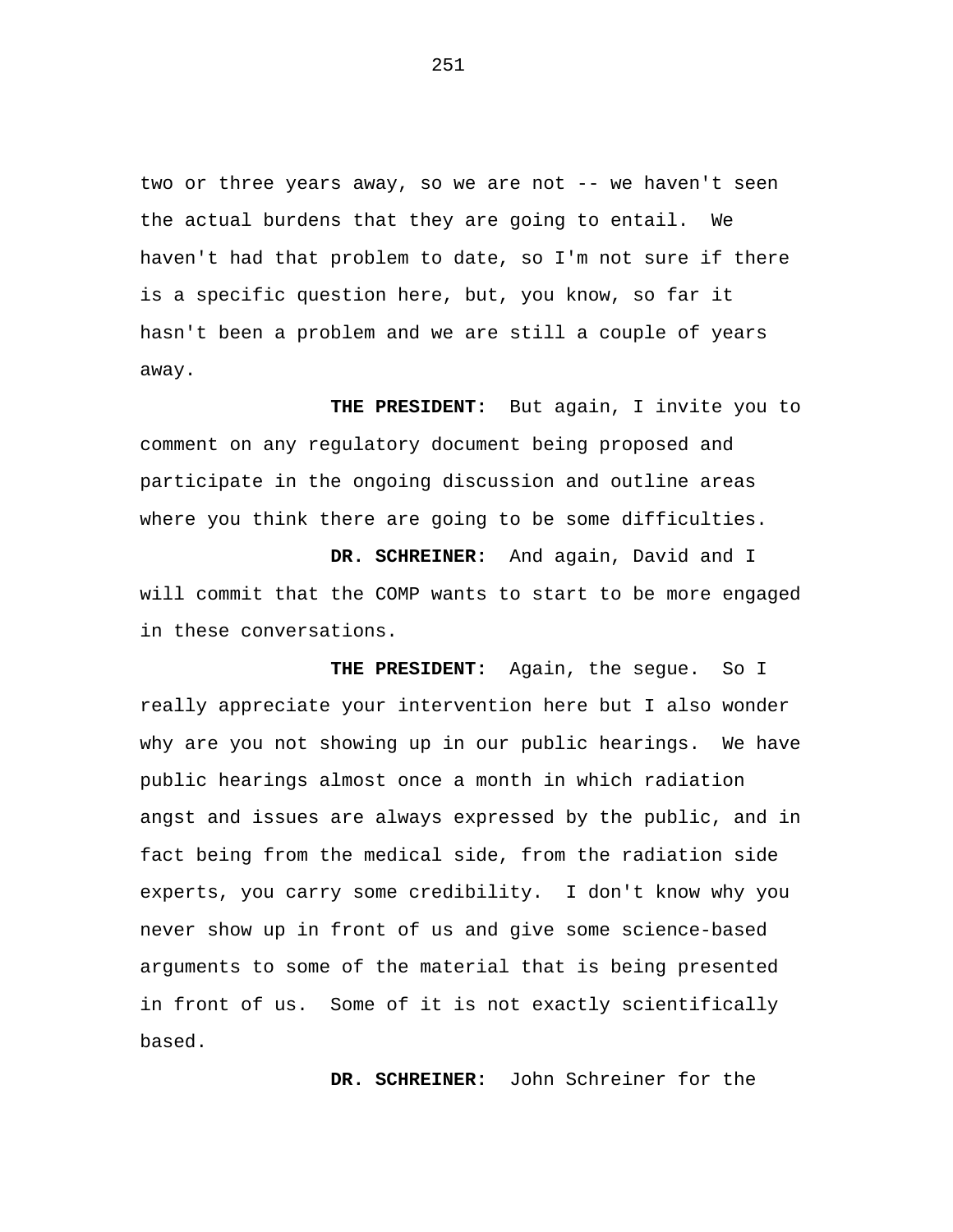two or three years away, so we are not -- we haven't seen the actual burdens that they are going to entail. We haven't had that problem to date, so I'm not sure if there is a specific question here, but, you know, so far it hasn't been a problem and we are still a couple of years away.

**THE PRESIDENT:** But again, I invite you to comment on any regulatory document being proposed and participate in the ongoing discussion and outline areas where you think there are going to be some difficulties.

**DR. SCHREINER:** And again, David and I will commit that the COMP wants to start to be more engaged in these conversations.

**THE PRESIDENT:** Again, the segue. So I really appreciate your intervention here but I also wonder why are you not showing up in our public hearings. We have public hearings almost once a month in which radiation angst and issues are always expressed by the public, and in fact being from the medical side, from the radiation side experts, you carry some credibility. I don't know why you never show up in front of us and give some science-based arguments to some of the material that is being presented in front of us. Some of it is not exactly scientifically based.

**DR. SCHREINER:** John Schreiner for the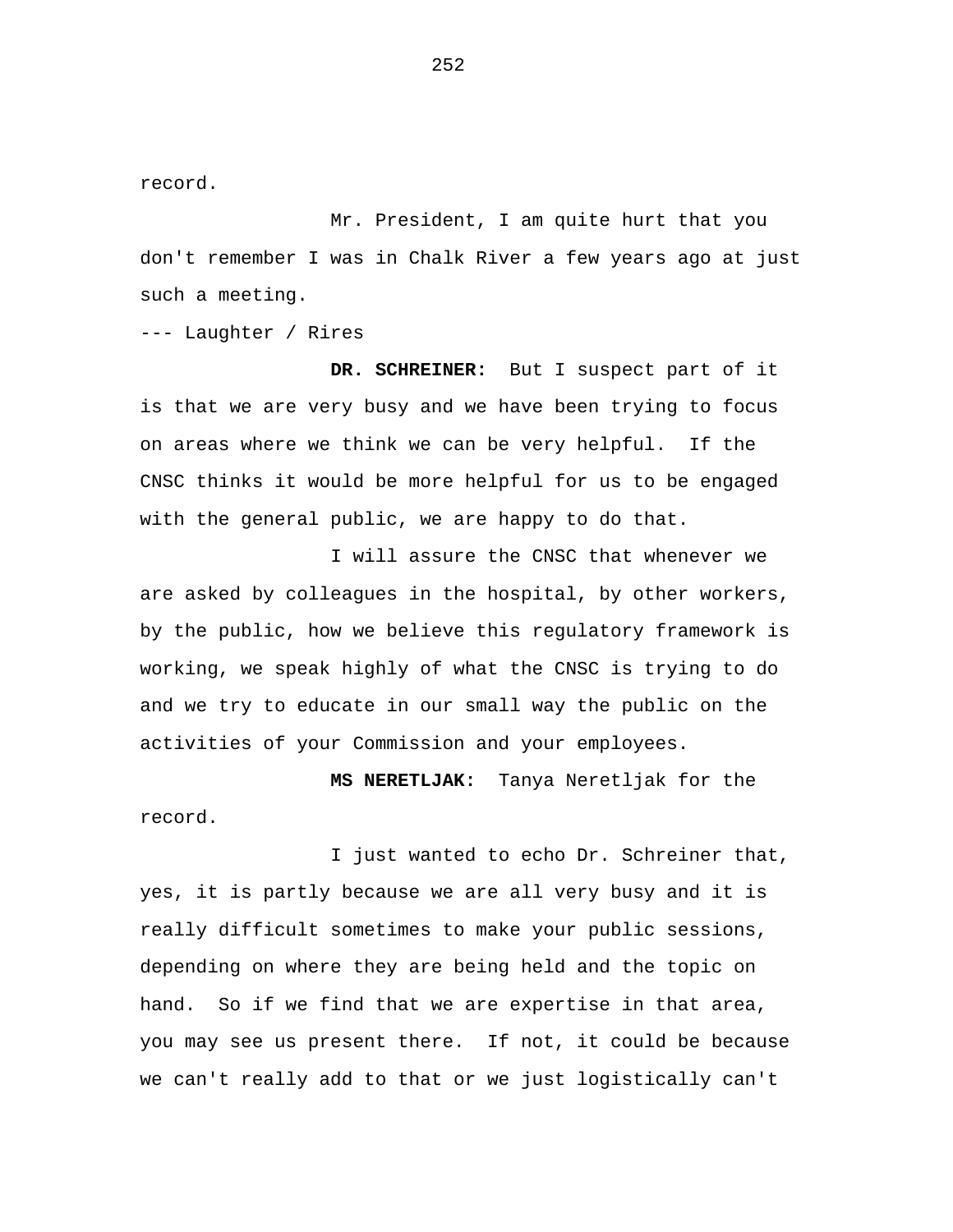record.

Mr. President, I am quite hurt that you don't remember I was in Chalk River a few years ago at just such a meeting.

--- Laughter / Rires

**DR. SCHREINER:** But I suspect part of it is that we are very busy and we have been trying to focus on areas where we think we can be very helpful. If the CNSC thinks it would be more helpful for us to be engaged with the general public, we are happy to do that.

I will assure the CNSC that whenever we are asked by colleagues in the hospital, by other workers, by the public, how we believe this regulatory framework is working, we speak highly of what the CNSC is trying to do and we try to educate in our small way the public on the activities of your Commission and your employees.

**MS NERETLJAK:** Tanya Neretljak for the record.

I just wanted to echo Dr. Schreiner that, yes, it is partly because we are all very busy and it is really difficult sometimes to make your public sessions, depending on where they are being held and the topic on hand. So if we find that we are expertise in that area, you may see us present there. If not, it could be because we can't really add to that or we just logistically can't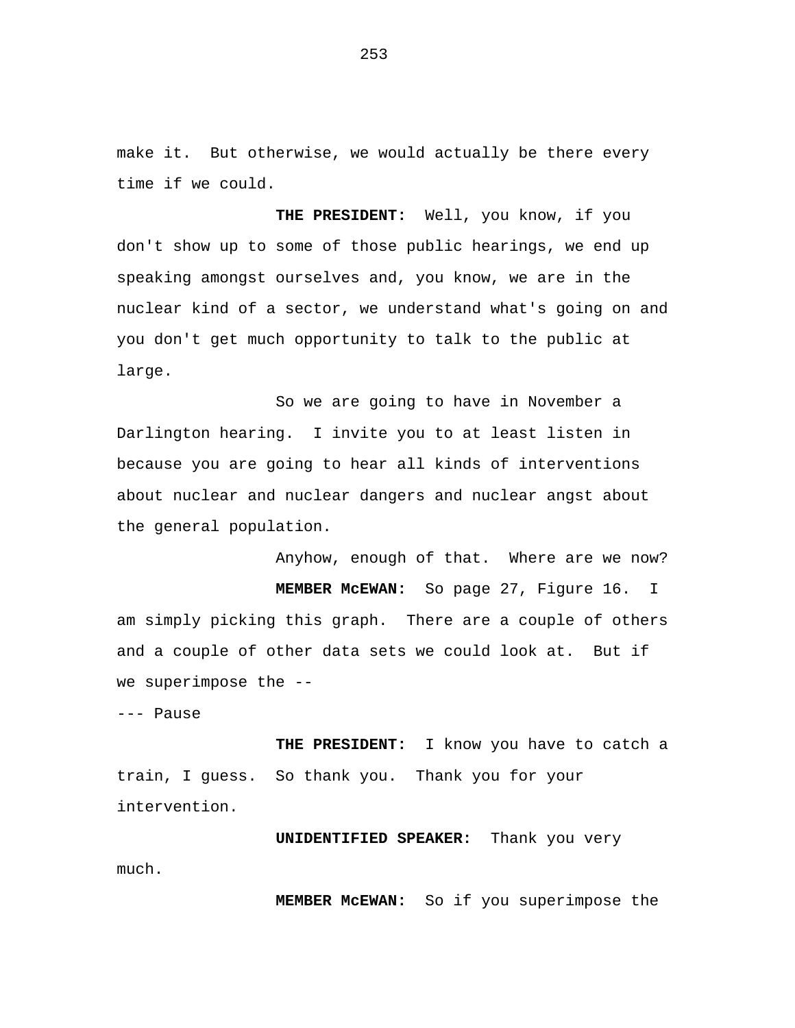make it.  But otherwise, we would actually be there every time if we could.

**THE PRESIDENT:**  Well, you know, if you don't show up to some of those public hearings, we end up speaking amongst ourselves and, you know, we are in the nuclear kind of a sector, we understand what's going on and you don't get much opportunity to talk to the public at large.

So we are going to have in November a Darlington hearing.  I invite you to at least listen in because you are going to hear all kinds of interventions about nuclear and nuclear dangers and nuclear angst about the general population.

Anyhow, enough of that.  Where are we now?

**MEMBER McEWAN:**  So page 27, Figure 16.  I am simply picking this graph.  There are a couple of others and a couple of other data sets we could look at.  But if we superimpose the --

--- Pause

**THE PRESIDENT:**  I know you have to catch a train, I guess.  So thank you.  Thank you for your intervention.

**UNIDENTIFIED SPEAKER:**  Thank you very much.

**MEMBER McEWAN:**  So if you superimpose the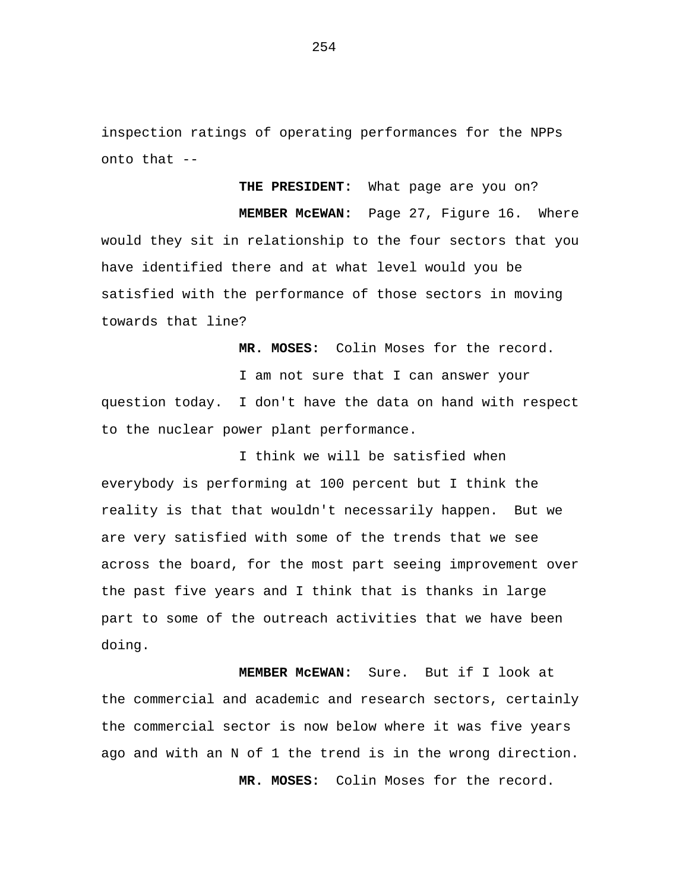inspection ratings of operating performances for the NPPs onto that --

**THE PRESIDENT:** What page are you on?

**MEMBER McEWAN:** Page 27, Figure 16. Where would they sit in relationship to the four sectors that you have identified there and at what level would you be satisfied with the performance of those sectors in moving towards that line?

**MR. MOSES:** Colin Moses for the record.

I am not sure that I can answer your question today. I don't have the data on hand with respect to the nuclear power plant performance.

I think we will be satisfied when everybody is performing at 100 percent but I think the reality is that that wouldn't necessarily happen. But we are very satisfied with some of the trends that we see across the board, for the most part seeing improvement over the past five years and I think that is thanks in large part to some of the outreach activities that we have been doing.

**MEMBER McEWAN:** Sure. But if I look at the commercial and academic and research sectors, certainly the commercial sector is now below where it was five years ago and with an N of 1 the trend is in the wrong direction.

**MR. MOSES:** Colin Moses for the record.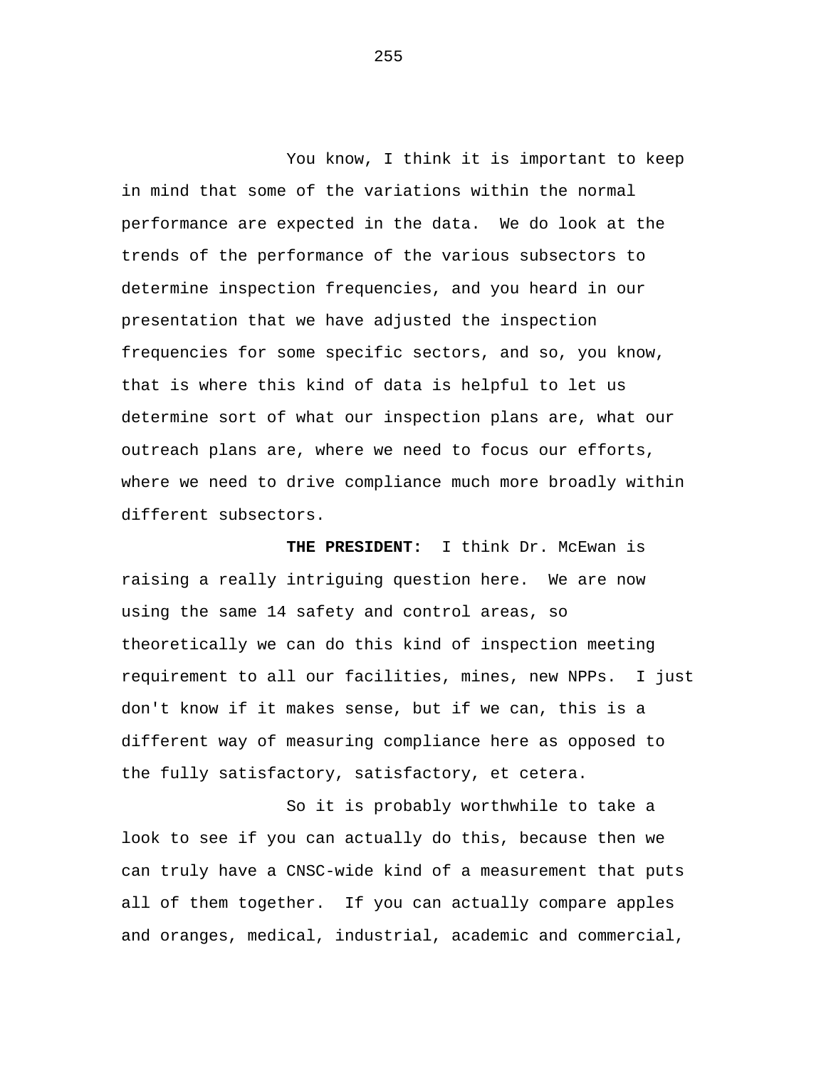You know, I think it is important to keep in mind that some of the variations within the normal performance are expected in the data. We do look at the trends of the performance of the various subsectors to determine inspection frequencies, and you heard in our presentation that we have adjusted the inspection frequencies for some specific sectors, and so, you know, that is where this kind of data is helpful to let us determine sort of what our inspection plans are, what our outreach plans are, where we need to focus our efforts, where we need to drive compliance much more broadly within different subsectors.

**THE PRESIDENT:** I think Dr. McEwan is raising a really intriguing question here. We are now using the same 14 safety and control areas, so theoretically we can do this kind of inspection meeting requirement to all our facilities, mines, new NPPs. I just don't know if it makes sense, but if we can, this is a different way of measuring compliance here as opposed to the fully satisfactory, satisfactory, et cetera.

So it is probably worthwhile to take a look to see if you can actually do this, because then we can truly have a CNSC-wide kind of a measurement that puts all of them together. If you can actually compare apples and oranges, medical, industrial, academic and commercial,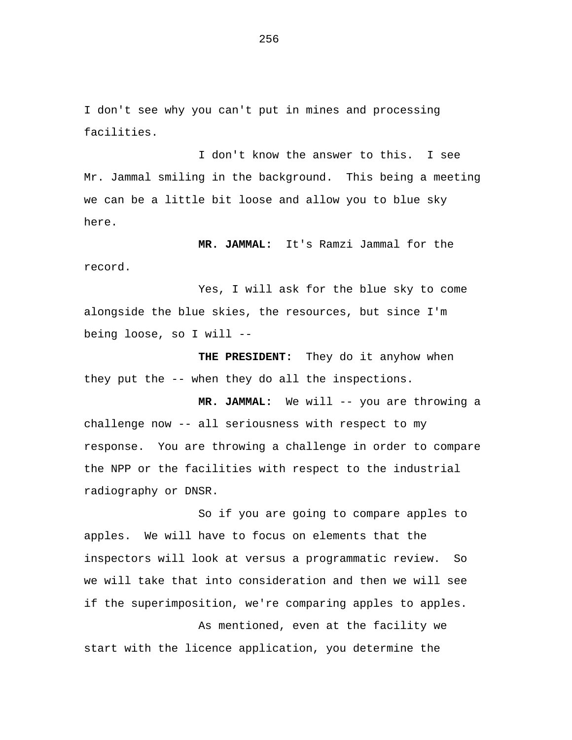I don't see why you can't put in mines and processing facilities.

I don't know the answer to this. I see Mr. Jammal smiling in the background. This being a meeting we can be a little bit loose and allow you to blue sky here.

**MR. JAMMAL:** It's Ramzi Jammal for the record.

Yes, I will ask for the blue sky to come alongside the blue skies, the resources, but since I'm being loose, so I will --

**THE PRESIDENT:** They do it anyhow when they put the -- when they do all the inspections.

**MR. JAMMAL:** We will -- you are throwing a challenge now -- all seriousness with respect to my response. You are throwing a challenge in order to compare the NPP or the facilities with respect to the industrial radiography or DNSR.

So if you are going to compare apples to apples. We will have to focus on elements that the inspectors will look at versus a programmatic review. So we will take that into consideration and then we will see if the superimposition, we're comparing apples to apples.

As mentioned, even at the facility we start with the licence application, you determine the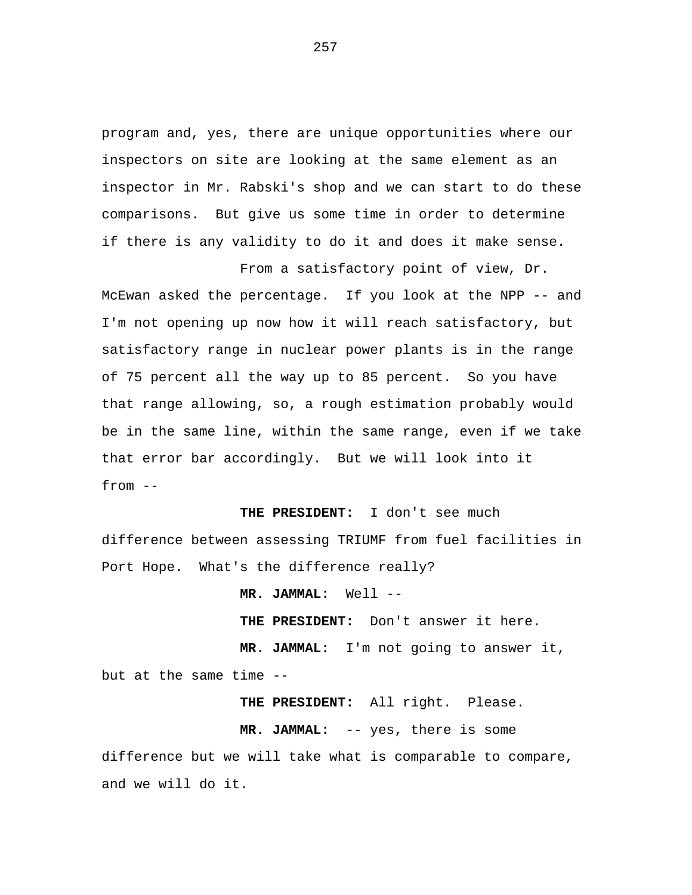program and, yes, there are unique opportunities where our inspectors on site are looking at the same element as an inspector in Mr. Rabski's shop and we can start to do these comparisons. But give us some time in order to determine if there is any validity to do it and does it make sense.

From a satisfactory point of view, Dr. McEwan asked the percentage. If you look at the NPP -- and I'm not opening up now how it will reach satisfactory, but satisfactory range in nuclear power plants is in the range of 75 percent all the way up to 85 percent. So you have that range allowing, so, a rough estimation probably would be in the same line, within the same range, even if we take that error bar accordingly. But we will look into it from --

**THE PRESIDENT:** I don't see much difference between assessing TRIUMF from fuel facilities in Port Hope. What's the difference really?

**MR. JAMMAL:** Well --

**THE PRESIDENT:** Don't answer it here.

**MR. JAMMAL:** I'm not going to answer it, but at the same time --

**THE PRESIDENT:** All right. Please.

**MR. JAMMAL:** -- yes, there is some difference but we will take what is comparable to compare, and we will do it.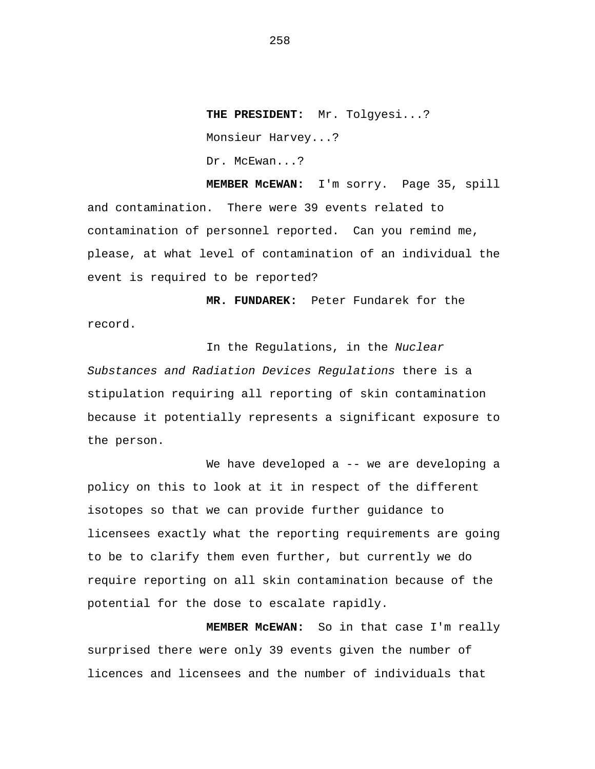**THE PRESIDENT:** Mr. Tolgyesi...?

Monsieur Harvey...?

Dr. McEwan...?

**MEMBER McEWAN:** I'm sorry. Page 35, spill and contamination. There were 39 events related to contamination of personnel reported. Can you remind me, please, at what level of contamination of an individual the event is required to be reported?

**MR. FUNDAREK:** Peter Fundarek for the record.

In the Regulations, in the *Nuclear Substances and Radiation Devices Regulations* there is a stipulation requiring all reporting of skin contamination because it potentially represents a significant exposure to the person.

We have developed a -- we are developing a policy on this to look at it in respect of the different isotopes so that we can provide further guidance to licensees exactly what the reporting requirements are going to be to clarify them even further, but currently we do require reporting on all skin contamination because of the potential for the dose to escalate rapidly.

**MEMBER McEWAN:** So in that case I'm really surprised there were only 39 events given the number of licences and licensees and the number of individuals that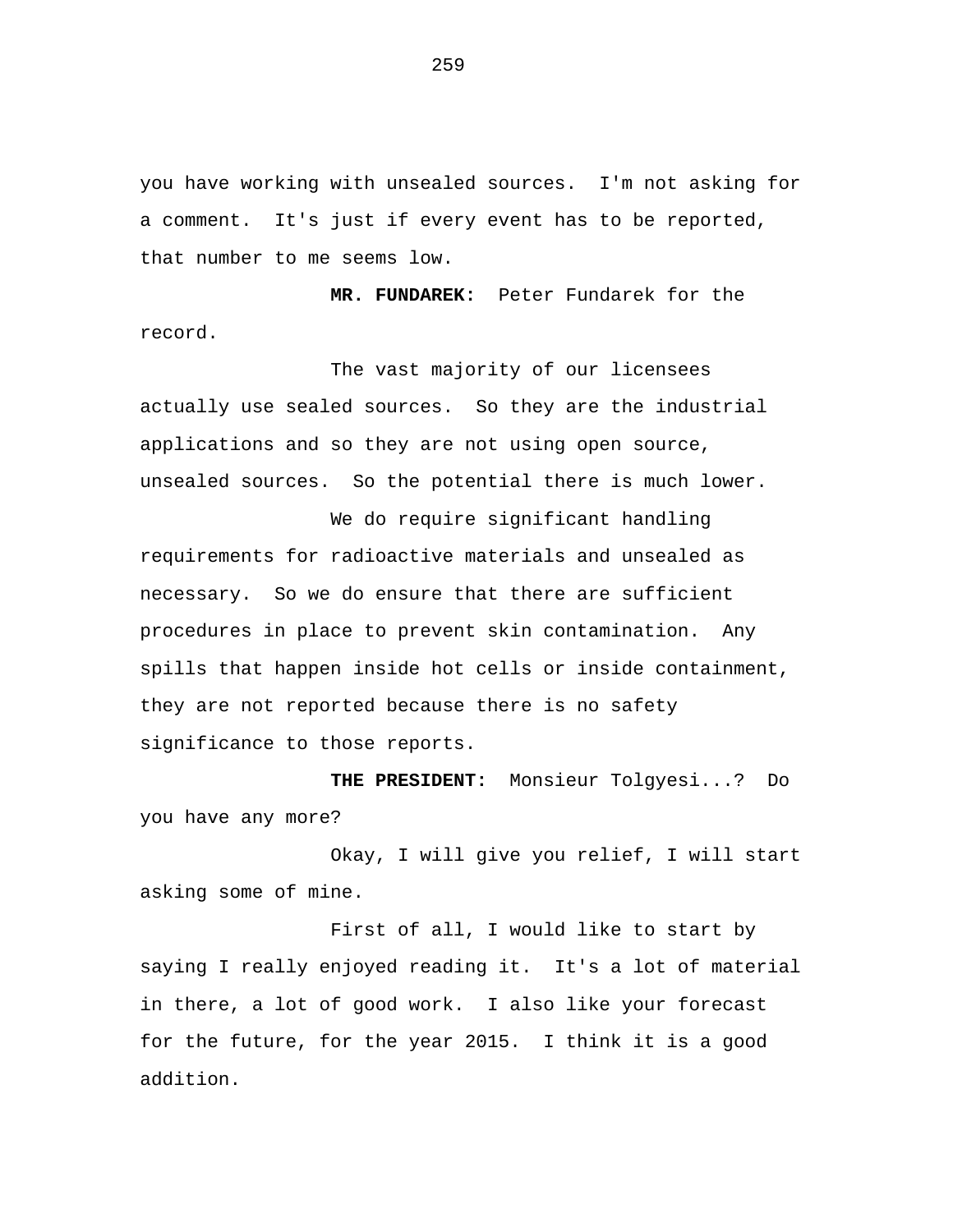you have working with unsealed sources. I'm not asking for a comment. It's just if every event has to be reported, that number to me seems low.

**MR. FUNDAREK:** Peter Fundarek for the record.

The vast majority of our licensees actually use sealed sources. So they are the industrial applications and so they are not using open source, unsealed sources. So the potential there is much lower.

We do require significant handling requirements for radioactive materials and unsealed as necessary. So we do ensure that there are sufficient procedures in place to prevent skin contamination. Any spills that happen inside hot cells or inside containment, they are not reported because there is no safety significance to those reports.

**THE PRESIDENT:** Monsieur Tolgyesi...? Do you have any more?

Okay, I will give you relief, I will start asking some of mine.

First of all, I would like to start by saying I really enjoyed reading it. It's a lot of material in there, a lot of good work. I also like your forecast for the future, for the year 2015. I think it is a good addition.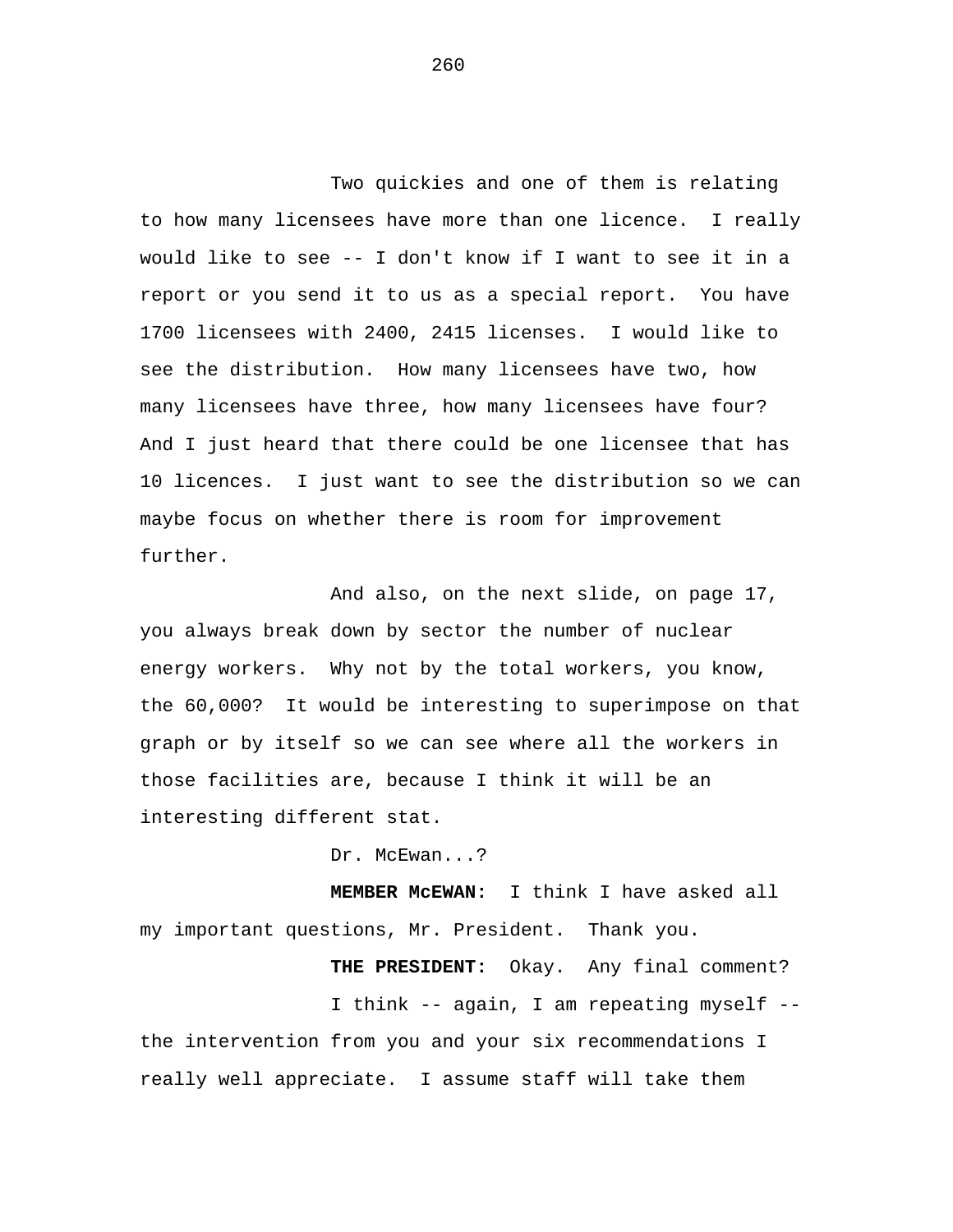Two quickies and one of them is relating to how many licensees have more than one licence. I really would like to see -- I don't know if I want to see it in a report or you send it to us as a special report. You have 1700 licensees with 2400, 2415 licenses. I would like to see the distribution. How many licensees have two, how many licensees have three, how many licensees have four? And I just heard that there could be one licensee that has 10 licences. I just want to see the distribution so we can maybe focus on whether there is room for improvement further.

And also, on the next slide, on page 17, you always break down by sector the number of nuclear energy workers. Why not by the total workers, you know, the 60,000? It would be interesting to superimpose on that graph or by itself so we can see where all the workers in those facilities are, because I think it will be an interesting different stat.

Dr. McEwan...?

**MEMBER McEWAN:** I think I have asked all my important questions, Mr. President. Thank you.

**THE PRESIDENT:** Okay. Any final comment?

I think -- again, I am repeating myself -- the intervention from you and your six recommendations I really well appreciate. I assume staff will take them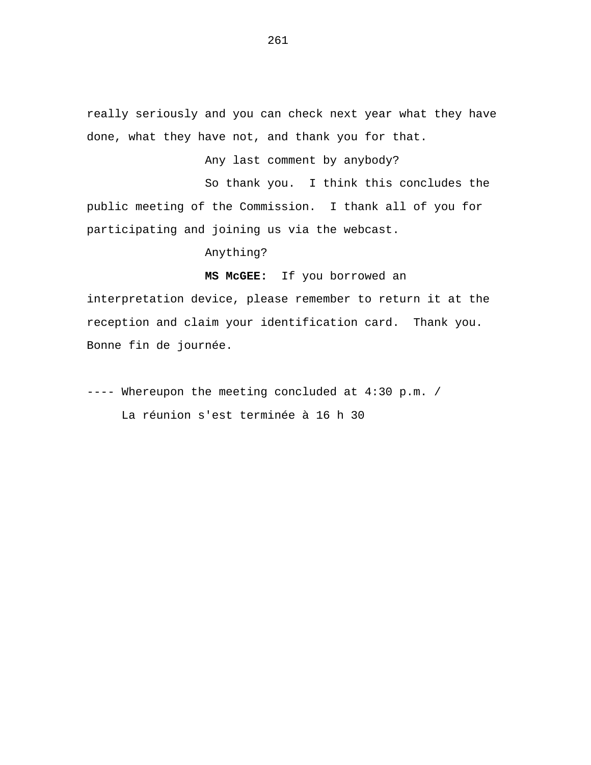really seriously and you can check next year what they have done, what they have not, and thank you for that.

Any last comment by anybody?

So thank you. I think this concludes the public meeting of the Commission. I thank all of you for participating and joining us via the webcast.

Anything?

**MS McGEE:** If you borrowed an interpretation device, please remember to return it at the reception and claim your identification card. Thank you. Bonne fin de journée.

---- Whereupon the meeting concluded at 4:30 p.m. / La réunion s'est terminée à 16 h 30